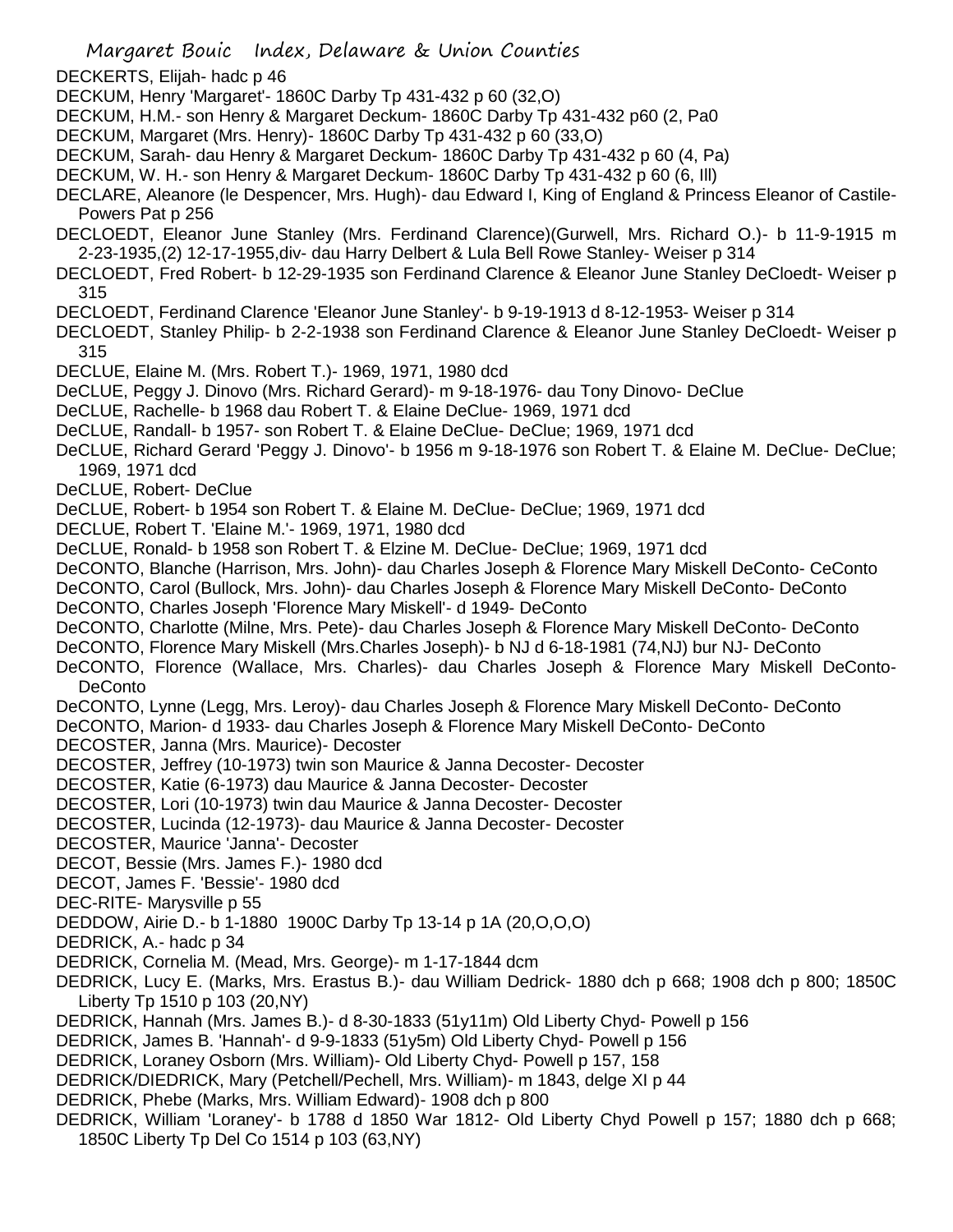# Margaret Bouic Index, Delaware & Union Counties

DECKERTS, Elijah- hadc p 46

DECKUM, Henry 'Margaret'- 1860C Darby Tp 431-432 p 60 (32,O)

DECKUM, H.M.- son Henry & Margaret Deckum- 1860C Darby Tp 431-432 p60 (2, Pa0

DECKUM, Margaret (Mrs. Henry)- 1860C Darby Tp 431-432 p 60 (33,O)

DECKUM, Sarah- dau Henry & Margaret Deckum- 1860C Darby Tp 431-432 p 60 (4, Pa)

DECKUM, W. H.- son Henry & Margaret Deckum- 1860C Darby Tp 431-432 p 60 (6, Ill)

DECLARE, Aleanore (le Despencer, Mrs. Hugh)- dau Edward I, King of England & Princess Eleanor of Castile- Powers Pat p 256

DECLOEDT, Eleanor June Stanley (Mrs. Ferdinand Clarence)(Gurwell, Mrs. Richard O.)- b 11-9-1915 m 2-23-1935,(2) 12-17-1955,div- dau Harry Delbert & Lula Bell Rowe Stanley- Weiser p 314

DECLOEDT, Fred Robert- b 12-29-1935 son Ferdinand Clarence & Eleanor June Stanley DeCloedt- Weiser p 315

DECLOEDT, Ferdinand Clarence 'Eleanor June Stanley'- b 9-19-1913 d 8-12-1953- Weiser p 314

DECLOEDT, Stanley Philip- b 2-2-1938 son Ferdinand Clarence & Eleanor June Stanley DeCloedt- Weiser p 315

DECLUE, Elaine M. (Mrs. Robert T.)- 1969, 1971, 1980 dcd

DeCLUE, Peggy J. Dinovo (Mrs. Richard Gerard)- m 9-18-1976- dau Tony Dinovo- DeClue

DeCLUE, Rachelle- b 1968 dau Robert T. & Elaine DeClue- 1969, 1971 dcd

DeCLUE, Randall- b 1957- son Robert T. & Elaine DeClue- DeClue; 1969, 1971 dcd

DeCLUE, Richard Gerard 'Peggy J. Dinovo'- b 1956 m 9-18-1976 son Robert T. & Elaine M. DeClue- DeClue; 1969, 1971 dcd

DeCLUE, Robert- DeClue

DeCLUE, Robert- b 1954 son Robert T. & Elaine M. DeClue- DeClue; 1969, 1971 dcd

DECLUE, Robert T. 'Elaine M.'- 1969, 1971, 1980 dcd

DeCLUE, Ronald- b 1958 son Robert T. & Elzine M. DeClue- DeClue; 1969, 1971 dcd

DeCONTO, Blanche (Harrison, Mrs. John)- dau Charles Joseph & Florence Mary Miskell DeConto- CeConto

DeCONTO, Carol (Bullock, Mrs. John)- dau Charles Joseph & Florence Mary Miskell DeConto- DeConto

DeCONTO, Charles Joseph 'Florence Mary Miskell'- d 1949- DeConto

DeCONTO, Charlotte (Milne, Mrs. Pete)- dau Charles Joseph & Florence Mary Miskell DeConto- DeConto

DeCONTO, Florence Mary Miskell (Mrs.Charles Joseph)- b NJ d 6-18-1981 (74,NJ) bur NJ- DeConto

DeCONTO, Florence (Wallace, Mrs. Charles)- dau Charles Joseph & Florence Mary Miskell DeConto- DeConto

DeCONTO, Lynne (Legg, Mrs. Leroy)- dau Charles Joseph & Florence Mary Miskell DeConto- DeConto

DeCONTO, Marion- d 1933- dau Charles Joseph & Florence Mary Miskell DeConto- DeConto

DECOSTER, Janna (Mrs. Maurice)- Decoster

DECOSTER, Jeffrey (10-1973) twin son Maurice & Janna Decoster- Decoster

DECOSTER, Katie (6-1973) dau Maurice & Janna Decoster- Decoster

DECOSTER, Lori (10-1973) twin dau Maurice & Janna Decoster- Decoster

DECOSTER, Lucinda (12-1973)- dau Maurice & Janna Decoster- Decoster

DECOSTER, Maurice 'Janna'- Decoster

DECOT, Bessie (Mrs. James F.)- 1980 dcd

DECOT, James F. 'Bessie'- 1980 dcd

DEC-RITE- Marysville p 55

DEDDOW, Airie D.- b 1-1880 1900C Darby Tp 13-14 p 1A (20,O,O,O)

DEDRICK, A.- hadc p 34

DEDRICK, Cornelia M. (Mead, Mrs. George)- m 1-17-1844 dcm

DEDRICK, Lucy E. (Marks, Mrs. Erastus B.)- dau William Dedrick- 1880 dch p 668; 1908 dch p 800; 1850C Liberty Tp 1510 p 103 (20,NY)

DEDRICK, Hannah (Mrs. James B.)- d 8-30-1833 (51y11m) Old Liberty Chyd- Powell p 156

DEDRICK, James B. 'Hannah'- d 9-9-1833 (51y5m) Old Liberty Chyd- Powell p 156

DEDRICK, Loraney Osborn (Mrs. William)- Old Liberty Chyd- Powell p 157, 158

DEDRICK/DIEDRICK, Mary (Petchell/Pechell, Mrs. William)- m 1843, delge XI p 44

DEDRICK, Phebe (Marks, Mrs. William Edward)- 1908 dch p 800

DEDRICK, William 'Loraney'- b 1788 d 1850 War 1812- Old Liberty Chyd Powell p 157; 1880 dch p 668; 1850C Liberty Tp Del Co 1514 p 103 (63,NY)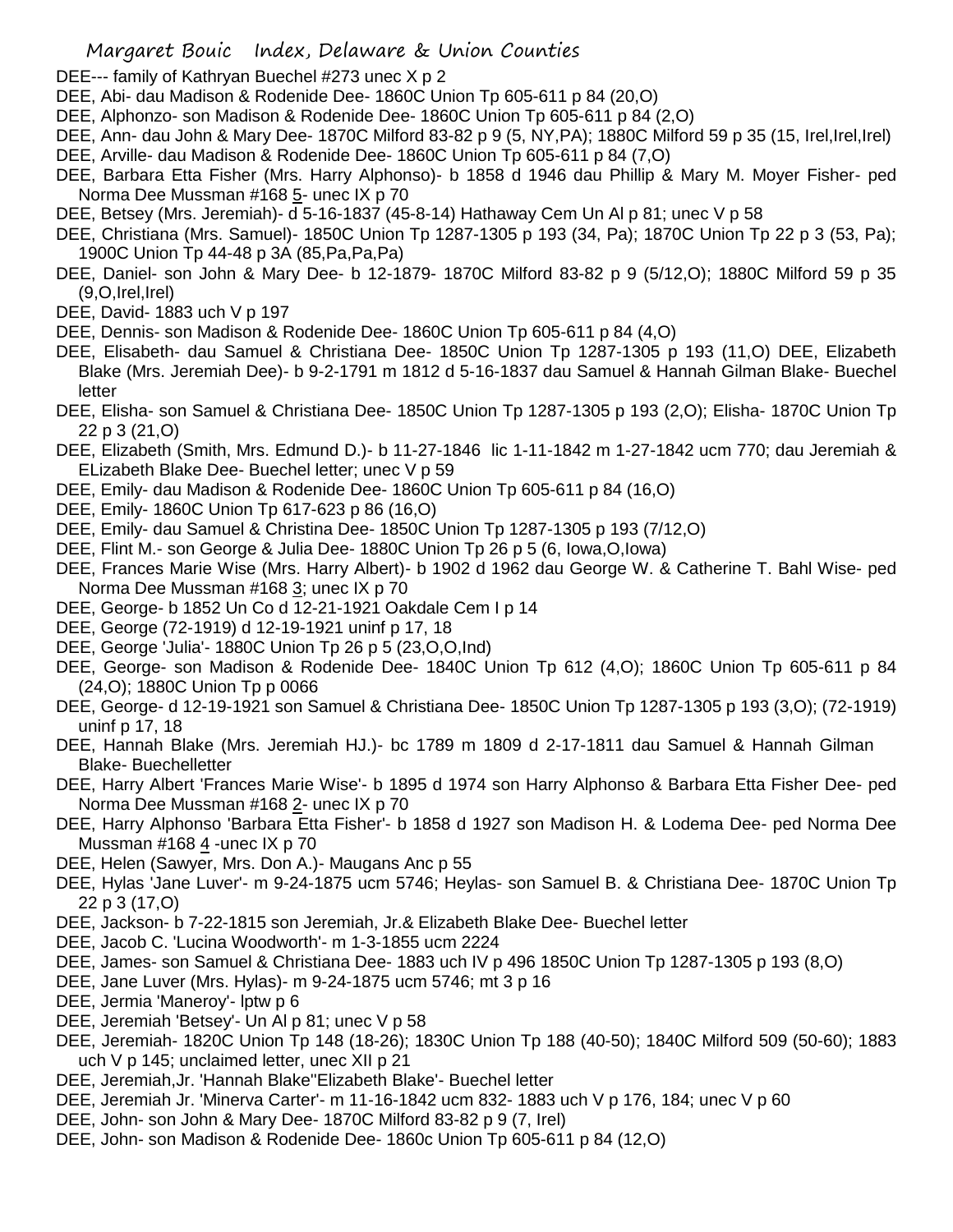DEE--- family of Kathryan Buechel #273 unec X p 2

DEE, Abi- dau Madison & Rodenide Dee- 1860C Union Tp 605-611 p 84 (20,O)

DEE, Alphonzo- son Madison & Rodenide Dee- 1860C Union Tp 605-611 p 84 (2,O)

DEE, Ann- dau John & Mary Dee- 1870C Milford 83-82 p 9 (5, NY,PA); 1880C Milford 59 p 35 (15, Irel,Irel,Irel)

DEE, Arville- dau Madison & Rodenide Dee- 1860C Union Tp 605-611 p 84 (7,O)

DEE, Barbara Etta Fisher (Mrs. Harry Alphonso)- b 1858 d 1946 dau Phillip & Mary M. Moyer Fisher- ped Norma Dee Mussman #168 5- unec IX p 70

DEE, Betsey (Mrs. Jeremiah)- d 5-16-1837 (45-8-14) Hathaway Cem Un Al p 81; unec V p 58

DEE, Christiana (Mrs. Samuel)- 1850C Union Tp 1287-1305 p 193 (34, Pa); 1870C Union Tp 22 p 3 (53, Pa); 1900C Union Tp 44-48 p 3A (85,Pa,Pa,Pa)

DEE, Daniel- son John & Mary Dee- b 12-1879- 1870C Milford 83-82 p 9 (5/12,O); 1880C Milford 59 p 35 (9,O,Irel,Irel)

DEE, David- 1883 uch V p 197

DEE, Dennis- son Madison & Rodenide Dee- 1860C Union Tp 605-611 p 84 (4,O)

DEE, Elisabeth- dau Samuel & Christiana Dee- 1850C Union Tp 1287-1305 p 193 (11,O) DEE, Elizabeth Blake (Mrs. Jeremiah Dee)- b 9-2-1791 m 1812 d 5-16-1837 dau Samuel & Hannah Gilman Blake- Buechel letter

DEE, Elisha- son Samuel & Christiana Dee- 1850C Union Tp 1287-1305 p 193 (2,O); Elisha- 1870C Union Tp 22 p 3 (21,O)

DEE, Elizabeth (Smith, Mrs. Edmund D.)- b 11-27-1846 lic 1-11-1842 m 1-27-1842 ucm 770; dau Jeremiah & ELizabeth Blake Dee- Buechel letter; unec V p 59

DEE, Emily- dau Madison & Rodenide Dee- 1860C Union Tp 605-611 p 84 (16,O)

DEE, Emily- 1860C Union Tp 617-623 p 86 (16,O)

DEE, Emily- dau Samuel & Christina Dee- 1850C Union Tp 1287-1305 p 193 (7/12,O)

DEE, Flint M.- son George & Julia Dee- 1880C Union Tp 26 p 5 (6, Iowa,O,Iowa)

DEE, Frances Marie Wise (Mrs. Harry Albert)- b 1902 d 1962 dau George W. & Catherine T. Bahl Wise- ped Norma Dee Mussman #168 3; unec IX p 70

DEE, George- b 1852 Un Co d 12-21-1921 Oakdale Cem I p 14

DEE, George (72-1919) d 12-19-1921 uninf p 17, 18

DEE, George 'Julia'- 1880C Union Tp 26 p 5 (23,O,O,Ind)

DEE, George- son Madison & Rodenide Dee- 1840C Union Tp 612 (4,O); 1860C Union Tp 605-611 p 84 (24,O); 1880C Union Tp p 0066

DEE, George- d 12-19-1921 son Samuel & Christiana Dee- 1850C Union Tp 1287-1305 p 193 (3,O); (72-1919) uninf p 17, 18

DEE, Hannah Blake (Mrs. Jeremiah HJ.)- bc 1789 m 1809 d 2-17-1811 dau Samuel & Hannah Gilman Blake- Buechelletter

DEE, Harry Albert 'Frances Marie Wise'- b 1895 d 1974 son Harry Alphonso & Barbara Etta Fisher Dee- ped Norma Dee Mussman #168 2- unec IX p 70

DEE, Harry Alphonso 'Barbara Etta Fisher'- b 1858 d 1927 son Madison H. & Lodema Dee- ped Norma Dee Mussman #168 4 -unec IX p 70

DEE, Helen (Sawyer, Mrs. Don A.)- Maugans Anc p 55

DEE, Hylas 'Jane Luver'- m 9-24-1875 ucm 5746; Heylas- son Samuel B. & Christiana Dee- 1870C Union Tp 22 p 3 (17,O)

DEE, Jackson- b 7-22-1815 son Jeremiah, Jr.& Elizabeth Blake Dee- Buechel letter

DEE, Jacob C. 'Lucina Woodworth'- m 1-3-1855 ucm 2224

DEE, James- son Samuel & Christiana Dee- 1883 uch IV p 496 1850C Union Tp 1287-1305 p 193 (8,O)

DEE, Jane Luver (Mrs. Hylas)- m 9-24-1875 ucm 5746; mt 3 p 16

DEE, Jermia 'Maneroy'- lptw p 6

DEE, Jeremiah 'Betsey'- Un Al p 81; unec V p 58

DEE, Jeremiah- 1820C Union Tp 148 (18-26); 1830C Union Tp 188 (40-50); 1840C Milford 509 (50-60); 1883 uch V p 145; unclaimed letter, unec XII p 21

DEE, Jeremiah,Jr. 'Hannah Blake''Elizabeth Blake'- Buechel letter

DEE, Jeremiah Jr. 'Minerva Carter'- m 11-16-1842 ucm 832- 1883 uch V p 176, 184; unec V p 60

DEE, John- son John & Mary Dee- 1870C Milford 83-82 p 9 (7, Irel)

DEE, John- son Madison & Rodenide Dee- 1860c Union Tp 605-611 p 84 (12,O)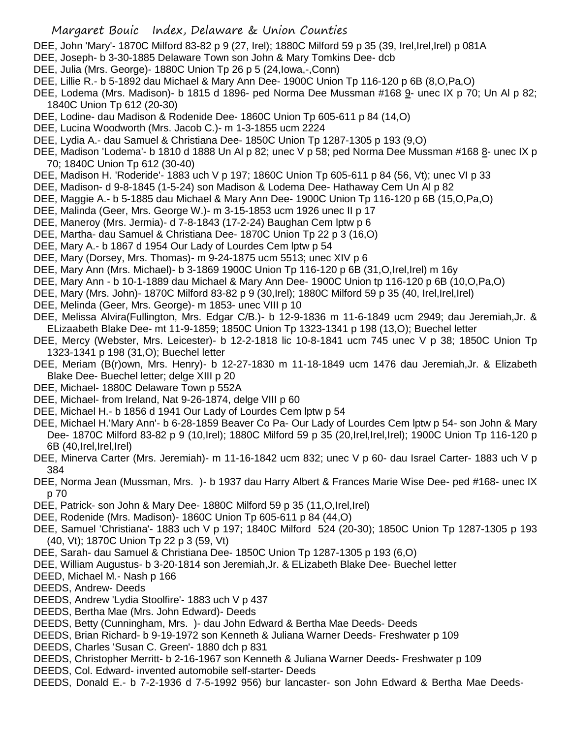DEE, John 'Mary'- 1870C Milford 83-82 p 9 (27, Irel); 1880C Milford 59 p 35 (39, Irel,Irel,Irel) p 081A

DEE, Joseph- b 3-30-1885 Delaware Town son John & Mary Tomkins Dee- dcb

DEE, Julia (Mrs. George)- 1880C Union Tp 26 p 5 (24,Iowa,-,Conn)

DEE, Lillie R.- b 5-1892 dau Michael & Mary Ann Dee- 1900C Union Tp 116-120 p 6B (8,O,Pa,O)

DEE, Lodema (Mrs. Madison)- b 1815 d 1896- ped Norma Dee Mussman #168 9- unec IX p 70; Un Al p 82; 1840C Union Tp 612 (20-30)

DEE, Lodine- dau Madison & Rodenide Dee- 1860C Union Tp 605-611 p 84 (14,O)

DEE, Lucina Woodworth (Mrs. Jacob C.)- m 1-3-1855 ucm 2224

DEE, Lydia A.- dau Samuel & Christiana Dee- 1850C Union Tp 1287-1305 p 193 (9,O)

DEE, Madison 'Lodema'- b 1810 d 1888 Un Al p 82; unec V p 58; ped Norma Dee Mussman #168 8- unec IX p 70; 1840C Union Tp 612 (30-40)

DEE, Madison H. 'Roderide'- 1883 uch V p 197; 1860C Union Tp 605-611 p 84 (56, Vt); unec VI p 33

DEE, Madison- d 9-8-1845 (1-5-24) son Madison & Lodema Dee- Hathaway Cem Un Al p 82

DEE, Maggie A.- b 5-1885 dau Michael & Mary Ann Dee- 1900C Union Tp 116-120 p 6B (15,O,Pa,O)

DEE, Malinda (Geer, Mrs. George W.)- m 3-15-1853 ucm 1926 unec II p 17

DEE, Maneroy (Mrs. Jermia)- d 7-8-1843 (17-2-24) Baughan Cem lptw p 6

DEE, Martha- dau Samuel & Christiana Dee- 1870C Union Tp 22 p 3 (16,O)

DEE, Mary A.- b 1867 d 1954 Our Lady of Lourdes Cem lptw p 54

DEE, Mary (Dorsey, Mrs. Thomas)- m 9-24-1875 ucm 5513; unec XIV p 6

DEE, Mary Ann (Mrs. Michael)- b 3-1869 1900C Union Tp 116-120 p 6B (31,O,Irel,Irel) m 16y

DEE, Mary Ann - b 10-1-1889 dau Michael & Mary Ann Dee- 1900C Union tp 116-120 p 6B (10,O,Pa,O)

DEE, Mary (Mrs. John)- 1870C Milford 83-82 p 9 (30,Irel); 1880C Milford 59 p 35 (40, Irel,Irel,Irel)

DEE, Melinda (Geer, Mrs. George)- m 1853- unec VIII p 10

DEE, Melissa Alvira(Fullington, Mrs. Edgar C/B.)- b 12-9-1836 m 11-6-1849 ucm 2949; dau Jeremiah,Jr. & ELizaabeth Blake Dee- mt 11-9-1859; 1850C Union Tp 1323-1341 p 198 (13,O); Buechel letter

DEE, Mercy (Webster, Mrs. Leicester)- b 12-2-1818 lic 10-8-1841 ucm 745 unec V p 38; 1850C Union Tp 1323-1341 p 198 (31,O); Buechel letter

DEE, Meriam (B(r)own, Mrs. Henry)- b 12-27-1830 m 11-18-1849 ucm 1476 dau Jeremiah,Jr. & Elizabeth Blake Dee- Buechel letter; delge XIII p 20

DEE, Michael- 1880C Delaware Town p 552A

DEE, Michael- from Ireland, Nat 9-26-1874, delge VIII p 60

DEE, Michael H.- b 1856 d 1941 Our Lady of Lourdes Cem lptw p 54

DEE, Michael H.'Mary Ann'- b 6-28-1859 Beaver Co Pa- Our Lady of Lourdes Cem lptw p 54- son John & Mary Dee- 1870C Milford 83-82 p 9 (10,Irel); 1880C Milford 59 p 35 (20,Irel,Irel,Irel); 1900C Union Tp 116-120 p 6B (40,Irel,Irel,Irel)

DEE, Minerva Carter (Mrs. Jeremiah)- m 11-16-1842 ucm 832; unec V p 60- dau Israel Carter- 1883 uch V p 384

DEE, Norma Jean (Mussman, Mrs. )- b 1937 dau Harry Albert & Frances Marie Wise Dee- ped #168- unec IX p 70

DEE, Patrick- son John & Mary Dee- 1880C Milford 59 p 35 (11,O,Irel,Irel)

DEE, Rodenide (Mrs. Madison)- 1860C Union Tp 605-611 p 84 (44,O)

DEE, Samuel 'Christiana'- 1883 uch V p 197; 1840C Milford 524 (20-30); 1850C Union Tp 1287-1305 p 193 (40, Vt); 1870C Union Tp 22 p 3 (59, Vt)

DEE, Sarah- dau Samuel & Christiana Dee- 1850C Union Tp 1287-1305 p 193 (6,O)

DEE, William Augustus- b 3-20-1814 son Jeremiah,Jr. & ELizabeth Blake Dee- Buechel letter

DEED, Michael M.- Nash p 166

DEEDS, Andrew- Deeds

DEEDS, Andrew 'Lydia Stoolfire'- 1883 uch V p 437

DEEDS, Bertha Mae (Mrs. John Edward)- Deeds

DEEDS, Betty (Cunningham, Mrs. )- dau John Edward & Bertha Mae Deeds- Deeds

DEEDS, Brian Richard- b 9-19-1972 son Kenneth & Juliana Warner Deeds- Freshwater p 109

DEEDS, Charles 'Susan C. Green'- 1880 dch p 831

DEEDS, Christopher Merritt- b 2-16-1967 son Kenneth & Juliana Warner Deeds- Freshwater p 109

DEEDS, Col. Edward- invented automobile self-starter- Deeds

DEEDS, Donald E.- b 7-2-1936 d 7-5-1992 956) bur lancaster- son John Edward & Bertha Mae Deeds-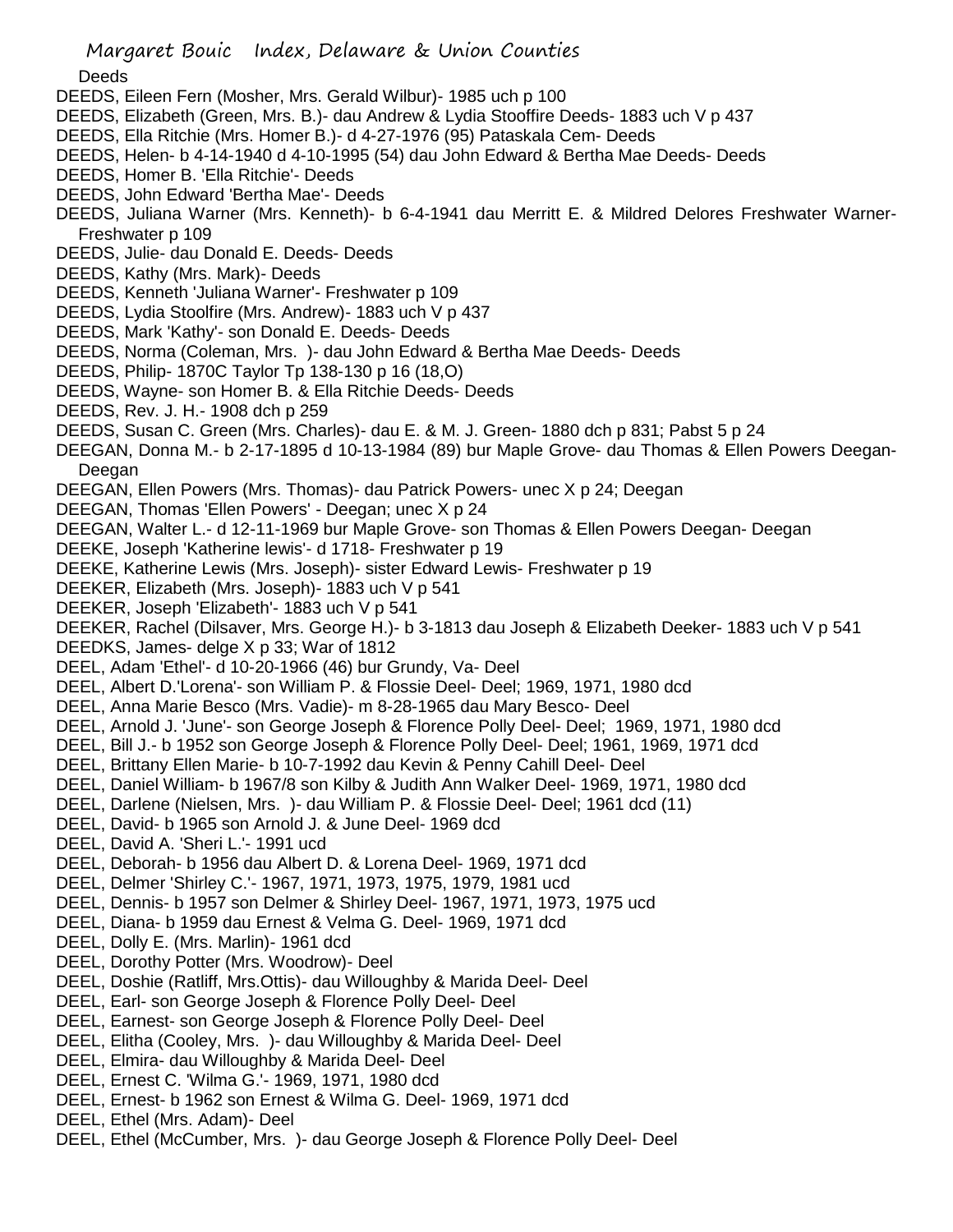Deeds

DEEDS, Eileen Fern (Mosher, Mrs. Gerald Wilbur)- 1985 uch p 100
DEEDS, Elizabeth (Green, Mrs. B.)- dau Andrew & Lydia Stooffire Deeds- 1883 uch V p 437
DEEDS, Ella Ritchie (Mrs. Homer B.)- d 4-27-1976 (95) Pataskala Cem- Deeds
DEEDS, Helen- b 4-14-1940 d 4-10-1995 (54) dau John Edward & Bertha Mae Deeds- Deeds
DEEDS, Homer B. 'Ella Ritchie'- Deeds
DEEDS, John Edward 'Bertha Mae'- Deeds
DEEDS, Juliana Warner (Mrs. Kenneth)- b 6-4-1941 dau Merritt E. & Mildred Delores Freshwater Warner- Freshwater p 109
DEEDS, Julie- dau Donald E. Deeds- Deeds
DEEDS, Kathy (Mrs. Mark)- Deeds
DEEDS, Kenneth 'Juliana Warner'- Freshwater p 109
DEEDS, Lydia Stoolfire (Mrs. Andrew)- 1883 uch V p 437
DEEDS, Mark 'Kathy'- son Donald E. Deeds- Deeds
DEEDS, Norma (Coleman, Mrs. )- dau John Edward & Bertha Mae Deeds- Deeds
DEEDS, Philip- 1870C Taylor Tp 138-130 p 16 (18,O)
DEEDS, Wayne- son Homer B. & Ella Ritchie Deeds- Deeds
DEEDS, Rev. J. H.- 1908 dch p 259
DEEDS, Susan C. Green (Mrs. Charles)- dau E. & M. J. Green- 1880 dch p 831; Pabst 5 p 24
DEEGAN, Donna M.- b 2-17-1895 d 10-13-1984 (89) bur Maple Grove- dau Thomas & Ellen Powers Deegan- Deegan
DEEGAN, Ellen Powers (Mrs. Thomas)- dau Patrick Powers- unec X p 24; Deegan
DEEGAN, Thomas 'Ellen Powers' - Deegan; unec X p 24
DEEGAN, Walter L.- d 12-11-1969 bur Maple Grove- son Thomas & Ellen Powers Deegan- Deegan
DEEKE, Joseph 'Katherine lewis'- d 1718- Freshwater p 19
DEEKE, Katherine Lewis (Mrs. Joseph)- sister Edward Lewis- Freshwater p 19
DEEKER, Elizabeth (Mrs. Joseph)- 1883 uch V p 541
DEEKER, Joseph 'Elizabeth'- 1883 uch V p 541
DEEKER, Rachel (Dilsaver, Mrs. George H.)- b 3-1813 dau Joseph & Elizabeth Deeker- 1883 uch V p 541
DEEDKS, James- delge X p 33; War of 1812
DEEL, Adam 'Ethel'- d 10-20-1966 (46) bur Grundy, Va- Deel
DEEL, Albert D.'Lorena'- son William P. & Flossie Deel- Deel; 1969, 1971, 1980 dcd
DEEL, Anna Marie Besco (Mrs. Vadie)- m 8-28-1965 dau Mary Besco- Deel
DEEL, Arnold J. 'June'- son George Joseph & Florence Polly Deel- Deel; 1969, 1971, 1980 dcd
DEEL, Bill J.- b 1952 son George Joseph & Florence Polly Deel- Deel; 1961, 1969, 1971 dcd
DEEL, Brittany Ellen Marie- b 10-7-1992 dau Kevin & Penny Cahill Deel- Deel
DEEL, Daniel William- b 1967/8 son Kilby & Judith Ann Walker Deel- 1969, 1971, 1980 dcd
DEEL, Darlene (Nielsen, Mrs. )- dau William P. & Flossie Deel- Deel; 1961 dcd (11)
DEEL, David- b 1965 son Arnold J. & June Deel- 1969 dcd
DEEL, David A. 'Sheri L.'- 1991 ucd
DEEL, Deborah- b 1956 dau Albert D. & Lorena Deel- 1969, 1971 dcd
DEEL, Delmer 'Shirley C.'- 1967, 1971, 1973, 1975, 1979, 1981 ucd
DEEL, Dennis- b 1957 son Delmer & Shirley Deel- 1967, 1971, 1973, 1975 ucd
DEEL, Diana- b 1959 dau Ernest & Velma G. Deel- 1969, 1971 dcd
DEEL, Dolly E. (Mrs. Marlin)- 1961 dcd
DEEL, Dorothy Potter (Mrs. Woodrow)- Deel
DEEL, Doshie (Ratliff, Mrs.Ottis)- dau Willoughby & Marida Deel- Deel
DEEL, Earl- son George Joseph & Florence Polly Deel- Deel
DEEL, Earnest- son George Joseph & Florence Polly Deel- Deel
DEEL, Elitha (Cooley, Mrs. )- dau Willoughby & Marida Deel- Deel
DEEL, Elmira- dau Willoughby & Marida Deel- Deel
DEEL, Ernest C. 'Wilma G.'- 1969, 1971, 1980 dcd
DEEL, Ernest- b 1962 son Ernest & Wilma G. Deel- 1969, 1971 dcd
DEEL, Ethel (Mrs. Adam)- Deel
DEEL, Ethel (McCumber, Mrs. )- dau George Joseph & Florence Polly Deel- Deel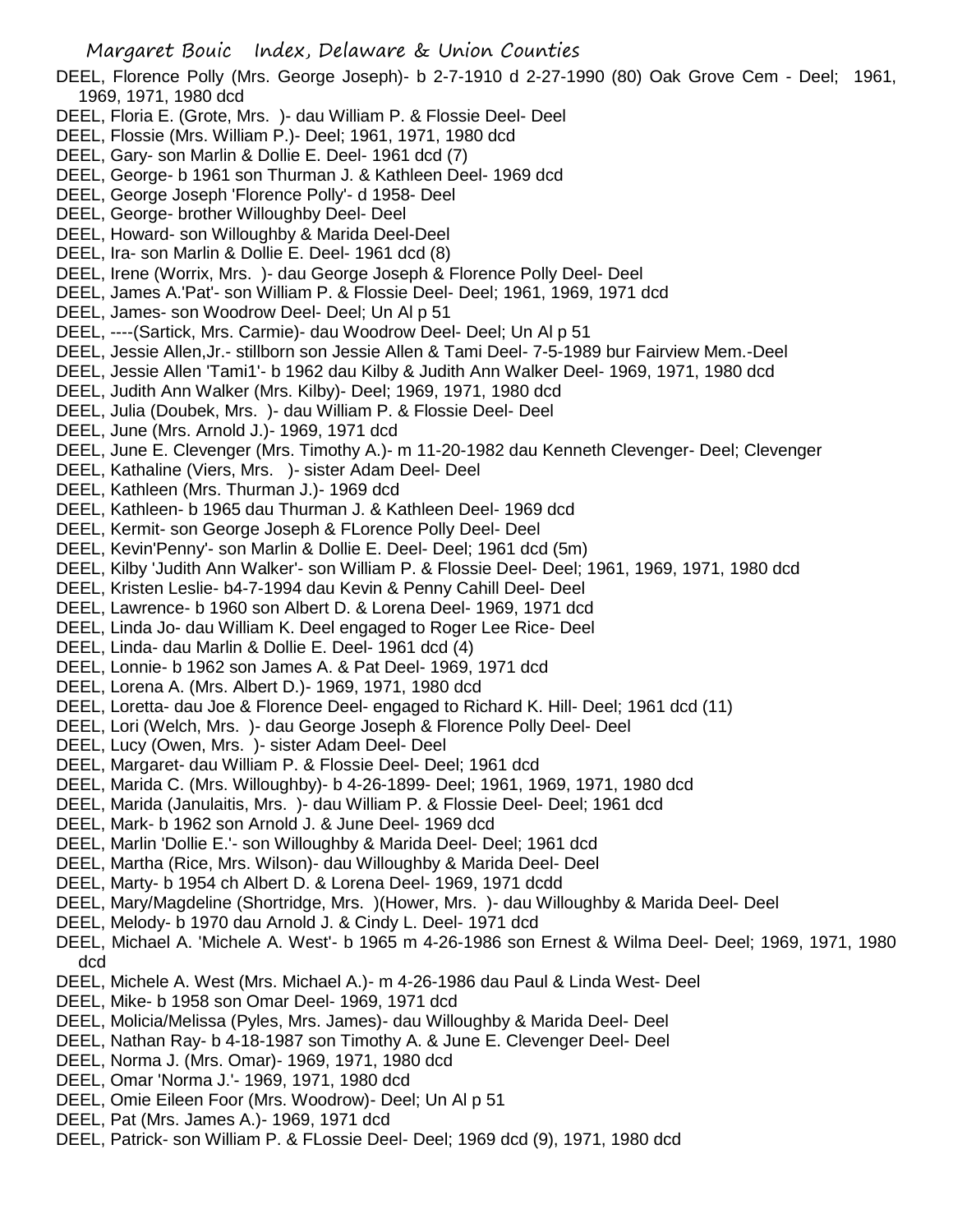DEEL, Florence Polly (Mrs. George Joseph)- b 2-7-1910 d 2-27-1990 (80) Oak Grove Cem - Deel; 1961, 1969, 1971, 1980 dcd
DEEL, Floria E. (Grote, Mrs. )- dau William P. & Flossie Deel- Deel
DEEL, Flossie (Mrs. William P.)- Deel; 1961, 1971, 1980 dcd
DEEL, Gary- son Marlin & Dollie E. Deel- 1961 dcd (7)
DEEL, George- b 1961 son Thurman J. & Kathleen Deel- 1969 dcd
DEEL, George Joseph 'Florence Polly'- d 1958- Deel
DEEL, George- brother Willoughby Deel- Deel
DEEL, Howard- son Willoughby & Marida Deel-Deel
DEEL, Ira- son Marlin & Dollie E. Deel- 1961 dcd (8)
DEEL, Irene (Worrix, Mrs. )- dau George Joseph & Florence Polly Deel- Deel
DEEL, James A.'Pat'- son William P. & Flossie Deel- Deel; 1961, 1969, 1971 dcd
DEEL, James- son Woodrow Deel- Deel; Un Al p 51
DEEL, ----(Sartick, Mrs. Carmie)- dau Woodrow Deel- Deel; Un Al p 51
DEEL, Jessie Allen,Jr.- stillborn son Jessie Allen & Tami Deel- 7-5-1989 bur Fairview Mem.-Deel
DEEL, Jessie Allen 'Tami1'- b 1962 dau Kilby & Judith Ann Walker Deel- 1969, 1971, 1980 dcd
DEEL, Judith Ann Walker (Mrs. Kilby)- Deel; 1969, 1971, 1980 dcd
DEEL, Julia (Doubek, Mrs. )- dau William P. & Flossie Deel- Deel
DEEL, June (Mrs. Arnold J.)- 1969, 1971 dcd
DEEL, June E. Clevenger (Mrs. Timothy A.)- m 11-20-1982 dau Kenneth Clevenger- Deel; Clevenger
DEEL, Kathaline (Viers, Mrs. )- sister Adam Deel- Deel
DEEL, Kathleen (Mrs. Thurman J.)- 1969 dcd
DEEL, Kathleen- b 1965 dau Thurman J. & Kathleen Deel- 1969 dcd
DEEL, Kermit- son George Joseph & FLorence Polly Deel- Deel
DEEL, Kevin'Penny'- son Marlin & Dollie E. Deel- Deel; 1961 dcd (5m)
DEEL, Kilby 'Judith Ann Walker'- son William P. & Flossie Deel- Deel; 1961, 1969, 1971, 1980 dcd
DEEL, Kristen Leslie- b4-7-1994 dau Kevin & Penny Cahill Deel- Deel
DEEL, Lawrence- b 1960 son Albert D. & Lorena Deel- 1969, 1971 dcd
DEEL, Linda Jo- dau William K. Deel engaged to Roger Lee Rice- Deel
DEEL, Linda- dau Marlin & Dollie E. Deel- 1961 dcd (4)
DEEL, Lonnie- b 1962 son James A. & Pat Deel- 1969, 1971 dcd
DEEL, Lorena A. (Mrs. Albert D.)- 1969, 1971, 1980 dcd
DEEL, Loretta- dau Joe & Florence Deel- engaged to Richard K. Hill- Deel; 1961 dcd (11)
DEEL, Lori (Welch, Mrs. )- dau George Joseph & Florence Polly Deel- Deel
DEEL, Lucy (Owen, Mrs. )- sister Adam Deel- Deel
DEEL, Margaret- dau William P. & Flossie Deel- Deel; 1961 dcd
DEEL, Marida C. (Mrs. Willoughby)- b 4-26-1899- Deel; 1961, 1969, 1971, 1980 dcd
DEEL, Marida (Janulaitis, Mrs. )- dau William P. & Flossie Deel- Deel; 1961 dcd
DEEL, Mark- b 1962 son Arnold J. & June Deel- 1969 dcd
DEEL, Marlin 'Dollie E.'- son Willoughby & Marida Deel- Deel; 1961 dcd
DEEL, Martha (Rice, Mrs. Wilson)- dau Willoughby & Marida Deel- Deel
DEEL, Marty- b 1954 ch Albert D. & Lorena Deel- 1969, 1971 dcdd
DEEL, Mary/Magdeline (Shortridge, Mrs. )(Hower, Mrs. )- dau Willoughby & Marida Deel- Deel
DEEL, Melody- b 1970 dau Arnold J. & Cindy L. Deel- 1971 dcd
DEEL, Michael A. 'Michele A. West'- b 1965 m 4-26-1986 son Ernest & Wilma Deel- Deel; 1969, 1971, 1980 dcd
DEEL, Michele A. West (Mrs. Michael A.)- m 4-26-1986 dau Paul & Linda West- Deel
DEEL, Mike- b 1958 son Omar Deel- 1969, 1971 dcd
DEEL, Molicia/Melissa (Pyles, Mrs. James)- dau Willoughby & Marida Deel- Deel
DEEL, Nathan Ray- b 4-18-1987 son Timothy A. & June E. Clevenger Deel- Deel
DEEL, Norma J. (Mrs. Omar)- 1969, 1971, 1980 dcd
DEEL, Omar 'Norma J.'- 1969, 1971, 1980 dcd
DEEL, Omie Eileen Foor (Mrs. Woodrow)- Deel; Un Al p 51
DEEL, Pat (Mrs. James A.)- 1969, 1971 dcd
DEEL, Patrick- son William P. & FLossie Deel- Deel; 1969 dcd (9), 1971, 1980 dcd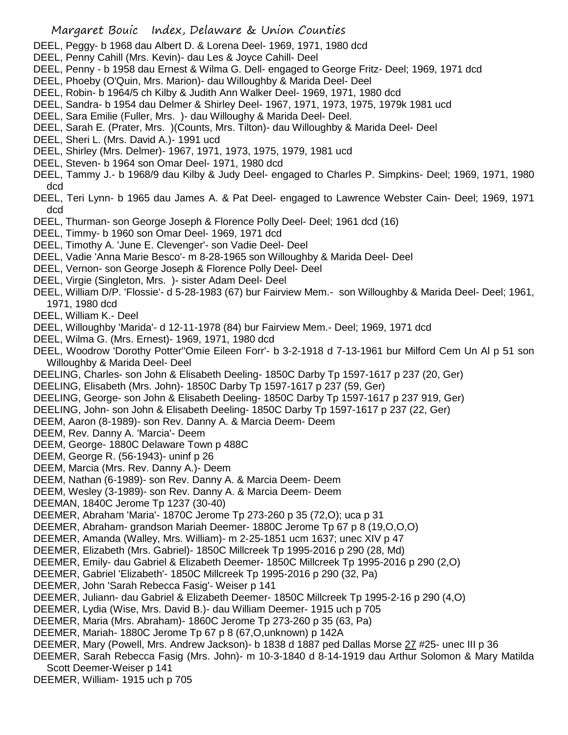DEEL, Peggy- b 1968 dau Albert D. & Lorena Deel- 1969, 1971, 1980 dcd
DEEL, Penny Cahill (Mrs. Kevin)- dau Les & Joyce Cahill- Deel
DEEL, Penny - b 1958 dau Ernest & Wilma G. Dell- engaged to George Fritz- Deel; 1969, 1971 dcd
DEEL, Phoeby (O'Quin, Mrs. Marion)- dau Willoughby & Marida Deel- Deel
DEEL, Robin- b 1964/5 ch Kilby & Judith Ann Walker Deel- 1969, 1971, 1980 dcd
DEEL, Sandra- b 1954 dau Delmer & Shirley Deel- 1967, 1971, 1973, 1975, 1979k 1981 ucd
DEEL, Sara Emilie (Fuller, Mrs. )- dau Willoughy & Marida Deel- Deel.
DEEL, Sarah E. (Prater, Mrs. )(Counts, Mrs. Tilton)- dau Willoughby & Marida Deel- Deel
DEEL, Sheri L. (Mrs. David A.)- 1991 ucd
DEEL, Shirley (Mrs. Delmer)- 1967, 1971, 1973, 1975, 1979, 1981 ucd
DEEL, Steven- b 1964 son Omar Deel- 1971, 1980 dcd
DEEL, Tammy J.- b 1968/9 dau Kilby & Judy Deel- engaged to Charles P. Simpkins- Deel; 1969, 1971, 1980 dcd
DEEL, Teri Lynn- b 1965 dau James A. & Pat Deel- engaged to Lawrence Webster Cain- Deel; 1969, 1971 dcd
DEEL, Thurman- son George Joseph & Florence Polly Deel- Deel; 1961 dcd (16)
DEEL, Timmy- b 1960 son Omar Deel- 1969, 1971 dcd
DEEL, Timothy A. 'June E. Clevenger'- son Vadie Deel- Deel
DEEL, Vadie 'Anna Marie Besco'- m 8-28-1965 son Willoughby & Marida Deel- Deel
DEEL, Vernon- son George Joseph & Florence Polly Deel- Deel
DEEL, Virgie (Singleton, Mrs. )- sister Adam Deel- Deel
DEEL, William D/P. 'Flossie'- d 5-28-1983 (67) bur Fairview Mem.- son Willoughby & Marida Deel- Deel; 1961, 1971, 1980 dcd
DEEL, William K.- Deel
DEEL, Willoughby 'Marida'- d 12-11-1978 (84) bur Fairview Mem.- Deel; 1969, 1971 dcd
DEEL, Wilma G. (Mrs. Ernest)- 1969, 1971, 1980 dcd
DEEL, Woodrow 'Dorothy Potter''Omie Eileen Forr'- b 3-2-1918 d 7-13-1961 bur Milford Cem Un Al p 51 son Willoughby & Marida Deel- Deel
DEELING, Charles- son John & Elisabeth Deeling- 1850C Darby Tp 1597-1617 p 237 (20, Ger)
DEELING, Elisabeth (Mrs. John)- 1850C Darby Tp 1597-1617 p 237 (59, Ger)
DEELING, George- son John & Elisabeth Deeling- 1850C Darby Tp 1597-1617 p 237 919, Ger)
DEELING, John- son John & Elisabeth Deeling- 1850C Darby Tp 1597-1617 p 237 (22, Ger)
DEEM, Aaron (8-1989)- son Rev. Danny A. & Marcia Deem- Deem
DEEM, Rev. Danny A. 'Marcia'- Deem
DEEM, George- 1880C Delaware Town p 488C
DEEM, George R. (56-1943)- uninf p 26
DEEM, Marcia (Mrs. Rev. Danny A.)- Deem
DEEM, Nathan (6-1989)- son Rev. Danny A. & Marcia Deem- Deem
DEEM, Wesley (3-1989)- son Rev. Danny A. & Marcia Deem- Deem
DEEMAN, 1840C Jerome Tp 1237 (30-40)
DEEMER, Abraham 'Maria'- 1870C Jerome Tp 273-260 p 35 (72,O); uca p 31
DEEMER, Abraham- grandson Mariah Deemer- 1880C Jerome Tp 67 p 8 (19,O,O,O)
DEEMER, Amanda (Walley, Mrs. William)- m 2-25-1851 ucm 1637; unec XIV p 47
DEEMER, Elizabeth (Mrs. Gabriel)- 1850C Millcreek Tp 1995-2016 p 290 (28, Md)
DEEMER, Emily- dau Gabriel & Elizabeth Deemer- 1850C Millcreek Tp 1995-2016 p 290 (2,O)
DEEMER, Gabriel 'Elizabeth'- 1850C Millcreek Tp 1995-2016 p 290 (32, Pa)
DEEMER, John 'Sarah Rebecca Fasig'- Weiser p 141
DEEMER, Juliann- dau Gabriel & Elizabeth Deemer- 1850C Millcreek Tp 1995-2-16 p 290 (4,O)
DEEMER, Lydia (Wise, Mrs. David B.)- dau William Deemer- 1915 uch p 705
DEEMER, Maria (Mrs. Abraham)- 1860C Jerome Tp 273-260 p 35 (63, Pa)
DEEMER, Mariah- 1880C Jerome Tp 67 p 8 (67,O,unknown) p 142A
DEEMER, Mary (Powell, Mrs. Andrew Jackson)- b 1838 d 1887 ped Dallas Morse 27 #25- unec III p 36
DEEMER, Sarah Rebecca Fasig (Mrs. John)- m 10-3-1840 d 8-14-1919 dau Arthur Solomon & Mary Matilda Scott Deemer-Weiser p 141
DEEMER, William- 1915 uch p 705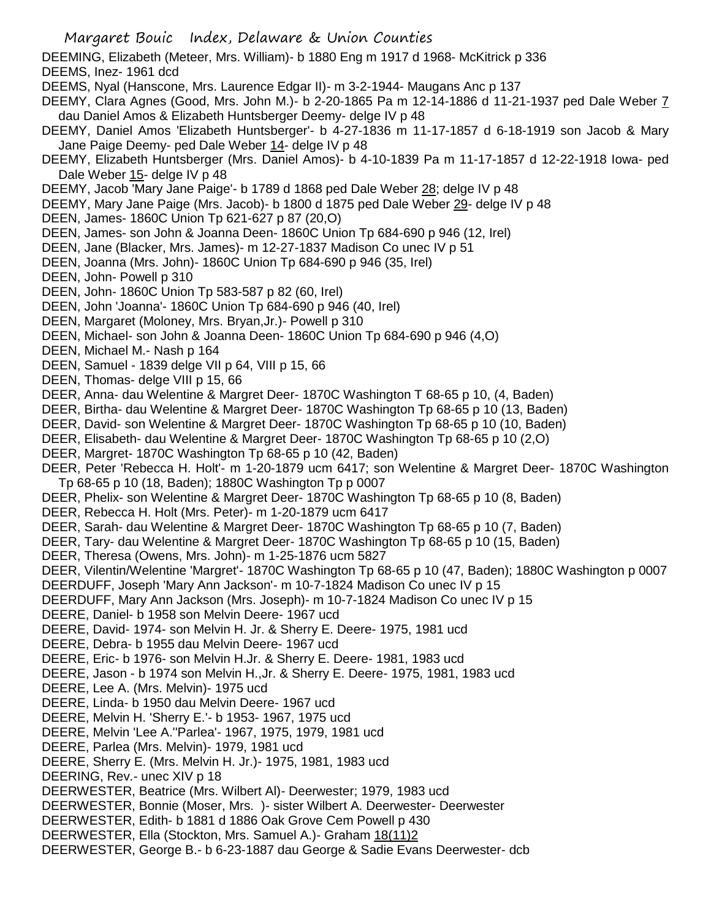DEEMING, Elizabeth (Meteer, Mrs. William)- b 1880 Eng m 1917 d 1968- McKitrick p 336

DEEMS, Inez- 1961 dcd

DEEMS, Nyal (Hanscone, Mrs. Laurence Edgar II)- m 3-2-1944- Maugans Anc p 137

DEEMY, Clara Agnes (Good, Mrs. John M.)- b 2-20-1865 Pa m 12-14-1886 d 11-21-1937 ped Dale Weber 7 dau Daniel Amos & Elizabeth Huntsberger Deemy- delge IV p 48

DEEMY, Daniel Amos 'Elizabeth Huntsberger'- b 4-27-1836 m 11-17-1857 d 6-18-1919 son Jacob & Mary Jane Paige Deemy- ped Dale Weber 14- delge IV p 48

DEEMY, Elizabeth Huntsberger (Mrs. Daniel Amos)- b 4-10-1839 Pa m 11-17-1857 d 12-22-1918 Iowa- ped Dale Weber 15- delge IV p 48

DEEMY, Jacob 'Mary Jane Paige'- b 1789 d 1868 ped Dale Weber 28; delge IV p 48

DEEMY, Mary Jane Paige (Mrs. Jacob)- b 1800 d 1875 ped Dale Weber 29- delge IV p 48

DEEN, James- 1860C Union Tp 621-627 p 87 (20,O)

DEEN, James- son John & Joanna Deen- 1860C Union Tp 684-690 p 946 (12, Irel)

DEEN, Jane (Blacker, Mrs. James)- m 12-27-1837 Madison Co unec IV p 51

DEEN, Joanna (Mrs. John)- 1860C Union Tp 684-690 p 946 (35, Irel)

DEEN, John- Powell p 310

DEEN, John- 1860C Union Tp 583-587 p 82 (60, Irel)

DEEN, John 'Joanna'- 1860C Union Tp 684-690 p 946 (40, Irel)

DEEN, Margaret (Moloney, Mrs. Bryan,Jr.)- Powell p 310

DEEN, Michael- son John & Joanna Deen- 1860C Union Tp 684-690 p 946 (4,O)

DEEN, Michael M.- Nash p 164

DEEN, Samuel - 1839 delge VII p 64, VIII p 15, 66

DEEN, Thomas- delge VIII p 15, 66

DEER, Anna- dau Welentine & Margret Deer- 1870C Washington T 68-65 p 10, (4, Baden)

DEER, Birtha- dau Welentine & Margret Deer- 1870C Washington Tp 68-65 p 10 (13, Baden)

DEER, David- son Welentine & Margret Deer- 1870C Washington Tp 68-65 p 10 (10, Baden)

DEER, Elisabeth- dau Welentine & Margret Deer- 1870C Washington Tp 68-65 p 10 (2,O)

DEER, Margret- 1870C Washington Tp 68-65 p 10 (42, Baden)

DEER, Peter 'Rebecca H. Holt'- m 1-20-1879 ucm 6417; son Welentine & Margret Deer- 1870C Washington Tp 68-65 p 10 (18, Baden); 1880C Washington Tp p 0007

DEER, Phelix- son Welentine & Margret Deer- 1870C Washington Tp 68-65 p 10 (8, Baden)

DEER, Rebecca H. Holt (Mrs. Peter)- m 1-20-1879 ucm 6417

DEER, Sarah- dau Welentine & Margret Deer- 1870C Washington Tp 68-65 p 10 (7, Baden)

DEER, Tary- dau Welentine & Margret Deer- 1870C Washington Tp 68-65 p 10 (15, Baden)

DEER, Theresa (Owens, Mrs. John)- m 1-25-1876 ucm 5827

DEER, Vilentin/Welentine 'Margret'- 1870C Washington Tp 68-65 p 10 (47, Baden); 1880C Washington p 0007

DEERDUFF, Joseph 'Mary Ann Jackson'- m 10-7-1824 Madison Co unec IV p 15

DEERDUFF, Mary Ann Jackson (Mrs. Joseph)- m 10-7-1824 Madison Co unec IV p 15

DEERE, Daniel- b 1958 son Melvin Deere- 1967 ucd

DEERE, David- 1974- son Melvin H. Jr. & Sherry E. Deere- 1975, 1981 ucd

DEERE, Debra- b 1955 dau Melvin Deere- 1967 ucd

DEERE, Eric- b 1976- son Melvin H.Jr. & Sherry E. Deere- 1981, 1983 ucd

DEERE, Jason - b 1974 son Melvin H.,Jr. & Sherry E. Deere- 1975, 1981, 1983 ucd

DEERE, Lee A. (Mrs. Melvin)- 1975 ucd

DEERE, Linda- b 1950 dau Melvin Deere- 1967 ucd

DEERE, Melvin H. 'Sherry E.'- b 1953- 1967, 1975 ucd

DEERE, Melvin 'Lee A.''Parlea'- 1967, 1975, 1979, 1981 ucd

DEERE, Parlea (Mrs. Melvin)- 1979, 1981 ucd

DEERE, Sherry E. (Mrs. Melvin H. Jr.)- 1975, 1981, 1983 ucd

DEERING, Rev.- unec XIV p 18

DEERWESTER, Beatrice (Mrs. Wilbert Al)- Deerwester; 1979, 1983 ucd

DEERWESTER, Bonnie (Moser, Mrs. )- sister Wilbert A. Deerwester- Deerwester

DEERWESTER, Edith- b 1881 d 1886 Oak Grove Cem Powell p 430

DEERWESTER, Ella (Stockton, Mrs. Samuel A.)- Graham 18(11)2

DEERWESTER, George B.- b 6-23-1887 dau George & Sadie Evans Deerwester- dcb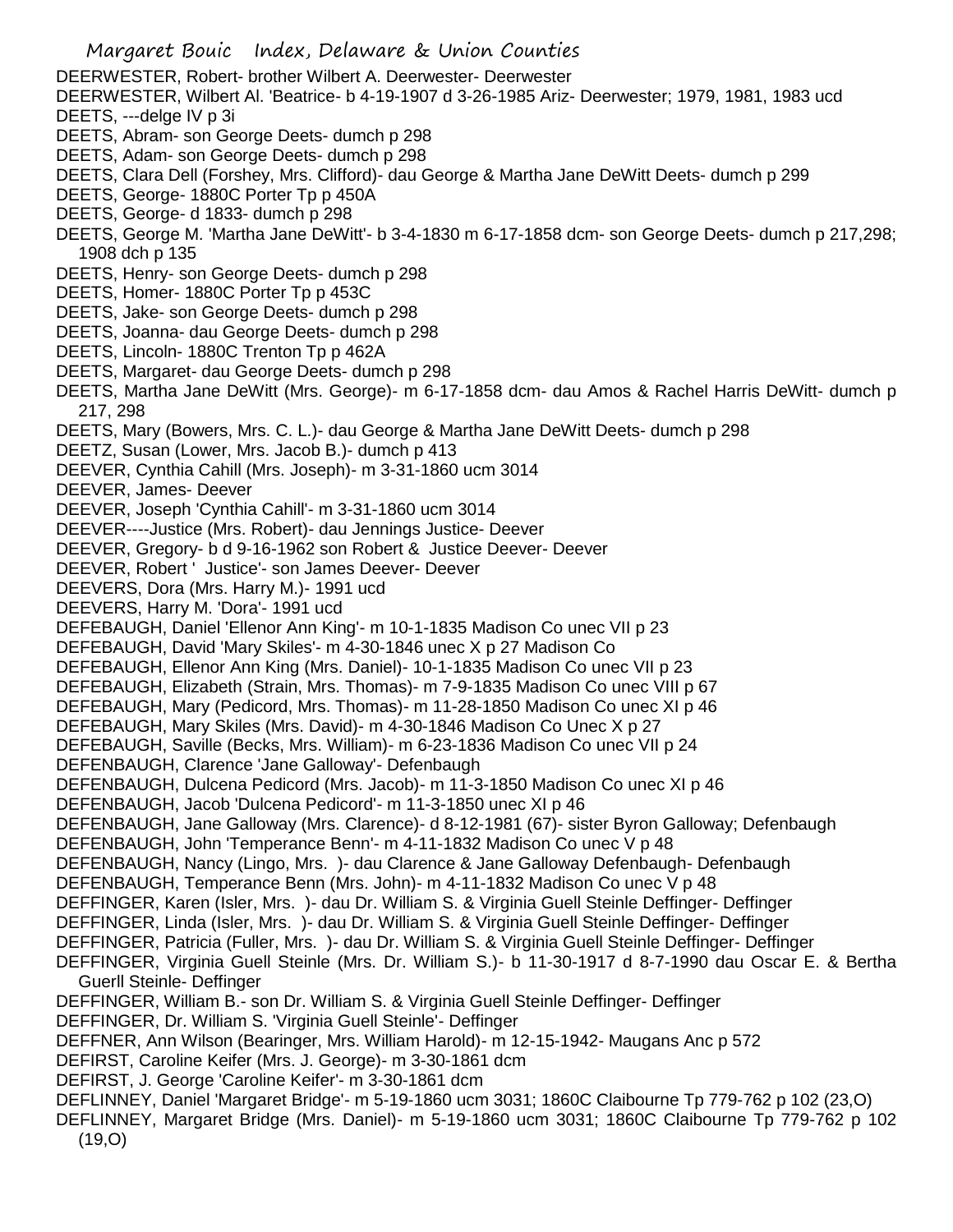DEERWESTER, Robert- brother Wilbert A. Deerwester- Deerwester
DEERWESTER, Wilbert Al. 'Beatrice- b 4-19-1907 d 3-26-1985 Ariz- Deerwester; 1979, 1981, 1983 ucd
DEETS, ---delge IV p 3i
DEETS, Abram- son George Deets- dumch p 298
DEETS, Adam- son George Deets- dumch p 298
DEETS, Clara Dell (Forshey, Mrs. Clifford)- dau George & Martha Jane DeWitt Deets- dumch p 299
DEETS, George- 1880C Porter Tp p 450A
DEETS, George- d 1833- dumch p 298
DEETS, George M. 'Martha Jane DeWitt'- b 3-4-1830 m 6-17-1858 dcm- son George Deets- dumch p 217,298; 1908 dch p 135
DEETS, Henry- son George Deets- dumch p 298
DEETS, Homer- 1880C Porter Tp p 453C
DEETS, Jake- son George Deets- dumch p 298
DEETS, Joanna- dau George Deets- dumch p 298
DEETS, Lincoln- 1880C Trenton Tp p 462A
DEETS, Margaret- dau George Deets- dumch p 298
DEETS, Martha Jane DeWitt (Mrs. George)- m 6-17-1858 dcm- dau Amos & Rachel Harris DeWitt- dumch p 217, 298
DEETS, Mary (Bowers, Mrs. C. L.)- dau George & Martha Jane DeWitt Deets- dumch p 298
DEETZ, Susan (Lower, Mrs. Jacob B.)- dumch p 413
DEEVER, Cynthia Cahill (Mrs. Joseph)- m 3-31-1860 ucm 3014
DEEVER, James- Deever
DEEVER, Joseph 'Cynthia Cahill'- m 3-31-1860 ucm 3014
DEEVER----Justice (Mrs. Robert)- dau Jennings Justice- Deever
DEEVER, Gregory- b d 9-16-1962 son Robert & Justice Deever- Deever
DEEVER, Robert ' Justice'- son James Deever- Deever
DEEVERS, Dora (Mrs. Harry M.)- 1991 ucd
DEEVERS, Harry M. 'Dora'- 1991 ucd
DEFEBAUGH, Daniel 'Ellenor Ann King'- m 10-1-1835 Madison Co unec VII p 23
DEFEBAUGH, David 'Mary Skiles'- m 4-30-1846 unec X p 27 Madison Co
DEFEBAUGH, Ellenor Ann King (Mrs. Daniel)- 10-1-1835 Madison Co unec VII p 23
DEFEBAUGH, Elizabeth (Strain, Mrs. Thomas)- m 7-9-1835 Madison Co unec VIII p 67
DEFEBAUGH, Mary (Pedicord, Mrs. Thomas)- m 11-28-1850 Madison Co unec XI p 46
DEFEBAUGH, Mary Skiles (Mrs. David)- m 4-30-1846 Madison Co Unec X p 27
DEFEBAUGH, Saville (Becks, Mrs. William)- m 6-23-1836 Madison Co unec VII p 24
DEFENBAUGH, Clarence 'Jane Galloway'- Defenbaugh
DEFENBAUGH, Dulcena Pedicord (Mrs. Jacob)- m 11-3-1850 Madison Co unec XI p 46
DEFENBAUGH, Jacob 'Dulcena Pedicord'- m 11-3-1850 unec XI p 46
DEFENBAUGH, Jane Galloway (Mrs. Clarence)- d 8-12-1981 (67)- sister Byron Galloway; Defenbaugh
DEFENBAUGH, John 'Temperance Benn'- m 4-11-1832 Madison Co unec V p 48
DEFENBAUGH, Nancy (Lingo, Mrs. )- dau Clarence & Jane Galloway Defenbaugh- Defenbaugh
DEFENBAUGH, Temperance Benn (Mrs. John)- m 4-11-1832 Madison Co unec V p 48
DEFFINGER, Karen (Isler, Mrs. )- dau Dr. William S. & Virginia Guell Steinle Deffinger- Deffinger
DEFFINGER, Linda (Isler, Mrs. )- dau Dr. William S. & Virginia Guell Steinle Deffinger- Deffinger
DEFFINGER, Patricia (Fuller, Mrs. )- dau Dr. William S. & Virginia Guell Steinle Deffinger- Deffinger
DEFFINGER, Virginia Guell Steinle (Mrs. Dr. William S.)- b 11-30-1917 d 8-7-1990 dau Oscar E. & Bertha Guerll Steinle- Deffinger
DEFFINGER, William B.- son Dr. William S. & Virginia Guell Steinle Deffinger- Deffinger
DEFFINGER, Dr. William S. 'Virginia Guell Steinle'- Deffinger
DEFFNER, Ann Wilson (Bearinger, Mrs. William Harold)- m 12-15-1942- Maugans Anc p 572
DEFIRST, Caroline Keifer (Mrs. J. George)- m 3-30-1861 dcm
DEFIRST, J. George 'Caroline Keifer'- m 3-30-1861 dcm
DEFLINNEY, Daniel 'Margaret Bridge'- m 5-19-1860 ucm 3031; 1860C Claibourne Tp 779-762 p 102 (23,O)
DEFLINNEY, Margaret Bridge (Mrs. Daniel)- m 5-19-1860 ucm 3031; 1860C Claibourne Tp 779-762 p 102 (19,O)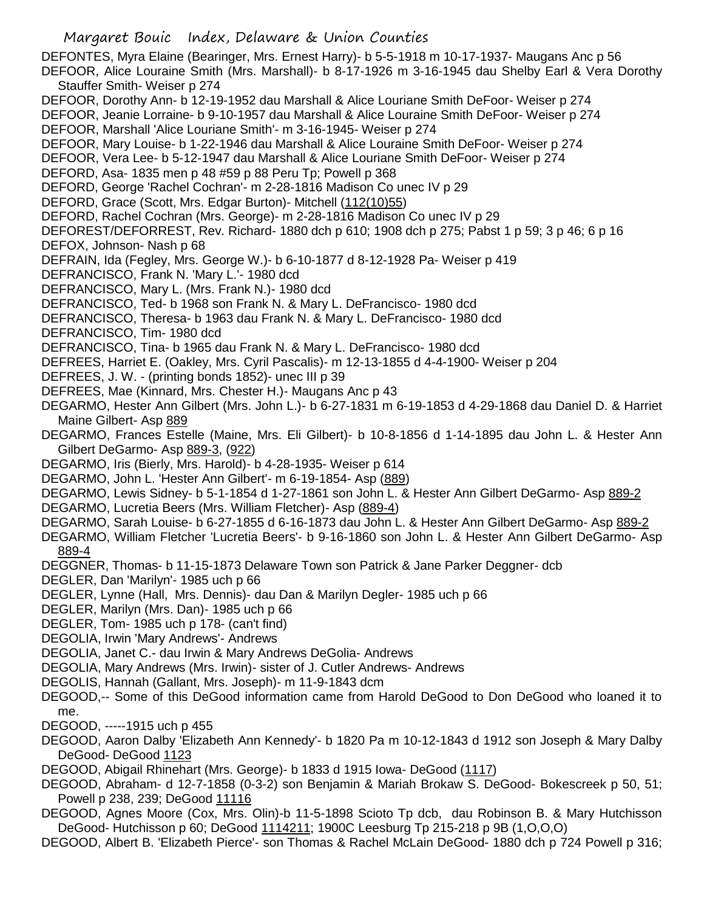DEFONTES, Myra Elaine (Bearinger, Mrs. Ernest Harry)- b 5-5-1918 m 10-17-1937- Maugans Anc p 56

DEFOOR, Alice Louraine Smith (Mrs. Marshall)- b 8-17-1926 m 3-16-1945 dau Shelby Earl & Vera Dorothy Stauffer Smith- Weiser p 274

DEFOOR, Dorothy Ann- b 12-19-1952 dau Marshall & Alice Louriane Smith DeFoor- Weiser p 274

DEFOOR, Jeanie Lorraine- b 9-10-1957 dau Marshall & Alice Louraine Smith DeFoor- Weiser p 274

DEFOOR, Marshall 'Alice Louriane Smith'- m 3-16-1945- Weiser p 274

DEFOOR, Mary Louise- b 1-22-1946 dau Marshall & Alice Louraine Smith DeFoor- Weiser p 274

DEFOOR, Vera Lee- b 5-12-1947 dau Marshall & Alice Louriane Smith DeFoor- Weiser p 274

DEFORD, Asa- 1835 men p 48 #59 p 88 Peru Tp; Powell p 368

DEFORD, George 'Rachel Cochran'- m 2-28-1816 Madison Co unec IV p 29

DEFORD, Grace (Scott, Mrs. Edgar Burton)- Mitchell (112(10)55)

DEFORD, Rachel Cochran (Mrs. George)- m 2-28-1816 Madison Co unec IV p 29

DEFOREST/DEFORREST, Rev. Richard- 1880 dch p 610; 1908 dch p 275; Pabst 1 p 59; 3 p 46; 6 p 16

DEFOX, Johnson- Nash p 68

DEFRAIN, Ida (Fegley, Mrs. George W.)- b 6-10-1877 d 8-12-1928 Pa- Weiser p 419

DEFRANCISCO, Frank N. 'Mary L.'- 1980 dcd

DEFRANCISCO, Mary L. (Mrs. Frank N.)- 1980 dcd

DEFRANCISCO, Ted- b 1968 son Frank N. & Mary L. DeFrancisco- 1980 dcd

DEFRANCISCO, Theresa- b 1963 dau Frank N. & Mary L. DeFrancisco- 1980 dcd

DEFRANCISCO, Tim- 1980 dcd

DEFRANCISCO, Tina- b 1965 dau Frank N. & Mary L. DeFrancisco- 1980 dcd

DEFREES, Harriet E. (Oakley, Mrs. Cyril Pascalis)- m 12-13-1855 d 4-4-1900- Weiser p 204

DEFREES, J. W. - (printing bonds 1852)- unec III p 39

DEFREES, Mae (Kinnard, Mrs. Chester H.)- Maugans Anc p 43

DEGARMO, Hester Ann Gilbert (Mrs. John L.)- b 6-27-1831 m 6-19-1853 d 4-29-1868 dau Daniel D. & Harriet Maine Gilbert- Asp 889

DEGARMO, Frances Estelle (Maine, Mrs. Eli Gilbert)- b 10-8-1856 d 1-14-1895 dau John L. & Hester Ann Gilbert DeGarmo- Asp 889-3, (922)

DEGARMO, Iris (Bierly, Mrs. Harold)- b 4-28-1935- Weiser p 614

DEGARMO, John L. 'Hester Ann Gilbert'- m 6-19-1854- Asp (889)

DEGARMO, Lewis Sidney- b 5-1-1854 d 1-27-1861 son John L. & Hester Ann Gilbert DeGarmo- Asp 889-2

DEGARMO, Lucretia Beers (Mrs. William Fletcher)- Asp (889-4)

DEGARMO, Sarah Louise- b 6-27-1855 d 6-16-1873 dau John L. & Hester Ann Gilbert DeGarmo- Asp 889-2

DEGARMO, William Fletcher 'Lucretia Beers'- b 9-16-1860 son John L. & Hester Ann Gilbert DeGarmo- Asp 889-4

DEGGNER, Thomas- b 11-15-1873 Delaware Town son Patrick & Jane Parker Deggner- dcb

DEGLER, Dan 'Marilyn'- 1985 uch p 66

DEGLER, Lynne (Hall, Mrs. Dennis)- dau Dan & Marilyn Degler- 1985 uch p 66

DEGLER, Marilyn (Mrs. Dan)- 1985 uch p 66

DEGLER, Tom- 1985 uch p 178- (can't find)

DEGOLIA, Irwin 'Mary Andrews'- Andrews

DEGOLIA, Janet C.- dau Irwin & Mary Andrews DeGolia- Andrews

DEGOLIA, Mary Andrews (Mrs. Irwin)- sister of J. Cutler Andrews- Andrews

DEGOLIS, Hannah (Gallant, Mrs. Joseph)- m 11-9-1843 dcm

DEGOOD,-- Some of this DeGood information came from Harold DeGood to Don DeGood who loaned it to me.

DEGOOD, -----1915 uch p 455

DEGOOD, Aaron Dalby 'Elizabeth Ann Kennedy'- b 1820 Pa m 10-12-1843 d 1912 son Joseph & Mary Dalby DeGood- DeGood 1123

DEGOOD, Abigail Rhinehart (Mrs. George)- b 1833 d 1915 Iowa- DeGood (1117)

DEGOOD, Abraham- d 12-7-1858 (0-3-2) son Benjamin & Mariah Brokaw S. DeGood- Bokescreek p 50, 51; Powell p 238, 239; DeGood 11116

DEGOOD, Agnes Moore (Cox, Mrs. Olin)-b 11-5-1898 Scioto Tp dcb, dau Robinson B. & Mary Hutchisson DeGood- Hutchisson p 60; DeGood 1114211; 1900C Leesburg Tp 215-218 p 9B (1,O,O,O)

DEGOOD, Albert B. 'Elizabeth Pierce'- son Thomas & Rachel McLain DeGood- 1880 dch p 724 Powell p 316;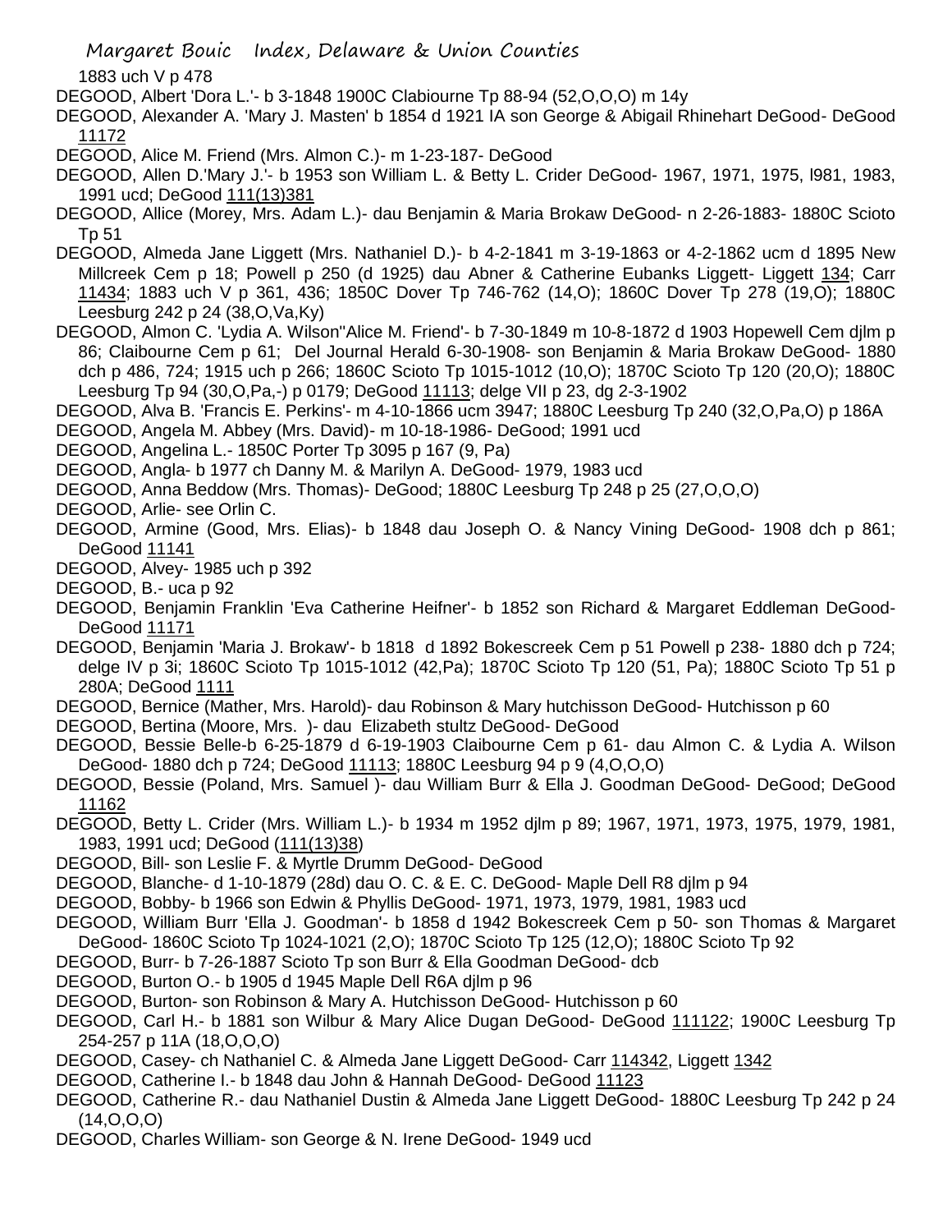1883 uch V p 478

DEGOOD, Albert 'Dora L.'- b 3-1848 1900C Clabiourne Tp 88-94 (52,O,O,O) m 14y

DEGOOD, Alexander A. 'Mary J. Masten' b 1854 d 1921 IA son George & Abigail Rhinehart DeGood- DeGood 11172

DEGOOD, Alice M. Friend (Mrs. Almon C.)- m 1-23-187- DeGood

DEGOOD, Allen D.'Mary J.'- b 1953 son William L. & Betty L. Crider DeGood- 1967, 1971, 1975, l981, 1983, 1991 ucd; DeGood 111(13)381

DEGOOD, Allice (Morey, Mrs. Adam L.)- dau Benjamin & Maria Brokaw DeGood- n 2-26-1883- 1880C Scioto Tp 51

DEGOOD, Almeda Jane Liggett (Mrs. Nathaniel D.)- b 4-2-1841 m 3-19-1863 or 4-2-1862 ucm d 1895 New Millcreek Cem p 18; Powell p 250 (d 1925) dau Abner & Catherine Eubanks Liggett- Liggett 134; Carr 11434; 1883 uch V p 361, 436; 1850C Dover Tp 746-762 (14,O); 1860C Dover Tp 278 (19,O); 1880C Leesburg 242 p 24 (38,O,Va,Ky)

DEGOOD, Almon C. 'Lydia A. Wilson''Alice M. Friend'- b 7-30-1849 m 10-8-1872 d 1903 Hopewell Cem djlm p 86; Claibourne Cem p 61; Del Journal Herald 6-30-1908- son Benjamin & Maria Brokaw DeGood- 1880 dch p 486, 724; 1915 uch p 266; 1860C Scioto Tp 1015-1012 (10,O); 1870C Scioto Tp 120 (20,O); 1880C Leesburg Tp 94 (30,O,Pa,-) p 0179; DeGood 11113; delge VII p 23, dg 2-3-1902

DEGOOD, Alva B. 'Francis E. Perkins'- m 4-10-1866 ucm 3947; 1880C Leesburg Tp 240 (32,O,Pa,O) p 186A

DEGOOD, Angela M. Abbey (Mrs. David)- m 10-18-1986- DeGood; 1991 ucd

DEGOOD, Angelina L.- 1850C Porter Tp 3095 p 167 (9, Pa)

DEGOOD, Angla- b 1977 ch Danny M. & Marilyn A. DeGood- 1979, 1983 ucd

DEGOOD, Anna Beddow (Mrs. Thomas)- DeGood; 1880C Leesburg Tp 248 p 25 (27,O,O,O)

DEGOOD, Arlie- see Orlin C.

DEGOOD, Armine (Good, Mrs. Elias)- b 1848 dau Joseph O. & Nancy Vining DeGood- 1908 dch p 861; DeGood 11141

DEGOOD, Alvey- 1985 uch p 392

DEGOOD, B.- uca p 92

DEGOOD, Benjamin Franklin 'Eva Catherine Heifner'- b 1852 son Richard & Margaret Eddleman DeGood- DeGood 11171

DEGOOD, Benjamin 'Maria J. Brokaw'- b 1818 d 1892 Bokescreek Cem p 51 Powell p 238- 1880 dch p 724; delge IV p 3i; 1860C Scioto Tp 1015-1012 (42,Pa); 1870C Scioto Tp 120 (51, Pa); 1880C Scioto Tp 51 p 280A; DeGood 1111

DEGOOD, Bernice (Mather, Mrs. Harold)- dau Robinson & Mary hutchisson DeGood- Hutchisson p 60

DEGOOD, Bertina (Moore, Mrs. )- dau Elizabeth stultz DeGood- DeGood

DEGOOD, Bessie Belle-b 6-25-1879 d 6-19-1903 Claibourne Cem p 61- dau Almon C. & Lydia A. Wilson DeGood- 1880 dch p 724; DeGood 11113; 1880C Leesburg 94 p 9 (4,O,O,O)

DEGOOD, Bessie (Poland, Mrs. Samuel )- dau William Burr & Ella J. Goodman DeGood- DeGood; DeGood 11162

DEGOOD, Betty L. Crider (Mrs. William L.)- b 1934 m 1952 djlm p 89; 1967, 1971, 1973, 1975, 1979, 1981, 1983, 1991 ucd; DeGood (111(13)38)

DEGOOD, Bill- son Leslie F. & Myrtle Drumm DeGood- DeGood

DEGOOD, Blanche- d 1-10-1879 (28d) dau O. C. & E. C. DeGood- Maple Dell R8 djlm p 94

DEGOOD, Bobby- b 1966 son Edwin & Phyllis DeGood- 1971, 1973, 1979, 1981, 1983 ucd

DEGOOD, William Burr 'Ella J. Goodman'- b 1858 d 1942 Bokescreek Cem p 50- son Thomas & Margaret DeGood- 1860C Scioto Tp 1024-1021 (2,O); 1870C Scioto Tp 125 (12,O); 1880C Scioto Tp 92

DEGOOD, Burr- b 7-26-1887 Scioto Tp son Burr & Ella Goodman DeGood- dcb

DEGOOD, Burton O.- b 1905 d 1945 Maple Dell R6A djlm p 96

DEGOOD, Burton- son Robinson & Mary A. Hutchisson DeGood- Hutchisson p 60

DEGOOD, Carl H.- b 1881 son Wilbur & Mary Alice Dugan DeGood- DeGood 111122; 1900C Leesburg Tp 254-257 p 11A (18,O,O,O)

DEGOOD, Casey- ch Nathaniel C. & Almeda Jane Liggett DeGood- Carr 114342, Liggett 1342

DEGOOD, Catherine I.- b 1848 dau John & Hannah DeGood- DeGood 11123

DEGOOD, Catherine R.- dau Nathaniel Dustin & Almeda Jane Liggett DeGood- 1880C Leesburg Tp 242 p 24 (14,O,O,O)

DEGOOD, Charles William- son George & N. Irene DeGood- 1949 ucd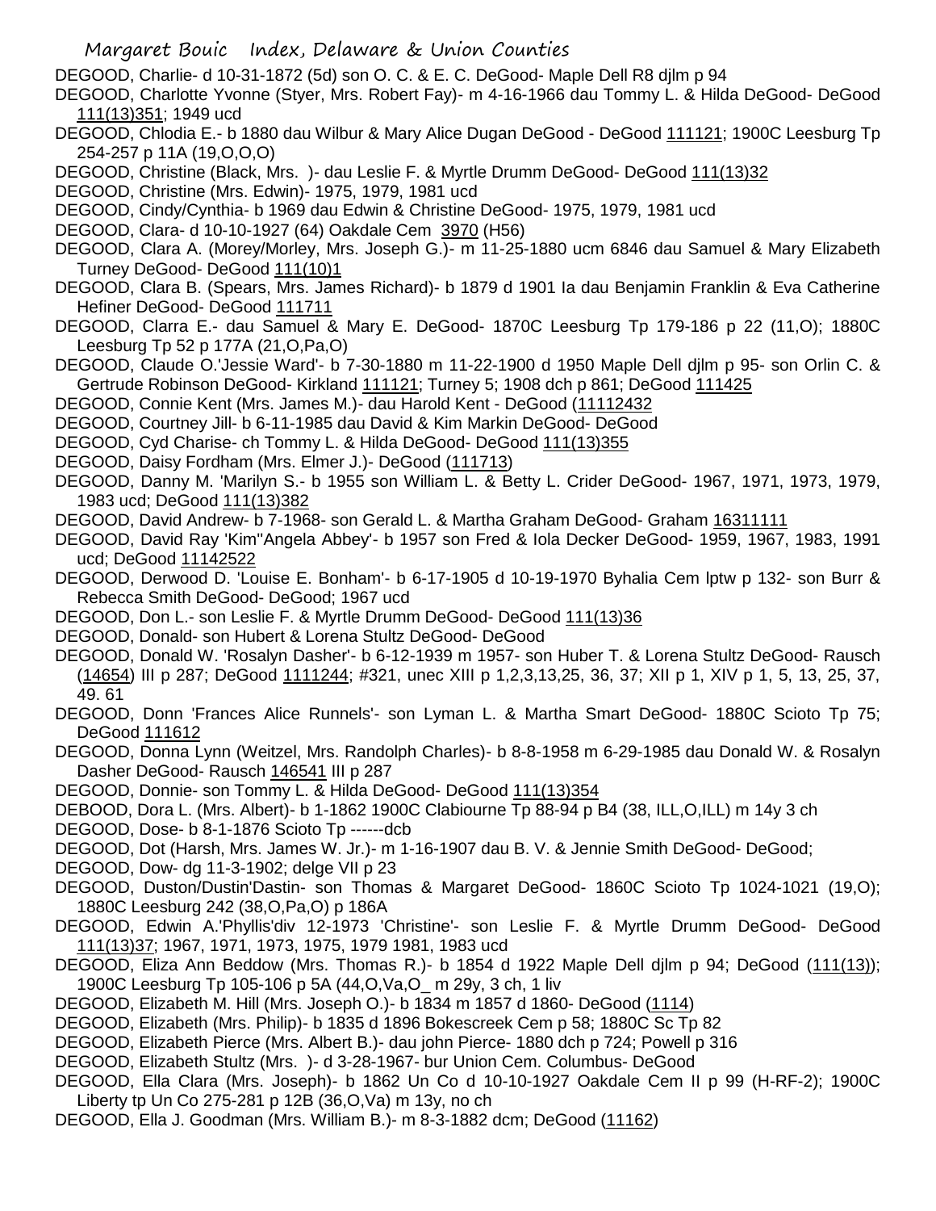DEGOOD, Charlie- d 10-31-1872 (5d) son O. C. & E. C. DeGood- Maple Dell R8 djlm p 94

DEGOOD, Charlotte Yvonne (Styer, Mrs. Robert Fay)- m 4-16-1966 dau Tommy L. & Hilda DeGood- DeGood 111(13)351; 1949 ucd

DEGOOD, Chlodia E.- b 1880 dau Wilbur & Mary Alice Dugan DeGood - DeGood 111121; 1900C Leesburg Tp 254-257 p 11A (19,O,O,O)

DEGOOD, Christine (Black, Mrs. )- dau Leslie F. & Myrtle Drumm DeGood- DeGood 111(13)32

DEGOOD, Christine (Mrs. Edwin)- 1975, 1979, 1981 ucd

DEGOOD, Cindy/Cynthia- b 1969 dau Edwin & Christine DeGood- 1975, 1979, 1981 ucd

DEGOOD, Clara- d 10-10-1927 (64) Oakdale Cem 3970 (H56)

DEGOOD, Clara A. (Morey/Morley, Mrs. Joseph G.)- m 11-25-1880 ucm 6846 dau Samuel & Mary Elizabeth Turney DeGood- DeGood 111(10)1

DEGOOD, Clara B. (Spears, Mrs. James Richard)- b 1879 d 1901 Ia dau Benjamin Franklin & Eva Catherine Hefiner DeGood- DeGood 111711

DEGOOD, Clarra E.- dau Samuel & Mary E. DeGood- 1870C Leesburg Tp 179-186 p 22 (11,O); 1880C Leesburg Tp 52 p 177A (21,O,Pa,O)

DEGOOD, Claude O.'Jessie Ward'- b 7-30-1880 m 11-22-1900 d 1950 Maple Dell djlm p 95- son Orlin C. & Gertrude Robinson DeGood- Kirkland 111121; Turney 5; 1908 dch p 861; DeGood 111425

DEGOOD, Connie Kent (Mrs. James M.)- dau Harold Kent - DeGood (11112432

DEGOOD, Courtney Jill- b 6-11-1985 dau David & Kim Markin DeGood- DeGood

DEGOOD, Cyd Charise- ch Tommy L. & Hilda DeGood- DeGood 111(13)355

DEGOOD, Daisy Fordham (Mrs. Elmer J.)- DeGood (111713)

DEGOOD, Danny M. 'Marilyn S.- b 1955 son William L. & Betty L. Crider DeGood- 1967, 1971, 1973, 1979, 1983 ucd; DeGood 111(13)382

DEGOOD, David Andrew- b 7-1968- son Gerald L. & Martha Graham DeGood- Graham 16311111

DEGOOD, David Ray 'Kim''Angela Abbey'- b 1957 son Fred & Iola Decker DeGood- 1959, 1967, 1983, 1991 ucd; DeGood 11142522

DEGOOD, Derwood D. 'Louise E. Bonham'- b 6-17-1905 d 10-19-1970 Byhalia Cem lptw p 132- son Burr & Rebecca Smith DeGood- DeGood; 1967 ucd

DEGOOD, Don L.- son Leslie F. & Myrtle Drumm DeGood- DeGood 111(13)36

DEGOOD, Donald- son Hubert & Lorena Stultz DeGood- DeGood

DEGOOD, Donald W. 'Rosalyn Dasher'- b 6-12-1939 m 1957- son Huber T. & Lorena Stultz DeGood- Rausch (14654) III p 287; DeGood 1111244; #321, unec XIII p 1,2,3,13,25, 36, 37; XII p 1, XIV p 1, 5, 13, 25, 37, 49. 61

DEGOOD, Donn 'Frances Alice Runnels'- son Lyman L. & Martha Smart DeGood- 1880C Scioto Tp 75; DeGood 111612

DEGOOD, Donna Lynn (Weitzel, Mrs. Randolph Charles)- b 8-8-1958 m 6-29-1985 dau Donald W. & Rosalyn Dasher DeGood- Rausch 146541 III p 287

DEGOOD, Donnie- son Tommy L. & Hilda DeGood- DeGood 111(13)354

DEBOOD, Dora L. (Mrs. Albert)- b 1-1862 1900C Clabiourne Tp 88-94 p B4 (38, ILL,O,ILL) m 14y 3 ch

DEGOOD, Dose- b 8-1-1876 Scioto Tp ------dcb

DEGOOD, Dot (Harsh, Mrs. James W. Jr.)- m 1-16-1907 dau B. V. & Jennie Smith DeGood- DeGood;

DEGOOD, Dow- dg 11-3-1902; delge VII p 23

DEGOOD, Duston/Dustin'Dastin- son Thomas & Margaret DeGood- 1860C Scioto Tp 1024-1021 (19,O); 1880C Leesburg 242 (38,O,Pa,O) p 186A

DEGOOD, Edwin A.'Phyllis'div 12-1973 'Christine'- son Leslie F. & Myrtle Drumm DeGood- DeGood 111(13)37; 1967, 1971, 1973, 1975, 1979 1981, 1983 ucd

DEGOOD, Eliza Ann Beddow (Mrs. Thomas R.)- b 1854 d 1922 Maple Dell djlm p 94; DeGood (111(13)); 1900C Leesburg Tp 105-106 p 5A (44,O,Va,O_ m 29y, 3 ch, 1 liv

DEGOOD, Elizabeth M. Hill (Mrs. Joseph O.)- b 1834 m 1857 d 1860- DeGood (1114)

DEGOOD, Elizabeth (Mrs. Philip)- b 1835 d 1896 Bokescreek Cem p 58; 1880C Sc Tp 82

DEGOOD, Elizabeth Pierce (Mrs. Albert B.)- dau john Pierce- 1880 dch p 724; Powell p 316

DEGOOD, Elizabeth Stultz (Mrs. )- d 3-28-1967- bur Union Cem. Columbus- DeGood

DEGOOD, Ella Clara (Mrs. Joseph)- b 1862 Un Co d 10-10-1927 Oakdale Cem II p 99 (H-RF-2); 1900C Liberty tp Un Co 275-281 p 12B (36,O,Va) m 13y, no ch

DEGOOD, Ella J. Goodman (Mrs. William B.)- m 8-3-1882 dcm; DeGood (11162)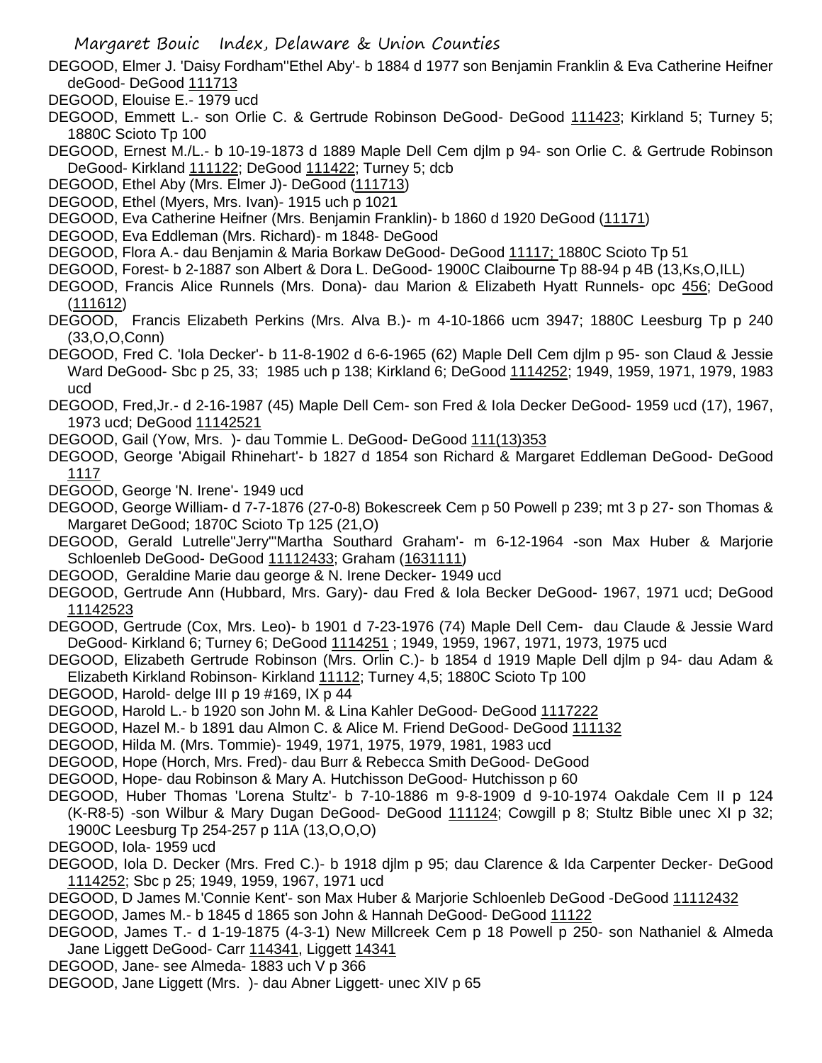DEGOOD, Elmer J. 'Daisy Fordham''Ethel Aby'- b 1884 d 1977 son Benjamin Franklin & Eva Catherine Heifner deGood- DeGood 111713

DEGOOD, Elouise E.- 1979 ucd

DEGOOD, Emmett L.- son Orlie C. & Gertrude Robinson DeGood- DeGood 111423; Kirkland 5; Turney 5; 1880C Scioto Tp 100

DEGOOD, Ernest M./L.- b 10-19-1873 d 1889 Maple Dell Cem djlm p 94- son Orlie C. & Gertrude Robinson DeGood- Kirkland 111122; DeGood 111422; Turney 5; dcb

DEGOOD, Ethel Aby (Mrs. Elmer J)- DeGood (111713)

DEGOOD, Ethel (Myers, Mrs. Ivan)- 1915 uch p 1021

DEGOOD, Eva Catherine Heifner (Mrs. Benjamin Franklin)- b 1860 d 1920 DeGood (11171)

DEGOOD, Eva Eddleman (Mrs. Richard)- m 1848- DeGood

DEGOOD, Flora A.- dau Benjamin & Maria Borkaw DeGood- DeGood 11117; 1880C Scioto Tp 51

DEGOOD, Forest- b 2-1887 son Albert & Dora L. DeGood- 1900C Claibourne Tp 88-94 p 4B (13,Ks,O,ILL)

DEGOOD, Francis Alice Runnels (Mrs. Dona)- dau Marion & Elizabeth Hyatt Runnels- opc 456; DeGood (111612)

DEGOOD, Francis Elizabeth Perkins (Mrs. Alva B.)- m 4-10-1866 ucm 3947; 1880C Leesburg Tp p 240 (33,O,O,Conn)

DEGOOD, Fred C. 'Iola Decker'- b 11-8-1902 d 6-6-1965 (62) Maple Dell Cem djlm p 95- son Claud & Jessie Ward DeGood- Sbc p 25, 33; 1985 uch p 138; Kirkland 6; DeGood 1114252; 1949, 1959, 1971, 1979, 1983 ucd

DEGOOD, Fred,Jr.- d 2-16-1987 (45) Maple Dell Cem- son Fred & Iola Decker DeGood- 1959 ucd (17), 1967, 1973 ucd; DeGood 11142521

DEGOOD, Gail (Yow, Mrs. )- dau Tommie L. DeGood- DeGood 111(13)353

DEGOOD, George 'Abigail Rhinehart'- b 1827 d 1854 son Richard & Margaret Eddleman DeGood- DeGood 1117

DEGOOD, George 'N. Irene'- 1949 ucd

DEGOOD, George William- d 7-7-1876 (27-0-8) Bokescreek Cem p 50 Powell p 239; mt 3 p 27- son Thomas & Margaret DeGood; 1870C Scioto Tp 125 (21,O)

DEGOOD, Gerald Lutrelle"Jerry"'Martha Southard Graham'- m 6-12-1964 -son Max Huber & Marjorie Schloenleb DeGood- DeGood 11112433; Graham (1631111)

DEGOOD, Geraldine Marie dau george & N. Irene Decker- 1949 ucd

DEGOOD, Gertrude Ann (Hubbard, Mrs. Gary)- dau Fred & Iola Becker DeGood- 1967, 1971 ucd; DeGood 11142523

DEGOOD, Gertrude (Cox, Mrs. Leo)- b 1901 d 7-23-1976 (74) Maple Dell Cem- dau Claude & Jessie Ward DeGood- Kirkland 6; Turney 6; DeGood 1114251 ; 1949, 1959, 1967, 1971, 1973, 1975 ucd

DEGOOD, Elizabeth Gertrude Robinson (Mrs. Orlin C.)- b 1854 d 1919 Maple Dell djlm p 94- dau Adam & Elizabeth Kirkland Robinson- Kirkland 11112; Turney 4,5; 1880C Scioto Tp 100

DEGOOD, Harold- delge III p 19 #169, IX p 44

DEGOOD, Harold L.- b 1920 son John M. & Lina Kahler DeGood- DeGood 1117222

DEGOOD, Hazel M.- b 1891 dau Almon C. & Alice M. Friend DeGood- DeGood 111132

DEGOOD, Hilda M. (Mrs. Tommie)- 1949, 1971, 1975, 1979, 1981, 1983 ucd

DEGOOD, Hope (Horch, Mrs. Fred)- dau Burr & Rebecca Smith DeGood- DeGood

DEGOOD, Hope- dau Robinson & Mary A. Hutchisson DeGood- Hutchisson p 60

DEGOOD, Huber Thomas 'Lorena Stultz'- b 7-10-1886 m 9-8-1909 d 9-10-1974 Oakdale Cem II p 124 (K-R8-5) -son Wilbur & Mary Dugan DeGood- DeGood 111124; Cowgill p 8; Stultz Bible unec XI p 32; 1900C Leesburg Tp 254-257 p 11A (13,O,O,O)

DEGOOD, Iola- 1959 ucd

DEGOOD, Iola D. Decker (Mrs. Fred C.)- b 1918 djlm p 95; dau Clarence & Ida Carpenter Decker- DeGood 1114252; Sbc p 25; 1949, 1959, 1967, 1971 ucd

DEGOOD, D James M.'Connie Kent'- son Max Huber & Marjorie Schloenleb DeGood -DeGood 11112432

DEGOOD, James M.- b 1845 d 1865 son John & Hannah DeGood- DeGood 11122

DEGOOD, James T.- d 1-19-1875 (4-3-1) New Millcreek Cem p 18 Powell p 250- son Nathaniel & Almeda Jane Liggett DeGood- Carr 114341, Liggett 14341

DEGOOD, Jane- see Almeda- 1883 uch V p 366

DEGOOD, Jane Liggett (Mrs. )- dau Abner Liggett- unec XIV p 65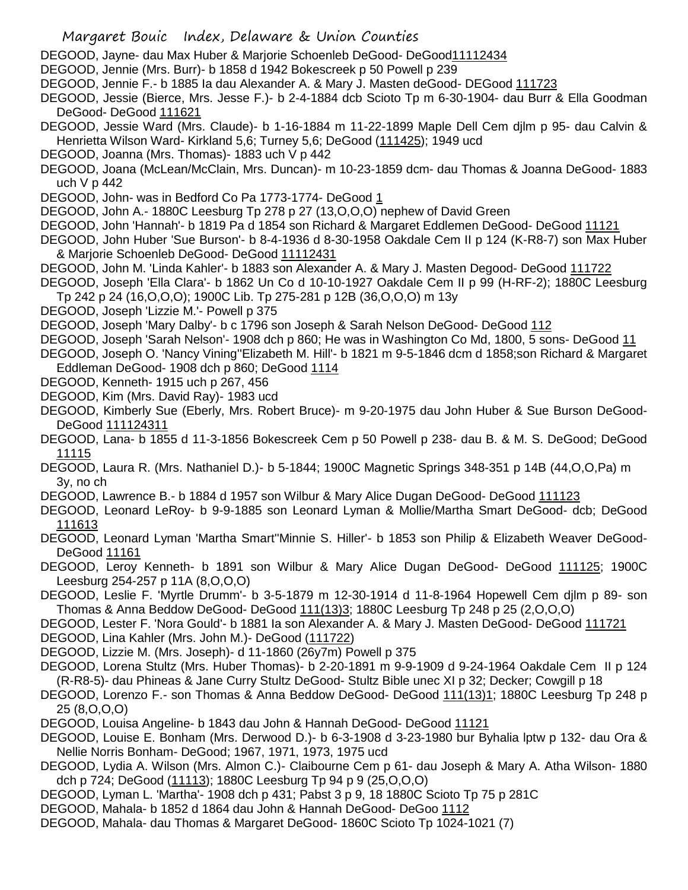DEGOOD, Jayne- dau Max Huber & Marjorie Schoenleb DeGood- DeGood11112434

DEGOOD, Jennie (Mrs. Burr)- b 1858 d 1942 Bokescreek p 50 Powell p 239

DEGOOD, Jennie F.- b 1885 Ia dau Alexander A. & Mary J. Masten deGood- DEGood 111723

DEGOOD, Jessie (Bierce, Mrs. Jesse F.)- b 2-4-1884 dcb Scioto Tp m 6-30-1904- dau Burr & Ella Goodman DeGood- DeGood 111621

DEGOOD, Jessie Ward (Mrs. Claude)- b 1-16-1884 m 11-22-1899 Maple Dell Cem djlm p 95- dau Calvin & Henrietta Wilson Ward- Kirkland 5,6; Turney 5,6; DeGood (111425); 1949 ucd

DEGOOD, Joanna (Mrs. Thomas)- 1883 uch V p 442

DEGOOD, Joana (McLean/McClain, Mrs. Duncan)- m 10-23-1859 dcm- dau Thomas & Joanna DeGood- 1883 uch V p 442

DEGOOD, John- was in Bedford Co Pa 1773-1774- DeGood 1

DEGOOD, John A.- 1880C Leesburg Tp 278 p 27 (13,O,O,O) nephew of David Green

DEGOOD, John 'Hannah'- b 1819 Pa d 1854 son Richard & Margaret Eddlemen DeGood- DeGood 11121

DEGOOD, John Huber 'Sue Burson'- b 8-4-1936 d 8-30-1958 Oakdale Cem II p 124 (K-R8-7) son Max Huber & Marjorie Schoenleb DeGood- DeGood 11112431

DEGOOD, John M. 'Linda Kahler'- b 1883 son Alexander A. & Mary J. Masten Degood- DeGood 111722

DEGOOD, Joseph 'Ella Clara'- b 1862 Un Co d 10-10-1927 Oakdale Cem II p 99 (H-RF-2); 1880C Leesburg Tp 242 p 24 (16,O,O,O); 1900C Lib. Tp 275-281 p 12B (36,O,O,O) m 13y

DEGOOD, Joseph 'Lizzie M.'- Powell p 375

DEGOOD, Joseph 'Mary Dalby'- b c 1796 son Joseph & Sarah Nelson DeGood- DeGood 112

DEGOOD, Joseph 'Sarah Nelson'- 1908 dch p 860; He was in Washington Co Md, 1800, 5 sons- DeGood 11

DEGOOD, Joseph O. 'Nancy Vining''Elizabeth M. Hill'- b 1821 m 9-5-1846 dcm d 1858;son Richard & Margaret Eddleman DeGood- 1908 dch p 860; DeGood 1114

DEGOOD, Kenneth- 1915 uch p 267, 456

DEGOOD, Kim (Mrs. David Ray)- 1983 ucd

DEGOOD, Kimberly Sue (Eberly, Mrs. Robert Bruce)- m 9-20-1975 dau John Huber & Sue Burson DeGood- DeGood 111124311

DEGOOD, Lana- b 1855 d 11-3-1856 Bokescreek Cem p 50 Powell p 238- dau B. & M. S. DeGood; DeGood 11115

DEGOOD, Laura R. (Mrs. Nathaniel D.)- b 5-1844; 1900C Magnetic Springs 348-351 p 14B (44,O,O,Pa) m 3y, no ch

DEGOOD, Lawrence B.- b 1884 d 1957 son Wilbur & Mary Alice Dugan DeGood- DeGood 111123

DEGOOD, Leonard LeRoy- b 9-9-1885 son Leonard Lyman & Mollie/Martha Smart DeGood- dcb; DeGood 111613

DEGOOD, Leonard Lyman 'Martha Smart''Minnie S. Hiller'- b 1853 son Philip & Elizabeth Weaver DeGood- DeGood 11161

DEGOOD, Leroy Kenneth- b 1891 son Wilbur & Mary Alice Dugan DeGood- DeGood 111125; 1900C Leesburg 254-257 p 11A (8,O,O,O)

DEGOOD, Leslie F. 'Myrtle Drumm'- b 3-5-1879 m 12-30-1914 d 11-8-1964 Hopewell Cem djlm p 89- son Thomas & Anna Beddow DeGood- DeGood 111(13)3; 1880C Leesburg Tp 248 p 25 (2,O,O,O)

DEGOOD, Lester F. 'Nora Gould'- b 1881 Ia son Alexander A. & Mary J. Masten DeGood- DeGood 111721

DEGOOD, Lina Kahler (Mrs. John M.)- DeGood (111722)

DEGOOD, Lizzie M. (Mrs. Joseph)- d 11-1860 (26y7m) Powell p 375

DEGOOD, Lorena Stultz (Mrs. Huber Thomas)- b 2-20-1891 m 9-9-1909 d 9-24-1964 Oakdale Cem II p 124 (R-R8-5)- dau Phineas & Jane Curry Stultz DeGood- Stultz Bible unec XI p 32; Decker; Cowgill p 18

DEGOOD, Lorenzo F.- son Thomas & Anna Beddow DeGood- DeGood 111(13)1; 1880C Leesburg Tp 248 p 25 (8,O,O,O)

DEGOOD, Louisa Angeline- b 1843 dau John & Hannah DeGood- DeGood 11121

DEGOOD, Louise E. Bonham (Mrs. Derwood D.)- b 6-3-1908 d 3-23-1980 bur Byhalia lptw p 132- dau Ora & Nellie Norris Bonham- DeGood; 1967, 1971, 1973, 1975 ucd

DEGOOD, Lydia A. Wilson (Mrs. Almon C.)- Claibourne Cem p 61- dau Joseph & Mary A. Atha Wilson- 1880 dch p 724; DeGood (11113); 1880C Leesburg Tp 94 p 9 (25,O,O,O)

DEGOOD, Lyman L. 'Martha'- 1908 dch p 431; Pabst 3 p 9, 18 1880C Scioto Tp 75 p 281C

DEGOOD, Mahala- b 1852 d 1864 dau John & Hannah DeGood- DeGoo 1112

DEGOOD, Mahala- dau Thomas & Margaret DeGood- 1860C Scioto Tp 1024-1021 (7)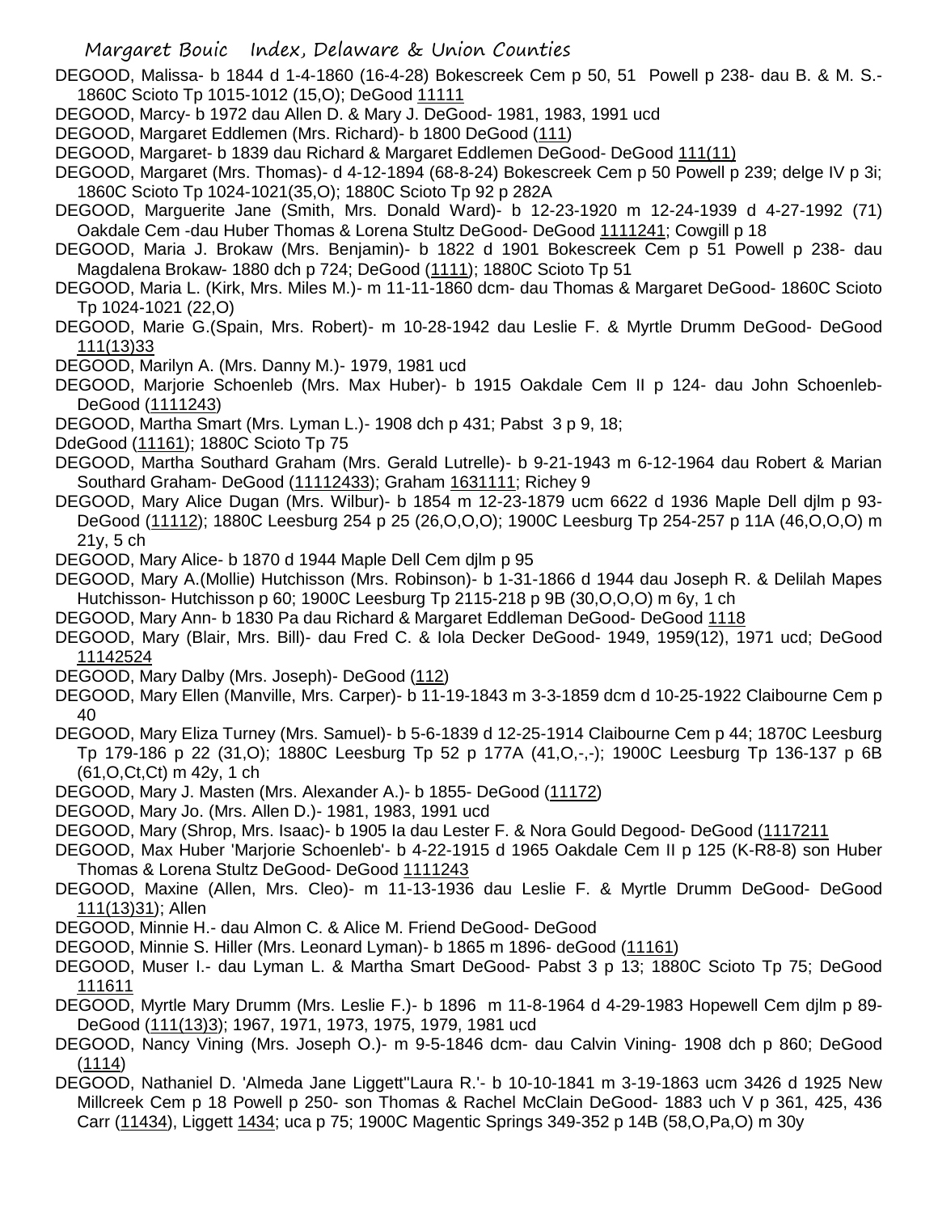DEGOOD, Malissa- b 1844 d 1-4-1860 (16-4-28) Bokescreek Cem p 50, 51 Powell p 238- dau B. & M. S.- 1860C Scioto Tp 1015-1012 (15,O); DeGood 11111

DEGOOD, Marcy- b 1972 dau Allen D. & Mary J. DeGood- 1981, 1983, 1991 ucd

DEGOOD, Margaret Eddlemen (Mrs. Richard)- b 1800 DeGood (111)

DEGOOD, Margaret- b 1839 dau Richard & Margaret Eddlemen DeGood- DeGood 111(11)

DEGOOD, Margaret (Mrs. Thomas)- d 4-12-1894 (68-8-24) Bokescreek Cem p 50 Powell p 239; delge IV p 3i; 1860C Scioto Tp 1024-1021(35,O); 1880C Scioto Tp 92 p 282A

DEGOOD, Marguerite Jane (Smith, Mrs. Donald Ward)- b 12-23-1920 m 12-24-1939 d 4-27-1992 (71) Oakdale Cem -dau Huber Thomas & Lorena Stultz DeGood- DeGood 1111241; Cowgill p 18

DEGOOD, Maria J. Brokaw (Mrs. Benjamin)- b 1822 d 1901 Bokescreek Cem p 51 Powell p 238- dau Magdalena Brokaw- 1880 dch p 724; DeGood (1111); 1880C Scioto Tp 51

DEGOOD, Maria L. (Kirk, Mrs. Miles M.)- m 11-11-1860 dcm- dau Thomas & Margaret DeGood- 1860C Scioto Tp 1024-1021 (22,O)

DEGOOD, Marie G.(Spain, Mrs. Robert)- m 10-28-1942 dau Leslie F. & Myrtle Drumm DeGood- DeGood 111(13)33

DEGOOD, Marilyn A. (Mrs. Danny M.)- 1979, 1981 ucd

DEGOOD, Marjorie Schoenleb (Mrs. Max Huber)- b 1915 Oakdale Cem II p 124- dau John Schoenleb- DeGood (1111243)

DEGOOD, Martha Smart (Mrs. Lyman L.)- 1908 dch p 431; Pabst 3 p 9, 18;

DdeGood (11161); 1880C Scioto Tp 75

DEGOOD, Martha Southard Graham (Mrs. Gerald Lutrelle)- b 9-21-1943 m 6-12-1964 dau Robert & Marian Southard Graham- DeGood (11112433); Graham 1631111; Richey 9

DEGOOD, Mary Alice Dugan (Mrs. Wilbur)- b 1854 m 12-23-1879 ucm 6622 d 1936 Maple Dell djlm p 93- DeGood (11112); 1880C Leesburg 254 p 25 (26,O,O,O); 1900C Leesburg Tp 254-257 p 11A (46,O,O,O) m 21y, 5 ch

DEGOOD, Mary Alice- b 1870 d 1944 Maple Dell Cem djlm p 95

DEGOOD, Mary A.(Mollie) Hutchisson (Mrs. Robinson)- b 1-31-1866 d 1944 dau Joseph R. & Delilah Mapes Hutchisson- Hutchisson p 60; 1900C Leesburg Tp 2115-218 p 9B (30,O,O,O) m 6y, 1 ch

DEGOOD, Mary Ann- b 1830 Pa dau Richard & Margaret Eddleman DeGood- DeGood 1118

DEGOOD, Mary (Blair, Mrs. Bill)- dau Fred C. & Iola Decker DeGood- 1949, 1959(12), 1971 ucd; DeGood 11142524

DEGOOD, Mary Dalby (Mrs. Joseph)- DeGood (112)

DEGOOD, Mary Ellen (Manville, Mrs. Carper)- b 11-19-1843 m 3-3-1859 dcm d 10-25-1922 Claibourne Cem p 40

DEGOOD, Mary Eliza Turney (Mrs. Samuel)- b 5-6-1839 d 12-25-1914 Claibourne Cem p 44; 1870C Leesburg Tp 179-186 p 22 (31,O); 1880C Leesburg Tp 52 p 177A (41,O,-,-); 1900C Leesburg Tp 136-137 p 6B (61,O,Ct,Ct) m 42y, 1 ch

DEGOOD, Mary J. Masten (Mrs. Alexander A.)- b 1855- DeGood (11172)

DEGOOD, Mary Jo. (Mrs. Allen D.)- 1981, 1983, 1991 ucd

DEGOOD, Mary (Shrop, Mrs. Isaac)- b 1905 Ia dau Lester F. & Nora Gould Degood- DeGood (1117211

DEGOOD, Max Huber 'Marjorie Schoenleb'- b 4-22-1915 d 1965 Oakdale Cem II p 125 (K-R8-8) son Huber Thomas & Lorena Stultz DeGood- DeGood 1111243

DEGOOD, Maxine (Allen, Mrs. Cleo)- m 11-13-1936 dau Leslie F. & Myrtle Drumm DeGood- DeGood 111(13)31); Allen

DEGOOD, Minnie H.- dau Almon C. & Alice M. Friend DeGood- DeGood

DEGOOD, Minnie S. Hiller (Mrs. Leonard Lyman)- b 1865 m 1896- deGood (11161)

DEGOOD, Muser I.- dau Lyman L. & Martha Smart DeGood- Pabst 3 p 13; 1880C Scioto Tp 75; DeGood 111611

DEGOOD, Myrtle Mary Drumm (Mrs. Leslie F.)- b 1896 m 11-8-1964 d 4-29-1983 Hopewell Cem djlm p 89- DeGood (111(13)3); 1967, 1971, 1973, 1975, 1979, 1981 ucd

DEGOOD, Nancy Vining (Mrs. Joseph O.)- m 9-5-1846 dcm- dau Calvin Vining- 1908 dch p 860; DeGood (1114)

DEGOOD, Nathaniel D. 'Almeda Jane Liggett''Laura R.'- b 10-10-1841 m 3-19-1863 ucm 3426 d 1925 New Millcreek Cem p 18 Powell p 250- son Thomas & Rachel McClain DeGood- 1883 uch V p 361, 425, 436 Carr (11434), Liggett 1434; uca p 75; 1900C Magentic Springs 349-352 p 14B (58,O,Pa,O) m 30y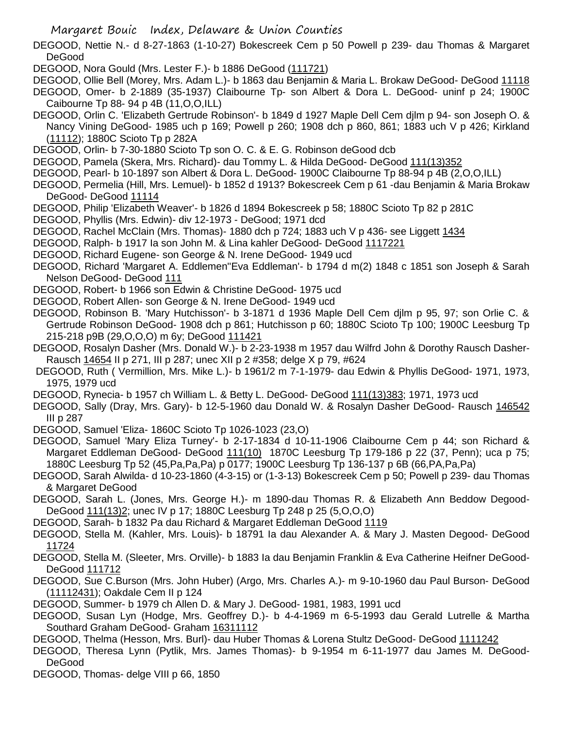DEGOOD, Nettie N.- d 8-27-1863 (1-10-27) Bokescreek Cem p 50 Powell p 239- dau Thomas & Margaret DeGood

DEGOOD, Nora Gould (Mrs. Lester F.)- b 1886 DeGood (111721)

DEGOOD, Ollie Bell (Morey, Mrs. Adam L.)- b 1863 dau Benjamin & Maria L. Brokaw DeGood- DeGood 11118

DEGOOD, Omer- b 2-1889 (35-1937) Claibourne Tp- son Albert & Dora L. DeGood- uninf p 24; 1900C Caibourne Tp 88- 94 p 4B (11,O,O,ILL)

DEGOOD, Orlin C. 'Elizabeth Gertrude Robinson'- b 1849 d 1927 Maple Dell Cem djlm p 94- son Joseph O. & Nancy Vining DeGood- 1985 uch p 169; Powell p 260; 1908 dch p 860, 861; 1883 uch V p 426; Kirkland (11112); 1880C Scioto Tp p 282A

DEGOOD, Orlin- b 7-30-1880 Scioto Tp son O. C. & E. G. Robinson deGood dcb

DEGOOD, Pamela (Skera, Mrs. Richard)- dau Tommy L. & Hilda DeGood- DeGood 111(13)352

DEGOOD, Pearl- b 10-1897 son Albert & Dora L. DeGood- 1900C Claibourne Tp 88-94 p 4B (2,O,O,ILL)

DEGOOD, Permelia (Hill, Mrs. Lemuel)- b 1852 d 1913? Bokescreek Cem p 61 -dau Benjamin & Maria Brokaw DeGood- DeGood 11114

DEGOOD, Philip 'Elizabeth Weaver'- b 1826 d 1894 Bokescreek p 58; 1880C Scioto Tp 82 p 281C

DEGOOD, Phyllis (Mrs. Edwin)- div 12-1973 - DeGood; 1971 dcd

DEGOOD, Rachel McClain (Mrs. Thomas)- 1880 dch p 724; 1883 uch V p 436- see Liggett 1434

DEGOOD, Ralph- b 1917 Ia son John M. & Lina kahler DeGood- DeGood 1117221

DEGOOD, Richard Eugene- son George & N. Irene DeGood- 1949 ucd

DEGOOD, Richard 'Margaret A. Eddlemen''Eva Eddleman'- b 1794 d m(2) 1848 c 1851 son Joseph & Sarah Nelson DeGood- DeGood 111

DEGOOD, Robert- b 1966 son Edwin & Christine DeGood- 1975 ucd

DEGOOD, Robert Allen- son George & N. Irene DeGood- 1949 ucd

DEGOOD, Robinson B. 'Mary Hutchisson'- b 3-1871 d 1936 Maple Dell Cem djlm p 95, 97; son Orlie C. & Gertrude Robinson DeGood- 1908 dch p 861; Hutchisson p 60; 1880C Scioto Tp 100; 1900C Leesburg Tp 215-218 p9B (29,O,O,O) m 6y; DeGood 111421

DEGOOD, Rosalyn Dasher (Mrs. Donald W.)- b 2-23-1938 m 1957 dau Wilfrd John & Dorothy Rausch Dasher- Rausch 14654 II p 271, III p 287; unec XII p 2 #358; delge X p 79, #624

DEGOOD, Ruth ( Vermillion, Mrs. Mike L.)- b 1961/2 m 7-1-1979- dau Edwin & Phyllis DeGood- 1971, 1973, 1975, 1979 ucd

DEGOOD, Rynecia- b 1957 ch William L. & Betty L. DeGood- DeGood 111(13)383; 1971, 1973 ucd

DEGOOD, Sally (Dray, Mrs. Gary)- b 12-5-1960 dau Donald W. & Rosalyn Dasher DeGood- Rausch 146542 III p 287

DEGOOD, Samuel 'Eliza- 1860C Scioto Tp 1026-1023 (23,O)

DEGOOD, Samuel 'Mary Eliza Turney'- b 2-17-1834 d 10-11-1906 Claibourne Cem p 44; son Richard & Margaret Eddleman DeGood- DeGood 111(10) 1870C Leesburg Tp 179-186 p 22 (37, Penn); uca p 75; 1880C Leesburg Tp 52 (45,Pa,Pa,Pa) p 0177; 1900C Leesburg Tp 136-137 p 6B (66,PA,Pa,Pa)

DEGOOD, Sarah Alwilda- d 10-23-1860 (4-3-15) or (1-3-13) Bokescreek Cem p 50; Powell p 239- dau Thomas & Margaret DeGood

DEGOOD, Sarah L. (Jones, Mrs. George H.)- m 1890-dau Thomas R. & Elizabeth Ann Beddow Degood- DeGood 111(13)2; unec IV p 17; 1880C Leesburg Tp 248 p 25 (5,O,O,O)

DEGOOD, Sarah- b 1832 Pa dau Richard & Margaret Eddleman DeGood 1119

DEGOOD, Stella M. (Kahler, Mrs. Louis)- b 18791 Ia dau Alexander A. & Mary J. Masten Degood- DeGood 11724

DEGOOD, Stella M. (Sleeter, Mrs. Orville)- b 1883 Ia dau Benjamin Franklin & Eva Catherine Heifner DeGood- DeGood 111712

DEGOOD, Sue C.Burson (Mrs. John Huber) (Argo, Mrs. Charles A.)- m 9-10-1960 dau Paul Burson- DeGood (11112431); Oakdale Cem II p 124

DEGOOD, Summer- b 1979 ch Allen D. & Mary J. DeGood- 1981, 1983, 1991 ucd

DEGOOD, Susan Lyn (Hodge, Mrs. Geoffrey D.)- b 4-4-1969 m 6-5-1993 dau Gerald Lutrelle & Martha Southard Graham DeGood- Graham 16311112

DEGOOD, Thelma (Hesson, Mrs. Burl)- dau Huber Thomas & Lorena Stultz DeGood- DeGood 1111242

DEGOOD, Theresa Lynn (Pytlik, Mrs. James Thomas)- b 9-1954 m 6-11-1977 dau James M. DeGood- DeGood

DEGOOD, Thomas- delge VIII p 66, 1850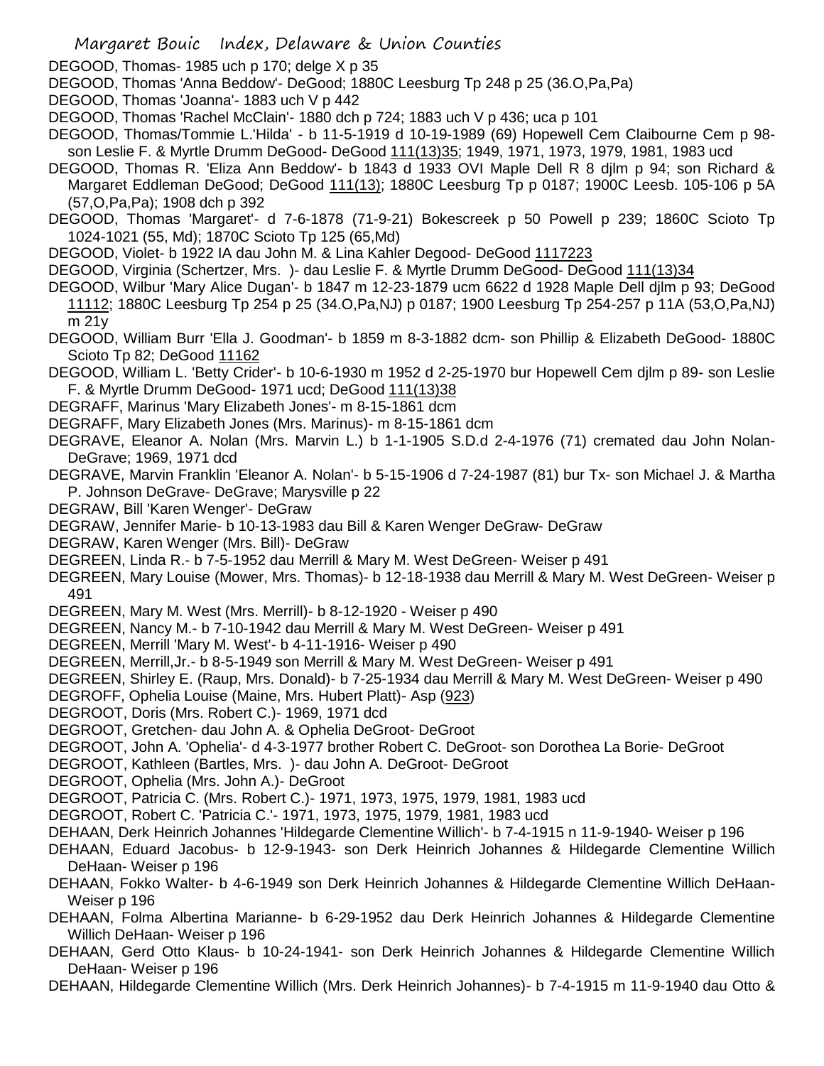DEGOOD, Thomas- 1985 uch p 170; delge X p 35

DEGOOD, Thomas 'Anna Beddow'- DeGood; 1880C Leesburg Tp 248 p 25 (36.O,Pa,Pa)

DEGOOD, Thomas 'Joanna'- 1883 uch V p 442

DEGOOD, Thomas 'Rachel McClain'- 1880 dch p 724; 1883 uch V p 436; uca p 101

DEGOOD, Thomas/Tommie L.'Hilda' - b 11-5-1919 d 10-19-1989 (69) Hopewell Cem Claibourne Cem p 98- son Leslie F. & Myrtle Drumm DeGood- DeGood 111(13)35; 1949, 1971, 1973, 1979, 1981, 1983 ucd

DEGOOD, Thomas R. 'Eliza Ann Beddow'- b 1843 d 1933 OVI Maple Dell R 8 djlm p 94; son Richard & Margaret Eddleman DeGood; DeGood 111(13); 1880C Leesburg Tp p 0187; 1900C Leesb. 105-106 p 5A (57,O,Pa,Pa); 1908 dch p 392

DEGOOD, Thomas 'Margaret'- d 7-6-1878 (71-9-21) Bokescreek p 50 Powell p 239; 1860C Scioto Tp 1024-1021 (55, Md); 1870C Scioto Tp 125 (65,Md)

DEGOOD, Violet- b 1922 IA dau John M. & Lina Kahler Degood- DeGood 1117223

DEGOOD, Virginia (Schertzer, Mrs. )- dau Leslie F. & Myrtle Drumm DeGood- DeGood 111(13)34

DEGOOD, Wilbur 'Mary Alice Dugan'- b 1847 m 12-23-1879 ucm 6622 d 1928 Maple Dell djlm p 93; DeGood 11112; 1880C Leesburg Tp 254 p 25 (34.O,Pa,NJ) p 0187; 1900 Leesburg Tp 254-257 p 11A (53,O,Pa,NJ) m 21y

DEGOOD, William Burr 'Ella J. Goodman'- b 1859 m 8-3-1882 dcm- son Phillip & Elizabeth DeGood- 1880C Scioto Tp 82; DeGood 11162

DEGOOD, William L. 'Betty Crider'- b 10-6-1930 m 1952 d 2-25-1970 bur Hopewell Cem djlm p 89- son Leslie F. & Myrtle Drumm DeGood- 1971 ucd; DeGood 111(13)38

DEGRAFF, Marinus 'Mary Elizabeth Jones'- m 8-15-1861 dcm

DEGRAFF, Mary Elizabeth Jones (Mrs. Marinus)- m 8-15-1861 dcm

DEGRAVE, Eleanor A. Nolan (Mrs. Marvin L.) b 1-1-1905 S.D.d 2-4-1976 (71) cremated dau John Nolan- DeGrave; 1969, 1971 dcd

DEGRAVE, Marvin Franklin 'Eleanor A. Nolan'- b 5-15-1906 d 7-24-1987 (81) bur Tx- son Michael J. & Martha P. Johnson DeGrave- DeGrave; Marysville p 22

DEGRAW, Bill 'Karen Wenger'- DeGraw

DEGRAW, Jennifer Marie- b 10-13-1983 dau Bill & Karen Wenger DeGraw- DeGraw

DEGRAW, Karen Wenger (Mrs. Bill)- DeGraw

DEGREEN, Linda R.- b 7-5-1952 dau Merrill & Mary M. West DeGreen- Weiser p 491

DEGREEN, Mary Louise (Mower, Mrs. Thomas)- b 12-18-1938 dau Merrill & Mary M. West DeGreen- Weiser p 491

DEGREEN, Mary M. West (Mrs. Merrill)- b 8-12-1920 - Weiser p 490

DEGREEN, Nancy M.- b 7-10-1942 dau Merrill & Mary M. West DeGreen- Weiser p 491

DEGREEN, Merrill 'Mary M. West'- b 4-11-1916- Weiser p 490

DEGREEN, Merrill,Jr.- b 8-5-1949 son Merrill & Mary M. West DeGreen- Weiser p 491

DEGREEN, Shirley E. (Raup, Mrs. Donald)- b 7-25-1934 dau Merrill & Mary M. West DeGreen- Weiser p 490

DEGROFF, Ophelia Louise (Maine, Mrs. Hubert Platt)- Asp (923)

DEGROOT, Doris (Mrs. Robert C.)- 1969, 1971 dcd

DEGROOT, Gretchen- dau John A. & Ophelia DeGroot- DeGroot

DEGROOT, John A. 'Ophelia'- d 4-3-1977 brother Robert C. DeGroot- son Dorothea La Borie- DeGroot

DEGROOT, Kathleen (Bartles, Mrs. )- dau John A. DeGroot- DeGroot

DEGROOT, Ophelia (Mrs. John A.)- DeGroot

DEGROOT, Patricia C. (Mrs. Robert C.)- 1971, 1973, 1975, 1979, 1981, 1983 ucd

DEGROOT, Robert C. 'Patricia C.'- 1971, 1973, 1975, 1979, 1981, 1983 ucd

DEHAAN, Derk Heinrich Johannes 'Hildegarde Clementine Willich'- b 7-4-1915 n 11-9-1940- Weiser p 196

DEHAAN, Eduard Jacobus- b 12-9-1943- son Derk Heinrich Johannes & Hildegarde Clementine Willich DeHaan- Weiser p 196

DEHAAN, Fokko Walter- b 4-6-1949 son Derk Heinrich Johannes & Hildegarde Clementine Willich DeHaan- Weiser p 196

DEHAAN, Folma Albertina Marianne- b 6-29-1952 dau Derk Heinrich Johannes & Hildegarde Clementine Willich DeHaan- Weiser p 196

DEHAAN, Gerd Otto Klaus- b 10-24-1941- son Derk Heinrich Johannes & Hildegarde Clementine Willich DeHaan- Weiser p 196

DEHAAN, Hildegarde Clementine Willich (Mrs. Derk Heinrich Johannes)- b 7-4-1915 m 11-9-1940 dau Otto &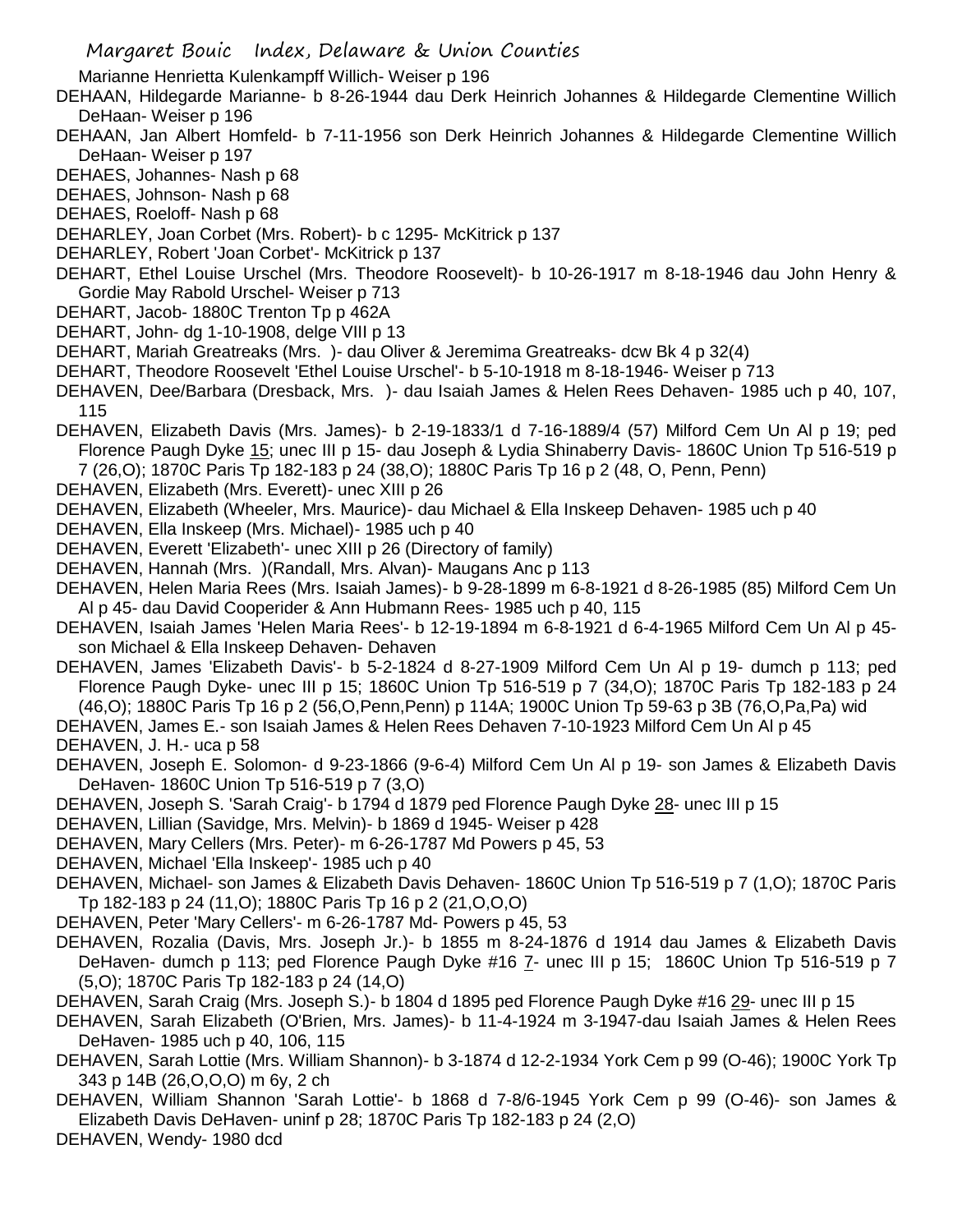Marianne Henrietta Kulenkampff Willich- Weiser p 196

DEHAAN, Hildegarde Marianne- b 8-26-1944 dau Derk Heinrich Johannes & Hildegarde Clementine Willich DeHaan- Weiser p 196

DEHAAN, Jan Albert Homfeld- b 7-11-1956 son Derk Heinrich Johannes & Hildegarde Clementine Willich DeHaan- Weiser p 197

DEHAES, Johannes- Nash p 68

DEHAES, Johnson- Nash p 68

DEHAES, Roeloff- Nash p 68

DEHARLEY, Joan Corbet (Mrs. Robert)- b c 1295- McKitrick p 137

DEHARLEY, Robert 'Joan Corbet'- McKitrick p 137

DEHART, Ethel Louise Urschel (Mrs. Theodore Roosevelt)- b 10-26-1917 m 8-18-1946 dau John Henry & Gordie May Rabold Urschel- Weiser p 713

DEHART, Jacob- 1880C Trenton Tp p 462A

DEHART, John- dg 1-10-1908, delge VIII p 13

DEHART, Mariah Greatreaks (Mrs. )- dau Oliver & Jeremima Greatreaks- dcw Bk 4 p 32(4)

DEHART, Theodore Roosevelt 'Ethel Louise Urschel'- b 5-10-1918 m 8-18-1946- Weiser p 713

DEHAVEN, Dee/Barbara (Dresback, Mrs. )- dau Isaiah James & Helen Rees Dehaven- 1985 uch p 40, 107, 115

DEHAVEN, Elizabeth Davis (Mrs. James)- b 2-19-1833/1 d 7-16-1889/4 (57) Milford Cem Un Al p 19; ped Florence Paugh Dyke 15; unec III p 15- dau Joseph & Lydia Shinaberry Davis- 1860C Union Tp 516-519 p 7 (26,O); 1870C Paris Tp 182-183 p 24 (38,O); 1880C Paris Tp 16 p 2 (48, O, Penn, Penn)

DEHAVEN, Elizabeth (Mrs. Everett)- unec XIII p 26

DEHAVEN, Elizabeth (Wheeler, Mrs. Maurice)- dau Michael & Ella Inskeep Dehaven- 1985 uch p 40

DEHAVEN, Ella Inskeep (Mrs. Michael)- 1985 uch p 40

DEHAVEN, Everett 'Elizabeth'- unec XIII p 26 (Directory of family)

DEHAVEN, Hannah (Mrs. )(Randall, Mrs. Alvan)- Maugans Anc p 113

DEHAVEN, Helen Maria Rees (Mrs. Isaiah James)- b 9-28-1899 m 6-8-1921 d 8-26-1985 (85) Milford Cem Un Al p 45- dau David Cooperider & Ann Hubmann Rees- 1985 uch p 40, 115

DEHAVEN, Isaiah James 'Helen Maria Rees'- b 12-19-1894 m 6-8-1921 d 6-4-1965 Milford Cem Un Al p 45- son Michael & Ella Inskeep Dehaven- Dehaven

DEHAVEN, James 'Elizabeth Davis'- b 5-2-1824 d 8-27-1909 Milford Cem Un Al p 19- dumch p 113; ped Florence Paugh Dyke- unec III p 15; 1860C Union Tp 516-519 p 7 (34,O); 1870C Paris Tp 182-183 p 24 (46,O); 1880C Paris Tp 16 p 2 (56,O,Penn,Penn) p 114A; 1900C Union Tp 59-63 p 3B (76,O,Pa,Pa) wid

DEHAVEN, James E.- son Isaiah James & Helen Rees Dehaven 7-10-1923 Milford Cem Un Al p 45

DEHAVEN, J. H.- uca p 58

DEHAVEN, Joseph E. Solomon- d 9-23-1866 (9-6-4) Milford Cem Un Al p 19- son James & Elizabeth Davis DeHaven- 1860C Union Tp 516-519 p 7 (3,O)

DEHAVEN, Joseph S. 'Sarah Craig'- b 1794 d 1879 ped Florence Paugh Dyke 28- unec III p 15

DEHAVEN, Lillian (Savidge, Mrs. Melvin)- b 1869 d 1945- Weiser p 428

DEHAVEN, Mary Cellers (Mrs. Peter)- m 6-26-1787 Md Powers p 45, 53

DEHAVEN, Michael 'Ella Inskeep'- 1985 uch p 40

DEHAVEN, Michael- son James & Elizabeth Davis Dehaven- 1860C Union Tp 516-519 p 7 (1,O); 1870C Paris Tp 182-183 p 24 (11,O); 1880C Paris Tp 16 p 2 (21,O,O,O)

DEHAVEN, Peter 'Mary Cellers'- m 6-26-1787 Md- Powers p 45, 53

DEHAVEN, Rozalia (Davis, Mrs. Joseph Jr.)- b 1855 m 8-24-1876 d 1914 dau James & Elizabeth Davis DeHaven- dumch p 113; ped Florence Paugh Dyke #16 7- unec III p 15; 1860C Union Tp 516-519 p 7 (5,O); 1870C Paris Tp 182-183 p 24 (14,O)

DEHAVEN, Sarah Craig (Mrs. Joseph S.)- b 1804 d 1895 ped Florence Paugh Dyke #16 29- unec III p 15

DEHAVEN, Sarah Elizabeth (O'Brien, Mrs. James)- b 11-4-1924 m 3-1947-dau Isaiah James & Helen Rees DeHaven- 1985 uch p 40, 106, 115

DEHAVEN, Sarah Lottie (Mrs. William Shannon)- b 3-1874 d 12-2-1934 York Cem p 99 (O-46); 1900C York Tp 343 p 14B (26,O,O,O) m 6y, 2 ch

DEHAVEN, William Shannon 'Sarah Lottie'- b 1868 d 7-8/6-1945 York Cem p 99 (O-46)- son James & Elizabeth Davis DeHaven- uninf p 28; 1870C Paris Tp 182-183 p 24 (2,O)

DEHAVEN, Wendy- 1980 dcd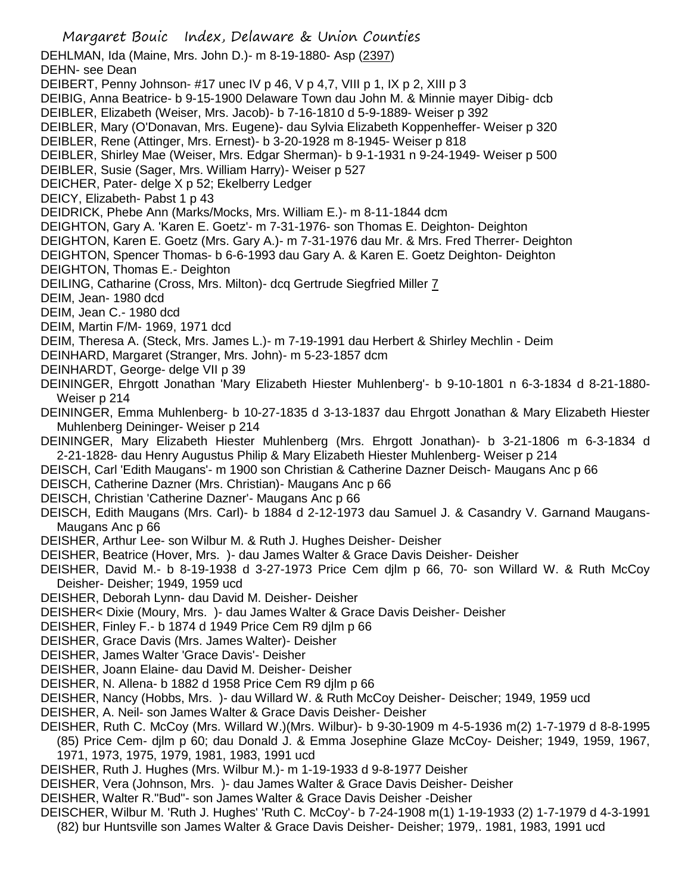DEHLMAN, Ida (Maine, Mrs. John D.)- m 8-19-1880- Asp (2397)
DEHN- see Dean
DEIBERT, Penny Johnson- #17 unec IV p 46, V p 4,7, VIII p 1, IX p 2, XIII p 3
DEIBIG, Anna Beatrice- b 9-15-1900 Delaware Town dau John M. & Minnie mayer Dibig- dcb
DEIBLER, Elizabeth (Weiser, Mrs. Jacob)- b 7-16-1810 d 5-9-1889- Weiser p 392
DEIBLER, Mary (O'Donavan, Mrs. Eugene)- dau Sylvia Elizabeth Koppenheffer- Weiser p 320
DEIBLER, Rene (Attinger, Mrs. Ernest)- b 3-20-1928 m 8-1945- Weiser p 818
DEIBLER, Shirley Mae (Weiser, Mrs. Edgar Sherman)- b 9-1-1931 n 9-24-1949- Weiser p 500
DEIBLER, Susie (Sager, Mrs. William Harry)- Weiser p 527
DEICHER, Pater- delge X p 52; Ekelberry Ledger
DEICY, Elizabeth- Pabst 1 p 43
DEIDRICK, Phebe Ann (Marks/Mocks, Mrs. William E.)- m 8-11-1844 dcm
DEIGHTON, Gary A. 'Karen E. Goetz'- m 7-31-1976- son Thomas E. Deighton- Deighton
DEIGHTON, Karen E. Goetz (Mrs. Gary A.)- m 7-31-1976 dau Mr. & Mrs. Fred Therrer- Deighton
DEIGHTON, Spencer Thomas- b 6-6-1993 dau Gary A. & Karen E. Goetz Deighton- Deighton
DEIGHTON, Thomas E.- Deighton
DEILING, Catharine (Cross, Mrs. Milton)- dcq Gertrude Siegfried Miller 7
DEIM, Jean- 1980 dcd
DEIM, Jean C.- 1980 dcd
DEIM, Martin F/M- 1969, 1971 dcd
DEIM, Theresa A. (Steck, Mrs. James L.)- m 7-19-1991 dau Herbert & Shirley Mechlin - Deim
DEINHARD, Margaret (Stranger, Mrs. John)- m 5-23-1857 dcm
DEINHARDT, George- delge VII p 39
DEININGER, Ehrgott Jonathan 'Mary Elizabeth Hiester Muhlenberg'- b 9-10-1801 n 6-3-1834 d 8-21-1880- Weiser p 214
DEININGER, Emma Muhlenberg- b 10-27-1835 d 3-13-1837 dau Ehrgott Jonathan & Mary Elizabeth Hiester Muhlenberg Deininger- Weiser p 214
DEININGER, Mary Elizabeth Hiester Muhlenberg (Mrs. Ehrgott Jonathan)- b 3-21-1806 m 6-3-1834 d 2-21-1828- dau Henry Augustus Philip & Mary Elizabeth Hiester Muhlenberg- Weiser p 214
DEISCH, Carl 'Edith Maugans'- m 1900 son Christian & Catherine Dazner Deisch- Maugans Anc p 66
DEISCH, Catherine Dazner (Mrs. Christian)- Maugans Anc p 66
DEISCH, Christian 'Catherine Dazner'- Maugans Anc p 66
DEISCH, Edith Maugans (Mrs. Carl)- b 1884 d 2-12-1973 dau Samuel J. & Casandry V. Garnand Maugans- Maugans Anc p 66
DEISHER, Arthur Lee- son Wilbur M. & Ruth J. Hughes Deisher- Deisher
DEISHER, Beatrice (Hover, Mrs. )- dau James Walter & Grace Davis Deisher- Deisher
DEISHER, David M.- b 8-19-1938 d 3-27-1973 Price Cem djlm p 66, 70- son Willard W. & Ruth McCoy Deisher- Deisher; 1949, 1959 ucd
DEISHER, Deborah Lynn- dau David M. Deisher- Deisher
DEISHER< Dixie (Moury, Mrs. )- dau James Walter & Grace Davis Deisher- Deisher
DEISHER, Finley F.- b 1874 d 1949 Price Cem R9 djlm p 66
DEISHER, Grace Davis (Mrs. James Walter)- Deisher
DEISHER, James Walter 'Grace Davis'- Deisher
DEISHER, Joann Elaine- dau David M. Deisher- Deisher
DEISHER, N. Allena- b 1882 d 1958 Price Cem R9 djlm p 66
DEISHER, Nancy (Hobbs, Mrs. )- dau Willard W. & Ruth McCoy Deisher- Deischer; 1949, 1959 ucd
DEISHER, A. Neil- son James Walter & Grace Davis Deisher- Deisher
DEISHER, Ruth C. McCoy (Mrs. Willard W.)(Mrs. Wilbur)- b 9-30-1909 m 4-5-1936 m(2) 1-7-1979 d 8-8-1995 (85) Price Cem- djlm p 60; dau Donald J. & Emma Josephine Glaze McCoy- Deisher; 1949, 1959, 1967, 1971, 1973, 1975, 1979, 1981, 1983, 1991 ucd
DEISHER, Ruth J. Hughes (Mrs. Wilbur M.)- m 1-19-1933 d 9-8-1977 Deisher
DEISHER, Vera (Johnson, Mrs. )- dau James Walter & Grace Davis Deisher- Deisher
DEISHER, Walter R."Bud"- son James Walter & Grace Davis Deisher -Deisher
DEISCHER, Wilbur M. 'Ruth J. Hughes' 'Ruth C. McCoy'- b 7-24-1908 m(1) 1-19-1933 (2) 1-7-1979 d 4-3-1991 (82) bur Huntsville son James Walter & Grace Davis Deisher- Deisher; 1979,. 1981, 1983, 1991 ucd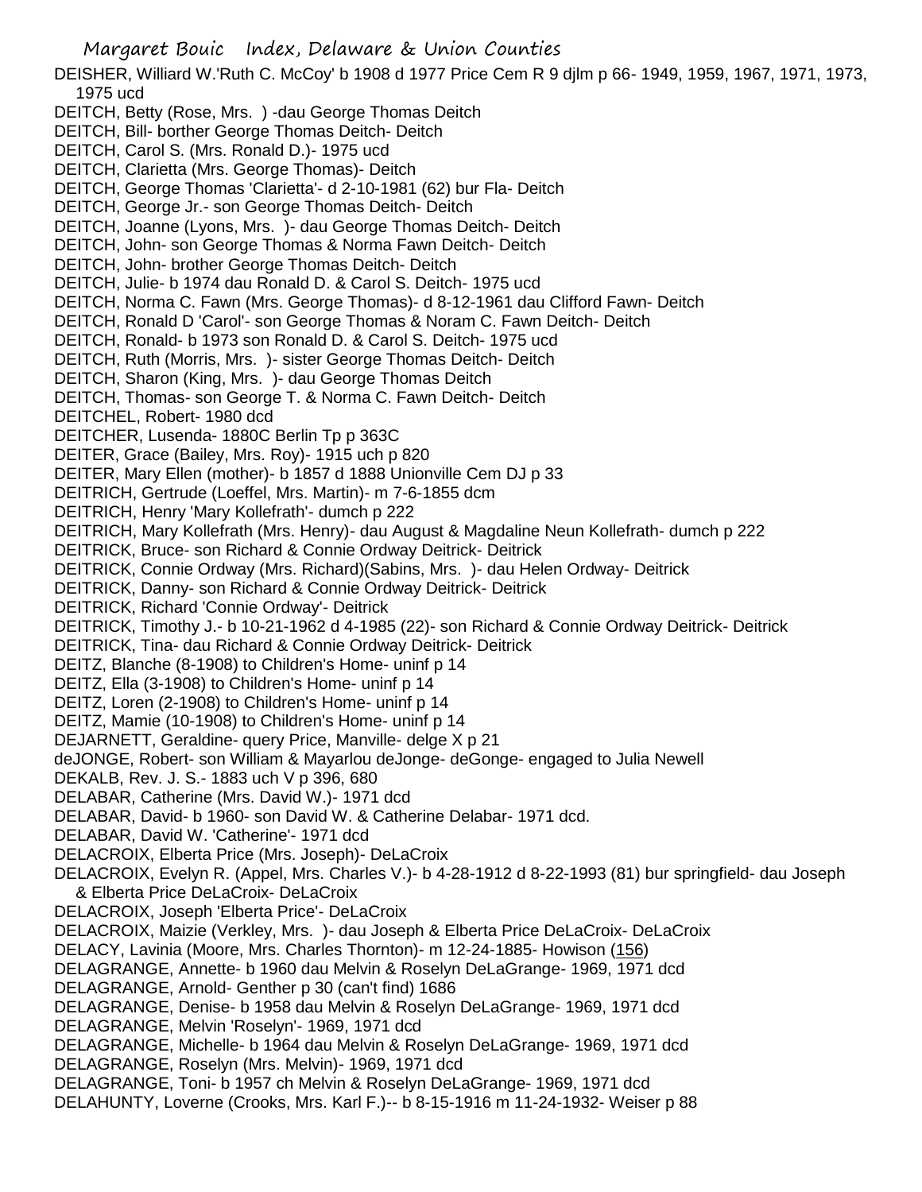DEISHER, Williard W.'Ruth C. McCoy' b 1908 d 1977 Price Cem R 9 djlm p 66- 1949, 1959, 1967, 1971, 1973, 1975 ucd

DEITCH, Betty (Rose, Mrs. ) -dau George Thomas Deitch

DEITCH, Bill- borther George Thomas Deitch- Deitch

DEITCH, Carol S. (Mrs. Ronald D.)- 1975 ucd

DEITCH, Clarietta (Mrs. George Thomas)- Deitch

DEITCH, George Thomas 'Clarietta'- d 2-10-1981 (62) bur Fla- Deitch

DEITCH, George Jr.- son George Thomas Deitch- Deitch

DEITCH, Joanne (Lyons, Mrs. )- dau George Thomas Deitch- Deitch

DEITCH, John- son George Thomas & Norma Fawn Deitch- Deitch

DEITCH, John- brother George Thomas Deitch- Deitch

DEITCH, Julie- b 1974 dau Ronald D. & Carol S. Deitch- 1975 ucd

DEITCH, Norma C. Fawn (Mrs. George Thomas)- d 8-12-1961 dau Clifford Fawn- Deitch

DEITCH, Ronald D 'Carol'- son George Thomas & Noram C. Fawn Deitch- Deitch

DEITCH, Ronald- b 1973 son Ronald D. & Carol S. Deitch- 1975 ucd

DEITCH, Ruth (Morris, Mrs. )- sister George Thomas Deitch- Deitch

DEITCH, Sharon (King, Mrs. )- dau George Thomas Deitch

DEITCH, Thomas- son George T. & Norma C. Fawn Deitch- Deitch

DEITCHEL, Robert- 1980 dcd

DEITCHER, Lusenda- 1880C Berlin Tp p 363C

DEITER, Grace (Bailey, Mrs. Roy)- 1915 uch p 820

DEITER, Mary Ellen (mother)- b 1857 d 1888 Unionville Cem DJ p 33

DEITRICH, Gertrude (Loeffel, Mrs. Martin)- m 7-6-1855 dcm

DEITRICH, Henry 'Mary Kollefrath'- dumch p 222

DEITRICH, Mary Kollefrath (Mrs. Henry)- dau August & Magdaline Neun Kollefrath- dumch p 222

DEITRICK, Bruce- son Richard & Connie Ordway Deitrick- Deitrick

DEITRICK, Connie Ordway (Mrs. Richard)(Sabins, Mrs. )- dau Helen Ordway- Deitrick

DEITRICK, Danny- son Richard & Connie Ordway Deitrick- Deitrick

DEITRICK, Richard 'Connie Ordway'- Deitrick

DEITRICK, Timothy J.- b 10-21-1962 d 4-1985 (22)- son Richard & Connie Ordway Deitrick- Deitrick

DEITRICK, Tina- dau Richard & Connie Ordway Deitrick- Deitrick

DEITZ, Blanche (8-1908) to Children's Home- uninf p 14

DEITZ, Ella (3-1908) to Children's Home- uninf p 14

DEITZ, Loren (2-1908) to Children's Home- uninf p 14

DEITZ, Mamie (10-1908) to Children's Home- uninf p 14

DEJARNETT, Geraldine- query Price, Manville- delge X p 21

deJONGE, Robert- son William & Mayarlou deJonge- deGonge- engaged to Julia Newell

DEKALB, Rev. J. S.- 1883 uch V p 396, 680

DELABAR, Catherine (Mrs. David W.)- 1971 dcd

DELABAR, David- b 1960- son David W. & Catherine Delabar- 1971 dcd.

DELABAR, David W. 'Catherine'- 1971 dcd

DELACROIX, Elberta Price (Mrs. Joseph)- DeLaCroix

DELACROIX, Evelyn R. (Appel, Mrs. Charles V.)- b 4-28-1912 d 8-22-1993 (81) bur springfield- dau Joseph & Elberta Price DeLaCroix- DeLaCroix

DELACROIX, Joseph 'Elberta Price'- DeLaCroix

DELACROIX, Maizie (Verkley, Mrs. )- dau Joseph & Elberta Price DeLaCroix- DeLaCroix

DELACY, Lavinia (Moore, Mrs. Charles Thornton)- m 12-24-1885- Howison (156)

DELAGRANGE, Annette- b 1960 dau Melvin & Roselyn DeLaGrange- 1969, 1971 dcd

DELAGRANGE, Arnold- Genther p 30 (can't find) 1686

DELAGRANGE, Denise- b 1958 dau Melvin & Roselyn DeLaGrange- 1969, 1971 dcd

DELAGRANGE, Melvin 'Roselyn'- 1969, 1971 dcd

DELAGRANGE, Michelle- b 1964 dau Melvin & Roselyn DeLaGrange- 1969, 1971 dcd

DELAGRANGE, Roselyn (Mrs. Melvin)- 1969, 1971 dcd

DELAGRANGE, Toni- b 1957 ch Melvin & Roselyn DeLaGrange- 1969, 1971 dcd

DELAHUNTY, Loverne (Crooks, Mrs. Karl F.)-- b 8-15-1916 m 11-24-1932- Weiser p 88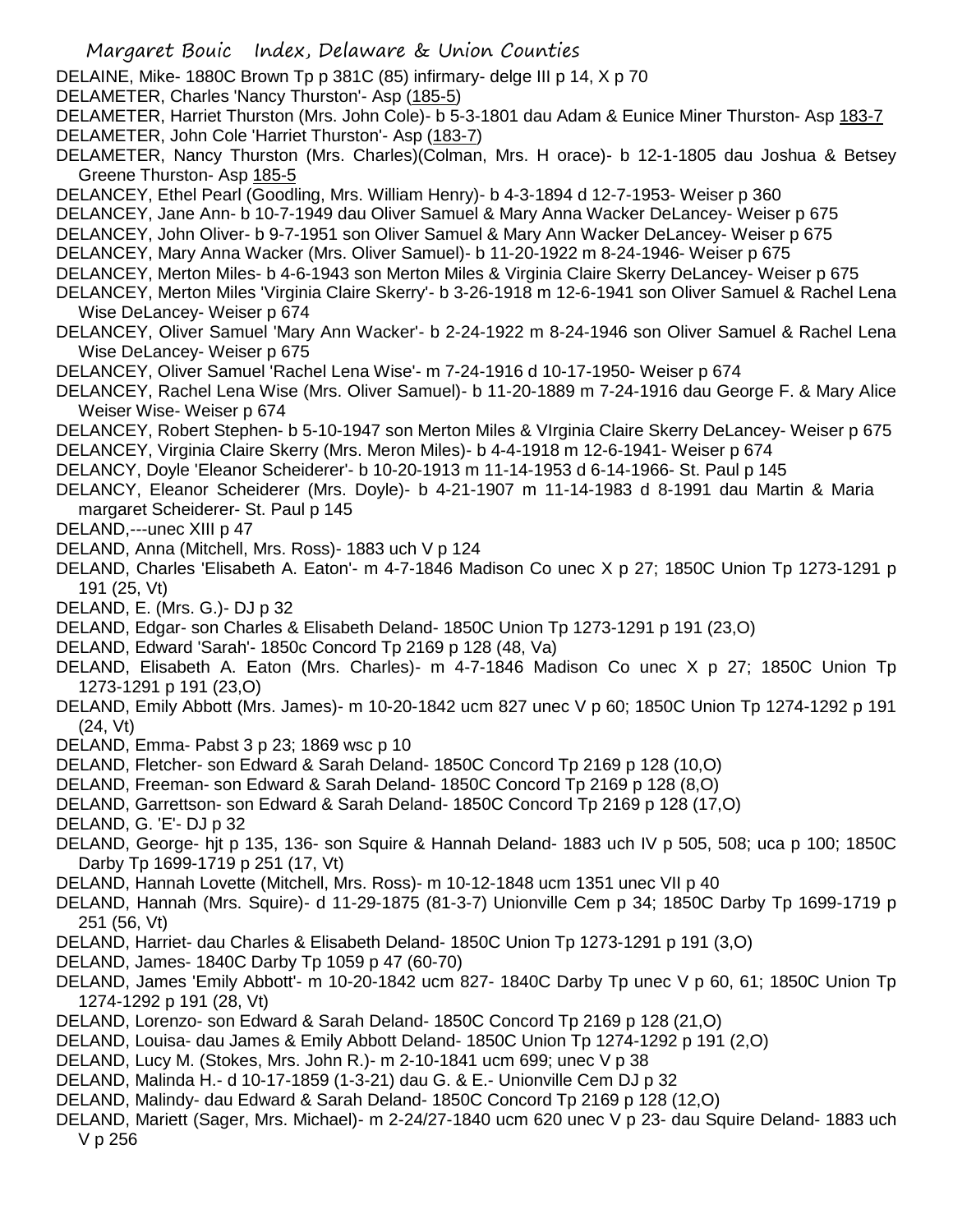DELAINE, Mike- 1880C Brown Tp p 381C (85) infirmary- delge III p 14, X p 70

DELAMETER, Charles 'Nancy Thurston'- Asp (185-5)

DELAMETER, Harriet Thurston (Mrs. John Cole)- b 5-3-1801 dau Adam & Eunice Miner Thurston- Asp 183-7

DELAMETER, John Cole 'Harriet Thurston'- Asp (183-7)

DELAMETER, Nancy Thurston (Mrs. Charles)(Colman, Mrs. H orace)- b 12-1-1805 dau Joshua & Betsey Greene Thurston- Asp 185-5

DELANCEY, Ethel Pearl (Goodling, Mrs. William Henry)- b 4-3-1894 d 12-7-1953- Weiser p 360

DELANCEY, Jane Ann- b 10-7-1949 dau Oliver Samuel & Mary Anna Wacker DeLancey- Weiser p 675

DELANCEY, John Oliver- b 9-7-1951 son Oliver Samuel & Mary Ann Wacker DeLancey- Weiser p 675

DELANCEY, Mary Anna Wacker (Mrs. Oliver Samuel)- b 11-20-1922 m 8-24-1946- Weiser p 675

DELANCEY, Merton Miles- b 4-6-1943 son Merton Miles & Virginia Claire Skerry DeLancey- Weiser p 675

DELANCEY, Merton Miles 'Virginia Claire Skerry'- b 3-26-1918 m 12-6-1941 son Oliver Samuel & Rachel Lena Wise DeLancey- Weiser p 674

DELANCEY, Oliver Samuel 'Mary Ann Wacker'- b 2-24-1922 m 8-24-1946 son Oliver Samuel & Rachel Lena Wise DeLancey- Weiser p 675

DELANCEY, Oliver Samuel 'Rachel Lena Wise'- m 7-24-1916 d 10-17-1950- Weiser p 674

DELANCEY, Rachel Lena Wise (Mrs. Oliver Samuel)- b 11-20-1889 m 7-24-1916 dau George F. & Mary Alice Weiser Wise- Weiser p 674

DELANCEY, Robert Stephen- b 5-10-1947 son Merton Miles & VIrginia Claire Skerry DeLancey- Weiser p 675

DELANCEY, Virginia Claire Skerry (Mrs. Meron Miles)- b 4-4-1918 m 12-6-1941- Weiser p 674

DELANCY, Doyle 'Eleanor Scheiderer'- b 10-20-1913 m 11-14-1953 d 6-14-1966- St. Paul p 145

DELANCY, Eleanor Scheiderer (Mrs. Doyle)- b 4-21-1907 m 11-14-1983 d 8-1991 dau Martin & Maria margaret Scheiderer- St. Paul p 145

DELAND,---unec XIII p 47

DELAND, Anna (Mitchell, Mrs. Ross)- 1883 uch V p 124

DELAND, Charles 'Elisabeth A. Eaton'- m 4-7-1846 Madison Co unec X p 27; 1850C Union Tp 1273-1291 p 191 (25, Vt)

DELAND, E. (Mrs. G.)- DJ p 32

DELAND, Edgar- son Charles & Elisabeth Deland- 1850C Union Tp 1273-1291 p 191 (23,O)

DELAND, Edward 'Sarah'- 1850c Concord Tp 2169 p 128 (48, Va)

DELAND, Elisabeth A. Eaton (Mrs. Charles)- m 4-7-1846 Madison Co unec X p 27; 1850C Union Tp 1273-1291 p 191 (23,O)

DELAND, Emily Abbott (Mrs. James)- m 10-20-1842 ucm 827 unec V p 60; 1850C Union Tp 1274-1292 p 191 (24, Vt)

DELAND, Emma- Pabst 3 p 23; 1869 wsc p 10

DELAND, Fletcher- son Edward & Sarah Deland- 1850C Concord Tp 2169 p 128 (10,O)

DELAND, Freeman- son Edward & Sarah Deland- 1850C Concord Tp 2169 p 128 (8,O)

DELAND, Garrettson- son Edward & Sarah Deland- 1850C Concord Tp 2169 p 128 (17,O)

DELAND, G. 'E'- DJ p 32

DELAND, George- hjt p 135, 136- son Squire & Hannah Deland- 1883 uch IV p 505, 508; uca p 100; 1850C Darby Tp 1699-1719 p 251 (17, Vt)

DELAND, Hannah Lovette (Mitchell, Mrs. Ross)- m 10-12-1848 ucm 1351 unec VII p 40

DELAND, Hannah (Mrs. Squire)- d 11-29-1875 (81-3-7) Unionville Cem p 34; 1850C Darby Tp 1699-1719 p 251 (56, Vt)

DELAND, Harriet- dau Charles & Elisabeth Deland- 1850C Union Tp 1273-1291 p 191 (3,O)

DELAND, James- 1840C Darby Tp 1059 p 47 (60-70)

DELAND, James 'Emily Abbott'- m 10-20-1842 ucm 827- 1840C Darby Tp unec V p 60, 61; 1850C Union Tp 1274-1292 p 191 (28, Vt)

DELAND, Lorenzo- son Edward & Sarah Deland- 1850C Concord Tp 2169 p 128 (21,O)

DELAND, Louisa- dau James & Emily Abbott Deland- 1850C Union Tp 1274-1292 p 191 (2,O)

DELAND, Lucy M. (Stokes, Mrs. John R.)- m 2-10-1841 ucm 699; unec V p 38

DELAND, Malinda H.- d 10-17-1859 (1-3-21) dau G. & E.- Unionville Cem DJ p 32

DELAND, Malindy- dau Edward & Sarah Deland- 1850C Concord Tp 2169 p 128 (12,O)

DELAND, Mariett (Sager, Mrs. Michael)- m 2-24/27-1840 ucm 620 unec V p 23- dau Squire Deland- 1883 uch V p 256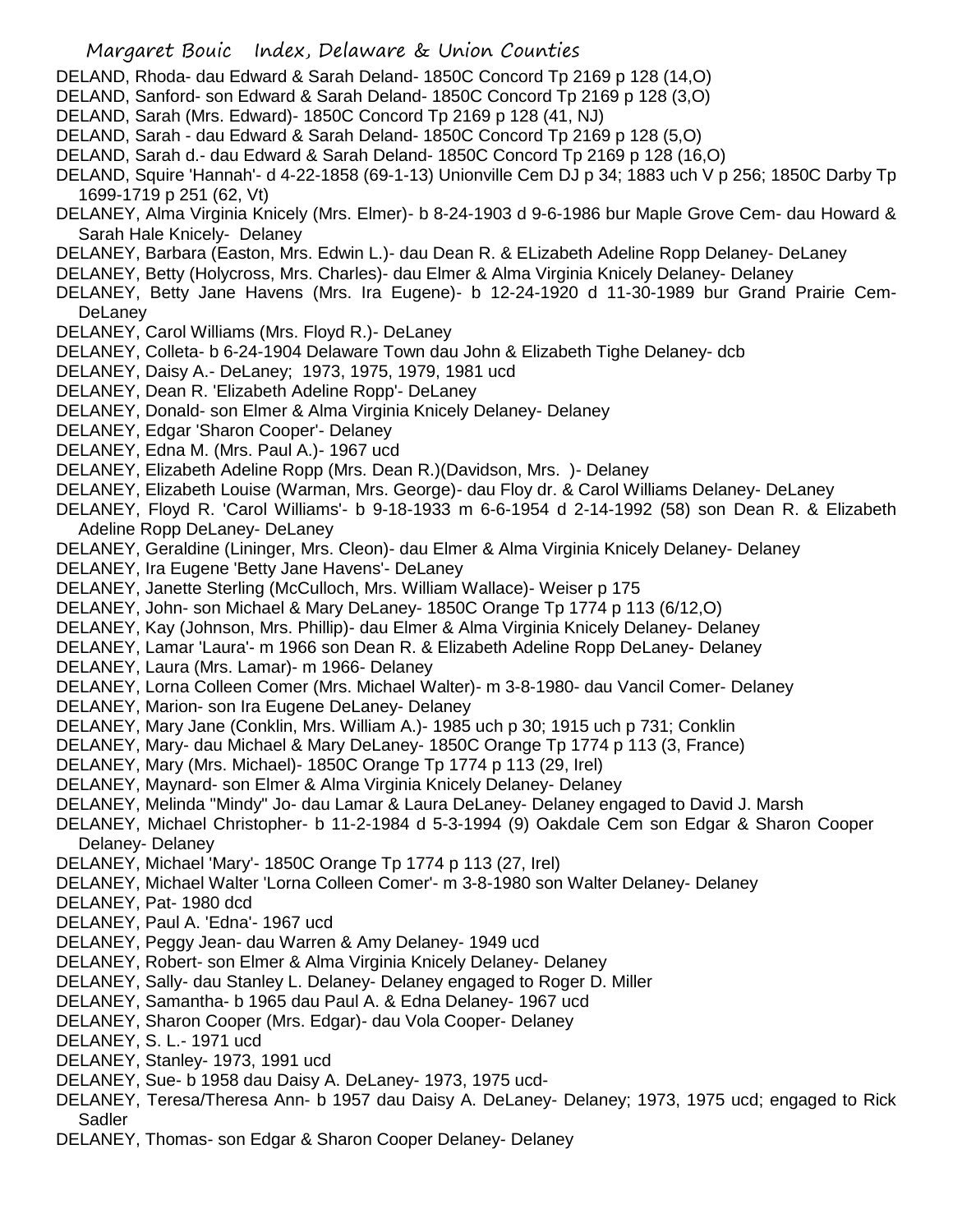DELAND, Rhoda- dau Edward & Sarah Deland- 1850C Concord Tp 2169 p 128 (14,O)

DELAND, Sanford- son Edward & Sarah Deland- 1850C Concord Tp 2169 p 128 (3,O)

DELAND, Sarah (Mrs. Edward)- 1850C Concord Tp 2169 p 128 (41, NJ)

DELAND, Sarah - dau Edward & Sarah Deland- 1850C Concord Tp 2169 p 128 (5,O)

DELAND, Sarah d.- dau Edward & Sarah Deland- 1850C Concord Tp 2169 p 128 (16,O)

DELAND, Squire 'Hannah'- d 4-22-1858 (69-1-13) Unionville Cem DJ p 34; 1883 uch V p 256; 1850C Darby Tp 1699-1719 p 251 (62, Vt)

DELANEY, Alma Virginia Knicely (Mrs. Elmer)- b 8-24-1903 d 9-6-1986 bur Maple Grove Cem- dau Howard & Sarah Hale Knicely- Delaney

DELANEY, Barbara (Easton, Mrs. Edwin L.)- dau Dean R. & ELizabeth Adeline Ropp Delaney- DeLaney

DELANEY, Betty (Holycross, Mrs. Charles)- dau Elmer & Alma Virginia Knicely Delaney- Delaney

DELANEY, Betty Jane Havens (Mrs. Ira Eugene)- b 12-24-1920 d 11-30-1989 bur Grand Prairie Cem- DeLaney

DELANEY, Carol Williams (Mrs. Floyd R.)- DeLaney

DELANEY, Colleta- b 6-24-1904 Delaware Town dau John & Elizabeth Tighe Delaney- dcb

DELANEY, Daisy A.- DeLaney; 1973, 1975, 1979, 1981 ucd

DELANEY, Dean R. 'Elizabeth Adeline Ropp'- DeLaney

DELANEY, Donald- son Elmer & Alma Virginia Knicely Delaney- Delaney

DELANEY, Edgar 'Sharon Cooper'- Delaney

DELANEY, Edna M. (Mrs. Paul A.)- 1967 ucd

DELANEY, Elizabeth Adeline Ropp (Mrs. Dean R.)(Davidson, Mrs. )- Delaney

DELANEY, Elizabeth Louise (Warman, Mrs. George)- dau Floy dr. & Carol Williams Delaney- DeLaney

DELANEY, Floyd R. 'Carol Williams'- b 9-18-1933 m 6-6-1954 d 2-14-1992 (58) son Dean R. & Elizabeth Adeline Ropp DeLaney- DeLaney

DELANEY, Geraldine (Lininger, Mrs. Cleon)- dau Elmer & Alma Virginia Knicely Delaney- Delaney

DELANEY, Ira Eugene 'Betty Jane Havens'- DeLaney

DELANEY, Janette Sterling (McCulloch, Mrs. William Wallace)- Weiser p 175

DELANEY, John- son Michael & Mary DeLaney- 1850C Orange Tp 1774 p 113 (6/12,O)

DELANEY, Kay (Johnson, Mrs. Phillip)- dau Elmer & Alma Virginia Knicely Delaney- Delaney

DELANEY, Lamar 'Laura'- m 1966 son Dean R. & Elizabeth Adeline Ropp DeLaney- Delaney

DELANEY, Laura (Mrs. Lamar)- m 1966- Delaney

DELANEY, Lorna Colleen Comer (Mrs. Michael Walter)- m 3-8-1980- dau Vancil Comer- Delaney

DELANEY, Marion- son Ira Eugene DeLaney- Delaney

DELANEY, Mary Jane (Conklin, Mrs. William A.)- 1985 uch p 30; 1915 uch p 731; Conklin

DELANEY, Mary- dau Michael & Mary DeLaney- 1850C Orange Tp 1774 p 113 (3, France)

DELANEY, Mary (Mrs. Michael)- 1850C Orange Tp 1774 p 113 (29, Irel)

DELANEY, Maynard- son Elmer & Alma Virginia Knicely Delaney- Delaney

DELANEY, Melinda "Mindy" Jo- dau Lamar & Laura DeLaney- Delaney engaged to David J. Marsh

DELANEY, Michael Christopher- b 11-2-1984 d 5-3-1994 (9) Oakdale Cem son Edgar & Sharon Cooper Delaney- Delaney

DELANEY, Michael 'Mary'- 1850C Orange Tp 1774 p 113 (27, Irel)

DELANEY, Michael Walter 'Lorna Colleen Comer'- m 3-8-1980 son Walter Delaney- Delaney

DELANEY, Pat- 1980 dcd

DELANEY, Paul A. 'Edna'- 1967 ucd

DELANEY, Peggy Jean- dau Warren & Amy Delaney- 1949 ucd

DELANEY, Robert- son Elmer & Alma Virginia Knicely Delaney- Delaney

DELANEY, Sally- dau Stanley L. Delaney- Delaney engaged to Roger D. Miller

DELANEY, Samantha- b 1965 dau Paul A. & Edna Delaney- 1967 ucd

DELANEY, Sharon Cooper (Mrs. Edgar)- dau Vola Cooper- Delaney

DELANEY, S. L.- 1971 ucd

DELANEY, Stanley- 1973, 1991 ucd

DELANEY, Sue- b 1958 dau Daisy A. DeLaney- 1973, 1975 ucd-

DELANEY, Teresa/Theresa Ann- b 1957 dau Daisy A. DeLaney- Delaney; 1973, 1975 ucd; engaged to Rick Sadler

DELANEY, Thomas- son Edgar & Sharon Cooper Delaney- Delaney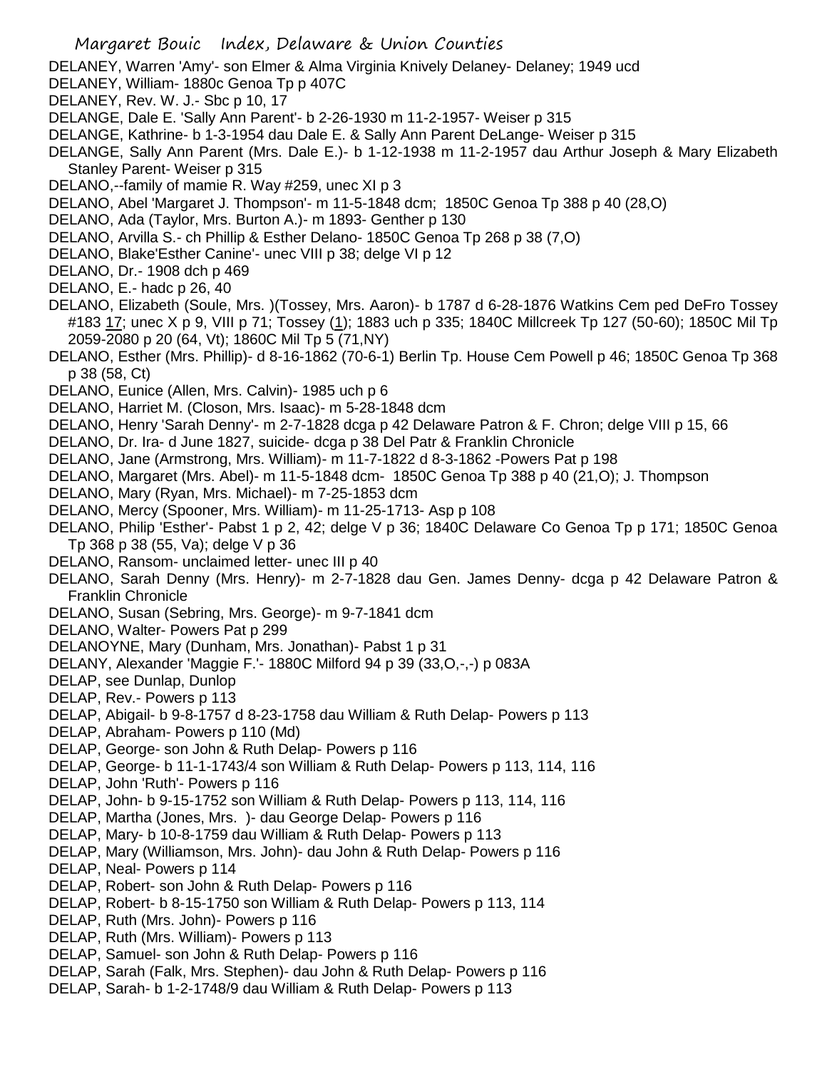DELANEY, Warren 'Amy'- son Elmer & Alma Virginia Knively Delaney- Delaney; 1949 ucd
DELANEY, William- 1880c Genoa Tp p 407C
DELANEY, Rev. W. J.- Sbc p 10, 17
DELANGE, Dale E. 'Sally Ann Parent'- b 2-26-1930 m 11-2-1957- Weiser p 315
DELANGE, Kathrine- b 1-3-1954 dau Dale E. & Sally Ann Parent DeLange- Weiser p 315
DELANGE, Sally Ann Parent (Mrs. Dale E.)- b 1-12-1938 m 11-2-1957 dau Arthur Joseph & Mary Elizabeth Stanley Parent- Weiser p 315
DELANO,--family of mamie R. Way #259, unec XI p 3
DELANO, Abel 'Margaret J. Thompson'- m 11-5-1848 dcm; 1850C Genoa Tp 388 p 40 (28,O)
DELANO, Ada (Taylor, Mrs. Burton A.)- m 1893- Genther p 130
DELANO, Arvilla S.- ch Phillip & Esther Delano- 1850C Genoa Tp 268 p 38 (7,O)
DELANO, Blake'Esther Canine'- unec VIII p 38; delge VI p 12
DELANO, Dr.- 1908 dch p 469
DELANO, E.- hadc p 26, 40
DELANO, Elizabeth (Soule, Mrs. )(Tossey, Mrs. Aaron)- b 1787 d 6-28-1876 Watkins Cem ped DeFro Tossey #183 17; unec X p 9, VIII p 71; Tossey (1); 1883 uch p 335; 1840C Millcreek Tp 127 (50-60); 1850C Mil Tp 2059-2080 p 20 (64, Vt); 1860C Mil Tp 5 (71,NY)
DELANO, Esther (Mrs. Phillip)- d 8-16-1862 (70-6-1) Berlin Tp. House Cem Powell p 46; 1850C Genoa Tp 368 p 38 (58, Ct)
DELANO, Eunice (Allen, Mrs. Calvin)- 1985 uch p 6
DELANO, Harriet M. (Closon, Mrs. Isaac)- m 5-28-1848 dcm
DELANO, Henry 'Sarah Denny'- m 2-7-1828 dcga p 42 Delaware Patron & F. Chron; delge VIII p 15, 66
DELANO, Dr. Ira- d June 1827, suicide- dcga p 38 Del Patr & Franklin Chronicle
DELANO, Jane (Armstrong, Mrs. William)- m 11-7-1822 d 8-3-1862 -Powers Pat p 198
DELANO, Margaret (Mrs. Abel)- m 11-5-1848 dcm- 1850C Genoa Tp 388 p 40 (21,O); J. Thompson
DELANO, Mary (Ryan, Mrs. Michael)- m 7-25-1853 dcm
DELANO, Mercy (Spooner, Mrs. William)- m 11-25-1713- Asp p 108
DELANO, Philip 'Esther'- Pabst 1 p 2, 42; delge V p 36; 1840C Delaware Co Genoa Tp p 171; 1850C Genoa Tp 368 p 38 (55, Va); delge V p 36
DELANO, Ransom- unclaimed letter- unec III p 40
DELANO, Sarah Denny (Mrs. Henry)- m 2-7-1828 dau Gen. James Denny- dcga p 42 Delaware Patron & Franklin Chronicle
DELANO, Susan (Sebring, Mrs. George)- m 9-7-1841 dcm
DELANO, Walter- Powers Pat p 299
DELANOYNE, Mary (Dunham, Mrs. Jonathan)- Pabst 1 p 31
DELANY, Alexander 'Maggie F.'- 1880C Milford 94 p 39 (33,O,-,-) p 083A
DELAP, see Dunlap, Dunlop
DELAP, Rev.- Powers p 113
DELAP, Abigail- b 9-8-1757 d 8-23-1758 dau William & Ruth Delap- Powers p 113
DELAP, Abraham- Powers p 110 (Md)
DELAP, George- son John & Ruth Delap- Powers p 116
DELAP, George- b 11-1-1743/4 son William & Ruth Delap- Powers p 113, 114, 116
DELAP, John 'Ruth'- Powers p 116
DELAP, John- b 9-15-1752 son William & Ruth Delap- Powers p 113, 114, 116
DELAP, Martha (Jones, Mrs. )- dau George Delap- Powers p 116
DELAP, Mary- b 10-8-1759 dau William & Ruth Delap- Powers p 113
DELAP, Mary (Williamson, Mrs. John)- dau John & Ruth Delap- Powers p 116
DELAP, Neal- Powers p 114
DELAP, Robert- son John & Ruth Delap- Powers p 116
DELAP, Robert- b 8-15-1750 son William & Ruth Delap- Powers p 113, 114
DELAP, Ruth (Mrs. John)- Powers p 116
DELAP, Ruth (Mrs. William)- Powers p 113
DELAP, Samuel- son John & Ruth Delap- Powers p 116
DELAP, Sarah (Falk, Mrs. Stephen)- dau John & Ruth Delap- Powers p 116
DELAP, Sarah- b 1-2-1748/9 dau William & Ruth Delap- Powers p 113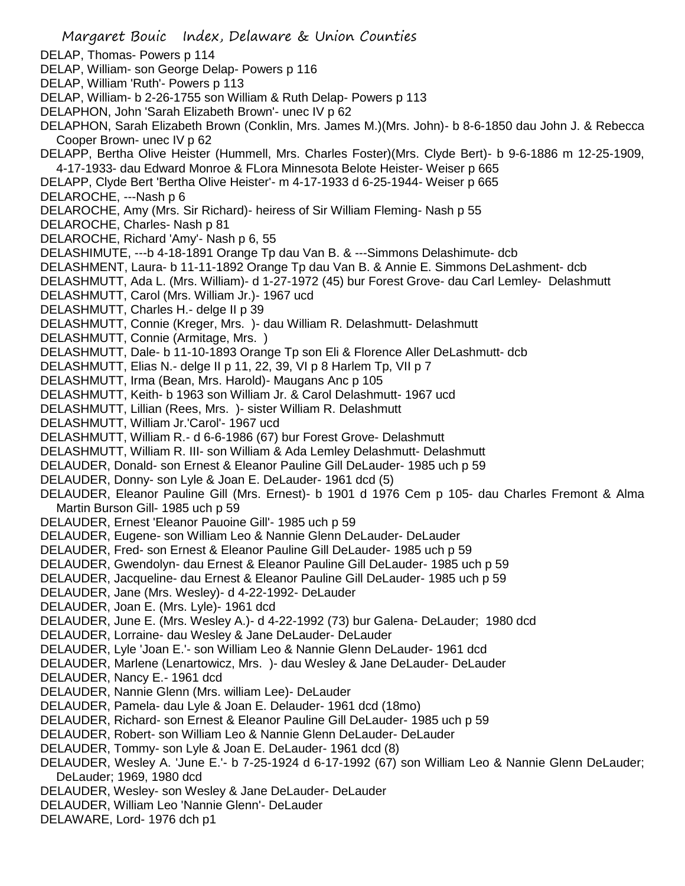DELAP, Thomas- Powers p 114
DELAP, William- son George Delap- Powers p 116
DELAP, William 'Ruth'- Powers p 113
DELAP, William- b 2-26-1755 son William & Ruth Delap- Powers p 113
DELAPHON, John 'Sarah Elizabeth Brown'- unec IV p 62
DELAPHON, Sarah Elizabeth Brown (Conklin, Mrs. James M.)(Mrs. John)- b 8-6-1850 dau John J. & Rebecca Cooper Brown- unec IV p 62
DELAPP, Bertha Olive Heister (Hummell, Mrs. Charles Foster)(Mrs. Clyde Bert)- b 9-6-1886 m 12-25-1909, 4-17-1933- dau Edward Monroe & FLora Minnesota Belote Heister- Weiser p 665
DELAPP, Clyde Bert 'Bertha Olive Heister'- m 4-17-1933 d 6-25-1944- Weiser p 665
DELAROCHE, ---Nash p 6
DELAROCHE, Amy (Mrs. Sir Richard)- heiress of Sir William Fleming- Nash p 55
DELAROCHE, Charles- Nash p 81
DELAROCHE, Richard 'Amy'- Nash p 6, 55
DELASHIMUTE, ---b 4-18-1891 Orange Tp dau Van B. & ---Simmons Delashimute- dcb
DELASHMENT, Laura- b 11-11-1892 Orange Tp dau Van B. & Annie E. Simmons DeLashment- dcb
DELASHMUTT, Ada L. (Mrs. William)- d 1-27-1972 (45) bur Forest Grove- dau Carl Lemley- Delashmutt
DELASHMUTT, Carol (Mrs. William Jr.)- 1967 ucd
DELASHMUTT, Charles H.- delge II p 39
DELASHMUTT, Connie (Kreger, Mrs. )- dau William R. Delashmutt- Delashmutt
DELASHMUTT, Connie (Armitage, Mrs. )
DELASHMUTT, Dale- b 11-10-1893 Orange Tp son Eli & Florence Aller DeLashmutt- dcb
DELASHMUTT, Elias N.- delge II p 11, 22, 39, VI p 8 Harlem Tp, VII p 7
DELASHMUTT, Irma (Bean, Mrs. Harold)- Maugans Anc p 105
DELASHMUTT, Keith- b 1963 son William Jr. & Carol Delashmutt- 1967 ucd
DELASHMUTT, Lillian (Rees, Mrs. )- sister William R. Delashmutt
DELASHMUTT, William Jr.'Carol'- 1967 ucd
DELASHMUTT, William R.- d 6-6-1986 (67) bur Forest Grove- Delashmutt
DELASHMUTT, William R. III- son William & Ada Lemley Delashmutt- Delashmutt
DELAUDER, Donald- son Ernest & Eleanor Pauline Gill DeLauder- 1985 uch p 59
DELAUDER, Donny- son Lyle & Joan E. DeLauder- 1961 dcd (5)
DELAUDER, Eleanor Pauline Gill (Mrs. Ernest)- b 1901 d 1976 Cem p 105- dau Charles Fremont & Alma Martin Burson Gill- 1985 uch p 59
DELAUDER, Ernest 'Eleanor Pauoine Gill'- 1985 uch p 59
DELAUDER, Eugene- son William Leo & Nannie Glenn DeLauder- DeLauder
DELAUDER, Fred- son Ernest & Eleanor Pauline Gill DeLauder- 1985 uch p 59
DELAUDER, Gwendolyn- dau Ernest & Eleanor Pauline Gill DeLauder- 1985 uch p 59
DELAUDER, Jacqueline- dau Ernest & Eleanor Pauline Gill DeLauder- 1985 uch p 59
DELAUDER, Jane (Mrs. Wesley)- d 4-22-1992- DeLauder
DELAUDER, Joan E. (Mrs. Lyle)- 1961 dcd
DELAUDER, June E. (Mrs. Wesley A.)- d 4-22-1992 (73) bur Galena- DeLauder; 1980 dcd
DELAUDER, Lorraine- dau Wesley & Jane DeLauder- DeLauder
DELAUDER, Lyle 'Joan E.'- son William Leo & Nannie Glenn DeLauder- 1961 dcd
DELAUDER, Marlene (Lenartowicz, Mrs. )- dau Wesley & Jane DeLauder- DeLauder
DELAUDER, Nancy E.- 1961 dcd
DELAUDER, Nannie Glenn (Mrs. william Lee)- DeLauder
DELAUDER, Pamela- dau Lyle & Joan E. Delauder- 1961 dcd (18mo)
DELAUDER, Richard- son Ernest & Eleanor Pauline Gill DeLauder- 1985 uch p 59
DELAUDER, Robert- son William Leo & Nannie Glenn DeLauder- DeLauder
DELAUDER, Tommy- son Lyle & Joan E. DeLauder- 1961 dcd (8)
DELAUDER, Wesley A. 'June E.'- b 7-25-1924 d 6-17-1992 (67) son William Leo & Nannie Glenn DeLauder; DeLauder; 1969, 1980 dcd
DELAUDER, Wesley- son Wesley & Jane DeLauder- DeLauder
DELAUDER, William Leo 'Nannie Glenn'- DeLauder
DELAWARE, Lord- 1976 dch p1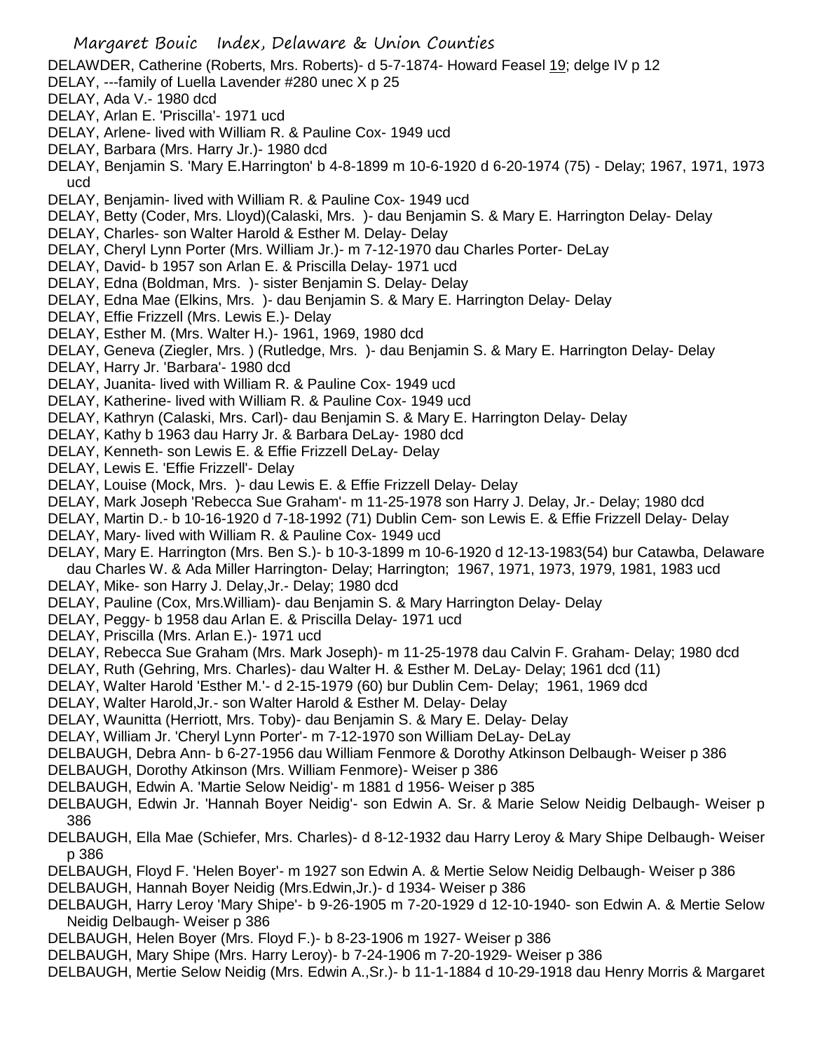DELAWDER, Catherine (Roberts, Mrs. Roberts)- d 5-7-1874- Howard Feasel 19; delge IV p 12

DELAY, ---family of Luella Lavender #280 unec X p 25

DELAY, Ada V.- 1980 dcd

DELAY, Arlan E. 'Priscilla'- 1971 ucd

DELAY, Arlene- lived with William R. & Pauline Cox- 1949 ucd

DELAY, Barbara (Mrs. Harry Jr.)- 1980 dcd

DELAY, Benjamin S. 'Mary E.Harrington' b 4-8-1899 m 10-6-1920 d 6-20-1974 (75) - Delay; 1967, 1971, 1973 ucd

DELAY, Benjamin- lived with William R. & Pauline Cox- 1949 ucd

DELAY, Betty (Coder, Mrs. Lloyd)(Calaski, Mrs. )- dau Benjamin S. & Mary E. Harrington Delay- Delay

DELAY, Charles- son Walter Harold & Esther M. Delay- Delay

DELAY, Cheryl Lynn Porter (Mrs. William Jr.)- m 7-12-1970 dau Charles Porter- DeLay

DELAY, David- b 1957 son Arlan E. & Priscilla Delay- 1971 ucd

DELAY, Edna (Boldman, Mrs. )- sister Benjamin S. Delay- Delay

DELAY, Edna Mae (Elkins, Mrs. )- dau Benjamin S. & Mary E. Harrington Delay- Delay

DELAY, Effie Frizzell (Mrs. Lewis E.)- Delay

DELAY, Esther M. (Mrs. Walter H.)- 1961, 1969, 1980 dcd

DELAY, Geneva (Ziegler, Mrs. ) (Rutledge, Mrs. )- dau Benjamin S. & Mary E. Harrington Delay- Delay

DELAY, Harry Jr. 'Barbara'- 1980 dcd

DELAY, Juanita- lived with William R. & Pauline Cox- 1949 ucd

DELAY, Katherine- lived with William R. & Pauline Cox- 1949 ucd

DELAY, Kathryn (Calaski, Mrs. Carl)- dau Benjamin S. & Mary E. Harrington Delay- Delay

DELAY, Kathy b 1963 dau Harry Jr. & Barbara DeLay- 1980 dcd

DELAY, Kenneth- son Lewis E. & Effie Frizzell DeLay- Delay

DELAY, Lewis E. 'Effie Frizzell'- Delay

DELAY, Louise (Mock, Mrs. )- dau Lewis E. & Effie Frizzell Delay- Delay

DELAY, Mark Joseph 'Rebecca Sue Graham'- m 11-25-1978 son Harry J. Delay, Jr.- Delay; 1980 dcd

DELAY, Martin D.- b 10-16-1920 d 7-18-1992 (71) Dublin Cem- son Lewis E. & Effie Frizzell Delay- Delay

DELAY, Mary- lived with William R. & Pauline Cox- 1949 ucd

DELAY, Mary E. Harrington (Mrs. Ben S.)- b 10-3-1899 m 10-6-1920 d 12-13-1983(54) bur Catawba, Delaware dau Charles W. & Ada Miller Harrington- Delay; Harrington; 1967, 1971, 1973, 1979, 1981, 1983 ucd

DELAY, Mike- son Harry J. Delay,Jr.- Delay; 1980 dcd

DELAY, Pauline (Cox, Mrs.William)- dau Benjamin S. & Mary Harrington Delay- Delay

DELAY, Peggy- b 1958 dau Arlan E. & Priscilla Delay- 1971 ucd

DELAY, Priscilla (Mrs. Arlan E.)- 1971 ucd

DELAY, Rebecca Sue Graham (Mrs. Mark Joseph)- m 11-25-1978 dau Calvin F. Graham- Delay; 1980 dcd

DELAY, Ruth (Gehring, Mrs. Charles)- dau Walter H. & Esther M. DeLay- Delay; 1961 dcd (11)

DELAY, Walter Harold 'Esther M.'- d 2-15-1979 (60) bur Dublin Cem- Delay; 1961, 1969 dcd

DELAY, Walter Harold,Jr.- son Walter Harold & Esther M. Delay- Delay

DELAY, Waunitta (Herriott, Mrs. Toby)- dau Benjamin S. & Mary E. Delay- Delay

DELAY, William Jr. 'Cheryl Lynn Porter'- m 7-12-1970 son William DeLay- DeLay

DELBAUGH, Debra Ann- b 6-27-1956 dau William Fenmore & Dorothy Atkinson Delbaugh- Weiser p 386

DELBAUGH, Dorothy Atkinson (Mrs. William Fenmore)- Weiser p 386

DELBAUGH, Edwin A. 'Martie Selow Neidig'- m 1881 d 1956- Weiser p 385

DELBAUGH, Edwin Jr. 'Hannah Boyer Neidig'- son Edwin A. Sr. & Marie Selow Neidig Delbaugh- Weiser p 386

DELBAUGH, Ella Mae (Schiefer, Mrs. Charles)- d 8-12-1932 dau Harry Leroy & Mary Shipe Delbaugh- Weiser p 386

DELBAUGH, Floyd F. 'Helen Boyer'- m 1927 son Edwin A. & Mertie Selow Neidig Delbaugh- Weiser p 386

DELBAUGH, Hannah Boyer Neidig (Mrs.Edwin,Jr.)- d 1934- Weiser p 386

DELBAUGH, Harry Leroy 'Mary Shipe'- b 9-26-1905 m 7-20-1929 d 12-10-1940- son Edwin A. & Mertie Selow Neidig Delbaugh- Weiser p 386

DELBAUGH, Helen Boyer (Mrs. Floyd F.)- b 8-23-1906 m 1927- Weiser p 386

DELBAUGH, Mary Shipe (Mrs. Harry Leroy)- b 7-24-1906 m 7-20-1929- Weiser p 386

DELBAUGH, Mertie Selow Neidig (Mrs. Edwin A.,Sr.)- b 11-1-1884 d 10-29-1918 dau Henry Morris & Margaret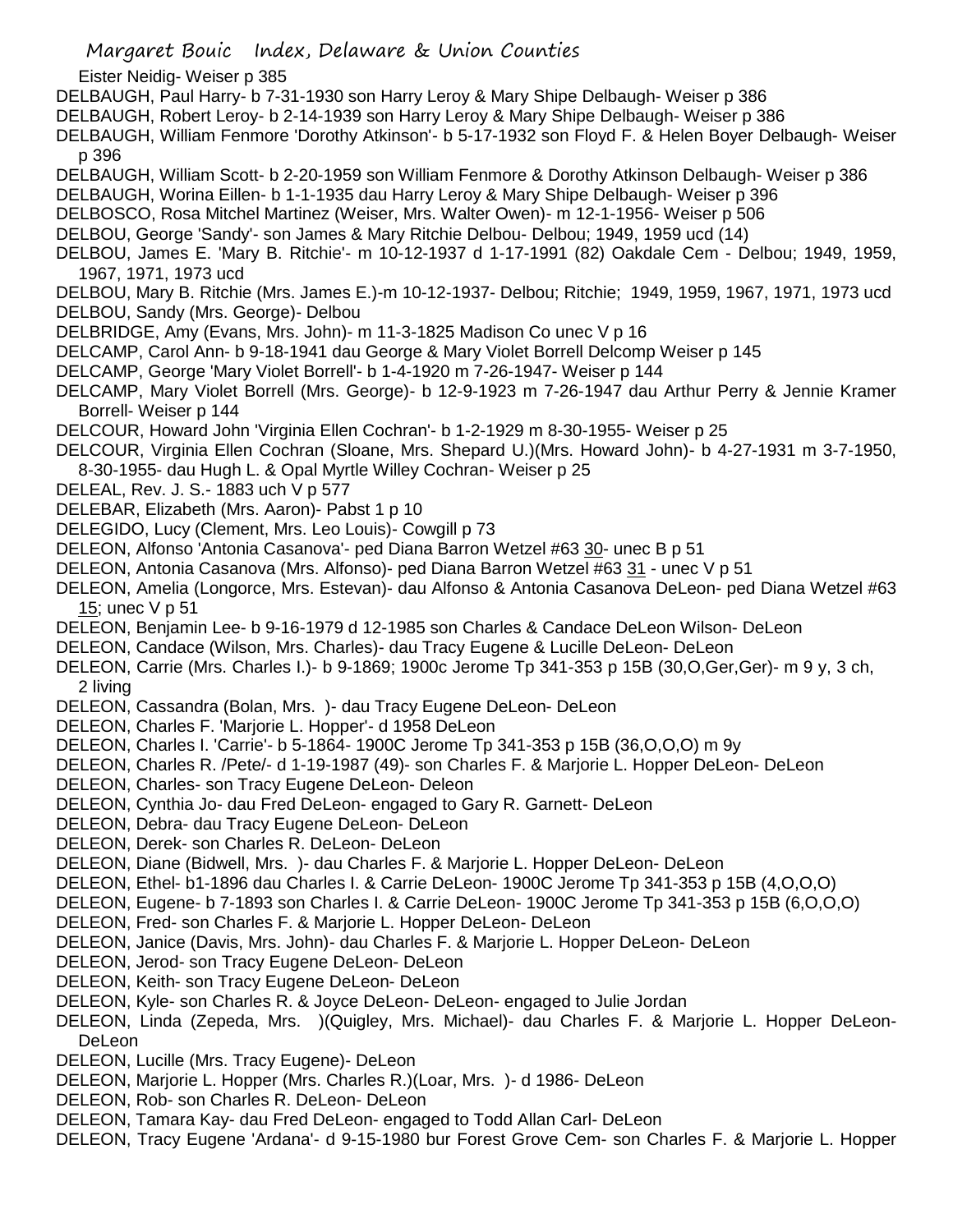Eister Neidig- Weiser p 385

DELBAUGH, Paul Harry- b 7-31-1930 son Harry Leroy & Mary Shipe Delbaugh- Weiser p 386

DELBAUGH, Robert Leroy- b 2-14-1939 son Harry Leroy & Mary Shipe Delbaugh- Weiser p 386

DELBAUGH, William Fenmore 'Dorothy Atkinson'- b 5-17-1932 son Floyd F. & Helen Boyer Delbaugh- Weiser p 396

DELBAUGH, William Scott- b 2-20-1959 son William Fenmore & Dorothy Atkinson Delbaugh- Weiser p 386

DELBAUGH, Worina Eillen- b 1-1-1935 dau Harry Leroy & Mary Shipe Delbaugh- Weiser p 396

DELBOSCO, Rosa Mitchel Martinez (Weiser, Mrs. Walter Owen)- m 12-1-1956- Weiser p 506

DELBOU, George 'Sandy'- son James & Mary Ritchie Delbou- Delbou; 1949, 1959 ucd (14)

DELBOU, James E. 'Mary B. Ritchie'- m 10-12-1937 d 1-17-1991 (82) Oakdale Cem - Delbou; 1949, 1959, 1967, 1971, 1973 ucd

DELBOU, Mary B. Ritchie (Mrs. James E.)-m 10-12-1937- Delbou; Ritchie; 1949, 1959, 1967, 1971, 1973 ucd

DELBOU, Sandy (Mrs. George)- Delbou

DELBRIDGE, Amy (Evans, Mrs. John)- m 11-3-1825 Madison Co unec V p 16

DELCAMP, Carol Ann- b 9-18-1941 dau George & Mary Violet Borrell Delcomp Weiser p 145

DELCAMP, George 'Mary Violet Borrell'- b 1-4-1920 m 7-26-1947- Weiser p 144

DELCAMP, Mary Violet Borrell (Mrs. George)- b 12-9-1923 m 7-26-1947 dau Arthur Perry & Jennie Kramer Borrell- Weiser p 144

DELCOUR, Howard John 'Virginia Ellen Cochran'- b 1-2-1929 m 8-30-1955- Weiser p 25

DELCOUR, Virginia Ellen Cochran (Sloane, Mrs. Shepard U.)(Mrs. Howard John)- b 4-27-1931 m 3-7-1950, 8-30-1955- dau Hugh L. & Opal Myrtle Willey Cochran- Weiser p 25

DELEAL, Rev. J. S.- 1883 uch V p 577

DELEBAR, Elizabeth (Mrs. Aaron)- Pabst 1 p 10

DELEGIDO, Lucy (Clement, Mrs. Leo Louis)- Cowgill p 73

DELEON, Alfonso 'Antonia Casanova'- ped Diana Barron Wetzel #63 30- unec B p 51

DELEON, Antonia Casanova (Mrs. Alfonso)- ped Diana Barron Wetzel #63 31 - unec V p 51

DELEON, Amelia (Longorce, Mrs. Estevan)- dau Alfonso & Antonia Casanova DeLeon- ped Diana Wetzel #63 15; unec V p 51

DELEON, Benjamin Lee- b 9-16-1979 d 12-1985 son Charles & Candace DeLeon Wilson- DeLeon

DELEON, Candace (Wilson, Mrs. Charles)- dau Tracy Eugene & Lucille DeLeon- DeLeon

DELEON, Carrie (Mrs. Charles I.)- b 9-1869; 1900c Jerome Tp 341-353 p 15B (30,O,Ger,Ger)- m 9 y, 3 ch, 2 living

DELEON, Cassandra (Bolan, Mrs. )- dau Tracy Eugene DeLeon- DeLeon

DELEON, Charles F. 'Marjorie L. Hopper'- d 1958 DeLeon

DELEON, Charles I. 'Carrie'- b 5-1864- 1900C Jerome Tp 341-353 p 15B (36,O,O,O) m 9y

DELEON, Charles R. /Pete/- d 1-19-1987 (49)- son Charles F. & Marjorie L. Hopper DeLeon- DeLeon

DELEON, Charles- son Tracy Eugene DeLeon- Deleon

DELEON, Cynthia Jo- dau Fred DeLeon- engaged to Gary R. Garnett- DeLeon

DELEON, Debra- dau Tracy Eugene DeLeon- DeLeon

DELEON, Derek- son Charles R. DeLeon- DeLeon

DELEON, Diane (Bidwell, Mrs. )- dau Charles F. & Marjorie L. Hopper DeLeon- DeLeon

DELEON, Ethel- b1-1896 dau Charles I. & Carrie DeLeon- 1900C Jerome Tp 341-353 p 15B (4,O,O,O)

DELEON, Eugene- b 7-1893 son Charles I. & Carrie DeLeon- 1900C Jerome Tp 341-353 p 15B (6,O,O,O)

DELEON, Fred- son Charles F. & Marjorie L. Hopper DeLeon- DeLeon

DELEON, Janice (Davis, Mrs. John)- dau Charles F. & Marjorie L. Hopper DeLeon- DeLeon

DELEON, Jerod- son Tracy Eugene DeLeon- DeLeon

DELEON, Keith- son Tracy Eugene DeLeon- DeLeon

DELEON, Kyle- son Charles R. & Joyce DeLeon- DeLeon- engaged to Julie Jordan

DELEON, Linda (Zepeda, Mrs. )(Quigley, Mrs. Michael)- dau Charles F. & Marjorie L. Hopper DeLeon- DeLeon

DELEON, Lucille (Mrs. Tracy Eugene)- DeLeon

DELEON, Marjorie L. Hopper (Mrs. Charles R.)(Loar, Mrs. )- d 1986- DeLeon

DELEON, Rob- son Charles R. DeLeon- DeLeon

DELEON, Tamara Kay- dau Fred DeLeon- engaged to Todd Allan Carl- DeLeon

DELEON, Tracy Eugene 'Ardana'- d 9-15-1980 bur Forest Grove Cem- son Charles F. & Marjorie L. Hopper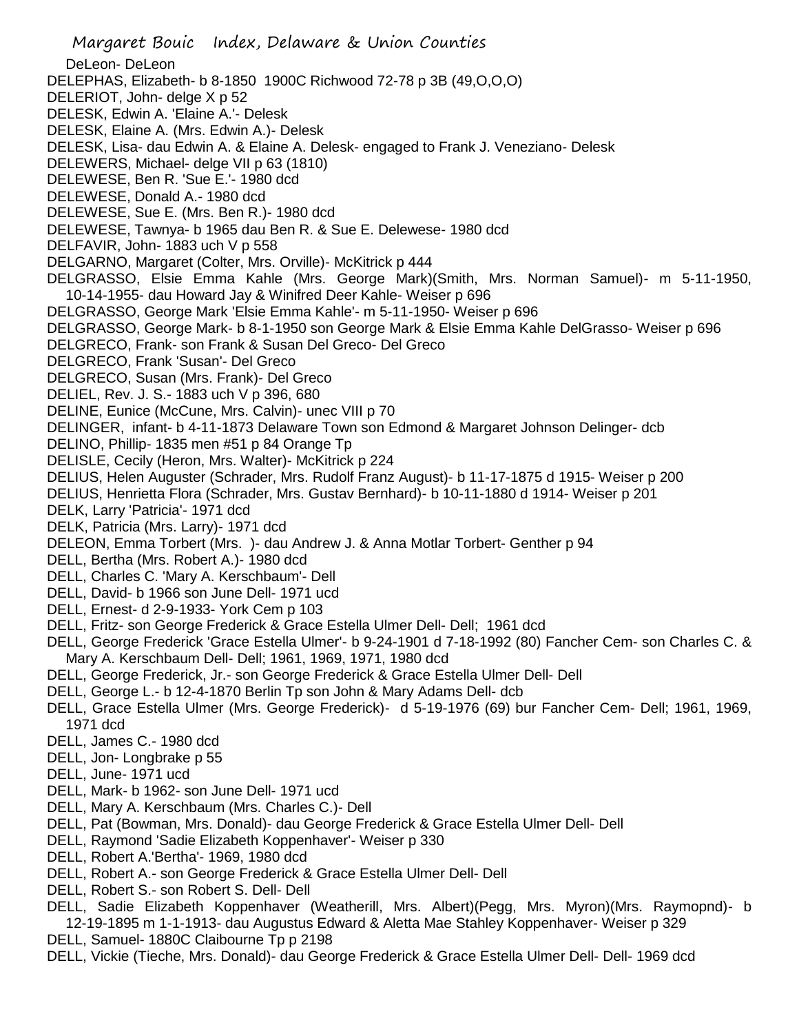DeLeon- DeLeon

DELEPHAS, Elizabeth- b 8-1850 1900C Richwood 72-78 p 3B (49,O,O,O)

DELERIOT, John- delge X p 52

DELESK, Edwin A. 'Elaine A.'- Delesk

DELESK, Elaine A. (Mrs. Edwin A.)- Delesk

DELESK, Lisa- dau Edwin A. & Elaine A. Delesk- engaged to Frank J. Veneziano- Delesk

DELEWERS, Michael- delge VII p 63 (1810)

DELEWESE, Ben R. 'Sue E.'- 1980 dcd

DELEWESE, Donald A.- 1980 dcd

DELEWESE, Sue E. (Mrs. Ben R.)- 1980 dcd

DELEWESE, Tawnya- b 1965 dau Ben R. & Sue E. Delewese- 1980 dcd

DELFAVIR, John- 1883 uch V p 558

DELGARNO, Margaret (Colter, Mrs. Orville)- McKitrick p 444

DELGRASSO, Elsie Emma Kahle (Mrs. George Mark)(Smith, Mrs. Norman Samuel)- m 5-11-1950, 10-14-1955- dau Howard Jay & Winifred Deer Kahle- Weiser p 696

DELGRASSO, George Mark 'Elsie Emma Kahle'- m 5-11-1950- Weiser p 696

DELGRASSO, George Mark- b 8-1-1950 son George Mark & Elsie Emma Kahle DelGrasso- Weiser p 696

DELGRECO, Frank- son Frank & Susan Del Greco- Del Greco

DELGRECO, Frank 'Susan'- Del Greco

DELGRECO, Susan (Mrs. Frank)- Del Greco

DELIEL, Rev. J. S.- 1883 uch V p 396, 680

DELINE, Eunice (McCune, Mrs. Calvin)- unec VIII p 70

DELINGER, infant- b 4-11-1873 Delaware Town son Edmond & Margaret Johnson Delinger- dcb

DELINO, Phillip- 1835 men #51 p 84 Orange Tp

DELISLE, Cecily (Heron, Mrs. Walter)- McKitrick p 224

DELIUS, Helen Auguster (Schrader, Mrs. Rudolf Franz August)- b 11-17-1875 d 1915- Weiser p 200

DELIUS, Henrietta Flora (Schrader, Mrs. Gustav Bernhard)- b 10-11-1880 d 1914- Weiser p 201

DELK, Larry 'Patricia'- 1971 dcd

DELK, Patricia (Mrs. Larry)- 1971 dcd

DELEON, Emma Torbert (Mrs. )- dau Andrew J. & Anna Motlar Torbert- Genther p 94

DELL, Bertha (Mrs. Robert A.)- 1980 dcd

DELL, Charles C. 'Mary A. Kerschbaum'- Dell

DELL, David- b 1966 son June Dell- 1971 ucd

DELL, Ernest- d 2-9-1933- York Cem p 103

DELL, Fritz- son George Frederick & Grace Estella Ulmer Dell- Dell; 1961 dcd

DELL, George Frederick 'Grace Estella Ulmer'- b 9-24-1901 d 7-18-1992 (80) Fancher Cem- son Charles C. & Mary A. Kerschbaum Dell- Dell; 1961, 1969, 1971, 1980 dcd

DELL, George Frederick, Jr.- son George Frederick & Grace Estella Ulmer Dell- Dell

DELL, George L.- b 12-4-1870 Berlin Tp son John & Mary Adams Dell- dcb

DELL, Grace Estella Ulmer (Mrs. George Frederick)- d 5-19-1976 (69) bur Fancher Cem- Dell; 1961, 1969, 1971 dcd

DELL, James C.- 1980 dcd

DELL, Jon- Longbrake p 55

DELL, June- 1971 ucd

DELL, Mark- b 1962- son June Dell- 1971 ucd

DELL, Mary A. Kerschbaum (Mrs. Charles C.)- Dell

DELL, Pat (Bowman, Mrs. Donald)- dau George Frederick & Grace Estella Ulmer Dell- Dell

DELL, Raymond 'Sadie Elizabeth Koppenhaver'- Weiser p 330

DELL, Robert A.'Bertha'- 1969, 1980 dcd

DELL, Robert A.- son George Frederick & Grace Estella Ulmer Dell- Dell

DELL, Robert S.- son Robert S. Dell- Dell

DELL, Sadie Elizabeth Koppenhaver (Weatherill, Mrs. Albert)(Pegg, Mrs. Myron)(Mrs. Raymopnd)- b 12-19-1895 m 1-1-1913- dau Augustus Edward & Aletta Mae Stahley Koppenhaver- Weiser p 329

DELL, Samuel- 1880C Claibourne Tp p 2198

DELL, Vickie (Tieche, Mrs. Donald)- dau George Frederick & Grace Estella Ulmer Dell- Dell- 1969 dcd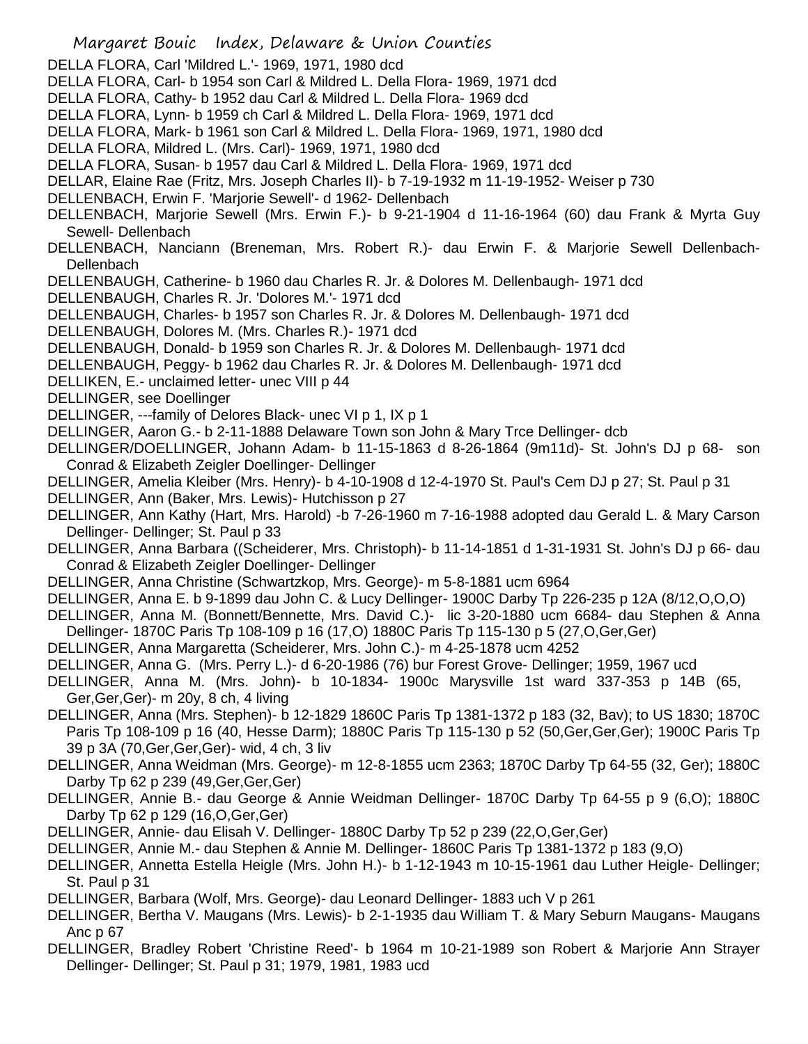DELLA FLORA, Carl 'Mildred L.'- 1969, 1971, 1980 dcd

DELLA FLORA, Carl- b 1954 son Carl & Mildred L. Della Flora- 1969, 1971 dcd

DELLA FLORA, Cathy- b 1952 dau Carl & Mildred L. Della Flora- 1969 dcd

DELLA FLORA, Lynn- b 1959 ch Carl & Mildred L. Della Flora- 1969, 1971 dcd

DELLA FLORA, Mark- b 1961 son Carl & Mildred L. Della Flora- 1969, 1971, 1980 dcd

DELLA FLORA, Mildred L. (Mrs. Carl)- 1969, 1971, 1980 dcd

DELLA FLORA, Susan- b 1957 dau Carl & Mildred L. Della Flora- 1969, 1971 dcd

DELLAR, Elaine Rae (Fritz, Mrs. Joseph Charles II)- b 7-19-1932 m 11-19-1952- Weiser p 730

DELLENBACH, Erwin F. 'Marjorie Sewell'- d 1962- Dellenbach

DELLENBACH, Marjorie Sewell (Mrs. Erwin F.)- b 9-21-1904 d 11-16-1964 (60) dau Frank & Myrta Guy Sewell- Dellenbach

DELLENBACH, Nanciann (Breneman, Mrs. Robert R.)- dau Erwin F. & Marjorie Sewell Dellenbach- Dellenbach

DELLENBAUGH, Catherine- b 1960 dau Charles R. Jr. & Dolores M. Dellenbaugh- 1971 dcd

DELLENBAUGH, Charles R. Jr. 'Dolores M.'- 1971 dcd

DELLENBAUGH, Charles- b 1957 son Charles R. Jr. & Dolores M. Dellenbaugh- 1971 dcd

DELLENBAUGH, Dolores M. (Mrs. Charles R.)- 1971 dcd

DELLENBAUGH, Donald- b 1959 son Charles R. Jr. & Dolores M. Dellenbaugh- 1971 dcd

DELLENBAUGH, Peggy- b 1962 dau Charles R. Jr. & Dolores M. Dellenbaugh- 1971 dcd

DELLIKEN, E.- unclaimed letter- unec VIII p 44

DELLINGER, see Doellinger

DELLINGER, ---family of Delores Black- unec VI p 1, IX p 1

DELLINGER, Aaron G.- b 2-11-1888 Delaware Town son John & Mary Trce Dellinger- dcb

DELLINGER/DOELLINGER, Johann Adam- b 11-15-1863 d 8-26-1864 (9m11d)- St. John's DJ p 68- son Conrad & Elizabeth Zeigler Doellinger- Dellinger

DELLINGER, Amelia Kleiber (Mrs. Henry)- b 4-10-1908 d 12-4-1970 St. Paul's Cem DJ p 27; St. Paul p 31

DELLINGER, Ann (Baker, Mrs. Lewis)- Hutchisson p 27

DELLINGER, Ann Kathy (Hart, Mrs. Harold) -b 7-26-1960 m 7-16-1988 adopted dau Gerald L. & Mary Carson Dellinger- Dellinger; St. Paul p 33

DELLINGER, Anna Barbara ((Scheiderer, Mrs. Christoph)- b 11-14-1851 d 1-31-1931 St. John's DJ p 66- dau Conrad & Elizabeth Zeigler Doellinger- Dellinger

DELLINGER, Anna Christine (Schwartzkop, Mrs. George)- m 5-8-1881 ucm 6964

DELLINGER, Anna E. b 9-1899 dau John C. & Lucy Dellinger- 1900C Darby Tp 226-235 p 12A (8/12,O,O,O)

DELLINGER, Anna M. (Bonnett/Bennette, Mrs. David C.)- lic 3-20-1880 ucm 6684- dau Stephen & Anna Dellinger- 1870C Paris Tp 108-109 p 16 (17,O) 1880C Paris Tp 115-130 p 5 (27,O,Ger,Ger)

DELLINGER, Anna Margaretta (Scheiderer, Mrs. John C.)- m 4-25-1878 ucm 4252

DELLINGER, Anna G. (Mrs. Perry L.)- d 6-20-1986 (76) bur Forest Grove- Dellinger; 1959, 1967 ucd

DELLINGER, Anna M. (Mrs. John)- b 10-1834- 1900c Marysville 1st ward 337-353 p 14B (65, Ger,Ger,Ger)- m 20y, 8 ch, 4 living

DELLINGER, Anna (Mrs. Stephen)- b 12-1829 1860C Paris Tp 1381-1372 p 183 (32, Bav); to US 1830; 1870C Paris Tp 108-109 p 16 (40, Hesse Darm); 1880C Paris Tp 115-130 p 52 (50,Ger,Ger,Ger); 1900C Paris Tp 39 p 3A (70,Ger,Ger,Ger)- wid, 4 ch, 3 liv

DELLINGER, Anna Weidman (Mrs. George)- m 12-8-1855 ucm 2363; 1870C Darby Tp 64-55 (32, Ger); 1880C Darby Tp 62 p 239 (49,Ger,Ger,Ger)

DELLINGER, Annie B.- dau George & Annie Weidman Dellinger- 1870C Darby Tp 64-55 p 9 (6,O); 1880C Darby Tp 62 p 129 (16,O,Ger,Ger)

DELLINGER, Annie- dau Elisah V. Dellinger- 1880C Darby Tp 52 p 239 (22,O,Ger,Ger)

DELLINGER, Annie M.- dau Stephen & Annie M. Dellinger- 1860C Paris Tp 1381-1372 p 183 (9,O)

DELLINGER, Annetta Estella Heigle (Mrs. John H.)- b 1-12-1943 m 10-15-1961 dau Luther Heigle- Dellinger; St. Paul p 31

DELLINGER, Barbara (Wolf, Mrs. George)- dau Leonard Dellinger- 1883 uch V p 261

DELLINGER, Bertha V. Maugans (Mrs. Lewis)- b 2-1-1935 dau William T. & Mary Seburn Maugans- Maugans Anc p 67

DELLINGER, Bradley Robert 'Christine Reed'- b 1964 m 10-21-1989 son Robert & Marjorie Ann Strayer Dellinger- Dellinger; St. Paul p 31; 1979, 1981, 1983 ucd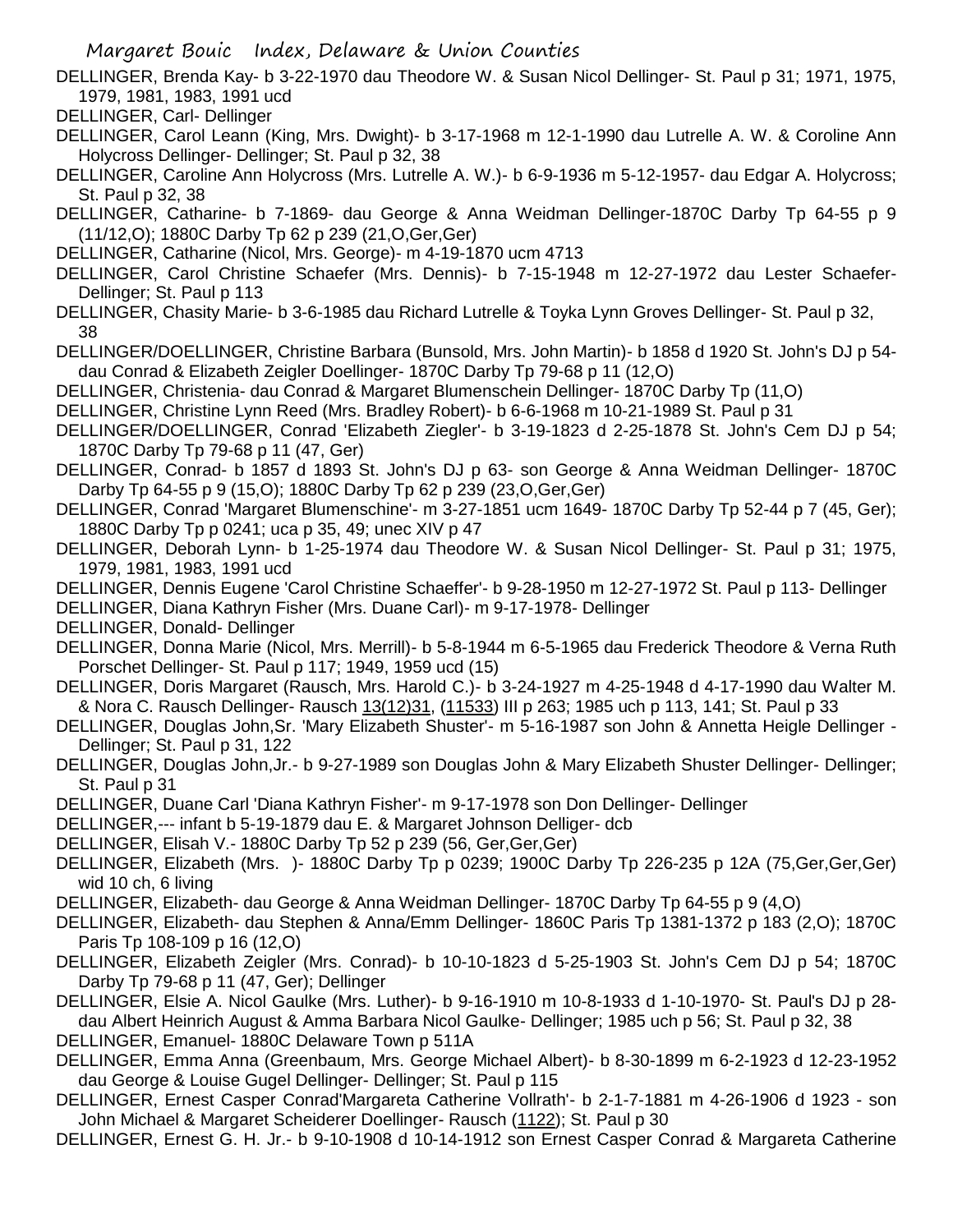DELLINGER, Brenda Kay- b 3-22-1970 dau Theodore W. & Susan Nicol Dellinger- St. Paul p 31; 1971, 1975, 1979, 1981, 1983, 1991 ucd

DELLINGER, Carl- Dellinger

DELLINGER, Carol Leann (King, Mrs. Dwight)- b 3-17-1968 m 12-1-1990 dau Lutrelle A. W. & Coroline Ann Holycross Dellinger- Dellinger; St. Paul p 32, 38

DELLINGER, Caroline Ann Holycross (Mrs. Lutrelle A. W.)- b 6-9-1936 m 5-12-1957- dau Edgar A. Holycross; St. Paul p 32, 38

DELLINGER, Catharine- b 7-1869- dau George & Anna Weidman Dellinger-1870C Darby Tp 64-55 p 9 (11/12,O); 1880C Darby Tp 62 p 239 (21,O,Ger,Ger)

DELLINGER, Catharine (Nicol, Mrs. George)- m 4-19-1870 ucm 4713

DELLINGER, Carol Christine Schaefer (Mrs. Dennis)- b 7-15-1948 m 12-27-1972 dau Lester Schaefer- Dellinger; St. Paul p 113

DELLINGER, Chasity Marie- b 3-6-1985 dau Richard Lutrelle & Toyka Lynn Groves Dellinger- St. Paul p 32, 38

DELLINGER/DOELLINGER, Christine Barbara (Bunsold, Mrs. John Martin)- b 1858 d 1920 St. John's DJ p 54- dau Conrad & Elizabeth Zeigler Doellinger- 1870C Darby Tp 79-68 p 11 (12,O)

DELLINGER, Christenia- dau Conrad & Margaret Blumenschein Dellinger- 1870C Darby Tp (11,O)

DELLINGER, Christine Lynn Reed (Mrs. Bradley Robert)- b 6-6-1968 m 10-21-1989 St. Paul p 31

DELLINGER/DOELLINGER, Conrad 'Elizabeth Ziegler'- b 3-19-1823 d 2-25-1878 St. John's Cem DJ p 54; 1870C Darby Tp 79-68 p 11 (47, Ger)

DELLINGER, Conrad- b 1857 d 1893 St. John's DJ p 63- son George & Anna Weidman Dellinger- 1870C Darby Tp 64-55 p 9 (15,O); 1880C Darby Tp 62 p 239 (23,O,Ger,Ger)

DELLINGER, Conrad 'Margaret Blumenschine'- m 3-27-1851 ucm 1649- 1870C Darby Tp 52-44 p 7 (45, Ger); 1880C Darby Tp p 0241; uca p 35, 49; unec XIV p 47

DELLINGER, Deborah Lynn- b 1-25-1974 dau Theodore W. & Susan Nicol Dellinger- St. Paul p 31; 1975, 1979, 1981, 1983, 1991 ucd

DELLINGER, Dennis Eugene 'Carol Christine Schaeffer'- b 9-28-1950 m 12-27-1972 St. Paul p 113- Dellinger

DELLINGER, Diana Kathryn Fisher (Mrs. Duane Carl)- m 9-17-1978- Dellinger

DELLINGER, Donald- Dellinger

DELLINGER, Donna Marie (Nicol, Mrs. Merrill)- b 5-8-1944 m 6-5-1965 dau Frederick Theodore & Verna Ruth Porschet Dellinger- St. Paul p 117; 1949, 1959 ucd (15)

DELLINGER, Doris Margaret (Rausch, Mrs. Harold C.)- b 3-24-1927 m 4-25-1948 d 4-17-1990 dau Walter M. & Nora C. Rausch Dellinger- Rausch 13(12)31, (11533) III p 263; 1985 uch p 113, 141; St. Paul p 33

DELLINGER, Douglas John,Sr. 'Mary Elizabeth Shuster'- m 5-16-1987 son John & Annetta Heigle Dellinger - Dellinger; St. Paul p 31, 122

DELLINGER, Douglas John,Jr.- b 9-27-1989 son Douglas John & Mary Elizabeth Shuster Dellinger- Dellinger; St. Paul p 31

DELLINGER, Duane Carl 'Diana Kathryn Fisher'- m 9-17-1978 son Don Dellinger- Dellinger

DELLINGER,--- infant b 5-19-1879 dau E. & Margaret Johnson Delliger- dcb

DELLINGER, Elisah V.- 1880C Darby Tp 52 p 239 (56, Ger,Ger,Ger)

DELLINGER, Elizabeth (Mrs. )- 1880C Darby Tp p 0239; 1900C Darby Tp 226-235 p 12A (75,Ger,Ger,Ger) wid 10 ch, 6 living

DELLINGER, Elizabeth- dau George & Anna Weidman Dellinger- 1870C Darby Tp 64-55 p 9 (4,O)

DELLINGER, Elizabeth- dau Stephen & Anna/Emm Dellinger- 1860C Paris Tp 1381-1372 p 183 (2,O); 1870C Paris Tp 108-109 p 16 (12,O)

DELLINGER, Elizabeth Zeigler (Mrs. Conrad)- b 10-10-1823 d 5-25-1903 St. John's Cem DJ p 54; 1870C Darby Tp 79-68 p 11 (47, Ger); Dellinger

DELLINGER, Elsie A. Nicol Gaulke (Mrs. Luther)- b 9-16-1910 m 10-8-1933 d 1-10-1970- St. Paul's DJ p 28- dau Albert Heinrich August & Amma Barbara Nicol Gaulke- Dellinger; 1985 uch p 56; St. Paul p 32, 38

DELLINGER, Emanuel- 1880C Delaware Town p 511A

DELLINGER, Emma Anna (Greenbaum, Mrs. George Michael Albert)- b 8-30-1899 m 6-2-1923 d 12-23-1952 dau George & Louise Gugel Dellinger- Dellinger; St. Paul p 115

DELLINGER, Ernest Casper Conrad'Margareta Catherine Vollrath'- b 2-1-7-1881 m 4-26-1906 d 1923 - son John Michael & Margaret Scheiderer Doellinger- Rausch (1122); St. Paul p 30

DELLINGER, Ernest G. H. Jr.- b 9-10-1908 d 10-14-1912 son Ernest Casper Conrad & Margareta Catherine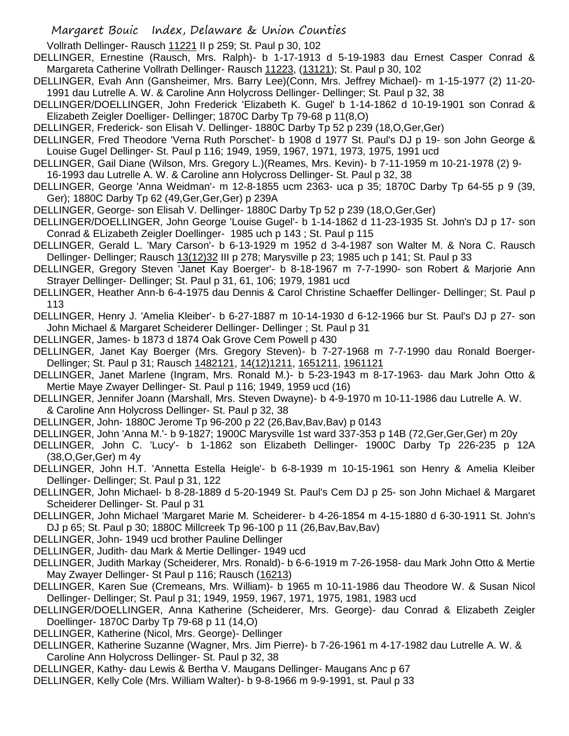Vollrath Dellinger- Rausch 11221 II p 259; St. Paul p 30, 102

DELLINGER, Ernestine (Rausch, Mrs. Ralph)- b 1-17-1913 d 5-19-1983 dau Ernest Casper Conrad & Margareta Catherine Vollrath Dellinger- Rausch 11223, (13121); St. Paul p 30, 102

DELLINGER, Evah Ann (Gansheimer, Mrs. Barry Lee)(Conn, Mrs. Jeffrey Michael)- m 1-15-1977 (2) 11-20-1991 dau Lutrelle A. W. & Caroline Ann Holycross Dellinger- Dellinger; St. Paul p 32, 38

DELLINGER/DOELLINGER, John Frederick 'Elizabeth K. Gugel' b 1-14-1862 d 10-19-1901 son Conrad & Elizabeth Zeigler Doelliger- Dellinger; 1870C Darby Tp 79-68 p 11(8,O)

DELLINGER, Frederick- son Elisah V. Dellinger- 1880C Darby Tp 52 p 239 (18,O,Ger,Ger)

DELLINGER, Fred Theodore 'Verna Ruth Porschet'- b 1908 d 1977 St. Paul's DJ p 19- son John George & Louise Gugel Dellinger- St. Paul p 116; 1949, 1959, 1967, 1971, 1973, 1975, 1991 ucd

DELLINGER, Gail Diane (Wilson, Mrs. Gregory L.)(Reames, Mrs. Kevin)- b 7-11-1959 m 10-21-1978 (2) 9-16-1993 dau Lutrelle A. W. & Caroline ann Holycross Dellinger- St. Paul p 32, 38

DELLINGER, George 'Anna Weidman'- m 12-8-1855 ucm 2363- uca p 35; 1870C Darby Tp 64-55 p 9 (39, Ger); 1880C Darby Tp 62 (49,Ger,Ger,Ger) p 239A

DELLINGER, George- son Elisah V. Dellinger- 1880C Darby Tp 52 p 239 (18,O,Ger,Ger)

DELLINGER/DOELLINGER, John George 'Louise Gugel'- b 1-14-1862 d 11-23-1935 St. John's DJ p 17- son Conrad & ELizabeth Zeigler Doellinger- 1985 uch p 143 ; St. Paul p 115

DELLINGER, Gerald L. 'Mary Carson'- b 6-13-1929 m 1952 d 3-4-1987 son Walter M. & Nora C. Rausch Dellinger- Dellinger; Rausch 13(12)32 III p 278; Marysville p 23; 1985 uch p 141; St. Paul p 33

DELLINGER, Gregory Steven 'Janet Kay Boerger'- b 8-18-1967 m 7-7-1990- son Robert & Marjorie Ann Strayer Dellinger- Dellinger; St. Paul p 31, 61, 106; 1979, 1981 ucd

DELLINGER, Heather Ann-b 6-4-1975 dau Dennis & Carol Christine Schaeffer Dellinger- Dellinger; St. Paul p 113

DELLINGER, Henry J. 'Amelia Kleiber'- b 6-27-1887 m 10-14-1930 d 6-12-1966 bur St. Paul's DJ p 27- son John Michael & Margaret Scheiderer Dellinger- Dellinger ; St. Paul p 31

DELLINGER, James- b 1873 d 1874 Oak Grove Cem Powell p 430

DELLINGER, Janet Kay Boerger (Mrs. Gregory Steven)- b 7-27-1968 m 7-7-1990 dau Ronald Boerger- Dellinger; St. Paul p 31; Rausch 1482121, 14(12)1211, 1651211, 1961121

DELLINGER, Janet Marlene (Ingram, Mrs. Ronald M.)- b 5-23-1943 m 8-17-1963- dau Mark John Otto & Mertie Maye Zwayer Dellinger- St. Paul p 116; 1949, 1959 ucd (16)

DELLINGER, Jennifer Joann (Marshall, Mrs. Steven Dwayne)- b 4-9-1970 m 10-11-1986 dau Lutrelle A. W. & Caroline Ann Holycross Dellinger- St. Paul p 32, 38

DELLINGER, John- 1880C Jerome Tp 96-200 p 22 (26,Bav,Bav,Bav) p 0143

DELLINGER, John 'Anna M.'- b 9-1827; 1900C Marysville 1st ward 337-353 p 14B (72,Ger,Ger,Ger) m 20y

DELLINGER, John C. 'Lucy'- b 1-1862 son Elizabeth Dellinger- 1900C Darby Tp 226-235 p 12A (38,O,Ger,Ger) m 4y

DELLINGER, John H.T. 'Annetta Estella Heigle'- b 6-8-1939 m 10-15-1961 son Henry & Amelia Kleiber Dellinger- Dellinger; St. Paul p 31, 122

DELLINGER, John Michael- b 8-28-1889 d 5-20-1949 St. Paul's Cem DJ p 25- son John Michael & Margaret Scheiderer Dellinger- St. Paul p 31

DELLINGER, John Michael 'Margaret Marie M. Scheiderer- b 4-26-1854 m 4-15-1880 d 6-30-1911 St. John's DJ p 65; St. Paul p 30; 1880C Millcreek Tp 96-100 p 11 (26,Bav,Bav,Bav)

DELLINGER, John- 1949 ucd brother Pauline Dellinger

DELLINGER, Judith- dau Mark & Mertie Dellinger- 1949 ucd

DELLINGER, Judith Markay (Scheiderer, Mrs. Ronald)- b 6-6-1919 m 7-26-1958- dau Mark John Otto & Mertie May Zwayer Dellinger- St Paul p 116; Rausch (16213)

DELLINGER, Karen Sue (Cremeans, Mrs. William)- b 1965 m 10-11-1986 dau Theodore W. & Susan Nicol Dellinger- Dellinger; St. Paul p 31; 1949, 1959, 1967, 1971, 1975, 1981, 1983 ucd

DELLINGER/DOELLINGER, Anna Katherine (Scheiderer, Mrs. George)- dau Conrad & Elizabeth Zeigler Doellinger- 1870C Darby Tp 79-68 p 11 (14,O)

DELLINGER, Katherine (Nicol, Mrs. George)- Dellinger

DELLINGER, Katherine Suzanne (Wagner, Mrs. Jim Pierre)- b 7-26-1961 m 4-17-1982 dau Lutrelle A. W. & Caroline Ann Holycross Dellinger- St. Paul p 32, 38

DELLINGER, Kathy- dau Lewis & Bertha V. Maugans Dellinger- Maugans Anc p 67

DELLINGER, Kelly Cole (Mrs. William Walter)- b 9-8-1966 m 9-9-1991, st. Paul p 33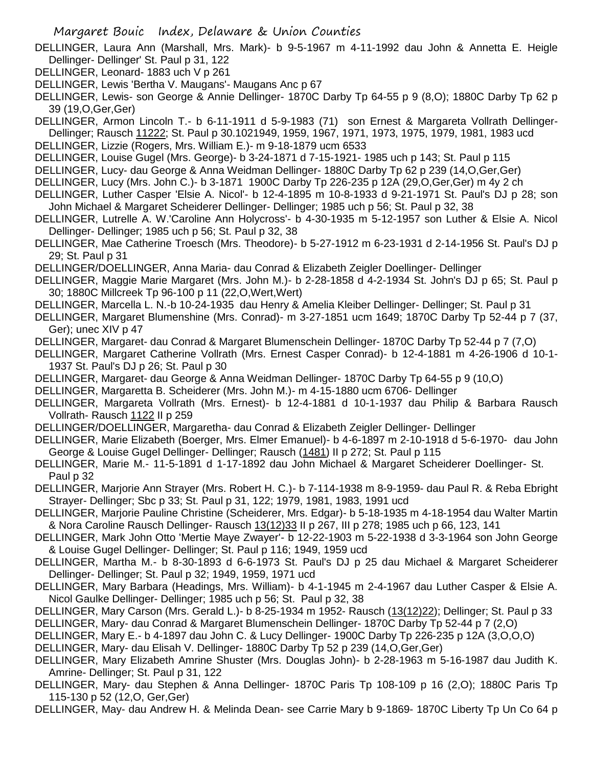DELLINGER, Laura Ann (Marshall, Mrs. Mark)- b 9-5-1967 m 4-11-1992 dau John & Annetta E. Heigle Dellinger- Dellinger' St. Paul p 31, 122

DELLINGER, Leonard- 1883 uch V p 261

DELLINGER, Lewis 'Bertha V. Maugans'- Maugans Anc p 67

DELLINGER, Lewis- son George & Annie Dellinger- 1870C Darby Tp 64-55 p 9 (8,O); 1880C Darby Tp 62 p 39 (19,O,Ger,Ger)

DELLINGER, Armon Lincoln T.- b 6-11-1911 d 5-9-1983 (71) son Ernest & Margareta Vollrath Dellinger- Dellinger; Rausch 11222; St. Paul p 30.1021949, 1959, 1967, 1971, 1973, 1975, 1979, 1981, 1983 ucd

DELLINGER, Lizzie (Rogers, Mrs. William E.)- m 9-18-1879 ucm 6533

DELLINGER, Louise Gugel (Mrs. George)- b 3-24-1871 d 7-15-1921- 1985 uch p 143; St. Paul p 115

DELLINGER, Lucy- dau George & Anna Weidman Dellinger- 1880C Darby Tp 62 p 239 (14,O,Ger,Ger)

DELLINGER, Lucy (Mrs. John C.)- b 3-1871 1900C Darby Tp 226-235 p 12A (29,O,Ger,Ger) m 4y 2 ch

DELLINGER, Luther Casper 'Elsie A. Nicol'- b 12-4-1895 m 10-8-1933 d 9-21-1971 St. Paul's DJ p 28; son John Michael & Margaret Scheiderer Dellinger- Dellinger; 1985 uch p 56; St. Paul p 32, 38

DELLINGER, Lutrelle A. W.'Caroline Ann Holycross'- b 4-30-1935 m 5-12-1957 son Luther & Elsie A. Nicol Dellinger- Dellinger; 1985 uch p 56; St. Paul p 32, 38

DELLINGER, Mae Catherine Troesch (Mrs. Theodore)- b 5-27-1912 m 6-23-1931 d 2-14-1956 St. Paul's DJ p 29; St. Paul p 31

DELLINGER/DOELLINGER, Anna Maria- dau Conrad & Elizabeth Zeigler Doellinger- Dellinger

DELLINGER, Maggie Marie Margaret (Mrs. John M.)- b 2-28-1858 d 4-2-1934 St. John's DJ p 65; St. Paul p 30; 1880C Millcreek Tp 96-100 p 11 (22,O,Wert,Wert)

DELLINGER, Marcella L. N.-b 10-24-1935 dau Henry & Amelia Kleiber Dellinger- Dellinger; St. Paul p 31

DELLINGER, Margaret Blumenshine (Mrs. Conrad)- m 3-27-1851 ucm 1649; 1870C Darby Tp 52-44 p 7 (37, Ger); unec XIV p 47

DELLINGER, Margaret- dau Conrad & Margaret Blumenschein Dellinger- 1870C Darby Tp 52-44 p 7 (7,O)

DELLINGER, Margaret Catherine Vollrath (Mrs. Ernest Casper Conrad)- b 12-4-1881 m 4-26-1906 d 10-1-1937 St. Paul's DJ p 26; St. Paul p 30

DELLINGER, Margaret- dau George & Anna Weidman Dellinger- 1870C Darby Tp 64-55 p 9 (10,O)

DELLINGER, Margaretta B. Scheiderer (Mrs. John M.)- m 4-15-1880 ucm 6706- Dellinger

DELLINGER, Margareta Vollrath (Mrs. Ernest)- b 12-4-1881 d 10-1-1937 dau Philip & Barbara Rausch Vollrath- Rausch 1122 II p 259

DELLINGER/DOELLINGER, Margaretha- dau Conrad & Elizabeth Zeigler Dellinger- Dellinger

DELLINGER, Marie Elizabeth (Boerger, Mrs. Elmer Emanuel)- b 4-6-1897 m 2-10-1918 d 5-6-1970- dau John George & Louise Gugel Dellinger- Dellinger; Rausch (1481) II p 272; St. Paul p 115

DELLINGER, Marie M.- 11-5-1891 d 1-17-1892 dau John Michael & Margaret Scheiderer Doellinger- St. Paul p 32

DELLINGER, Marjorie Ann Strayer (Mrs. Robert H. C.)- b 7-114-1938 m 8-9-1959- dau Paul R. & Reba Ebright Strayer- Dellinger; Sbc p 33; St. Paul p 31, 122; 1979, 1981, 1983, 1991 ucd

DELLINGER, Marjorie Pauline Christine (Scheiderer, Mrs. Edgar)- b 5-18-1935 m 4-18-1954 dau Walter Martin & Nora Caroline Rausch Dellinger- Rausch 13(12)33 II p 267, III p 278; 1985 uch p 66, 123, 141

DELLINGER, Mark John Otto 'Mertie Maye Zwayer'- b 12-22-1903 m 5-22-1938 d 3-3-1964 son John George & Louise Gugel Dellinger- Dellinger; St. Paul p 116; 1949, 1959 ucd

DELLINGER, Martha M.- b 8-30-1893 d 6-6-1973 St. Paul's DJ p 25 dau Michael & Margaret Scheiderer Dellinger- Dellinger; St. Paul p 32; 1949, 1959, 1971 ucd

DELLINGER, Mary Barbara (Headings, Mrs. William)- b 4-1-1945 m 2-4-1967 dau Luther Casper & Elsie A. Nicol Gaulke Dellinger- Dellinger; 1985 uch p 56; St. Paul p 32, 38

DELLINGER, Mary Carson (Mrs. Gerald L.)- b 8-25-1934 m 1952- Rausch (13(12)22); Dellinger; St. Paul p 33

DELLINGER, Mary- dau Conrad & Margaret Blumenschein Dellinger- 1870C Darby Tp 52-44 p 7 (2,O)

DELLINGER, Mary E.- b 4-1897 dau John C. & Lucy Dellinger- 1900C Darby Tp 226-235 p 12A (3,O,O,O)

DELLINGER, Mary- dau Elisah V. Dellinger- 1880C Darby Tp 52 p 239 (14,O,Ger,Ger)

DELLINGER, Mary Elizabeth Amrine Shuster (Mrs. Douglas John)- b 2-28-1963 m 5-16-1987 dau Judith K. Amrine- Dellinger; St. Paul p 31, 122

DELLINGER, Mary- dau Stephen & Anna Dellinger- 1870C Paris Tp 108-109 p 16 (2,O); 1880C Paris Tp 115-130 p 52 (12,O, Ger,Ger)

DELLINGER, May- dau Andrew H. & Melinda Dean- see Carrie Mary b 9-1869- 1870C Liberty Tp Un Co 64 p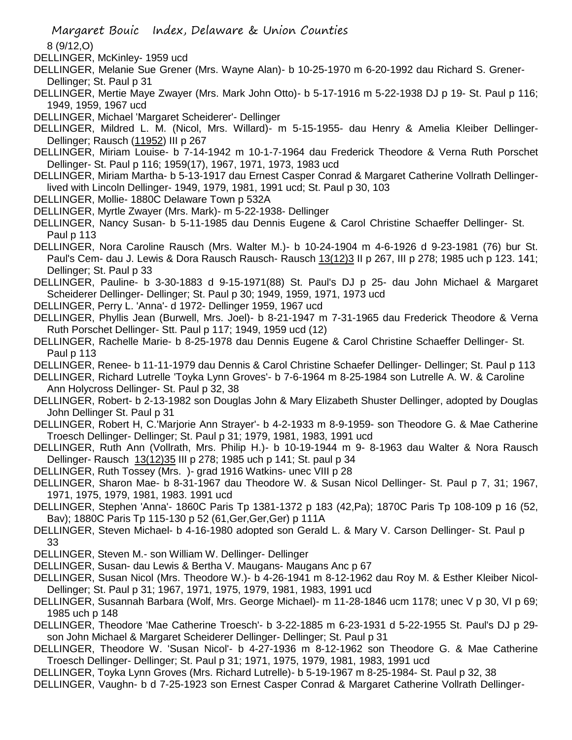8 (9/12,O)

DELLINGER, McKinley- 1959 ucd

DELLINGER, Melanie Sue Grener (Mrs. Wayne Alan)- b 10-25-1970 m 6-20-1992 dau Richard S. Grener- Dellinger; St. Paul p 31

DELLINGER, Mertie Maye Zwayer (Mrs. Mark John Otto)- b 5-17-1916 m 5-22-1938 DJ p 19- St. Paul p 116; 1949, 1959, 1967 ucd

DELLINGER, Michael 'Margaret Scheiderer'- Dellinger

DELLINGER, Mildred L. M. (Nicol, Mrs. Willard)- m 5-15-1955- dau Henry & Amelia Kleiber Dellinger- Dellinger; Rausch (11952) III p 267

DELLINGER, Miriam Louise- b 7-14-1942 m 10-1-7-1964 dau Frederick Theodore & Verna Ruth Porschet Dellinger- St. Paul p 116; 1959(17), 1967, 1971, 1973, 1983 ucd

DELLINGER, Miriam Martha- b 5-13-1917 dau Ernest Casper Conrad & Margaret Catherine Vollrath Dellinger- lived with Lincoln Dellinger- 1949, 1979, 1981, 1991 ucd; St. Paul p 30, 103

DELLINGER, Mollie- 1880C Delaware Town p 532A

DELLINGER, Myrtle Zwayer (Mrs. Mark)- m 5-22-1938- Dellinger

DELLINGER, Nancy Susan- b 5-11-1985 dau Dennis Eugene & Carol Christine Schaeffer Dellinger- St. Paul p 113

DELLINGER, Nora Caroline Rausch (Mrs. Walter M.)- b 10-24-1904 m 4-6-1926 d 9-23-1981 (76) bur St. Paul's Cem- dau J. Lewis & Dora Rausch Rausch- Rausch 13(12)3 II p 267, III p 278; 1985 uch p 123. 141; Dellinger; St. Paul p 33

DELLINGER, Pauline- b 3-30-1883 d 9-15-1971(88) St. Paul's DJ p 25- dau John Michael & Margaret Scheiderer Dellinger- Dellinger; St. Paul p 30; 1949, 1959, 1971, 1973 ucd

DELLINGER, Perry L. 'Anna'- d 1972- Dellinger 1959, 1967 ucd

DELLINGER, Phyllis Jean (Burwell, Mrs. Joel)- b 8-21-1947 m 7-31-1965 dau Frederick Theodore & Verna Ruth Porschet Dellinger- Stt. Paul p 117; 1949, 1959 ucd (12)

DELLINGER, Rachelle Marie- b 8-25-1978 dau Dennis Eugene & Carol Christine Schaeffer Dellinger- St. Paul p 113

DELLINGER, Renee- b 11-11-1979 dau Dennis & Carol Christine Schaefer Dellinger- Dellinger; St. Paul p 113

DELLINGER, Richard Lutrelle 'Toyka Lynn Groves'- b 7-6-1964 m 8-25-1984 son Lutrelle A. W. & Caroline Ann Holycross Dellinger- St. Paul p 32, 38

DELLINGER, Robert- b 2-13-1982 son Douglas John & Mary Elizabeth Shuster Dellinger, adopted by Douglas John Dellinger St. Paul p 31

DELLINGER, Robert H, C.'Marjorie Ann Strayer'- b 4-2-1933 m 8-9-1959- son Theodore G. & Mae Catherine Troesch Dellinger- Dellinger; St. Paul p 31; 1979, 1981, 1983, 1991 ucd

DELLINGER, Ruth Ann (Vollrath, Mrs. Philip H.)- b 10-19-1944 m 9- 8-1963 dau Walter & Nora Rausch Dellinger- Rausch 13(12)35 III p 278; 1985 uch p 141; St. paul p 34

DELLINGER, Ruth Tossey (Mrs. )- grad 1916 Watkins- unec VIII p 28

DELLINGER, Sharon Mae- b 8-31-1967 dau Theodore W. & Susan Nicol Dellinger- St. Paul p 7, 31; 1967, 1971, 1975, 1979, 1981, 1983. 1991 ucd

DELLINGER, Stephen 'Anna'- 1860C Paris Tp 1381-1372 p 183 (42,Pa); 1870C Paris Tp 108-109 p 16 (52, Bav); 1880C Paris Tp 115-130 p 52 (61,Ger,Ger,Ger) p 111A

DELLINGER, Steven Michael- b 4-16-1980 adopted son Gerald L. & Mary V. Carson Dellinger- St. Paul p 33

DELLINGER, Steven M.- son William W. Dellinger- Dellinger

DELLINGER, Susan- dau Lewis & Bertha V. Maugans- Maugans Anc p 67

DELLINGER, Susan Nicol (Mrs. Theodore W.)- b 4-26-1941 m 8-12-1962 dau Roy M. & Esther Kleiber Nicol- Dellinger; St. Paul p 31; 1967, 1971, 1975, 1979, 1981, 1983, 1991 ucd

DELLINGER, Susannah Barbara (Wolf, Mrs. George Michael)- m 11-28-1846 ucm 1178; unec V p 30, VI p 69; 1985 uch p 148

DELLINGER, Theodore 'Mae Catherine Troesch'- b 3-22-1885 m 6-23-1931 d 5-22-1955 St. Paul's DJ p 29- son John Michael & Margaret Scheiderer Dellinger- Dellinger; St. Paul p 31

DELLINGER, Theodore W. 'Susan Nicol'- b 4-27-1936 m 8-12-1962 son Theodore G. & Mae Catherine Troesch Dellinger- Dellinger; St. Paul p 31; 1971, 1975, 1979, 1981, 1983, 1991 ucd

DELLINGER, Toyka Lynn Groves (Mrs. Richard Lutrelle)- b 5-19-1967 m 8-25-1984- St. Paul p 32, 38

DELLINGER, Vaughn- b d 7-25-1923 son Ernest Casper Conrad & Margaret Catherine Vollrath Dellinger-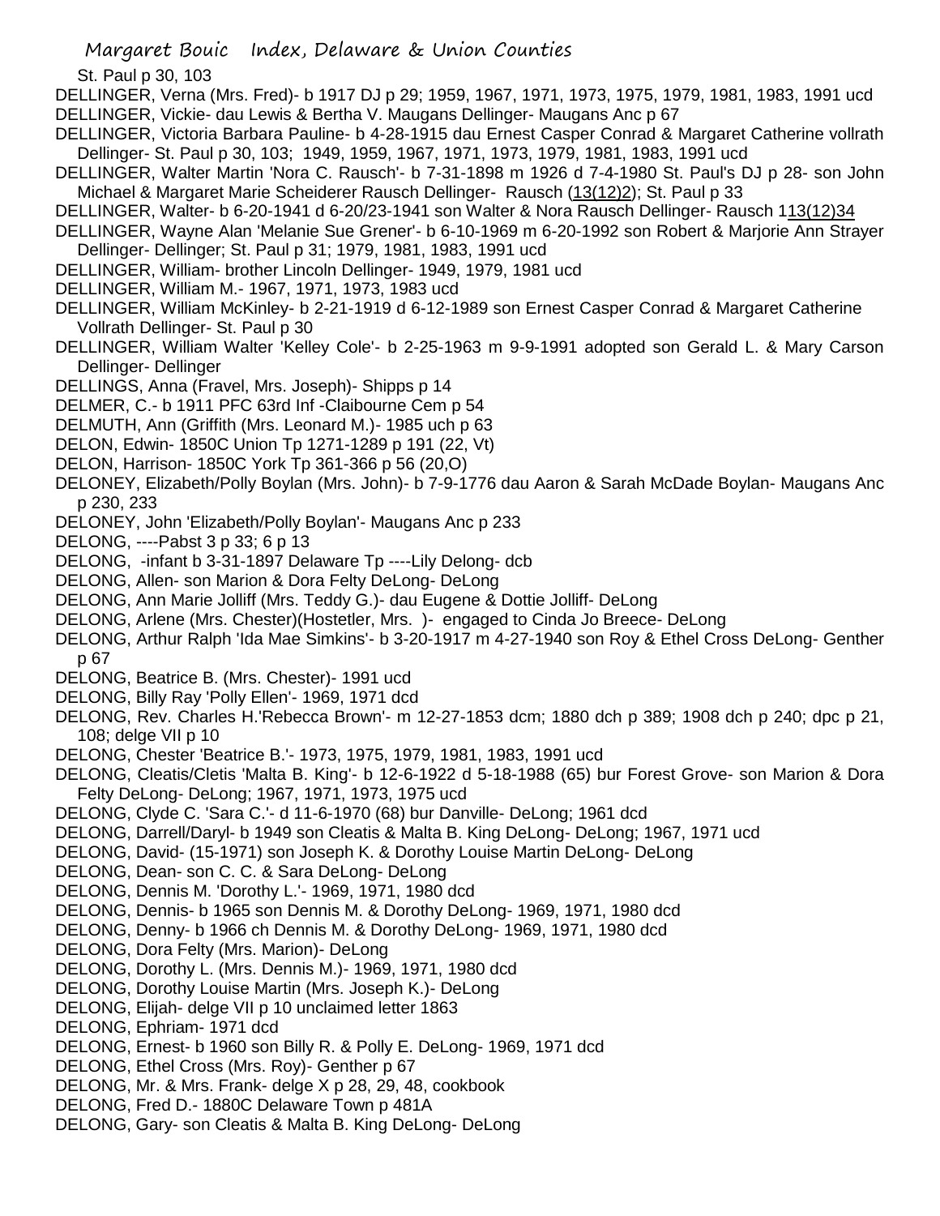St. Paul p 30, 103

DELLINGER, Verna (Mrs. Fred)- b 1917 DJ p 29; 1959, 1967, 1971, 1973, 1975, 1979, 1981, 1983, 1991 ucd

DELLINGER, Vickie- dau Lewis & Bertha V. Maugans Dellinger- Maugans Anc p 67

DELLINGER, Victoria Barbara Pauline- b 4-28-1915 dau Ernest Casper Conrad & Margaret Catherine vollrath Dellinger- St. Paul p 30, 103; 1949, 1959, 1967, 1971, 1973, 1979, 1981, 1983, 1991 ucd

DELLINGER, Walter Martin 'Nora C. Rausch'- b 7-31-1898 m 1926 d 7-4-1980 St. Paul's DJ p 28- son John Michael & Margaret Marie Scheiderer Rausch Dellinger- Rausch (13(12)2); St. Paul p 33

DELLINGER, Walter- b 6-20-1941 d 6-20/23-1941 son Walter & Nora Rausch Dellinger- Rausch 113(12)34

DELLINGER, Wayne Alan 'Melanie Sue Grener'- b 6-10-1969 m 6-20-1992 son Robert & Marjorie Ann Strayer Dellinger- Dellinger; St. Paul p 31; 1979, 1981, 1983, 1991 ucd

DELLINGER, William- brother Lincoln Dellinger- 1949, 1979, 1981 ucd

DELLINGER, William M.- 1967, 1971, 1973, 1983 ucd

DELLINGER, William McKinley- b 2-21-1919 d 6-12-1989 son Ernest Casper Conrad & Margaret Catherine Vollrath Dellinger- St. Paul p 30

DELLINGER, William Walter 'Kelley Cole'- b 2-25-1963 m 9-9-1991 adopted son Gerald L. & Mary Carson Dellinger- Dellinger

DELLINGS, Anna (Fravel, Mrs. Joseph)- Shipps p 14

DELMER, C.- b 1911 PFC 63rd Inf -Claibourne Cem p 54

DELMUTH, Ann (Griffith (Mrs. Leonard M.)- 1985 uch p 63

DELON, Edwin- 1850C Union Tp 1271-1289 p 191 (22, Vt)

DELON, Harrison- 1850C York Tp 361-366 p 56 (20,O)

DELONEY, Elizabeth/Polly Boylan (Mrs. John)- b 7-9-1776 dau Aaron & Sarah McDade Boylan- Maugans Anc p 230, 233

DELONEY, John 'Elizabeth/Polly Boylan'- Maugans Anc p 233

DELONG, ----Pabst 3 p 33; 6 p 13

DELONG, -infant b 3-31-1897 Delaware Tp ----Lily Delong- dcb

DELONG, Allen- son Marion & Dora Felty DeLong- DeLong

DELONG, Ann Marie Jolliff (Mrs. Teddy G.)- dau Eugene & Dottie Jolliff- DeLong

DELONG, Arlene (Mrs. Chester)(Hostetler, Mrs. )- engaged to Cinda Jo Breece- DeLong

DELONG, Arthur Ralph 'Ida Mae Simkins'- b 3-20-1917 m 4-27-1940 son Roy & Ethel Cross DeLong- Genther p 67

DELONG, Beatrice B. (Mrs. Chester)- 1991 ucd

DELONG, Billy Ray 'Polly Ellen'- 1969, 1971 dcd

DELONG, Rev. Charles H.'Rebecca Brown'- m 12-27-1853 dcm; 1880 dch p 389; 1908 dch p 240; dpc p 21, 108; delge VII p 10

DELONG, Chester 'Beatrice B.'- 1973, 1975, 1979, 1981, 1983, 1991 ucd

DELONG, Cleatis/Cletis 'Malta B. King'- b 12-6-1922 d 5-18-1988 (65) bur Forest Grove- son Marion & Dora Felty DeLong- DeLong; 1967, 1971, 1973, 1975 ucd

DELONG, Clyde C. 'Sara C.'- d 11-6-1970 (68) bur Danville- DeLong; 1961 dcd

DELONG, Darrell/Daryl- b 1949 son Cleatis & Malta B. King DeLong- DeLong; 1967, 1971 ucd

DELONG, David- (15-1971) son Joseph K. & Dorothy Louise Martin DeLong- DeLong

DELONG, Dean- son C. C. & Sara DeLong- DeLong

DELONG, Dennis M. 'Dorothy L.'- 1969, 1971, 1980 dcd

DELONG, Dennis- b 1965 son Dennis M. & Dorothy DeLong- 1969, 1971, 1980 dcd

DELONG, Denny- b 1966 ch Dennis M. & Dorothy DeLong- 1969, 1971, 1980 dcd

DELONG, Dora Felty (Mrs. Marion)- DeLong

DELONG, Dorothy L. (Mrs. Dennis M.)- 1969, 1971, 1980 dcd

DELONG, Dorothy Louise Martin (Mrs. Joseph K.)- DeLong

DELONG, Elijah- delge VII p 10 unclaimed letter 1863

DELONG, Ephriam- 1971 dcd

DELONG, Ernest- b 1960 son Billy R. & Polly E. DeLong- 1969, 1971 dcd

DELONG, Ethel Cross (Mrs. Roy)- Genther p 67

DELONG, Mr. & Mrs. Frank- delge X p 28, 29, 48, cookbook

DELONG, Fred D.- 1880C Delaware Town p 481A

DELONG, Gary- son Cleatis & Malta B. King DeLong- DeLong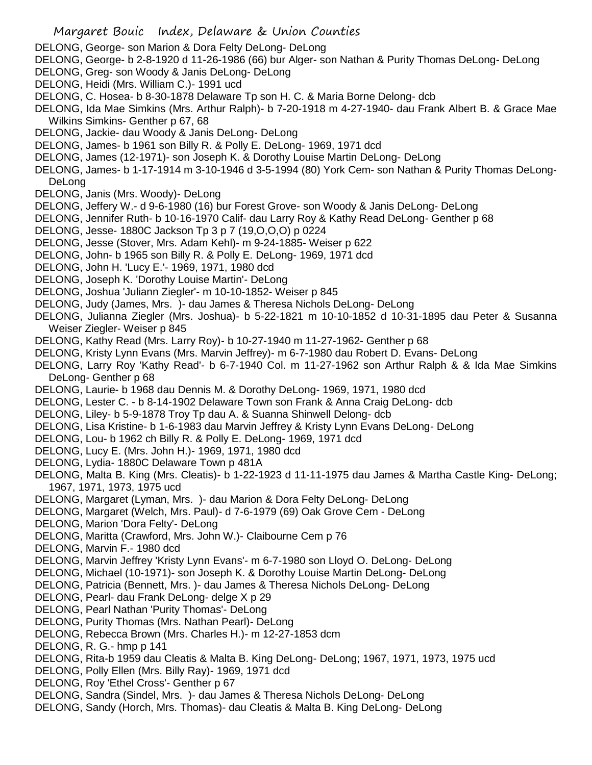DELONG, George- son Marion & Dora Felty DeLong- DeLong
DELONG, George- b 2-8-1920 d 11-26-1986 (66) bur Alger- son Nathan & Purity Thomas DeLong- DeLong
DELONG, Greg- son Woody & Janis DeLong- DeLong
DELONG, Heidi (Mrs. William C.)- 1991 ucd
DELONG, C. Hosea- b 8-30-1878 Delaware Tp son H. C. & Maria Borne Delong- dcb
DELONG, Ida Mae Simkins (Mrs. Arthur Ralph)- b 7-20-1918 m 4-27-1940- dau Frank Albert B. & Grace Mae Wilkins Simkins- Genther p 67, 68
DELONG, Jackie- dau Woody & Janis DeLong- DeLong
DELONG, James- b 1961 son Billy R. & Polly E. DeLong- 1969, 1971 dcd
DELONG, James (12-1971)- son Joseph K. & Dorothy Louise Martin DeLong- DeLong
DELONG, James- b 1-17-1914 m 3-10-1946 d 3-5-1994 (80) York Cem- son Nathan & Purity Thomas DeLong- DeLong
DELONG, Janis (Mrs. Woody)- DeLong
DELONG, Jeffery W.- d 9-6-1980 (16) bur Forest Grove- son Woody & Janis DeLong- DeLong
DELONG, Jennifer Ruth- b 10-16-1970 Calif- dau Larry Roy & Kathy Read DeLong- Genther p 68
DELONG, Jesse- 1880C Jackson Tp 3 p 7 (19,O,O,O) p 0224
DELONG, Jesse (Stover, Mrs. Adam Kehl)- m 9-24-1885- Weiser p 622
DELONG, John- b 1965 son Billy R. & Polly E. DeLong- 1969, 1971 dcd
DELONG, John H. 'Lucy E.'- 1969, 1971, 1980 dcd
DELONG, Joseph K. 'Dorothy Louise Martin'- DeLong
DELONG, Joshua 'Juliann Ziegler'- m 10-10-1852- Weiser p 845
DELONG, Judy (James, Mrs. )- dau James & Theresa Nichols DeLong- DeLong
DELONG, Julianna Ziegler (Mrs. Joshua)- b 5-22-1821 m 10-10-1852 d 10-31-1895 dau Peter & Susanna Weiser Ziegler- Weiser p 845
DELONG, Kathy Read (Mrs. Larry Roy)- b 10-27-1940 m 11-27-1962- Genther p 68
DELONG, Kristy Lynn Evans (Mrs. Marvin Jeffrey)- m 6-7-1980 dau Robert D. Evans- DeLong
DELONG, Larry Roy 'Kathy Read'- b 6-7-1940 Col. m 11-27-1962 son Arthur Ralph & & Ida Mae Simkins DeLong- Genther p 68
DELONG, Laurie- b 1968 dau Dennis M. & Dorothy DeLong- 1969, 1971, 1980 dcd
DELONG, Lester C. - b 8-14-1902 Delaware Town son Frank & Anna Craig DeLong- dcb
DELONG, Liley- b 5-9-1878 Troy Tp dau A. & Suanna Shinwell Delong- dcb
DELONG, Lisa Kristine- b 1-6-1983 dau Marvin Jeffrey & Kristy Lynn Evans DeLong- DeLong
DELONG, Lou- b 1962 ch Billy R. & Polly E. DeLong- 1969, 1971 dcd
DELONG, Lucy E. (Mrs. John H.)- 1969, 1971, 1980 dcd
DELONG, Lydia- 1880C Delaware Town p 481A
DELONG, Malta B. King (Mrs. Cleatis)- b 1-22-1923 d 11-11-1975 dau James & Martha Castle King- DeLong; 1967, 1971, 1973, 1975 ucd
DELONG, Margaret (Lyman, Mrs. )- dau Marion & Dora Felty DeLong- DeLong
DELONG, Margaret (Welch, Mrs. Paul)- d 7-6-1979 (69) Oak Grove Cem - DeLong
DELONG, Marion 'Dora Felty'- DeLong
DELONG, Maritta (Crawford, Mrs. John W.)- Claibourne Cem p 76
DELONG, Marvin F.- 1980 dcd
DELONG, Marvin Jeffrey 'Kristy Lynn Evans'- m 6-7-1980 son Lloyd O. DeLong- DeLong
DELONG, Michael (10-1971)- son Joseph K. & Dorothy Louise Martin DeLong- DeLong
DELONG, Patricia (Bennett, Mrs. )- dau James & Theresa Nichols DeLong- DeLong
DELONG, Pearl- dau Frank DeLong- delge X p 29
DELONG, Pearl Nathan 'Purity Thomas'- DeLong
DELONG, Purity Thomas (Mrs. Nathan Pearl)- DeLong
DELONG, Rebecca Brown (Mrs. Charles H.)- m 12-27-1853 dcm
DELONG, R. G.- hmp p 141
DELONG, Rita-b 1959 dau Cleatis & Malta B. King DeLong- DeLong; 1967, 1971, 1973, 1975 ucd
DELONG, Polly Ellen (Mrs. Billy Ray)- 1969, 1971 dcd
DELONG, Roy 'Ethel Cross'- Genther p 67
DELONG, Sandra (Sindel, Mrs. )- dau James & Theresa Nichols DeLong- DeLong
DELONG, Sandy (Horch, Mrs. Thomas)- dau Cleatis & Malta B. King DeLong- DeLong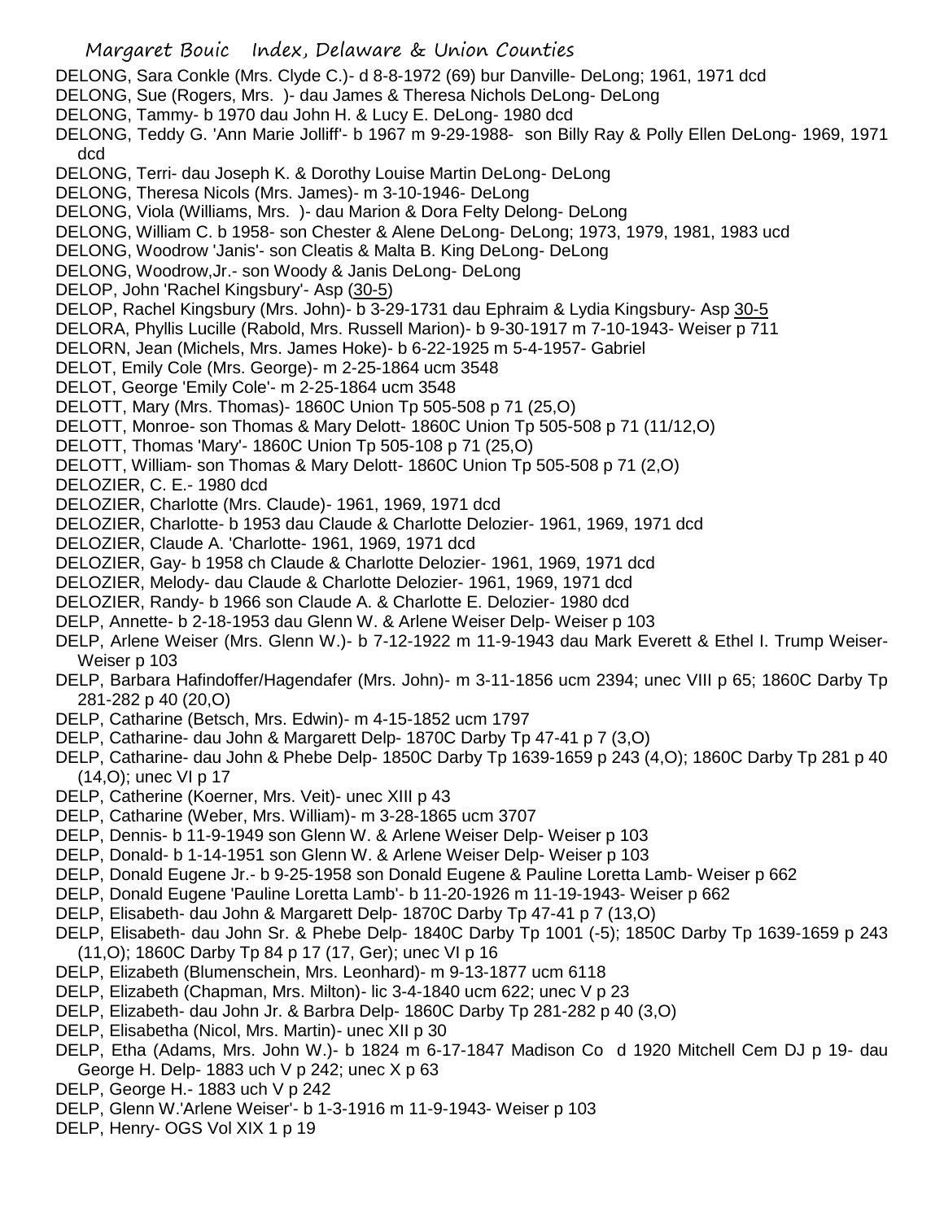DELONG, Sara Conkle (Mrs. Clyde C.)- d 8-8-1972 (69) bur Danville- DeLong; 1961, 1971 dcd

DELONG, Sue (Rogers, Mrs. )- dau James & Theresa Nichols DeLong- DeLong

DELONG, Tammy- b 1970 dau John H. & Lucy E. DeLong- 1980 dcd

DELONG, Teddy G. 'Ann Marie Jolliff'- b 1967 m 9-29-1988- son Billy Ray & Polly Ellen DeLong- 1969, 1971 dcd

DELONG, Terri- dau Joseph K. & Dorothy Louise Martin DeLong- DeLong

DELONG, Theresa Nicols (Mrs. James)- m 3-10-1946- DeLong

DELONG, Viola (Williams, Mrs. )- dau Marion & Dora Felty Delong- DeLong

DELONG, William C. b 1958- son Chester & Alene DeLong- DeLong; 1973, 1979, 1981, 1983 ucd

DELONG, Woodrow 'Janis'- son Cleatis & Malta B. King DeLong- DeLong

DELONG, Woodrow,Jr.- son Woody & Janis DeLong- DeLong

DELOP, John 'Rachel Kingsbury'- Asp (30-5)

DELOP, Rachel Kingsbury (Mrs. John)- b 3-29-1731 dau Ephraim & Lydia Kingsbury- Asp 30-5

DELORA, Phyllis Lucille (Rabold, Mrs. Russell Marion)- b 9-30-1917 m 7-10-1943- Weiser p 711

DELORN, Jean (Michels, Mrs. James Hoke)- b 6-22-1925 m 5-4-1957- Gabriel

DELOT, Emily Cole (Mrs. George)- m 2-25-1864 ucm 3548

DELOT, George 'Emily Cole'- m 2-25-1864 ucm 3548

DELOTT, Mary (Mrs. Thomas)- 1860C Union Tp 505-508 p 71 (25,O)

DELOTT, Monroe- son Thomas & Mary Delott- 1860C Union Tp 505-508 p 71 (11/12,O)

DELOTT, Thomas 'Mary'- 1860C Union Tp 505-108 p 71 (25,O)

DELOTT, William- son Thomas & Mary Delott- 1860C Union Tp 505-508 p 71 (2,O)

DELOZIER, C. E.- 1980 dcd

DELOZIER, Charlotte (Mrs. Claude)- 1961, 1969, 1971 dcd

DELOZIER, Charlotte- b 1953 dau Claude & Charlotte Delozier- 1961, 1969, 1971 dcd

DELOZIER, Claude A. 'Charlotte- 1961, 1969, 1971 dcd

DELOZIER, Gay- b 1958 ch Claude & Charlotte Delozier- 1961, 1969, 1971 dcd

DELOZIER, Melody- dau Claude & Charlotte Delozier- 1961, 1969, 1971 dcd

DELOZIER, Randy- b 1966 son Claude A. & Charlotte E. Delozier- 1980 dcd

DELP, Annette- b 2-18-1953 dau Glenn W. & Arlene Weiser Delp- Weiser p 103

DELP, Arlene Weiser (Mrs. Glenn W.)- b 7-12-1922 m 11-9-1943 dau Mark Everett & Ethel I. Trump Weiser- Weiser p 103

DELP, Barbara Hafindoffer/Hagendafer (Mrs. John)- m 3-11-1856 ucm 2394; unec VIII p 65; 1860C Darby Tp 281-282 p 40 (20,O)

DELP, Catharine (Betsch, Mrs. Edwin)- m 4-15-1852 ucm 1797

DELP, Catharine- dau John & Margarett Delp- 1870C Darby Tp 47-41 p 7 (3,O)

DELP, Catharine- dau John & Phebe Delp- 1850C Darby Tp 1639-1659 p 243 (4,O); 1860C Darby Tp 281 p 40 (14,O); unec VI p 17

DELP, Catherine (Koerner, Mrs. Veit)- unec XIII p 43

DELP, Catharine (Weber, Mrs. William)- m 3-28-1865 ucm 3707

DELP, Dennis- b 11-9-1949 son Glenn W. & Arlene Weiser Delp- Weiser p 103

DELP, Donald- b 1-14-1951 son Glenn W. & Arlene Weiser Delp- Weiser p 103

DELP, Donald Eugene Jr.- b 9-25-1958 son Donald Eugene & Pauline Loretta Lamb- Weiser p 662

DELP, Donald Eugene 'Pauline Loretta Lamb'- b 11-20-1926 m 11-19-1943- Weiser p 662

DELP, Elisabeth- dau John & Margarett Delp- 1870C Darby Tp 47-41 p 7 (13,O)

DELP, Elisabeth- dau John Sr. & Phebe Delp- 1840C Darby Tp 1001 (-5); 1850C Darby Tp 1639-1659 p 243 (11,O); 1860C Darby Tp 84 p 17 (17, Ger); unec VI p 16

DELP, Elizabeth (Blumenschein, Mrs. Leonhard)- m 9-13-1877 ucm 6118

DELP, Elizabeth (Chapman, Mrs. Milton)- lic 3-4-1840 ucm 622; unec V p 23

DELP, Elizabeth- dau John Jr. & Barbra Delp- 1860C Darby Tp 281-282 p 40 (3,O)

DELP, Elisabetha (Nicol, Mrs. Martin)- unec XII p 30

DELP, Etha (Adams, Mrs. John W.)- b 1824 m 6-17-1847 Madison Co d 1920 Mitchell Cem DJ p 19- dau George H. Delp- 1883 uch V p 242; unec X p 63

DELP, George H.- 1883 uch V p 242

DELP, Glenn W.'Arlene Weiser'- b 1-3-1916 m 11-9-1943- Weiser p 103

DELP, Henry- OGS Vol XIX 1 p 19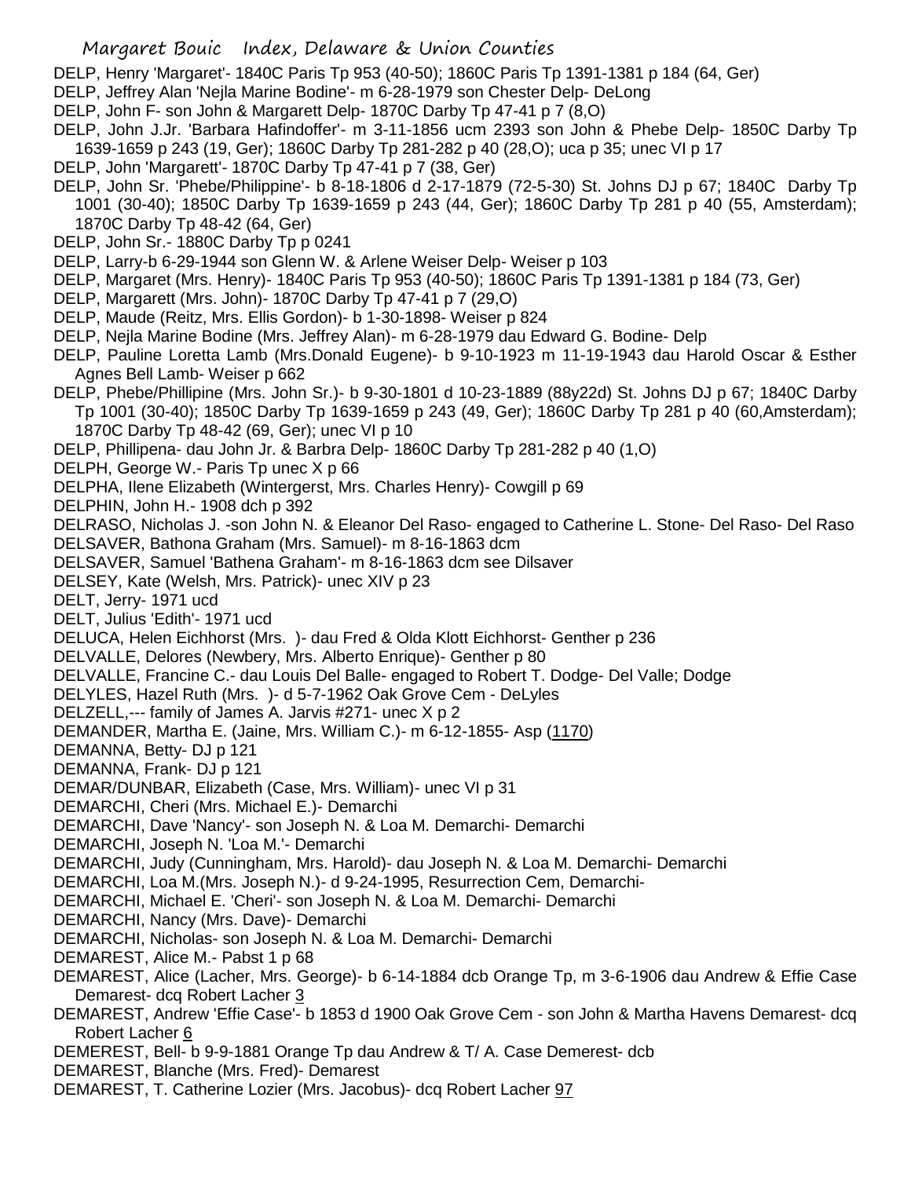DELP, Henry 'Margaret'- 1840C Paris Tp 953 (40-50); 1860C Paris Tp 1391-1381 p 184 (64, Ger)

DELP, Jeffrey Alan 'Nejla Marine Bodine'- m 6-28-1979 son Chester Delp- DeLong

DELP, John F- son John & Margarett Delp- 1870C Darby Tp 47-41 p 7 (8,O)

DELP, John J.Jr. 'Barbara Hafindoffer'- m 3-11-1856 ucm 2393 son John & Phebe Delp- 1850C Darby Tp 1639-1659 p 243 (19, Ger); 1860C Darby Tp 281-282 p 40 (28,O); uca p 35; unec VI p 17

DELP, John 'Margarett'- 1870C Darby Tp 47-41 p 7 (38, Ger)

DELP, John Sr. 'Phebe/Philippine'- b 8-18-1806 d 2-17-1879 (72-5-30) St. Johns DJ p 67; 1840C Darby Tp 1001 (30-40); 1850C Darby Tp 1639-1659 p 243 (44, Ger); 1860C Darby Tp 281 p 40 (55, Amsterdam); 1870C Darby Tp 48-42 (64, Ger)

DELP, John Sr.- 1880C Darby Tp p 0241

DELP, Larry-b 6-29-1944 son Glenn W. & Arlene Weiser Delp- Weiser p 103

DELP, Margaret (Mrs. Henry)- 1840C Paris Tp 953 (40-50); 1860C Paris Tp 1391-1381 p 184 (73, Ger)

DELP, Margarett (Mrs. John)- 1870C Darby Tp 47-41 p 7 (29,O)

DELP, Maude (Reitz, Mrs. Ellis Gordon)- b 1-30-1898- Weiser p 824

DELP, Nejla Marine Bodine (Mrs. Jeffrey Alan)- m 6-28-1979 dau Edward G. Bodine- Delp

DELP, Pauline Loretta Lamb (Mrs.Donald Eugene)- b 9-10-1923 m 11-19-1943 dau Harold Oscar & Esther Agnes Bell Lamb- Weiser p 662

DELP, Phebe/Phillipine (Mrs. John Sr.)- b 9-30-1801 d 10-23-1889 (88y22d) St. Johns DJ p 67; 1840C Darby Tp 1001 (30-40); 1850C Darby Tp 1639-1659 p 243 (49, Ger); 1860C Darby Tp 281 p 40 (60,Amsterdam); 1870C Darby Tp 48-42 (69, Ger); unec VI p 10

DELP, Phillipena- dau John Jr. & Barbra Delp- 1860C Darby Tp 281-282 p 40 (1,O)

DELPH, George W.- Paris Tp unec X p 66

DELPHA, Ilene Elizabeth (Wintergerst, Mrs. Charles Henry)- Cowgill p 69

DELPHIN, John H.- 1908 dch p 392

DELRASO, Nicholas J. -son John N. & Eleanor Del Raso- engaged to Catherine L. Stone- Del Raso- Del Raso

DELSAVER, Bathona Graham (Mrs. Samuel)- m 8-16-1863 dcm

DELSAVER, Samuel 'Bathena Graham'- m 8-16-1863 dcm see Dilsaver

DELSEY, Kate (Welsh, Mrs. Patrick)- unec XIV p 23

DELT, Jerry- 1971 ucd

DELT, Julius 'Edith'- 1971 ucd

DELUCA, Helen Eichhorst (Mrs. )- dau Fred & Olda Klott Eichhorst- Genther p 236

DELVALLE, Delores (Newbery, Mrs. Alberto Enrique)- Genther p 80

DELVALLE, Francine C.- dau Louis Del Balle- engaged to Robert T. Dodge- Del Valle; Dodge

DELYLES, Hazel Ruth (Mrs. )- d 5-7-1962 Oak Grove Cem - DeLyles

DELZELL,--- family of James A. Jarvis #271- unec X p 2

DEMANDER, Martha E. (Jaine, Mrs. William C.)- m 6-12-1855- Asp (1170)

DEMANNA, Betty- DJ p 121

DEMANNA, Frank- DJ p 121

DEMAR/DUNBAR, Elizabeth (Case, Mrs. William)- unec VI p 31

DEMARCHI, Cheri (Mrs. Michael E.)- Demarchi

DEMARCHI, Dave 'Nancy'- son Joseph N. & Loa M. Demarchi- Demarchi

DEMARCHI, Joseph N. 'Loa M.'- Demarchi

DEMARCHI, Judy (Cunningham, Mrs. Harold)- dau Joseph N. & Loa M. Demarchi- Demarchi

DEMARCHI, Loa M.(Mrs. Joseph N.)- d 9-24-1995, Resurrection Cem, Demarchi-

DEMARCHI, Michael E. 'Cheri'- son Joseph N. & Loa M. Demarchi- Demarchi

DEMARCHI, Nancy (Mrs. Dave)- Demarchi

DEMARCHI, Nicholas- son Joseph N. & Loa M. Demarchi- Demarchi

DEMAREST, Alice M.- Pabst 1 p 68

DEMAREST, Alice (Lacher, Mrs. George)- b 6-14-1884 dcb Orange Tp, m 3-6-1906 dau Andrew & Effie Case Demarest- dcq Robert Lacher 3

DEMAREST, Andrew 'Effie Case'- b 1853 d 1900 Oak Grove Cem - son John & Martha Havens Demarest- dcq Robert Lacher 6

DEMEREST, Bell- b 9-9-1881 Orange Tp dau Andrew & T/ A. Case Demerest- dcb

DEMAREST, Blanche (Mrs. Fred)- Demarest

DEMAREST, T. Catherine Lozier (Mrs. Jacobus)- dcq Robert Lacher 97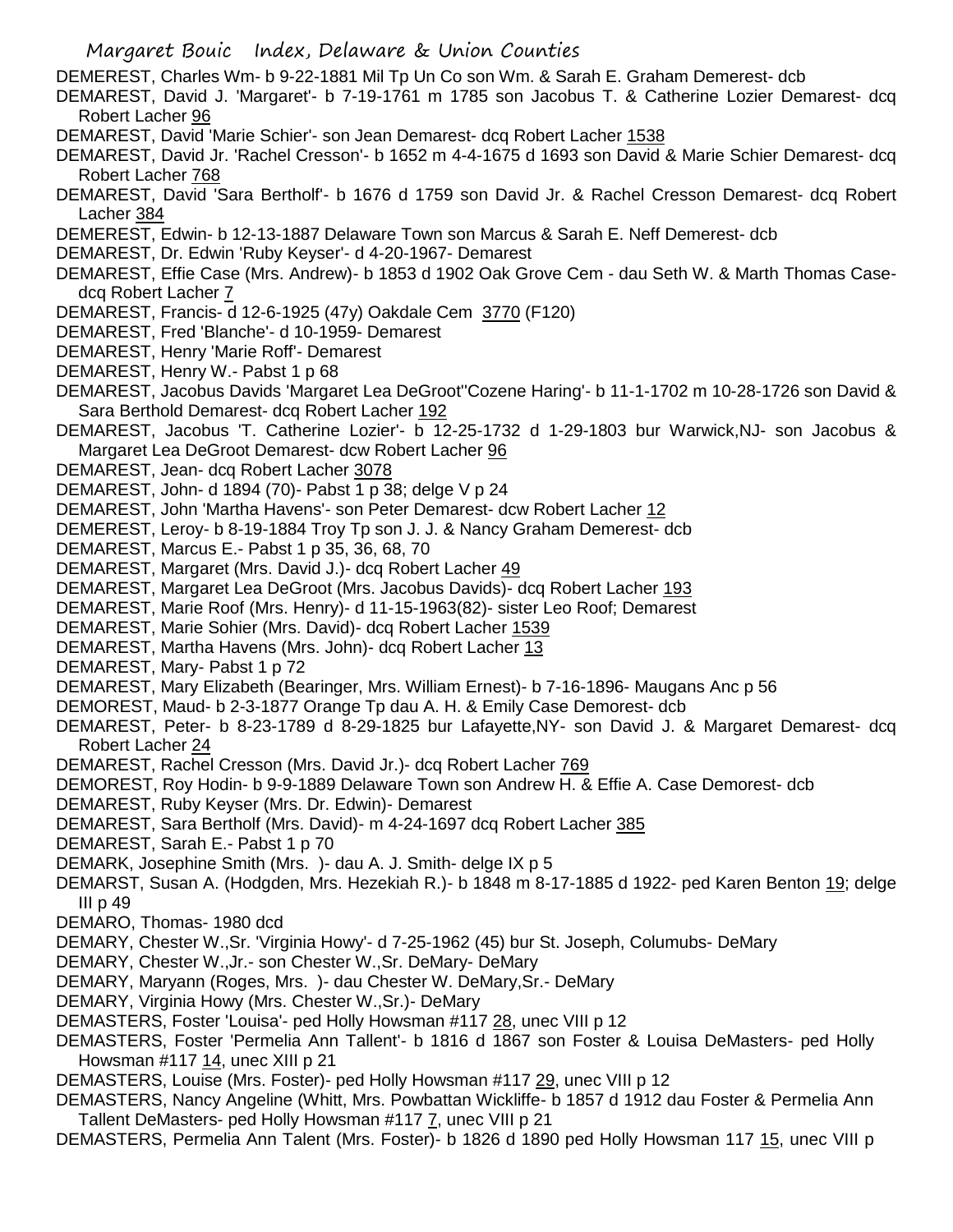DEMEREST, Charles Wm- b 9-22-1881 Mil Tp Un Co son Wm. & Sarah E. Graham Demerest- dcb

DEMAREST, David J. 'Margaret'- b 7-19-1761 m 1785 son Jacobus T. & Catherine Lozier Demarest- dcq Robert Lacher 96

DEMAREST, David 'Marie Schier'- son Jean Demarest- dcq Robert Lacher 1538

DEMAREST, David Jr. 'Rachel Cresson'- b 1652 m 4-4-1675 d 1693 son David & Marie Schier Demarest- dcq Robert Lacher 768

DEMAREST, David 'Sara Bertholf'- b 1676 d 1759 son David Jr. & Rachel Cresson Demarest- dcq Robert Lacher 384

DEMEREST, Edwin- b 12-13-1887 Delaware Town son Marcus & Sarah E. Neff Demerest- dcb

DEMAREST, Dr. Edwin 'Ruby Keyser'- d 4-20-1967- Demarest

DEMAREST, Effie Case (Mrs. Andrew)- b 1853 d 1902 Oak Grove Cem - dau Seth W. & Marth Thomas Case- dcq Robert Lacher 7

DEMAREST, Francis- d 12-6-1925 (47y) Oakdale Cem 3770 (F120)

DEMAREST, Fred 'Blanche'- d 10-1959- Demarest

DEMAREST, Henry 'Marie Roff'- Demarest

DEMAREST, Henry W.- Pabst 1 p 68

DEMAREST, Jacobus Davids 'Margaret Lea DeGroot''Cozene Haring'- b 11-1-1702 m 10-28-1726 son David & Sara Berthold Demarest- dcq Robert Lacher 192

DEMAREST, Jacobus 'T. Catherine Lozier'- b 12-25-1732 d 1-29-1803 bur Warwick,NJ- son Jacobus & Margaret Lea DeGroot Demarest- dcw Robert Lacher 96

DEMAREST, Jean- dcq Robert Lacher 3078

DEMAREST, John- d 1894 (70)- Pabst 1 p 38; delge V p 24

DEMAREST, John 'Martha Havens'- son Peter Demarest- dcw Robert Lacher 12

DEMEREST, Leroy- b 8-19-1884 Troy Tp son J. J. & Nancy Graham Demerest- dcb

DEMAREST, Marcus E.- Pabst 1 p 35, 36, 68, 70

DEMAREST, Margaret (Mrs. David J.)- dcq Robert Lacher 49

DEMAREST, Margaret Lea DeGroot (Mrs. Jacobus Davids)- dcq Robert Lacher 193

DEMAREST, Marie Roof (Mrs. Henry)- d 11-15-1963(82)- sister Leo Roof; Demarest

DEMAREST, Marie Sohier (Mrs. David)- dcq Robert Lacher 1539

DEMAREST, Martha Havens (Mrs. John)- dcq Robert Lacher 13

DEMAREST, Mary- Pabst 1 p 72

DEMAREST, Mary Elizabeth (Bearinger, Mrs. William Ernest)- b 7-16-1896- Maugans Anc p 56

DEMOREST, Maud- b 2-3-1877 Orange Tp dau A. H. & Emily Case Demorest- dcb

DEMAREST, Peter- b 8-23-1789 d 8-29-1825 bur Lafayette,NY- son David J. & Margaret Demarest- dcq Robert Lacher 24

DEMAREST, Rachel Cresson (Mrs. David Jr.)- dcq Robert Lacher 769

DEMOREST, Roy Hodin- b 9-9-1889 Delaware Town son Andrew H. & Effie A. Case Demorest- dcb

DEMAREST, Ruby Keyser (Mrs. Dr. Edwin)- Demarest

DEMAREST, Sara Bertholf (Mrs. David)- m 4-24-1697 dcq Robert Lacher 385

DEMAREST, Sarah E.- Pabst 1 p 70

DEMARK, Josephine Smith (Mrs. )- dau A. J. Smith- delge IX p 5

DEMARST, Susan A. (Hodgden, Mrs. Hezekiah R.)- b 1848 m 8-17-1885 d 1922- ped Karen Benton 19; delge III p 49

DEMARO, Thomas- 1980 dcd

DEMARY, Chester W.,Sr. 'Virginia Howy'- d 7-25-1962 (45) bur St. Joseph, Columubs- DeMary

DEMARY, Chester W.,Jr.- son Chester W.,Sr. DeMary- DeMary

DEMARY, Maryann (Roges, Mrs. )- dau Chester W. DeMary,Sr.- DeMary

DEMARY, Virginia Howy (Mrs. Chester W.,Sr.)- DeMary

DEMASTERS, Foster 'Louisa'- ped Holly Howsman #117 28, unec VIII p 12

DEMASTERS, Foster 'Permelia Ann Tallent'- b 1816 d 1867 son Foster & Louisa DeMasters- ped Holly Howsman #117 14, unec XIII p 21

DEMASTERS, Louise (Mrs. Foster)- ped Holly Howsman #117 29, unec VIII p 12

DEMASTERS, Nancy Angeline (Whitt, Mrs. Powbattan Wickliffe- b 1857 d 1912 dau Foster & Permelia Ann Tallent DeMasters- ped Holly Howsman #117 7, unec VIII p 21

DEMASTERS, Permelia Ann Talent (Mrs. Foster)- b 1826 d 1890 ped Holly Howsman 117 15, unec VIII p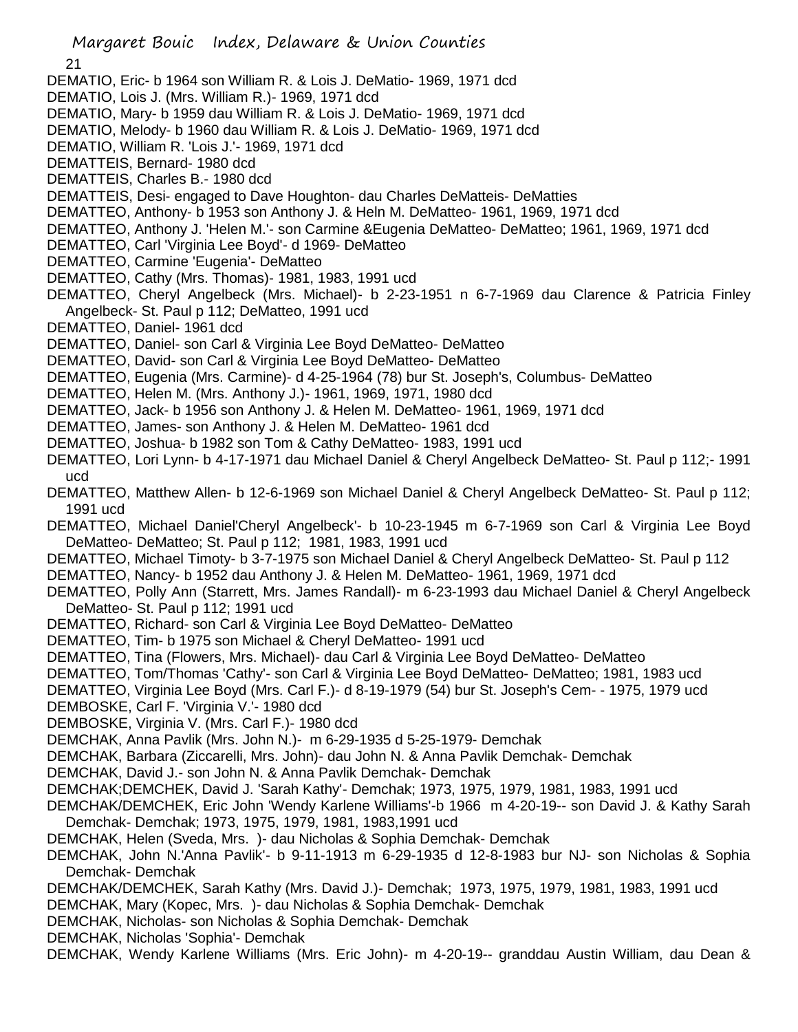DEMATIO, Eric- b 1964 son William R. & Lois J. DeMatio- 1969, 1971 dcd

DEMATIO, Lois J. (Mrs. William R.)- 1969, 1971 dcd

DEMATIO, Mary- b 1959 dau William R. & Lois J. DeMatio- 1969, 1971 dcd

DEMATIO, Melody- b 1960 dau William R. & Lois J. DeMatio- 1969, 1971 dcd

DEMATIO, William R. 'Lois J.'- 1969, 1971 dcd

DEMATTEIS, Bernard- 1980 dcd

DEMATTEIS, Charles B.- 1980 dcd

DEMATTEIS, Desi- engaged to Dave Houghton- dau Charles DeMatteis- DeMatties

DEMATTEO, Anthony- b 1953 son Anthony J. & Heln M. DeMatteo- 1961, 1969, 1971 dcd

DEMATTEO, Anthony J. 'Helen M.'- son Carmine &Eugenia DeMatteo- DeMatteo; 1961, 1969, 1971 dcd

DEMATTEO, Carl 'Virginia Lee Boyd'- d 1969- DeMatteo

DEMATTEO, Carmine 'Eugenia'- DeMatteo

DEMATTEO, Cathy (Mrs. Thomas)- 1981, 1983, 1991 ucd

DEMATTEO, Cheryl Angelbeck (Mrs. Michael)- b 2-23-1951 n 6-7-1969 dau Clarence & Patricia Finley Angelbeck- St. Paul p 112; DeMatteo, 1991 ucd

DEMATTEO, Daniel- 1961 dcd

DEMATTEO, Daniel- son Carl & Virginia Lee Boyd DeMatteo- DeMatteo

DEMATTEO, David- son Carl & Virginia Lee Boyd DeMatteo- DeMatteo

DEMATTEO, Eugenia (Mrs. Carmine)- d 4-25-1964 (78) bur St. Joseph's, Columbus- DeMatteo

DEMATTEO, Helen M. (Mrs. Anthony J.)- 1961, 1969, 1971, 1980 dcd

DEMATTEO, Jack- b 1956 son Anthony J. & Helen M. DeMatteo- 1961, 1969, 1971 dcd

DEMATTEO, James- son Anthony J. & Helen M. DeMatteo- 1961 dcd

DEMATTEO, Joshua- b 1982 son Tom & Cathy DeMatteo- 1983, 1991 ucd

DEMATTEO, Lori Lynn- b 4-17-1971 dau Michael Daniel & Cheryl Angelbeck DeMatteo- St. Paul p 112;- 1991 ucd

DEMATTEO, Matthew Allen- b 12-6-1969 son Michael Daniel & Cheryl Angelbeck DeMatteo- St. Paul p 112; 1991 ucd

DEMATTEO, Michael Daniel'Cheryl Angelbeck'- b 10-23-1945 m 6-7-1969 son Carl & Virginia Lee Boyd DeMatteo- DeMatteo; St. Paul p 112; 1981, 1983, 1991 ucd

DEMATTEO, Michael Timoty- b 3-7-1975 son Michael Daniel & Cheryl Angelbeck DeMatteo- St. Paul p 112

DEMATTEO, Nancy- b 1952 dau Anthony J. & Helen M. DeMatteo- 1961, 1969, 1971 dcd

DEMATTEO, Polly Ann (Starrett, Mrs. James Randall)- m 6-23-1993 dau Michael Daniel & Cheryl Angelbeck DeMatteo- St. Paul p 112; 1991 ucd

DEMATTEO, Richard- son Carl & Virginia Lee Boyd DeMatteo- DeMatteo

DEMATTEO, Tim- b 1975 son Michael & Cheryl DeMatteo- 1991 ucd

DEMATTEO, Tina (Flowers, Mrs. Michael)- dau Carl & Virginia Lee Boyd DeMatteo- DeMatteo

DEMATTEO, Tom/Thomas 'Cathy'- son Carl & Virginia Lee Boyd DeMatteo- DeMatteo; 1981, 1983 ucd

DEMATTEO, Virginia Lee Boyd (Mrs. Carl F.)- d 8-19-1979 (54) bur St. Joseph's Cem- - 1975, 1979 ucd

DEMBOSKE, Carl F. 'Virginia V.'- 1980 dcd

DEMBOSKE, Virginia V. (Mrs. Carl F.)- 1980 dcd

DEMCHAK, Anna Pavlik (Mrs. John N.)- m 6-29-1935 d 5-25-1979- Demchak

DEMCHAK, Barbara (Ziccarelli, Mrs. John)- dau John N. & Anna Pavlik Demchak- Demchak

DEMCHAK, David J.- son John N. & Anna Pavlik Demchak- Demchak

DEMCHAK;DEMCHEK, David J. 'Sarah Kathy'- Demchak; 1973, 1975, 1979, 1981, 1983, 1991 ucd

DEMCHAK/DEMCHEK, Eric John 'Wendy Karlene Williams'-b 1966 m 4-20-19-- son David J. & Kathy Sarah Demchak- Demchak; 1973, 1975, 1979, 1981, 1983,1991 ucd

DEMCHAK, Helen (Sveda, Mrs. )- dau Nicholas & Sophia Demchak- Demchak

DEMCHAK, John N.'Anna Pavlik'- b 9-11-1913 m 6-29-1935 d 12-8-1983 bur NJ- son Nicholas & Sophia Demchak- Demchak

DEMCHAK/DEMCHEK, Sarah Kathy (Mrs. David J.)- Demchak; 1973, 1975, 1979, 1981, 1983, 1991 ucd

DEMCHAK, Mary (Kopec, Mrs. )- dau Nicholas & Sophia Demchak- Demchak

DEMCHAK, Nicholas- son Nicholas & Sophia Demchak- Demchak

DEMCHAK, Nicholas 'Sophia'- Demchak

DEMCHAK, Wendy Karlene Williams (Mrs. Eric John)- m 4-20-19-- granddau Austin William, dau Dean &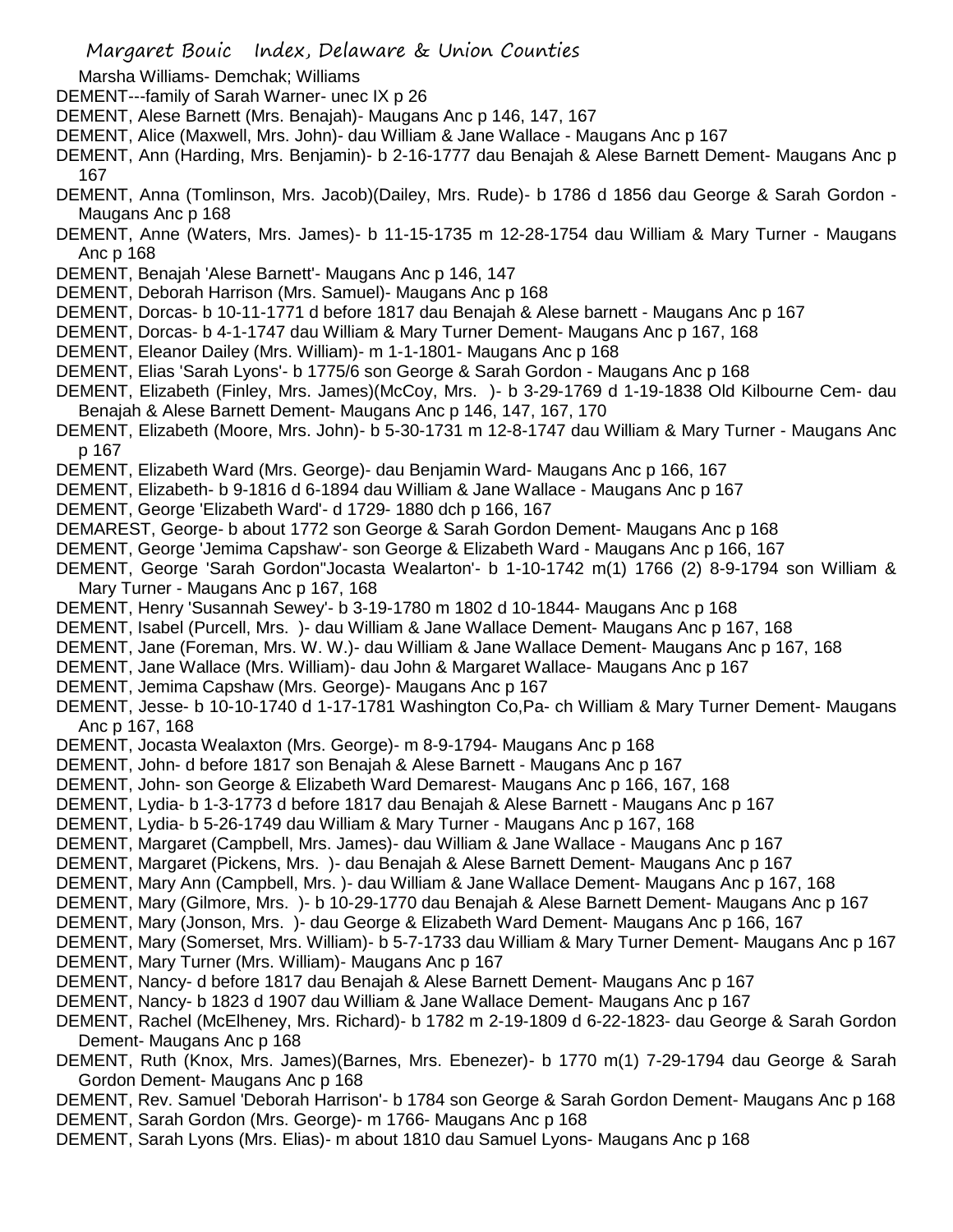Marsha Williams- Demchak; Williams

DEMENT---family of Sarah Warner- unec IX p 26

DEMENT, Alese Barnett (Mrs. Benajah)- Maugans Anc p 146, 147, 167

DEMENT, Alice (Maxwell, Mrs. John)- dau William & Jane Wallace - Maugans Anc p 167

DEMENT, Ann (Harding, Mrs. Benjamin)- b 2-16-1777 dau Benajah & Alese Barnett Dement- Maugans Anc p 167

DEMENT, Anna (Tomlinson, Mrs. Jacob)(Dailey, Mrs. Rude)- b 1786 d 1856 dau George & Sarah Gordon - Maugans Anc p 168

DEMENT, Anne (Waters, Mrs. James)- b 11-15-1735 m 12-28-1754 dau William & Mary Turner - Maugans Anc p 168

DEMENT, Benajah 'Alese Barnett'- Maugans Anc p 146, 147

DEMENT, Deborah Harrison (Mrs. Samuel)- Maugans Anc p 168

DEMENT, Dorcas- b 10-11-1771 d before 1817 dau Benajah & Alese barnett - Maugans Anc p 167

DEMENT, Dorcas- b 4-1-1747 dau William & Mary Turner Dement- Maugans Anc p 167, 168

DEMENT, Eleanor Dailey (Mrs. William)- m 1-1-1801- Maugans Anc p 168

DEMENT, Elias 'Sarah Lyons'- b 1775/6 son George & Sarah Gordon - Maugans Anc p 168

DEMENT, Elizabeth (Finley, Mrs. James)(McCoy, Mrs. )- b 3-29-1769 d 1-19-1838 Old Kilbourne Cem- dau Benajah & Alese Barnett Dement- Maugans Anc p 146, 147, 167, 170

DEMENT, Elizabeth (Moore, Mrs. John)- b 5-30-1731 m 12-8-1747 dau William & Mary Turner - Maugans Anc p 167

DEMENT, Elizabeth Ward (Mrs. George)- dau Benjamin Ward- Maugans Anc p 166, 167

DEMENT, Elizabeth- b 9-1816 d 6-1894 dau William & Jane Wallace - Maugans Anc p 167

DEMENT, George 'Elizabeth Ward'- d 1729- 1880 dch p 166, 167

DEMAREST, George- b about 1772 son George & Sarah Gordon Dement- Maugans Anc p 168

DEMENT, George 'Jemima Capshaw'- son George & Elizabeth Ward - Maugans Anc p 166, 167

DEMENT, George 'Sarah Gordon''Jocasta Wealarton'- b 1-10-1742 m(1) 1766 (2) 8-9-1794 son William & Mary Turner - Maugans Anc p 167, 168

DEMENT, Henry 'Susannah Sewey'- b 3-19-1780 m 1802 d 10-1844- Maugans Anc p 168

DEMENT, Isabel (Purcell, Mrs. )- dau William & Jane Wallace Dement- Maugans Anc p 167, 168

DEMENT, Jane (Foreman, Mrs. W. W.)- dau William & Jane Wallace Dement- Maugans Anc p 167, 168

DEMENT, Jane Wallace (Mrs. William)- dau John & Margaret Wallace- Maugans Anc p 167

DEMENT, Jemima Capshaw (Mrs. George)- Maugans Anc p 167

DEMENT, Jesse- b 10-10-1740 d 1-17-1781 Washington Co,Pa- ch William & Mary Turner Dement- Maugans Anc p 167, 168

DEMENT, Jocasta Wealaxton (Mrs. George)- m 8-9-1794- Maugans Anc p 168

DEMENT, John- d before 1817 son Benajah & Alese Barnett - Maugans Anc p 167

DEMENT, John- son George & Elizabeth Ward Demarest- Maugans Anc p 166, 167, 168

DEMENT, Lydia- b 1-3-1773 d before 1817 dau Benajah & Alese Barnett - Maugans Anc p 167

DEMENT, Lydia- b 5-26-1749 dau William & Mary Turner - Maugans Anc p 167, 168

DEMENT, Margaret (Campbell, Mrs. James)- dau William & Jane Wallace - Maugans Anc p 167

DEMENT, Margaret (Pickens, Mrs. )- dau Benajah & Alese Barnett Dement- Maugans Anc p 167

DEMENT, Mary Ann (Campbell, Mrs. )- dau William & Jane Wallace Dement- Maugans Anc p 167, 168

DEMENT, Mary (Gilmore, Mrs. )- b 10-29-1770 dau Benajah & Alese Barnett Dement- Maugans Anc p 167

DEMENT, Mary (Jonson, Mrs. )- dau George & Elizabeth Ward Dement- Maugans Anc p 166, 167

DEMENT, Mary (Somerset, Mrs. William)- b 5-7-1733 dau William & Mary Turner Dement- Maugans Anc p 167

DEMENT, Mary Turner (Mrs. William)- Maugans Anc p 167

DEMENT, Nancy- d before 1817 dau Benajah & Alese Barnett Dement- Maugans Anc p 167

DEMENT, Nancy- b 1823 d 1907 dau William & Jane Wallace Dement- Maugans Anc p 167

DEMENT, Rachel (McElheney, Mrs. Richard)- b 1782 m 2-19-1809 d 6-22-1823- dau George & Sarah Gordon Dement- Maugans Anc p 168

DEMENT, Ruth (Knox, Mrs. James)(Barnes, Mrs. Ebenezer)- b 1770 m(1) 7-29-1794 dau George & Sarah Gordon Dement- Maugans Anc p 168

DEMENT, Rev. Samuel 'Deborah Harrison'- b 1784 son George & Sarah Gordon Dement- Maugans Anc p 168

DEMENT, Sarah Gordon (Mrs. George)- m 1766- Maugans Anc p 168

DEMENT, Sarah Lyons (Mrs. Elias)- m about 1810 dau Samuel Lyons- Maugans Anc p 168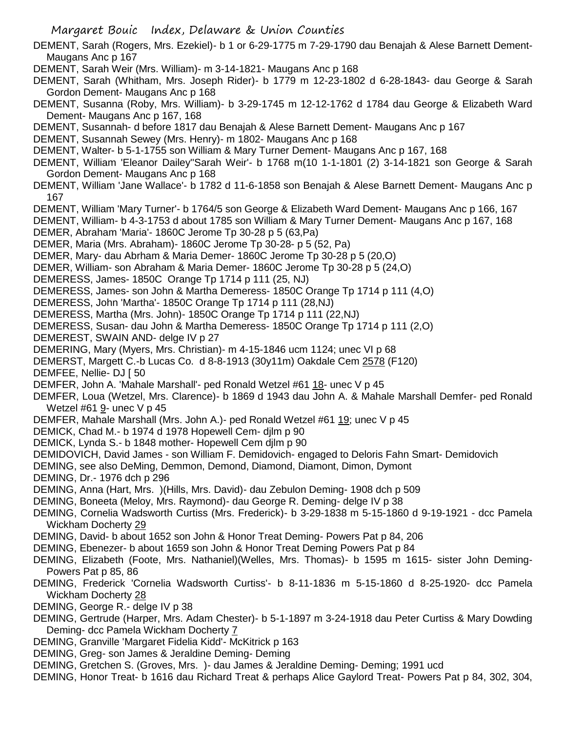DEMENT, Sarah (Rogers, Mrs. Ezekiel)- b 1 or 6-29-1775 m 7-29-1790 dau Benajah & Alese Barnett Dement- Maugans Anc p 167

DEMENT, Sarah Weir (Mrs. William)- m 3-14-1821- Maugans Anc p 168

DEMENT, Sarah (Whitham, Mrs. Joseph Rider)- b 1779 m 12-23-1802 d 6-28-1843- dau George & Sarah Gordon Dement- Maugans Anc p 168

DEMENT, Susanna (Roby, Mrs. William)- b 3-29-1745 m 12-12-1762 d 1784 dau George & Elizabeth Ward Dement- Maugans Anc p 167, 168

DEMENT, Susannah- d before 1817 dau Benajah & Alese Barnett Dement- Maugans Anc p 167

DEMENT, Susannah Sewey (Mrs. Henry)- m 1802- Maugans Anc p 168

DEMENT, Walter- b 5-1-1755 son William & Mary Turner Dement- Maugans Anc p 167, 168

DEMENT, William 'Eleanor Dailey''Sarah Weir'- b 1768 m(10 1-1-1801 (2) 3-14-1821 son George & Sarah Gordon Dement- Maugans Anc p 168

DEMENT, William 'Jane Wallace'- b 1782 d 11-6-1858 son Benajah & Alese Barnett Dement- Maugans Anc p 167

DEMENT, William 'Mary Turner'- b 1764/5 son George & Elizabeth Ward Dement- Maugans Anc p 166, 167

DEMENT, William- b 4-3-1753 d about 1785 son William & Mary Turner Dement- Maugans Anc p 167, 168

DEMER, Abraham 'Maria'- 1860C Jerome Tp 30-28 p 5 (63,Pa)

DEMER, Maria (Mrs. Abraham)- 1860C Jerome Tp 30-28- p 5 (52, Pa)

DEMER, Mary- dau Abrham & Maria Demer- 1860C Jerome Tp 30-28 p 5 (20,O)

DEMER, William- son Abraham & Maria Demer- 1860C Jerome Tp 30-28 p 5 (24,O)

DEMERESS, James- 1850C Orange Tp 1714 p 111 (25, NJ)

DEMERESS, James- son John & Martha Demeress- 1850C Orange Tp 1714 p 111 (4,O)

DEMERESS, John 'Martha'- 1850C Orange Tp 1714 p 111 (28,NJ)

DEMERESS, Martha (Mrs. John)- 1850C Orange Tp 1714 p 111 (22,NJ)

DEMERESS, Susan- dau John & Martha Demeress- 1850C Orange Tp 1714 p 111 (2,O)

DEMEREST, SWAIN AND- delge IV p 27

DEMERING, Mary (Myers, Mrs. Christian)- m 4-15-1846 ucm 1124; unec VI p 68

DEMERST, Margett C.-b Lucas Co. d 8-8-1913 (30y11m) Oakdale Cem 2578 (F120)

DEMFEE, Nellie- DJ [ 50

DEMFER, John A. 'Mahale Marshall'- ped Ronald Wetzel #61 18- unec V p 45

DEMFER, Loua (Wetzel, Mrs. Clarence)- b 1869 d 1943 dau John A. & Mahale Marshall Demfer- ped Ronald Wetzel #61 9- unec V p 45

DEMFER, Mahale Marshall (Mrs. John A.)- ped Ronald Wetzel #61 19; unec V p 45

DEMICK, Chad M.- b 1974 d 1978 Hopewell Cem- djlm p 90

DEMICK, Lynda S.- b 1848 mother- Hopewell Cem djlm p 90

DEMIDOVICH, David James - son William F. Demidovich- engaged to Deloris Fahn Smart- Demidovich

DEMING, see also DeMing, Demmon, Demond, Diamond, Diamont, Dimon, Dymont

DEMING, Dr.- 1976 dch p 296

DEMING, Anna (Hart, Mrs. )(Hills, Mrs. David)- dau Zebulon Deming- 1908 dch p 509

DEMING, Boneeta (Meloy, Mrs. Raymond)- dau George R. Deming- delge IV p 38

DEMING, Cornelia Wadsworth Curtiss (Mrs. Frederick)- b 3-29-1838 m 5-15-1860 d 9-19-1921 - dcc Pamela Wickham Docherty 29

DEMING, David- b about 1652 son John & Honor Treat Deming- Powers Pat p 84, 206

DEMING, Ebenezer- b about 1659 son John & Honor Treat Deming Powers Pat p 84

DEMING, Elizabeth (Foote, Mrs. Nathaniel)(Welles, Mrs. Thomas)- b 1595 m 1615- sister John Deming- Powers Pat p 85, 86

DEMING, Frederick 'Cornelia Wadsworth Curtiss'- b 8-11-1836 m 5-15-1860 d 8-25-1920- dcc Pamela Wickham Docherty 28

DEMING, George R.- delge IV p 38

DEMING, Gertrude (Harper, Mrs. Adam Chester)- b 5-1-1897 m 3-24-1918 dau Peter Curtiss & Mary Dowding Deming- dcc Pamela Wickham Docherty 7

DEMING, Granville 'Margaret Fidelia Kidd'- McKitrick p 163

DEMING, Greg- son James & Jeraldine Deming- Deming

DEMING, Gretchen S. (Groves, Mrs. )- dau James & Jeraldine Deming- Deming; 1991 ucd

DEMING, Honor Treat- b 1616 dau Richard Treat & perhaps Alice Gaylord Treat- Powers Pat p 84, 302, 304,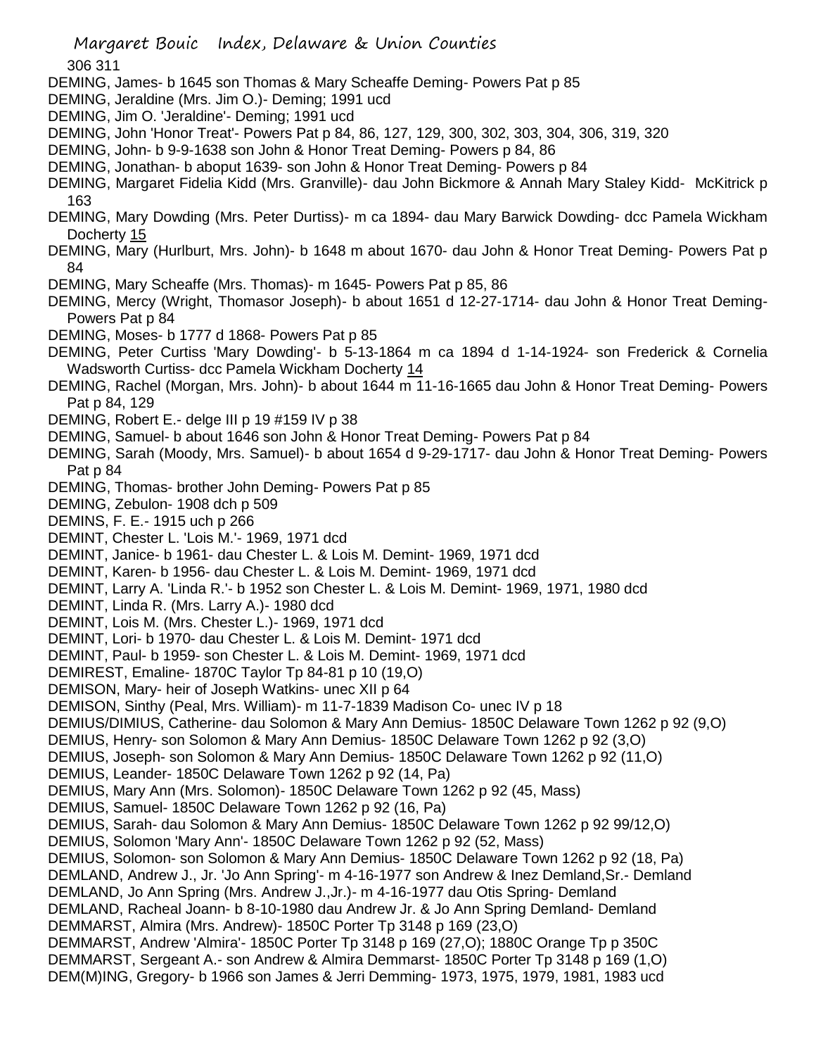306 311

DEMING, James- b 1645 son Thomas & Mary Scheaffe Deming- Powers Pat p 85

DEMING, Jeraldine (Mrs. Jim O.)- Deming; 1991 ucd

DEMING, Jim O. 'Jeraldine'- Deming; 1991 ucd

DEMING, John 'Honor Treat'- Powers Pat p 84, 86, 127, 129, 300, 302, 303, 304, 306, 319, 320

DEMING, John- b 9-9-1638 son John & Honor Treat Deming- Powers p 84, 86

DEMING, Jonathan- b aboput 1639- son John & Honor Treat Deming- Powers p 84

DEMING, Margaret Fidelia Kidd (Mrs. Granville)- dau John Bickmore & Annah Mary Staley Kidd- McKitrick p 163

DEMING, Mary Dowding (Mrs. Peter Durtiss)- m ca 1894- dau Mary Barwick Dowding- dcc Pamela Wickham Docherty 15

DEMING, Mary (Hurlburt, Mrs. John)- b 1648 m about 1670- dau John & Honor Treat Deming- Powers Pat p 84

DEMING, Mary Scheaffe (Mrs. Thomas)- m 1645- Powers Pat p 85, 86

DEMING, Mercy (Wright, Thomasor Joseph)- b about 1651 d 12-27-1714- dau John & Honor Treat Deming- Powers Pat p 84

DEMING, Moses- b 1777 d 1868- Powers Pat p 85

DEMING, Peter Curtiss 'Mary Dowding'- b 5-13-1864 m ca 1894 d 1-14-1924- son Frederick & Cornelia Wadsworth Curtiss- dcc Pamela Wickham Docherty 14

DEMING, Rachel (Morgan, Mrs. John)- b about 1644 m 11-16-1665 dau John & Honor Treat Deming- Powers Pat p 84, 129

DEMING, Robert E.- delge III p 19 #159 IV p 38

DEMING, Samuel- b about 1646 son John & Honor Treat Deming- Powers Pat p 84

DEMING, Sarah (Moody, Mrs. Samuel)- b about 1654 d 9-29-1717- dau John & Honor Treat Deming- Powers Pat p 84

DEMING, Thomas- brother John Deming- Powers Pat p 85

DEMING, Zebulon- 1908 dch p 509

DEMINS, F. E.- 1915 uch p 266

DEMINT, Chester L. 'Lois M.'- 1969, 1971 dcd

DEMINT, Janice- b 1961- dau Chester L. & Lois M. Demint- 1969, 1971 dcd

DEMINT, Karen- b 1956- dau Chester L. & Lois M. Demint- 1969, 1971 dcd

DEMINT, Larry A. 'Linda R.'- b 1952 son Chester L. & Lois M. Demint- 1969, 1971, 1980 dcd

DEMINT, Linda R. (Mrs. Larry A.)- 1980 dcd

DEMINT, Lois M. (Mrs. Chester L.)- 1969, 1971 dcd

DEMINT, Lori- b 1970- dau Chester L. & Lois M. Demint- 1971 dcd

DEMINT, Paul- b 1959- son Chester L. & Lois M. Demint- 1969, 1971 dcd

DEMIREST, Emaline- 1870C Taylor Tp 84-81 p 10 (19,O)

DEMISON, Mary- heir of Joseph Watkins- unec XII p 64

DEMISON, Sinthy (Peal, Mrs. William)- m 11-7-1839 Madison Co- unec IV p 18

DEMIUS/DIMIUS, Catherine- dau Solomon & Mary Ann Demius- 1850C Delaware Town 1262 p 92 (9,O)

DEMIUS, Henry- son Solomon & Mary Ann Demius- 1850C Delaware Town 1262 p 92 (3,O)

DEMIUS, Joseph- son Solomon & Mary Ann Demius- 1850C Delaware Town 1262 p 92 (11,O)

DEMIUS, Leander- 1850C Delaware Town 1262 p 92 (14, Pa)

DEMIUS, Mary Ann (Mrs. Solomon)- 1850C Delaware Town 1262 p 92 (45, Mass)

DEMIUS, Samuel- 1850C Delaware Town 1262 p 92 (16, Pa)

DEMIUS, Sarah- dau Solomon & Mary Ann Demius- 1850C Delaware Town 1262 p 92 99/12,O)

DEMIUS, Solomon 'Mary Ann'- 1850C Delaware Town 1262 p 92 (52, Mass)

DEMIUS, Solomon- son Solomon & Mary Ann Demius- 1850C Delaware Town 1262 p 92 (18, Pa)

DEMLAND, Andrew J., Jr. 'Jo Ann Spring'- m 4-16-1977 son Andrew & Inez Demland,Sr.- Demland

DEMLAND, Jo Ann Spring (Mrs. Andrew J.,Jr.)- m 4-16-1977 dau Otis Spring- Demland

DEMLAND, Racheal Joann- b 8-10-1980 dau Andrew Jr. & Jo Ann Spring Demland- Demland

DEMMARST, Almira (Mrs. Andrew)- 1850C Porter Tp 3148 p 169 (23,O)

DEMMARST, Andrew 'Almira'- 1850C Porter Tp 3148 p 169 (27,O); 1880C Orange Tp p 350C

DEMMARST, Sergeant A.- son Andrew & Almira Demmarst- 1850C Porter Tp 3148 p 169 (1,O)

DEM(M)ING, Gregory- b 1966 son James & Jerri Demming- 1973, 1975, 1979, 1981, 1983 ucd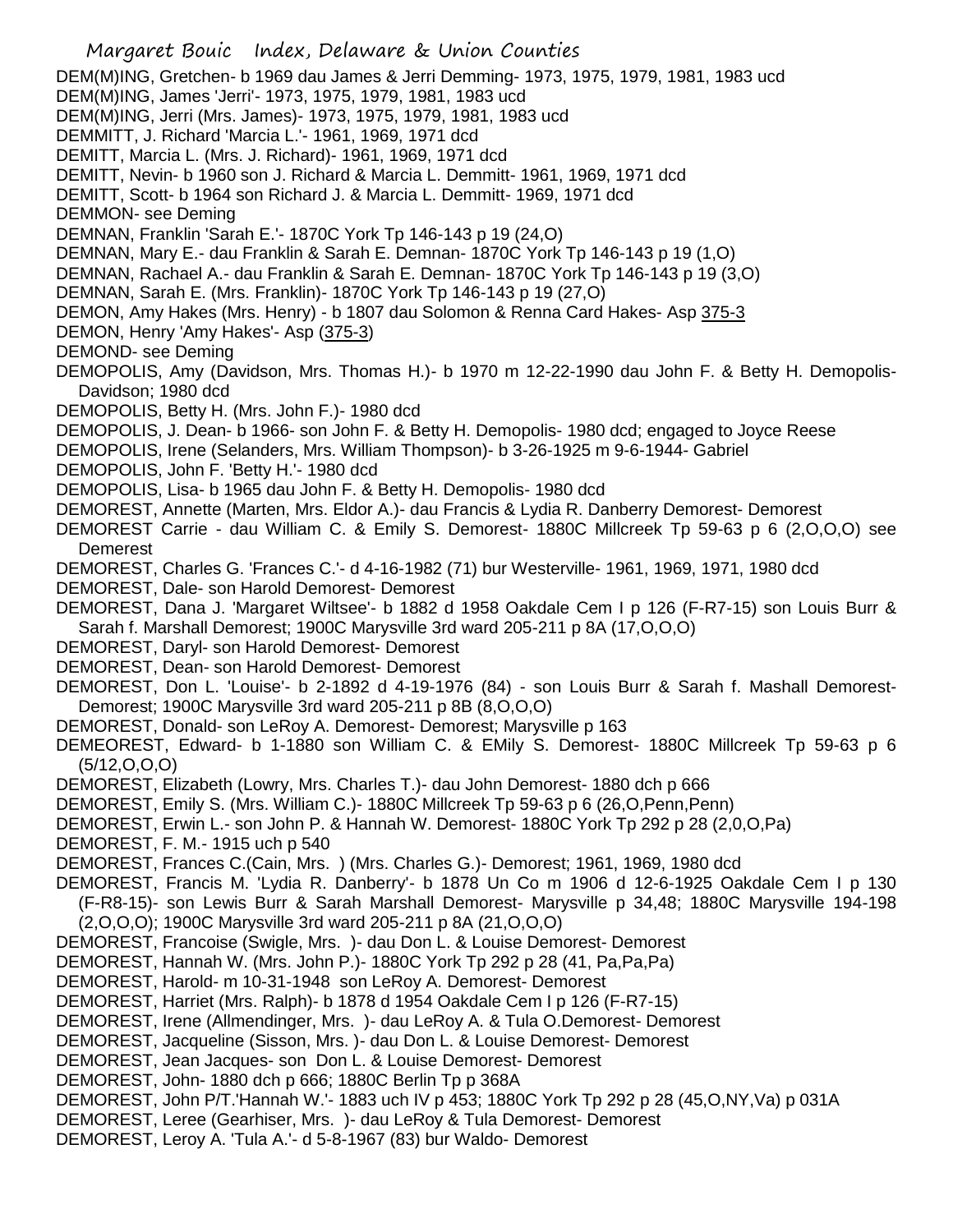DEM(M)ING, Gretchen- b 1969 dau James & Jerri Demming- 1973, 1975, 1979, 1981, 1983 ucd
DEM(M)ING, James 'Jerri'- 1973, 1975, 1979, 1981, 1983 ucd
DEM(M)ING, Jerri (Mrs. James)- 1973, 1975, 1979, 1981, 1983 ucd
DEMMITT, J. Richard 'Marcia L.'- 1961, 1969, 1971 dcd
DEMITT, Marcia L. (Mrs. J. Richard)- 1961, 1969, 1971 dcd
DEMITT, Nevin- b 1960 son J. Richard & Marcia L. Demmitt- 1961, 1969, 1971 dcd
DEMITT, Scott- b 1964 son Richard J. & Marcia L. Demmitt- 1969, 1971 dcd
DEMMON- see Deming
DEMNAN, Franklin 'Sarah E.'- 1870C York Tp 146-143 p 19 (24,O)
DEMNAN, Mary E.- dau Franklin & Sarah E. Demnan- 1870C York Tp 146-143 p 19 (1,O)
DEMNAN, Rachael A.- dau Franklin & Sarah E. Demnan- 1870C York Tp 146-143 p 19 (3,O)
DEMNAN, Sarah E. (Mrs. Franklin)- 1870C York Tp 146-143 p 19 (27,O)
DEMON, Amy Hakes (Mrs. Henry) - b 1807 dau Solomon & Renna Card Hakes- Asp 375-3
DEMON, Henry 'Amy Hakes'- Asp (375-3)
DEMOND- see Deming
DEMOPOLIS, Amy (Davidson, Mrs. Thomas H.)- b 1970 m 12-22-1990 dau John F. & Betty H. Demopolis- Davidson; 1980 dcd
DEMOPOLIS, Betty H. (Mrs. John F.)- 1980 dcd
DEMOPOLIS, J. Dean- b 1966- son John F. & Betty H. Demopolis- 1980 dcd; engaged to Joyce Reese
DEMOPOLIS, Irene (Selanders, Mrs. William Thompson)- b 3-26-1925 m 9-6-1944- Gabriel
DEMOPOLIS, John F. 'Betty H.'- 1980 dcd
DEMOPOLIS, Lisa- b 1965 dau John F. & Betty H. Demopolis- 1980 dcd
DEMOREST, Annette (Marten, Mrs. Eldor A.)- dau Francis & Lydia R. Danberry Demorest- Demorest
DEMOREST Carrie - dau William C. & Emily S. Demorest- 1880C Millcreek Tp 59-63 p 6 (2,O,O,O) see Demerest
DEMOREST, Charles G. 'Frances C.'- d 4-16-1982 (71) bur Westerville- 1961, 1969, 1971, 1980 dcd
DEMOREST, Dale- son Harold Demorest- Demorest
DEMOREST, Dana J. 'Margaret Wiltsee'- b 1882 d 1958 Oakdale Cem I p 126 (F-R7-15) son Louis Burr & Sarah f. Marshall Demorest; 1900C Marysville 3rd ward 205-211 p 8A (17,O,O,O)
DEMOREST, Daryl- son Harold Demorest- Demorest
DEMOREST, Dean- son Harold Demorest- Demorest
DEMOREST, Don L. 'Louise'- b 2-1892 d 4-19-1976 (84) - son Louis Burr & Sarah f. Mashall Demorest- Demorest; 1900C Marysville 3rd ward 205-211 p 8B (8,O,O,O)
DEMOREST, Donald- son LeRoy A. Demorest- Demorest; Marysville p 163
DEMEOREST, Edward- b 1-1880 son William C. & EMily S. Demorest- 1880C Millcreek Tp 59-63 p 6 (5/12,O,O,O)
DEMOREST, Elizabeth (Lowry, Mrs. Charles T.)- dau John Demorest- 1880 dch p 666
DEMOREST, Emily S. (Mrs. William C.)- 1880C Millcreek Tp 59-63 p 6 (26,O,Penn,Penn)
DEMOREST, Erwin L.- son John P. & Hannah W. Demorest- 1880C York Tp 292 p 28 (2,0,O,Pa)
DEMOREST, F. M.- 1915 uch p 540
DEMOREST, Frances C.(Cain, Mrs. ) (Mrs. Charles G.)- Demorest; 1961, 1969, 1980 dcd
DEMOREST, Francis M. 'Lydia R. Danberry'- b 1878 Un Co m 1906 d 12-6-1925 Oakdale Cem I p 130 (F-R8-15)- son Lewis Burr & Sarah Marshall Demorest- Marysville p 34,48; 1880C Marysville 194-198 (2,O,O,O); 1900C Marysville 3rd ward 205-211 p 8A (21,O,O,O)
DEMOREST, Francoise (Swigle, Mrs. )- dau Don L. & Louise Demorest- Demorest
DEMOREST, Hannah W. (Mrs. John P.)- 1880C York Tp 292 p 28 (41, Pa,Pa,Pa)
DEMOREST, Harold- m 10-31-1948 son LeRoy A. Demorest- Demorest
DEMOREST, Harriet (Mrs. Ralph)- b 1878 d 1954 Oakdale Cem I p 126 (F-R7-15)
DEMOREST, Irene (Allmendinger, Mrs. )- dau LeRoy A. & Tula O.Demorest- Demorest
DEMOREST, Jacqueline (Sisson, Mrs. )- dau Don L. & Louise Demorest- Demorest
DEMOREST, Jean Jacques- son Don L. & Louise Demorest- Demorest
DEMOREST, John- 1880 dch p 666; 1880C Berlin Tp p 368A
DEMOREST, John P/T.'Hannah W.'- 1883 uch IV p 453; 1880C York Tp 292 p 28 (45,O,NY,Va) p 031A
DEMOREST, Leree (Gearhiser, Mrs. )- dau LeRoy & Tula Demorest- Demorest
DEMOREST, Leroy A. 'Tula A.'- d 5-8-1967 (83) bur Waldo- Demorest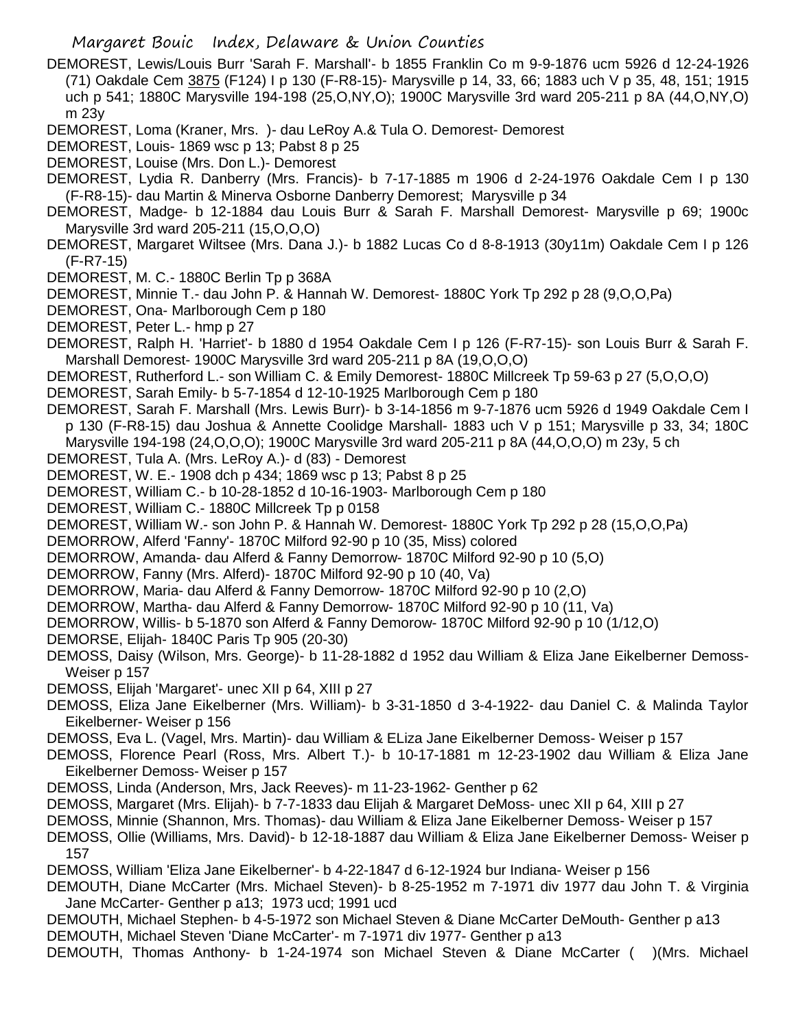DEMOREST, Lewis/Louis Burr 'Sarah F. Marshall'- b 1855 Franklin Co m 9-9-1876 ucm 5926 d 12-24-1926 (71) Oakdale Cem 3875 (F124) I p 130 (F-R8-15)- Marysville p 14, 33, 66; 1883 uch V p 35, 48, 151; 1915 uch p 541; 1880C Marysville 194-198 (25,O,NY,O); 1900C Marysville 3rd ward 205-211 p 8A (44,O,NY,O) m 23y

DEMOREST, Loma (Kraner, Mrs. )- dau LeRoy A.& Tula O. Demorest- Demorest

DEMOREST, Louis- 1869 wsc p 13; Pabst 8 p 25

DEMOREST, Louise (Mrs. Don L.)- Demorest

DEMOREST, Lydia R. Danberry (Mrs. Francis)- b 7-17-1885 m 1906 d 2-24-1976 Oakdale Cem I p 130 (F-R8-15)- dau Martin & Minerva Osborne Danberry Demorest; Marysville p 34

DEMOREST, Madge- b 12-1884 dau Louis Burr & Sarah F. Marshall Demorest- Marysville p 69; 1900c Marysville 3rd ward 205-211 (15,O,O,O)

DEMOREST, Margaret Wiltsee (Mrs. Dana J.)- b 1882 Lucas Co d 8-8-1913 (30y11m) Oakdale Cem I p 126 (F-R7-15)

DEMOREST, M. C.- 1880C Berlin Tp p 368A

DEMOREST, Minnie T.- dau John P. & Hannah W. Demorest- 1880C York Tp 292 p 28 (9,O,O,Pa)

DEMOREST, Ona- Marlborough Cem p 180

DEMOREST, Peter L.- hmp p 27

DEMOREST, Ralph H. 'Harriet'- b 1880 d 1954 Oakdale Cem I p 126 (F-R7-15)- son Louis Burr & Sarah F. Marshall Demorest- 1900C Marysville 3rd ward 205-211 p 8A (19,O,O,O)

DEMOREST, Rutherford L.- son William C. & Emily Demorest- 1880C Millcreek Tp 59-63 p 27 (5,O,O,O)

DEMOREST, Sarah Emily- b 5-7-1854 d 12-10-1925 Marlborough Cem p 180

DEMOREST, Sarah F. Marshall (Mrs. Lewis Burr)- b 3-14-1856 m 9-7-1876 ucm 5926 d 1949 Oakdale Cem I p 130 (F-R8-15) dau Joshua & Annette Coolidge Marshall- 1883 uch V p 151; Marysville p 33, 34; 180C Marysville 194-198 (24,O,O,O); 1900C Marysville 3rd ward 205-211 p 8A (44,O,O,O) m 23y, 5 ch

DEMOREST, Tula A. (Mrs. LeRoy A.)- d (83) - Demorest

DEMOREST, W. E.- 1908 dch p 434; 1869 wsc p 13; Pabst 8 p 25

DEMOREST, William C.- b 10-28-1852 d 10-16-1903- Marlborough Cem p 180

DEMOREST, William C.- 1880C Millcreek Tp p 0158

DEMOREST, William W.- son John P. & Hannah W. Demorest- 1880C York Tp 292 p 28 (15,O,O,Pa)

DEMORROW, Alferd 'Fanny'- 1870C Milford 92-90 p 10 (35, Miss) colored

DEMORROW, Amanda- dau Alferd & Fanny Demorrow- 1870C Milford 92-90 p 10 (5,O)

DEMORROW, Fanny (Mrs. Alferd)- 1870C Milford 92-90 p 10 (40, Va)

DEMORROW, Maria- dau Alferd & Fanny Demorrow- 1870C Milford 92-90 p 10 (2,O)

DEMORROW, Martha- dau Alferd & Fanny Demorrow- 1870C Milford 92-90 p 10 (11, Va)

DEMORROW, Willis- b 5-1870 son Alferd & Fanny Demorow- 1870C Milford 92-90 p 10 (1/12,O)

DEMORSE, Elijah- 1840C Paris Tp 905 (20-30)

DEMOSS, Daisy (Wilson, Mrs. George)- b 11-28-1882 d 1952 dau William & Eliza Jane Eikelberner Demoss- Weiser p 157

DEMOSS, Elijah 'Margaret'- unec XII p 64, XIII p 27

DEMOSS, Eliza Jane Eikelberner (Mrs. William)- b 3-31-1850 d 3-4-1922- dau Daniel C. & Malinda Taylor Eikelberner- Weiser p 156

DEMOSS, Eva L. (Vagel, Mrs. Martin)- dau William & ELiza Jane Eikelberner Demoss- Weiser p 157

DEMOSS, Florence Pearl (Ross, Mrs. Albert T.)- b 10-17-1881 m 12-23-1902 dau William & Eliza Jane Eikelberner Demoss- Weiser p 157

DEMOSS, Linda (Anderson, Mrs, Jack Reeves)- m 11-23-1962- Genther p 62

DEMOSS, Margaret (Mrs. Elijah)- b 7-7-1833 dau Elijah & Margaret DeMoss- unec XII p 64, XIII p 27

DEMOSS, Minnie (Shannon, Mrs. Thomas)- dau William & Eliza Jane Eikelberner Demoss- Weiser p 157

DEMOSS, Ollie (Williams, Mrs. David)- b 12-18-1887 dau William & Eliza Jane Eikelberner Demoss- Weiser p 157

DEMOSS, William 'Eliza Jane Eikelberner'- b 4-22-1847 d 6-12-1924 bur Indiana- Weiser p 156

DEMOUTH, Diane McCarter (Mrs. Michael Steven)- b 8-25-1952 m 7-1971 div 1977 dau John T. & Virginia Jane McCarter- Genther p a13; 1973 ucd; 1991 ucd

DEMOUTH, Michael Stephen- b 4-5-1972 son Michael Steven & Diane McCarter DeMouth- Genther p a13

DEMOUTH, Michael Steven 'Diane McCarter'- m 7-1971 div 1977- Genther p a13

DEMOUTH, Thomas Anthony- b 1-24-1974 son Michael Steven & Diane McCarter ( )(Mrs. Michael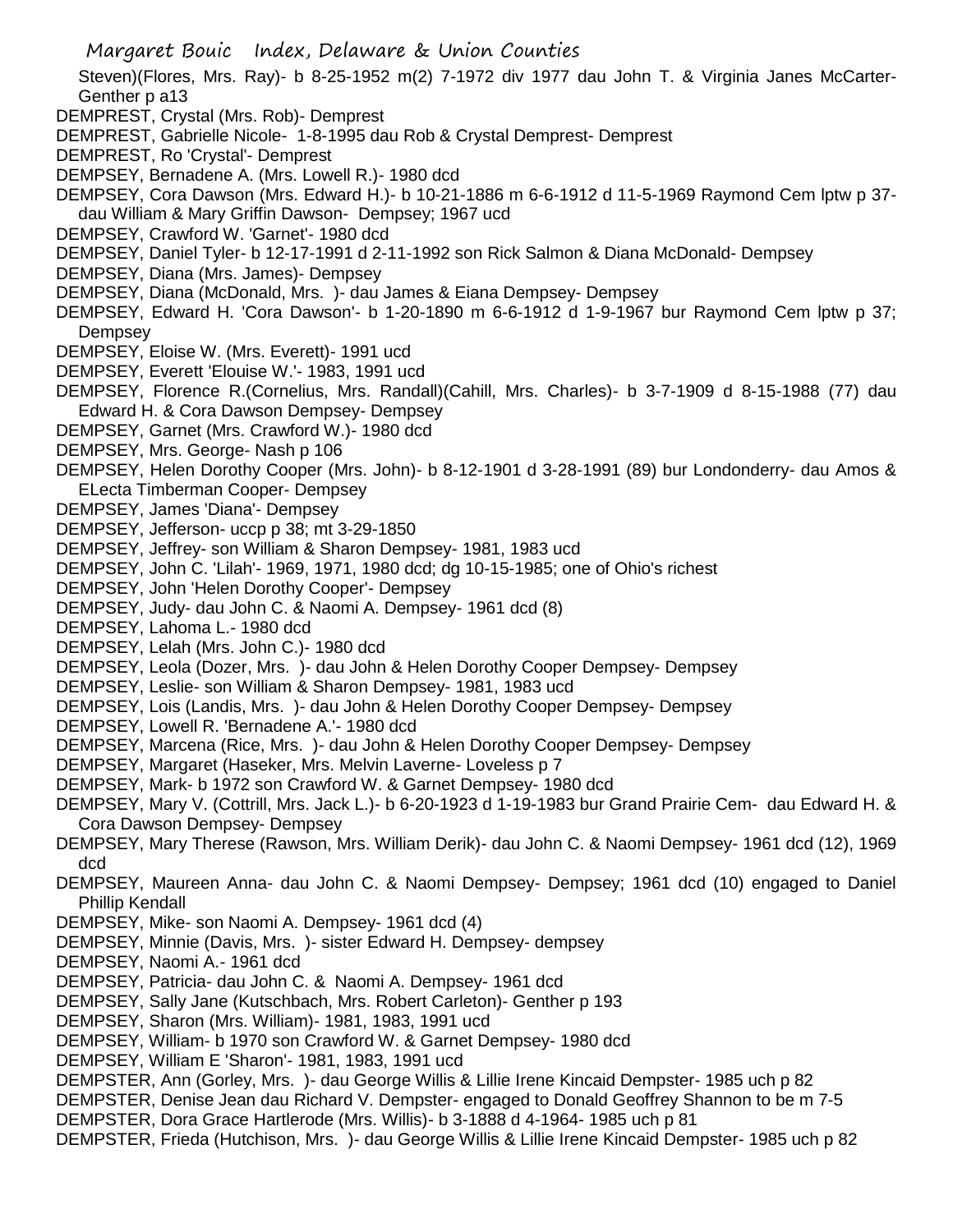Steven)(Flores, Mrs. Ray)- b 8-25-1952 m(2) 7-1972 div 1977 dau John T. & Virginia Janes McCarter- Genther p a13

DEMPREST, Crystal (Mrs. Rob)- Demprest

DEMPREST, Gabrielle Nicole- 1-8-1995 dau Rob & Crystal Demprest- Demprest

DEMPREST, Ro 'Crystal'- Demprest

DEMPSEY, Bernadene A. (Mrs. Lowell R.)- 1980 dcd

DEMPSEY, Cora Dawson (Mrs. Edward H.)- b 10-21-1886 m 6-6-1912 d 11-5-1969 Raymond Cem lptw p 37- dau William & Mary Griffin Dawson- Dempsey; 1967 ucd

DEMPSEY, Crawford W. 'Garnet'- 1980 dcd

DEMPSEY, Daniel Tyler- b 12-17-1991 d 2-11-1992 son Rick Salmon & Diana McDonald- Dempsey

DEMPSEY, Diana (Mrs. James)- Dempsey

DEMPSEY, Diana (McDonald, Mrs. )- dau James & Eiana Dempsey- Dempsey

DEMPSEY, Edward H. 'Cora Dawson'- b 1-20-1890 m 6-6-1912 d 1-9-1967 bur Raymond Cem lptw p 37; Dempsey

DEMPSEY, Eloise W. (Mrs. Everett)- 1991 ucd

DEMPSEY, Everett 'Elouise W.'- 1983, 1991 ucd

DEMPSEY, Florence R.(Cornelius, Mrs. Randall)(Cahill, Mrs. Charles)- b 3-7-1909 d 8-15-1988 (77) dau Edward H. & Cora Dawson Dempsey- Dempsey

DEMPSEY, Garnet (Mrs. Crawford W.)- 1980 dcd

DEMPSEY, Mrs. George- Nash p 106

DEMPSEY, Helen Dorothy Cooper (Mrs. John)- b 8-12-1901 d 3-28-1991 (89) bur Londonderry- dau Amos & ELecta Timberman Cooper- Dempsey

DEMPSEY, James 'Diana'- Dempsey

DEMPSEY, Jefferson- uccp p 38; mt 3-29-1850

DEMPSEY, Jeffrey- son William & Sharon Dempsey- 1981, 1983 ucd

DEMPSEY, John C. 'Lilah'- 1969, 1971, 1980 dcd; dg 10-15-1985; one of Ohio's richest

DEMPSEY, John 'Helen Dorothy Cooper'- Dempsey

DEMPSEY, Judy- dau John C. & Naomi A. Dempsey- 1961 dcd (8)

DEMPSEY, Lahoma L.- 1980 dcd

DEMPSEY, Lelah (Mrs. John C.)- 1980 dcd

DEMPSEY, Leola (Dozer, Mrs. )- dau John & Helen Dorothy Cooper Dempsey- Dempsey

DEMPSEY, Leslie- son William & Sharon Dempsey- 1981, 1983 ucd

DEMPSEY, Lois (Landis, Mrs. )- dau John & Helen Dorothy Cooper Dempsey- Dempsey

DEMPSEY, Lowell R. 'Bernadene A.'- 1980 dcd

DEMPSEY, Marcena (Rice, Mrs. )- dau John & Helen Dorothy Cooper Dempsey- Dempsey

DEMPSEY, Margaret (Haseker, Mrs. Melvin Laverne- Loveless p 7

DEMPSEY, Mark- b 1972 son Crawford W. & Garnet Dempsey- 1980 dcd

DEMPSEY, Mary V. (Cottrill, Mrs. Jack L.)- b 6-20-1923 d 1-19-1983 bur Grand Prairie Cem- dau Edward H. & Cora Dawson Dempsey- Dempsey

DEMPSEY, Mary Therese (Rawson, Mrs. William Derik)- dau John C. & Naomi Dempsey- 1961 dcd (12), 1969 dcd

DEMPSEY, Maureen Anna- dau John C. & Naomi Dempsey- Dempsey; 1961 dcd (10) engaged to Daniel Phillip Kendall

DEMPSEY, Mike- son Naomi A. Dempsey- 1961 dcd (4)

DEMPSEY, Minnie (Davis, Mrs. )- sister Edward H. Dempsey- dempsey

DEMPSEY, Naomi A.- 1961 dcd

DEMPSEY, Patricia- dau John C. & Naomi A. Dempsey- 1961 dcd

DEMPSEY, Sally Jane (Kutschbach, Mrs. Robert Carleton)- Genther p 193

DEMPSEY, Sharon (Mrs. William)- 1981, 1983, 1991 ucd

DEMPSEY, William- b 1970 son Crawford W. & Garnet Dempsey- 1980 dcd

DEMPSEY, William E 'Sharon'- 1981, 1983, 1991 ucd

DEMPSTER, Ann (Gorley, Mrs. )- dau George Willis & Lillie Irene Kincaid Dempster- 1985 uch p 82

DEMPSTER, Denise Jean dau Richard V. Dempster- engaged to Donald Geoffrey Shannon to be m 7-5

DEMPSTER, Dora Grace Hartlerode (Mrs. Willis)- b 3-1888 d 4-1964- 1985 uch p 81

DEMPSTER, Frieda (Hutchison, Mrs. )- dau George Willis & Lillie Irene Kincaid Dempster- 1985 uch p 82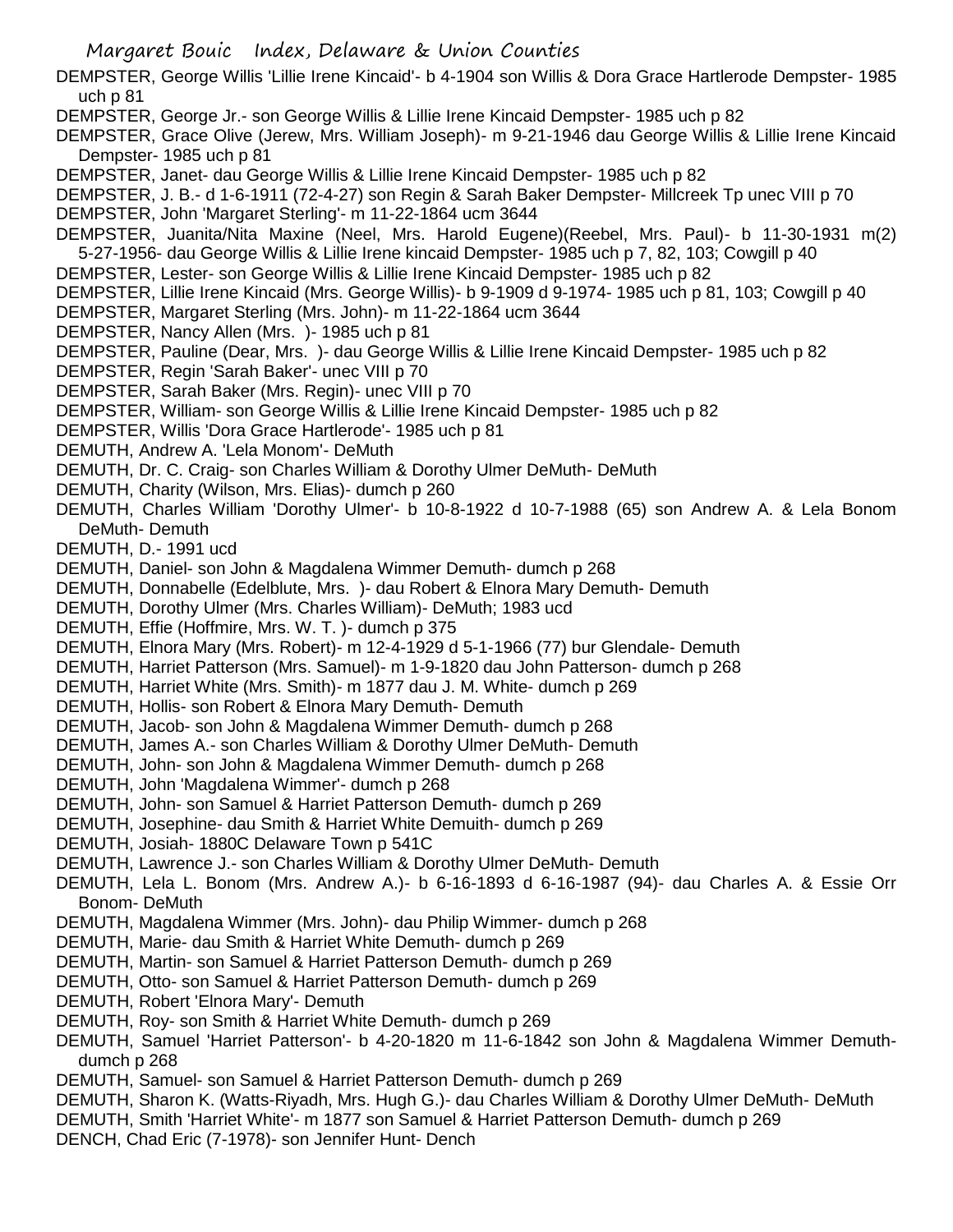DEMPSTER, George Willis 'Lillie Irene Kincaid'- b 4-1904 son Willis & Dora Grace Hartlerode Dempster- 1985 uch p 81

DEMPSTER, George Jr.- son George Willis & Lillie Irene Kincaid Dempster- 1985 uch p 82

DEMPSTER, Grace Olive (Jerew, Mrs. William Joseph)- m 9-21-1946 dau George Willis & Lillie Irene Kincaid Dempster- 1985 uch p 81

DEMPSTER, Janet- dau George Willis & Lillie Irene Kincaid Dempster- 1985 uch p 82

DEMPSTER, J. B.- d 1-6-1911 (72-4-27) son Regin & Sarah Baker Dempster- Millcreek Tp unec VIII p 70

DEMPSTER, John 'Margaret Sterling'- m 11-22-1864 ucm 3644

DEMPSTER, Juanita/Nita Maxine (Neel, Mrs. Harold Eugene)(Reebel, Mrs. Paul)- b 11-30-1931 m(2) 5-27-1956- dau George Willis & Lillie Irene kincaid Dempster- 1985 uch p 7, 82, 103; Cowgill p 40

DEMPSTER, Lester- son George Willis & Lillie Irene Kincaid Dempster- 1985 uch p 82

DEMPSTER, Lillie Irene Kincaid (Mrs. George Willis)- b 9-1909 d 9-1974- 1985 uch p 81, 103; Cowgill p 40

DEMPSTER, Margaret Sterling (Mrs. John)- m 11-22-1864 ucm 3644

DEMPSTER, Nancy Allen (Mrs. )- 1985 uch p 81

DEMPSTER, Pauline (Dear, Mrs. )- dau George Willis & Lillie Irene Kincaid Dempster- 1985 uch p 82

DEMPSTER, Regin 'Sarah Baker'- unec VIII p 70

DEMPSTER, Sarah Baker (Mrs. Regin)- unec VIII p 70

DEMPSTER, William- son George Willis & Lillie Irene Kincaid Dempster- 1985 uch p 82

DEMPSTER, Willis 'Dora Grace Hartlerode'- 1985 uch p 81

DEMUTH, Andrew A. 'Lela Monom'- DeMuth

DEMUTH, Dr. C. Craig- son Charles William & Dorothy Ulmer DeMuth- DeMuth

DEMUTH, Charity (Wilson, Mrs. Elias)- dumch p 260

DEMUTH, Charles William 'Dorothy Ulmer'- b 10-8-1922 d 10-7-1988 (65) son Andrew A. & Lela Bonom DeMuth- Demuth

DEMUTH, D.- 1991 ucd

DEMUTH, Daniel- son John & Magdalena Wimmer Demuth- dumch p 268

DEMUTH, Donnabelle (Edelblute, Mrs. )- dau Robert & Elnora Mary Demuth- Demuth

DEMUTH, Dorothy Ulmer (Mrs. Charles William)- DeMuth; 1983 ucd

DEMUTH, Effie (Hoffmire, Mrs. W. T. )- dumch p 375

DEMUTH, Elnora Mary (Mrs. Robert)- m 12-4-1929 d 5-1-1966 (77) bur Glendale- Demuth

DEMUTH, Harriet Patterson (Mrs. Samuel)- m 1-9-1820 dau John Patterson- dumch p 268

DEMUTH, Harriet White (Mrs. Smith)- m 1877 dau J. M. White- dumch p 269

DEMUTH, Hollis- son Robert & Elnora Mary Demuth- Demuth

DEMUTH, Jacob- son John & Magdalena Wimmer Demuth- dumch p 268

DEMUTH, James A.- son Charles William & Dorothy Ulmer DeMuth- Demuth

DEMUTH, John- son John & Magdalena Wimmer Demuth- dumch p 268

DEMUTH, John 'Magdalena Wimmer'- dumch p 268

DEMUTH, John- son Samuel & Harriet Patterson Demuth- dumch p 269

DEMUTH, Josephine- dau Smith & Harriet White Demuith- dumch p 269

DEMUTH, Josiah- 1880C Delaware Town p 541C

DEMUTH, Lawrence J.- son Charles William & Dorothy Ulmer DeMuth- Demuth

DEMUTH, Lela L. Bonom (Mrs. Andrew A.)- b 6-16-1893 d 6-16-1987 (94)- dau Charles A. & Essie Orr Bonom- DeMuth

DEMUTH, Magdalena Wimmer (Mrs. John)- dau Philip Wimmer- dumch p 268

DEMUTH, Marie- dau Smith & Harriet White Demuth- dumch p 269

DEMUTH, Martin- son Samuel & Harriet Patterson Demuth- dumch p 269

DEMUTH, Otto- son Samuel & Harriet Patterson Demuth- dumch p 269

DEMUTH, Robert 'Elnora Mary'- Demuth

DEMUTH, Roy- son Smith & Harriet White Demuth- dumch p 269

DEMUTH, Samuel 'Harriet Patterson'- b 4-20-1820 m 11-6-1842 son John & Magdalena Wimmer Demuth- dumch p 268

DEMUTH, Samuel- son Samuel & Harriet Patterson Demuth- dumch p 269

DEMUTH, Sharon K. (Watts-Riyadh, Mrs. Hugh G.)- dau Charles William & Dorothy Ulmer DeMuth- DeMuth

DEMUTH, Smith 'Harriet White'- m 1877 son Samuel & Harriet Patterson Demuth- dumch p 269

DENCH, Chad Eric (7-1978)- son Jennifer Hunt- Dench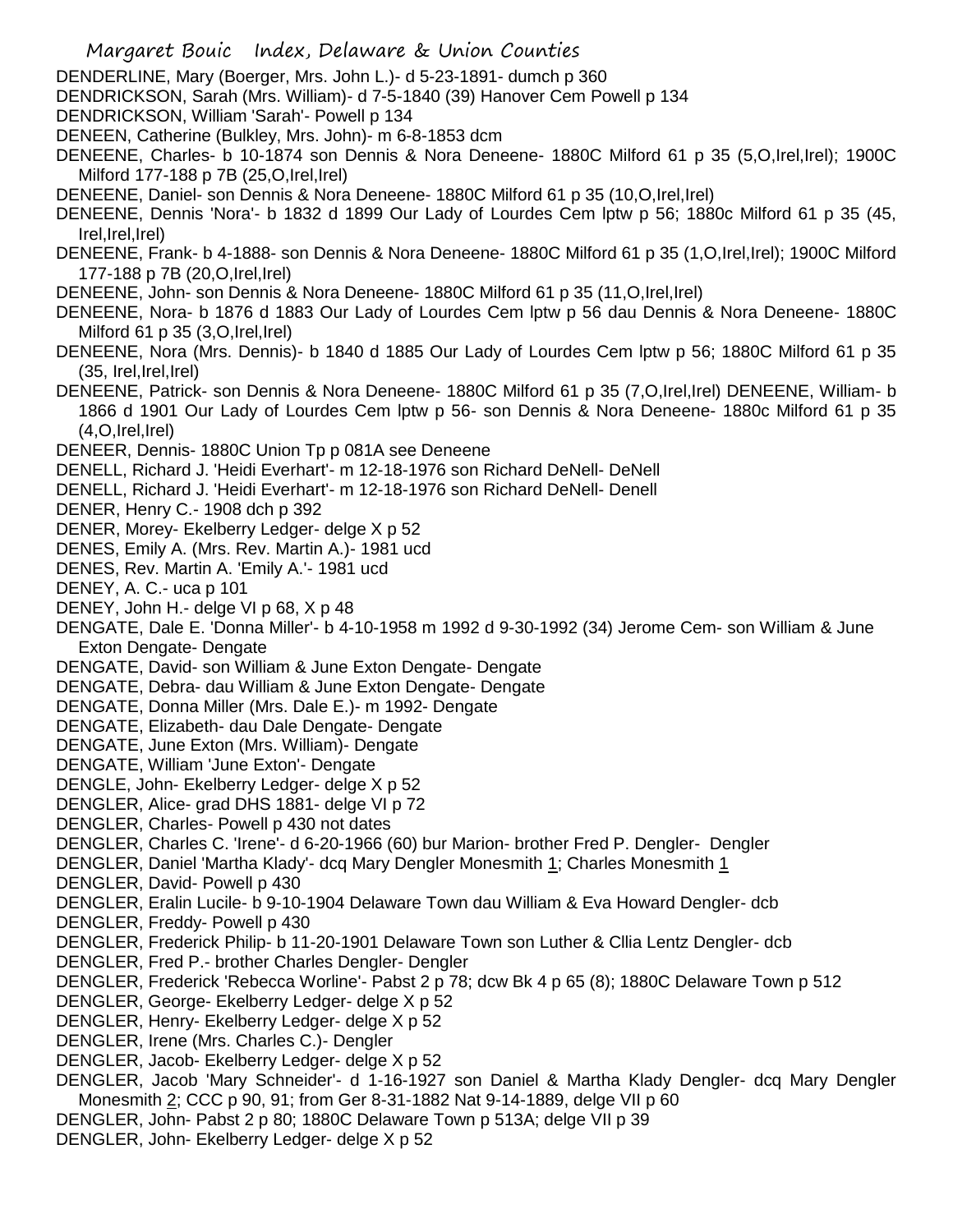DENDERLINE, Mary (Boerger, Mrs. John L.)- d 5-23-1891- dumch p 360

DENDRICKSON, Sarah (Mrs. William)- d 7-5-1840 (39) Hanover Cem Powell p 134

DENDRICKSON, William 'Sarah'- Powell p 134

DENEEN, Catherine (Bulkley, Mrs. John)- m 6-8-1853 dcm

DENEENE, Charles- b 10-1874 son Dennis & Nora Deneene- 1880C Milford 61 p 35 (5,O,Irel,Irel); 1900C Milford 177-188 p 7B (25,O,Irel,Irel)

DENEENE, Daniel- son Dennis & Nora Deneene- 1880C Milford 61 p 35 (10,O,Irel,Irel)

DENEENE, Dennis 'Nora'- b 1832 d 1899 Our Lady of Lourdes Cem lptw p 56; 1880c Milford 61 p 35 (45, Irel,Irel,Irel)

DENEENE, Frank- b 4-1888- son Dennis & Nora Deneene- 1880C Milford 61 p 35 (1,O,Irel,Irel); 1900C Milford 177-188 p 7B (20,O,Irel,Irel)

DENEENE, John- son Dennis & Nora Deneene- 1880C Milford 61 p 35 (11,O,Irel,Irel)

DENEENE, Nora- b 1876 d 1883 Our Lady of Lourdes Cem lptw p 56 dau Dennis & Nora Deneene- 1880C Milford 61 p 35 (3,O,Irel,Irel)

DENEENE, Nora (Mrs. Dennis)- b 1840 d 1885 Our Lady of Lourdes Cem lptw p 56; 1880C Milford 61 p 35 (35, Irel,Irel,Irel)

DENEENE, Patrick- son Dennis & Nora Deneene- 1880C Milford 61 p 35 (7,O,Irel,Irel) DENEENE, William- b 1866 d 1901 Our Lady of Lourdes Cem lptw p 56- son Dennis & Nora Deneene- 1880c Milford 61 p 35 (4,O,Irel,Irel)

DENEER, Dennis- 1880C Union Tp p 081A see Deneene

DENELL, Richard J. 'Heidi Everhart'- m 12-18-1976 son Richard DeNell- DeNell

DENELL, Richard J. 'Heidi Everhart'- m 12-18-1976 son Richard DeNell- Denell

DENER, Henry C.- 1908 dch p 392

DENER, Morey- Ekelberry Ledger- delge X p 52

DENES, Emily A. (Mrs. Rev. Martin A.)- 1981 ucd

DENES, Rev. Martin A. 'Emily A.'- 1981 ucd

DENEY, A. C.- uca p 101

DENEY, John H.- delge VI p 68, X p 48

DENGATE, Dale E. 'Donna Miller'- b 4-10-1958 m 1992 d 9-30-1992 (34) Jerome Cem- son William & June Exton Dengate- Dengate

DENGATE, David- son William & June Exton Dengate- Dengate

DENGATE, Debra- dau William & June Exton Dengate- Dengate

DENGATE, Donna Miller (Mrs. Dale E.)- m 1992- Dengate

DENGATE, Elizabeth- dau Dale Dengate- Dengate

DENGATE, June Exton (Mrs. William)- Dengate

DENGATE, William 'June Exton'- Dengate

DENGLE, John- Ekelberry Ledger- delge X p 52

DENGLER, Alice- grad DHS 1881- delge VI p 72

DENGLER, Charles- Powell p 430 not dates

DENGLER, Charles C. 'Irene'- d 6-20-1966 (60) bur Marion- brother Fred P. Dengler- Dengler

DENGLER, Daniel 'Martha Klady'- dcq Mary Dengler Monesmith 1; Charles Monesmith 1

DENGLER, David- Powell p 430

DENGLER, Eralin Lucile- b 9-10-1904 Delaware Town dau William & Eva Howard Dengler- dcb

DENGLER, Freddy- Powell p 430

DENGLER, Frederick Philip- b 11-20-1901 Delaware Town son Luther & Cllia Lentz Dengler- dcb

DENGLER, Fred P.- brother Charles Dengler- Dengler

DENGLER, Frederick 'Rebecca Worline'- Pabst 2 p 78; dcw Bk 4 p 65 (8); 1880C Delaware Town p 512

DENGLER, George- Ekelberry Ledger- delge X p 52

DENGLER, Henry- Ekelberry Ledger- delge X p 52

DENGLER, Irene (Mrs. Charles C.)- Dengler

DENGLER, Jacob- Ekelberry Ledger- delge X p 52

DENGLER, Jacob 'Mary Schneider'- d 1-16-1927 son Daniel & Martha Klady Dengler- dcq Mary Dengler Monesmith 2; CCC p 90, 91; from Ger 8-31-1882 Nat 9-14-1889, delge VII p 60

DENGLER, John- Pabst 2 p 80; 1880C Delaware Town p 513A; delge VII p 39

DENGLER, John- Ekelberry Ledger- delge X p 52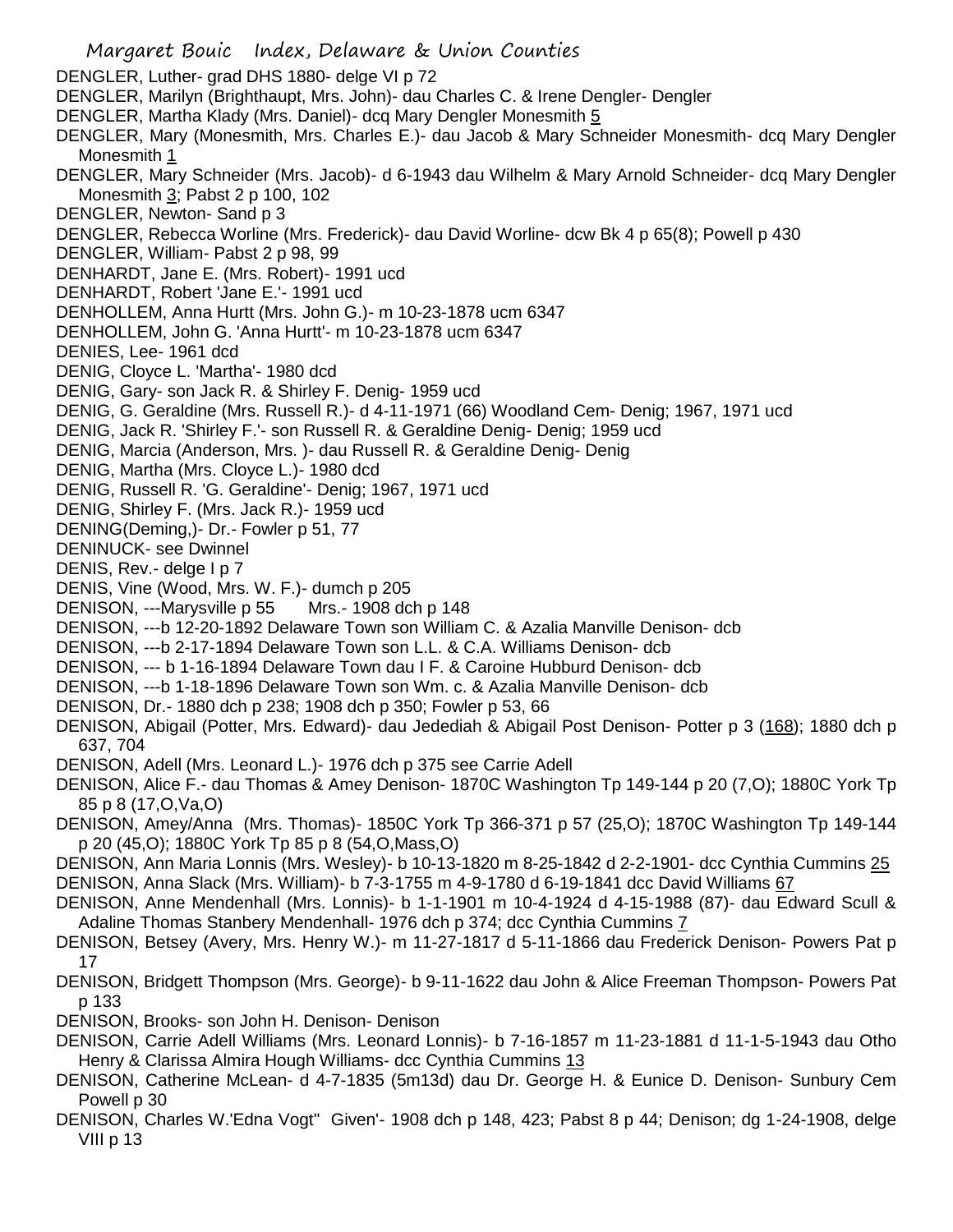DENGLER, Luther- grad DHS 1880- delge VI p 72

DENGLER, Marilyn (Brighthaupt, Mrs. John)- dau Charles C. & Irene Dengler- Dengler

DENGLER, Martha Klady (Mrs. Daniel)- dcq Mary Dengler Monesmith 5

DENGLER, Mary (Monesmith, Mrs. Charles E.)- dau Jacob & Mary Schneider Monesmith- dcq Mary Dengler Monesmith 1

DENGLER, Mary Schneider (Mrs. Jacob)- d 6-1943 dau Wilhelm & Mary Arnold Schneider- dcq Mary Dengler Monesmith 3; Pabst 2 p 100, 102

DENGLER, Newton- Sand p 3

DENGLER, Rebecca Worline (Mrs. Frederick)- dau David Worline- dcw Bk 4 p 65(8); Powell p 430

DENGLER, William- Pabst 2 p 98, 99

DENHARDT, Jane E. (Mrs. Robert)- 1991 ucd

DENHARDT, Robert 'Jane E.'- 1991 ucd

DENHOLLEM, Anna Hurtt (Mrs. John G.)- m 10-23-1878 ucm 6347

DENHOLLEM, John G. 'Anna Hurtt'- m 10-23-1878 ucm 6347

DENIES, Lee- 1961 dcd

DENIG, Cloyce L. 'Martha'- 1980 dcd

DENIG, Gary- son Jack R. & Shirley F. Denig- 1959 ucd

DENIG, G. Geraldine (Mrs. Russell R.)- d 4-11-1971 (66) Woodland Cem- Denig; 1967, 1971 ucd

DENIG, Jack R. 'Shirley F.'- son Russell R. & Geraldine Denig- Denig; 1959 ucd

DENIG, Marcia (Anderson, Mrs. )- dau Russell R. & Geraldine Denig- Denig

DENIG, Martha (Mrs. Cloyce L.)- 1980 dcd

DENIG, Russell R. 'G. Geraldine'- Denig; 1967, 1971 ucd

DENIG, Shirley F. (Mrs. Jack R.)- 1959 ucd

DENING(Deming,)- Dr.- Fowler p 51, 77

DENINUCK- see Dwinnel

DENIS, Rev.- delge I p 7

DENIS, Vine (Wood, Mrs. W. F.)- dumch p 205

DENISON, ---Marysville p 55  Mrs.- 1908 dch p 148

DENISON, ---b 12-20-1892 Delaware Town son William C. & Azalia Manville Denison- dcb

DENISON, ---b 2-17-1894 Delaware Town son L.L. & C.A. Williams Denison- dcb

DENISON, --- b 1-16-1894 Delaware Town dau I F. & Caroine Hubburd Denison- dcb

DENISON, ---b 1-18-1896 Delaware Town son Wm. c. & Azalia Manville Denison- dcb

DENISON, Dr.- 1880 dch p 238; 1908 dch p 350; Fowler p 53, 66

DENISON, Abigail (Potter, Mrs. Edward)- dau Jedediah & Abigail Post Denison- Potter p 3 (168); 1880 dch p 637, 704

DENISON, Adell (Mrs. Leonard L.)- 1976 dch p 375 see Carrie Adell

DENISON, Alice F.- dau Thomas & Amey Denison- 1870C Washington Tp 149-144 p 20 (7,O); 1880C York Tp 85 p 8 (17,O,Va,O)

DENISON, Amey/Anna (Mrs. Thomas)- 1850C York Tp 366-371 p 57 (25,O); 1870C Washington Tp 149-144 p 20 (45,O); 1880C York Tp 85 p 8 (54,O,Mass,O)

DENISON, Ann Maria Lonnis (Mrs. Wesley)- b 10-13-1820 m 8-25-1842 d 2-2-1901- dcc Cynthia Cummins 25

DENISON, Anna Slack (Mrs. William)- b 7-3-1755 m 4-9-1780 d 6-19-1841 dcc David Williams 67

DENISON, Anne Mendenhall (Mrs. Lonnis)- b 1-1-1901 m 10-4-1924 d 4-15-1988 (87)- dau Edward Scull & Adaline Thomas Stanbery Mendenhall- 1976 dch p 374; dcc Cynthia Cummins 7

DENISON, Betsey (Avery, Mrs. Henry W.)- m 11-27-1817 d 5-11-1866 dau Frederick Denison- Powers Pat p 17

DENISON, Bridgett Thompson (Mrs. George)- b 9-11-1622 dau John & Alice Freeman Thompson- Powers Pat p 133

DENISON, Brooks- son John H. Denison- Denison

DENISON, Carrie Adell Williams (Mrs. Leonard Lonnis)- b 7-16-1857 m 11-23-1881 d 11-1-5-1943 dau Otho Henry & Clarissa Almira Hough Williams- dcc Cynthia Cummins 13

DENISON, Catherine McLean- d 4-7-1835 (5m13d) dau Dr. George H. & Eunice D. Denison- Sunbury Cem Powell p 30

DENISON, Charles W.'Edna Vogt" Given'- 1908 dch p 148, 423; Pabst 8 p 44; Denison; dg 1-24-1908, delge VIII p 13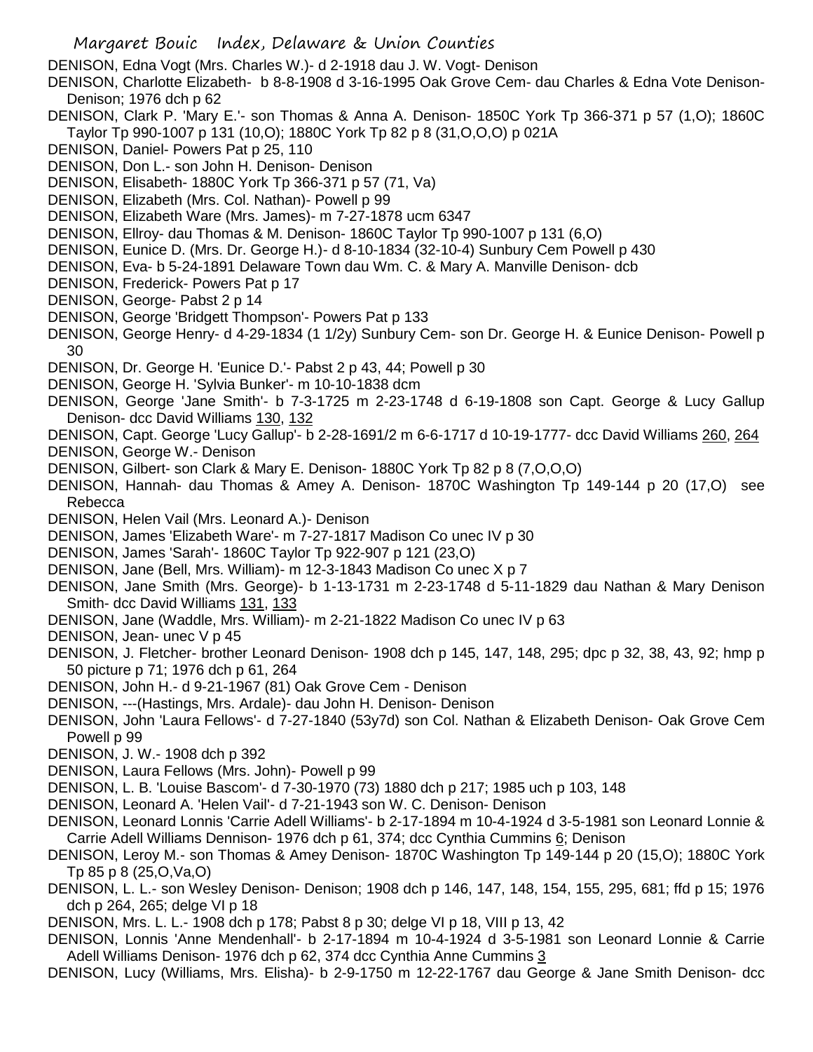DENISON, Edna Vogt (Mrs. Charles W.)- d 2-1918 dau J. W. Vogt- Denison

DENISON, Charlotte Elizabeth- b 8-8-1908 d 3-16-1995 Oak Grove Cem- dau Charles & Edna Vote Denison- Denison; 1976 dch p 62

DENISON, Clark P. 'Mary E.'- son Thomas & Anna A. Denison- 1850C York Tp 366-371 p 57 (1,O); 1860C Taylor Tp 990-1007 p 131 (10,O); 1880C York Tp 82 p 8 (31,O,O,O) p 021A

DENISON, Daniel- Powers Pat p 25, 110

DENISON, Don L.- son John H. Denison- Denison

DENISON, Elisabeth- 1880C York Tp 366-371 p 57 (71, Va)

DENISON, Elizabeth (Mrs. Col. Nathan)- Powell p 99

DENISON, Elizabeth Ware (Mrs. James)- m 7-27-1878 ucm 6347

DENISON, Ellroy- dau Thomas & M. Denison- 1860C Taylor Tp 990-1007 p 131 (6,O)

DENISON, Eunice D. (Mrs. Dr. George H.)- d 8-10-1834 (32-10-4) Sunbury Cem Powell p 430

DENISON, Eva- b 5-24-1891 Delaware Town dau Wm. C. & Mary A. Manville Denison- dcb

DENISON, Frederick- Powers Pat p 17

DENISON, George- Pabst 2 p 14

DENISON, George 'Bridgett Thompson'- Powers Pat p 133

DENISON, George Henry- d 4-29-1834 (1 1/2y) Sunbury Cem- son Dr. George H. & Eunice Denison- Powell p 30

DENISON, Dr. George H. 'Eunice D.'- Pabst 2 p 43, 44; Powell p 30

DENISON, George H. 'Sylvia Bunker'- m 10-10-1838 dcm

DENISON, George 'Jane Smith'- b 7-3-1725 m 2-23-1748 d 6-19-1808 son Capt. George & Lucy Gallup Denison- dcc David Williams 130, 132

DENISON, Capt. George 'Lucy Gallup'- b 2-28-1691/2 m 6-6-1717 d 10-19-1777- dcc David Williams 260, 264

DENISON, George W.- Denison

DENISON, Gilbert- son Clark & Mary E. Denison- 1880C York Tp 82 p 8 (7,O,O,O)

DENISON, Hannah- dau Thomas & Amey A. Denison- 1870C Washington Tp 149-144 p 20 (17,O) see Rebecca

DENISON, Helen Vail (Mrs. Leonard A.)- Denison

DENISON, James 'Elizabeth Ware'- m 7-27-1817 Madison Co unec IV p 30

DENISON, James 'Sarah'- 1860C Taylor Tp 922-907 p 121 (23,O)

DENISON, Jane (Bell, Mrs. William)- m 12-3-1843 Madison Co unec X p 7

DENISON, Jane Smith (Mrs. George)- b 1-13-1731 m 2-23-1748 d 5-11-1829 dau Nathan & Mary Denison Smith- dcc David Williams 131, 133

DENISON, Jane (Waddle, Mrs. William)- m 2-21-1822 Madison Co unec IV p 63

DENISON, Jean- unec V p 45

DENISON, J. Fletcher- brother Leonard Denison- 1908 dch p 145, 147, 148, 295; dpc p 32, 38, 43, 92; hmp p 50 picture p 71; 1976 dch p 61, 264

DENISON, John H.- d 9-21-1967 (81) Oak Grove Cem - Denison

DENISON, ---(Hastings, Mrs. Ardale)- dau John H. Denison- Denison

DENISON, John 'Laura Fellows'- d 7-27-1840 (53y7d) son Col. Nathan & Elizabeth Denison- Oak Grove Cem Powell p 99

DENISON, J. W.- 1908 dch p 392

DENISON, Laura Fellows (Mrs. John)- Powell p 99

DENISON, L. B. 'Louise Bascom'- d 7-30-1970 (73) 1880 dch p 217; 1985 uch p 103, 148

DENISON, Leonard A. 'Helen Vail'- d 7-21-1943 son W. C. Denison- Denison

DENISON, Leonard Lonnis 'Carrie Adell Williams'- b 2-17-1894 m 10-4-1924 d 3-5-1981 son Leonard Lonnie & Carrie Adell Williams Dennison- 1976 dch p 61, 374; dcc Cynthia Cummins 6; Denison

DENISON, Leroy M.- son Thomas & Amey Denison- 1870C Washington Tp 149-144 p 20 (15,O); 1880C York Tp 85 p 8 (25,O,Va,O)

DENISON, L. L.- son Wesley Denison- Denison; 1908 dch p 146, 147, 148, 154, 155, 295, 681; ffd p 15; 1976 dch p 264, 265; delge VI p 18

DENISON, Mrs. L. L.- 1908 dch p 178; Pabst 8 p 30; delge VI p 18, VIII p 13, 42

DENISON, Lonnis 'Anne Mendenhall'- b 2-17-1894 m 10-4-1924 d 3-5-1981 son Leonard Lonnie & Carrie Adell Williams Denison- 1976 dch p 62, 374 dcc Cynthia Anne Cummins 3

DENISON, Lucy (Williams, Mrs. Elisha)- b 2-9-1750 m 12-22-1767 dau George & Jane Smith Denison- dcc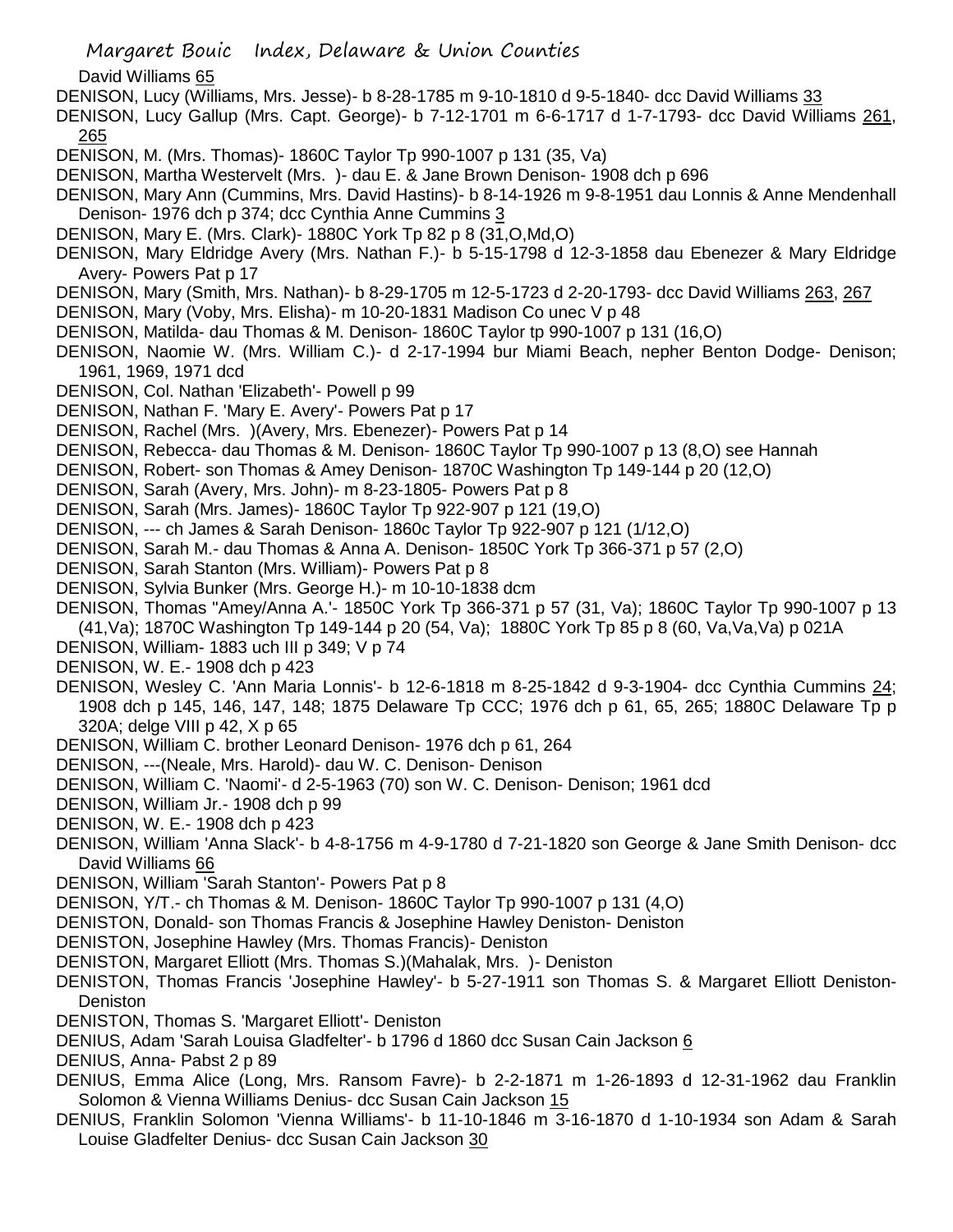David Williams 65

DENISON, Lucy (Williams, Mrs. Jesse)- b 8-28-1785 m 9-10-1810 d 9-5-1840- dcc David Williams 33

DENISON, Lucy Gallup (Mrs. Capt. George)- b 7-12-1701 m 6-6-1717 d 1-7-1793- dcc David Williams 261, 265

DENISON, M. (Mrs. Thomas)- 1860C Taylor Tp 990-1007 p 131 (35, Va)

DENISON, Martha Westervelt (Mrs. )- dau E. & Jane Brown Denison- 1908 dch p 696

DENISON, Mary Ann (Cummins, Mrs. David Hastins)- b 8-14-1926 m 9-8-1951 dau Lonnis & Anne Mendenhall Denison- 1976 dch p 374; dcc Cynthia Anne Cummins 3

DENISON, Mary E. (Mrs. Clark)- 1880C York Tp 82 p 8 (31,O,Md,O)

DENISON, Mary Eldridge Avery (Mrs. Nathan F.)- b 5-15-1798 d 12-3-1858 dau Ebenezer & Mary Eldridge Avery- Powers Pat p 17

DENISON, Mary (Smith, Mrs. Nathan)- b 8-29-1705 m 12-5-1723 d 2-20-1793- dcc David Williams 263, 267

DENISON, Mary (Voby, Mrs. Elisha)- m 10-20-1831 Madison Co unec V p 48

DENISON, Matilda- dau Thomas & M. Denison- 1860C Taylor tp 990-1007 p 131 (16,O)

DENISON, Naomie W. (Mrs. William C.)- d 2-17-1994 bur Miami Beach, nepher Benton Dodge- Denison; 1961, 1969, 1971 dcd

DENISON, Col. Nathan 'Elizabeth'- Powell p 99

DENISON, Nathan F. 'Mary E. Avery'- Powers Pat p 17

DENISON, Rachel (Mrs. )(Avery, Mrs. Ebenezer)- Powers Pat p 14

DENISON, Rebecca- dau Thomas & M. Denison- 1860C Taylor Tp 990-1007 p 13 (8,O) see Hannah

DENISON, Robert- son Thomas & Amey Denison- 1870C Washington Tp 149-144 p 20 (12,O)

DENISON, Sarah (Avery, Mrs. John)- m 8-23-1805- Powers Pat p 8

DENISON, Sarah (Mrs. James)- 1860C Taylor Tp 922-907 p 121 (19,O)

DENISON, --- ch James & Sarah Denison- 1860c Taylor Tp 922-907 p 121 (1/12,O)

DENISON, Sarah M.- dau Thomas & Anna A. Denison- 1850C York Tp 366-371 p 57 (2,O)

DENISON, Sarah Stanton (Mrs. William)- Powers Pat p 8

DENISON, Sylvia Bunker (Mrs. George H.)- m 10-10-1838 dcm

DENISON, Thomas "Amey/Anna A.'- 1850C York Tp 366-371 p 57 (31, Va); 1860C Taylor Tp 990-1007 p 13 (41,Va); 1870C Washington Tp 149-144 p 20 (54, Va); 1880C York Tp 85 p 8 (60, Va,Va,Va) p 021A

DENISON, William- 1883 uch III p 349; V p 74

DENISON, W. E.- 1908 dch p 423

DENISON, Wesley C. 'Ann Maria Lonnis'- b 12-6-1818 m 8-25-1842 d 9-3-1904- dcc Cynthia Cummins 24; 1908 dch p 145, 146, 147, 148; 1875 Delaware Tp CCC; 1976 dch p 61, 65, 265; 1880C Delaware Tp p 320A; delge VIII p 42, X p 65

DENISON, William C. brother Leonard Denison- 1976 dch p 61, 264

DENISON, ---(Neale, Mrs. Harold)- dau W. C. Denison- Denison

DENISON, William C. 'Naomi'- d 2-5-1963 (70) son W. C. Denison- Denison; 1961 dcd

DENISON, William Jr.- 1908 dch p 99

DENISON, W. E.- 1908 dch p 423

DENISON, William 'Anna Slack'- b 4-8-1756 m 4-9-1780 d 7-21-1820 son George & Jane Smith Denison- dcc David Williams 66

DENISON, William 'Sarah Stanton'- Powers Pat p 8

DENISON, Y/T.- ch Thomas & M. Denison- 1860C Taylor Tp 990-1007 p 131 (4,O)

DENISTON, Donald- son Thomas Francis & Josephine Hawley Deniston- Deniston

DENISTON, Josephine Hawley (Mrs. Thomas Francis)- Deniston

DENISTON, Margaret Elliott (Mrs. Thomas S.)(Mahalak, Mrs. )- Deniston

DENISTON, Thomas Francis 'Josephine Hawley'- b 5-27-1911 son Thomas S. & Margaret Elliott Deniston- Deniston

DENISTON, Thomas S. 'Margaret Elliott'- Deniston

DENIUS, Adam 'Sarah Louisa Gladfelter'- b 1796 d 1860 dcc Susan Cain Jackson 6

DENIUS, Anna- Pabst 2 p 89

DENIUS, Emma Alice (Long, Mrs. Ransom Favre)- b 2-2-1871 m 1-26-1893 d 12-31-1962 dau Franklin Solomon & Vienna Williams Denius- dcc Susan Cain Jackson 15

DENIUS, Franklin Solomon 'Vienna Williams'- b 11-10-1846 m 3-16-1870 d 1-10-1934 son Adam & Sarah Louise Gladfelter Denius- dcc Susan Cain Jackson 30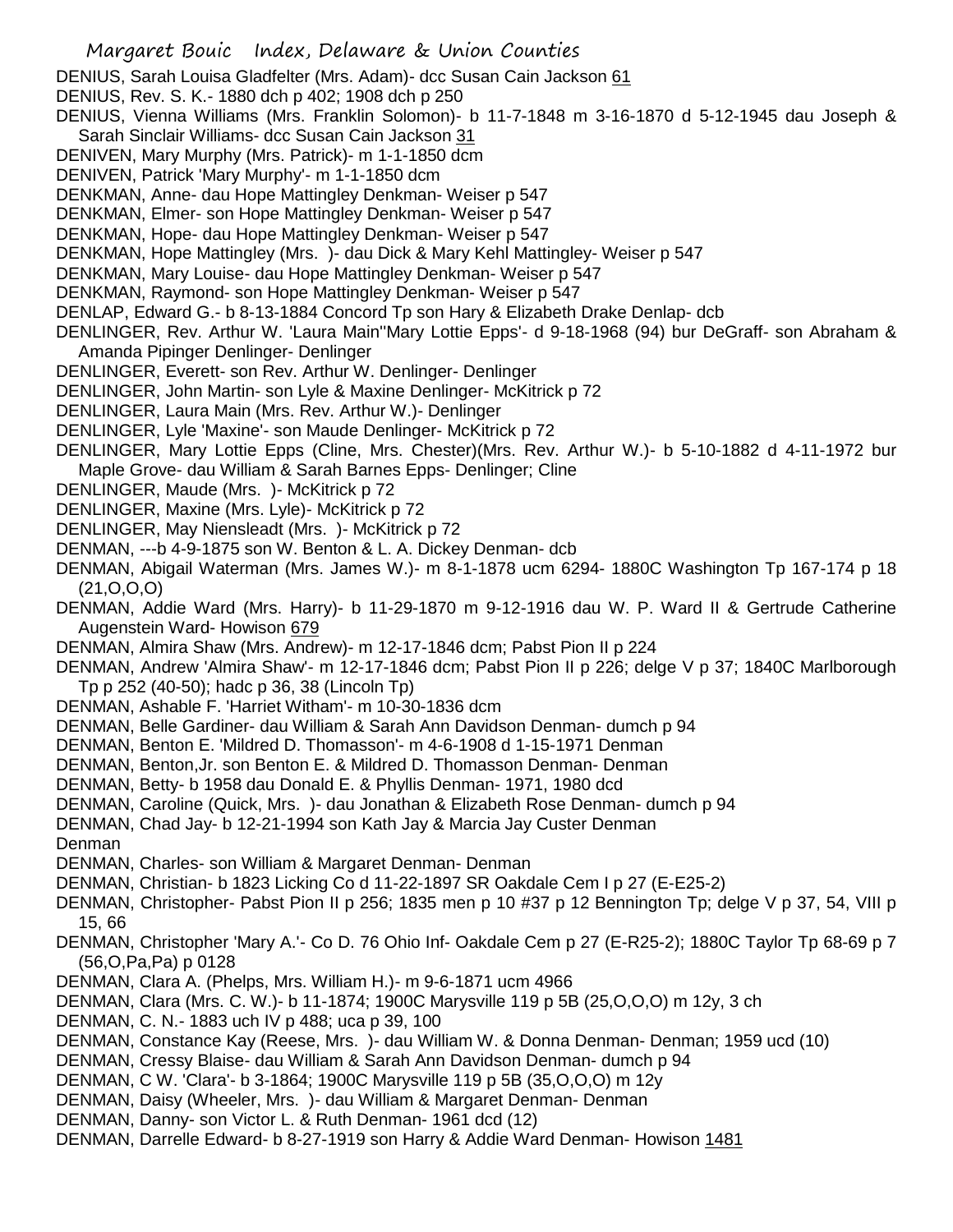DENIUS, Sarah Louisa Gladfelter (Mrs. Adam)- dcc Susan Cain Jackson 61

DENIUS, Rev. S. K.- 1880 dch p 402; 1908 dch p 250

DENIUS, Vienna Williams (Mrs. Franklin Solomon)- b 11-7-1848 m 3-16-1870 d 5-12-1945 dau Joseph & Sarah Sinclair Williams- dcc Susan Cain Jackson 31

DENIVEN, Mary Murphy (Mrs. Patrick)- m 1-1-1850 dcm

DENIVEN, Patrick 'Mary Murphy'- m 1-1-1850 dcm

DENKMAN, Anne- dau Hope Mattingley Denkman- Weiser p 547

DENKMAN, Elmer- son Hope Mattingley Denkman- Weiser p 547

DENKMAN, Hope- dau Hope Mattingley Denkman- Weiser p 547

DENKMAN, Hope Mattingley (Mrs. )- dau Dick & Mary Kehl Mattingley- Weiser p 547

DENKMAN, Mary Louise- dau Hope Mattingley Denkman- Weiser p 547

DENKMAN, Raymond- son Hope Mattingley Denkman- Weiser p 547

DENLAP, Edward G.- b 8-13-1884 Concord Tp son Hary & Elizabeth Drake Denlap- dcb

DENLINGER, Rev. Arthur W. 'Laura Main''Mary Lottie Epps'- d 9-18-1968 (94) bur DeGraff- son Abraham & Amanda Pipinger Denlinger- Denlinger

DENLINGER, Everett- son Rev. Arthur W. Denlinger- Denlinger

DENLINGER, John Martin- son Lyle & Maxine Denlinger- McKitrick p 72

DENLINGER, Laura Main (Mrs. Rev. Arthur W.)- Denlinger

DENLINGER, Lyle 'Maxine'- son Maude Denlinger- McKitrick p 72

DENLINGER, Mary Lottie Epps (Cline, Mrs. Chester)(Mrs. Rev. Arthur W.)- b 5-10-1882 d 4-11-1972 bur Maple Grove- dau William & Sarah Barnes Epps- Denlinger; Cline

DENLINGER, Maude (Mrs. )- McKitrick p 72

DENLINGER, Maxine (Mrs. Lyle)- McKitrick p 72

DENLINGER, May Niensleadt (Mrs. )- McKitrick p 72

DENMAN, ---b 4-9-1875 son W. Benton & L. A. Dickey Denman- dcb

DENMAN, Abigail Waterman (Mrs. James W.)- m 8-1-1878 ucm 6294- 1880C Washington Tp 167-174 p 18 (21,O,O,O)

DENMAN, Addie Ward (Mrs. Harry)- b 11-29-1870 m 9-12-1916 dau W. P. Ward II & Gertrude Catherine Augenstein Ward- Howison 679

DENMAN, Almira Shaw (Mrs. Andrew)- m 12-17-1846 dcm; Pabst Pion II p 224

DENMAN, Andrew 'Almira Shaw'- m 12-17-1846 dcm; Pabst Pion II p 226; delge V p 37; 1840C Marlborough Tp p 252 (40-50); hadc p 36, 38 (Lincoln Tp)

DENMAN, Ashable F. 'Harriet Witham'- m 10-30-1836 dcm

DENMAN, Belle Gardiner- dau William & Sarah Ann Davidson Denman- dumch p 94

DENMAN, Benton E. 'Mildred D. Thomasson'- m 4-6-1908 d 1-15-1971 Denman

DENMAN, Benton,Jr. son Benton E. & Mildred D. Thomasson Denman- Denman

DENMAN, Betty- b 1958 dau Donald E. & Phyllis Denman- 1971, 1980 dcd

DENMAN, Caroline (Quick, Mrs. )- dau Jonathan & Elizabeth Rose Denman- dumch p 94

DENMAN, Chad Jay- b 12-21-1994 son Kath Jay & Marcia Jay Custer Denman Denman

DENMAN, Charles- son William & Margaret Denman- Denman

DENMAN, Christian- b 1823 Licking Co d 11-22-1897 SR Oakdale Cem I p 27 (E-E25-2)

DENMAN, Christopher- Pabst Pion II p 256; 1835 men p 10 #37 p 12 Bennington Tp; delge V p 37, 54, VIII p 15, 66

DENMAN, Christopher 'Mary A.'- Co D. 76 Ohio Inf- Oakdale Cem p 27 (E-R25-2); 1880C Taylor Tp 68-69 p 7 (56,O,Pa,Pa) p 0128

DENMAN, Clara A. (Phelps, Mrs. William H.)- m 9-6-1871 ucm 4966

DENMAN, Clara (Mrs. C. W.)- b 11-1874; 1900C Marysville 119 p 5B (25,O,O,O) m 12y, 3 ch

DENMAN, C. N.- 1883 uch IV p 488; uca p 39, 100

DENMAN, Constance Kay (Reese, Mrs. )- dau William W. & Donna Denman- Denman; 1959 ucd (10)

DENMAN, Cressy Blaise- dau William & Sarah Ann Davidson Denman- dumch p 94

DENMAN, C W. 'Clara'- b 3-1864; 1900C Marysville 119 p 5B (35,O,O,O) m 12y

DENMAN, Daisy (Wheeler, Mrs. )- dau William & Margaret Denman- Denman

DENMAN, Danny- son Victor L. & Ruth Denman- 1961 dcd (12)

DENMAN, Darrelle Edward- b 8-27-1919 son Harry & Addie Ward Denman- Howison 1481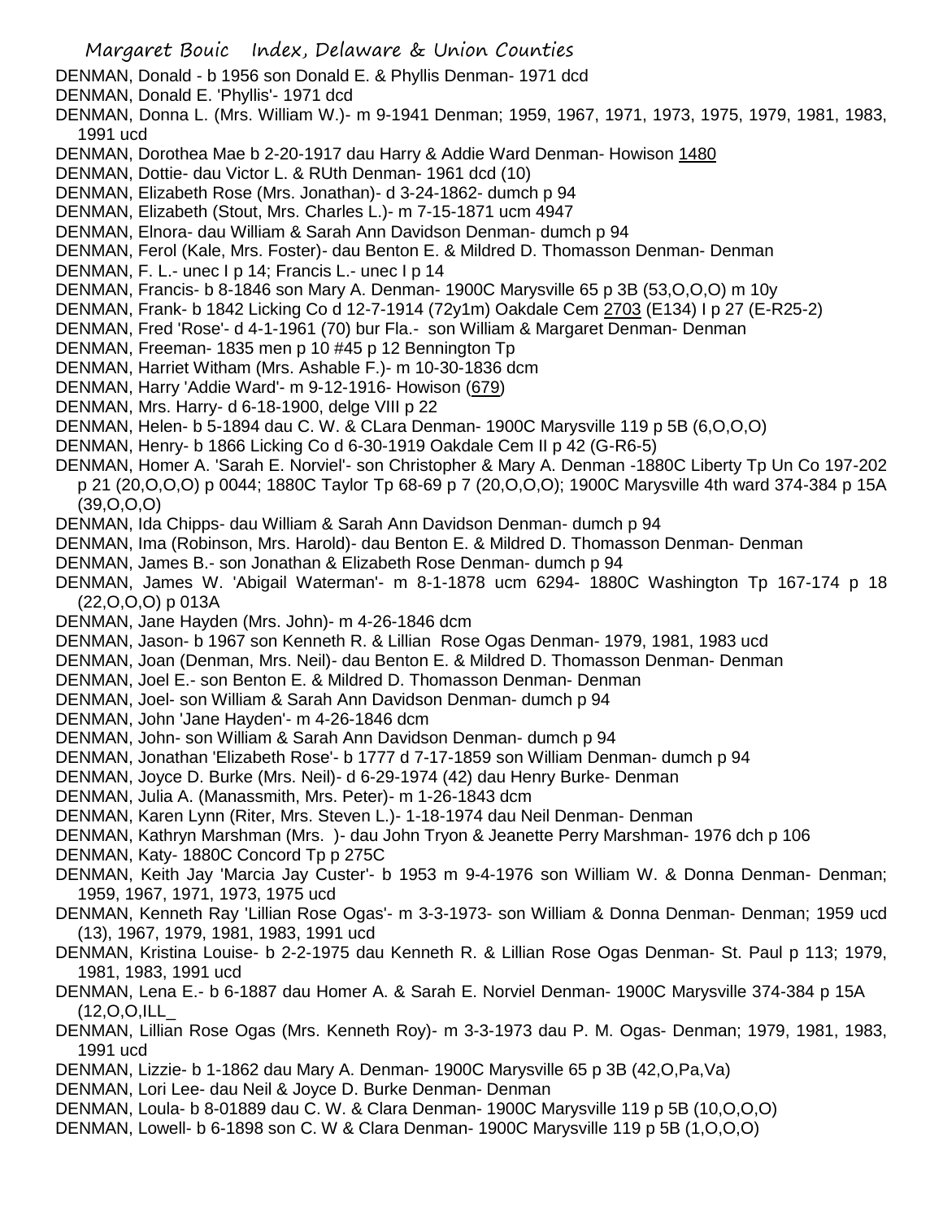DENMAN, Donald - b 1956 son Donald E. & Phyllis Denman- 1971 dcd

DENMAN, Donald E. 'Phyllis'- 1971 dcd

DENMAN, Donna L. (Mrs. William W.)- m 9-1941 Denman; 1959, 1967, 1971, 1973, 1975, 1979, 1981, 1983, 1991 ucd

DENMAN, Dorothea Mae b 2-20-1917 dau Harry & Addie Ward Denman- Howison 1480

DENMAN, Dottie- dau Victor L. & RUth Denman- 1961 dcd (10)

DENMAN, Elizabeth Rose (Mrs. Jonathan)- d 3-24-1862- dumch p 94

DENMAN, Elizabeth (Stout, Mrs. Charles L.)- m 7-15-1871 ucm 4947

DENMAN, Elnora- dau William & Sarah Ann Davidson Denman- dumch p 94

DENMAN, Ferol (Kale, Mrs. Foster)- dau Benton E. & Mildred D. Thomasson Denman- Denman

DENMAN, F. L.- unec I p 14; Francis L.- unec I p 14

DENMAN, Francis- b 8-1846 son Mary A. Denman- 1900C Marysville 65 p 3B (53,O,O,O) m 10y

DENMAN, Frank- b 1842 Licking Co d 12-7-1914 (72y1m) Oakdale Cem 2703 (E134) I p 27 (E-R25-2)

DENMAN, Fred 'Rose'- d 4-1-1961 (70) bur Fla.- son William & Margaret Denman- Denman

DENMAN, Freeman- 1835 men p 10 #45 p 12 Bennington Tp

DENMAN, Harriet Witham (Mrs. Ashable F.)- m 10-30-1836 dcm

DENMAN, Harry 'Addie Ward'- m 9-12-1916- Howison (679)

DENMAN, Mrs. Harry- d 6-18-1900, delge VIII p 22

DENMAN, Helen- b 5-1894 dau C. W. & CLara Denman- 1900C Marysville 119 p 5B (6,O,O,O)

DENMAN, Henry- b 1866 Licking Co d 6-30-1919 Oakdale Cem II p 42 (G-R6-5)

DENMAN, Homer A. 'Sarah E. Norviel'- son Christopher & Mary A. Denman -1880C Liberty Tp Un Co 197-202 p 21 (20,O,O,O) p 0044; 1880C Taylor Tp 68-69 p 7 (20,O,O,O); 1900C Marysville 4th ward 374-384 p 15A (39,O,O,O)

DENMAN, Ida Chipps- dau William & Sarah Ann Davidson Denman- dumch p 94

DENMAN, Ima (Robinson, Mrs. Harold)- dau Benton E. & Mildred D. Thomasson Denman- Denman

DENMAN, James B.- son Jonathan & Elizabeth Rose Denman- dumch p 94

DENMAN, James W. 'Abigail Waterman'- m 8-1-1878 ucm 6294- 1880C Washington Tp 167-174 p 18 (22,O,O,O) p 013A

DENMAN, Jane Hayden (Mrs. John)- m 4-26-1846 dcm

DENMAN, Jason- b 1967 son Kenneth R. & Lillian Rose Ogas Denman- 1979, 1981, 1983 ucd

DENMAN, Joan (Denman, Mrs. Neil)- dau Benton E. & Mildred D. Thomasson Denman- Denman

DENMAN, Joel E.- son Benton E. & Mildred D. Thomasson Denman- Denman

DENMAN, Joel- son William & Sarah Ann Davidson Denman- dumch p 94

DENMAN, John 'Jane Hayden'- m 4-26-1846 dcm

DENMAN, John- son William & Sarah Ann Davidson Denman- dumch p 94

DENMAN, Jonathan 'Elizabeth Rose'- b 1777 d 7-17-1859 son William Denman- dumch p 94

DENMAN, Joyce D. Burke (Mrs. Neil)- d 6-29-1974 (42) dau Henry Burke- Denman

DENMAN, Julia A. (Manassmith, Mrs. Peter)- m 1-26-1843 dcm

DENMAN, Karen Lynn (Riter, Mrs. Steven L.)- 1-18-1974 dau Neil Denman- Denman

DENMAN, Kathryn Marshman (Mrs. )- dau John Tryon & Jeanette Perry Marshman- 1976 dch p 106

DENMAN, Katy- 1880C Concord Tp p 275C

DENMAN, Keith Jay 'Marcia Jay Custer'- b 1953 m 9-4-1976 son William W. & Donna Denman- Denman; 1959, 1967, 1971, 1973, 1975 ucd

DENMAN, Kenneth Ray 'Lillian Rose Ogas'- m 3-3-1973- son William & Donna Denman- Denman; 1959 ucd (13), 1967, 1979, 1981, 1983, 1991 ucd

DENMAN, Kristina Louise- b 2-2-1975 dau Kenneth R. & Lillian Rose Ogas Denman- St. Paul p 113; 1979, 1981, 1983, 1991 ucd

DENMAN, Lena E.- b 6-1887 dau Homer A. & Sarah E. Norviel Denman- 1900C Marysville 374-384 p 15A (12,O,O,ILL_

DENMAN, Lillian Rose Ogas (Mrs. Kenneth Roy)- m 3-3-1973 dau P. M. Ogas- Denman; 1979, 1981, 1983, 1991 ucd

DENMAN, Lizzie- b 1-1862 dau Mary A. Denman- 1900C Marysville 65 p 3B (42,O,Pa,Va)

DENMAN, Lori Lee- dau Neil & Joyce D. Burke Denman- Denman

DENMAN, Loula- b 8-01889 dau C. W. & Clara Denman- 1900C Marysville 119 p 5B (10,O,O,O)

DENMAN, Lowell- b 6-1898 son C. W & Clara Denman- 1900C Marysville 119 p 5B (1,O,O,O)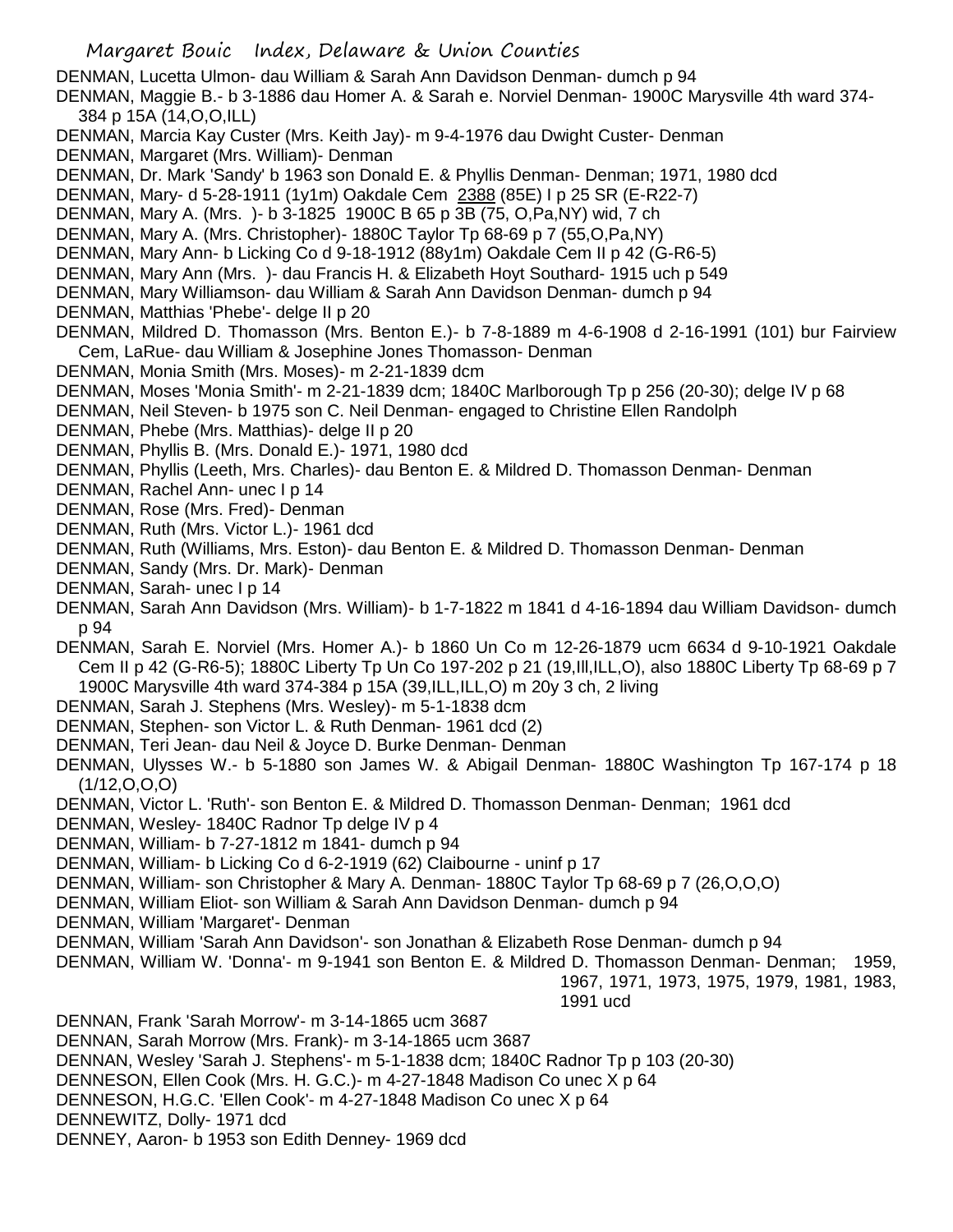DENMAN, Lucetta Ulmon- dau William & Sarah Ann Davidson Denman- dumch p 94

DENMAN, Maggie B.- b 3-1886 dau Homer A. & Sarah e. Norviel Denman- 1900C Marysville 4th ward 374-384 p 15A (14,O,O,ILL)

DENMAN, Marcia Kay Custer (Mrs. Keith Jay)- m 9-4-1976 dau Dwight Custer- Denman

DENMAN, Margaret (Mrs. William)- Denman

DENMAN, Dr. Mark 'Sandy' b 1963 son Donald E. & Phyllis Denman- Denman; 1971, 1980 dcd

DENMAN, Mary- d 5-28-1911 (1y1m) Oakdale Cem 2388 (85E) I p 25 SR (E-R22-7)

DENMAN, Mary A. (Mrs. )- b 3-1825 1900C B 65 p 3B (75, O,Pa,NY) wid, 7 ch

DENMAN, Mary A. (Mrs. Christopher)- 1880C Taylor Tp 68-69 p 7 (55,O,Pa,NY)

DENMAN, Mary Ann- b Licking Co d 9-18-1912 (88y1m) Oakdale Cem II p 42 (G-R6-5)

DENMAN, Mary Ann (Mrs. )- dau Francis H. & Elizabeth Hoyt Southard- 1915 uch p 549

DENMAN, Mary Williamson- dau William & Sarah Ann Davidson Denman- dumch p 94

DENMAN, Matthias 'Phebe'- delge II p 20

DENMAN, Mildred D. Thomasson (Mrs. Benton E.)- b 7-8-1889 m 4-6-1908 d 2-16-1991 (101) bur Fairview Cem, LaRue- dau William & Josephine Jones Thomasson- Denman

DENMAN, Monia Smith (Mrs. Moses)- m 2-21-1839 dcm

DENMAN, Moses 'Monia Smith'- m 2-21-1839 dcm; 1840C Marlborough Tp p 256 (20-30); delge IV p 68

DENMAN, Neil Steven- b 1975 son C. Neil Denman- engaged to Christine Ellen Randolph

DENMAN, Phebe (Mrs. Matthias)- delge II p 20

DENMAN, Phyllis B. (Mrs. Donald E.)- 1971, 1980 dcd

DENMAN, Phyllis (Leeth, Mrs. Charles)- dau Benton E. & Mildred D. Thomasson Denman- Denman

DENMAN, Rachel Ann- unec I p 14

DENMAN, Rose (Mrs. Fred)- Denman

DENMAN, Ruth (Mrs. Victor L.)- 1961 dcd

DENMAN, Ruth (Williams, Mrs. Eston)- dau Benton E. & Mildred D. Thomasson Denman- Denman

DENMAN, Sandy (Mrs. Dr. Mark)- Denman

DENMAN, Sarah- unec I p 14

DENMAN, Sarah Ann Davidson (Mrs. William)- b 1-7-1822 m 1841 d 4-16-1894 dau William Davidson- dumch p 94

DENMAN, Sarah E. Norviel (Mrs. Homer A.)- b 1860 Un Co m 12-26-1879 ucm 6634 d 9-10-1921 Oakdale Cem II p 42 (G-R6-5); 1880C Liberty Tp Un Co 197-202 p 21 (19,Ill,ILL,O), also 1880C Liberty Tp 68-69 p 7 1900C Marysville 4th ward 374-384 p 15A (39,ILL,ILL,O) m 20y 3 ch, 2 living

DENMAN, Sarah J. Stephens (Mrs. Wesley)- m 5-1-1838 dcm

DENMAN, Stephen- son Victor L. & Ruth Denman- 1961 dcd (2)

DENMAN, Teri Jean- dau Neil & Joyce D. Burke Denman- Denman

DENMAN, Ulysses W.- b 5-1880 son James W. & Abigail Denman- 1880C Washington Tp 167-174 p 18 (1/12,O,O,O)

DENMAN, Victor L. 'Ruth'- son Benton E. & Mildred D. Thomasson Denman- Denman; 1961 dcd

DENMAN, Wesley- 1840C Radnor Tp delge IV p 4

DENMAN, William- b 7-27-1812 m 1841- dumch p 94

DENMAN, William- b Licking Co d 6-2-1919 (62) Claibourne - uninf p 17

DENMAN, William- son Christopher & Mary A. Denman- 1880C Taylor Tp 68-69 p 7 (26,O,O,O)

DENMAN, William Eliot- son William & Sarah Ann Davidson Denman- dumch p 94

DENMAN, William 'Margaret'- Denman

DENMAN, William 'Sarah Ann Davidson'- son Jonathan & Elizabeth Rose Denman- dumch p 94

DENMAN, William W. 'Donna'- m 9-1941 son Benton E. & Mildred D. Thomasson Denman- Denman; 1959, 1967, 1971, 1973, 1975, 1979, 1981, 1983, 1991 ucd

DENNAN, Frank 'Sarah Morrow'- m 3-14-1865 ucm 3687

DENNAN, Sarah Morrow (Mrs. Frank)- m 3-14-1865 ucm 3687

DENNAN, Wesley 'Sarah J. Stephens'- m 5-1-1838 dcm; 1840C Radnor Tp p 103 (20-30)

DENNESON, Ellen Cook (Mrs. H. G.C.)- m 4-27-1848 Madison Co unec X p 64

DENNESON, H.G.C. 'Ellen Cook'- m 4-27-1848 Madison Co unec X p 64

DENNEWITZ, Dolly- 1971 dcd

DENNEY, Aaron- b 1953 son Edith Denney- 1969 dcd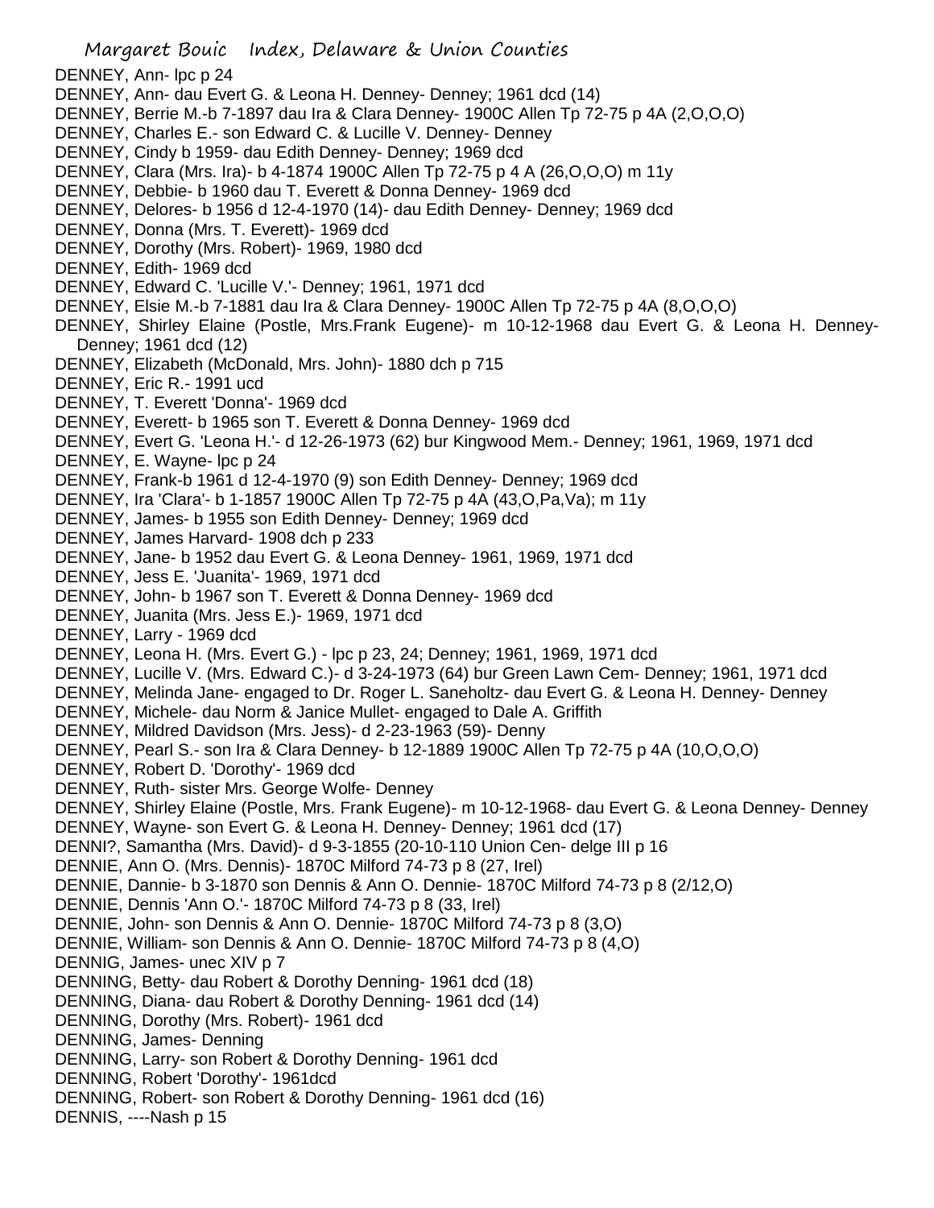DENNEY, Ann- lpc p 24
DENNEY, Ann- dau Evert G. & Leona H. Denney- Denney; 1961 dcd (14)
DENNEY, Berrie M.-b 7-1897 dau Ira & Clara Denney- 1900C Allen Tp 72-75 p 4A (2,O,O,O)
DENNEY, Charles E.- son Edward C. & Lucille V. Denney- Denney
DENNEY, Cindy b 1959- dau Edith Denney- Denney; 1969 dcd
DENNEY, Clara (Mrs. Ira)- b 4-1874 1900C Allen Tp 72-75 p 4 A (26,O,O,O) m 11y
DENNEY, Debbie- b 1960 dau T. Everett & Donna Denney- 1969 dcd
DENNEY, Delores- b 1956 d 12-4-1970 (14)- dau Edith Denney- Denney; 1969 dcd
DENNEY, Donna (Mrs. T. Everett)- 1969 dcd
DENNEY, Dorothy (Mrs. Robert)- 1969, 1980 dcd
DENNEY, Edith- 1969 dcd
DENNEY, Edward C. 'Lucille V.'- Denney; 1961, 1971 dcd
DENNEY, Elsie M.-b 7-1881 dau Ira & Clara Denney- 1900C Allen Tp 72-75 p 4A (8,O,O,O)
DENNEY, Shirley Elaine (Postle, Mrs.Frank Eugene)- m 10-12-1968 dau Evert G. & Leona H. Denney- Denney; 1961 dcd (12)
DENNEY, Elizabeth (McDonald, Mrs. John)- 1880 dch p 715
DENNEY, Eric R.- 1991 ucd
DENNEY, T. Everett 'Donna'- 1969 dcd
DENNEY, Everett- b 1965 son T. Everett & Donna Denney- 1969 dcd
DENNEY, Evert G. 'Leona H.'- d 12-26-1973 (62) bur Kingwood Mem.- Denney; 1961, 1969, 1971 dcd
DENNEY, E. Wayne- lpc p 24
DENNEY, Frank-b 1961 d 12-4-1970 (9) son Edith Denney- Denney; 1969 dcd
DENNEY, Ira 'Clara'- b 1-1857 1900C Allen Tp 72-75 p 4A (43,O,Pa,Va); m 11y
DENNEY, James- b 1955 son Edith Denney- Denney; 1969 dcd
DENNEY, James Harvard- 1908 dch p 233
DENNEY, Jane- b 1952 dau Evert G. & Leona Denney- 1961, 1969, 1971 dcd
DENNEY, Jess E. 'Juanita'- 1969, 1971 dcd
DENNEY, John- b 1967 son T. Everett & Donna Denney- 1969 dcd
DENNEY, Juanita (Mrs. Jess E.)- 1969, 1971 dcd
DENNEY, Larry - 1969 dcd
DENNEY, Leona H. (Mrs. Evert G.) - lpc p 23, 24; Denney; 1961, 1969, 1971 dcd
DENNEY, Lucille V. (Mrs. Edward C.)- d 3-24-1973 (64) bur Green Lawn Cem- Denney; 1961, 1971 dcd
DENNEY, Melinda Jane- engaged to Dr. Roger L. Saneholtz- dau Evert G. & Leona H. Denney- Denney
DENNEY, Michele- dau Norm & Janice Mullet- engaged to Dale A. Griffith
DENNEY, Mildred Davidson (Mrs. Jess)- d 2-23-1963 (59)- Denny
DENNEY, Pearl S.- son Ira & Clara Denney- b 12-1889 1900C Allen Tp 72-75 p 4A (10,O,O,O)
DENNEY, Robert D. 'Dorothy'- 1969 dcd
DENNEY, Ruth- sister Mrs. George Wolfe- Denney
DENNEY, Shirley Elaine (Postle, Mrs. Frank Eugene)- m 10-12-1968- dau Evert G. & Leona Denney- Denney
DENNEY, Wayne- son Evert G. & Leona H. Denney- Denney; 1961 dcd (17)
DENNI?, Samantha (Mrs. David)- d 9-3-1855 (20-10-110 Union Cen- delge III p 16
DENNIE, Ann O. (Mrs. Dennis)- 1870C Milford 74-73 p 8 (27, Irel)
DENNIE, Dannie- b 3-1870 son Dennis & Ann O. Dennie- 1870C Milford 74-73 p 8 (2/12,O)
DENNIE, Dennis 'Ann O.'- 1870C Milford 74-73 p 8 (33, Irel)
DENNIE, John- son Dennis & Ann O. Dennie- 1870C Milford 74-73 p 8 (3,O)
DENNIE, William- son Dennis & Ann O. Dennie- 1870C Milford 74-73 p 8 (4,O)
DENNIG, James- unec XIV p 7
DENNING, Betty- dau Robert & Dorothy Denning- 1961 dcd (18)
DENNING, Diana- dau Robert & Dorothy Denning- 1961 dcd (14)
DENNING, Dorothy (Mrs. Robert)- 1961 dcd
DENNING, James- Denning
DENNING, Larry- son Robert & Dorothy Denning- 1961 dcd
DENNING, Robert 'Dorothy'- 1961dcd
DENNING, Robert- son Robert & Dorothy Denning- 1961 dcd (16)
DENNIS, ----Nash p 15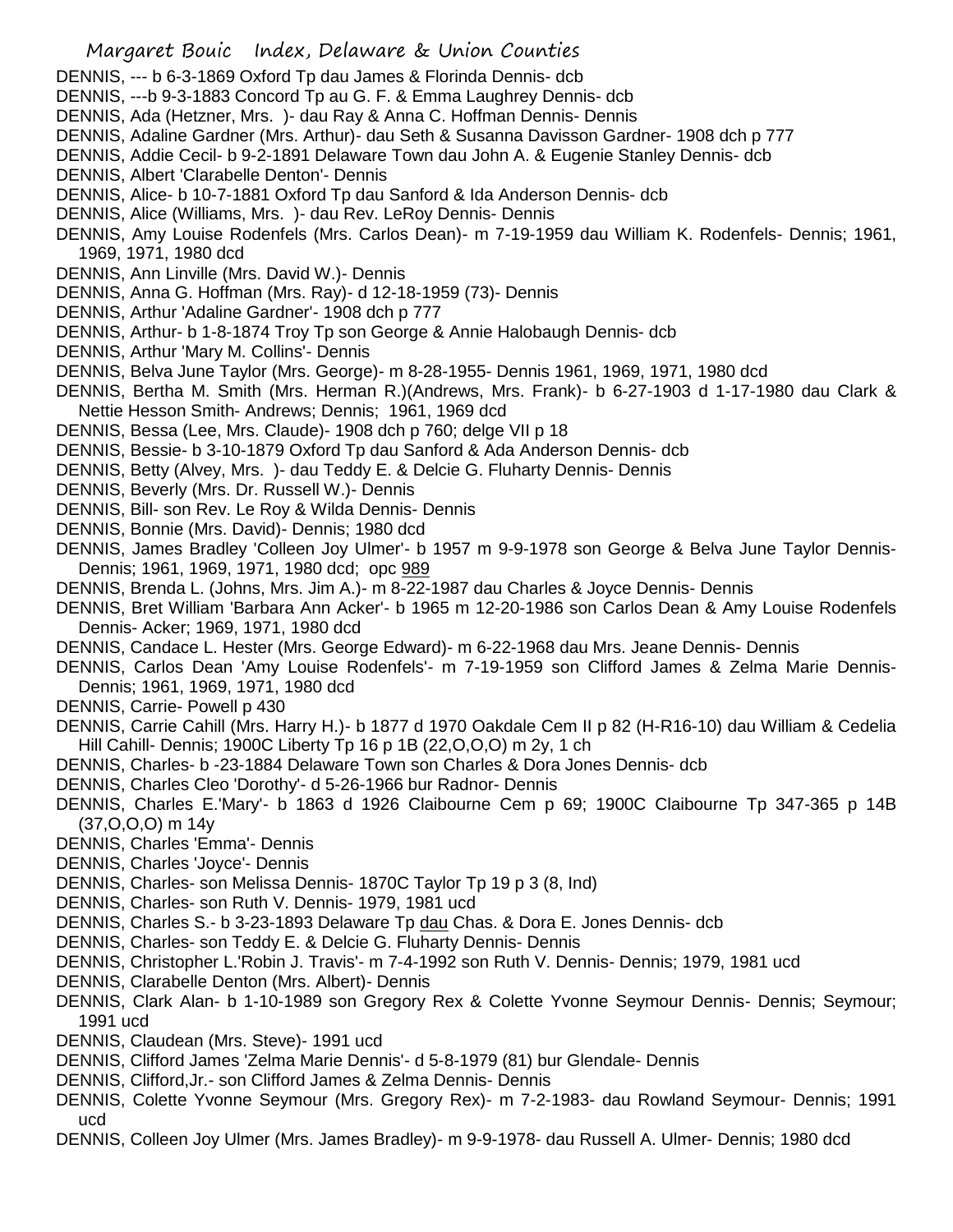DENNIS, --- b 6-3-1869 Oxford Tp dau James & Florinda Dennis- dcb
DENNIS, ---b 9-3-1883 Concord Tp au G. F. & Emma Laughrey Dennis- dcb
DENNIS, Ada (Hetzner, Mrs. )- dau Ray & Anna C. Hoffman Dennis- Dennis
DENNIS, Adaline Gardner (Mrs. Arthur)- dau Seth & Susanna Davisson Gardner- 1908 dch p 777
DENNIS, Addie Cecil- b 9-2-1891 Delaware Town dau John A. & Eugenie Stanley Dennis- dcb
DENNIS, Albert 'Clarabelle Denton'- Dennis
DENNIS, Alice- b 10-7-1881 Oxford Tp dau Sanford & Ida Anderson Dennis- dcb
DENNIS, Alice (Williams, Mrs. )- dau Rev. LeRoy Dennis- Dennis
DENNIS, Amy Louise Rodenfels (Mrs. Carlos Dean)- m 7-19-1959 dau William K. Rodenfels- Dennis; 1961, 1969, 1971, 1980 dcd
DENNIS, Ann Linville (Mrs. David W.)- Dennis
DENNIS, Anna G. Hoffman (Mrs. Ray)- d 12-18-1959 (73)- Dennis
DENNIS, Arthur 'Adaline Gardner'- 1908 dch p 777
DENNIS, Arthur- b 1-8-1874 Troy Tp son George & Annie Halobaugh Dennis- dcb
DENNIS, Arthur 'Mary M. Collins'- Dennis
DENNIS, Belva June Taylor (Mrs. George)- m 8-28-1955- Dennis 1961, 1969, 1971, 1980 dcd
DENNIS, Bertha M. Smith (Mrs. Herman R.)(Andrews, Mrs. Frank)- b 6-27-1903 d 1-17-1980 dau Clark & Nettie Hesson Smith- Andrews; Dennis; 1961, 1969 dcd
DENNIS, Bessa (Lee, Mrs. Claude)- 1908 dch p 760; delge VII p 18
DENNIS, Bessie- b 3-10-1879 Oxford Tp dau Sanford & Ada Anderson Dennis- dcb
DENNIS, Betty (Alvey, Mrs. )- dau Teddy E. & Delcie G. Fluharty Dennis- Dennis
DENNIS, Beverly (Mrs. Dr. Russell W.)- Dennis
DENNIS, Bill- son Rev. Le Roy & Wilda Dennis- Dennis
DENNIS, Bonnie (Mrs. David)- Dennis; 1980 dcd
DENNIS, James Bradley 'Colleen Joy Ulmer'- b 1957 m 9-9-1978 son George & Belva June Taylor Dennis- Dennis; 1961, 1969, 1971, 1980 dcd; opc 989
DENNIS, Brenda L. (Johns, Mrs. Jim A.)- m 8-22-1987 dau Charles & Joyce Dennis- Dennis
DENNIS, Bret William 'Barbara Ann Acker'- b 1965 m 12-20-1986 son Carlos Dean & Amy Louise Rodenfels Dennis- Acker; 1969, 1971, 1980 dcd
DENNIS, Candace L. Hester (Mrs. George Edward)- m 6-22-1968 dau Mrs. Jeane Dennis- Dennis
DENNIS, Carlos Dean 'Amy Louise Rodenfels'- m 7-19-1959 son Clifford James & Zelma Marie Dennis- Dennis; 1961, 1969, 1971, 1980 dcd
DENNIS, Carrie- Powell p 430
DENNIS, Carrie Cahill (Mrs. Harry H.)- b 1877 d 1970 Oakdale Cem II p 82 (H-R16-10) dau William & Cedelia Hill Cahill- Dennis; 1900C Liberty Tp 16 p 1B (22,O,O,O) m 2y, 1 ch
DENNIS, Charles- b -23-1884 Delaware Town son Charles & Dora Jones Dennis- dcb
DENNIS, Charles Cleo 'Dorothy'- d 5-26-1966 bur Radnor- Dennis
DENNIS, Charles E.'Mary'- b 1863 d 1926 Claibourne Cem p 69; 1900C Claibourne Tp 347-365 p 14B (37,O,O,O) m 14y
DENNIS, Charles 'Emma'- Dennis
DENNIS, Charles 'Joyce'- Dennis
DENNIS, Charles- son Melissa Dennis- 1870C Taylor Tp 19 p 3 (8, Ind)
DENNIS, Charles- son Ruth V. Dennis- 1979, 1981 ucd
DENNIS, Charles S.- b 3-23-1893 Delaware Tp dau Chas. & Dora E. Jones Dennis- dcb
DENNIS, Charles- son Teddy E. & Delcie G. Fluharty Dennis- Dennis
DENNIS, Christopher L.'Robin J. Travis'- m 7-4-1992 son Ruth V. Dennis- Dennis; 1979, 1981 ucd
DENNIS, Clarabelle Denton (Mrs. Albert)- Dennis
DENNIS, Clark Alan- b 1-10-1989 son Gregory Rex & Colette Yvonne Seymour Dennis- Dennis; Seymour; 1991 ucd
DENNIS, Claudean (Mrs. Steve)- 1991 ucd
DENNIS, Clifford James 'Zelma Marie Dennis'- d 5-8-1979 (81) bur Glendale- Dennis
DENNIS, Clifford,Jr.- son Clifford James & Zelma Dennis- Dennis
DENNIS, Colette Yvonne Seymour (Mrs. Gregory Rex)- m 7-2-1983- dau Rowland Seymour- Dennis; 1991 ucd
DENNIS, Colleen Joy Ulmer (Mrs. James Bradley)- m 9-9-1978- dau Russell A. Ulmer- Dennis; 1980 dcd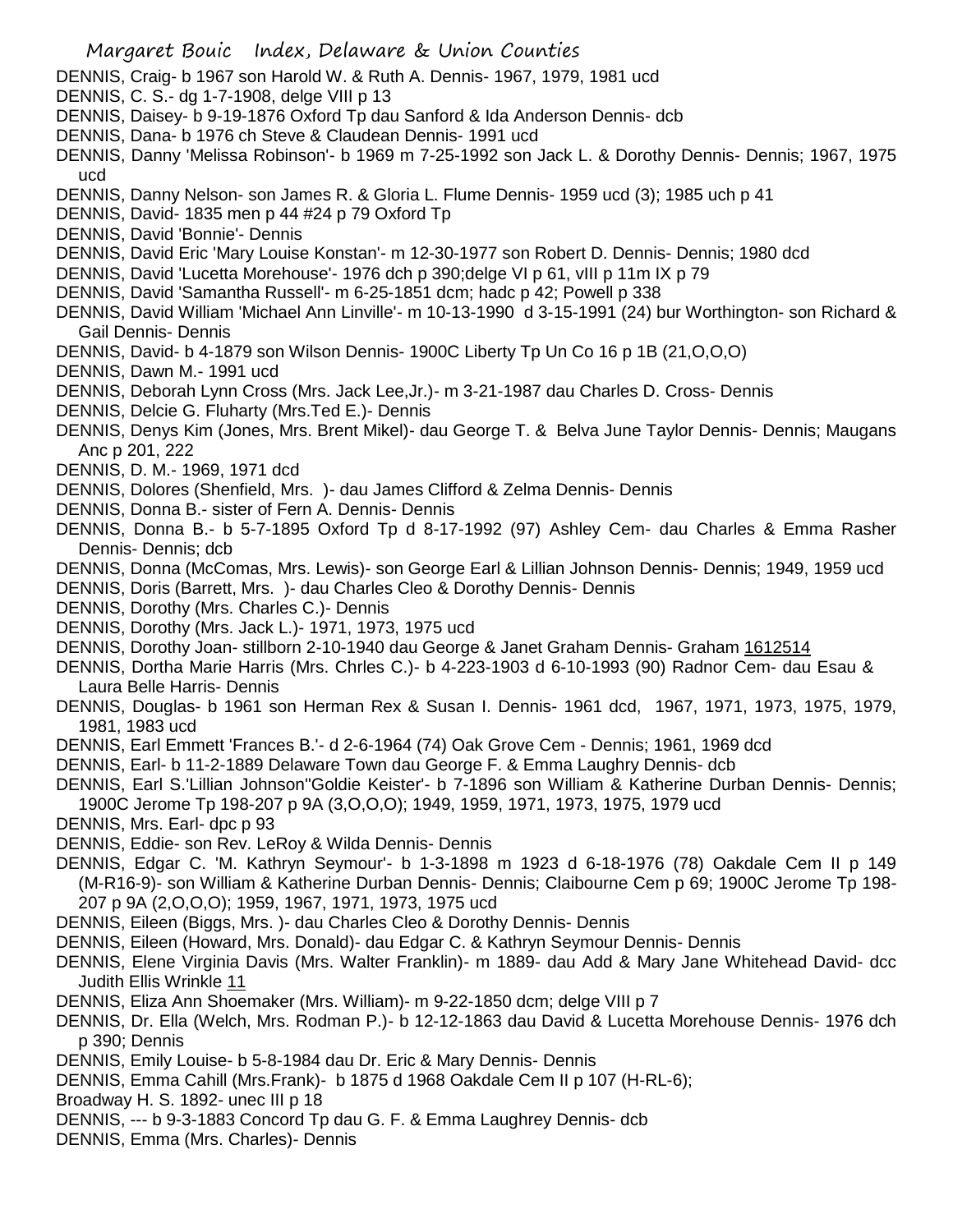DENNIS, Craig- b 1967 son Harold W. & Ruth A. Dennis- 1967, 1979, 1981 ucd

DENNIS, C. S.- dg 1-7-1908, delge VIII p 13

DENNIS, Daisey- b 9-19-1876 Oxford Tp dau Sanford & Ida Anderson Dennis- dcb

DENNIS, Dana- b 1976 ch Steve & Claudean Dennis- 1991 ucd

DENNIS, Danny 'Melissa Robinson'- b 1969 m 7-25-1992 son Jack L. & Dorothy Dennis- Dennis; 1967, 1975 ucd

DENNIS, Danny Nelson- son James R. & Gloria L. Flume Dennis- 1959 ucd (3); 1985 uch p 41

DENNIS, David- 1835 men p 44 #24 p 79 Oxford Tp

DENNIS, David 'Bonnie'- Dennis

DENNIS, David Eric 'Mary Louise Konstan'- m 12-30-1977 son Robert D. Dennis- Dennis; 1980 dcd

DENNIS, David 'Lucetta Morehouse'- 1976 dch p 390;delge VI p 61, vIII p 11m IX p 79

DENNIS, David 'Samantha Russell'- m 6-25-1851 dcm; hadc p 42; Powell p 338

DENNIS, David William 'Michael Ann Linville'- m 10-13-1990 d 3-15-1991 (24) bur Worthington- son Richard & Gail Dennis- Dennis

DENNIS, David- b 4-1879 son Wilson Dennis- 1900C Liberty Tp Un Co 16 p 1B (21,O,O,O)

DENNIS, Dawn M.- 1991 ucd

DENNIS, Deborah Lynn Cross (Mrs. Jack Lee,Jr.)- m 3-21-1987 dau Charles D. Cross- Dennis

DENNIS, Delcie G. Fluharty (Mrs.Ted E.)- Dennis

DENNIS, Denys Kim (Jones, Mrs. Brent Mikel)- dau George T. & Belva June Taylor Dennis- Dennis; Maugans Anc p 201, 222

DENNIS, D. M.- 1969, 1971 dcd

DENNIS, Dolores (Shenfield, Mrs. )- dau James Clifford & Zelma Dennis- Dennis

DENNIS, Donna B.- sister of Fern A. Dennis- Dennis

DENNIS, Donna B.- b 5-7-1895 Oxford Tp d 8-17-1992 (97) Ashley Cem- dau Charles & Emma Rasher Dennis- Dennis; dcb

DENNIS, Donna (McComas, Mrs. Lewis)- son George Earl & Lillian Johnson Dennis- Dennis; 1949, 1959 ucd

DENNIS, Doris (Barrett, Mrs. )- dau Charles Cleo & Dorothy Dennis- Dennis

DENNIS, Dorothy (Mrs. Charles C.)- Dennis

DENNIS, Dorothy (Mrs. Jack L.)- 1971, 1973, 1975 ucd

DENNIS, Dorothy Joan- stillborn 2-10-1940 dau George & Janet Graham Dennis- Graham 1612514

DENNIS, Dortha Marie Harris (Mrs. Chrles C.)- b 4-223-1903 d 6-10-1993 (90) Radnor Cem- dau Esau & Laura Belle Harris- Dennis

DENNIS, Douglas- b 1961 son Herman Rex & Susan I. Dennis- 1961 dcd, 1967, 1971, 1973, 1975, 1979, 1981, 1983 ucd

DENNIS, Earl Emmett 'Frances B.'- d 2-6-1964 (74) Oak Grove Cem - Dennis; 1961, 1969 dcd

DENNIS, Earl- b 11-2-1889 Delaware Town dau George F. & Emma Laughry Dennis- dcb

DENNIS, Earl S.'Lillian Johnson''Goldie Keister'- b 7-1896 son William & Katherine Durban Dennis- Dennis; 1900C Jerome Tp 198-207 p 9A (3,O,O,O); 1949, 1959, 1971, 1973, 1975, 1979 ucd

DENNIS, Mrs. Earl- dpc p 93

DENNIS, Eddie- son Rev. LeRoy & Wilda Dennis- Dennis

DENNIS, Edgar C. 'M. Kathryn Seymour'- b 1-3-1898 m 1923 d 6-18-1976 (78) Oakdale Cem II p 149 (M-R16-9)- son William & Katherine Durban Dennis- Dennis; Claibourne Cem p 69; 1900C Jerome Tp 198-207 p 9A (2,O,O,O); 1959, 1967, 1971, 1973, 1975 ucd

DENNIS, Eileen (Biggs, Mrs. )- dau Charles Cleo & Dorothy Dennis- Dennis

DENNIS, Eileen (Howard, Mrs. Donald)- dau Edgar C. & Kathryn Seymour Dennis- Dennis

DENNIS, Elene Virginia Davis (Mrs. Walter Franklin)- m 1889- dau Add & Mary Jane Whitehead David- dcc Judith Ellis Wrinkle 11

DENNIS, Eliza Ann Shoemaker (Mrs. William)- m 9-22-1850 dcm; delge VIII p 7

DENNIS, Dr. Ella (Welch, Mrs. Rodman P.)- b 12-12-1863 dau David & Lucetta Morehouse Dennis- 1976 dch p 390; Dennis

DENNIS, Emily Louise- b 5-8-1984 dau Dr. Eric & Mary Dennis- Dennis

DENNIS, Emma Cahill (Mrs.Frank)- b 1875 d 1968 Oakdale Cem II p 107 (H-RL-6);

Broadway H. S. 1892- unec III p 18

DENNIS, --- b 9-3-1883 Concord Tp dau G. F. & Emma Laughrey Dennis- dcb

DENNIS, Emma (Mrs. Charles)- Dennis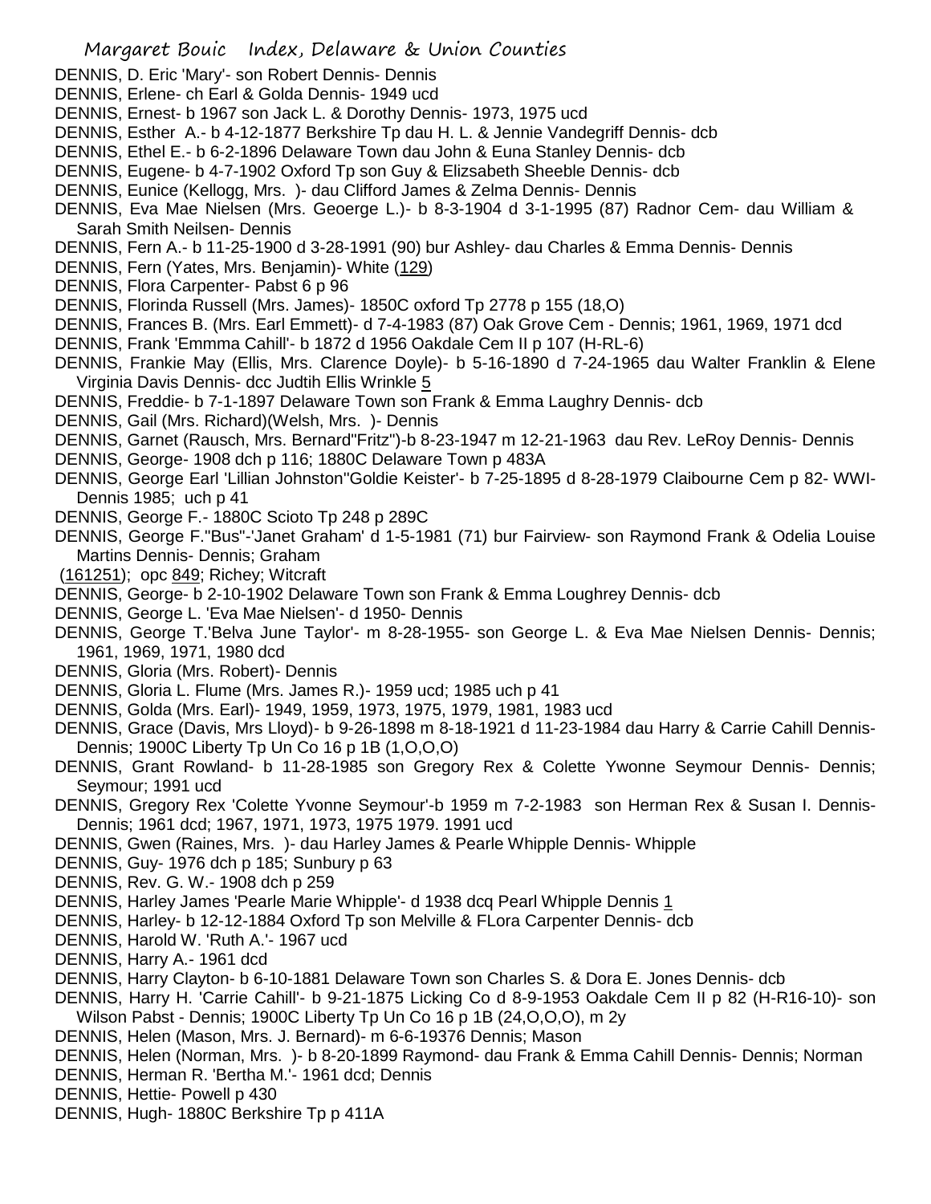DENNIS, D. Eric 'Mary'- son Robert Dennis- Dennis
DENNIS, Erlene- ch Earl & Golda Dennis- 1949 ucd
DENNIS, Ernest- b 1967 son Jack L. & Dorothy Dennis- 1973, 1975 ucd
DENNIS, Esther A.- b 4-12-1877 Berkshire Tp dau H. L. & Jennie Vandegriff Dennis- dcb
DENNIS, Ethel E.- b 6-2-1896 Delaware Town dau John & Euna Stanley Dennis- dcb
DENNIS, Eugene- b 4-7-1902 Oxford Tp son Guy & Elizsabeth Sheeble Dennis- dcb
DENNIS, Eunice (Kellogg, Mrs. )- dau Clifford James & Zelma Dennis- Dennis
DENNIS, Eva Mae Nielsen (Mrs. Geoerge L.)- b 8-3-1904 d 3-1-1995 (87) Radnor Cem- dau William & Sarah Smith Neilsen- Dennis
DENNIS, Fern A.- b 11-25-1900 d 3-28-1991 (90) bur Ashley- dau Charles & Emma Dennis- Dennis
DENNIS, Fern (Yates, Mrs. Benjamin)- White (129)
DENNIS, Flora Carpenter- Pabst 6 p 96
DENNIS, Florinda Russell (Mrs. James)- 1850C oxford Tp 2778 p 155 (18,O)
DENNIS, Frances B. (Mrs. Earl Emmett)- d 7-4-1983 (87) Oak Grove Cem - Dennis; 1961, 1969, 1971 dcd
DENNIS, Frank 'Emmma Cahill'- b 1872 d 1956 Oakdale Cem II p 107 (H-RL-6)
DENNIS, Frankie May (Ellis, Mrs. Clarence Doyle)- b 5-16-1890 d 7-24-1965 dau Walter Franklin & Elene Virginia Davis Dennis- dcc Judtih Ellis Wrinkle 5
DENNIS, Freddie- b 7-1-1897 Delaware Town son Frank & Emma Laughry Dennis- dcb
DENNIS, Gail (Mrs. Richard)(Welsh, Mrs. )- Dennis
DENNIS, Garnet (Rausch, Mrs. Bernard"Fritz")-b 8-23-1947 m 12-21-1963 dau Rev. LeRoy Dennis- Dennis
DENNIS, George- 1908 dch p 116; 1880C Delaware Town p 483A
DENNIS, George Earl 'Lillian Johnston''Goldie Keister'- b 7-25-1895 d 8-28-1979 Claibourne Cem p 82- WWI- Dennis 1985; uch p 41
DENNIS, George F.- 1880C Scioto Tp 248 p 289C
DENNIS, George F."Bus"-'Janet Graham' d 1-5-1981 (71) bur Fairview- son Raymond Frank & Odelia Louise Martins Dennis- Dennis; Graham
(161251); opc 849; Richey; Witcraft
DENNIS, George- b 2-10-1902 Delaware Town son Frank & Emma Loughrey Dennis- dcb
DENNIS, George L. 'Eva Mae Nielsen'- d 1950- Dennis
DENNIS, George T.'Belva June Taylor'- m 8-28-1955- son George L. & Eva Mae Nielsen Dennis- Dennis; 1961, 1969, 1971, 1980 dcd
DENNIS, Gloria (Mrs. Robert)- Dennis
DENNIS, Gloria L. Flume (Mrs. James R.)- 1959 ucd; 1985 uch p 41
DENNIS, Golda (Mrs. Earl)- 1949, 1959, 1973, 1975, 1979, 1981, 1983 ucd
DENNIS, Grace (Davis, Mrs Lloyd)- b 9-26-1898 m 8-18-1921 d 11-23-1984 dau Harry & Carrie Cahill Dennis- Dennis; 1900C Liberty Tp Un Co 16 p 1B (1,O,O,O)
DENNIS, Grant Rowland- b 11-28-1985 son Gregory Rex & Colette Ywonne Seymour Dennis- Dennis; Seymour; 1991 ucd
DENNIS, Gregory Rex 'Colette Yvonne Seymour'-b 1959 m 7-2-1983 son Herman Rex & Susan I. Dennis- Dennis; 1961 dcd; 1967, 1971, 1973, 1975 1979. 1991 ucd
DENNIS, Gwen (Raines, Mrs. )- dau Harley James & Pearle Whipple Dennis- Whipple
DENNIS, Guy- 1976 dch p 185; Sunbury p 63
DENNIS, Rev. G. W.- 1908 dch p 259
DENNIS, Harley James 'Pearle Marie Whipple'- d 1938 dcq Pearl Whipple Dennis 1
DENNIS, Harley- b 12-12-1884 Oxford Tp son Melville & FLora Carpenter Dennis- dcb
DENNIS, Harold W. 'Ruth A.'- 1967 ucd
DENNIS, Harry A.- 1961 dcd
DENNIS, Harry Clayton- b 6-10-1881 Delaware Town son Charles S. & Dora E. Jones Dennis- dcb
DENNIS, Harry H. 'Carrie Cahill'- b 9-21-1875 Licking Co d 8-9-1953 Oakdale Cem II p 82 (H-R16-10)- son Wilson Pabst - Dennis; 1900C Liberty Tp Un Co 16 p 1B (24,O,O,O), m 2y
DENNIS, Helen (Mason, Mrs. J. Bernard)- m 6-6-19376 Dennis; Mason
DENNIS, Helen (Norman, Mrs. )- b 8-20-1899 Raymond- dau Frank & Emma Cahill Dennis- Dennis; Norman
DENNIS, Herman R. 'Bertha M.'- 1961 dcd; Dennis
DENNIS, Hettie- Powell p 430
DENNIS, Hugh- 1880C Berkshire Tp p 411A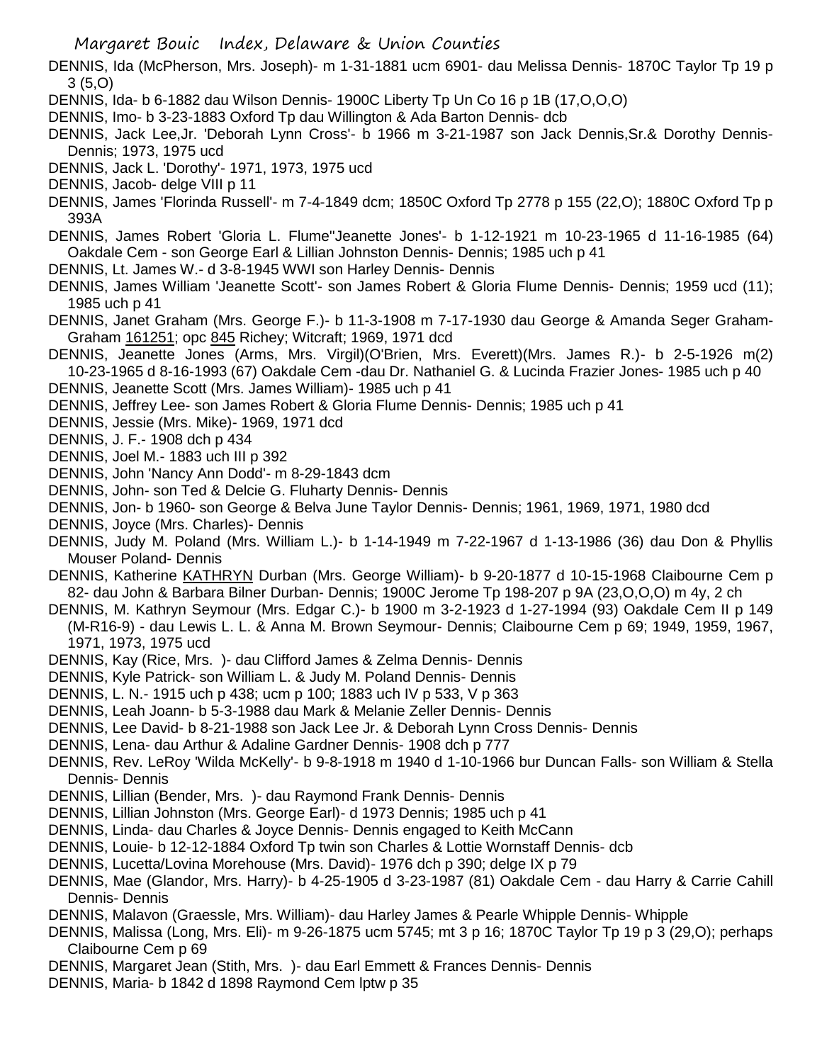DENNIS, Ida (McPherson, Mrs. Joseph)- m 1-31-1881 ucm 6901- dau Melissa Dennis- 1870C Taylor Tp 19 p 3 (5,O)

DENNIS, Ida- b 6-1882 dau Wilson Dennis- 1900C Liberty Tp Un Co 16 p 1B (17,O,O,O)

DENNIS, Imo- b 3-23-1883 Oxford Tp dau Willington & Ada Barton Dennis- dcb

DENNIS, Jack Lee,Jr. 'Deborah Lynn Cross'- b 1966 m 3-21-1987 son Jack Dennis,Sr.& Dorothy Dennis- Dennis; 1973, 1975 ucd

DENNIS, Jack L. 'Dorothy'- 1971, 1973, 1975 ucd

DENNIS, Jacob- delge VIII p 11

DENNIS, James 'Florinda Russell'- m 7-4-1849 dcm; 1850C Oxford Tp 2778 p 155 (22,O); 1880C Oxford Tp p 393A

DENNIS, James Robert 'Gloria L. Flume''Jeanette Jones'- b 1-12-1921 m 10-23-1965 d 11-16-1985 (64) Oakdale Cem - son George Earl & Lillian Johnston Dennis- Dennis; 1985 uch p 41

DENNIS, Lt. James W.- d 3-8-1945 WWI son Harley Dennis- Dennis

DENNIS, James William 'Jeanette Scott'- son James Robert & Gloria Flume Dennis- Dennis; 1959 ucd (11); 1985 uch p 41

DENNIS, Janet Graham (Mrs. George F.)- b 11-3-1908 m 7-17-1930 dau George & Amanda Seger Graham- Graham 161251; opc 845 Richey; Witcraft; 1969, 1971 dcd

DENNIS, Jeanette Jones (Arms, Mrs. Virgil)(O'Brien, Mrs. Everett)(Mrs. James R.)- b 2-5-1926 m(2) 10-23-1965 d 8-16-1993 (67) Oakdale Cem -dau Dr. Nathaniel G. & Lucinda Frazier Jones- 1985 uch p 40

DENNIS, Jeanette Scott (Mrs. James William)- 1985 uch p 41

DENNIS, Jeffrey Lee- son James Robert & Gloria Flume Dennis- Dennis; 1985 uch p 41

DENNIS, Jessie (Mrs. Mike)- 1969, 1971 dcd

DENNIS, J. F.- 1908 dch p 434

DENNIS, Joel M.- 1883 uch III p 392

DENNIS, John 'Nancy Ann Dodd'- m 8-29-1843 dcm

DENNIS, John- son Ted & Delcie G. Fluharty Dennis- Dennis

DENNIS, Jon- b 1960- son George & Belva June Taylor Dennis- Dennis; 1961, 1969, 1971, 1980 dcd

DENNIS, Joyce (Mrs. Charles)- Dennis

DENNIS, Judy M. Poland (Mrs. William L.)- b 1-14-1949 m 7-22-1967 d 1-13-1986 (36) dau Don & Phyllis Mouser Poland- Dennis

DENNIS, Katherine KATHRYN Durban (Mrs. George William)- b 9-20-1877 d 10-15-1968 Claibourne Cem p 82- dau John & Barbara Bilner Durban- Dennis; 1900C Jerome Tp 198-207 p 9A (23,O,O,O) m 4y, 2 ch

DENNIS, M. Kathryn Seymour (Mrs. Edgar C.)- b 1900 m 3-2-1923 d 1-27-1994 (93) Oakdale Cem II p 149 (M-R16-9) - dau Lewis L. L. & Anna M. Brown Seymour- Dennis; Claibourne Cem p 69; 1949, 1959, 1967, 1971, 1973, 1975 ucd

DENNIS, Kay (Rice, Mrs. )- dau Clifford James & Zelma Dennis- Dennis

DENNIS, Kyle Patrick- son William L. & Judy M. Poland Dennis- Dennis

DENNIS, L. N.- 1915 uch p 438; ucm p 100; 1883 uch IV p 533, V p 363

DENNIS, Leah Joann- b 5-3-1988 dau Mark & Melanie Zeller Dennis- Dennis

DENNIS, Lee David- b 8-21-1988 son Jack Lee Jr. & Deborah Lynn Cross Dennis- Dennis

DENNIS, Lena- dau Arthur & Adaline Gardner Dennis- 1908 dch p 777

DENNIS, Rev. LeRoy 'Wilda McKelly'- b 9-8-1918 m 1940 d 1-10-1966 bur Duncan Falls- son William & Stella Dennis- Dennis

DENNIS, Lillian (Bender, Mrs. )- dau Raymond Frank Dennis- Dennis

DENNIS, Lillian Johnston (Mrs. George Earl)- d 1973 Dennis; 1985 uch p 41

DENNIS, Linda- dau Charles & Joyce Dennis- Dennis engaged to Keith McCann

DENNIS, Louie- b 12-12-1884 Oxford Tp twin son Charles & Lottie Wornstaff Dennis- dcb

DENNIS, Lucetta/Lovina Morehouse (Mrs. David)- 1976 dch p 390; delge IX p 79

DENNIS, Mae (Glandor, Mrs. Harry)- b 4-25-1905 d 3-23-1987 (81) Oakdale Cem - dau Harry & Carrie Cahill Dennis- Dennis

DENNIS, Malavon (Graessle, Mrs. William)- dau Harley James & Pearle Whipple Dennis- Whipple

DENNIS, Malissa (Long, Mrs. Eli)- m 9-26-1875 ucm 5745; mt 3 p 16; 1870C Taylor Tp 19 p 3 (29,O); perhaps Claibourne Cem p 69

DENNIS, Margaret Jean (Stith, Mrs. )- dau Earl Emmett & Frances Dennis- Dennis

DENNIS, Maria- b 1842 d 1898 Raymond Cem lptw p 35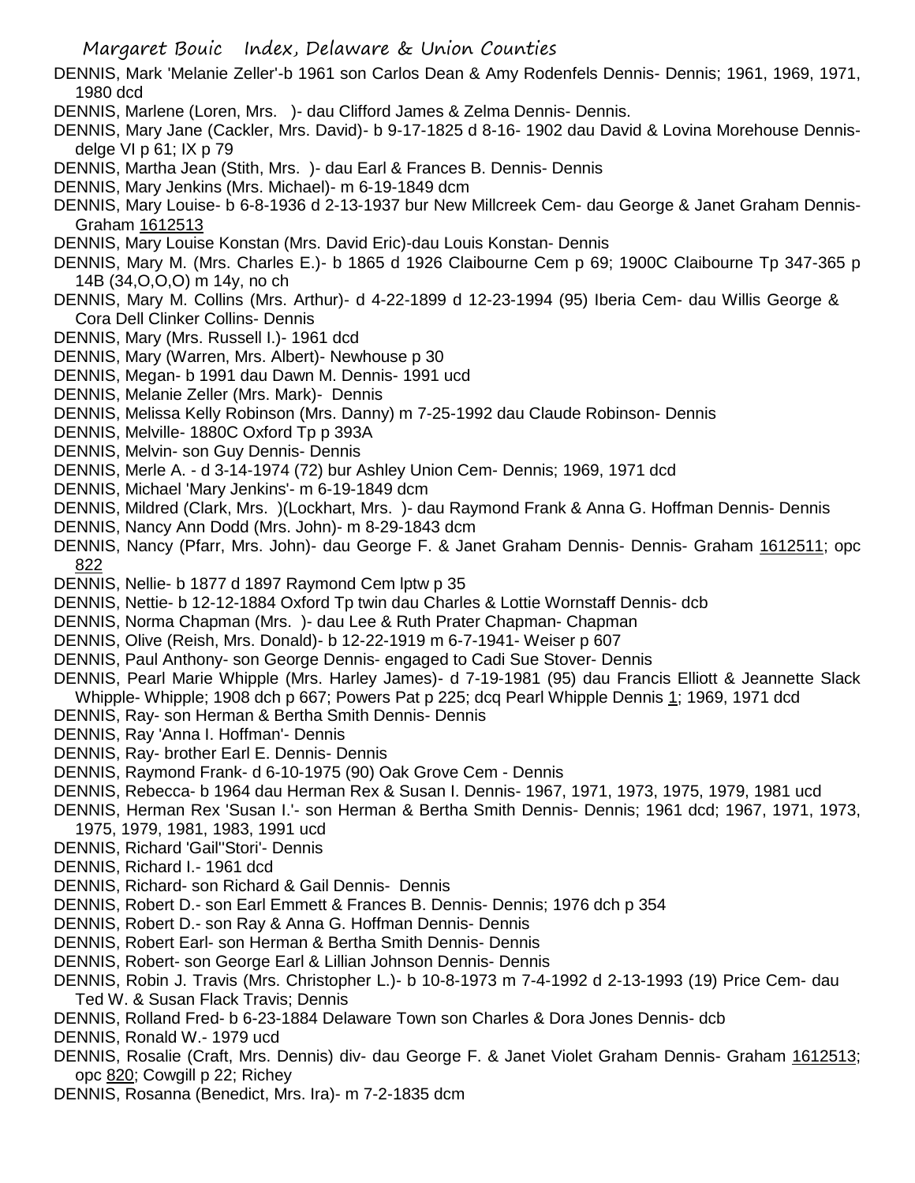DENNIS, Mark 'Melanie Zeller'-b 1961 son Carlos Dean & Amy Rodenfels Dennis- Dennis; 1961, 1969, 1971, 1980 dcd

DENNIS, Marlene (Loren, Mrs. )- dau Clifford James & Zelma Dennis- Dennis.

DENNIS, Mary Jane (Cackler, Mrs. David)- b 9-17-1825 d 8-16- 1902 dau David & Lovina Morehouse Dennis- delge VI p 61; IX p 79

DENNIS, Martha Jean (Stith, Mrs. )- dau Earl & Frances B. Dennis- Dennis

DENNIS, Mary Jenkins (Mrs. Michael)- m 6-19-1849 dcm

DENNIS, Mary Louise- b 6-8-1936 d 2-13-1937 bur New Millcreek Cem- dau George & Janet Graham Dennis- Graham 1612513

DENNIS, Mary Louise Konstan (Mrs. David Eric)-dau Louis Konstan- Dennis

DENNIS, Mary M. (Mrs. Charles E.)- b 1865 d 1926 Claibourne Cem p 69; 1900C Claibourne Tp 347-365 p 14B (34,O,O,O) m 14y, no ch

DENNIS, Mary M. Collins (Mrs. Arthur)- d 4-22-1899 d 12-23-1994 (95) Iberia Cem- dau Willis George & Cora Dell Clinker Collins- Dennis

DENNIS, Mary (Mrs. Russell I.)- 1961 dcd

DENNIS, Mary (Warren, Mrs. Albert)- Newhouse p 30

DENNIS, Megan- b 1991 dau Dawn M. Dennis- 1991 ucd

DENNIS, Melanie Zeller (Mrs. Mark)- Dennis

DENNIS, Melissa Kelly Robinson (Mrs. Danny) m 7-25-1992 dau Claude Robinson- Dennis

DENNIS, Melville- 1880C Oxford Tp p 393A

DENNIS, Melvin- son Guy Dennis- Dennis

DENNIS, Merle A. - d 3-14-1974 (72) bur Ashley Union Cem- Dennis; 1969, 1971 dcd

DENNIS, Michael 'Mary Jenkins'- m 6-19-1849 dcm

DENNIS, Mildred (Clark, Mrs. )(Lockhart, Mrs. )- dau Raymond Frank & Anna G. Hoffman Dennis- Dennis

DENNIS, Nancy Ann Dodd (Mrs. John)- m 8-29-1843 dcm

DENNIS, Nancy (Pfarr, Mrs. John)- dau George F. & Janet Graham Dennis- Dennis- Graham 1612511; opc 822

DENNIS, Nellie- b 1877 d 1897 Raymond Cem lptw p 35

DENNIS, Nettie- b 12-12-1884 Oxford Tp twin dau Charles & Lottie Wornstaff Dennis- dcb

DENNIS, Norma Chapman (Mrs. )- dau Lee & Ruth Prater Chapman- Chapman

DENNIS, Olive (Reish, Mrs. Donald)- b 12-22-1919 m 6-7-1941- Weiser p 607

DENNIS, Paul Anthony- son George Dennis- engaged to Cadi Sue Stover- Dennis

DENNIS, Pearl Marie Whipple (Mrs. Harley James)- d 7-19-1981 (95) dau Francis Elliott & Jeannette Slack Whipple- Whipple; 1908 dch p 667; Powers Pat p 225; dcq Pearl Whipple Dennis 1; 1969, 1971 dcd

DENNIS, Ray- son Herman & Bertha Smith Dennis- Dennis

DENNIS, Ray 'Anna I. Hoffman'- Dennis

DENNIS, Ray- brother Earl E. Dennis- Dennis

DENNIS, Raymond Frank- d 6-10-1975 (90) Oak Grove Cem - Dennis

DENNIS, Rebecca- b 1964 dau Herman Rex & Susan I. Dennis- 1967, 1971, 1973, 1975, 1979, 1981 ucd

DENNIS, Herman Rex 'Susan I.'- son Herman & Bertha Smith Dennis- Dennis; 1961 dcd; 1967, 1971, 1973, 1975, 1979, 1981, 1983, 1991 ucd

DENNIS, Richard 'Gail''Stori'- Dennis

DENNIS, Richard I.- 1961 dcd

DENNIS, Richard- son Richard & Gail Dennis- Dennis

DENNIS, Robert D.- son Earl Emmett & Frances B. Dennis- Dennis; 1976 dch p 354

DENNIS, Robert D.- son Ray & Anna G. Hoffman Dennis- Dennis

DENNIS, Robert Earl- son Herman & Bertha Smith Dennis- Dennis

DENNIS, Robert- son George Earl & Lillian Johnson Dennis- Dennis

DENNIS, Robin J. Travis (Mrs. Christopher L.)- b 10-8-1973 m 7-4-1992 d 2-13-1993 (19) Price Cem- dau Ted W. & Susan Flack Travis; Dennis

DENNIS, Rolland Fred- b 6-23-1884 Delaware Town son Charles & Dora Jones Dennis- dcb

DENNIS, Ronald W.- 1979 ucd

DENNIS, Rosalie (Craft, Mrs. Dennis) div- dau George F. & Janet Violet Graham Dennis- Graham 1612513; opc 820; Cowgill p 22; Richey

DENNIS, Rosanna (Benedict, Mrs. Ira)- m 7-2-1835 dcm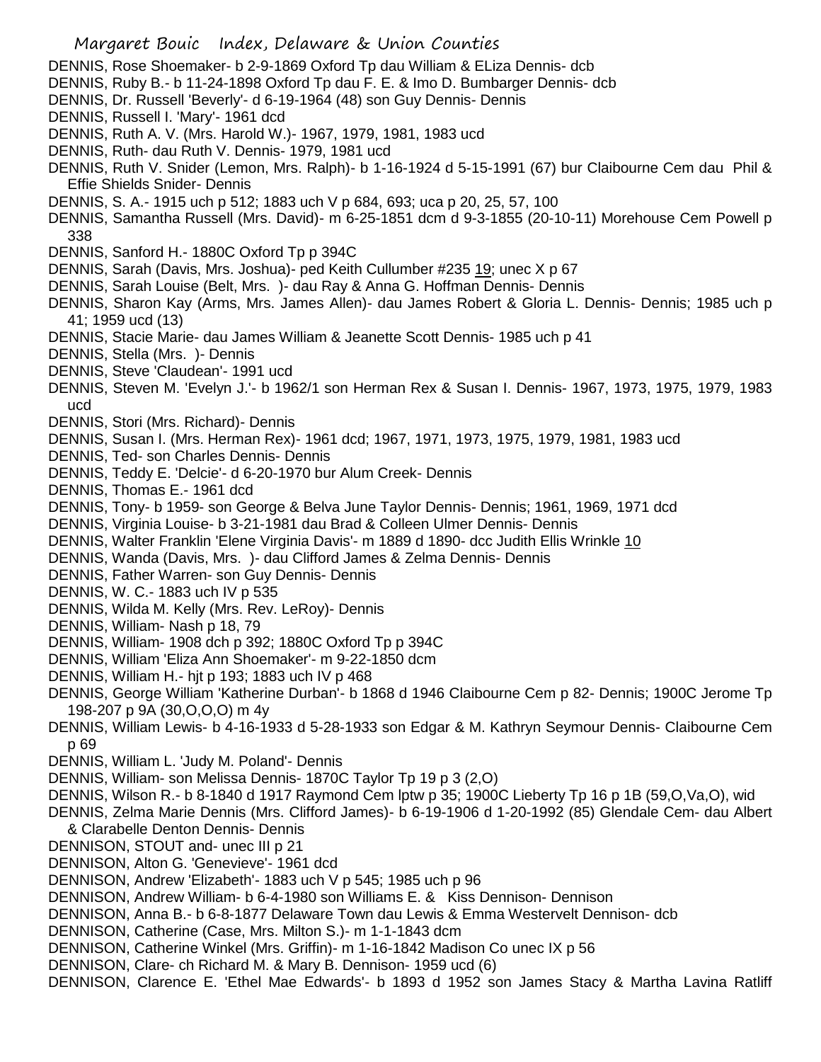DENNIS, Rose Shoemaker- b 2-9-1869 Oxford Tp dau William & ELiza Dennis- dcb
DENNIS, Ruby B.- b 11-24-1898 Oxford Tp dau F. E. & Imo D. Bumbarger Dennis- dcb
DENNIS, Dr. Russell 'Beverly'- d 6-19-1964 (48) son Guy Dennis- Dennis
DENNIS, Russell I. 'Mary'- 1961 dcd
DENNIS, Ruth A. V. (Mrs. Harold W.)- 1967, 1979, 1981, 1983 ucd
DENNIS, Ruth- dau Ruth V. Dennis- 1979, 1981 ucd
DENNIS, Ruth V. Snider (Lemon, Mrs. Ralph)- b 1-16-1924 d 5-15-1991 (67) bur Claibourne Cem dau Phil & Effie Shields Snider- Dennis
DENNIS, S. A.- 1915 uch p 512; 1883 uch V p 684, 693; uca p 20, 25, 57, 100
DENNIS, Samantha Russell (Mrs. David)- m 6-25-1851 dcm d 9-3-1855 (20-10-11) Morehouse Cem Powell p 338
DENNIS, Sanford H.- 1880C Oxford Tp p 394C
DENNIS, Sarah (Davis, Mrs. Joshua)- ped Keith Cullumber #235 19; unec X p 67
DENNIS, Sarah Louise (Belt, Mrs. )- dau Ray & Anna G. Hoffman Dennis- Dennis
DENNIS, Sharon Kay (Arms, Mrs. James Allen)- dau James Robert & Gloria L. Dennis- Dennis; 1985 uch p 41; 1959 ucd (13)
DENNIS, Stacie Marie- dau James William & Jeanette Scott Dennis- 1985 uch p 41
DENNIS, Stella (Mrs. )- Dennis
DENNIS, Steve 'Claudean'- 1991 ucd
DENNIS, Steven M. 'Evelyn J.'- b 1962/1 son Herman Rex & Susan I. Dennis- 1967, 1973, 1975, 1979, 1983 ucd
DENNIS, Stori (Mrs. Richard)- Dennis
DENNIS, Susan I. (Mrs. Herman Rex)- 1961 dcd; 1967, 1971, 1973, 1975, 1979, 1981, 1983 ucd
DENNIS, Ted- son Charles Dennis- Dennis
DENNIS, Teddy E. 'Delcie'- d 6-20-1970 bur Alum Creek- Dennis
DENNIS, Thomas E.- 1961 dcd
DENNIS, Tony- b 1959- son George & Belva June Taylor Dennis- Dennis; 1961, 1969, 1971 dcd
DENNIS, Virginia Louise- b 3-21-1981 dau Brad & Colleen Ulmer Dennis- Dennis
DENNIS, Walter Franklin 'Elene Virginia Davis'- m 1889 d 1890- dcc Judith Ellis Wrinkle 10
DENNIS, Wanda (Davis, Mrs. )- dau Clifford James & Zelma Dennis- Dennis
DENNIS, Father Warren- son Guy Dennis- Dennis
DENNIS, W. C.- 1883 uch IV p 535
DENNIS, Wilda M. Kelly (Mrs. Rev. LeRoy)- Dennis
DENNIS, William- Nash p 18, 79
DENNIS, William- 1908 dch p 392; 1880C Oxford Tp p 394C
DENNIS, William 'Eliza Ann Shoemaker'- m 9-22-1850 dcm
DENNIS, William H.- hjt p 193; 1883 uch IV p 468
DENNIS, George William 'Katherine Durban'- b 1868 d 1946 Claibourne Cem p 82- Dennis; 1900C Jerome Tp 198-207 p 9A (30,O,O,O) m 4y
DENNIS, William Lewis- b 4-16-1933 d 5-28-1933 son Edgar & M. Kathryn Seymour Dennis- Claibourne Cem p 69
DENNIS, William L. 'Judy M. Poland'- Dennis
DENNIS, William- son Melissa Dennis- 1870C Taylor Tp 19 p 3 (2,O)
DENNIS, Wilson R.- b 8-1840 d 1917 Raymond Cem lptw p 35; 1900C Lieberty Tp 16 p 1B (59,O,Va,O), wid
DENNIS, Zelma Marie Dennis (Mrs. Clifford James)- b 6-19-1906 d 1-20-1992 (85) Glendale Cem- dau Albert & Clarabelle Denton Dennis- Dennis
DENNISON, STOUT and- unec III p 21
DENNISON, Alton G. 'Genevieve'- 1961 dcd
DENNISON, Andrew 'Elizabeth'- 1883 uch V p 545; 1985 uch p 96
DENNISON, Andrew William- b 6-4-1980 son Williams E. & Kiss Dennison- Dennison
DENNISON, Anna B.- b 6-8-1877 Delaware Town dau Lewis & Emma Westervelt Dennison- dcb
DENNISON, Catherine (Case, Mrs. Milton S.)- m 1-1-1843 dcm
DENNISON, Catherine Winkel (Mrs. Griffin)- m 1-16-1842 Madison Co unec IX p 56
DENNISON, Clare- ch Richard M. & Mary B. Dennison- 1959 ucd (6)
DENNISON, Clarence E. 'Ethel Mae Edwards'- b 1893 d 1952 son James Stacy & Martha Lavina Ratliff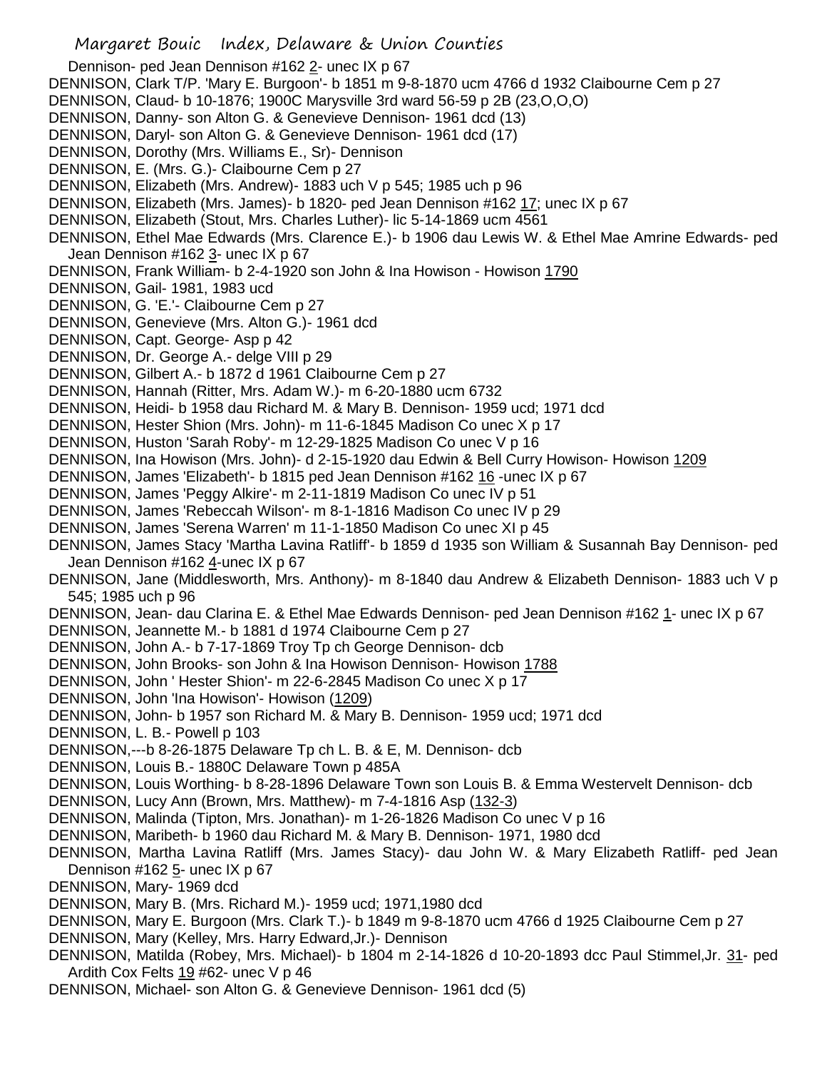Dennison- ped Jean Dennison #162 2- unec IX p 67

DENNISON, Clark T/P. 'Mary E. Burgoon'- b 1851 m 9-8-1870 ucm 4766 d 1932 Claibourne Cem p 27

DENNISON, Claud- b 10-1876; 1900C Marysville 3rd ward 56-59 p 2B (23,O,O,O)

DENNISON, Danny- son Alton G. & Genevieve Dennison- 1961 dcd (13)

DENNISON, Daryl- son Alton G. & Genevieve Dennison- 1961 dcd (17)

DENNISON, Dorothy (Mrs. Williams E., Sr)- Dennison

DENNISON, E. (Mrs. G.)- Claibourne Cem p 27

DENNISON, Elizabeth (Mrs. Andrew)- 1883 uch V p 545; 1985 uch p 96

DENNISON, Elizabeth (Mrs. James)- b 1820- ped Jean Dennison #162 17; unec IX p 67

DENNISON, Elizabeth (Stout, Mrs. Charles Luther)- lic 5-14-1869 ucm 4561

DENNISON, Ethel Mae Edwards (Mrs. Clarence E.)- b 1906 dau Lewis W. & Ethel Mae Amrine Edwards- ped Jean Dennison #162 3- unec IX p 67

DENNISON, Frank William- b 2-4-1920 son John & Ina Howison - Howison 1790

DENNISON, Gail- 1981, 1983 ucd

DENNISON, G. 'E.'- Claibourne Cem p 27

DENNISON, Genevieve (Mrs. Alton G.)- 1961 dcd

DENNISON, Capt. George- Asp p 42

DENNISON, Dr. George A.- delge VIII p 29

DENNISON, Gilbert A.- b 1872 d 1961 Claibourne Cem p 27

DENNISON, Hannah (Ritter, Mrs. Adam W.)- m 6-20-1880 ucm 6732

DENNISON, Heidi- b 1958 dau Richard M. & Mary B. Dennison- 1959 ucd; 1971 dcd

DENNISON, Hester Shion (Mrs. John)- m 11-6-1845 Madison Co unec X p 17

DENNISON, Huston 'Sarah Roby'- m 12-29-1825 Madison Co unec V p 16

DENNISON, Ina Howison (Mrs. John)- d 2-15-1920 dau Edwin & Bell Curry Howison- Howison 1209

DENNISON, James 'Elizabeth'- b 1815 ped Jean Dennison #162 16 -unec IX p 67

DENNISON, James 'Peggy Alkire'- m 2-11-1819 Madison Co unec IV p 51

DENNISON, James 'Rebeccah Wilson'- m 8-1-1816 Madison Co unec IV p 29

DENNISON, James 'Serena Warren' m 11-1-1850 Madison Co unec XI p 45

DENNISON, James Stacy 'Martha Lavina Ratliff'- b 1859 d 1935 son William & Susannah Bay Dennison- ped Jean Dennison #162 4-unec IX p 67

DENNISON, Jane (Middlesworth, Mrs. Anthony)- m 8-1840 dau Andrew & Elizabeth Dennison- 1883 uch V p 545; 1985 uch p 96

DENNISON, Jean- dau Clarina E. & Ethel Mae Edwards Dennison- ped Jean Dennison #162 1- unec IX p 67

DENNISON, Jeannette M.- b 1881 d 1974 Claibourne Cem p 27

DENNISON, John A.- b 7-17-1869 Troy Tp ch George Dennison- dcb

DENNISON, John Brooks- son John & Ina Howison Dennison- Howison 1788

DENNISON, John ' Hester Shion'- m 22-6-2845 Madison Co unec X p 17

DENNISON, John 'Ina Howison'- Howison (1209)

DENNISON, John- b 1957 son Richard M. & Mary B. Dennison- 1959 ucd; 1971 dcd

DENNISON, L. B.- Powell p 103

DENNISON,---b 8-26-1875 Delaware Tp ch L. B. & E, M. Dennison- dcb

DENNISON, Louis B.- 1880C Delaware Town p 485A

DENNISON, Louis Worthing- b 8-28-1896 Delaware Town son Louis B. & Emma Westervelt Dennison- dcb

DENNISON, Lucy Ann (Brown, Mrs. Matthew)- m 7-4-1816 Asp (132-3)

DENNISON, Malinda (Tipton, Mrs. Jonathan)- m 1-26-1826 Madison Co unec V p 16

DENNISON, Maribeth- b 1960 dau Richard M. & Mary B. Dennison- 1971, 1980 dcd

DENNISON, Martha Lavina Ratliff (Mrs. James Stacy)- dau John W. & Mary Elizabeth Ratliff- ped Jean Dennison #162 5- unec IX p 67

DENNISON, Mary- 1969 dcd

DENNISON, Mary B. (Mrs. Richard M.)- 1959 ucd; 1971,1980 dcd

DENNISON, Mary E. Burgoon (Mrs. Clark T.)- b 1849 m 9-8-1870 ucm 4766 d 1925 Claibourne Cem p 27

DENNISON, Mary (Kelley, Mrs. Harry Edward,Jr.)- Dennison

DENNISON, Matilda (Robey, Mrs. Michael)- b 1804 m 2-14-1826 d 10-20-1893 dcc Paul Stimmel,Jr. 31- ped Ardith Cox Felts 19 #62- unec V p 46

DENNISON, Michael- son Alton G. & Genevieve Dennison- 1961 dcd (5)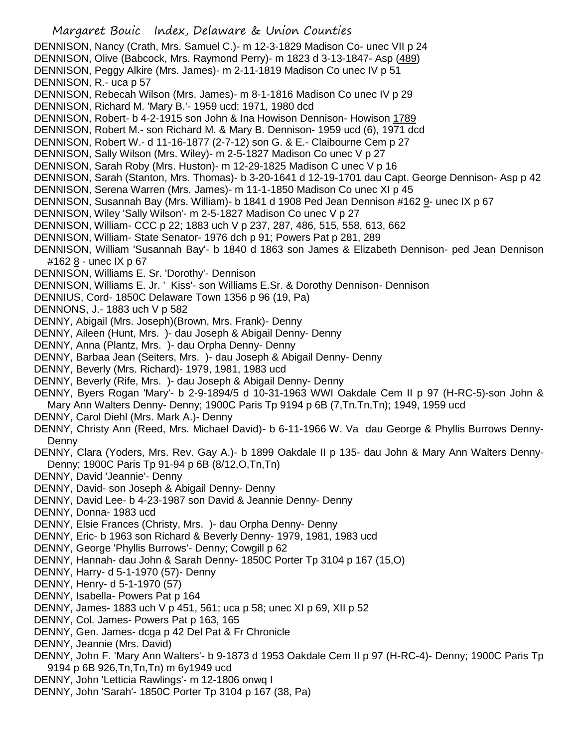DENNISON, Nancy (Crath, Mrs. Samuel C.)- m 12-3-1829 Madison Co- unec VII p 24
DENNISON, Olive (Babcock, Mrs. Raymond Perry)- m 1823 d 3-13-1847- Asp (489)
DENNISON, Peggy Alkire (Mrs. James)- m 2-11-1819 Madison Co unec IV p 51
DENNISON, R.- uca p 57
DENNISON, Rebecah Wilson (Mrs. James)- m 8-1-1816 Madison Co unec IV p 29
DENNISON, Richard M. 'Mary B.'- 1959 ucd; 1971, 1980 dcd
DENNISON, Robert- b 4-2-1915 son John & Ina Howison Dennison- Howison 1789
DENNISON, Robert M.- son Richard M. & Mary B. Dennison- 1959 ucd (6), 1971 dcd
DENNISON, Robert W.- d 11-16-1877 (2-7-12) son G. & E.- Claibourne Cem p 27
DENNISON, Sally Wilson (Mrs. Wiley)- m 2-5-1827 Madison Co unec V p 27
DENNISON, Sarah Roby (Mrs. Huston)- m 12-29-1825 Madison C unec V p 16
DENNISON, Sarah (Stanton, Mrs. Thomas)- b 3-20-1641 d 12-19-1701 dau Capt. George Dennison- Asp p 42
DENNISON, Serena Warren (Mrs. James)- m 11-1-1850 Madison Co unec XI p 45
DENNISON, Susannah Bay (Mrs. William)- b 1841 d 1908 Ped Jean Dennison #162 9- unec IX p 67
DENNISON, Wiley 'Sally Wilson'- m 2-5-1827 Madison Co unec V p 27
DENNISON, William- CCC p 22; 1883 uch V p 237, 287, 486, 515, 558, 613, 662
DENNISON, William- State Senator- 1976 dch p 91; Powers Pat p 281, 289
DENNISON, William 'Susannah Bay'- b 1840 d 1863 son James & Elizabeth Dennison- ped Jean Dennison #162 8 - unec IX p 67
DENNISON, Williams E. Sr. 'Dorothy'- Dennison
DENNISON, Williams E. Jr. ' Kiss'- son Williams E.Sr. & Dorothy Dennison- Dennison
DENNIUS, Cord- 1850C Delaware Town 1356 p 96 (19, Pa)
DENNONS, J.- 1883 uch V p 582
DENNY, Abigail (Mrs. Joseph)(Brown, Mrs. Frank)- Denny
DENNY, Aileen (Hunt, Mrs. )- dau Joseph & Abigail Denny- Denny
DENNY, Anna (Plantz, Mrs. )- dau Orpha Denny- Denny
DENNY, Barbaa Jean (Seiters, Mrs. )- dau Joseph & Abigail Denny- Denny
DENNY, Beverly (Mrs. Richard)- 1979, 1981, 1983 ucd
DENNY, Beverly (Rife, Mrs. )- dau Joseph & Abigail Denny- Denny
DENNY, Byers Rogan 'Mary'- b 2-9-1894/5 d 10-31-1963 WWI Oakdale Cem II p 97 (H-RC-5)-son John & Mary Ann Walters Denny- Denny; 1900C Paris Tp 9194 p 6B (7,Tn.Tn,Tn); 1949, 1959 ucd
DENNY, Carol Diehl (Mrs. Mark A.)- Denny
DENNY, Christy Ann (Reed, Mrs. Michael David)- b 6-11-1966 W. Va dau George & Phyllis Burrows Denny- Denny
DENNY, Clara (Yoders, Mrs. Rev. Gay A.)- b 1899 Oakdale II p 135- dau John & Mary Ann Walters Denny- Denny; 1900C Paris Tp 91-94 p 6B (8/12,O,Tn,Tn)
DENNY, David 'Jeannie'- Denny
DENNY, David- son Joseph & Abigail Denny- Denny
DENNY, David Lee- b 4-23-1987 son David & Jeannie Denny- Denny
DENNY, Donna- 1983 ucd
DENNY, Elsie Frances (Christy, Mrs. )- dau Orpha Denny- Denny
DENNY, Eric- b 1963 son Richard & Beverly Denny- 1979, 1981, 1983 ucd
DENNY, George 'Phyllis Burrows'- Denny; Cowgill p 62
DENNY, Hannah- dau John & Sarah Denny- 1850C Porter Tp 3104 p 167 (15,O)
DENNY, Harry- d 5-1-1970 (57)- Denny
DENNY, Henry- d 5-1-1970 (57)
DENNY, Isabella- Powers Pat p 164
DENNY, James- 1883 uch V p 451, 561; uca p 58; unec XI p 69, XII p 52
DENNY, Col. James- Powers Pat p 163, 165
DENNY, Gen. James- dcga p 42 Del Pat & Fr Chronicle
DENNY, Jeannie (Mrs. David)
DENNY, John F. 'Mary Ann Walters'- b 9-1873 d 1953 Oakdale Cem II p 97 (H-RC-4)- Denny; 1900C Paris Tp 9194 p 6B 926,Tn,Tn,Tn) m 6y1949 ucd
DENNY, John 'Letticia Rawlings'- m 12-1806 onwq I
DENNY, John 'Sarah'- 1850C Porter Tp 3104 p 167 (38, Pa)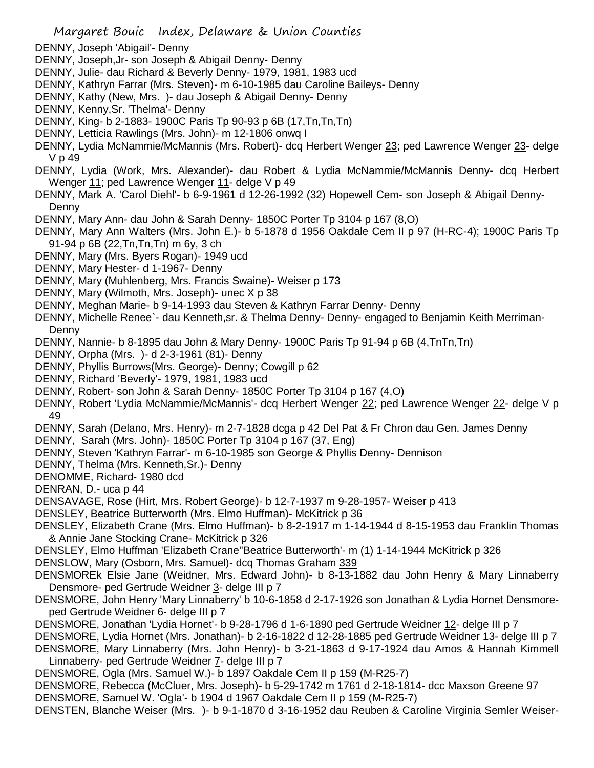DENNY, Joseph 'Abigail'- Denny

DENNY, Joseph,Jr- son Joseph & Abigail Denny- Denny

DENNY, Julie- dau Richard & Beverly Denny- 1979, 1981, 1983 ucd

DENNY, Kathryn Farrar (Mrs. Steven)- m 6-10-1985 dau Caroline Baileys- Denny

DENNY, Kathy (New, Mrs. )- dau Joseph & Abigail Denny- Denny

DENNY, Kenny,Sr. 'Thelma'- Denny

DENNY, King- b 2-1883- 1900C Paris Tp 90-93 p 6B (17,Tn,Tn,Tn)

DENNY, Letticia Rawlings (Mrs. John)- m 12-1806 onwq I

DENNY, Lydia McNammie/McMannis (Mrs. Robert)- dcq Herbert Wenger 23; ped Lawrence Wenger 23- delge V p 49

DENNY, Lydia (Work, Mrs. Alexander)- dau Robert & Lydia McNammie/McMannis Denny- dcq Herbert Wenger 11; ped Lawrence Wenger 11- delge V p 49

DENNY, Mark A. 'Carol Diehl'- b 6-9-1961 d 12-26-1992 (32) Hopewell Cem- son Joseph & Abigail Denny- Denny

DENNY, Mary Ann- dau John & Sarah Denny- 1850C Porter Tp 3104 p 167 (8,O)

DENNY, Mary Ann Walters (Mrs. John E.)- b 5-1878 d 1956 Oakdale Cem II p 97 (H-RC-4); 1900C Paris Tp 91-94 p 6B (22,Tn,Tn,Tn) m 6y, 3 ch

DENNY, Mary (Mrs. Byers Rogan)- 1949 ucd

DENNY, Mary Hester- d 1-1967- Denny

DENNY, Mary (Muhlenberg, Mrs. Francis Swaine)- Weiser p 173

DENNY, Mary (Wilmoth, Mrs. Joseph)- unec X p 38

DENNY, Meghan Marie- b 9-14-1993 dau Steven & Kathryn Farrar Denny- Denny

DENNY, Michelle Renee`- dau Kenneth,sr. & Thelma Denny- Denny- engaged to Benjamin Keith Merriman- Denny

DENNY, Nannie- b 8-1895 dau John & Mary Denny- 1900C Paris Tp 91-94 p 6B (4,TnTn,Tn)

DENNY, Orpha (Mrs. )- d 2-3-1961 (81)- Denny

DENNY, Phyllis Burrows(Mrs. George)- Denny; Cowgill p 62

DENNY, Richard 'Beverly'- 1979, 1981, 1983 ucd

DENNY, Robert- son John & Sarah Denny- 1850C Porter Tp 3104 p 167 (4,O)

DENNY, Robert 'Lydia McNammie/McMannis'- dcq Herbert Wenger 22; ped Lawrence Wenger 22- delge V p 49

DENNY, Sarah (Delano, Mrs. Henry)- m 2-7-1828 dcga p 42 Del Pat & Fr Chron dau Gen. James Denny

DENNY, Sarah (Mrs. John)- 1850C Porter Tp 3104 p 167 (37, Eng)

DENNY, Steven 'Kathryn Farrar'- m 6-10-1985 son George & Phyllis Denny- Dennison

DENNY, Thelma (Mrs. Kenneth,Sr.)- Denny

DENOMME, Richard- 1980 dcd

DENRAN, D.- uca p 44

DENSAVAGE, Rose (Hirt, Mrs. Robert George)- b 12-7-1937 m 9-28-1957- Weiser p 413

DENSLEY, Beatrice Butterworth (Mrs. Elmo Huffman)- McKitrick p 36

DENSLEY, Elizabeth Crane (Mrs. Elmo Huffman)- b 8-2-1917 m 1-14-1944 d 8-15-1953 dau Franklin Thomas & Annie Jane Stocking Crane- McKitrick p 326

DENSLEY, Elmo Huffman 'Elizabeth Crane''Beatrice Butterworth'- m (1) 1-14-1944 McKitrick p 326

DENSLOW, Mary (Osborn, Mrs. Samuel)- dcq Thomas Graham 339

DENSMOREk Elsie Jane (Weidner, Mrs. Edward John)- b 8-13-1882 dau John Henry & Mary Linnaberry Densmore- ped Gertrude Weidner 3- delge III p 7

DENSMORE, John Henry 'Mary Linnaberry' b 10-6-1858 d 2-17-1926 son Jonathan & Lydia Hornet Densmore- ped Gertrude Weidner 6- delge III p 7

DENSMORE, Jonathan 'Lydia Hornet'- b 9-28-1796 d 1-6-1890 ped Gertrude Weidner 12- delge III p 7

DENSMORE, Lydia Hornet (Mrs. Jonathan)- b 2-16-1822 d 12-28-1885 ped Gertrude Weidner 13- delge III p 7

DENSMORE, Mary Linnaberry (Mrs. John Henry)- b 3-21-1863 d 9-17-1924 dau Amos & Hannah Kimmell Linnaberry- ped Gertrude Weidner 7- delge III p 7

DENSMORE, Ogla (Mrs. Samuel W.)- b 1897 Oakdale Cem II p 159 (M-R25-7)

DENSMORE, Rebecca (McCluer, Mrs. Joseph)- b 5-29-1742 m 1761 d 2-18-1814- dcc Maxson Greene 97

DENSMORE, Samuel W. 'Ogla'- b 1904 d 1967 Oakdale Cem II p 159 (M-R25-7)

DENSTEN, Blanche Weiser (Mrs. )- b 9-1-1870 d 3-16-1952 dau Reuben & Caroline Virginia Semler Weiser-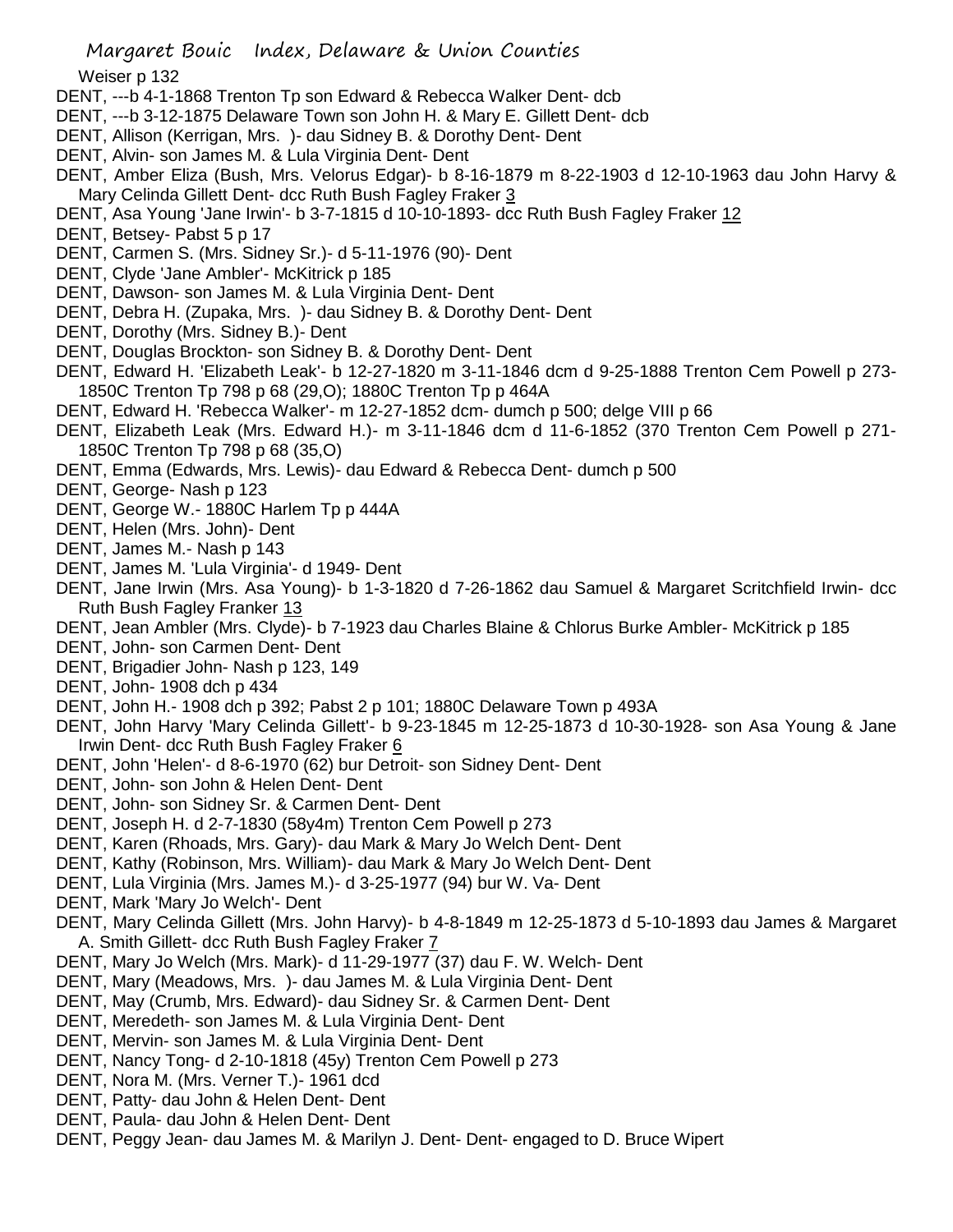Weiser p 132

DENT, ---b 4-1-1868 Trenton Tp son Edward & Rebecca Walker Dent- dcb

DENT, ---b 3-12-1875 Delaware Town son John H. & Mary E. Gillett Dent- dcb

DENT, Allison (Kerrigan, Mrs. )- dau Sidney B. & Dorothy Dent- Dent

DENT, Alvin- son James M. & Lula Virginia Dent- Dent

DENT, Amber Eliza (Bush, Mrs. Velorus Edgar)- b 8-16-1879 m 8-22-1903 d 12-10-1963 dau John Harvy & Mary Celinda Gillett Dent- dcc Ruth Bush Fagley Fraker 3

DENT, Asa Young 'Jane Irwin'- b 3-7-1815 d 10-10-1893- dcc Ruth Bush Fagley Fraker 12

DENT, Betsey- Pabst 5 p 17

DENT, Carmen S. (Mrs. Sidney Sr.)- d 5-11-1976 (90)- Dent

DENT, Clyde 'Jane Ambler'- McKitrick p 185

DENT, Dawson- son James M. & Lula Virginia Dent- Dent

DENT, Debra H. (Zupaka, Mrs. )- dau Sidney B. & Dorothy Dent- Dent

DENT, Dorothy (Mrs. Sidney B.)- Dent

DENT, Douglas Brockton- son Sidney B. & Dorothy Dent- Dent

DENT, Edward H. 'Elizabeth Leak'- b 12-27-1820 m 3-11-1846 dcm d 9-25-1888 Trenton Cem Powell p 273- 1850C Trenton Tp 798 p 68 (29,O); 1880C Trenton Tp p 464A

DENT, Edward H. 'Rebecca Walker'- m 12-27-1852 dcm- dumch p 500; delge VIII p 66

DENT, Elizabeth Leak (Mrs. Edward H.)- m 3-11-1846 dcm d 11-6-1852 (370 Trenton Cem Powell p 271- 1850C Trenton Tp 798 p 68 (35,O)

DENT, Emma (Edwards, Mrs. Lewis)- dau Edward & Rebecca Dent- dumch p 500

DENT, George- Nash p 123

DENT, George W.- 1880C Harlem Tp p 444A

DENT, Helen (Mrs. John)- Dent

DENT, James M.- Nash p 143

DENT, James M. 'Lula Virginia'- d 1949- Dent

DENT, Jane Irwin (Mrs. Asa Young)- b 1-3-1820 d 7-26-1862 dau Samuel & Margaret Scritchfield Irwin- dcc Ruth Bush Fagley Franker 13

DENT, Jean Ambler (Mrs. Clyde)- b 7-1923 dau Charles Blaine & Chlorus Burke Ambler- McKitrick p 185

DENT, John- son Carmen Dent- Dent

DENT, Brigadier John- Nash p 123, 149

DENT, John- 1908 dch p 434

DENT, John H.- 1908 dch p 392; Pabst 2 p 101; 1880C Delaware Town p 493A

DENT, John Harvy 'Mary Celinda Gillett'- b 9-23-1845 m 12-25-1873 d 10-30-1928- son Asa Young & Jane Irwin Dent- dcc Ruth Bush Fagley Fraker 6

DENT, John 'Helen'- d 8-6-1970 (62) bur Detroit- son Sidney Dent- Dent

DENT, John- son John & Helen Dent- Dent

DENT, John- son Sidney Sr. & Carmen Dent- Dent

DENT, Joseph H. d 2-7-1830 (58y4m) Trenton Cem Powell p 273

DENT, Karen (Rhoads, Mrs. Gary)- dau Mark & Mary Jo Welch Dent- Dent

DENT, Kathy (Robinson, Mrs. William)- dau Mark & Mary Jo Welch Dent- Dent

DENT, Lula Virginia (Mrs. James M.)- d 3-25-1977 (94) bur W. Va- Dent

DENT, Mark 'Mary Jo Welch'- Dent

DENT, Mary Celinda Gillett (Mrs. John Harvy)- b 4-8-1849 m 12-25-1873 d 5-10-1893 dau James & Margaret A. Smith Gillett- dcc Ruth Bush Fagley Fraker 7

DENT, Mary Jo Welch (Mrs. Mark)- d 11-29-1977 (37) dau F. W. Welch- Dent

DENT, Mary (Meadows, Mrs. )- dau James M. & Lula Virginia Dent- Dent

DENT, May (Crumb, Mrs. Edward)- dau Sidney Sr. & Carmen Dent- Dent

DENT, Meredeth- son James M. & Lula Virginia Dent- Dent

DENT, Mervin- son James M. & Lula Virginia Dent- Dent

DENT, Nancy Tong- d 2-10-1818 (45y) Trenton Cem Powell p 273

DENT, Nora M. (Mrs. Verner T.)- 1961 dcd

DENT, Patty- dau John & Helen Dent- Dent

DENT, Paula- dau John & Helen Dent- Dent

DENT, Peggy Jean- dau James M. & Marilyn J. Dent- Dent- engaged to D. Bruce Wipert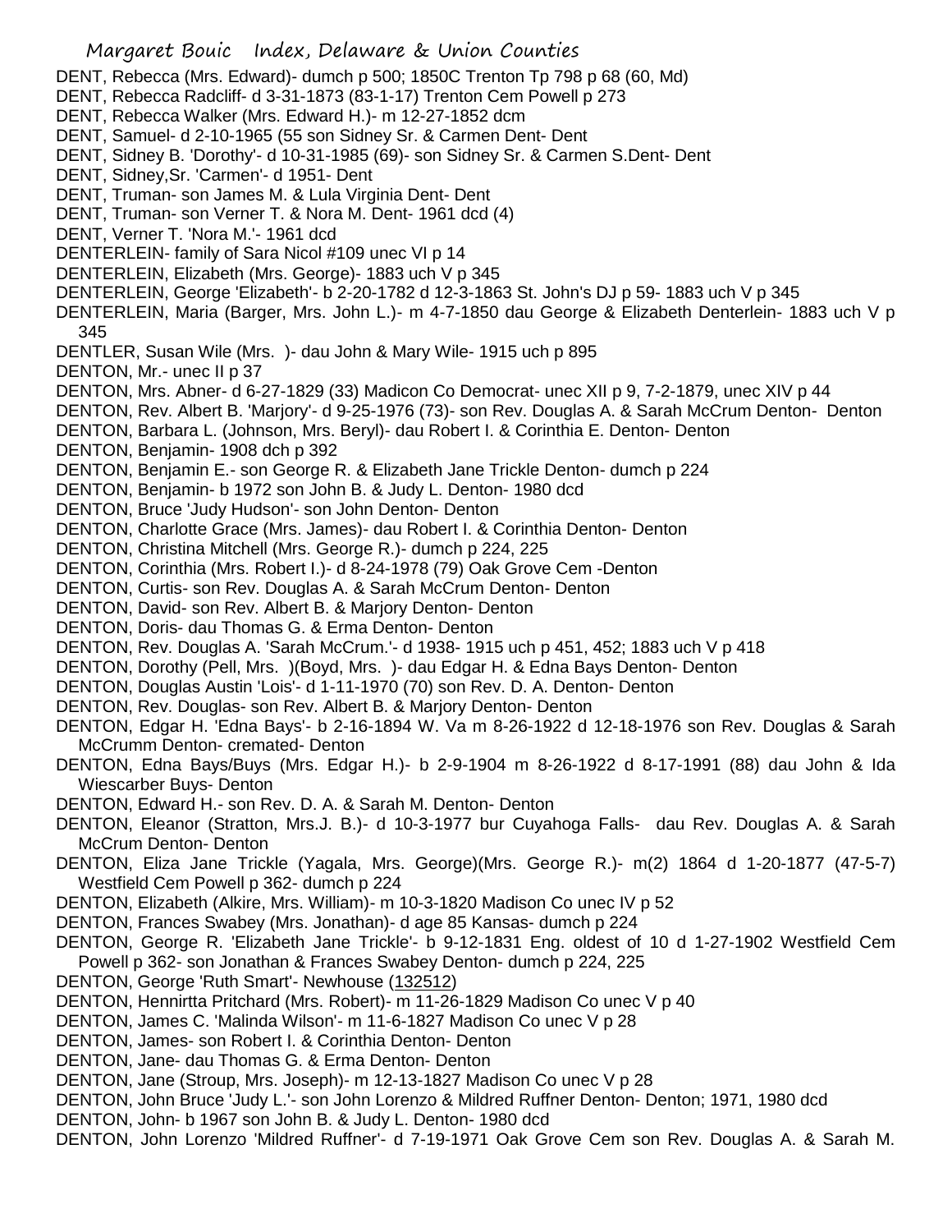DENT, Rebecca (Mrs. Edward)- dumch p 500; 1850C Trenton Tp 798 p 68 (60, Md)

DENT, Rebecca Radcliff- d 3-31-1873 (83-1-17) Trenton Cem Powell p 273

DENT, Rebecca Walker (Mrs. Edward H.)- m 12-27-1852 dcm

DENT, Samuel- d 2-10-1965 (55 son Sidney Sr. & Carmen Dent- Dent

DENT, Sidney B. 'Dorothy'- d 10-31-1985 (69)- son Sidney Sr. & Carmen S.Dent- Dent

DENT, Sidney,Sr. 'Carmen'- d 1951- Dent

DENT, Truman- son James M. & Lula Virginia Dent- Dent

DENT, Truman- son Verner T. & Nora M. Dent- 1961 dcd (4)

DENT, Verner T. 'Nora M.'- 1961 dcd

DENTERLEIN- family of Sara Nicol #109 unec VI p 14

DENTERLEIN, Elizabeth (Mrs. George)- 1883 uch V p 345

DENTERLEIN, George 'Elizabeth'- b 2-20-1782 d 12-3-1863 St. John's DJ p 59- 1883 uch V p 345

DENTERLEIN, Maria (Barger, Mrs. John L.)- m 4-7-1850 dau George & Elizabeth Denterlein- 1883 uch V p 345

DENTLER, Susan Wile (Mrs. )- dau John & Mary Wile- 1915 uch p 895

DENTON, Mr.- unec II p 37

DENTON, Mrs. Abner- d 6-27-1829 (33) Madicon Co Democrat- unec XII p 9, 7-2-1879, unec XIV p 44

DENTON, Rev. Albert B. 'Marjory'- d 9-25-1976 (73)- son Rev. Douglas A. & Sarah McCrum Denton- Denton

DENTON, Barbara L. (Johnson, Mrs. Beryl)- dau Robert I. & Corinthia E. Denton- Denton

DENTON, Benjamin- 1908 dch p 392

DENTON, Benjamin E.- son George R. & Elizabeth Jane Trickle Denton- dumch p 224

DENTON, Benjamin- b 1972 son John B. & Judy L. Denton- 1980 dcd

DENTON, Bruce 'Judy Hudson'- son John Denton- Denton

DENTON, Charlotte Grace (Mrs. James)- dau Robert I. & Corinthia Denton- Denton

DENTON, Christina Mitchell (Mrs. George R.)- dumch p 224, 225

DENTON, Corinthia (Mrs. Robert I.)- d 8-24-1978 (79) Oak Grove Cem -Denton

DENTON, Curtis- son Rev. Douglas A. & Sarah McCrum Denton- Denton

DENTON, David- son Rev. Albert B. & Marjory Denton- Denton

DENTON, Doris- dau Thomas G. & Erma Denton- Denton

DENTON, Rev. Douglas A. 'Sarah McCrum.'- d 1938- 1915 uch p 451, 452; 1883 uch V p 418

DENTON, Dorothy (Pell, Mrs. )(Boyd, Mrs. )- dau Edgar H. & Edna Bays Denton- Denton

DENTON, Douglas Austin 'Lois'- d 1-11-1970 (70) son Rev. D. A. Denton- Denton

DENTON, Rev. Douglas- son Rev. Albert B. & Marjory Denton- Denton

DENTON, Edgar H. 'Edna Bays'- b 2-16-1894 W. Va m 8-26-1922 d 12-18-1976 son Rev. Douglas & Sarah McCrumm Denton- cremated- Denton

DENTON, Edna Bays/Buys (Mrs. Edgar H.)- b 2-9-1904 m 8-26-1922 d 8-17-1991 (88) dau John & Ida Wiescarber Buys- Denton

DENTON, Edward H.- son Rev. D. A. & Sarah M. Denton- Denton

DENTON, Eleanor (Stratton, Mrs.J. B.)- d 10-3-1977 bur Cuyahoga Falls- dau Rev. Douglas A. & Sarah McCrum Denton- Denton

DENTON, Eliza Jane Trickle (Yagala, Mrs. George)(Mrs. George R.)- m(2) 1864 d 1-20-1877 (47-5-7) Westfield Cem Powell p 362- dumch p 224

DENTON, Elizabeth (Alkire, Mrs. William)- m 10-3-1820 Madison Co unec IV p 52

DENTON, Frances Swabey (Mrs. Jonathan)- d age 85 Kansas- dumch p 224

DENTON, George R. 'Elizabeth Jane Trickle'- b 9-12-1831 Eng. oldest of 10 d 1-27-1902 Westfield Cem Powell p 362- son Jonathan & Frances Swabey Denton- dumch p 224, 225

DENTON, George 'Ruth Smart'- Newhouse (132512)

DENTON, Hennirtta Pritchard (Mrs. Robert)- m 11-26-1829 Madison Co unec V p 40

DENTON, James C. 'Malinda Wilson'- m 11-6-1827 Madison Co unec V p 28

DENTON, James- son Robert I. & Corinthia Denton- Denton

DENTON, Jane- dau Thomas G. & Erma Denton- Denton

DENTON, Jane (Stroup, Mrs. Joseph)- m 12-13-1827 Madison Co unec V p 28

DENTON, John Bruce 'Judy L.'- son John Lorenzo & Mildred Ruffner Denton- Denton; 1971, 1980 dcd

DENTON, John- b 1967 son John B. & Judy L. Denton- 1980 dcd

DENTON, John Lorenzo 'Mildred Ruffner'- d 7-19-1971 Oak Grove Cem son Rev. Douglas A. & Sarah M.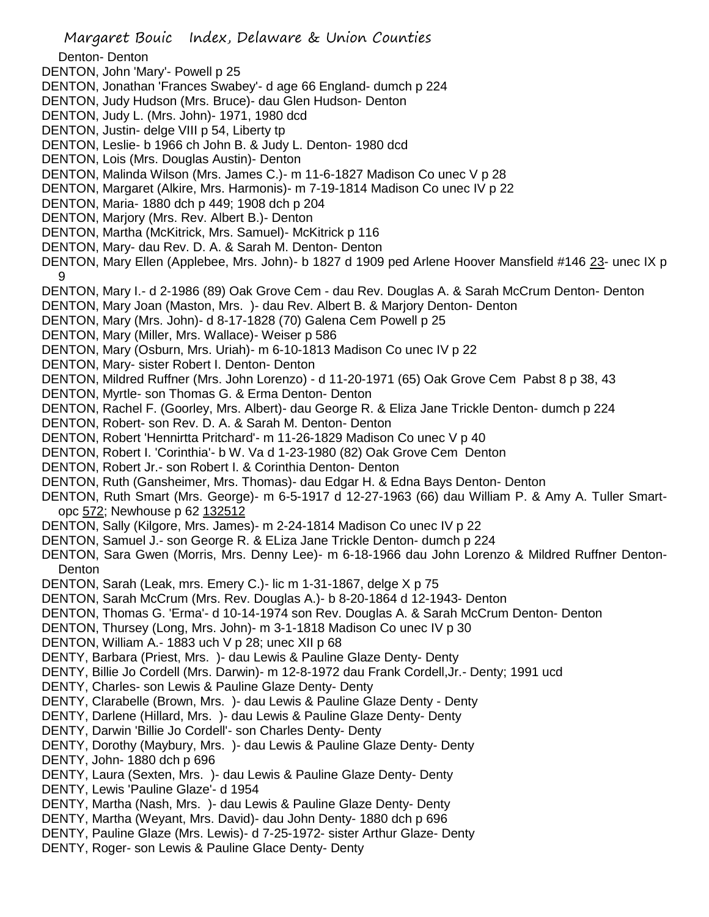Denton- Denton

DENTON, John 'Mary'- Powell p 25

DENTON, Jonathan 'Frances Swabey'- d age 66 England- dumch p 224

DENTON, Judy Hudson (Mrs. Bruce)- dau Glen Hudson- Denton

DENTON, Judy L. (Mrs. John)- 1971, 1980 dcd

DENTON, Justin- delge VIII p 54, Liberty tp

DENTON, Leslie- b 1966 ch John B. & Judy L. Denton- 1980 dcd

DENTON, Lois (Mrs. Douglas Austin)- Denton

DENTON, Malinda Wilson (Mrs. James C.)- m 11-6-1827 Madison Co unec V p 28

DENTON, Margaret (Alkire, Mrs. Harmonis)- m 7-19-1814 Madison Co unec IV p 22

DENTON, Maria- 1880 dch p 449; 1908 dch p 204

DENTON, Marjory (Mrs. Rev. Albert B.)- Denton

DENTON, Martha (McKitrick, Mrs. Samuel)- McKitrick p 116

DENTON, Mary- dau Rev. D. A. & Sarah M. Denton- Denton

DENTON, Mary Ellen (Applebee, Mrs. John)- b 1827 d 1909 ped Arlene Hoover Mansfield #146 23- unec IX p 9

DENTON, Mary I.- d 2-1986 (89) Oak Grove Cem - dau Rev. Douglas A. & Sarah McCrum Denton- Denton

DENTON, Mary Joan (Maston, Mrs. )- dau Rev. Albert B. & Marjory Denton- Denton

DENTON, Mary (Mrs. John)- d 8-17-1828 (70) Galena Cem Powell p 25

DENTON, Mary (Miller, Mrs. Wallace)- Weiser p 586

DENTON, Mary (Osburn, Mrs. Uriah)- m 6-10-1813 Madison Co unec IV p 22

DENTON, Mary- sister Robert I. Denton- Denton

DENTON, Mildred Ruffner (Mrs. John Lorenzo) - d 11-20-1971 (65) Oak Grove Cem Pabst 8 p 38, 43

DENTON, Myrtle- son Thomas G. & Erma Denton- Denton

DENTON, Rachel F. (Goorley, Mrs. Albert)- dau George R. & Eliza Jane Trickle Denton- dumch p 224

DENTON, Robert- son Rev. D. A. & Sarah M. Denton- Denton

DENTON, Robert 'Hennirtta Pritchard'- m 11-26-1829 Madison Co unec V p 40

DENTON, Robert I. 'Corinthia'- b W. Va d 1-23-1980 (82) Oak Grove Cem Denton

DENTON, Robert Jr.- son Robert I. & Corinthia Denton- Denton

DENTON, Ruth (Gansheimer, Mrs. Thomas)- dau Edgar H. & Edna Bays Denton- Denton

DENTON, Ruth Smart (Mrs. George)- m 6-5-1917 d 12-27-1963 (66) dau William P. & Amy A. Tuller Smart- opc 572; Newhouse p 62 132512

DENTON, Sally (Kilgore, Mrs. James)- m 2-24-1814 Madison Co unec IV p 22

DENTON, Samuel J.- son George R. & ELiza Jane Trickle Denton- dumch p 224

DENTON, Sara Gwen (Morris, Mrs. Denny Lee)- m 6-18-1966 dau John Lorenzo & Mildred Ruffner Denton- Denton

DENTON, Sarah (Leak, mrs. Emery C.)- lic m 1-31-1867, delge X p 75

DENTON, Sarah McCrum (Mrs. Rev. Douglas A.)- b 8-20-1864 d 12-1943- Denton

DENTON, Thomas G. 'Erma'- d 10-14-1974 son Rev. Douglas A. & Sarah McCrum Denton- Denton

DENTON, Thursey (Long, Mrs. John)- m 3-1-1818 Madison Co unec IV p 30

DENTON, William A.- 1883 uch V p 28; unec XII p 68

DENTY, Barbara (Priest, Mrs. )- dau Lewis & Pauline Glaze Denty- Denty

DENTY, Billie Jo Cordell (Mrs. Darwin)- m 12-8-1972 dau Frank Cordell,Jr.- Denty; 1991 ucd

DENTY, Charles- son Lewis & Pauline Glaze Denty- Denty

DENTY, Clarabelle (Brown, Mrs. )- dau Lewis & Pauline Glaze Denty - Denty

DENTY, Darlene (Hillard, Mrs. )- dau Lewis & Pauline Glaze Denty- Denty

DENTY, Darwin 'Billie Jo Cordell'- son Charles Denty- Denty

DENTY, Dorothy (Maybury, Mrs. )- dau Lewis & Pauline Glaze Denty- Denty

DENTY, John- 1880 dch p 696

DENTY, Laura (Sexten, Mrs. )- dau Lewis & Pauline Glaze Denty- Denty

DENTY, Lewis 'Pauline Glaze'- d 1954

DENTY, Martha (Nash, Mrs. )- dau Lewis & Pauline Glaze Denty- Denty

DENTY, Martha (Weyant, Mrs. David)- dau John Denty- 1880 dch p 696

DENTY, Pauline Glaze (Mrs. Lewis)- d 7-25-1972- sister Arthur Glaze- Denty

DENTY, Roger- son Lewis & Pauline Glace Denty- Denty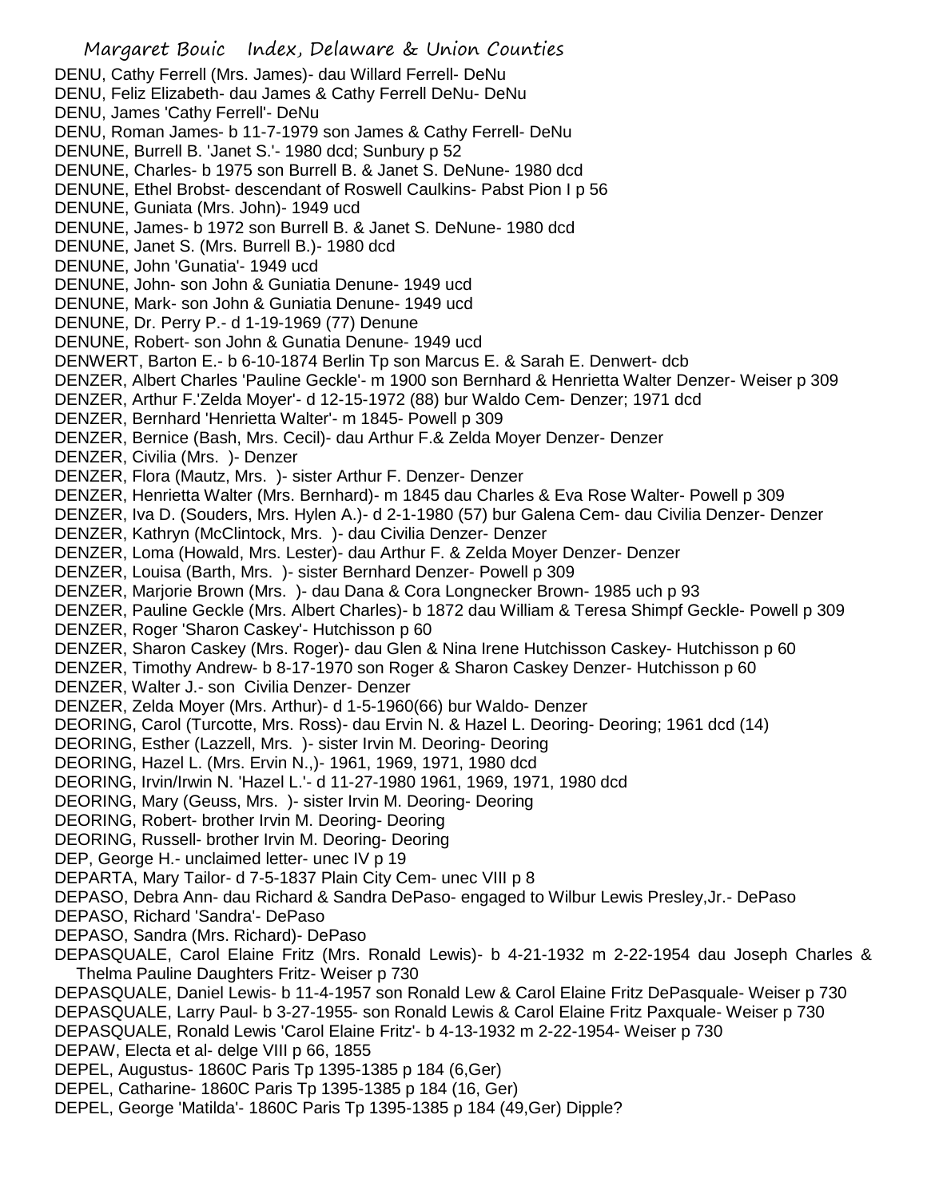DENU, Cathy Ferrell (Mrs. James)- dau Willard Ferrell- DeNu
DENU, Feliz Elizabeth- dau James & Cathy Ferrell DeNu- DeNu
DENU, James 'Cathy Ferrell'- DeNu
DENU, Roman James- b 11-7-1979 son James & Cathy Ferrell- DeNu
DENUNE, Burrell B. 'Janet S.'- 1980 dcd; Sunbury p 52
DENUNE, Charles- b 1975 son Burrell B. & Janet S. DeNune- 1980 dcd
DENUNE, Ethel Brobst- descendant of Roswell Caulkins- Pabst Pion I p 56
DENUNE, Guniata (Mrs. John)- 1949 ucd
DENUNE, James- b 1972 son Burrell B. & Janet S. DeNune- 1980 dcd
DENUNE, Janet S. (Mrs. Burrell B.)- 1980 dcd
DENUNE, John 'Gunatia'- 1949 ucd
DENUNE, John- son John & Guniatia Denune- 1949 ucd
DENUNE, Mark- son John & Guniatia Denune- 1949 ucd
DENUNE, Dr. Perry P.- d 1-19-1969 (77) Denune
DENUNE, Robert- son John & Gunatia Denune- 1949 ucd
DENWERT, Barton E.- b 6-10-1874 Berlin Tp son Marcus E. & Sarah E. Denwert- dcb
DENZER, Albert Charles 'Pauline Geckle'- m 1900 son Bernhard & Henrietta Walter Denzer- Weiser p 309
DENZER, Arthur F.'Zelda Moyer'- d 12-15-1972 (88) bur Waldo Cem- Denzer; 1971 dcd
DENZER, Bernhard 'Henrietta Walter'- m 1845- Powell p 309
DENZER, Bernice (Bash, Mrs. Cecil)- dau Arthur F.& Zelda Moyer Denzer- Denzer
DENZER, Civilia (Mrs. )- Denzer
DENZER, Flora (Mautz, Mrs. )- sister Arthur F. Denzer- Denzer
DENZER, Henrietta Walter (Mrs. Bernhard)- m 1845 dau Charles & Eva Rose Walter- Powell p 309
DENZER, Iva D. (Souders, Mrs. Hylen A.)- d 2-1-1980 (57) bur Galena Cem- dau Civilia Denzer- Denzer
DENZER, Kathryn (McClintock, Mrs. )- dau Civilia Denzer- Denzer
DENZER, Loma (Howald, Mrs. Lester)- dau Arthur F. & Zelda Moyer Denzer- Denzer
DENZER, Louisa (Barth, Mrs. )- sister Bernhard Denzer- Powell p 309
DENZER, Marjorie Brown (Mrs. )- dau Dana & Cora Longnecker Brown- 1985 uch p 93
DENZER, Pauline Geckle (Mrs. Albert Charles)- b 1872 dau William & Teresa Shimpf Geckle- Powell p 309
DENZER, Roger 'Sharon Caskey'- Hutchisson p 60
DENZER, Sharon Caskey (Mrs. Roger)- dau Glen & Nina Irene Hutchisson Caskey- Hutchisson p 60
DENZER, Timothy Andrew- b 8-17-1970 son Roger & Sharon Caskey Denzer- Hutchisson p 60
DENZER, Walter J.- son Civilia Denzer- Denzer
DENZER, Zelda Moyer (Mrs. Arthur)- d 1-5-1960(66) bur Waldo- Denzer
DEORING, Carol (Turcotte, Mrs. Ross)- dau Ervin N. & Hazel L. Deoring- Deoring; 1961 dcd (14)
DEORING, Esther (Lazzell, Mrs. )- sister Irvin M. Deoring- Deoring
DEORING, Hazel L. (Mrs. Ervin N.,)- 1961, 1969, 1971, 1980 dcd
DEORING, Irvin/Irwin N. 'Hazel L.'- d 11-27-1980 1961, 1969, 1971, 1980 dcd
DEORING, Mary (Geuss, Mrs. )- sister Irvin M. Deoring- Deoring
DEORING, Robert- brother Irvin M. Deoring- Deoring
DEORING, Russell- brother Irvin M. Deoring- Deoring
DEP, George H.- unclaimed letter- unec IV p 19
DEPARTA, Mary Tailor- d 7-5-1837 Plain City Cem- unec VIII p 8
DEPASO, Debra Ann- dau Richard & Sandra DePaso- engaged to Wilbur Lewis Presley,Jr.- DePaso
DEPASO, Richard 'Sandra'- DePaso
DEPASO, Sandra (Mrs. Richard)- DePaso
DEPASQUALE, Carol Elaine Fritz (Mrs. Ronald Lewis)- b 4-21-1932 m 2-22-1954 dau Joseph Charles & Thelma Pauline Daughters Fritz- Weiser p 730
DEPASQUALE, Daniel Lewis- b 11-4-1957 son Ronald Lew & Carol Elaine Fritz DePasquale- Weiser p 730
DEPASQUALE, Larry Paul- b 3-27-1955- son Ronald Lewis & Carol Elaine Fritz Paxquale- Weiser p 730
DEPASQUALE, Ronald Lewis 'Carol Elaine Fritz'- b 4-13-1932 m 2-22-1954- Weiser p 730
DEPAW, Electa et al- delge VIII p 66, 1855
DEPEL, Augustus- 1860C Paris Tp 1395-1385 p 184 (6,Ger)
DEPEL, Catharine- 1860C Paris Tp 1395-1385 p 184 (16, Ger)
DEPEL, George 'Matilda'- 1860C Paris Tp 1395-1385 p 184 (49,Ger) Dipple?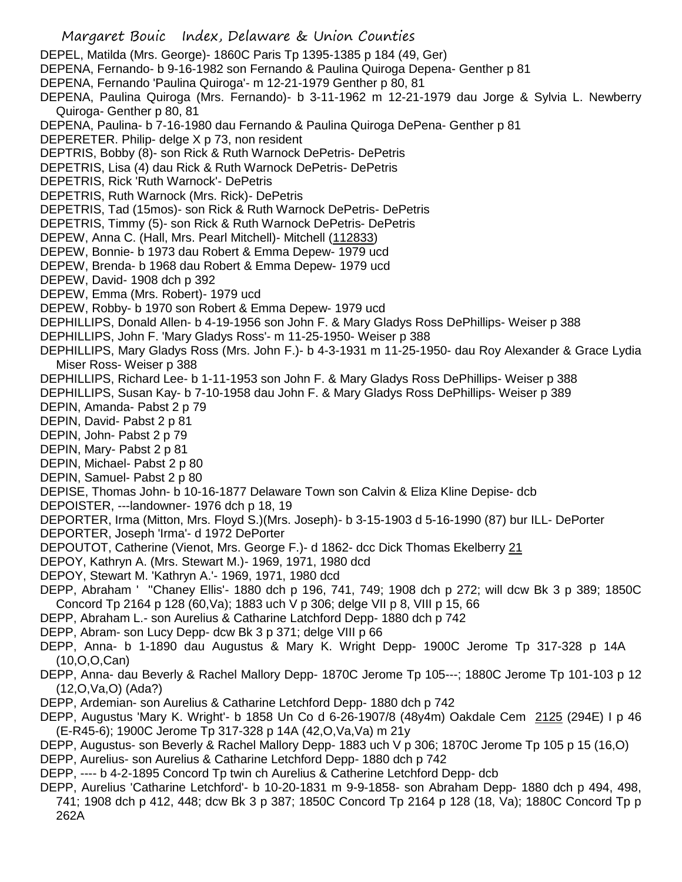DEPEL, Matilda (Mrs. George)- 1860C Paris Tp 1395-1385 p 184 (49, Ger)
DEPENA, Fernando- b 9-16-1982 son Fernando & Paulina Quiroga Depena- Genther p 81
DEPENA, Fernando 'Paulina Quiroga'- m 12-21-1979 Genther p 80, 81
DEPENA, Paulina Quiroga (Mrs. Fernando)- b 3-11-1962 m 12-21-1979 dau Jorge & Sylvia L. Newberry Quiroga- Genther p 80, 81
DEPENA, Paulina- b 7-16-1980 dau Fernando & Paulina Quiroga DePena- Genther p 81
DEPERETER. Philip- delge X p 73, non resident
DEPTRIS, Bobby (8)- son Rick & Ruth Warnock DePetris- DePetris
DEPETRIS, Lisa (4) dau Rick & Ruth Warnock DePetris- DePetris
DEPETRIS, Rick 'Ruth Warnock'- DePetris
DEPETRIS, Ruth Warnock (Mrs. Rick)- DePetris
DEPETRIS, Tad (15mos)- son Rick & Ruth Warnock DePetris- DePetris
DEPETRIS, Timmy (5)- son Rick & Ruth Warnock DePetris- DePetris
DEPEW, Anna C. (Hall, Mrs. Pearl Mitchell)- Mitchell (112833)
DEPEW, Bonnie- b 1973 dau Robert & Emma Depew- 1979 ucd
DEPEW, Brenda- b 1968 dau Robert & Emma Depew- 1979 ucd
DEPEW, David- 1908 dch p 392
DEPEW, Emma (Mrs. Robert)- 1979 ucd
DEPEW, Robby- b 1970 son Robert & Emma Depew- 1979 ucd
DEPHILLIPS, Donald Allen- b 4-19-1956 son John F. & Mary Gladys Ross DePhillips- Weiser p 388
DEPHILLIPS, John F. 'Mary Gladys Ross'- m 11-25-1950- Weiser p 388
DEPHILLIPS, Mary Gladys Ross (Mrs. John F.)- b 4-3-1931 m 11-25-1950- dau Roy Alexander & Grace Lydia Miser Ross- Weiser p 388
DEPHILLIPS, Richard Lee- b 1-11-1953 son John F. & Mary Gladys Ross DePhillips- Weiser p 388
DEPHILLIPS, Susan Kay- b 7-10-1958 dau John F. & Mary Gladys Ross DePhillips- Weiser p 389
DEPIN, Amanda- Pabst 2 p 79
DEPIN, David- Pabst 2 p 81
DEPIN, John- Pabst 2 p 79
DEPIN, Mary- Pabst 2 p 81
DEPIN, Michael- Pabst 2 p 80
DEPIN, Samuel- Pabst 2 p 80
DEPISE, Thomas John- b 10-16-1877 Delaware Town son Calvin & Eliza Kline Depise- dcb
DEPOISTER, ---landowner- 1976 dch p 18, 19
DEPORTER, Irma (Mitton, Mrs. Floyd S.)(Mrs. Joseph)- b 3-15-1903 d 5-16-1990 (87) bur ILL- DePorter
DEPORTER, Joseph 'Irma'- d 1972 DePorter
DEPOUTOT, Catherine (Vienot, Mrs. George F.)- d 1862- dcc Dick Thomas Ekelberry 21
DEPOY, Kathryn A. (Mrs. Stewart M.)- 1969, 1971, 1980 dcd
DEPOY, Stewart M. 'Kathryn A.'- 1969, 1971, 1980 dcd
DEPP, Abraham ' "Chaney Ellis'- 1880 dch p 196, 741, 749; 1908 dch p 272; will dcw Bk 3 p 389; 1850C Concord Tp 2164 p 128 (60,Va); 1883 uch V p 306; delge VII p 8, VIII p 15, 66
DEPP, Abraham L.- son Aurelius & Catharine Latchford Depp- 1880 dch p 742
DEPP, Abram- son Lucy Depp- dcw Bk 3 p 371; delge VIII p 66
DEPP, Anna- b 1-1890 dau Augustus & Mary K. Wright Depp- 1900C Jerome Tp 317-328 p 14A (10,O,O,Can)
DEPP, Anna- dau Beverly & Rachel Mallory Depp- 1870C Jerome Tp 105---; 1880C Jerome Tp 101-103 p 12 (12,O,Va,O) (Ada?)
DEPP, Ardemian- son Aurelius & Catharine Letchford Depp- 1880 dch p 742
DEPP, Augustus 'Mary K. Wright'- b 1858 Un Co d 6-26-1907/8 (48y4m) Oakdale Cem 2125 (294E) I p 46 (E-R45-6); 1900C Jerome Tp 317-328 p 14A (42,O,Va,Va) m 21y
DEPP, Augustus- son Beverly & Rachel Mallory Depp- 1883 uch V p 306; 1870C Jerome Tp 105 p 15 (16,O)
DEPP, Aurelius- son Aurelius & Catharine Letchford Depp- 1880 dch p 742
DEPP, ---- b 4-2-1895 Concord Tp twin ch Aurelius & Catherine Letchford Depp- dcb
DEPP, Aurelius 'Catharine Letchford'- b 10-20-1831 m 9-9-1858- son Abraham Depp- 1880 dch p 494, 498, 741; 1908 dch p 412, 448; dcw Bk 3 p 387; 1850C Concord Tp 2164 p 128 (18, Va); 1880C Concord Tp p 262A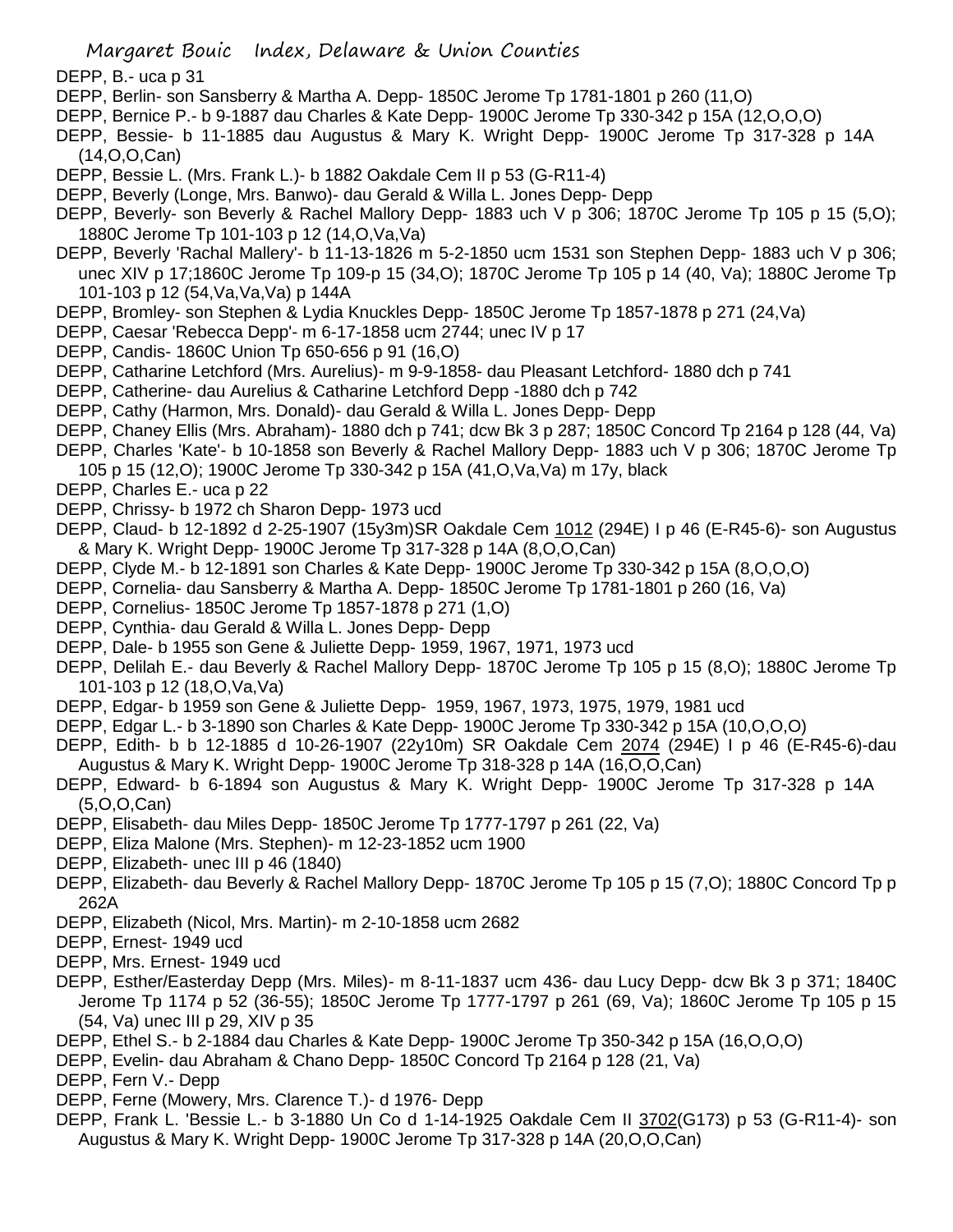DEPP, B.- uca p 31

DEPP, Berlin- son Sansberry & Martha A. Depp- 1850C Jerome Tp 1781-1801 p 260 (11,O)

DEPP, Bernice P.- b 9-1887 dau Charles & Kate Depp- 1900C Jerome Tp 330-342 p 15A (12,O,O,O)

DEPP, Bessie- b 11-1885 dau Augustus & Mary K. Wright Depp- 1900C Jerome Tp 317-328 p 14A (14,O,O,Can)

DEPP, Bessie L. (Mrs. Frank L.)- b 1882 Oakdale Cem II p 53 (G-R11-4)

DEPP, Beverly (Longe, Mrs. Banwo)- dau Gerald & Willa L. Jones Depp- Depp

DEPP, Beverly- son Beverly & Rachel Mallory Depp- 1883 uch V p 306; 1870C Jerome Tp 105 p 15 (5,O); 1880C Jerome Tp 101-103 p 12 (14,O,Va,Va)

DEPP, Beverly 'Rachal Mallery'- b 11-13-1826 m 5-2-1850 ucm 1531 son Stephen Depp- 1883 uch V p 306; unec XIV p 17;1860C Jerome Tp 109-p 15 (34,O); 1870C Jerome Tp 105 p 14 (40, Va); 1880C Jerome Tp 101-103 p 12 (54,Va,Va,Va) p 144A

DEPP, Bromley- son Stephen & Lydia Knuckles Depp- 1850C Jerome Tp 1857-1878 p 271 (24,Va)

DEPP, Caesar 'Rebecca Depp'- m 6-17-1858 ucm 2744; unec IV p 17

DEPP, Candis- 1860C Union Tp 650-656 p 91 (16,O)

DEPP, Catharine Letchford (Mrs. Aurelius)- m 9-9-1858- dau Pleasant Letchford- 1880 dch p 741

DEPP, Catherine- dau Aurelius & Catharine Letchford Depp -1880 dch p 742

DEPP, Cathy (Harmon, Mrs. Donald)- dau Gerald & Willa L. Jones Depp- Depp

DEPP, Chaney Ellis (Mrs. Abraham)- 1880 dch p 741; dcw Bk 3 p 287; 1850C Concord Tp 2164 p 128 (44, Va)

DEPP, Charles 'Kate'- b 10-1858 son Beverly & Rachel Mallory Depp- 1883 uch V p 306; 1870C Jerome Tp 105 p 15 (12,O); 1900C Jerome Tp 330-342 p 15A (41,O,Va,Va) m 17y, black

DEPP, Charles E.- uca p 22

DEPP, Chrissy- b 1972 ch Sharon Depp- 1973 ucd

DEPP, Claud- b 12-1892 d 2-25-1907 (15y3m)SR Oakdale Cem 1012 (294E) I p 46 (E-R45-6)- son Augustus & Mary K. Wright Depp- 1900C Jerome Tp 317-328 p 14A (8,O,O,Can)

DEPP, Clyde M.- b 12-1891 son Charles & Kate Depp- 1900C Jerome Tp 330-342 p 15A (8,O,O,O)

DEPP, Cornelia- dau Sansberry & Martha A. Depp- 1850C Jerome Tp 1781-1801 p 260 (16, Va)

DEPP, Cornelius- 1850C Jerome Tp 1857-1878 p 271 (1,O)

DEPP, Cynthia- dau Gerald & Willa L. Jones Depp- Depp

DEPP, Dale- b 1955 son Gene & Juliette Depp- 1959, 1967, 1971, 1973 ucd

DEPP, Delilah E.- dau Beverly & Rachel Mallory Depp- 1870C Jerome Tp 105 p 15 (8,O); 1880C Jerome Tp 101-103 p 12 (18,O,Va,Va)

DEPP, Edgar- b 1959 son Gene & Juliette Depp- 1959, 1967, 1973, 1975, 1979, 1981 ucd

DEPP, Edgar L.- b 3-1890 son Charles & Kate Depp- 1900C Jerome Tp 330-342 p 15A (10,O,O,O)

DEPP, Edith- b b 12-1885 d 10-26-1907 (22y10m) SR Oakdale Cem 2074 (294E) I p 46 (E-R45-6)-dau Augustus & Mary K. Wright Depp- 1900C Jerome Tp 318-328 p 14A (16,O,O,Can)

DEPP, Edward- b 6-1894 son Augustus & Mary K. Wright Depp- 1900C Jerome Tp 317-328 p 14A (5,O,O,Can)

DEPP, Elisabeth- dau Miles Depp- 1850C Jerome Tp 1777-1797 p 261 (22, Va)

DEPP, Eliza Malone (Mrs. Stephen)- m 12-23-1852 ucm 1900

DEPP, Elizabeth- unec III p 46 (1840)

DEPP, Elizabeth- dau Beverly & Rachel Mallory Depp- 1870C Jerome Tp 105 p 15 (7,O); 1880C Concord Tp p 262A

DEPP, Elizabeth (Nicol, Mrs. Martin)- m 2-10-1858 ucm 2682

DEPP, Ernest- 1949 ucd

DEPP, Mrs. Ernest- 1949 ucd

DEPP, Esther/Easterday Depp (Mrs. Miles)- m 8-11-1837 ucm 436- dau Lucy Depp- dcw Bk 3 p 371; 1840C Jerome Tp 1174 p 52 (36-55); 1850C Jerome Tp 1777-1797 p 261 (69, Va); 1860C Jerome Tp 105 p 15 (54, Va) unec III p 29, XIV p 35

DEPP, Ethel S.- b 2-1884 dau Charles & Kate Depp- 1900C Jerome Tp 350-342 p 15A (16,O,O,O)

DEPP, Evelin- dau Abraham & Chano Depp- 1850C Concord Tp 2164 p 128 (21, Va)

DEPP, Fern V.- Depp

DEPP, Ferne (Mowery, Mrs. Clarence T.)- d 1976- Depp

DEPP, Frank L. 'Bessie L.- b 3-1880 Un Co d 1-14-1925 Oakdale Cem II 3702(G173) p 53 (G-R11-4)- son Augustus & Mary K. Wright Depp- 1900C Jerome Tp 317-328 p 14A (20,O,O,Can)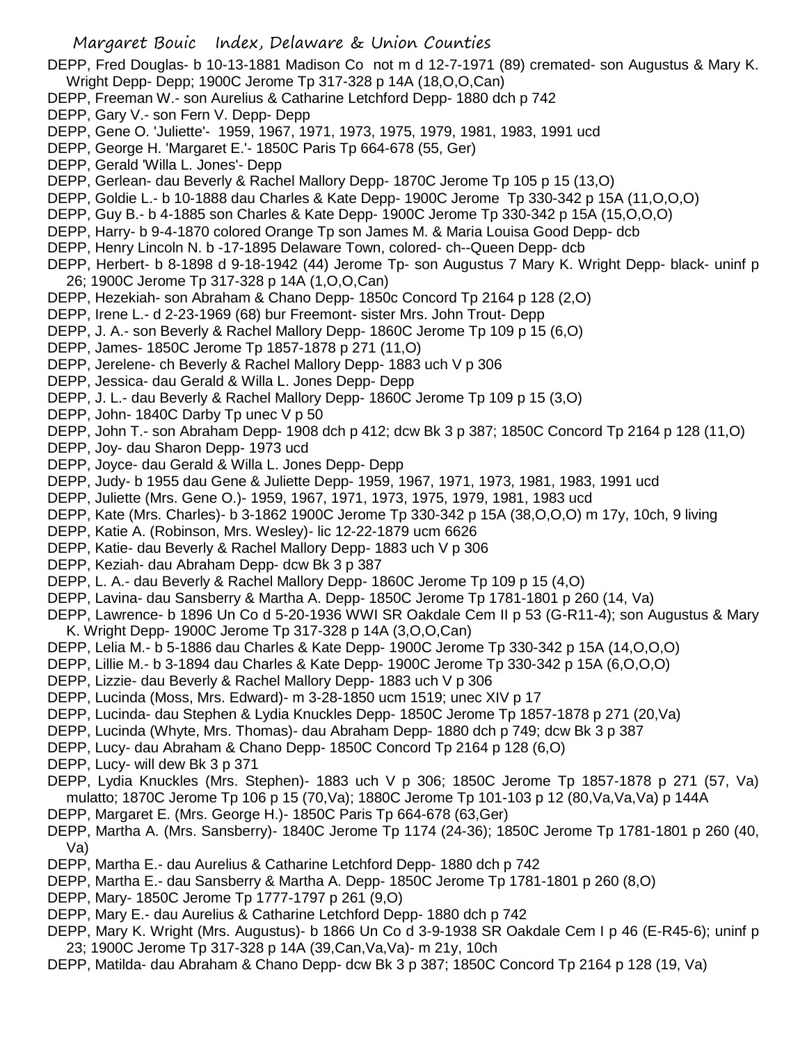DEPP, Fred Douglas- b 10-13-1881 Madison Co not m d 12-7-1971 (89) cremated- son Augustus & Mary K. Wright Depp- Depp; 1900C Jerome Tp 317-328 p 14A (18,O,O,Can)

DEPP, Freeman W.- son Aurelius & Catharine Letchford Depp- 1880 dch p 742

DEPP, Gary V.- son Fern V. Depp- Depp

DEPP, Gene O. 'Juliette'- 1959, 1967, 1971, 1973, 1975, 1979, 1981, 1983, 1991 ucd

DEPP, George H. 'Margaret E.'- 1850C Paris Tp 664-678 (55, Ger)

DEPP, Gerald 'Willa L. Jones'- Depp

DEPP, Gerlean- dau Beverly & Rachel Mallory Depp- 1870C Jerome Tp 105 p 15 (13,O)

DEPP, Goldie L.- b 10-1888 dau Charles & Kate Depp- 1900C Jerome Tp 330-342 p 15A (11,O,O,O)

DEPP, Guy B.- b 4-1885 son Charles & Kate Depp- 1900C Jerome Tp 330-342 p 15A (15,O,O,O)

DEPP, Harry- b 9-4-1870 colored Orange Tp son James M. & Maria Louisa Good Depp- dcb

DEPP, Henry Lincoln N. b -17-1895 Delaware Town, colored- ch--Queen Depp- dcb

DEPP, Herbert- b 8-1898 d 9-18-1942 (44) Jerome Tp- son Augustus 7 Mary K. Wright Depp- black- uninf p 26; 1900C Jerome Tp 317-328 p 14A (1,O,O,Can)

DEPP, Hezekiah- son Abraham & Chano Depp- 1850c Concord Tp 2164 p 128 (2,O)

DEPP, Irene L.- d 2-23-1969 (68) bur Freemont- sister Mrs. John Trout- Depp

DEPP, J. A.- son Beverly & Rachel Mallory Depp- 1860C Jerome Tp 109 p 15 (6,O)

DEPP, James- 1850C Jerome Tp 1857-1878 p 271 (11,O)

DEPP, Jerelene- ch Beverly & Rachel Mallory Depp- 1883 uch V p 306

DEPP, Jessica- dau Gerald & Willa L. Jones Depp- Depp

DEPP, J. L.- dau Beverly & Rachel Mallory Depp- 1860C Jerome Tp 109 p 15 (3,O)

DEPP, John- 1840C Darby Tp unec V p 50

DEPP, John T.- son Abraham Depp- 1908 dch p 412; dcw Bk 3 p 387; 1850C Concord Tp 2164 p 128 (11,O)

DEPP, Joy- dau Sharon Depp- 1973 ucd

DEPP, Joyce- dau Gerald & Willa L. Jones Depp- Depp

DEPP, Judy- b 1955 dau Gene & Juliette Depp- 1959, 1967, 1971, 1973, 1981, 1983, 1991 ucd

DEPP, Juliette (Mrs. Gene O.)- 1959, 1967, 1971, 1973, 1975, 1979, 1981, 1983 ucd

DEPP, Kate (Mrs. Charles)- b 3-1862 1900C Jerome Tp 330-342 p 15A (38,O,O,O) m 17y, 10ch, 9 living

DEPP, Katie A. (Robinson, Mrs. Wesley)- lic 12-22-1879 ucm 6626

DEPP, Katie- dau Beverly & Rachel Mallory Depp- 1883 uch V p 306

DEPP, Keziah- dau Abraham Depp- dcw Bk 3 p 387

DEPP, L. A.- dau Beverly & Rachel Mallory Depp- 1860C Jerome Tp 109 p 15 (4,O)

DEPP, Lavina- dau Sansberry & Martha A. Depp- 1850C Jerome Tp 1781-1801 p 260 (14, Va)

DEPP, Lawrence- b 1896 Un Co d 5-20-1936 WWI SR Oakdale Cem II p 53 (G-R11-4); son Augustus & Mary K. Wright Depp- 1900C Jerome Tp 317-328 p 14A (3,O,O,Can)

DEPP, Lelia M.- b 5-1886 dau Charles & Kate Depp- 1900C Jerome Tp 330-342 p 15A (14,O,O,O)

DEPP, Lillie M.- b 3-1894 dau Charles & Kate Depp- 1900C Jerome Tp 330-342 p 15A (6,O,O,O)

DEPP, Lizzie- dau Beverly & Rachel Mallory Depp- 1883 uch V p 306

DEPP, Lucinda (Moss, Mrs. Edward)- m 3-28-1850 ucm 1519; unec XIV p 17

DEPP, Lucinda- dau Stephen & Lydia Knuckles Depp- 1850C Jerome Tp 1857-1878 p 271 (20,Va)

DEPP, Lucinda (Whyte, Mrs. Thomas)- dau Abraham Depp- 1880 dch p 749; dcw Bk 3 p 387

DEPP, Lucy- dau Abraham & Chano Depp- 1850C Concord Tp 2164 p 128 (6,O)

DEPP, Lucy- will dew Bk 3 p 371

DEPP, Lydia Knuckles (Mrs. Stephen)- 1883 uch V p 306; 1850C Jerome Tp 1857-1878 p 271 (57, Va) mulatto; 1870C Jerome Tp 106 p 15 (70,Va); 1880C Jerome Tp 101-103 p 12 (80,Va,Va,Va) p 144A

DEPP, Margaret E. (Mrs. George H.)- 1850C Paris Tp 664-678 (63,Ger)

DEPP, Martha A. (Mrs. Sansberry)- 1840C Jerome Tp 1174 (24-36); 1850C Jerome Tp 1781-1801 p 260 (40, Va)

DEPP, Martha E.- dau Aurelius & Catharine Letchford Depp- 1880 dch p 742

DEPP, Martha E.- dau Sansberry & Martha A. Depp- 1850C Jerome Tp 1781-1801 p 260 (8,O)

DEPP, Mary- 1850C Jerome Tp 1777-1797 p 261 (9,O)

DEPP, Mary E.- dau Aurelius & Catharine Letchford Depp- 1880 dch p 742

DEPP, Mary K. Wright (Mrs. Augustus)- b 1866 Un Co d 3-9-1938 SR Oakdale Cem I p 46 (E-R45-6); uninf p 23; 1900C Jerome Tp 317-328 p 14A (39,Can,Va,Va)- m 21y, 10ch

DEPP, Matilda- dau Abraham & Chano Depp- dcw Bk 3 p 387; 1850C Concord Tp 2164 p 128 (19, Va)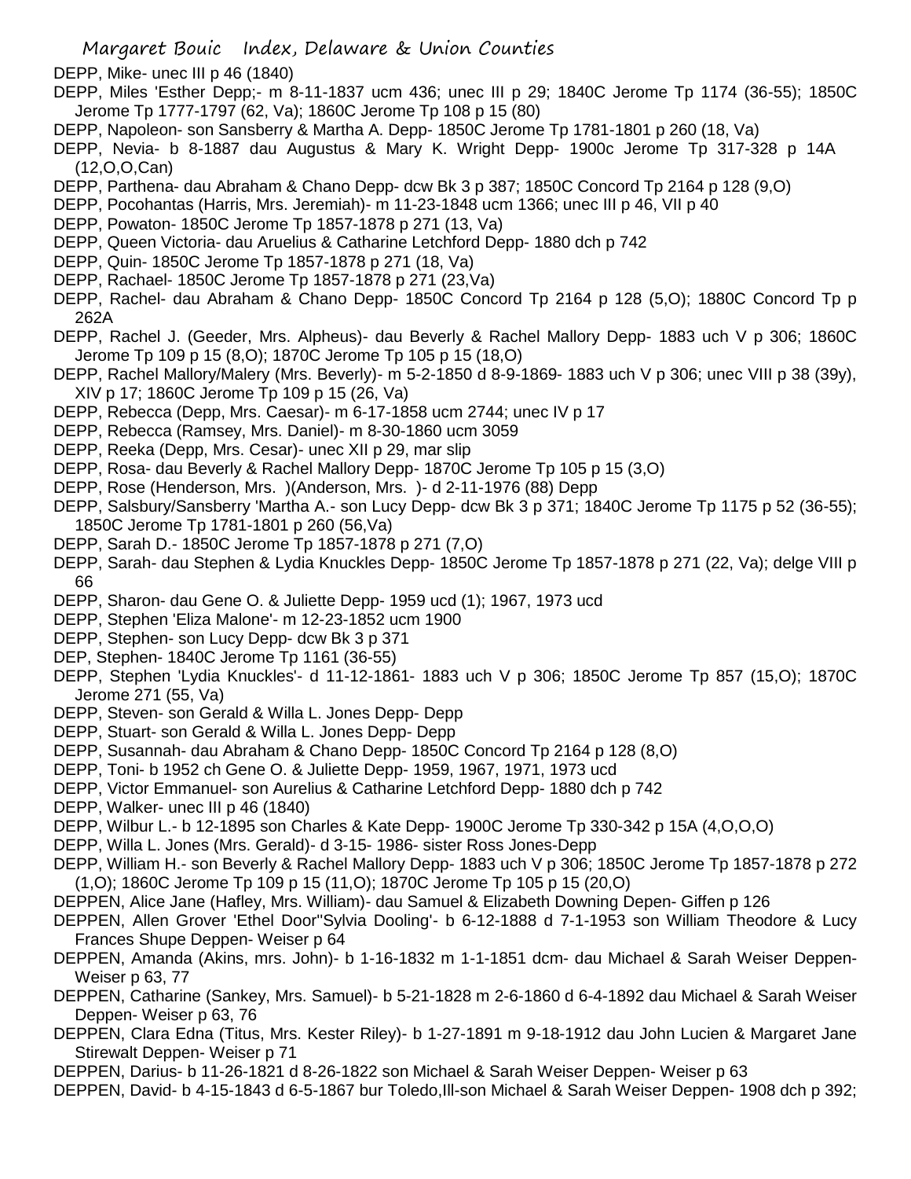DEPP, Mike- unec III p 46 (1840)

DEPP, Miles 'Esther Depp;- m 8-11-1837 ucm 436; unec III p 29; 1840C Jerome Tp 1174 (36-55); 1850C Jerome Tp 1777-1797 (62, Va); 1860C Jerome Tp 108 p 15 (80)

DEPP, Napoleon- son Sansberry & Martha A. Depp- 1850C Jerome Tp 1781-1801 p 260 (18, Va)

DEPP, Nevia- b 8-1887 dau Augustus & Mary K. Wright Depp- 1900c Jerome Tp 317-328 p 14A (12,O,O,Can)

DEPP, Parthena- dau Abraham & Chano Depp- dcw Bk 3 p 387; 1850C Concord Tp 2164 p 128 (9,O)

DEPP, Pocohantas (Harris, Mrs. Jeremiah)- m 11-23-1848 ucm 1366; unec III p 46, VII p 40

DEPP, Powaton- 1850C Jerome Tp 1857-1878 p 271 (13, Va)

DEPP, Queen Victoria- dau Aruelius & Catharine Letchford Depp- 1880 dch p 742

DEPP, Quin- 1850C Jerome Tp 1857-1878 p 271 (18, Va)

DEPP, Rachael- 1850C Jerome Tp 1857-1878 p 271 (23,Va)

DEPP, Rachel- dau Abraham & Chano Depp- 1850C Concord Tp 2164 p 128 (5,O); 1880C Concord Tp p 262A

DEPP, Rachel J. (Geeder, Mrs. Alpheus)- dau Beverly & Rachel Mallory Depp- 1883 uch V p 306; 1860C Jerome Tp 109 p 15 (8,O); 1870C Jerome Tp 105 p 15 (18,O)

DEPP, Rachel Mallory/Malery (Mrs. Beverly)- m 5-2-1850 d 8-9-1869- 1883 uch V p 306; unec VIII p 38 (39y), XIV p 17; 1860C Jerome Tp 109 p 15 (26, Va)

DEPP, Rebecca (Depp, Mrs. Caesar)- m 6-17-1858 ucm 2744; unec IV p 17

DEPP, Rebecca (Ramsey, Mrs. Daniel)- m 8-30-1860 ucm 3059

DEPP, Reeka (Depp, Mrs. Cesar)- unec XII p 29, mar slip

DEPP, Rosa- dau Beverly & Rachel Mallory Depp- 1870C Jerome Tp 105 p 15 (3,O)

DEPP, Rose (Henderson, Mrs. )(Anderson, Mrs. )- d 2-11-1976 (88) Depp

DEPP, Salsbury/Sansberry 'Martha A.- son Lucy Depp- dcw Bk 3 p 371; 1840C Jerome Tp 1175 p 52 (36-55); 1850C Jerome Tp 1781-1801 p 260 (56,Va)

DEPP, Sarah D.- 1850C Jerome Tp 1857-1878 p 271 (7,O)

DEPP, Sarah- dau Stephen & Lydia Knuckles Depp- 1850C Jerome Tp 1857-1878 p 271 (22, Va); delge VIII p 66

DEPP, Sharon- dau Gene O. & Juliette Depp- 1959 ucd (1); 1967, 1973 ucd

DEPP, Stephen 'Eliza Malone'- m 12-23-1852 ucm 1900

DEPP, Stephen- son Lucy Depp- dcw Bk 3 p 371

DEP, Stephen- 1840C Jerome Tp 1161 (36-55)

DEPP, Stephen 'Lydia Knuckles'- d 11-12-1861- 1883 uch V p 306; 1850C Jerome Tp 857 (15,O); 1870C Jerome 271 (55, Va)

DEPP, Steven- son Gerald & Willa L. Jones Depp- Depp

DEPP, Stuart- son Gerald & Willa L. Jones Depp- Depp

DEPP, Susannah- dau Abraham & Chano Depp- 1850C Concord Tp 2164 p 128 (8,O)

DEPP, Toni- b 1952 ch Gene O. & Juliette Depp- 1959, 1967, 1971, 1973 ucd

DEPP, Victor Emmanuel- son Aurelius & Catharine Letchford Depp- 1880 dch p 742

DEPP, Walker- unec III p 46 (1840)

DEPP, Wilbur L.- b 12-1895 son Charles & Kate Depp- 1900C Jerome Tp 330-342 p 15A (4,O,O,O)

DEPP, Willa L. Jones (Mrs. Gerald)- d 3-15- 1986- sister Ross Jones-Depp

DEPP, William H.- son Beverly & Rachel Mallory Depp- 1883 uch V p 306; 1850C Jerome Tp 1857-1878 p 272 (1,O); 1860C Jerome Tp 109 p 15 (11,O); 1870C Jerome Tp 105 p 15 (20,O)

DEPPEN, Alice Jane (Hafley, Mrs. William)- dau Samuel & Elizabeth Downing Depen- Giffen p 126

DEPPEN, Allen Grover 'Ethel Door''Sylvia Dooling'- b 6-12-1888 d 7-1-1953 son William Theodore & Lucy Frances Shupe Deppen- Weiser p 64

DEPPEN, Amanda (Akins, mrs. John)- b 1-16-1832 m 1-1-1851 dcm- dau Michael & Sarah Weiser Deppen- Weiser p 63, 77

DEPPEN, Catharine (Sankey, Mrs. Samuel)- b 5-21-1828 m 2-6-1860 d 6-4-1892 dau Michael & Sarah Weiser Deppen- Weiser p 63, 76

DEPPEN, Clara Edna (Titus, Mrs. Kester Riley)- b 1-27-1891 m 9-18-1912 dau John Lucien & Margaret Jane Stirewalt Deppen- Weiser p 71

DEPPEN, Darius- b 11-26-1821 d 8-26-1822 son Michael & Sarah Weiser Deppen- Weiser p 63

DEPPEN, David- b 4-15-1843 d 6-5-1867 bur Toledo,Ill-son Michael & Sarah Weiser Deppen- 1908 dch p 392;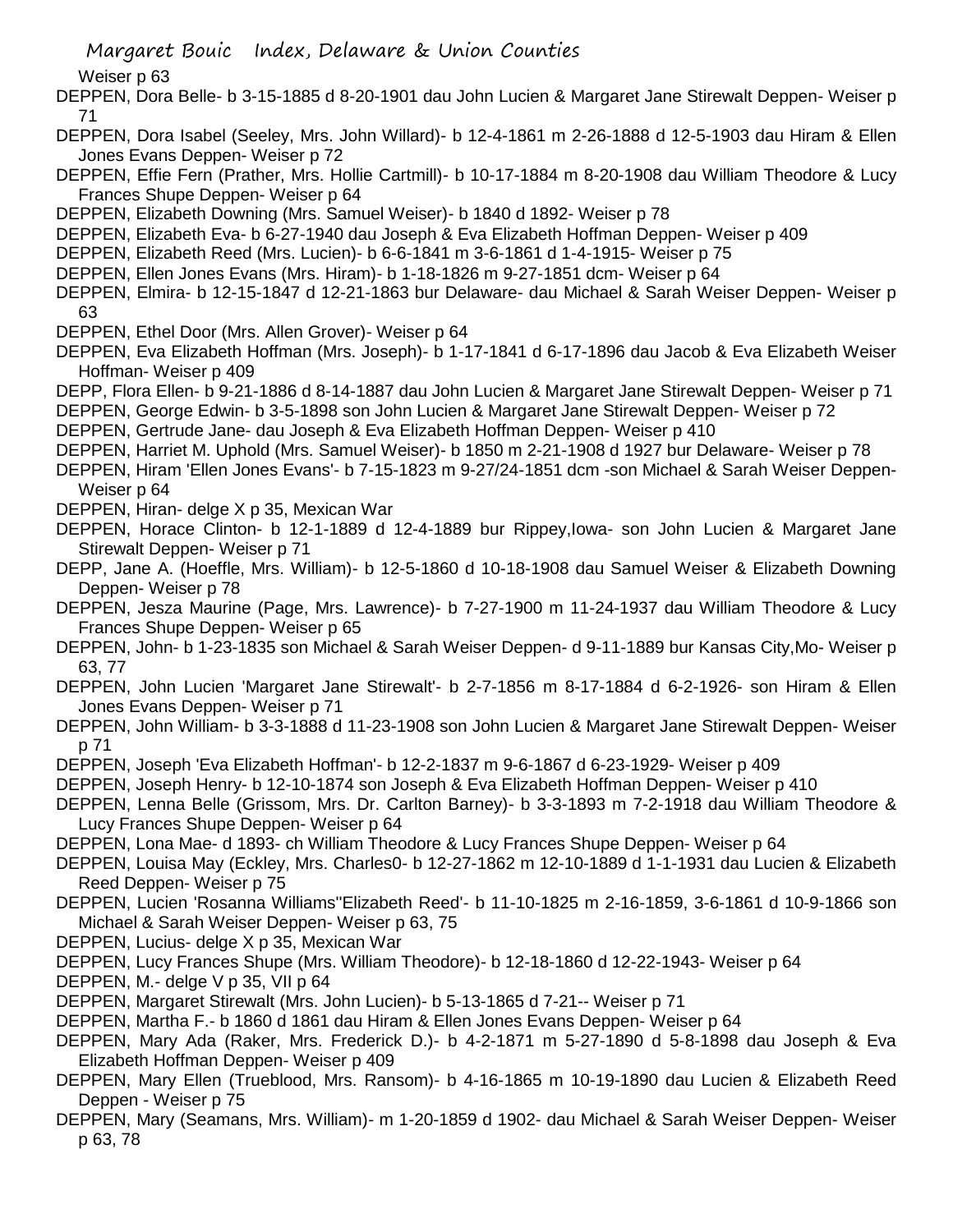Weiser p 63

DEPPEN, Dora Belle- b 3-15-1885 d 8-20-1901 dau John Lucien & Margaret Jane Stirewalt Deppen- Weiser p 71

DEPPEN, Dora Isabel (Seeley, Mrs. John Willard)- b 12-4-1861 m 2-26-1888 d 12-5-1903 dau Hiram & Ellen Jones Evans Deppen- Weiser p 72

DEPPEN, Effie Fern (Prather, Mrs. Hollie Cartmill)- b 10-17-1884 m 8-20-1908 dau William Theodore & Lucy Frances Shupe Deppen- Weiser p 64

DEPPEN, Elizabeth Downing (Mrs. Samuel Weiser)- b 1840 d 1892- Weiser p 78

DEPPEN, Elizabeth Eva- b 6-27-1940 dau Joseph & Eva Elizabeth Hoffman Deppen- Weiser p 409

DEPPEN, Elizabeth Reed (Mrs. Lucien)- b 6-6-1841 m 3-6-1861 d 1-4-1915- Weiser p 75

DEPPEN, Ellen Jones Evans (Mrs. Hiram)- b 1-18-1826 m 9-27-1851 dcm- Weiser p 64

DEPPEN, Elmira- b 12-15-1847 d 12-21-1863 bur Delaware- dau Michael & Sarah Weiser Deppen- Weiser p 63

DEPPEN, Ethel Door (Mrs. Allen Grover)- Weiser p 64

DEPPEN, Eva Elizabeth Hoffman (Mrs. Joseph)- b 1-17-1841 d 6-17-1896 dau Jacob & Eva Elizabeth Weiser Hoffman- Weiser p 409

DEPP, Flora Ellen- b 9-21-1886 d 8-14-1887 dau John Lucien & Margaret Jane Stirewalt Deppen- Weiser p 71

DEPPEN, George Edwin- b 3-5-1898 son John Lucien & Margaret Jane Stirewalt Deppen- Weiser p 72

DEPPEN, Gertrude Jane- dau Joseph & Eva Elizabeth Hoffman Deppen- Weiser p 410

DEPPEN, Harriet M. Uphold (Mrs. Samuel Weiser)- b 1850 m 2-21-1908 d 1927 bur Delaware- Weiser p 78

DEPPEN, Hiram 'Ellen Jones Evans'- b 7-15-1823 m 9-27/24-1851 dcm -son Michael & Sarah Weiser Deppen- Weiser p 64

DEPPEN, Hiran- delge X p 35, Mexican War

DEPPEN, Horace Clinton- b 12-1-1889 d 12-4-1889 bur Rippey,Iowa- son John Lucien & Margaret Jane Stirewalt Deppen- Weiser p 71

DEPP, Jane A. (Hoeffle, Mrs. William)- b 12-5-1860 d 10-18-1908 dau Samuel Weiser & Elizabeth Downing Deppen- Weiser p 78

DEPPEN, Jesza Maurine (Page, Mrs. Lawrence)- b 7-27-1900 m 11-24-1937 dau William Theodore & Lucy Frances Shupe Deppen- Weiser p 65

DEPPEN, John- b 1-23-1835 son Michael & Sarah Weiser Deppen- d 9-11-1889 bur Kansas City,Mo- Weiser p 63, 77

DEPPEN, John Lucien 'Margaret Jane Stirewalt'- b 2-7-1856 m 8-17-1884 d 6-2-1926- son Hiram & Ellen Jones Evans Deppen- Weiser p 71

DEPPEN, John William- b 3-3-1888 d 11-23-1908 son John Lucien & Margaret Jane Stirewalt Deppen- Weiser p 71

DEPPEN, Joseph 'Eva Elizabeth Hoffman'- b 12-2-1837 m 9-6-1867 d 6-23-1929- Weiser p 409

DEPPEN, Joseph Henry- b 12-10-1874 son Joseph & Eva Elizabeth Hoffman Deppen- Weiser p 410

DEPPEN, Lenna Belle (Grissom, Mrs. Dr. Carlton Barney)- b 3-3-1893 m 7-2-1918 dau William Theodore & Lucy Frances Shupe Deppen- Weiser p 64

DEPPEN, Lona Mae- d 1893- ch William Theodore & Lucy Frances Shupe Deppen- Weiser p 64

DEPPEN, Louisa May (Eckley, Mrs. Charles0- b 12-27-1862 m 12-10-1889 d 1-1-1931 dau Lucien & Elizabeth Reed Deppen- Weiser p 75

DEPPEN, Lucien 'Rosanna Williams''Elizabeth Reed'- b 11-10-1825 m 2-16-1859, 3-6-1861 d 10-9-1866 son Michael & Sarah Weiser Deppen- Weiser p 63, 75

DEPPEN, Lucius- delge X p 35, Mexican War

DEPPEN, Lucy Frances Shupe (Mrs. William Theodore)- b 12-18-1860 d 12-22-1943- Weiser p 64

DEPPEN, M.- delge V p 35, VII p 64

DEPPEN, Margaret Stirewalt (Mrs. John Lucien)- b 5-13-1865 d 7-21-- Weiser p 71

DEPPEN, Martha F.- b 1860 d 1861 dau Hiram & Ellen Jones Evans Deppen- Weiser p 64

DEPPEN, Mary Ada (Raker, Mrs. Frederick D.)- b 4-2-1871 m 5-27-1890 d 5-8-1898 dau Joseph & Eva Elizabeth Hoffman Deppen- Weiser p 409

DEPPEN, Mary Ellen (Trueblood, Mrs. Ransom)- b 4-16-1865 m 10-19-1890 dau Lucien & Elizabeth Reed Deppen - Weiser p 75

DEPPEN, Mary (Seamans, Mrs. William)- m 1-20-1859 d 1902- dau Michael & Sarah Weiser Deppen- Weiser p 63, 78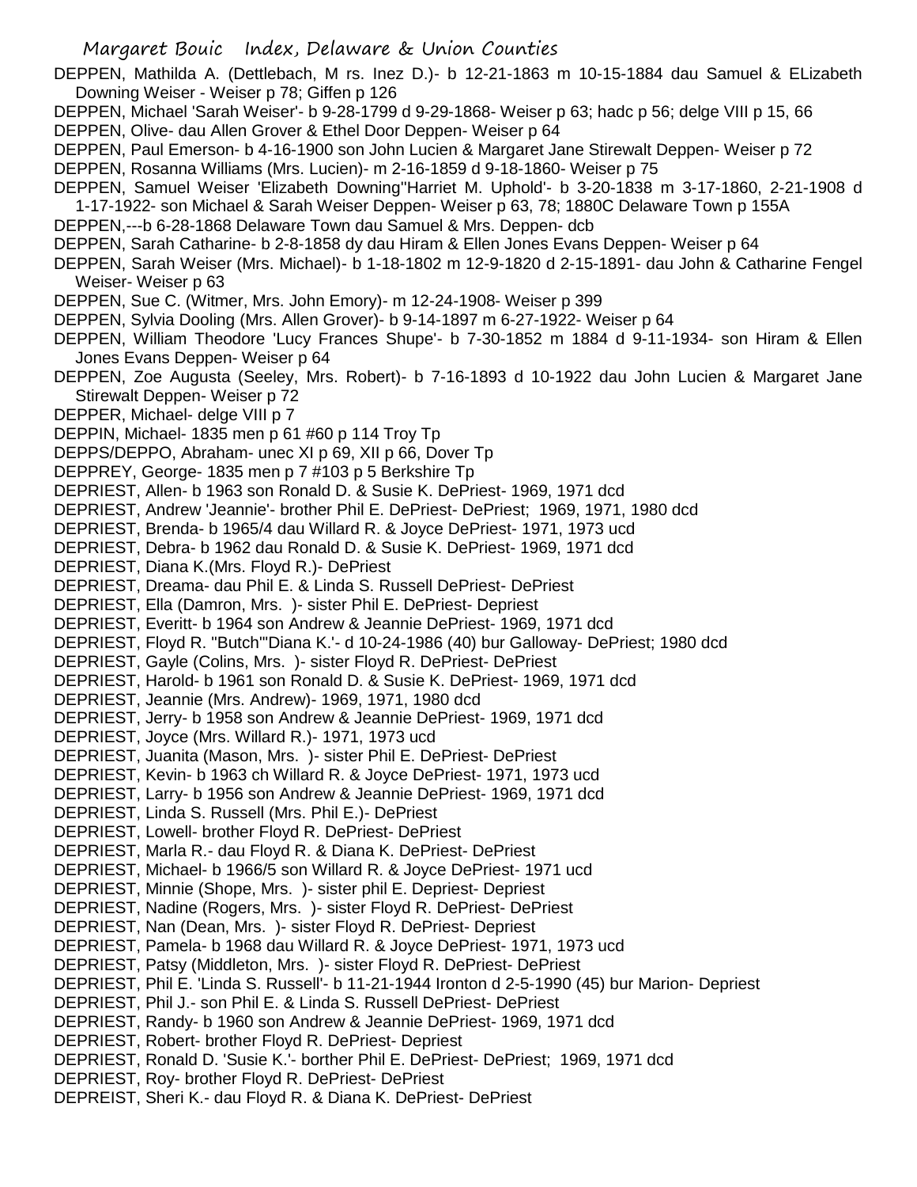DEPPEN, Mathilda A. (Dettlebach, M rs. Inez D.)- b 12-21-1863 m 10-15-1884 dau Samuel & ELizabeth Downing Weiser - Weiser p 78; Giffen p 126

DEPPEN, Michael 'Sarah Weiser'- b 9-28-1799 d 9-29-1868- Weiser p 63; hadc p 56; delge VIII p 15, 66

DEPPEN, Olive- dau Allen Grover & Ethel Door Deppen- Weiser p 64

DEPPEN, Paul Emerson- b 4-16-1900 son John Lucien & Margaret Jane Stirewalt Deppen- Weiser p 72

DEPPEN, Rosanna Williams (Mrs. Lucien)- m 2-16-1859 d 9-18-1860- Weiser p 75

DEPPEN, Samuel Weiser 'Elizabeth Downing''Harriet M. Uphold'- b 3-20-1838 m 3-17-1860, 2-21-1908 d 1-17-1922- son Michael & Sarah Weiser Deppen- Weiser p 63, 78; 1880C Delaware Town p 155A

DEPPEN,---b 6-28-1868 Delaware Town dau Samuel & Mrs. Deppen- dcb

DEPPEN, Sarah Catharine- b 2-8-1858 dy dau Hiram & Ellen Jones Evans Deppen- Weiser p 64

DEPPEN, Sarah Weiser (Mrs. Michael)- b 1-18-1802 m 12-9-1820 d 2-15-1891- dau John & Catharine Fengel Weiser- Weiser p 63

DEPPEN, Sue C. (Witmer, Mrs. John Emory)- m 12-24-1908- Weiser p 399

DEPPEN, Sylvia Dooling (Mrs. Allen Grover)- b 9-14-1897 m 6-27-1922- Weiser p 64

DEPPEN, William Theodore 'Lucy Frances Shupe'- b 7-30-1852 m 1884 d 9-11-1934- son Hiram & Ellen Jones Evans Deppen- Weiser p 64

DEPPEN, Zoe Augusta (Seeley, Mrs. Robert)- b 7-16-1893 d 10-1922 dau John Lucien & Margaret Jane Stirewalt Deppen- Weiser p 72

DEPPER, Michael- delge VIII p 7

DEPPIN, Michael- 1835 men p 61 #60 p 114 Troy Tp

DEPPS/DEPPO, Abraham- unec XI p 69, XII p 66, Dover Tp

DEPPREY, George- 1835 men p 7 #103 p 5 Berkshire Tp

DEPRIEST, Allen- b 1963 son Ronald D. & Susie K. DePriest- 1969, 1971 dcd

DEPRIEST, Andrew 'Jeannie'- brother Phil E. DePriest- DePriest; 1969, 1971, 1980 dcd

DEPRIEST, Brenda- b 1965/4 dau Willard R. & Joyce DePriest- 1971, 1973 ucd

DEPRIEST, Debra- b 1962 dau Ronald D. & Susie K. DePriest- 1969, 1971 dcd

DEPRIEST, Diana K.(Mrs. Floyd R.)- DePriest

DEPRIEST, Dreama- dau Phil E. & Linda S. Russell DePriest- DePriest

DEPRIEST, Ella (Damron, Mrs. )- sister Phil E. DePriest- Depriest

DEPRIEST, Everitt- b 1964 son Andrew & Jeannie DePriest- 1969, 1971 dcd

DEPRIEST, Floyd R. ''Butch''Diana K.'- d 10-24-1986 (40) bur Galloway- DePriest; 1980 dcd

DEPRIEST, Gayle (Colins, Mrs. )- sister Floyd R. DePriest- DePriest

DEPRIEST, Harold- b 1961 son Ronald D. & Susie K. DePriest- 1969, 1971 dcd

DEPRIEST, Jeannie (Mrs. Andrew)- 1969, 1971, 1980 dcd

DEPRIEST, Jerry- b 1958 son Andrew & Jeannie DePriest- 1969, 1971 dcd

DEPRIEST, Joyce (Mrs. Willard R.)- 1971, 1973 ucd

DEPRIEST, Juanita (Mason, Mrs. )- sister Phil E. DePriest- DePriest

DEPRIEST, Kevin- b 1963 ch Willard R. & Joyce DePriest- 1971, 1973 ucd

DEPRIEST, Larry- b 1956 son Andrew & Jeannie DePriest- 1969, 1971 dcd

DEPRIEST, Linda S. Russell (Mrs. Phil E.)- DePriest

DEPRIEST, Lowell- brother Floyd R. DePriest- DePriest

DEPRIEST, Marla R.- dau Floyd R. & Diana K. DePriest- DePriest

DEPRIEST, Michael- b 1966/5 son Willard R. & Joyce DePriest- 1971 ucd

DEPRIEST, Minnie (Shope, Mrs. )- sister phil E. Depriest- Depriest

DEPRIEST, Nadine (Rogers, Mrs. )- sister Floyd R. DePriest- DePriest

DEPRIEST, Nan (Dean, Mrs. )- sister Floyd R. DePriest- Depriest

DEPRIEST, Pamela- b 1968 dau Willard R. & Joyce DePriest- 1971, 1973 ucd

DEPRIEST, Patsy (Middleton, Mrs. )- sister Floyd R. DePriest- DePriest

DEPRIEST, Phil E. 'Linda S. Russell'- b 11-21-1944 Ironton d 2-5-1990 (45) bur Marion- Depriest

DEPRIEST, Phil J.- son Phil E. & Linda S. Russell DePriest- DePriest

DEPRIEST, Randy- b 1960 son Andrew & Jeannie DePriest- 1969, 1971 dcd

DEPRIEST, Robert- brother Floyd R. DePriest- Depriest

DEPRIEST, Ronald D. 'Susie K.'- borther Phil E. DePriest- DePriest; 1969, 1971 dcd

DEPRIEST, Roy- brother Floyd R. DePriest- DePriest

DEPREIST, Sheri K.- dau Floyd R. & Diana K. DePriest- DePriest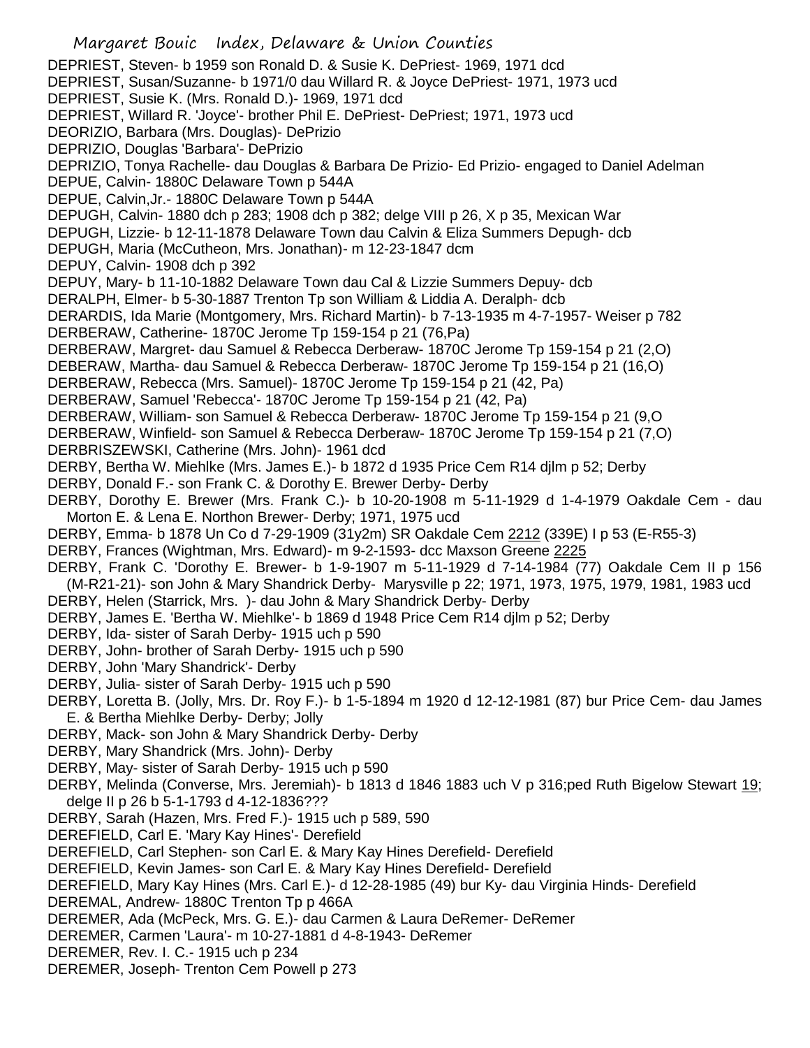DEPRIEST, Steven- b 1959 son Ronald D. & Susie K. DePriest- 1969, 1971 dcd
DEPRIEST, Susan/Suzanne- b 1971/0 dau Willard R. & Joyce DePriest- 1971, 1973 ucd
DEPRIEST, Susie K. (Mrs. Ronald D.)- 1969, 1971 dcd
DEPRIEST, Willard R. 'Joyce'- brother Phil E. DePriest- DePriest; 1971, 1973 ucd
DEORIZIO, Barbara (Mrs. Douglas)- DePrizio
DEPRIZIO, Douglas 'Barbara'- DePrizio
DEPRIZIO, Tonya Rachelle- dau Douglas & Barbara De Prizio- Ed Prizio- engaged to Daniel Adelman
DEPUE, Calvin- 1880C Delaware Town p 544A
DEPUE, Calvin,Jr.- 1880C Delaware Town p 544A
DEPUGH, Calvin- 1880 dch p 283; 1908 dch p 382; delge VIII p 26, X p 35, Mexican War
DEPUGH, Lizzie- b 12-11-1878 Delaware Town dau Calvin & Eliza Summers Depugh- dcb
DEPUGH, Maria (McCutheon, Mrs. Jonathan)- m 12-23-1847 dcm
DEPUY, Calvin- 1908 dch p 392
DEPUY, Mary- b 11-10-1882 Delaware Town dau Cal & Lizzie Summers Depuy- dcb
DERALPH, Elmer- b 5-30-1887 Trenton Tp son William & Liddia A. Deralph- dcb
DERARDIS, Ida Marie (Montgomery, Mrs. Richard Martin)- b 7-13-1935 m 4-7-1957- Weiser p 782
DERBERAW, Catherine- 1870C Jerome Tp 159-154 p 21 (76,Pa)
DERBERAW, Margret- dau Samuel & Rebecca Derberaw- 1870C Jerome Tp 159-154 p 21 (2,O)
DEBERAW, Martha- dau Samuel & Rebecca Derberaw- 1870C Jerome Tp 159-154 p 21 (16,O)
DERBERAW, Rebecca (Mrs. Samuel)- 1870C Jerome Tp 159-154 p 21 (42, Pa)
DERBERAW, Samuel 'Rebecca'- 1870C Jerome Tp 159-154 p 21 (42, Pa)
DERBERAW, William- son Samuel & Rebecca Derberaw- 1870C Jerome Tp 159-154 p 21 (9,O
DERBERAW, Winfield- son Samuel & Rebecca Derberaw- 1870C Jerome Tp 159-154 p 21 (7,O)
DERBRISZEWSKI, Catherine (Mrs. John)- 1961 dcd
DERBY, Bertha W. Miehlke (Mrs. James E.)- b 1872 d 1935 Price Cem R14 djlm p 52; Derby
DERBY, Donald F.- son Frank C. & Dorothy E. Brewer Derby- Derby
DERBY, Dorothy E. Brewer (Mrs. Frank C.)- b 10-20-1908 m 5-11-1929 d 1-4-1979 Oakdale Cem - dau Morton E. & Lena E. Northon Brewer- Derby; 1971, 1975 ucd
DERBY, Emma- b 1878 Un Co d 7-29-1909 (31y2m) SR Oakdale Cem 2212 (339E) I p 53 (E-R55-3)
DERBY, Frances (Wightman, Mrs. Edward)- m 9-2-1593- dcc Maxson Greene 2225
DERBY, Frank C. 'Dorothy E. Brewer- b 1-9-1907 m 5-11-1929 d 7-14-1984 (77) Oakdale Cem II p 156 (M-R21-21)- son John & Mary Shandrick Derby- Marysville p 22; 1971, 1973, 1975, 1979, 1981, 1983 ucd
DERBY, Helen (Starrick, Mrs. )- dau John & Mary Shandrick Derby- Derby
DERBY, James E. 'Bertha W. Miehlke'- b 1869 d 1948 Price Cem R14 djlm p 52; Derby
DERBY, Ida- sister of Sarah Derby- 1915 uch p 590
DERBY, John- brother of Sarah Derby- 1915 uch p 590
DERBY, John 'Mary Shandrick'- Derby
DERBY, Julia- sister of Sarah Derby- 1915 uch p 590
DERBY, Loretta B. (Jolly, Mrs. Dr. Roy F.)- b 1-5-1894 m 1920 d 12-12-1981 (87) bur Price Cem- dau James E. & Bertha Miehlke Derby- Derby; Jolly
DERBY, Mack- son John & Mary Shandrick Derby- Derby
DERBY, Mary Shandrick (Mrs. John)- Derby
DERBY, May- sister of Sarah Derby- 1915 uch p 590
DERBY, Melinda (Converse, Mrs. Jeremiah)- b 1813 d 1846 1883 uch V p 316;ped Ruth Bigelow Stewart 19; delge II p 26 b 5-1-1793 d 4-12-1836???
DERBY, Sarah (Hazen, Mrs. Fred F.)- 1915 uch p 589, 590
DEREFIELD, Carl E. 'Mary Kay Hines'- Derefield
DEREFIELD, Carl Stephen- son Carl E. & Mary Kay Hines Derefield- Derefield
DEREFIELD, Kevin James- son Carl E. & Mary Kay Hines Derefield- Derefield
DEREFIELD, Mary Kay Hines (Mrs. Carl E.)- d 12-28-1985 (49) bur Ky- dau Virginia Hinds- Derefield
DEREMAL, Andrew- 1880C Trenton Tp p 466A
DEREMER, Ada (McPeck, Mrs. G. E.)- dau Carmen & Laura DeRemer- DeRemer
DEREMER, Carmen 'Laura'- m 10-27-1881 d 4-8-1943- DeRemer
DEREMER, Rev. I. C.- 1915 uch p 234
DEREMER, Joseph- Trenton Cem Powell p 273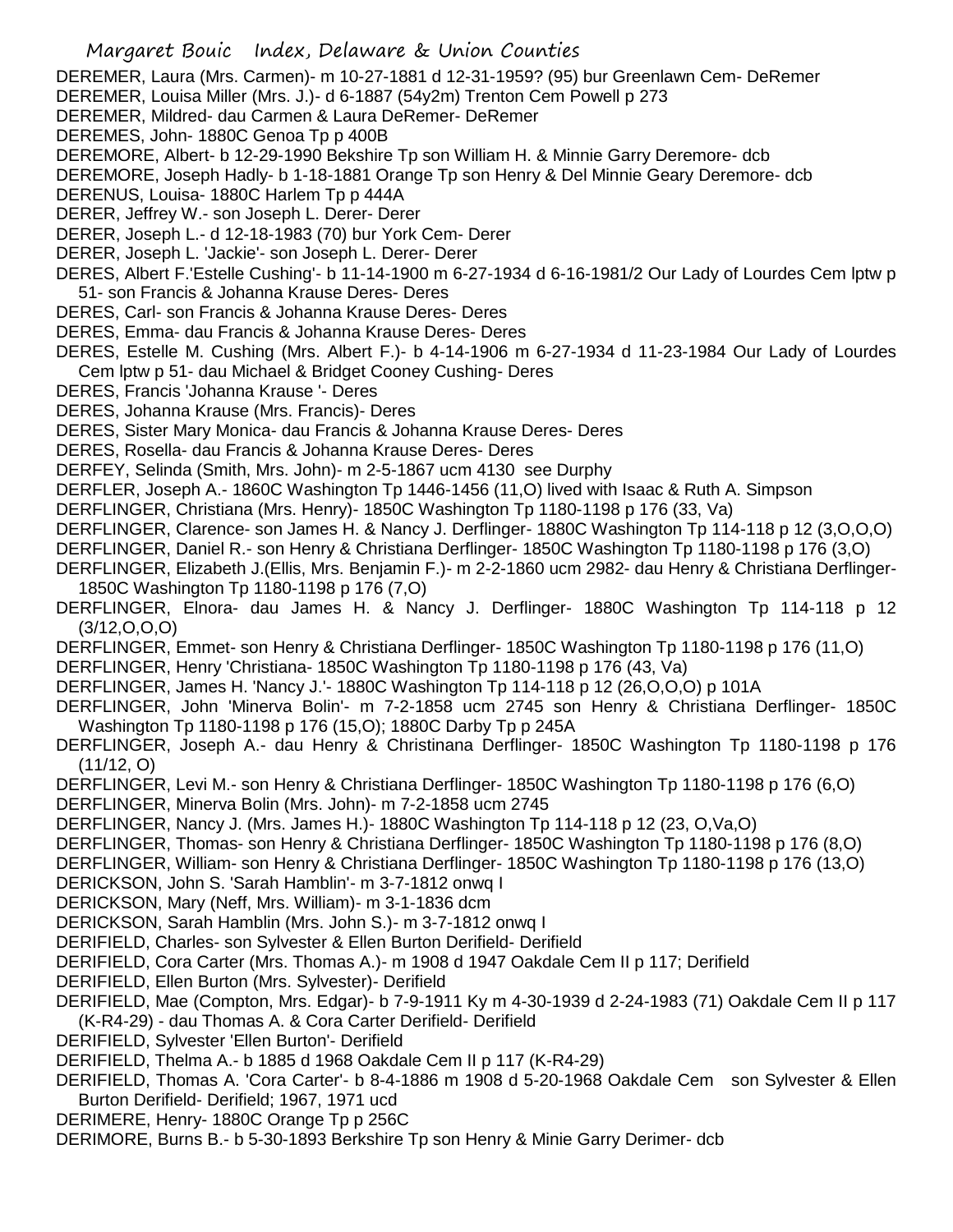DEREMER, Laura (Mrs. Carmen)- m 10-27-1881 d 12-31-1959? (95) bur Greenlawn Cem- DeRemer
DEREMER, Louisa Miller (Mrs. J.)- d 6-1887 (54y2m) Trenton Cem Powell p 273
DEREMER, Mildred- dau Carmen & Laura DeRemer- DeRemer
DEREMES, John- 1880C Genoa Tp p 400B
DEREMORE, Albert- b 12-29-1990 Bekshire Tp son William H. & Minnie Garry Deremore- dcb
DEREMORE, Joseph Hadly- b 1-18-1881 Orange Tp son Henry & Del Minnie Geary Deremore- dcb
DERENUS, Louisa- 1880C Harlem Tp p 444A
DERER, Jeffrey W.- son Joseph L. Derer- Derer
DERER, Joseph L.- d 12-18-1983 (70) bur York Cem- Derer
DERER, Joseph L. 'Jackie'- son Joseph L. Derer- Derer
DERES, Albert F.'Estelle Cushing'- b 11-14-1900 m 6-27-1934 d 6-16-1981/2 Our Lady of Lourdes Cem lptw p 51- son Francis & Johanna Krause Deres- Deres
DERES, Carl- son Francis & Johanna Krause Deres- Deres
DERES, Emma- dau Francis & Johanna Krause Deres- Deres
DERES, Estelle M. Cushing (Mrs. Albert F.)- b 4-14-1906 m 6-27-1934 d 11-23-1984 Our Lady of Lourdes Cem lptw p 51- dau Michael & Bridget Cooney Cushing- Deres
DERES, Francis 'Johanna Krause '- Deres
DERES, Johanna Krause (Mrs. Francis)- Deres
DERES, Sister Mary Monica- dau Francis & Johanna Krause Deres- Deres
DERES, Rosella- dau Francis & Johanna Krause Deres- Deres
DERFEY, Selinda (Smith, Mrs. John)- m 2-5-1867 ucm 4130 see Durphy
DERFLER, Joseph A.- 1860C Washington Tp 1446-1456 (11,O) lived with Isaac & Ruth A. Simpson
DERFLINGER, Christiana (Mrs. Henry)- 1850C Washington Tp 1180-1198 p 176 (33, Va)
DERFLINGER, Clarence- son James H. & Nancy J. Derflinger- 1880C Washington Tp 114-118 p 12 (3,O,O,O)
DERFLINGER, Daniel R.- son Henry & Christiana Derflinger- 1850C Washington Tp 1180-1198 p 176 (3,O)
DERFLINGER, Elizabeth J.(Ellis, Mrs. Benjamin F.)- m 2-2-1860 ucm 2982- dau Henry & Christiana Derflinger- 1850C Washington Tp 1180-1198 p 176 (7,O)
DERFLINGER, Elnora- dau James H. & Nancy J. Derflinger- 1880C Washington Tp 114-118 p 12 (3/12,O,O,O)
DERFLINGER, Emmet- son Henry & Christiana Derflinger- 1850C Washington Tp 1180-1198 p 176 (11,O)
DERFLINGER, Henry 'Christiana- 1850C Washington Tp 1180-1198 p 176 (43, Va)
DERFLINGER, James H. 'Nancy J.'- 1880C Washington Tp 114-118 p 12 (26,O,O,O) p 101A
DERFLINGER, John 'Minerva Bolin'- m 7-2-1858 ucm 2745 son Henry & Christiana Derflinger- 1850C Washington Tp 1180-1198 p 176 (15,O); 1880C Darby Tp p 245A
DERFLINGER, Joseph A.- dau Henry & Christinana Derflinger- 1850C Washington Tp 1180-1198 p 176 (11/12, O)
DERFLINGER, Levi M.- son Henry & Christiana Derflinger- 1850C Washington Tp 1180-1198 p 176 (6,O)
DERFLINGER, Minerva Bolin (Mrs. John)- m 7-2-1858 ucm 2745
DERFLINGER, Nancy J. (Mrs. James H.)- 1880C Washington Tp 114-118 p 12 (23, O,Va,O)
DERFLINGER, Thomas- son Henry & Christiana Derflinger- 1850C Washington Tp 1180-1198 p 176 (8,O)
DERFLINGER, William- son Henry & Christiana Derflinger- 1850C Washington Tp 1180-1198 p 176 (13,O)
DERICKSON, John S. 'Sarah Hamblin'- m 3-7-1812 onwq I
DERICKSON, Mary (Neff, Mrs. William)- m 3-1-1836 dcm
DERICKSON, Sarah Hamblin (Mrs. John S.)- m 3-7-1812 onwq I
DERIFIELD, Charles- son Sylvester & Ellen Burton Derifield- Derifield
DERIFIELD, Cora Carter (Mrs. Thomas A.)- m 1908 d 1947 Oakdale Cem II p 117; Derifield
DERIFIELD, Ellen Burton (Mrs. Sylvester)- Derifield
DERIFIELD, Mae (Compton, Mrs. Edgar)- b 7-9-1911 Ky m 4-30-1939 d 2-24-1983 (71) Oakdale Cem II p 117 (K-R4-29) - dau Thomas A. & Cora Carter Derifield- Derifield
DERIFIELD, Sylvester 'Ellen Burton'- Derifield
DERIFIELD, Thelma A.- b 1885 d 1968 Oakdale Cem II p 117 (K-R4-29)
DERIFIELD, Thomas A. 'Cora Carter'- b 8-4-1886 m 1908 d 5-20-1968 Oakdale Cem son Sylvester & Ellen Burton Derifield- Derifield; 1967, 1971 ucd
DERIMERE, Henry- 1880C Orange Tp p 256C
DERIMORE, Burns B.- b 5-30-1893 Berkshire Tp son Henry & Minie Garry Derimer- dcb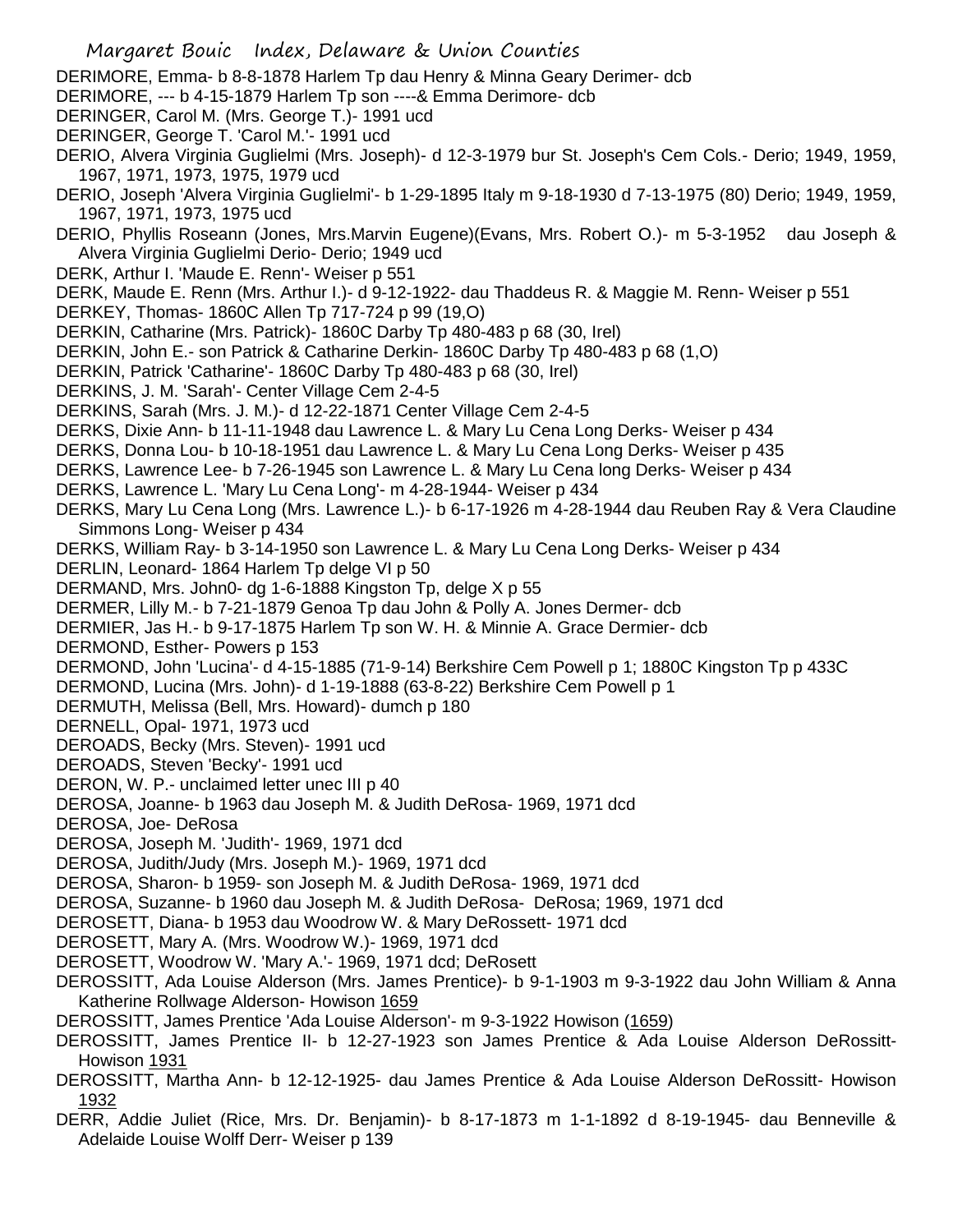DERIMORE, Emma- b 8-8-1878 Harlem Tp dau Henry & Minna Geary Derimer- dcb

DERIMORE, --- b 4-15-1879 Harlem Tp son ----& Emma Derimore- dcb

DERINGER, Carol M. (Mrs. George T.)- 1991 ucd

DERINGER, George T. 'Carol M.'- 1991 ucd

DERIO, Alvera Virginia Guglielmi (Mrs. Joseph)- d 12-3-1979 bur St. Joseph's Cem Cols.- Derio; 1949, 1959, 1967, 1971, 1973, 1975, 1979 ucd

DERIO, Joseph 'Alvera Virginia Guglielmi'- b 1-29-1895 Italy m 9-18-1930 d 7-13-1975 (80) Derio; 1949, 1959, 1967, 1971, 1973, 1975 ucd

DERIO, Phyllis Roseann (Jones, Mrs.Marvin Eugene)(Evans, Mrs. Robert O.)- m 5-3-1952 dau Joseph & Alvera Virginia Guglielmi Derio- Derio; 1949 ucd

DERK, Arthur I. 'Maude E. Renn'- Weiser p 551

DERK, Maude E. Renn (Mrs. Arthur I.)- d 9-12-1922- dau Thaddeus R. & Maggie M. Renn- Weiser p 551

DERKEY, Thomas- 1860C Allen Tp 717-724 p 99 (19,O)

DERKIN, Catharine (Mrs. Patrick)- 1860C Darby Tp 480-483 p 68 (30, Irel)

DERKIN, John E.- son Patrick & Catharine Derkin- 1860C Darby Tp 480-483 p 68 (1,O)

DERKIN, Patrick 'Catharine'- 1860C Darby Tp 480-483 p 68 (30, Irel)

DERKINS, J. M. 'Sarah'- Center Village Cem 2-4-5

DERKINS, Sarah (Mrs. J. M.)- d 12-22-1871 Center Village Cem 2-4-5

DERKS, Dixie Ann- b 11-11-1948 dau Lawrence L. & Mary Lu Cena Long Derks- Weiser p 434

DERKS, Donna Lou- b 10-18-1951 dau Lawrence L. & Mary Lu Cena Long Derks- Weiser p 435

DERKS, Lawrence Lee- b 7-26-1945 son Lawrence L. & Mary Lu Cena long Derks- Weiser p 434

DERKS, Lawrence L. 'Mary Lu Cena Long'- m 4-28-1944- Weiser p 434

DERKS, Mary Lu Cena Long (Mrs. Lawrence L.)- b 6-17-1926 m 4-28-1944 dau Reuben Ray & Vera Claudine Simmons Long- Weiser p 434

DERKS, William Ray- b 3-14-1950 son Lawrence L. & Mary Lu Cena Long Derks- Weiser p 434

DERLIN, Leonard- 1864 Harlem Tp delge VI p 50

DERMAND, Mrs. John0- dg 1-6-1888 Kingston Tp, delge X p 55

DERMER, Lilly M.- b 7-21-1879 Genoa Tp dau John & Polly A. Jones Dermer- dcb

DERMIER, Jas H.- b 9-17-1875 Harlem Tp son W. H. & Minnie A. Grace Dermier- dcb

DERMOND, Esther- Powers p 153

DERMOND, John 'Lucina'- d 4-15-1885 (71-9-14) Berkshire Cem Powell p 1; 1880C Kingston Tp p 433C

DERMOND, Lucina (Mrs. John)- d 1-19-1888 (63-8-22) Berkshire Cem Powell p 1

DERMUTH, Melissa (Bell, Mrs. Howard)- dumch p 180

DERNELL, Opal- 1971, 1973 ucd

DEROADS, Becky (Mrs. Steven)- 1991 ucd

DEROADS, Steven 'Becky'- 1991 ucd

DERON, W. P.- unclaimed letter unec III p 40

DEROSA, Joanne- b 1963 dau Joseph M. & Judith DeRosa- 1969, 1971 dcd

DEROSA, Joe- DeRosa

DEROSA, Joseph M. 'Judith'- 1969, 1971 dcd

DEROSA, Judith/Judy (Mrs. Joseph M.)- 1969, 1971 dcd

DEROSA, Sharon- b 1959- son Joseph M. & Judith DeRosa- 1969, 1971 dcd

DEROSA, Suzanne- b 1960 dau Joseph M. & Judith DeRosa- DeRosa; 1969, 1971 dcd

DEROSETT, Diana- b 1953 dau Woodrow W. & Mary DeRossett- 1971 dcd

DEROSETT, Mary A. (Mrs. Woodrow W.)- 1969, 1971 dcd

DEROSETT, Woodrow W. 'Mary A.'- 1969, 1971 dcd; DeRosett

DEROSSITT, Ada Louise Alderson (Mrs. James Prentice)- b 9-1-1903 m 9-3-1922 dau John William & Anna Katherine Rollwage Alderson- Howison 1659

DEROSSITT, James Prentice 'Ada Louise Alderson'- m 9-3-1922 Howison (1659)

DEROSSITT, James Prentice II- b 12-27-1923 son James Prentice & Ada Louise Alderson DeRossitt- Howison 1931

DEROSSITT, Martha Ann- b 12-12-1925- dau James Prentice & Ada Louise Alderson DeRossitt- Howison 1932

DERR, Addie Juliet (Rice, Mrs. Dr. Benjamin)- b 8-17-1873 m 1-1-1892 d 8-19-1945- dau Benneville & Adelaide Louise Wolff Derr- Weiser p 139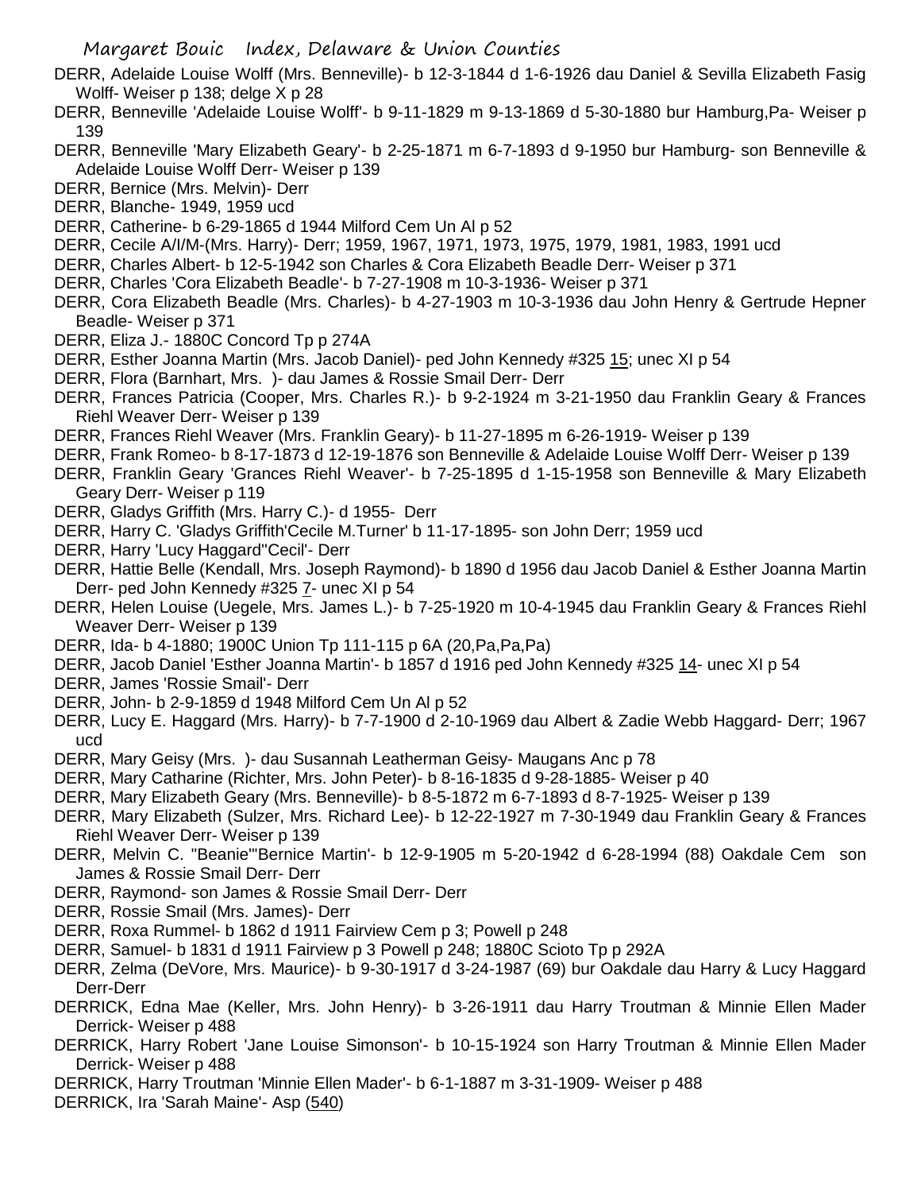DERR, Adelaide Louise Wolff (Mrs. Benneville)- b 12-3-1844 d 1-6-1926 dau Daniel & Sevilla Elizabeth Fasig Wolff- Weiser p 138; delge X p 28

DERR, Benneville 'Adelaide Louise Wolff'- b 9-11-1829 m 9-13-1869 d 5-30-1880 bur Hamburg,Pa- Weiser p 139

DERR, Benneville 'Mary Elizabeth Geary'- b 2-25-1871 m 6-7-1893 d 9-1950 bur Hamburg- son Benneville & Adelaide Louise Wolff Derr- Weiser p 139

DERR, Bernice (Mrs. Melvin)- Derr

DERR, Blanche- 1949, 1959 ucd

DERR, Catherine- b 6-29-1865 d 1944 Milford Cem Un Al p 52

DERR, Cecile A/I/M-(Mrs. Harry)- Derr; 1959, 1967, 1971, 1973, 1975, 1979, 1981, 1983, 1991 ucd

DERR, Charles Albert- b 12-5-1942 son Charles & Cora Elizabeth Beadle Derr- Weiser p 371

DERR, Charles 'Cora Elizabeth Beadle'- b 7-27-1908 m 10-3-1936- Weiser p 371

DERR, Cora Elizabeth Beadle (Mrs. Charles)- b 4-27-1903 m 10-3-1936 dau John Henry & Gertrude Hepner Beadle- Weiser p 371

DERR, Eliza J.- 1880C Concord Tp p 274A

DERR, Esther Joanna Martin (Mrs. Jacob Daniel)- ped John Kennedy #325 15; unec XI p 54

DERR, Flora (Barnhart, Mrs. )- dau James & Rossie Smail Derr- Derr

DERR, Frances Patricia (Cooper, Mrs. Charles R.)- b 9-2-1924 m 3-21-1950 dau Franklin Geary & Frances Riehl Weaver Derr- Weiser p 139

DERR, Frances Riehl Weaver (Mrs. Franklin Geary)- b 11-27-1895 m 6-26-1919- Weiser p 139

DERR, Frank Romeo- b 8-17-1873 d 12-19-1876 son Benneville & Adelaide Louise Wolff Derr- Weiser p 139

DERR, Franklin Geary 'Grances Riehl Weaver'- b 7-25-1895 d 1-15-1958 son Benneville & Mary Elizabeth Geary Derr- Weiser p 119

DERR, Gladys Griffith (Mrs. Harry C.)- d 1955- Derr

DERR, Harry C. 'Gladys Griffith'Cecile M.Turner' b 11-17-1895- son John Derr; 1959 ucd

DERR, Harry 'Lucy Haggard''Cecil'- Derr

DERR, Hattie Belle (Kendall, Mrs. Joseph Raymond)- b 1890 d 1956 dau Jacob Daniel & Esther Joanna Martin Derr- ped John Kennedy #325 7- unec XI p 54

DERR, Helen Louise (Uegele, Mrs. James L.)- b 7-25-1920 m 10-4-1945 dau Franklin Geary & Frances Riehl Weaver Derr- Weiser p 139

DERR, Ida- b 4-1880; 1900C Union Tp 111-115 p 6A (20,Pa,Pa,Pa)

DERR, Jacob Daniel 'Esther Joanna Martin'- b 1857 d 1916 ped John Kennedy #325 14- unec XI p 54

DERR, James 'Rossie Smail'- Derr

DERR, John- b 2-9-1859 d 1948 Milford Cem Un Al p 52

DERR, Lucy E. Haggard (Mrs. Harry)- b 7-7-1900 d 2-10-1969 dau Albert & Zadie Webb Haggard- Derr; 1967 ucd

DERR, Mary Geisy (Mrs. )- dau Susannah Leatherman Geisy- Maugans Anc p 78

DERR, Mary Catharine (Richter, Mrs. John Peter)- b 8-16-1835 d 9-28-1885- Weiser p 40

DERR, Mary Elizabeth Geary (Mrs. Benneville)- b 8-5-1872 m 6-7-1893 d 8-7-1925- Weiser p 139

DERR, Mary Elizabeth (Sulzer, Mrs. Richard Lee)- b 12-22-1927 m 7-30-1949 dau Franklin Geary & Frances Riehl Weaver Derr- Weiser p 139

DERR, Melvin C. "Beanie"'Bernice Martin'- b 12-9-1905 m 5-20-1942 d 6-28-1994 (88) Oakdale Cem son James & Rossie Smail Derr- Derr

DERR, Raymond- son James & Rossie Smail Derr- Derr

DERR, Rossie Smail (Mrs. James)- Derr

DERR, Roxa Rummel- b 1862 d 1911 Fairview Cem p 3; Powell p 248

DERR, Samuel- b 1831 d 1911 Fairview p 3 Powell p 248; 1880C Scioto Tp p 292A

DERR, Zelma (DeVore, Mrs. Maurice)- b 9-30-1917 d 3-24-1987 (69) bur Oakdale dau Harry & Lucy Haggard Derr-Derr

DERRICK, Edna Mae (Keller, Mrs. John Henry)- b 3-26-1911 dau Harry Troutman & Minnie Ellen Mader Derrick- Weiser p 488

DERRICK, Harry Robert 'Jane Louise Simonson'- b 10-15-1924 son Harry Troutman & Minnie Ellen Mader Derrick- Weiser p 488

DERRICK, Harry Troutman 'Minnie Ellen Mader'- b 6-1-1887 m 3-31-1909- Weiser p 488

DERRICK, Ira 'Sarah Maine'- Asp (540)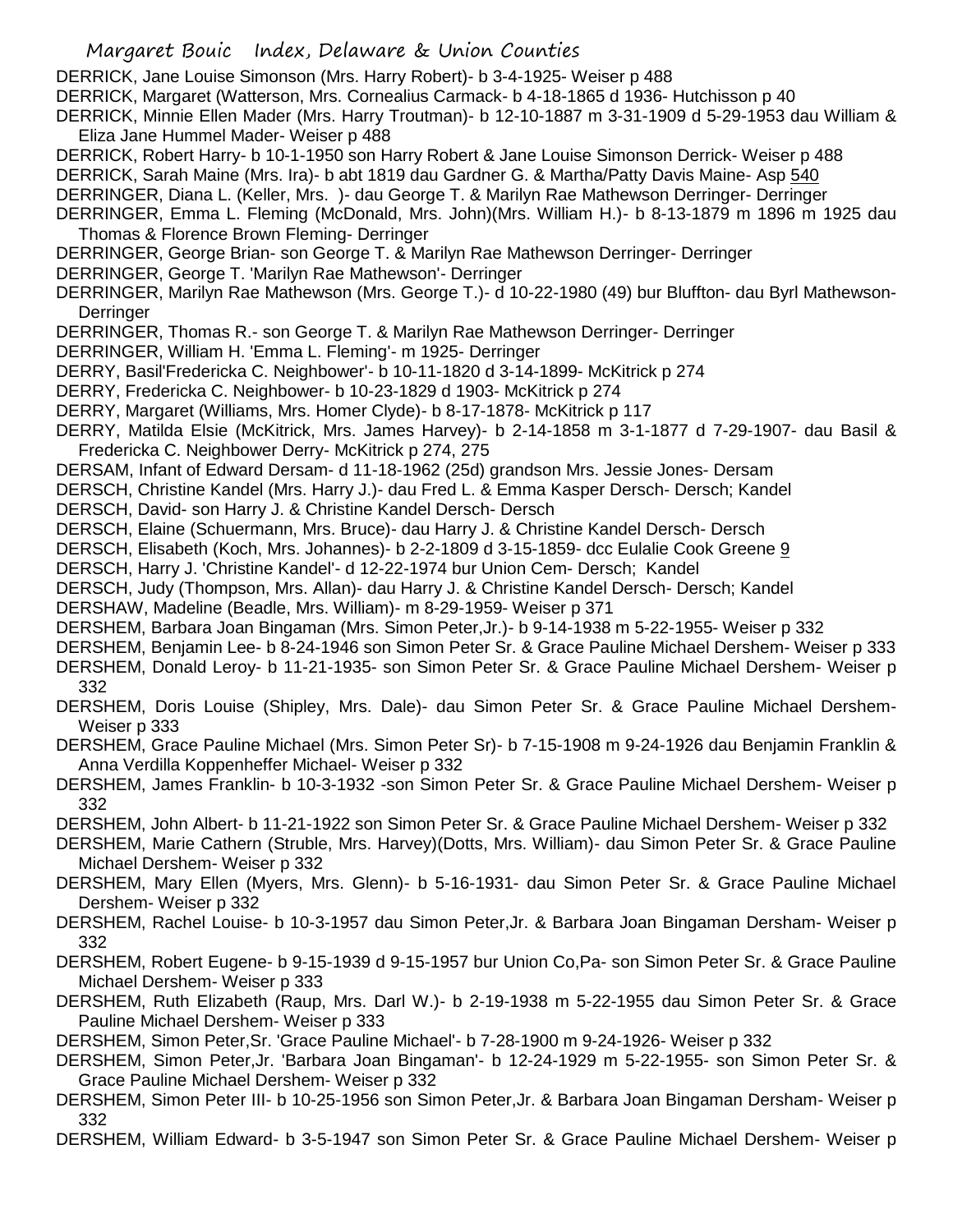DERRICK, Jane Louise Simonson (Mrs. Harry Robert)- b 3-4-1925- Weiser p 488

DERRICK, Margaret (Watterson, Mrs. Cornealius Carmack- b 4-18-1865 d 1936- Hutchisson p 40

DERRICK, Minnie Ellen Mader (Mrs. Harry Troutman)- b 12-10-1887 m 3-31-1909 d 5-29-1953 dau William & Eliza Jane Hummel Mader- Weiser p 488

DERRICK, Robert Harry- b 10-1-1950 son Harry Robert & Jane Louise Simonson Derrick- Weiser p 488

DERRICK, Sarah Maine (Mrs. Ira)- b abt 1819 dau Gardner G. & Martha/Patty Davis Maine- Asp 540

DERRINGER, Diana L. (Keller, Mrs. )- dau George T. & Marilyn Rae Mathewson Derringer- Derringer

DERRINGER, Emma L. Fleming (McDonald, Mrs. John)(Mrs. William H.)- b 8-13-1879 m 1896 m 1925 dau Thomas & Florence Brown Fleming- Derringer

DERRINGER, George Brian- son George T. & Marilyn Rae Mathewson Derringer- Derringer

DERRINGER, George T. 'Marilyn Rae Mathewson'- Derringer

DERRINGER, Marilyn Rae Mathewson (Mrs. George T.)- d 10-22-1980 (49) bur Bluffton- dau Byrl Mathewson- Derringer

DERRINGER, Thomas R.- son George T. & Marilyn Rae Mathewson Derringer- Derringer

DERRINGER, William H. 'Emma L. Fleming'- m 1925- Derringer

DERRY, Basil'Fredericka C. Neighbower'- b 10-11-1820 d 3-14-1899- McKitrick p 274

DERRY, Fredericka C. Neighbower- b 10-23-1829 d 1903- McKitrick p 274

DERRY, Margaret (Williams, Mrs. Homer Clyde)- b 8-17-1878- McKitrick p 117

DERRY, Matilda Elsie (McKitrick, Mrs. James Harvey)- b 2-14-1858 m 3-1-1877 d 7-29-1907- dau Basil & Fredericka C. Neighbower Derry- McKitrick p 274, 275

DERSAM, Infant of Edward Dersam- d 11-18-1962 (25d) grandson Mrs. Jessie Jones- Dersam

DERSCH, Christine Kandel (Mrs. Harry J.)- dau Fred L. & Emma Kasper Dersch- Dersch; Kandel

DERSCH, David- son Harry J. & Christine Kandel Dersch- Dersch

DERSCH, Elaine (Schuermann, Mrs. Bruce)- dau Harry J. & Christine Kandel Dersch- Dersch

DERSCH, Elisabeth (Koch, Mrs. Johannes)- b 2-2-1809 d 3-15-1859- dcc Eulalie Cook Greene 9

DERSCH, Harry J. 'Christine Kandel'- d 12-22-1974 bur Union Cem- Dersch; Kandel

DERSCH, Judy (Thompson, Mrs. Allan)- dau Harry J. & Christine Kandel Dersch- Dersch; Kandel

DERSHAW, Madeline (Beadle, Mrs. William)- m 8-29-1959- Weiser p 371

DERSHEM, Barbara Joan Bingaman (Mrs. Simon Peter,Jr.)- b 9-14-1938 m 5-22-1955- Weiser p 332

DERSHEM, Benjamin Lee- b 8-24-1946 son Simon Peter Sr. & Grace Pauline Michael Dershem- Weiser p 333

DERSHEM, Donald Leroy- b 11-21-1935- son Simon Peter Sr. & Grace Pauline Michael Dershem- Weiser p 332

DERSHEM, Doris Louise (Shipley, Mrs. Dale)- dau Simon Peter Sr. & Grace Pauline Michael Dershem- Weiser p 333

DERSHEM, Grace Pauline Michael (Mrs. Simon Peter Sr)- b 7-15-1908 m 9-24-1926 dau Benjamin Franklin & Anna Verdilla Koppenheffer Michael- Weiser p 332

DERSHEM, James Franklin- b 10-3-1932 -son Simon Peter Sr. & Grace Pauline Michael Dershem- Weiser p 332

DERSHEM, John Albert- b 11-21-1922 son Simon Peter Sr. & Grace Pauline Michael Dershem- Weiser p 332

DERSHEM, Marie Cathern (Struble, Mrs. Harvey)(Dotts, Mrs. William)- dau Simon Peter Sr. & Grace Pauline Michael Dershem- Weiser p 332

DERSHEM, Mary Ellen (Myers, Mrs. Glenn)- b 5-16-1931- dau Simon Peter Sr. & Grace Pauline Michael Dershem- Weiser p 332

DERSHEM, Rachel Louise- b 10-3-1957 dau Simon Peter,Jr. & Barbara Joan Bingaman Dersham- Weiser p 332

DERSHEM, Robert Eugene- b 9-15-1939 d 9-15-1957 bur Union Co,Pa- son Simon Peter Sr. & Grace Pauline Michael Dershem- Weiser p 333

DERSHEM, Ruth Elizabeth (Raup, Mrs. Darl W.)- b 2-19-1938 m 5-22-1955 dau Simon Peter Sr. & Grace Pauline Michael Dershem- Weiser p 333

DERSHEM, Simon Peter,Sr. 'Grace Pauline Michael'- b 7-28-1900 m 9-24-1926- Weiser p 332

DERSHEM, Simon Peter,Jr. 'Barbara Joan Bingaman'- b 12-24-1929 m 5-22-1955- son Simon Peter Sr. & Grace Pauline Michael Dershem- Weiser p 332

DERSHEM, Simon Peter III- b 10-25-1956 son Simon Peter,Jr. & Barbara Joan Bingaman Dersham- Weiser p 332

DERSHEM, William Edward- b 3-5-1947 son Simon Peter Sr. & Grace Pauline Michael Dershem- Weiser p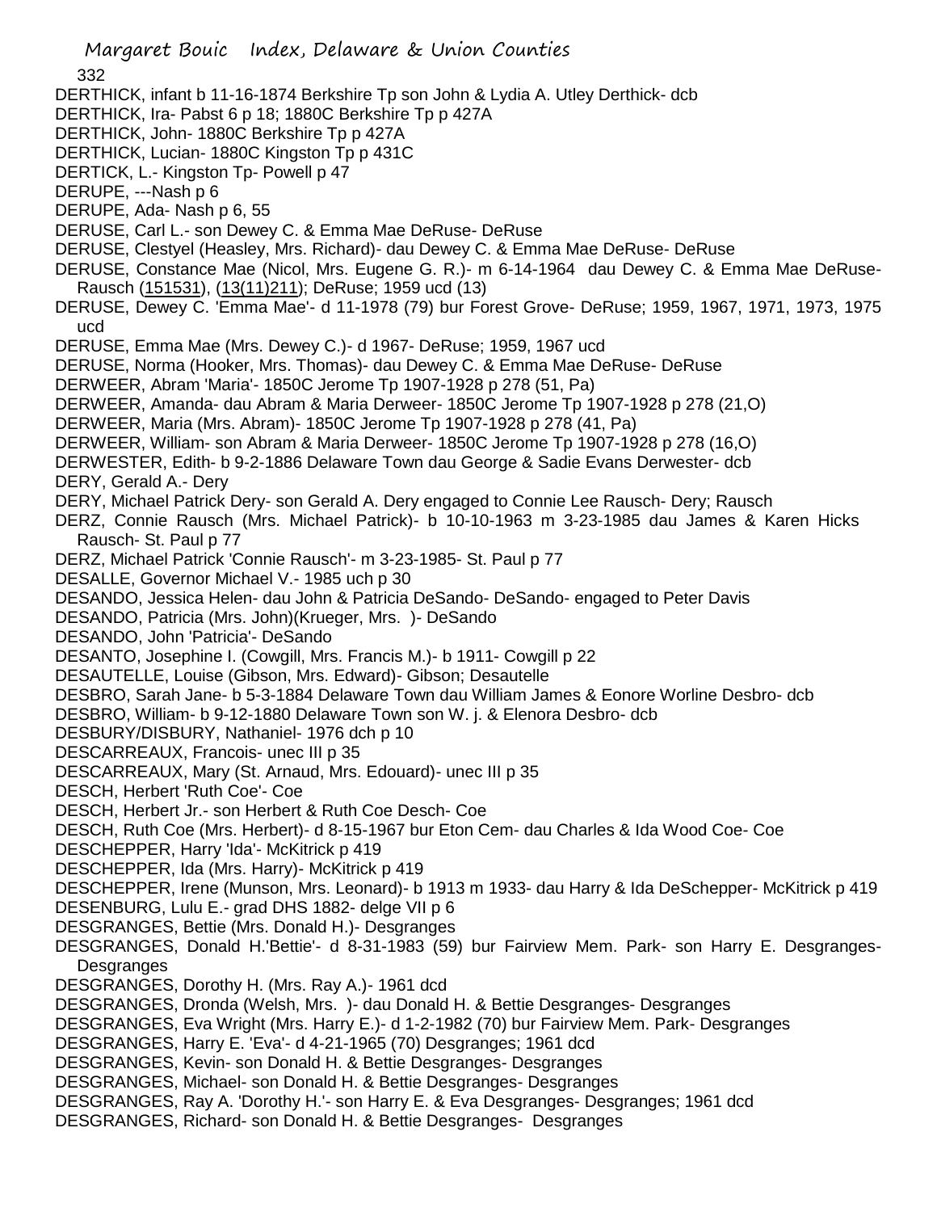DERTHICK, infant b 11-16-1874 Berkshire Tp son John & Lydia A. Utley Derthick- dcb

DERTHICK, Ira- Pabst 6 p 18; 1880C Berkshire Tp p 427A

DERTHICK, John- 1880C Berkshire Tp p 427A

DERTHICK, Lucian- 1880C Kingston Tp p 431C

DERTICK, L.- Kingston Tp- Powell p 47

DERUPE, ---Nash p 6

DERUPE, Ada- Nash p 6, 55

DERUSE, Carl L.- son Dewey C. & Emma Mae DeRuse- DeRuse

DERUSE, Clestyel (Heasley, Mrs. Richard)- dau Dewey C. & Emma Mae DeRuse- DeRuse

DERUSE, Constance Mae (Nicol, Mrs. Eugene G. R.)- m 6-14-1964 dau Dewey C. & Emma Mae DeRuse- Rausch (151531), (13(11)211); DeRuse; 1959 ucd (13)

DERUSE, Dewey C. 'Emma Mae'- d 11-1978 (79) bur Forest Grove- DeRuse; 1959, 1967, 1971, 1973, 1975 ucd

DERUSE, Emma Mae (Mrs. Dewey C.)- d 1967- DeRuse; 1959, 1967 ucd

DERUSE, Norma (Hooker, Mrs. Thomas)- dau Dewey C. & Emma Mae DeRuse- DeRuse

DERWEER, Abram 'Maria'- 1850C Jerome Tp 1907-1928 p 278 (51, Pa)

DERWEER, Amanda- dau Abram & Maria Derweer- 1850C Jerome Tp 1907-1928 p 278 (21,O)

DERWEER, Maria (Mrs. Abram)- 1850C Jerome Tp 1907-1928 p 278 (41, Pa)

DERWEER, William- son Abram & Maria Derweer- 1850C Jerome Tp 1907-1928 p 278 (16,O)

DERWESTER, Edith- b 9-2-1886 Delaware Town dau George & Sadie Evans Derwester- dcb

DERY, Gerald A.- Dery

DERY, Michael Patrick Dery- son Gerald A. Dery engaged to Connie Lee Rausch- Dery; Rausch

DERZ, Connie Rausch (Mrs. Michael Patrick)- b 10-10-1963 m 3-23-1985 dau James & Karen Hicks Rausch- St. Paul p 77

DERZ, Michael Patrick 'Connie Rausch'- m 3-23-1985- St. Paul p 77

DESALLE, Governor Michael V.- 1985 uch p 30

DESANDO, Jessica Helen- dau John & Patricia DeSando- DeSando- engaged to Peter Davis

DESANDO, Patricia (Mrs. John)(Krueger, Mrs. )- DeSando

DESANDO, John 'Patricia'- DeSando

DESANTO, Josephine I. (Cowgill, Mrs. Francis M.)- b 1911- Cowgill p 22

DESAUTELLE, Louise (Gibson, Mrs. Edward)- Gibson; Desautelle

DESBRO, Sarah Jane- b 5-3-1884 Delaware Town dau William James & Eonore Worline Desbro- dcb

DESBRO, William- b 9-12-1880 Delaware Town son W. j. & Elenora Desbro- dcb

DESBURY/DISBURY, Nathaniel- 1976 dch p 10

DESCARREAUX, Francois- unec III p 35

DESCARREAUX, Mary (St. Arnaud, Mrs. Edouard)- unec III p 35

DESCH, Herbert 'Ruth Coe'- Coe

DESCH, Herbert Jr.- son Herbert & Ruth Coe Desch- Coe

DESCH, Ruth Coe (Mrs. Herbert)- d 8-15-1967 bur Eton Cem- dau Charles & Ida Wood Coe- Coe

DESCHEPPER, Harry 'Ida'- McKitrick p 419

DESCHEPPER, Ida (Mrs. Harry)- McKitrick p 419

DESCHEPPER, Irene (Munson, Mrs. Leonard)- b 1913 m 1933- dau Harry & Ida DeSchepper- McKitrick p 419

DESENBURG, Lulu E.- grad DHS 1882- delge VII p 6

DESGRANGES, Bettie (Mrs. Donald H.)- Desgranges

DESGRANGES, Donald H.'Bettie'- d 8-31-1983 (59) bur Fairview Mem. Park- son Harry E. Desgranges- Desgranges

DESGRANGES, Dorothy H. (Mrs. Ray A.)- 1961 dcd

DESGRANGES, Dronda (Welsh, Mrs. )- dau Donald H. & Bettie Desgranges- Desgranges

DESGRANGES, Eva Wright (Mrs. Harry E.)- d 1-2-1982 (70) bur Fairview Mem. Park- Desgranges

DESGRANGES, Harry E. 'Eva'- d 4-21-1965 (70) Desgranges; 1961 dcd

DESGRANGES, Kevin- son Donald H. & Bettie Desgranges- Desgranges

DESGRANGES, Michael- son Donald H. & Bettie Desgranges- Desgranges

DESGRANGES, Ray A. 'Dorothy H.'- son Harry E. & Eva Desgranges- Desgranges; 1961 dcd

DESGRANGES, Richard- son Donald H. & Bettie Desgranges- Desgranges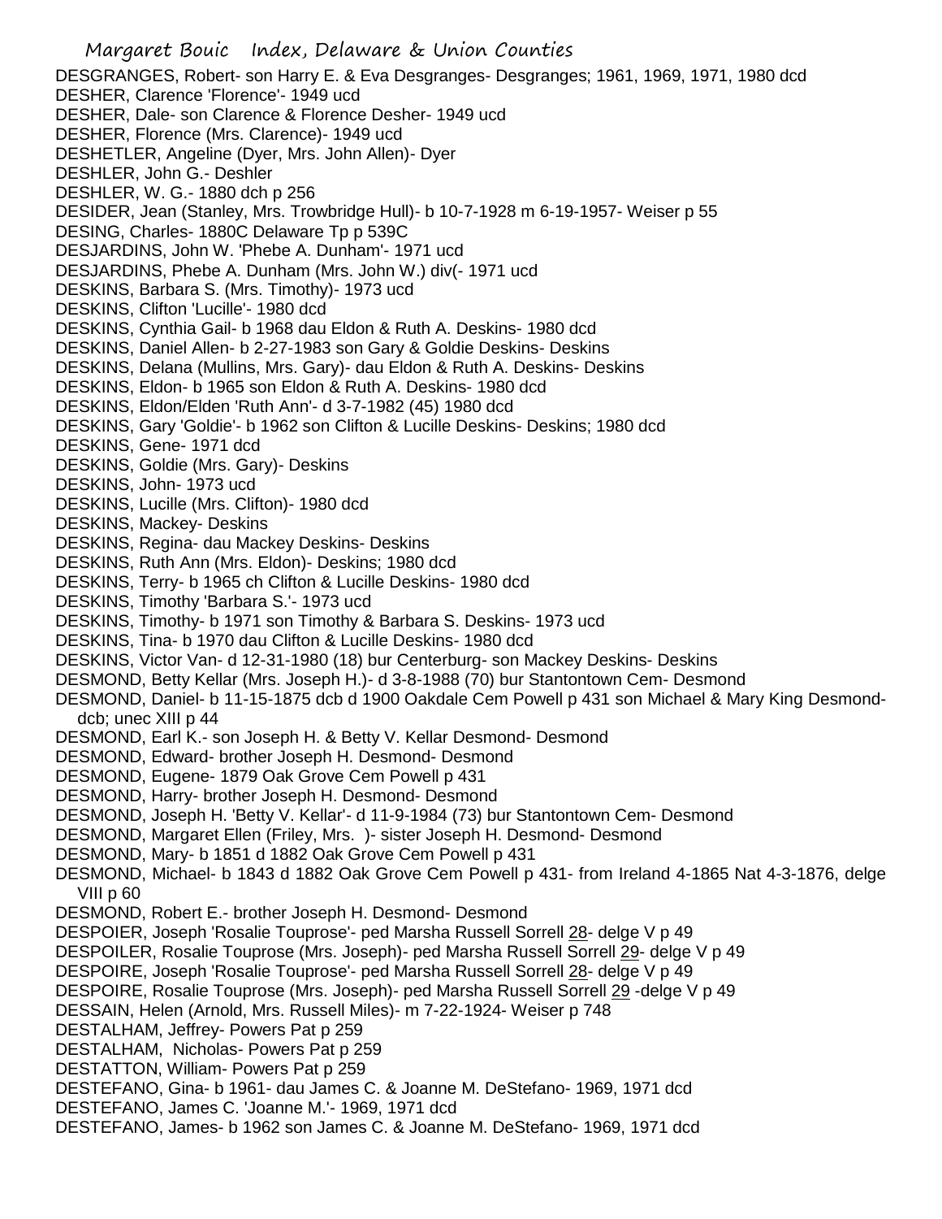DESGRANGES, Robert- son Harry E. & Eva Desgranges- Desgranges; 1961, 1969, 1971, 1980 dcd
DESHER, Clarence 'Florence'- 1949 ucd
DESHER, Dale- son Clarence & Florence Desher- 1949 ucd
DESHER, Florence (Mrs. Clarence)- 1949 ucd
DESHETLER, Angeline (Dyer, Mrs. John Allen)- Dyer
DESHLER, John G.- Deshler
DESHLER, W. G.- 1880 dch p 256
DESIDER, Jean (Stanley, Mrs. Trowbridge Hull)- b 10-7-1928 m 6-19-1957- Weiser p 55
DESING, Charles- 1880C Delaware Tp p 539C
DESJARDINS, John W. 'Phebe A. Dunham'- 1971 ucd
DESJARDINS, Phebe A. Dunham (Mrs. John W.) div(- 1971 ucd
DESKINS, Barbara S. (Mrs. Timothy)- 1973 ucd
DESKINS, Clifton 'Lucille'- 1980 dcd
DESKINS, Cynthia Gail- b 1968 dau Eldon & Ruth A. Deskins- 1980 dcd
DESKINS, Daniel Allen- b 2-27-1983 son Gary & Goldie Deskins- Deskins
DESKINS, Delana (Mullins, Mrs. Gary)- dau Eldon & Ruth A. Deskins- Deskins
DESKINS, Eldon- b 1965 son Eldon & Ruth A. Deskins- 1980 dcd
DESKINS, Eldon/Elden 'Ruth Ann'- d 3-7-1982 (45) 1980 dcd
DESKINS, Gary 'Goldie'- b 1962 son Clifton & Lucille Deskins- Deskins; 1980 dcd
DESKINS, Gene- 1971 dcd
DESKINS, Goldie (Mrs. Gary)- Deskins
DESKINS, John- 1973 ucd
DESKINS, Lucille (Mrs. Clifton)- 1980 dcd
DESKINS, Mackey- Deskins
DESKINS, Regina- dau Mackey Deskins- Deskins
DESKINS, Ruth Ann (Mrs. Eldon)- Deskins; 1980 dcd
DESKINS, Terry- b 1965 ch Clifton & Lucille Deskins- 1980 dcd
DESKINS, Timothy 'Barbara S.'- 1973 ucd
DESKINS, Timothy- b 1971 son Timothy & Barbara S. Deskins- 1973 ucd
DESKINS, Tina- b 1970 dau Clifton & Lucille Deskins- 1980 dcd
DESKINS, Victor Van- d 12-31-1980 (18) bur Centerburg- son Mackey Deskins- Deskins
DESMOND, Betty Kellar (Mrs. Joseph H.)- d 3-8-1988 (70) bur Stantontown Cem- Desmond
DESMOND, Daniel- b 11-15-1875 dcb d 1900 Oakdale Cem Powell p 431 son Michael & Mary King Desmond- dcb; unec XIII p 44
DESMOND, Earl K.- son Joseph H. & Betty V. Kellar Desmond- Desmond
DESMOND, Edward- brother Joseph H. Desmond- Desmond
DESMOND, Eugene- 1879 Oak Grove Cem Powell p 431
DESMOND, Harry- brother Joseph H. Desmond- Desmond
DESMOND, Joseph H. 'Betty V. Kellar'- d 11-9-1984 (73) bur Stantontown Cem- Desmond
DESMOND, Margaret Ellen (Friley, Mrs. )- sister Joseph H. Desmond- Desmond
DESMOND, Mary- b 1851 d 1882 Oak Grove Cem Powell p 431
DESMOND, Michael- b 1843 d 1882 Oak Grove Cem Powell p 431- from Ireland 4-1865 Nat 4-3-1876, delge VIII p 60
DESMOND, Robert E.- brother Joseph H. Desmond- Desmond
DESPOIER, Joseph 'Rosalie Touprose'- ped Marsha Russell Sorrell 28- delge V p 49
DESPOILER, Rosalie Touprose (Mrs. Joseph)- ped Marsha Russell Sorrell 29- delge V p 49
DESPOIRE, Joseph 'Rosalie Touprose'- ped Marsha Russell Sorrell 28- delge V p 49
DESPOIRE, Rosalie Touprose (Mrs. Joseph)- ped Marsha Russell Sorrell 29 -delge V p 49
DESSAIN, Helen (Arnold, Mrs. Russell Miles)- m 7-22-1924- Weiser p 748
DESTALHAM, Jeffrey- Powers Pat p 259
DESTALHAM, Nicholas- Powers Pat p 259
DESTATTON, William- Powers Pat p 259
DESTEFANO, Gina- b 1961- dau James C. & Joanne M. DeStefano- 1969, 1971 dcd
DESTEFANO, James C. 'Joanne M.'- 1969, 1971 dcd
DESTEFANO, James- b 1962 son James C. & Joanne M. DeStefano- 1969, 1971 dcd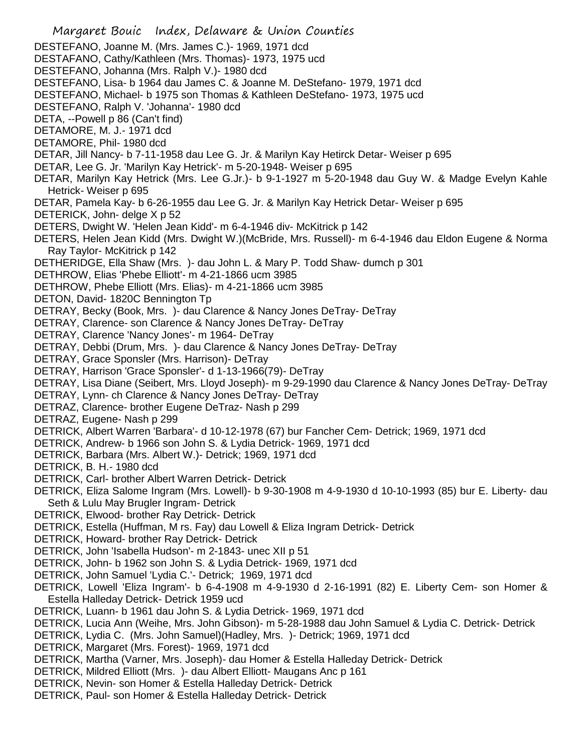DESTEFANO, Joanne M. (Mrs. James C.)- 1969, 1971 dcd
DESTAFANO, Cathy/Kathleen (Mrs. Thomas)- 1973, 1975 ucd
DESTEFANO, Johanna (Mrs. Ralph V.)- 1980 dcd
DESTEFANO, Lisa- b 1964 dau James C. & Joanne M. DeStefano- 1979, 1971 dcd
DESTEFANO, Michael- b 1975 son Thomas & Kathleen DeStefano- 1973, 1975 ucd
DESTEFANO, Ralph V. 'Johanna'- 1980 dcd
DETA, --Powell p 86 (Can't find)
DETAMORE, M. J.- 1971 dcd
DETAMORE, Phil- 1980 dcd
DETAR, Jill Nancy- b 7-11-1958 dau Lee G. Jr. & Marilyn Kay Hetirck Detar- Weiser p 695
DETAR, Lee G. Jr. 'Marilyn Kay Hetrick'- m 5-20-1948- Weiser p 695
DETAR, Marilyn Kay Hetrick (Mrs. Lee G.Jr.)- b 9-1-1927 m 5-20-1948 dau Guy W. & Madge Evelyn Kahle Hetrick- Weiser p 695
DETAR, Pamela Kay- b 6-26-1955 dau Lee G. Jr. & Marilyn Kay Hetrick Detar- Weiser p 695
DETERICK, John- delge X p 52
DETERS, Dwight W. 'Helen Jean Kidd'- m 6-4-1946 div- McKitrick p 142
DETERS, Helen Jean Kidd (Mrs. Dwight W.)(McBride, Mrs. Russell)- m 6-4-1946 dau Eldon Eugene & Norma Ray Taylor- McKitrick p 142
DETHERIDGE, Ella Shaw (Mrs. )- dau John L. & Mary P. Todd Shaw- dumch p 301
DETHROW, Elias 'Phebe Elliott'- m 4-21-1866 ucm 3985
DETHROW, Phebe Elliott (Mrs. Elias)- m 4-21-1866 ucm 3985
DETON, David- 1820C Bennington Tp
DETRAY, Becky (Book, Mrs. )- dau Clarence & Nancy Jones DeTray- DeTray
DETRAY, Clarence- son Clarence & Nancy Jones DeTray- DeTray
DETRAY, Clarence 'Nancy Jones'- m 1964- DeTray
DETRAY, Debbi (Drum, Mrs. )- dau Clarence & Nancy Jones DeTray- DeTray
DETRAY, Grace Sponsler (Mrs. Harrison)- DeTray
DETRAY, Harrison 'Grace Sponsler'- d 1-13-1966(79)- DeTray
DETRAY, Lisa Diane (Seibert, Mrs. Lloyd Joseph)- m 9-29-1990 dau Clarence & Nancy Jones DeTray- DeTray
DETRAY, Lynn- ch Clarence & Nancy Jones DeTray- DeTray
DETRAZ, Clarence- brother Eugene DeTraz- Nash p 299
DETRAZ, Eugene- Nash p 299
DETRICK, Albert Warren 'Barbara'- d 10-12-1978 (67) bur Fancher Cem- Detrick; 1969, 1971 dcd
DETRICK, Andrew- b 1966 son John S. & Lydia Detrick- 1969, 1971 dcd
DETRICK, Barbara (Mrs. Albert W.)- Detrick; 1969, 1971 dcd
DETRICK, B. H.- 1980 dcd
DETRICK, Carl- brother Albert Warren Detrick- Detrick
DETRICK, Eliza Salome Ingram (Mrs. Lowell)- b 9-30-1908 m 4-9-1930 d 10-10-1993 (85) bur E. Liberty- dau Seth & Lulu May Brugler Ingram- Detrick
DETRICK, Elwood- brother Ray Detrick- Detrick
DETRICK, Estella (Huffman, M rs. Fay) dau Lowell & Eliza Ingram Detrick- Detrick
DETRICK, Howard- brother Ray Detrick- Detrick
DETRICK, John 'Isabella Hudson'- m 2-1843- unec XII p 51
DETRICK, John- b 1962 son John S. & Lydia Detrick- 1969, 1971 dcd
DETRICK, John Samuel 'Lydia C.'- Detrick; 1969, 1971 dcd
DETRICK, Lowell 'Eliza Ingram'- b 6-4-1908 m 4-9-1930 d 2-16-1991 (82) E. Liberty Cem- son Homer & Estella Halleday Detrick- Detrick 1959 ucd
DETRICK, Luann- b 1961 dau John S. & Lydia Detrick- 1969, 1971 dcd
DETRICK, Lucia Ann (Weihe, Mrs. John Gibson)- m 5-28-1988 dau John Samuel & Lydia C. Detrick- Detrick
DETRICK, Lydia C. (Mrs. John Samuel)(Hadley, Mrs. )- Detrick; 1969, 1971 dcd
DETRICK, Margaret (Mrs. Forest)- 1969, 1971 dcd
DETRICK, Martha (Varner, Mrs. Joseph)- dau Homer & Estella Halleday Detrick- Detrick
DETRICK, Mildred Elliott (Mrs. )- dau Albert Elliott- Maugans Anc p 161
DETRICK, Nevin- son Homer & Estella Halleday Detrick- Detrick
DETRICK, Paul- son Homer & Estella Halleday Detrick- Detrick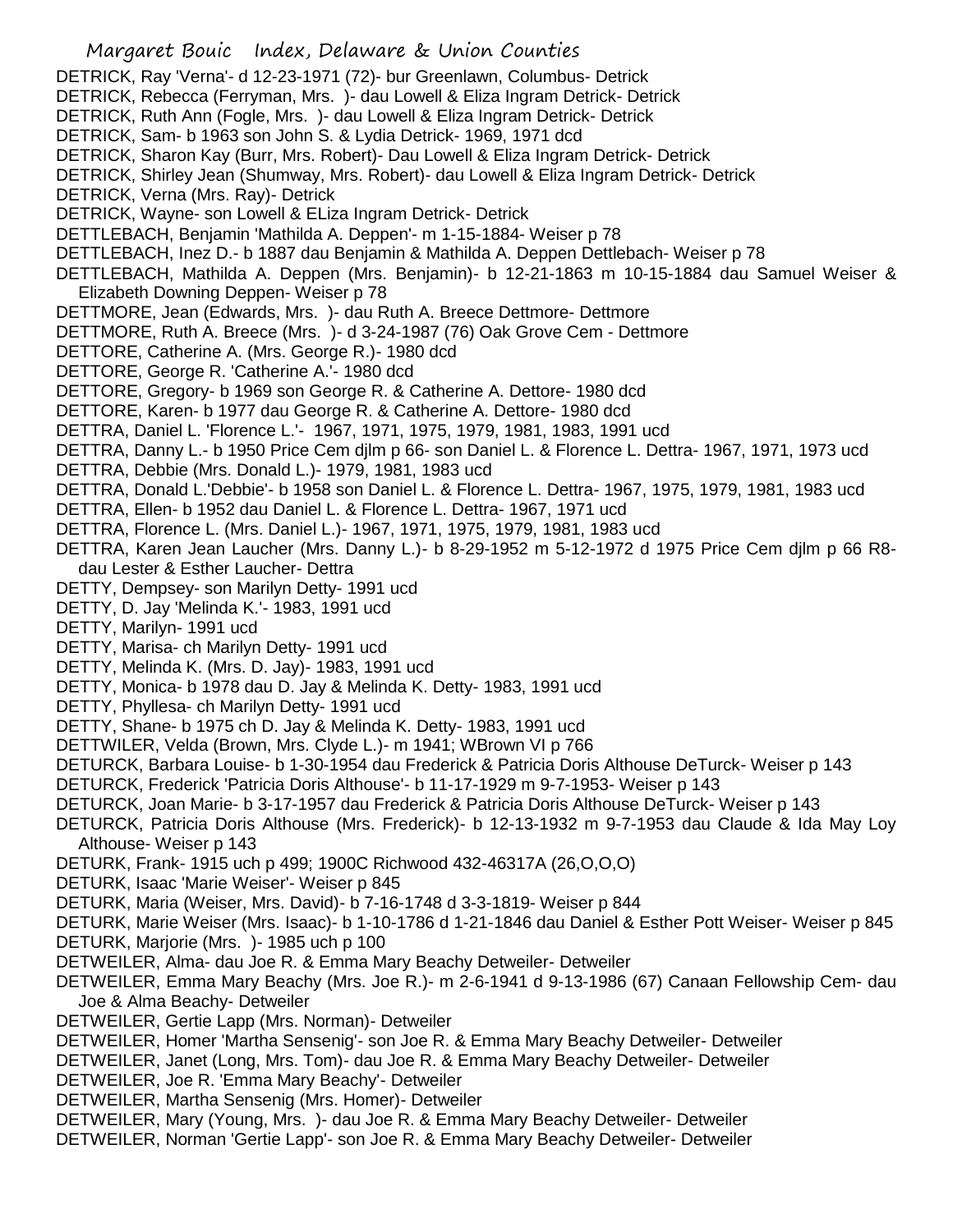DETRICK, Ray 'Verna'- d 12-23-1971 (72)- bur Greenlawn, Columbus- Detrick
DETRICK, Rebecca (Ferryman, Mrs. )- dau Lowell & Eliza Ingram Detrick- Detrick
DETRICK, Ruth Ann (Fogle, Mrs. )- dau Lowell & Eliza Ingram Detrick- Detrick
DETRICK, Sam- b 1963 son John S. & Lydia Detrick- 1969, 1971 dcd
DETRICK, Sharon Kay (Burr, Mrs. Robert)- Dau Lowell & Eliza Ingram Detrick- Detrick
DETRICK, Shirley Jean (Shumway, Mrs. Robert)- dau Lowell & Eliza Ingram Detrick- Detrick
DETRICK, Verna (Mrs. Ray)- Detrick
DETRICK, Wayne- son Lowell & ELiza Ingram Detrick- Detrick
DETTLEBACH, Benjamin 'Mathilda A. Deppen'- m 1-15-1884- Weiser p 78
DETTLEBACH, Inez D.- b 1887 dau Benjamin & Mathilda A. Deppen Dettlebach- Weiser p 78
DETTLEBACH, Mathilda A. Deppen (Mrs. Benjamin)- b 12-21-1863 m 10-15-1884 dau Samuel Weiser & Elizabeth Downing Deppen- Weiser p 78
DETTMORE, Jean (Edwards, Mrs. )- dau Ruth A. Breece Dettmore- Dettmore
DETTMORE, Ruth A. Breece (Mrs. )- d 3-24-1987 (76) Oak Grove Cem - Dettmore
DETTORE, Catherine A. (Mrs. George R.)- 1980 dcd
DETTORE, George R. 'Catherine A.'- 1980 dcd
DETTORE, Gregory- b 1969 son George R. & Catherine A. Dettore- 1980 dcd
DETTORE, Karen- b 1977 dau George R. & Catherine A. Dettore- 1980 dcd
DETTRA, Daniel L. 'Florence L.'- 1967, 1971, 1975, 1979, 1981, 1983, 1991 ucd
DETTRA, Danny L.- b 1950 Price Cem djlm p 66- son Daniel L. & Florence L. Dettra- 1967, 1971, 1973 ucd
DETTRA, Debbie (Mrs. Donald L.)- 1979, 1981, 1983 ucd
DETTRA, Donald L.'Debbie'- b 1958 son Daniel L. & Florence L. Dettra- 1967, 1975, 1979, 1981, 1983 ucd
DETTRA, Ellen- b 1952 dau Daniel L. & Florence L. Dettra- 1967, 1971 ucd
DETTRA, Florence L. (Mrs. Daniel L.)- 1967, 1971, 1975, 1979, 1981, 1983 ucd
DETTRA, Karen Jean Laucher (Mrs. Danny L.)- b 8-29-1952 m 5-12-1972 d 1975 Price Cem djlm p 66 R8- dau Lester & Esther Laucher- Dettra
DETTY, Dempsey- son Marilyn Detty- 1991 ucd
DETTY, D. Jay 'Melinda K.'- 1983, 1991 ucd
DETTY, Marilyn- 1991 ucd
DETTY, Marisa- ch Marilyn Detty- 1991 ucd
DETTY, Melinda K. (Mrs. D. Jay)- 1983, 1991 ucd
DETTY, Monica- b 1978 dau D. Jay & Melinda K. Detty- 1983, 1991 ucd
DETTY, Phyllesa- ch Marilyn Detty- 1991 ucd
DETTY, Shane- b 1975 ch D. Jay & Melinda K. Detty- 1983, 1991 ucd
DETTWILER, Velda (Brown, Mrs. Clyde L.)- m 1941; WBrown VI p 766
DETURCK, Barbara Louise- b 1-30-1954 dau Frederick & Patricia Doris Althouse DeTurck- Weiser p 143
DETURCK, Frederick 'Patricia Doris Althouse'- b 11-17-1929 m 9-7-1953- Weiser p 143
DETURCK, Joan Marie- b 3-17-1957 dau Frederick & Patricia Doris Althouse DeTurck- Weiser p 143
DETURCK, Patricia Doris Althouse (Mrs. Frederick)- b 12-13-1932 m 9-7-1953 dau Claude & Ida May Loy Althouse- Weiser p 143
DETURK, Frank- 1915 uch p 499; 1900C Richwood 432-46317A (26,O,O,O)
DETURK, Isaac 'Marie Weiser'- Weiser p 845
DETURK, Maria (Weiser, Mrs. David)- b 7-16-1748 d 3-3-1819- Weiser p 844
DETURK, Marie Weiser (Mrs. Isaac)- b 1-10-1786 d 1-21-1846 dau Daniel & Esther Pott Weiser- Weiser p 845
DETURK, Marjorie (Mrs. )- 1985 uch p 100
DETWEILER, Alma- dau Joe R. & Emma Mary Beachy Detweiler- Detweiler
DETWEILER, Emma Mary Beachy (Mrs. Joe R.)- m 2-6-1941 d 9-13-1986 (67) Canaan Fellowship Cem- dau Joe & Alma Beachy- Detweiler
DETWEILER, Gertie Lapp (Mrs. Norman)- Detweiler
DETWEILER, Homer 'Martha Sensenig'- son Joe R. & Emma Mary Beachy Detweiler- Detweiler
DETWEILER, Janet (Long, Mrs. Tom)- dau Joe R. & Emma Mary Beachy Detweiler- Detweiler
DETWEILER, Joe R. 'Emma Mary Beachy'- Detweiler
DETWEILER, Martha Sensenig (Mrs. Homer)- Detweiler
DETWEILER, Mary (Young, Mrs. )- dau Joe R. & Emma Mary Beachy Detweiler- Detweiler
DETWEILER, Norman 'Gertie Lapp'- son Joe R. & Emma Mary Beachy Detweiler- Detweiler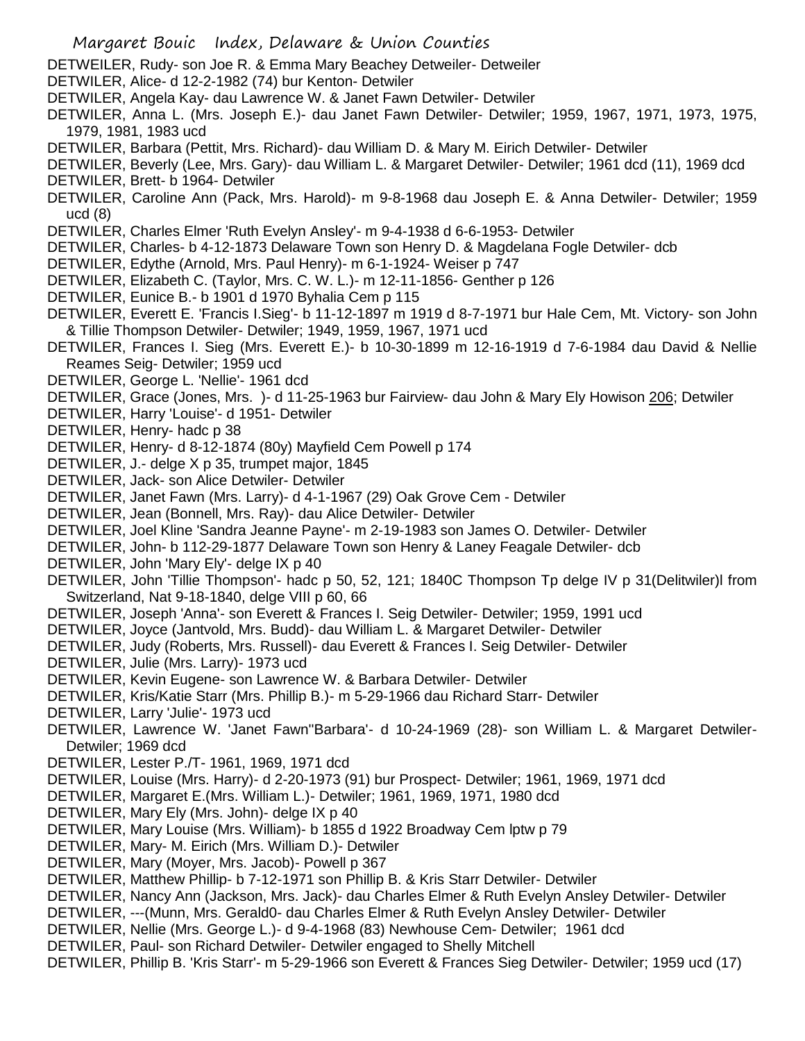DETWEILER, Rudy- son Joe R. & Emma Mary Beachey Detweiler- Detweiler

DETWILER, Alice- d 12-2-1982 (74) bur Kenton- Detwiler

DETWILER, Angela Kay- dau Lawrence W. & Janet Fawn Detwiler- Detwiler

DETWILER, Anna L. (Mrs. Joseph E.)- dau Janet Fawn Detwiler- Detwiler; 1959, 1967, 1971, 1973, 1975, 1979, 1981, 1983 ucd

DETWILER, Barbara (Pettit, Mrs. Richard)- dau William D. & Mary M. Eirich Detwiler- Detwiler

DETWILER, Beverly (Lee, Mrs. Gary)- dau William L. & Margaret Detwiler- Detwiler; 1961 dcd (11), 1969 dcd

DETWILER, Brett- b 1964- Detwiler

DETWILER, Caroline Ann (Pack, Mrs. Harold)- m 9-8-1968 dau Joseph E. & Anna Detwiler- Detwiler; 1959 ucd (8)

DETWILER, Charles Elmer 'Ruth Evelyn Ansley'- m 9-4-1938 d 6-6-1953- Detwiler

DETWILER, Charles- b 4-12-1873 Delaware Town son Henry D. & Magdelana Fogle Detwiler- dcb

DETWILER, Edythe (Arnold, Mrs. Paul Henry)- m 6-1-1924- Weiser p 747

DETWILER, Elizabeth C. (Taylor, Mrs. C. W. L.)- m 12-11-1856- Genther p 126

DETWILER, Eunice B.- b 1901 d 1970 Byhalia Cem p 115

DETWILER, Everett E. 'Francis I.Sieg'- b 11-12-1897 m 1919 d 8-7-1971 bur Hale Cem, Mt. Victory- son John & Tillie Thompson Detwiler- Detwiler; 1949, 1959, 1967, 1971 ucd

DETWILER, Frances I. Sieg (Mrs. Everett E.)- b 10-30-1899 m 12-16-1919 d 7-6-1984 dau David & Nellie Reames Seig- Detwiler; 1959 ucd

DETWILER, George L. 'Nellie'- 1961 dcd

DETWILER, Grace (Jones, Mrs. )- d 11-25-1963 bur Fairview- dau John & Mary Ely Howison 206; Detwiler

DETWILER, Harry 'Louise'- d 1951- Detwiler

DETWILER, Henry- hadc p 38

DETWILER, Henry- d 8-12-1874 (80y) Mayfield Cem Powell p 174

DETWILER, J.- delge X p 35, trumpet major, 1845

DETWILER, Jack- son Alice Detwiler- Detwiler

DETWILER, Janet Fawn (Mrs. Larry)- d 4-1-1967 (29) Oak Grove Cem - Detwiler

DETWILER, Jean (Bonnell, Mrs. Ray)- dau Alice Detwiler- Detwiler

DETWILER, Joel Kline 'Sandra Jeanne Payne'- m 2-19-1983 son James O. Detwiler- Detwiler

DETWILER, John- b 112-29-1877 Delaware Town son Henry & Laney Feagale Detwiler- dcb

DETWILER, John 'Mary Ely'- delge IX p 40

DETWILER, John 'Tillie Thompson'- hadc p 50, 52, 121; 1840C Thompson Tp delge IV p 31(Delitwiler)l from Switzerland, Nat 9-18-1840, delge VIII p 60, 66

DETWILER, Joseph 'Anna'- son Everett & Frances I. Seig Detwiler- Detwiler; 1959, 1991 ucd

DETWILER, Joyce (Jantvold, Mrs. Budd)- dau William L. & Margaret Detwiler- Detwiler

DETWILER, Judy (Roberts, Mrs. Russell)- dau Everett & Frances I. Seig Detwiler- Detwiler

DETWILER, Julie (Mrs. Larry)- 1973 ucd

DETWILER, Kevin Eugene- son Lawrence W. & Barbara Detwiler- Detwiler

DETWILER, Kris/Katie Starr (Mrs. Phillip B.)- m 5-29-1966 dau Richard Starr- Detwiler

DETWILER, Larry 'Julie'- 1973 ucd

DETWILER, Lawrence W. 'Janet Fawn''Barbara'- d 10-24-1969 (28)- son William L. & Margaret Detwiler- Detwiler; 1969 dcd

DETWILER, Lester P./T- 1961, 1969, 1971 dcd

DETWILER, Louise (Mrs. Harry)- d 2-20-1973 (91) bur Prospect- Detwiler; 1961, 1969, 1971 dcd

DETWILER, Margaret E.(Mrs. William L.)- Detwiler; 1961, 1969, 1971, 1980 dcd

DETWILER, Mary Ely (Mrs. John)- delge IX p 40

DETWILER, Mary Louise (Mrs. William)- b 1855 d 1922 Broadway Cem lptw p 79

DETWILER, Mary- M. Eirich (Mrs. William D.)- Detwiler

DETWILER, Mary (Moyer, Mrs. Jacob)- Powell p 367

DETWILER, Matthew Phillip- b 7-12-1971 son Phillip B. & Kris Starr Detwiler- Detwiler

DETWILER, Nancy Ann (Jackson, Mrs. Jack)- dau Charles Elmer & Ruth Evelyn Ansley Detwiler- Detwiler

DETWILER, ---(Munn, Mrs. Gerald0- dau Charles Elmer & Ruth Evelyn Ansley Detwiler- Detwiler

DETWILER, Nellie (Mrs. George L.)- d 9-4-1968 (83) Newhouse Cem- Detwiler; 1961 dcd

DETWILER, Paul- son Richard Detwiler- Detwiler engaged to Shelly Mitchell

DETWILER, Phillip B. 'Kris Starr'- m 5-29-1966 son Everett & Frances Sieg Detwiler- Detwiler; 1959 ucd (17)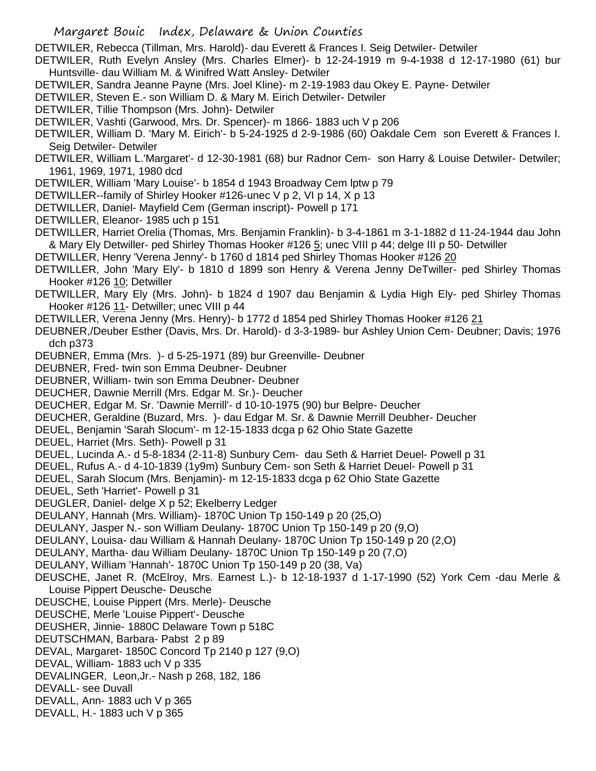DETWILER, Rebecca (Tillman, Mrs. Harold)- dau Everett & Frances I. Seig Detwiler- Detwiler

DETWILER, Ruth Evelyn Ansley (Mrs. Charles Elmer)- b 12-24-1919 m 9-4-1938 d 12-17-1980 (61) bur Huntsville- dau William M. & Winifred Watt Ansley- Detwiler

DETWILER, Sandra Jeanne Payne (Mrs. Joel Kline)- m 2-19-1983 dau Okey E. Payne- Detwiler

DETWILER, Steven E.- son William D. & Mary M. Eirich Detwiler- Detwiler

DETWILER, Tillie Thompson (Mrs. John)- Detwiler

DETWILER, Vashti (Garwood, Mrs. Dr. Spencer)- m 1866- 1883 uch V p 206

DETWILER, William D. 'Mary M. Eirich'- b 5-24-1925 d 2-9-1986 (60) Oakdale Cem son Everett & Frances I. Seig Detwiler- Detwiler

DETWILER, William L.'Margaret'- d 12-30-1981 (68) bur Radnor Cem- son Harry & Louise Detwiler- Detwiler; 1961, 1969, 1971, 1980 dcd

DETWILER, William 'Mary Louise'- b 1854 d 1943 Broadway Cem lptw p 79

DETWILLER--family of Shirley Hooker #126-unec V p 2, VI p 14, X p 13

DETWILLER, Daniel- Mayfield Cem (German inscript)- Powell p 171

DETWILLER, Eleanor- 1985 uch p 151

DETWILLER, Harriet Orelia (Thomas, Mrs. Benjamin Franklin)- b 3-4-1861 m 3-1-1882 d 11-24-1944 dau John & Mary Ely Detwiller- ped Shirley Thomas Hooker #126 5; unec VIII p 44; delge III p 50- Detwiller

DETWILLER, Henry 'Verena Jenny'- b 1760 d 1814 ped Shirley Thomas Hooker #126 20

DETWILLER, John 'Mary Ely'- b 1810 d 1899 son Henry & Verena Jenny DeTwiller- ped Shirley Thomas Hooker #126 10; Detwiller

DETWILLER, Mary Ely (Mrs. John)- b 1824 d 1907 dau Benjamin & Lydia High Ely- ped Shirley Thomas Hooker #126 11- Detwiller; unec VIII p 44

DETWILLER, Verena Jenny (Mrs. Henry)- b 1772 d 1854 ped Shirley Thomas Hooker #126 21

DEUBNER,/Deuber Esther (Davis, Mrs. Dr. Harold)- d 3-3-1989- bur Ashley Union Cem- Deubner; Davis; 1976 dch p373

DEUBNER, Emma (Mrs. )- d 5-25-1971 (89) bur Greenville- Deubner

DEUBNER, Fred- twin son Emma Deubner- Deubner

DEUBNER, William- twin son Emma Deubner- Deubner

DEUCHER, Dawnie Merrill (Mrs. Edgar M. Sr.)- Deucher

DEUCHER, Edgar M. Sr. 'Dawnie Merrill'- d 10-10-1975 (90) bur Belpre- Deucher

DEUCHER, Geraldine (Buzard, Mrs. )- dau Edgar M. Sr. & Dawnie Merrill Deubher- Deucher

DEUEL, Benjamin 'Sarah Slocum'- m 12-15-1833 dcga p 62 Ohio State Gazette

DEUEL, Harriet (Mrs. Seth)- Powell p 31

DEUEL, Lucinda A.- d 5-8-1834 (2-11-8) Sunbury Cem- dau Seth & Harriet Deuel- Powell p 31

DEUEL, Rufus A.- d 4-10-1839 (1y9m) Sunbury Cem- son Seth & Harriet Deuel- Powell p 31

DEUEL, Sarah Slocum (Mrs. Benjamin)- m 12-15-1833 dcga p 62 Ohio State Gazette

DEUEL, Seth 'Harriet'- Powell p 31

DEUGLER, Daniel- delge X p 52; Ekelberry Ledger

DEULANY, Hannah (Mrs. William)- 1870C Union Tp 150-149 p 20 (25,O)

DEULANY, Jasper N.- son William Deulany- 1870C Union Tp 150-149 p 20 (9,O)

DEULANY, Louisa- dau William & Hannah Deulany- 1870C Union Tp 150-149 p 20 (2,O)

DEULANY, Martha- dau William Deulany- 1870C Union Tp 150-149 p 20 (7,O)

DEULANY, William 'Hannah'- 1870C Union Tp 150-149 p 20 (38, Va)

DEUSCHE, Janet R. (McElroy, Mrs. Earnest L.)- b 12-18-1937 d 1-17-1990 (52) York Cem -dau Merle & Louise Pippert Deusche- Deusche

DEUSCHE, Louise Pippert (Mrs. Merle)- Deusche

DEUSCHE, Merle 'Louise Pippert'- Deusche

DEUSHER, Jinnie- 1880C Delaware Town p 518C

DEUTSCHMAN, Barbara- Pabst 2 p 89

DEVAL, Margaret- 1850C Concord Tp 2140 p 127 (9,O)

DEVAL, William- 1883 uch V p 335

DEVALINGER, Leon,Jr.- Nash p 268, 182, 186

DEVALL- see Duvall

DEVALL, Ann- 1883 uch V p 365

DEVALL, H.- 1883 uch V p 365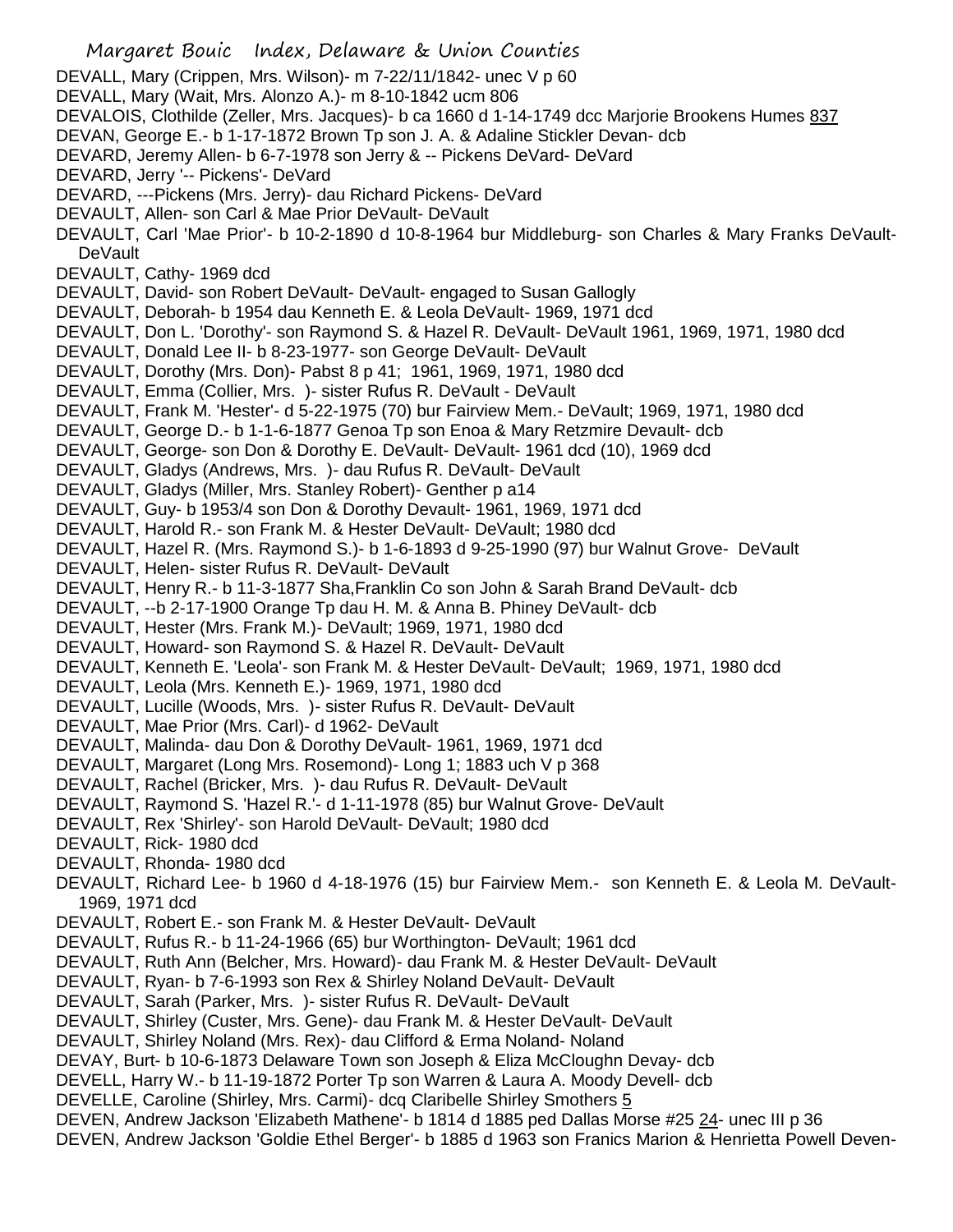DEVALL, Mary (Crippen, Mrs. Wilson)- m 7-22/11/1842- unec V p 60
DEVALL, Mary (Wait, Mrs. Alonzo A.)- m 8-10-1842 ucm 806
DEVALOIS, Clothilde (Zeller, Mrs. Jacques)- b ca 1660 d 1-14-1749 dcc Marjorie Brookens Humes 837
DEVAN, George E.- b 1-17-1872 Brown Tp son J. A. & Adaline Stickler Devan- dcb
DEVARD, Jeremy Allen- b 6-7-1978 son Jerry & -- Pickens DeVard- DeVard
DEVARD, Jerry '-- Pickens'- DeVard
DEVARD, ---Pickens (Mrs. Jerry)- dau Richard Pickens- DeVard
DEVAULT, Allen- son Carl & Mae Prior DeVault- DeVault
DEVAULT, Carl 'Mae Prior'- b 10-2-1890 d 10-8-1964 bur Middleburg- son Charles & Mary Franks DeVault- DeVault
DEVAULT, Cathy- 1969 dcd
DEVAULT, David- son Robert DeVault- DeVault- engaged to Susan Gallogly
DEVAULT, Deborah- b 1954 dau Kenneth E. & Leola DeVault- 1969, 1971 dcd
DEVAULT, Don L. 'Dorothy'- son Raymond S. & Hazel R. DeVault- DeVault 1961, 1969, 1971, 1980 dcd
DEVAULT, Donald Lee II- b 8-23-1977- son George DeVault- DeVault
DEVAULT, Dorothy (Mrs. Don)- Pabst 8 p 41; 1961, 1969, 1971, 1980 dcd
DEVAULT, Emma (Collier, Mrs. )- sister Rufus R. DeVault - DeVault
DEVAULT, Frank M. 'Hester'- d 5-22-1975 (70) bur Fairview Mem.- DeVault; 1969, 1971, 1980 dcd
DEVAULT, George D.- b 1-1-6-1877 Genoa Tp son Enoa & Mary Retzmire Devault- dcb
DEVAULT, George- son Don & Dorothy E. DeVault- DeVault- 1961 dcd (10), 1969 dcd
DEVAULT, Gladys (Andrews, Mrs. )- dau Rufus R. DeVault- DeVault
DEVAULT, Gladys (Miller, Mrs. Stanley Robert)- Genther p a14
DEVAULT, Guy- b 1953/4 son Don & Dorothy Devault- 1961, 1969, 1971 dcd
DEVAULT, Harold R.- son Frank M. & Hester DeVault- DeVault; 1980 dcd
DEVAULT, Hazel R. (Mrs. Raymond S.)- b 1-6-1893 d 9-25-1990 (97) bur Walnut Grove- DeVault
DEVAULT, Helen- sister Rufus R. DeVault- DeVault
DEVAULT, Henry R.- b 11-3-1877 Sha,Franklin Co son John & Sarah Brand DeVault- dcb
DEVAULT, --b 2-17-1900 Orange Tp dau H. M. & Anna B. Phiney DeVault- dcb
DEVAULT, Hester (Mrs. Frank M.)- DeVault; 1969, 1971, 1980 dcd
DEVAULT, Howard- son Raymond S. & Hazel R. DeVault- DeVault
DEVAULT, Kenneth E. 'Leola'- son Frank M. & Hester DeVault- DeVault; 1969, 1971, 1980 dcd
DEVAULT, Leola (Mrs. Kenneth E.)- 1969, 1971, 1980 dcd
DEVAULT, Lucille (Woods, Mrs. )- sister Rufus R. DeVault- DeVault
DEVAULT, Mae Prior (Mrs. Carl)- d 1962- DeVault
DEVAULT, Malinda- dau Don & Dorothy DeVault- 1961, 1969, 1971 dcd
DEVAULT, Margaret (Long Mrs. Rosemond)- Long 1; 1883 uch V p 368
DEVAULT, Rachel (Bricker, Mrs. )- dau Rufus R. DeVault- DeVault
DEVAULT, Raymond S. 'Hazel R.'- d 1-11-1978 (85) bur Walnut Grove- DeVault
DEVAULT, Rex 'Shirley'- son Harold DeVault- DeVault; 1980 dcd
DEVAULT, Rick- 1980 dcd
DEVAULT, Rhonda- 1980 dcd
DEVAULT, Richard Lee- b 1960 d 4-18-1976 (15) bur Fairview Mem.- son Kenneth E. & Leola M. DeVault- 1969, 1971 dcd
DEVAULT, Robert E.- son Frank M. & Hester DeVault- DeVault
DEVAULT, Rufus R.- b 11-24-1966 (65) bur Worthington- DeVault; 1961 dcd
DEVAULT, Ruth Ann (Belcher, Mrs. Howard)- dau Frank M. & Hester DeVault- DeVault
DEVAULT, Ryan- b 7-6-1993 son Rex & Shirley Noland DeVault- DeVault
DEVAULT, Sarah (Parker, Mrs. )- sister Rufus R. DeVault- DeVault
DEVAULT, Shirley (Custer, Mrs. Gene)- dau Frank M. & Hester DeVault- DeVault
DEVAULT, Shirley Noland (Mrs. Rex)- dau Clifford & Erma Noland- Noland
DEVAY, Burt- b 10-6-1873 Delaware Town son Joseph & Eliza McCloughn Devay- dcb
DEVELL, Harry W.- b 11-19-1872 Porter Tp son Warren & Laura A. Moody Devell- dcb
DEVELLE, Caroline (Shirley, Mrs. Carmi)- dcq Claribelle Shirley Smothers 5
DEVEN, Andrew Jackson 'Elizabeth Mathene'- b 1814 d 1885 ped Dallas Morse #25 24- unec III p 36
DEVEN, Andrew Jackson 'Goldie Ethel Berger'- b 1885 d 1963 son Franics Marion & Henrietta Powell Deven-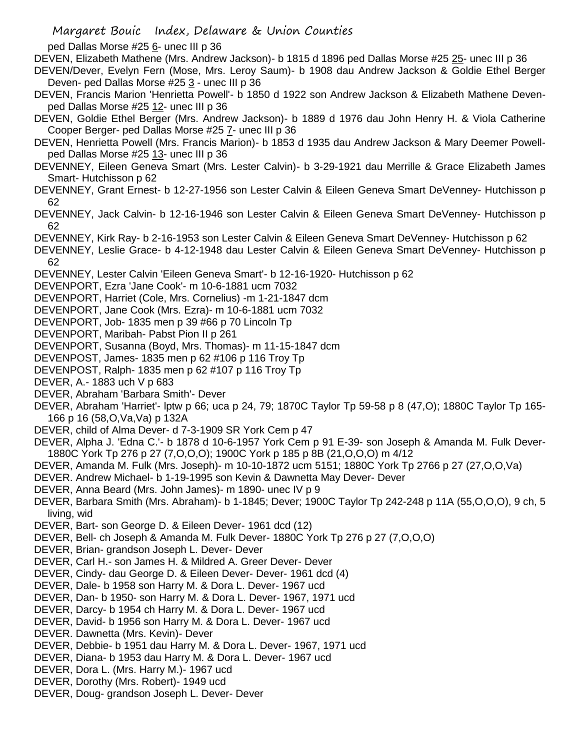ped Dallas Morse #25 6- unec III p 36

DEVEN, Elizabeth Mathene (Mrs. Andrew Jackson)- b 1815 d 1896 ped Dallas Morse #25 25- unec III p 36

DEVEN/Dever, Evelyn Fern (Mose, Mrs. Leroy Saum)- b 1908 dau Andrew Jackson & Goldie Ethel Berger Deven- ped Dallas Morse #25 3 - unec III p 36

DEVEN, Francis Marion 'Henrietta Powell'- b 1850 d 1922 son Andrew Jackson & Elizabeth Mathene Deven- ped Dallas Morse #25 12- unec III p 36

DEVEN, Goldie Ethel Berger (Mrs. Andrew Jackson)- b 1889 d 1976 dau John Henry H. & Viola Catherine Cooper Berger- ped Dallas Morse #25 7- unec III p 36

DEVEN, Henrietta Powell (Mrs. Francis Marion)- b 1853 d 1935 dau Andrew Jackson & Mary Deemer Powell- ped Dallas Morse #25 13- unec III p 36

DEVENNEY, Eileen Geneva Smart (Mrs. Lester Calvin)- b 3-29-1921 dau Merrille & Grace Elizabeth James Smart- Hutchisson p 62

DEVENNEY, Grant Ernest- b 12-27-1956 son Lester Calvin & Eileen Geneva Smart DeVenney- Hutchisson p 62

DEVENNEY, Jack Calvin- b 12-16-1946 son Lester Calvin & Eileen Geneva Smart DeVenney- Hutchisson p 62

DEVENNEY, Kirk Ray- b 2-16-1953 son Lester Calvin & Eileen Geneva Smart DeVenney- Hutchisson p 62

DEVENNEY, Leslie Grace- b 4-12-1948 dau Lester Calvin & Eileen Geneva Smart DeVenney- Hutchisson p 62

DEVENNEY, Lester Calvin 'Eileen Geneva Smart'- b 12-16-1920- Hutchisson p 62

DEVENPORT, Ezra 'Jane Cook'- m 10-6-1881 ucm 7032

DEVENPORT, Harriet (Cole, Mrs. Cornelius) -m 1-21-1847 dcm

DEVENPORT, Jane Cook (Mrs. Ezra)- m 10-6-1881 ucm 7032

DEVENPORT, Job- 1835 men p 39 #66 p 70 Lincoln Tp

DEVENPORT, Maribah- Pabst Pion II p 261

DEVENPORT, Susanna (Boyd, Mrs. Thomas)- m 11-15-1847 dcm

DEVENPOST, James- 1835 men p 62 #106 p 116 Troy Tp

DEVENPOST, Ralph- 1835 men p 62 #107 p 116 Troy Tp

DEVER, A.- 1883 uch V p 683

DEVER, Abraham 'Barbara Smith'- Dever

DEVER, Abraham 'Harriet'- lptw p 66; uca p 24, 79; 1870C Taylor Tp 59-58 p 8 (47,O); 1880C Taylor Tp 165-166 p 16 (58,O,Va,Va) p 132A

DEVER, child of Alma Dever- d 7-3-1909 SR York Cem p 47

DEVER, Alpha J. 'Edna C.'- b 1878 d 10-6-1957 York Cem p 91 E-39- son Joseph & Amanda M. Fulk Dever- 1880C York Tp 276 p 27 (7,O,O,O); 1900C York p 185 p 8B (21,O,O,O) m 4/12

DEVER, Amanda M. Fulk (Mrs. Joseph)- m 10-10-1872 ucm 5151; 1880C York Tp 2766 p 27 (27,O,O,Va)

DEVER. Andrew Michael- b 1-19-1995 son Kevin & Dawnetta May Dever- Dever

DEVER, Anna Beard (Mrs. John James)- m 1890- unec IV p 9

DEVER, Barbara Smith (Mrs. Abraham)- b 1-1845; Dever; 1900C Taylor Tp 242-248 p 11A (55,O,O,O), 9 ch, 5 living, wid

DEVER, Bart- son George D. & Eileen Dever- 1961 dcd (12)

DEVER, Bell- ch Joseph & Amanda M. Fulk Dever- 1880C York Tp 276 p 27 (7,O,O,O)

DEVER, Brian- grandson Joseph L. Dever- Dever

DEVER, Carl H.- son James H. & Mildred A. Greer Dever- Dever

DEVER, Cindy- dau George D. & Eileen Dever- Dever- 1961 dcd (4)

DEVER, Dale- b 1958 son Harry M. & Dora L. Dever- 1967 ucd

DEVER, Dan- b 1950- son Harry M. & Dora L. Dever- 1967, 1971 ucd

DEVER, Darcy- b 1954 ch Harry M. & Dora L. Dever- 1967 ucd

DEVER, David- b 1956 son Harry M. & Dora L. Dever- 1967 ucd

DEVER. Dawnetta (Mrs. Kevin)- Dever

DEVER, Debbie- b 1951 dau Harry M. & Dora L. Dever- 1967, 1971 ucd

DEVER, Diana- b 1953 dau Harry M. & Dora L. Dever- 1967 ucd

DEVER, Dora L. (Mrs. Harry M.)- 1967 ucd

DEVER, Dorothy (Mrs. Robert)- 1949 ucd

DEVER, Doug- grandson Joseph L. Dever- Dever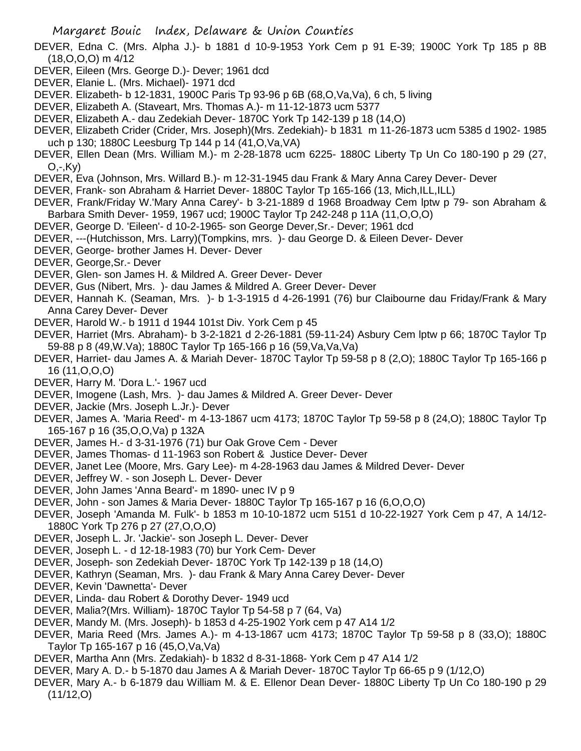DEVER, Edna C. (Mrs. Alpha J.)- b 1881 d 10-9-1953 York Cem p 91 E-39; 1900C York Tp 185 p 8B (18,O,O,O) m 4/12

DEVER, Eileen (Mrs. George D.)- Dever; 1961 dcd

DEVER, Elanie L. (Mrs. Michael)- 1971 dcd

DEVER. Elizabeth- b 12-1831, 1900C Paris Tp 93-96 p 6B (68,O,Va,Va), 6 ch, 5 living

DEVER, Elizabeth A. (Staveart, Mrs. Thomas A.)- m 11-12-1873 ucm 5377

DEVER, Elizabeth A.- dau Zedekiah Dever- 1870C York Tp 142-139 p 18 (14,O)

DEVER, Elizabeth Crider (Crider, Mrs. Joseph)(Mrs. Zedekiah)- b 1831 m 11-26-1873 ucm 5385 d 1902- 1985 uch p 130; 1880C Leesburg Tp 144 p 14 (41,O,Va,VA)

DEVER, Ellen Dean (Mrs. William M.)- m 2-28-1878 ucm 6225- 1880C Liberty Tp Un Co 180-190 p 29 (27, O,-,Ky)

DEVER, Eva (Johnson, Mrs. Willard B.)- m 12-31-1945 dau Frank & Mary Anna Carey Dever- Dever

DEVER, Frank- son Abraham & Harriet Dever- 1880C Taylor Tp 165-166 (13, Mich,ILL,ILL)

DEVER, Frank/Friday W.'Mary Anna Carey'- b 3-21-1889 d 1968 Broadway Cem lptw p 79- son Abraham & Barbara Smith Dever- 1959, 1967 ucd; 1900C Taylor Tp 242-248 p 11A (11,O,O,O)

DEVER, George D. 'Eileen'- d 10-2-1965- son George Dever,Sr.- Dever; 1961 dcd

DEVER, ---(Hutchisson, Mrs. Larry)(Tompkins, mrs. )- dau George D. & Eileen Dever- Dever

DEVER, George- brother James H. Dever- Dever

DEVER, George,Sr.- Dever

DEVER, Glen- son James H. & Mildred A. Greer Dever- Dever

DEVER, Gus (Nibert, Mrs. )- dau James & Mildred A. Greer Dever- Dever

DEVER, Hannah K. (Seaman, Mrs. )- b 1-3-1915 d 4-26-1991 (76) bur Claibourne dau Friday/Frank & Mary Anna Carey Dever- Dever

DEVER, Harold W.- b 1911 d 1944 101st Div. York Cem p 45

DEVER, Harriet (Mrs. Abraham)- b 3-2-1821 d 2-26-1881 (59-11-24) Asbury Cem lptw p 66; 1870C Taylor Tp 59-88 p 8 (49,W.Va); 1880C Taylor Tp 165-166 p 16 (59,Va,Va,Va)

DEVER, Harriet- dau James A. & Mariah Dever- 1870C Taylor Tp 59-58 p 8 (2,O); 1880C Taylor Tp 165-166 p 16 (11,O,O,O)

DEVER, Harry M. 'Dora L.'- 1967 ucd

DEVER, Imogene (Lash, Mrs. )- dau James & Mildred A. Greer Dever- Dever

DEVER, Jackie (Mrs. Joseph L.Jr.)- Dever

DEVER, James A. 'Maria Reed'- m 4-13-1867 ucm 4173; 1870C Taylor Tp 59-58 p 8 (24,O); 1880C Taylor Tp 165-167 p 16 (35,O,O,Va) p 132A

DEVER, James H.- d 3-31-1976 (71) bur Oak Grove Cem - Dever

DEVER, James Thomas- d 11-1963 son Robert & Justice Dever- Dever

DEVER, Janet Lee (Moore, Mrs. Gary Lee)- m 4-28-1963 dau James & Mildred Dever- Dever

DEVER, Jeffrey W. - son Joseph L. Dever- Dever

DEVER, John James 'Anna Beard'- m 1890- unec IV p 9

DEVER, John - son James & Maria Dever- 1880C Taylor Tp 165-167 p 16 (6,O,O,O)

DEVER, Joseph 'Amanda M. Fulk'- b 1853 m 10-10-1872 ucm 5151 d 10-22-1927 York Cem p 47, A 14/12- 1880C York Tp 276 p 27 (27,O,O,O)

DEVER, Joseph L. Jr. 'Jackie'- son Joseph L. Dever- Dever

DEVER, Joseph L. - d 12-18-1983 (70) bur York Cem- Dever

DEVER, Joseph- son Zedekiah Dever- 1870C York Tp 142-139 p 18 (14,O)

DEVER, Kathryn (Seaman, Mrs. )- dau Frank & Mary Anna Carey Dever- Dever

DEVER, Kevin 'Dawnetta'- Dever

DEVER, Linda- dau Robert & Dorothy Dever- 1949 ucd

DEVER, Malia?(Mrs. William)- 1870C Taylor Tp 54-58 p 7 (64, Va)

DEVER, Mandy M. (Mrs. Joseph)- b 1853 d 4-25-1902 York cem p 47 A14 1/2

DEVER, Maria Reed (Mrs. James A.)- m 4-13-1867 ucm 4173; 1870C Taylor Tp 59-58 p 8 (33,O); 1880C Taylor Tp 165-167 p 16 (45,O,Va,Va)

DEVER, Martha Ann (Mrs. Zedakiah)- b 1832 d 8-31-1868- York Cem p 47 A14 1/2

DEVER, Mary A. D.- b 5-1870 dau James A & Mariah Dever- 1870C Taylor Tp 66-65 p 9 (1/12,O)

DEVER, Mary A.- b 6-1879 dau William M. & E. Ellenor Dean Dever- 1880C Liberty Tp Un Co 180-190 p 29 (11/12,O)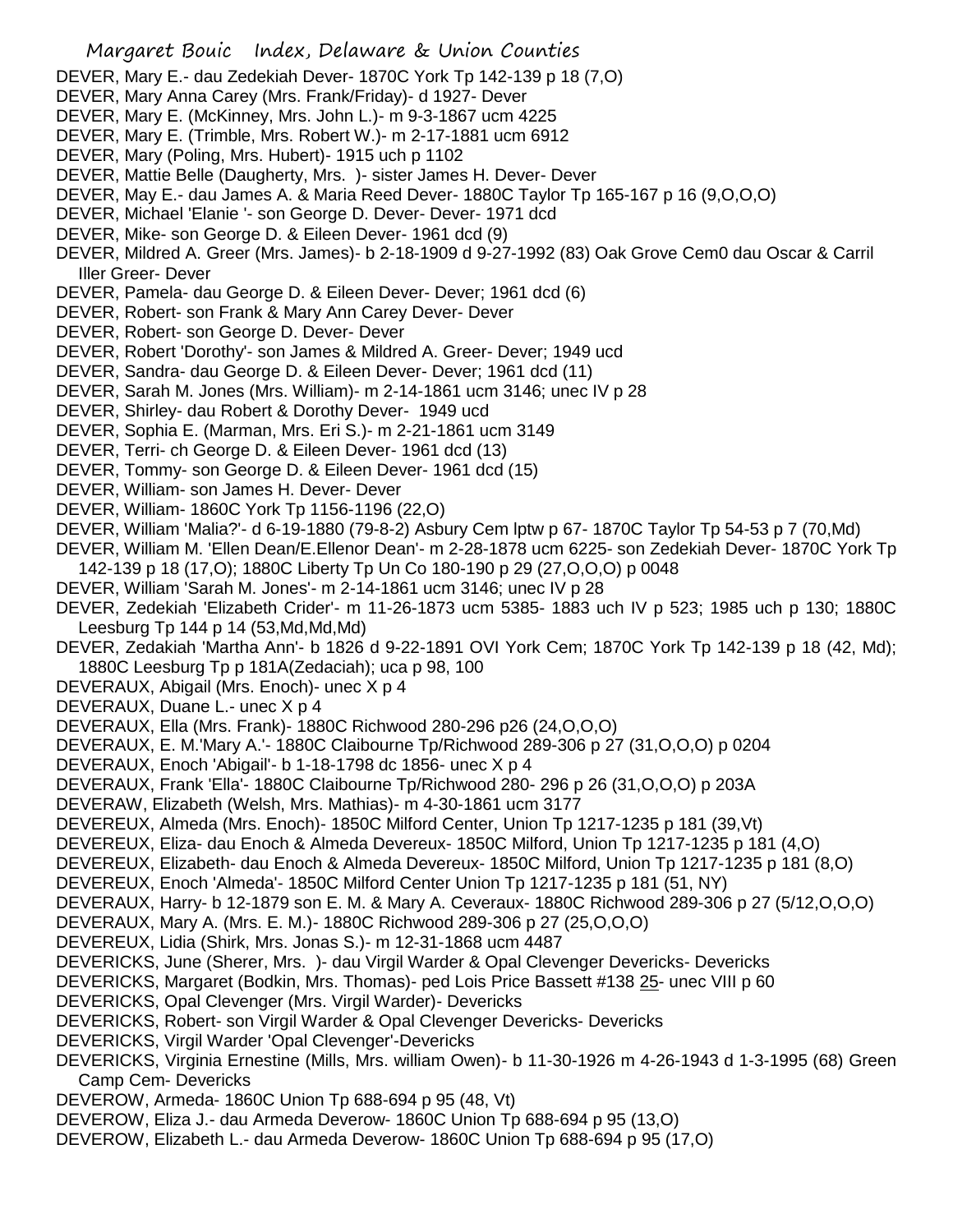DEVER, Mary E.- dau Zedekiah Dever- 1870C York Tp 142-139 p 18 (7,O)

DEVER, Mary Anna Carey (Mrs. Frank/Friday)- d 1927- Dever

DEVER, Mary E. (McKinney, Mrs. John L.)- m 9-3-1867 ucm 4225

DEVER, Mary E. (Trimble, Mrs. Robert W.)- m 2-17-1881 ucm 6912

DEVER, Mary (Poling, Mrs. Hubert)- 1915 uch p 1102

DEVER, Mattie Belle (Daugherty, Mrs. )- sister James H. Dever- Dever

DEVER, May E.- dau James A. & Maria Reed Dever- 1880C Taylor Tp 165-167 p 16 (9,O,O,O)

DEVER, Michael 'Elanie '- son George D. Dever- Dever- 1971 dcd

DEVER, Mike- son George D. & Eileen Dever- 1961 dcd (9)

DEVER, Mildred A. Greer (Mrs. James)- b 2-18-1909 d 9-27-1992 (83) Oak Grove Cem0 dau Oscar & Carril Iller Greer- Dever

DEVER, Pamela- dau George D. & Eileen Dever- Dever; 1961 dcd (6)

DEVER, Robert- son Frank & Mary Ann Carey Dever- Dever

DEVER, Robert- son George D. Dever- Dever

DEVER, Robert 'Dorothy'- son James & Mildred A. Greer- Dever; 1949 ucd

DEVER, Sandra- dau George D. & Eileen Dever- Dever; 1961 dcd (11)

DEVER, Sarah M. Jones (Mrs. William)- m 2-14-1861 ucm 3146; unec IV p 28

DEVER, Shirley- dau Robert & Dorothy Dever- 1949 ucd

DEVER, Sophia E. (Marman, Mrs. Eri S.)- m 2-21-1861 ucm 3149

DEVER, Terri- ch George D. & Eileen Dever- 1961 dcd (13)

DEVER, Tommy- son George D. & Eileen Dever- 1961 dcd (15)

DEVER, William- son James H. Dever- Dever

DEVER, William- 1860C York Tp 1156-1196 (22,O)

DEVER, William 'Malia?'- d 6-19-1880 (79-8-2) Asbury Cem lptw p 67- 1870C Taylor Tp 54-53 p 7 (70,Md)

DEVER, William M. 'Ellen Dean/E.Ellenor Dean'- m 2-28-1878 ucm 6225- son Zedekiah Dever- 1870C York Tp 142-139 p 18 (17,O); 1880C Liberty Tp Un Co 180-190 p 29 (27,O,O,O) p 0048

DEVER, William 'Sarah M. Jones'- m 2-14-1861 ucm 3146; unec IV p 28

DEVER, Zedekiah 'Elizabeth Crider'- m 11-26-1873 ucm 5385- 1883 uch IV p 523; 1985 uch p 130; 1880C Leesburg Tp 144 p 14 (53,Md,Md,Md)

DEVER, Zedakiah 'Martha Ann'- b 1826 d 9-22-1891 OVI York Cem; 1870C York Tp 142-139 p 18 (42, Md); 1880C Leesburg Tp p 181A(Zedaciah); uca p 98, 100

DEVERAUX, Abigail (Mrs. Enoch)- unec X p 4

DEVERAUX, Duane L.- unec X p 4

DEVERAUX, Ella (Mrs. Frank)- 1880C Richwood 280-296 p26 (24,O,O,O)

DEVERAUX, E. M.'Mary A.'- 1880C Claibourne Tp/Richwood 289-306 p 27 (31,O,O,O) p 0204

DEVERAUX, Enoch 'Abigail'- b 1-18-1798 dc 1856- unec X p 4

DEVERAUX, Frank 'Ella'- 1880C Claibourne Tp/Richwood 280- 296 p 26 (31,O,O,O) p 203A

DEVERAW, Elizabeth (Welsh, Mrs. Mathias)- m 4-30-1861 ucm 3177

DEVEREUX, Almeda (Mrs. Enoch)- 1850C Milford Center, Union Tp 1217-1235 p 181 (39,Vt)

DEVEREUX, Eliza- dau Enoch & Almeda Devereux- 1850C Milford, Union Tp 1217-1235 p 181 (4,O)

DEVEREUX, Elizabeth- dau Enoch & Almeda Devereux- 1850C Milford, Union Tp 1217-1235 p 181 (8,O)

DEVEREUX, Enoch 'Almeda'- 1850C Milford Center Union Tp 1217-1235 p 181 (51, NY)

DEVERAUX, Harry- b 12-1879 son E. M. & Mary A. Ceveraux- 1880C Richwood 289-306 p 27 (5/12,O,O,O)

DEVERAUX, Mary A. (Mrs. E. M.)- 1880C Richwood 289-306 p 27 (25,O,O,O)

DEVEREUX, Lidia (Shirk, Mrs. Jonas S.)- m 12-31-1868 ucm 4487

DEVERICKS, June (Sherer, Mrs. )- dau Virgil Warder & Opal Clevenger Devericks- Devericks

DEVERICKS, Margaret (Bodkin, Mrs. Thomas)- ped Lois Price Bassett #138 25- unec VIII p 60

DEVERICKS, Opal Clevenger (Mrs. Virgil Warder)- Devericks

DEVERICKS, Robert- son Virgil Warder & Opal Clevenger Devericks- Devericks

DEVERICKS, Virgil Warder 'Opal Clevenger'-Devericks

DEVERICKS, Virginia Ernestine (Mills, Mrs. william Owen)- b 11-30-1926 m 4-26-1943 d 1-3-1995 (68) Green Camp Cem- Devericks

DEVEROW, Armeda- 1860C Union Tp 688-694 p 95 (48, Vt)

DEVEROW, Eliza J.- dau Armeda Deverow- 1860C Union Tp 688-694 p 95 (13,O)

DEVEROW, Elizabeth L.- dau Armeda Deverow- 1860C Union Tp 688-694 p 95 (17,O)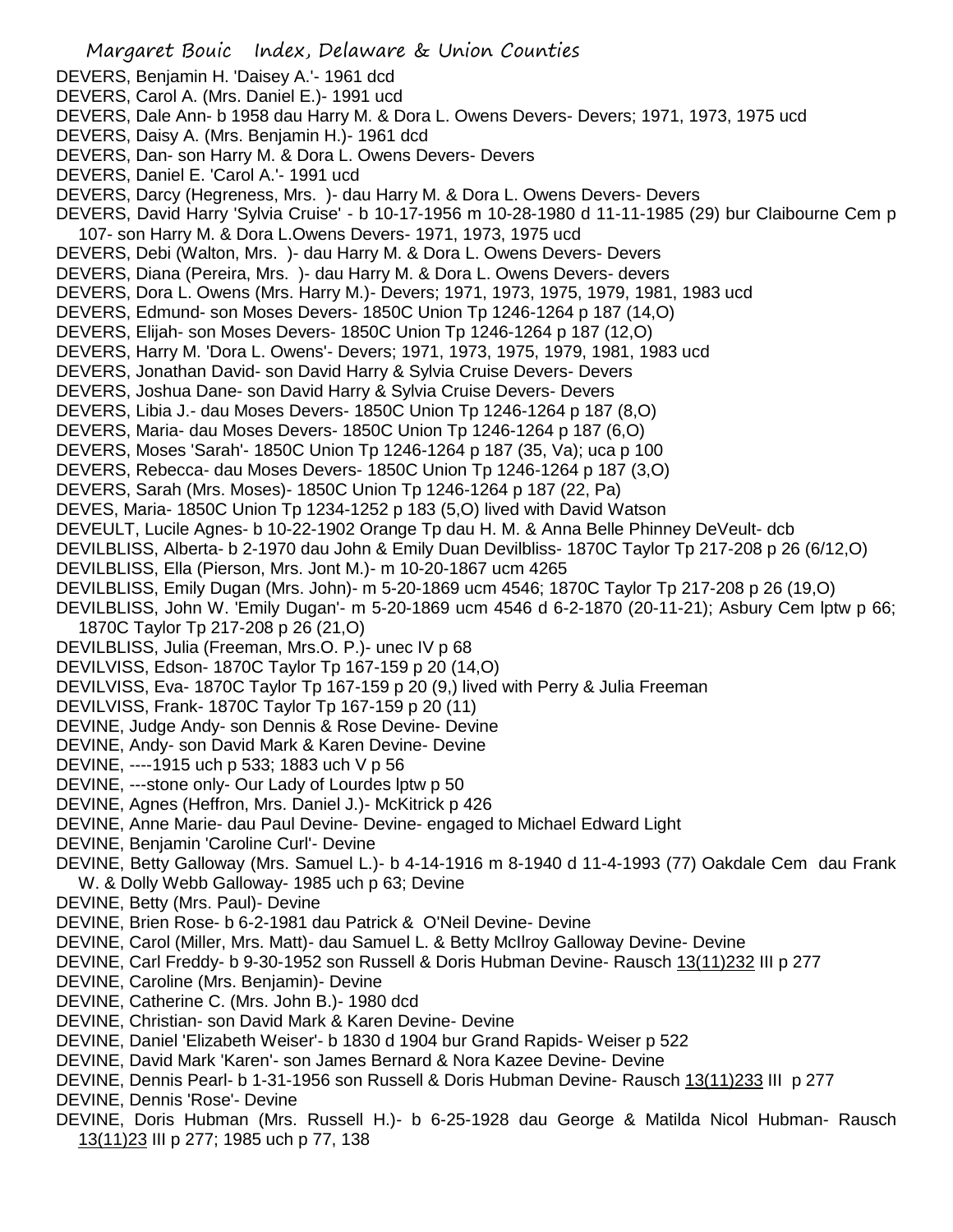DEVERS, Benjamin H. 'Daisey A.'- 1961 dcd
DEVERS, Carol A. (Mrs. Daniel E.)- 1991 ucd
DEVERS, Dale Ann- b 1958 dau Harry M. & Dora L. Owens Devers- Devers; 1971, 1973, 1975 ucd
DEVERS, Daisy A. (Mrs. Benjamin H.)- 1961 dcd
DEVERS, Dan- son Harry M. & Dora L. Owens Devers- Devers
DEVERS, Daniel E. 'Carol A.'- 1991 ucd
DEVERS, Darcy (Hegreness, Mrs. )- dau Harry M. & Dora L. Owens Devers- Devers
DEVERS, David Harry 'Sylvia Cruise' - b 10-17-1956 m 10-28-1980 d 11-11-1985 (29) bur Claibourne Cem p 107- son Harry M. & Dora L.Owens Devers- 1971, 1973, 1975 ucd
DEVERS, Debi (Walton, Mrs. )- dau Harry M. & Dora L. Owens Devers- Devers
DEVERS, Diana (Pereira, Mrs. )- dau Harry M. & Dora L. Owens Devers- devers
DEVERS, Dora L. Owens (Mrs. Harry M.)- Devers; 1971, 1973, 1975, 1979, 1981, 1983 ucd
DEVERS, Edmund- son Moses Devers- 1850C Union Tp 1246-1264 p 187 (14,O)
DEVERS, Elijah- son Moses Devers- 1850C Union Tp 1246-1264 p 187 (12,O)
DEVERS, Harry M. 'Dora L. Owens'- Devers; 1971, 1973, 1975, 1979, 1981, 1983 ucd
DEVERS, Jonathan David- son David Harry & Sylvia Cruise Devers- Devers
DEVERS, Joshua Dane- son David Harry & Sylvia Cruise Devers- Devers
DEVERS, Libia J.- dau Moses Devers- 1850C Union Tp 1246-1264 p 187 (8,O)
DEVERS, Maria- dau Moses Devers- 1850C Union Tp 1246-1264 p 187 (6,O)
DEVERS, Moses 'Sarah'- 1850C Union Tp 1246-1264 p 187 (35, Va); uca p 100
DEVERS, Rebecca- dau Moses Devers- 1850C Union Tp 1246-1264 p 187 (3,O)
DEVERS, Sarah (Mrs. Moses)- 1850C Union Tp 1246-1264 p 187 (22, Pa)
DEVES, Maria- 1850C Union Tp 1234-1252 p 183 (5,O) lived with David Watson
DEVEULT, Lucile Agnes- b 10-22-1902 Orange Tp dau H. M. & Anna Belle Phinney DeVeult- dcb
DEVILBLISS, Alberta- b 2-1970 dau John & Emily Duan Devilbliss- 1870C Taylor Tp 217-208 p 26 (6/12,O)
DEVILBLISS, Ella (Pierson, Mrs. Jont M.)- m 10-20-1867 ucm 4265
DEVILBLISS, Emily Dugan (Mrs. John)- m 5-20-1869 ucm 4546; 1870C Taylor Tp 217-208 p 26 (19,O)
DEVILBLISS, John W. 'Emily Dugan'- m 5-20-1869 ucm 4546 d 6-2-1870 (20-11-21); Asbury Cem lptw p 66; 1870C Taylor Tp 217-208 p 26 (21,O)
DEVILBLISS, Julia (Freeman, Mrs.O. P.)- unec IV p 68
DEVILVISS, Edson- 1870C Taylor Tp 167-159 p 20 (14,O)
DEVILVISS, Eva- 1870C Taylor Tp 167-159 p 20 (9,) lived with Perry & Julia Freeman
DEVILVISS, Frank- 1870C Taylor Tp 167-159 p 20 (11)
DEVINE, Judge Andy- son Dennis & Rose Devine- Devine
DEVINE, Andy- son David Mark & Karen Devine- Devine
DEVINE, ----1915 uch p 533; 1883 uch V p 56
DEVINE, ---stone only- Our Lady of Lourdes lptw p 50
DEVINE, Agnes (Heffron, Mrs. Daniel J.)- McKitrick p 426
DEVINE, Anne Marie- dau Paul Devine- Devine- engaged to Michael Edward Light
DEVINE, Benjamin 'Caroline Curl'- Devine
DEVINE, Betty Galloway (Mrs. Samuel L.)- b 4-14-1916 m 8-1940 d 11-4-1993 (77) Oakdale Cem dau Frank W. & Dolly Webb Galloway- 1985 uch p 63; Devine
DEVINE, Betty (Mrs. Paul)- Devine
DEVINE, Brien Rose- b 6-2-1981 dau Patrick & O'Neil Devine- Devine
DEVINE, Carol (Miller, Mrs. Matt)- dau Samuel L. & Betty McIlroy Galloway Devine- Devine
DEVINE, Carl Freddy- b 9-30-1952 son Russell & Doris Hubman Devine- Rausch 13(11)232 III p 277
DEVINE, Caroline (Mrs. Benjamin)- Devine
DEVINE, Catherine C. (Mrs. John B.)- 1980 dcd
DEVINE, Christian- son David Mark & Karen Devine- Devine
DEVINE, Daniel 'Elizabeth Weiser'- b 1830 d 1904 bur Grand Rapids- Weiser p 522
DEVINE, David Mark 'Karen'- son James Bernard & Nora Kazee Devine- Devine
DEVINE, Dennis Pearl- b 1-31-1956 son Russell & Doris Hubman Devine- Rausch 13(11)233 III p 277
DEVINE, Dennis 'Rose'- Devine
DEVINE, Doris Hubman (Mrs. Russell H.)- b 6-25-1928 dau George & Matilda Nicol Hubman- Rausch 13(11)23 III p 277; 1985 uch p 77, 138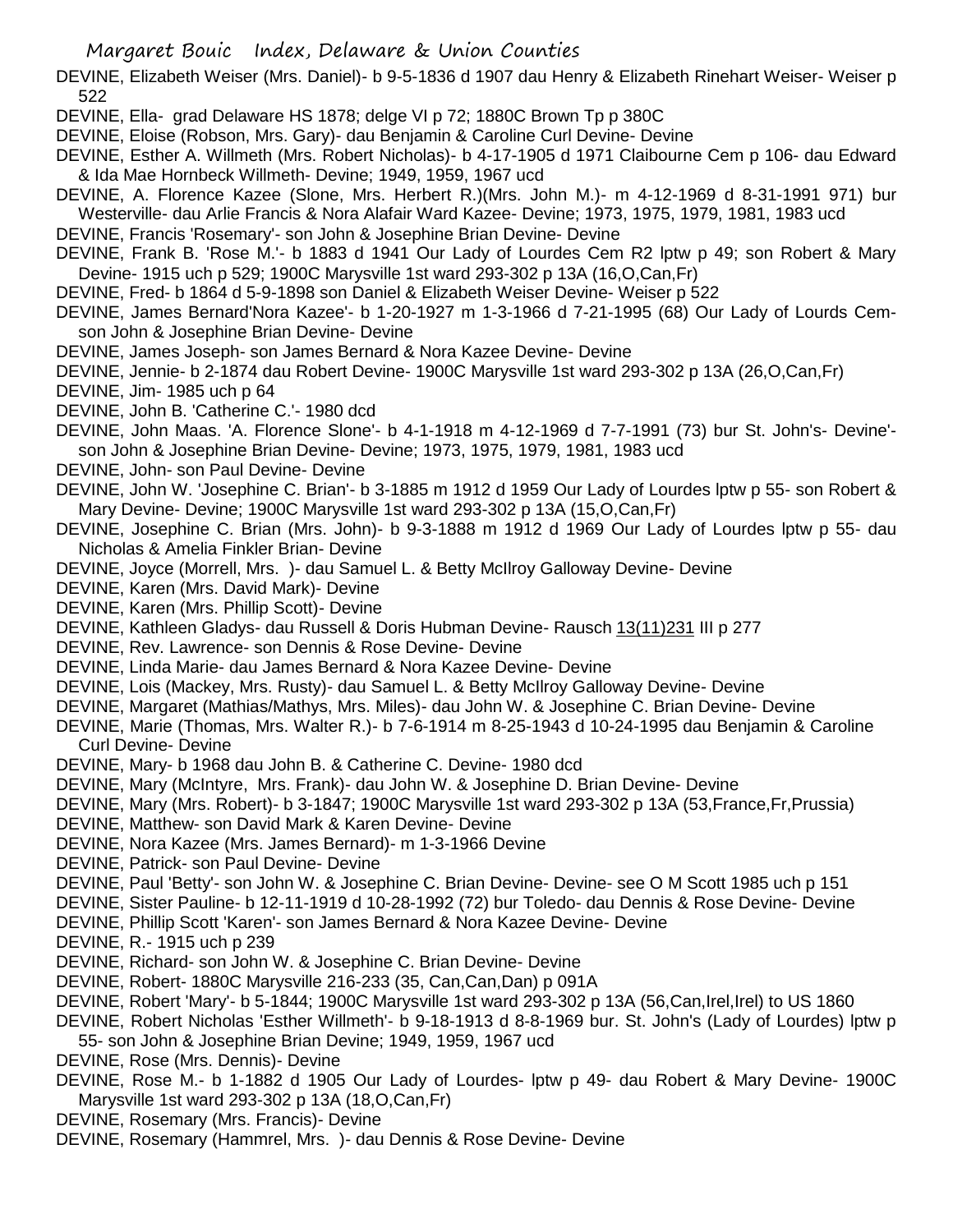DEVINE, Elizabeth Weiser (Mrs. Daniel)- b 9-5-1836 d 1907 dau Henry & Elizabeth Rinehart Weiser- Weiser p 522

DEVINE, Ella- grad Delaware HS 1878; delge VI p 72; 1880C Brown Tp p 380C

DEVINE, Eloise (Robson, Mrs. Gary)- dau Benjamin & Caroline Curl Devine- Devine

DEVINE, Esther A. Willmeth (Mrs. Robert Nicholas)- b 4-17-1905 d 1971 Claibourne Cem p 106- dau Edward & Ida Mae Hornbeck Willmeth- Devine; 1949, 1959, 1967 ucd

DEVINE, A. Florence Kazee (Slone, Mrs. Herbert R.)(Mrs. John M.)- m 4-12-1969 d 8-31-1991 971) bur Westerville- dau Arlie Francis & Nora Alafair Ward Kazee- Devine; 1973, 1975, 1979, 1981, 1983 ucd

DEVINE, Francis 'Rosemary'- son John & Josephine Brian Devine- Devine

DEVINE, Frank B. 'Rose M.'- b 1883 d 1941 Our Lady of Lourdes Cem R2 lptw p 49; son Robert & Mary Devine- 1915 uch p 529; 1900C Marysville 1st ward 293-302 p 13A (16,O,Can,Fr)

DEVINE, Fred- b 1864 d 5-9-1898 son Daniel & Elizabeth Weiser Devine- Weiser p 522

DEVINE, James Bernard'Nora Kazee'- b 1-20-1927 m 1-3-1966 d 7-21-1995 (68) Our Lady of Lourds Cem- son John & Josephine Brian Devine- Devine

DEVINE, James Joseph- son James Bernard & Nora Kazee Devine- Devine

DEVINE, Jennie- b 2-1874 dau Robert Devine- 1900C Marysville 1st ward 293-302 p 13A (26,O,Can,Fr)

DEVINE, Jim- 1985 uch p 64

DEVINE, John B. 'Catherine C.'- 1980 dcd

DEVINE, John Maas. 'A. Florence Slone'- b 4-1-1918 m 4-12-1969 d 7-7-1991 (73) bur St. John's- Devine'- son John & Josephine Brian Devine- Devine; 1973, 1975, 1979, 1981, 1983 ucd

DEVINE, John- son Paul Devine- Devine

DEVINE, John W. 'Josephine C. Brian'- b 3-1885 m 1912 d 1959 Our Lady of Lourdes lptw p 55- son Robert & Mary Devine- Devine; 1900C Marysville 1st ward 293-302 p 13A (15,O,Can,Fr)

DEVINE, Josephine C. Brian (Mrs. John)- b 9-3-1888 m 1912 d 1969 Our Lady of Lourdes lptw p 55- dau Nicholas & Amelia Finkler Brian- Devine

DEVINE, Joyce (Morrell, Mrs. )- dau Samuel L. & Betty McIlroy Galloway Devine- Devine

DEVINE, Karen (Mrs. David Mark)- Devine

DEVINE, Karen (Mrs. Phillip Scott)- Devine

DEVINE, Kathleen Gladys- dau Russell & Doris Hubman Devine- Rausch 13(11)231 III p 277

DEVINE, Rev. Lawrence- son Dennis & Rose Devine- Devine

DEVINE, Linda Marie- dau James Bernard & Nora Kazee Devine- Devine

DEVINE, Lois (Mackey, Mrs. Rusty)- dau Samuel L. & Betty McIlroy Galloway Devine- Devine

DEVINE, Margaret (Mathias/Mathys, Mrs. Miles)- dau John W. & Josephine C. Brian Devine- Devine

DEVINE, Marie (Thomas, Mrs. Walter R.)- b 7-6-1914 m 8-25-1943 d 10-24-1995 dau Benjamin & Caroline Curl Devine- Devine

DEVINE, Mary- b 1968 dau John B. & Catherine C. Devine- 1980 dcd

DEVINE, Mary (McIntyre, Mrs. Frank)- dau John W. & Josephine D. Brian Devine- Devine

DEVINE, Mary (Mrs. Robert)- b 3-1847; 1900C Marysville 1st ward 293-302 p 13A (53,France,Fr,Prussia)

DEVINE, Matthew- son David Mark & Karen Devine- Devine

DEVINE, Nora Kazee (Mrs. James Bernard)- m 1-3-1966 Devine

DEVINE, Patrick- son Paul Devine- Devine

DEVINE, Paul 'Betty'- son John W. & Josephine C. Brian Devine- Devine- see O M Scott 1985 uch p 151

DEVINE, Sister Pauline- b 12-11-1919 d 10-28-1992 (72) bur Toledo- dau Dennis & Rose Devine- Devine

DEVINE, Phillip Scott 'Karen'- son James Bernard & Nora Kazee Devine- Devine

DEVINE, R.- 1915 uch p 239

DEVINE, Richard- son John W. & Josephine C. Brian Devine- Devine

DEVINE, Robert- 1880C Marysville 216-233 (35, Can,Can,Dan) p 091A

DEVINE, Robert 'Mary'- b 5-1844; 1900C Marysville 1st ward 293-302 p 13A (56,Can,Irel,Irel) to US 1860

DEVINE, Robert Nicholas 'Esther Willmeth'- b 9-18-1913 d 8-8-1969 bur. St. John's (Lady of Lourdes) lptw p 55- son John & Josephine Brian Devine; 1949, 1959, 1967 ucd

DEVINE, Rose (Mrs. Dennis)- Devine

DEVINE, Rose M.- b 1-1882 d 1905 Our Lady of Lourdes- lptw p 49- dau Robert & Mary Devine- 1900C Marysville 1st ward 293-302 p 13A (18,O,Can,Fr)

DEVINE, Rosemary (Mrs. Francis)- Devine

DEVINE, Rosemary (Hammrel, Mrs. )- dau Dennis & Rose Devine- Devine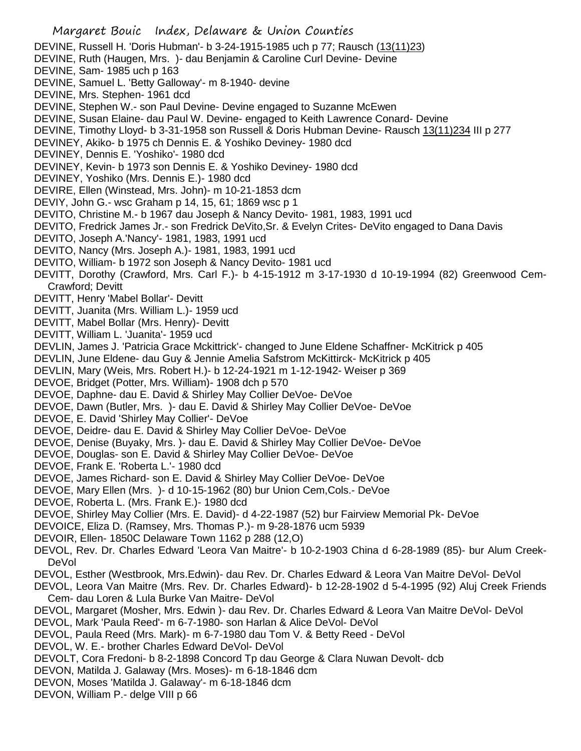DEVINE, Russell H. 'Doris Hubman'- b 3-24-1915-1985 uch p 77; Rausch (13(11)23)

DEVINE, Ruth (Haugen, Mrs. )- dau Benjamin & Caroline Curl Devine- Devine

DEVINE, Sam- 1985 uch p 163

DEVINE, Samuel L. 'Betty Galloway'- m 8-1940- devine

DEVINE, Mrs. Stephen- 1961 dcd

DEVINE, Stephen W.- son Paul Devine- Devine engaged to Suzanne McEwen

DEVINE, Susan Elaine- dau Paul W. Devine- engaged to Keith Lawrence Conard- Devine

DEVINE, Timothy Lloyd- b 3-31-1958 son Russell & Doris Hubman Devine- Rausch 13(11)234 III p 277

DEVINEY, Akiko- b 1975 ch Dennis E. & Yoshiko Deviney- 1980 dcd

DEVINEY, Dennis E. 'Yoshiko'- 1980 dcd

DEVINEY, Kevin- b 1973 son Dennis E. & Yoshiko Deviney- 1980 dcd

DEVINEY, Yoshiko (Mrs. Dennis E.)- 1980 dcd

DEVIRE, Ellen (Winstead, Mrs. John)- m 10-21-1853 dcm

DEVIY, John G.- wsc Graham p 14, 15, 61; 1869 wsc p 1

DEVITO, Christine M.- b 1967 dau Joseph & Nancy Devito- 1981, 1983, 1991 ucd

DEVITO, Fredrick James Jr.- son Fredrick DeVito,Sr. & Evelyn Crites- DeVito engaged to Dana Davis

DEVITO, Joseph A.'Nancy'- 1981, 1983, 1991 ucd

DEVITO, Nancy (Mrs. Joseph A.)- 1981, 1983, 1991 ucd

DEVITO, William- b 1972 son Joseph & Nancy Devito- 1981 ucd

DEVITT, Dorothy (Crawford, Mrs. Carl F.)- b 4-15-1912 m 3-17-1930 d 10-19-1994 (82) Greenwood Cem- Crawford; Devitt

DEVITT, Henry 'Mabel Bollar'- Devitt

DEVITT, Juanita (Mrs. William L.)- 1959 ucd

DEVITT, Mabel Bollar (Mrs. Henry)- Devitt

DEVITT, William L. 'Juanita'- 1959 ucd

DEVLIN, James J. 'Patricia Grace Mckittrick'- changed to June Eldene Schaffner- McKitrick p 405

DEVLIN, June Eldene- dau Guy & Jennie Amelia Safstrom McKittirck- McKitrick p 405

DEVLIN, Mary (Weis, Mrs. Robert H.)- b 12-24-1921 m 1-12-1942- Weiser p 369

DEVOE, Bridget (Potter, Mrs. William)- 1908 dch p 570

DEVOE, Daphne- dau E. David & Shirley May Collier DeVoe- DeVoe

DEVOE, Dawn (Butler, Mrs. )- dau E. David & Shirley May Collier DeVoe- DeVoe

DEVOE, E. David 'Shirley May Collier'- DeVoe

DEVOE, Deidre- dau E. David & Shirley May Collier DeVoe- DeVoe

DEVOE, Denise (Buyaky, Mrs. )- dau E. David & Shirley May Collier DeVoe- DeVoe

DEVOE, Douglas- son E. David & Shirley May Collier DeVoe- DeVoe

DEVOE, Frank E. 'Roberta L.'- 1980 dcd

DEVOE, James Richard- son E. David & Shirley May Collier DeVoe- DeVoe

DEVOE, Mary Ellen (Mrs. )- d 10-15-1962 (80) bur Union Cem,Cols.- DeVoe

DEVOE, Roberta L. (Mrs. Frank E.)- 1980 dcd

DEVOE, Shirley May Collier (Mrs. E. David)- d 4-22-1987 (52) bur Fairview Memorial Pk- DeVoe

DEVOICE, Eliza D. (Ramsey, Mrs. Thomas P.)- m 9-28-1876 ucm 5939

DEVOIR, Ellen- 1850C Delaware Town 1162 p 288 (12,O)

DEVOL, Rev. Dr. Charles Edward 'Leora Van Maitre'- b 10-2-1903 China d 6-28-1989 (85)- bur Alum Creek- DeVol

DEVOL, Esther (Westbrook, Mrs.Edwin)- dau Rev. Dr. Charles Edward & Leora Van Maitre DeVol- DeVol

DEVOL, Leora Van Maitre (Mrs. Rev. Dr. Charles Edward)- b 12-28-1902 d 5-4-1995 (92) Aluj Creek Friends Cem- dau Loren & Lula Burke Van Maitre- DeVol

DEVOL, Margaret (Mosher, Mrs. Edwin )- dau Rev. Dr. Charles Edward & Leora Van Maitre DeVol- DeVol

DEVOL, Mark 'Paula Reed'- m 6-7-1980- son Harlan & Alice DeVol- DeVol

DEVOL, Paula Reed (Mrs. Mark)- m 6-7-1980 dau Tom V. & Betty Reed - DeVol

DEVOL, W. E.- brother Charles Edward DeVol- DeVol

DEVOLT, Cora Fredoni- b 8-2-1898 Concord Tp dau George & Clara Nuwan Devolt- dcb

DEVON, Matilda J. Galaway (Mrs. Moses)- m 6-18-1846 dcm

DEVON, Moses 'Matilda J. Galaway'- m 6-18-1846 dcm

DEVON, William P.- delge VIII p 66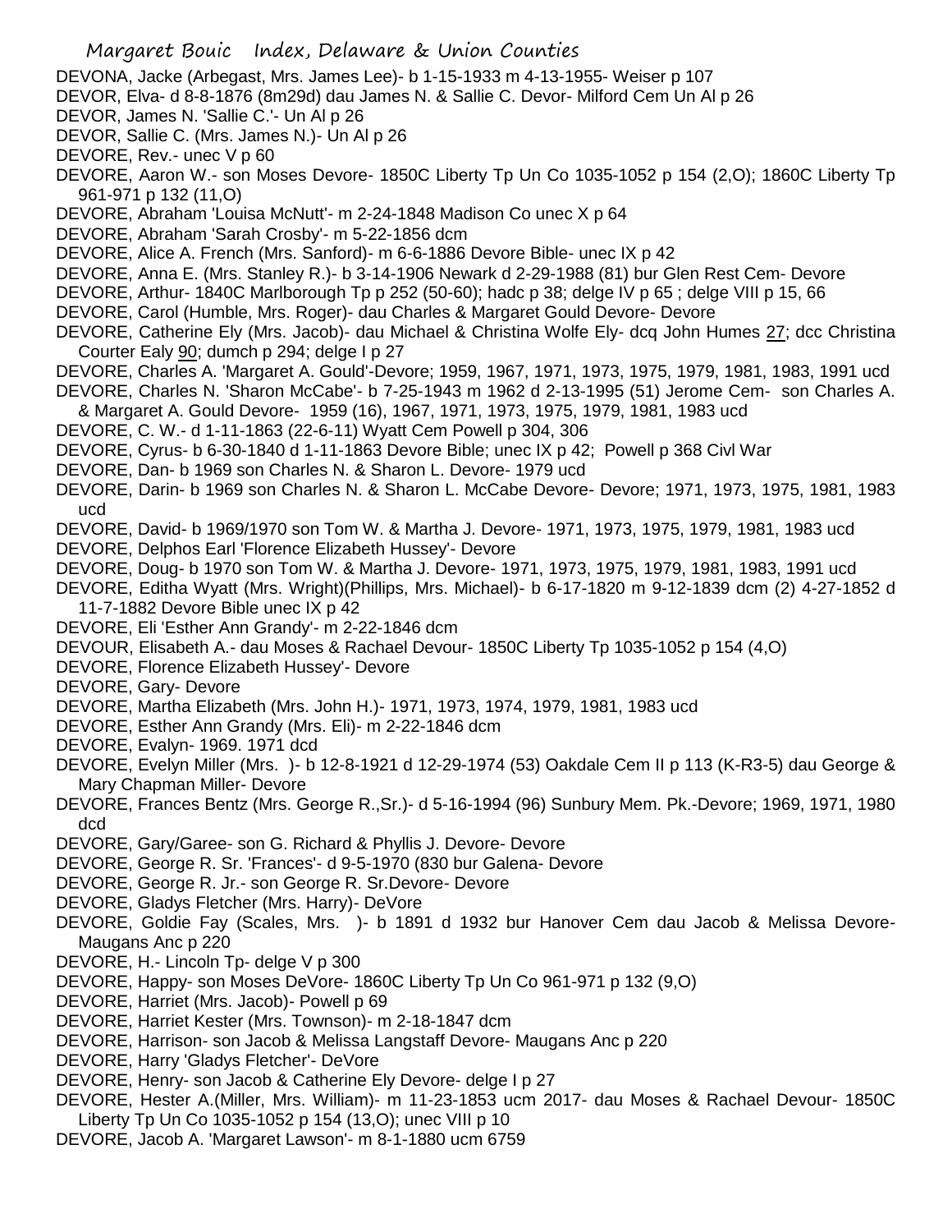DEVONA, Jacke (Arbegast, Mrs. James Lee)- b 1-15-1933 m 4-13-1955- Weiser p 107

DEVOR, Elva- d 8-8-1876 (8m29d) dau James N. & Sallie C. Devor- Milford Cem Un Al p 26

DEVOR, James N. 'Sallie C.'- Un Al p 26

DEVOR, Sallie C. (Mrs. James N.)- Un Al p 26

DEVORE, Rev.- unec V p 60

DEVORE, Aaron W.- son Moses Devore- 1850C Liberty Tp Un Co 1035-1052 p 154 (2,O); 1860C Liberty Tp 961-971 p 132 (11,O)

DEVORE, Abraham 'Louisa McNutt'- m 2-24-1848 Madison Co unec X p 64

DEVORE, Abraham 'Sarah Crosby'- m 5-22-1856 dcm

DEVORE, Alice A. French (Mrs. Sanford)- m 6-6-1886 Devore Bible- unec IX p 42

DEVORE, Anna E. (Mrs. Stanley R.)- b 3-14-1906 Newark d 2-29-1988 (81) bur Glen Rest Cem- Devore

DEVORE, Arthur- 1840C Marlborough Tp p 252 (50-60); hadc p 38; delge IV p 65 ; delge VIII p 15, 66

DEVORE, Carol (Humble, Mrs. Roger)- dau Charles & Margaret Gould Devore- Devore

DEVORE, Catherine Ely (Mrs. Jacob)- dau Michael & Christina Wolfe Ely- dcq John Humes 27; dcc Christina Courter Ealy 90; dumch p 294; delge I p 27

DEVORE, Charles A. 'Margaret A. Gould'-Devore; 1959, 1967, 1971, 1973, 1975, 1979, 1981, 1983, 1991 ucd

DEVORE, Charles N. 'Sharon McCabe'- b 7-25-1943 m 1962 d 2-13-1995 (51) Jerome Cem- son Charles A. & Margaret A. Gould Devore- 1959 (16), 1967, 1971, 1973, 1975, 1979, 1981, 1983 ucd

DEVORE, C. W.- d 1-11-1863 (22-6-11) Wyatt Cem Powell p 304, 306

DEVORE, Cyrus- b 6-30-1840 d 1-11-1863 Devore Bible; unec IX p 42; Powell p 368 Civl War

DEVORE, Dan- b 1969 son Charles N. & Sharon L. Devore- 1979 ucd

DEVORE, Darin- b 1969 son Charles N. & Sharon L. McCabe Devore- Devore; 1971, 1973, 1975, 1981, 1983 ucd

DEVORE, David- b 1969/1970 son Tom W. & Martha J. Devore- 1971, 1973, 1975, 1979, 1981, 1983 ucd

DEVORE, Delphos Earl 'Florence Elizabeth Hussey'- Devore

DEVORE, Doug- b 1970 son Tom W. & Martha J. Devore- 1971, 1973, 1975, 1979, 1981, 1983, 1991 ucd

DEVORE, Editha Wyatt (Mrs. Wright)(Phillips, Mrs. Michael)- b 6-17-1820 m 9-12-1839 dcm (2) 4-27-1852 d 11-7-1882 Devore Bible unec IX p 42

DEVORE, Eli 'Esther Ann Grandy'- m 2-22-1846 dcm

DEVOUR, Elisabeth A.- dau Moses & Rachael Devour- 1850C Liberty Tp 1035-1052 p 154 (4,O)

DEVORE, Florence Elizabeth Hussey'- Devore

DEVORE, Gary- Devore

DEVORE, Martha Elizabeth (Mrs. John H.)- 1971, 1973, 1974, 1979, 1981, 1983 ucd

DEVORE, Esther Ann Grandy (Mrs. Eli)- m 2-22-1846 dcm

DEVORE, Evalyn- 1969. 1971 dcd

DEVORE, Evelyn Miller (Mrs. )- b 12-8-1921 d 12-29-1974 (53) Oakdale Cem II p 113 (K-R3-5) dau George & Mary Chapman Miller- Devore

DEVORE, Frances Bentz (Mrs. George R.,Sr.)- d 5-16-1994 (96) Sunbury Mem. Pk.-Devore; 1969, 1971, 1980 dcd

DEVORE, Gary/Garee- son G. Richard & Phyllis J. Devore- Devore

DEVORE, George R. Sr. 'Frances'- d 9-5-1970 (830 bur Galena- Devore

DEVORE, George R. Jr.- son George R. Sr.Devore- Devore

DEVORE, Gladys Fletcher (Mrs. Harry)- DeVore

DEVORE, Goldie Fay (Scales, Mrs. )- b 1891 d 1932 bur Hanover Cem dau Jacob & Melissa Devore- Maugans Anc p 220

DEVORE, H.- Lincoln Tp- delge V p 300

DEVORE, Happy- son Moses DeVore- 1860C Liberty Tp Un Co 961-971 p 132 (9,O)

DEVORE, Harriet (Mrs. Jacob)- Powell p 69

DEVORE, Harriet Kester (Mrs. Townson)- m 2-18-1847 dcm

DEVORE, Harrison- son Jacob & Melissa Langstaff Devore- Maugans Anc p 220

DEVORE, Harry 'Gladys Fletcher'- DeVore

DEVORE, Henry- son Jacob & Catherine Ely Devore- delge I p 27

DEVORE, Hester A.(Miller, Mrs. William)- m 11-23-1853 ucm 2017- dau Moses & Rachael Devour- 1850C Liberty Tp Un Co 1035-1052 p 154 (13,O); unec VIII p 10

DEVORE, Jacob A. 'Margaret Lawson'- m 8-1-1880 ucm 6759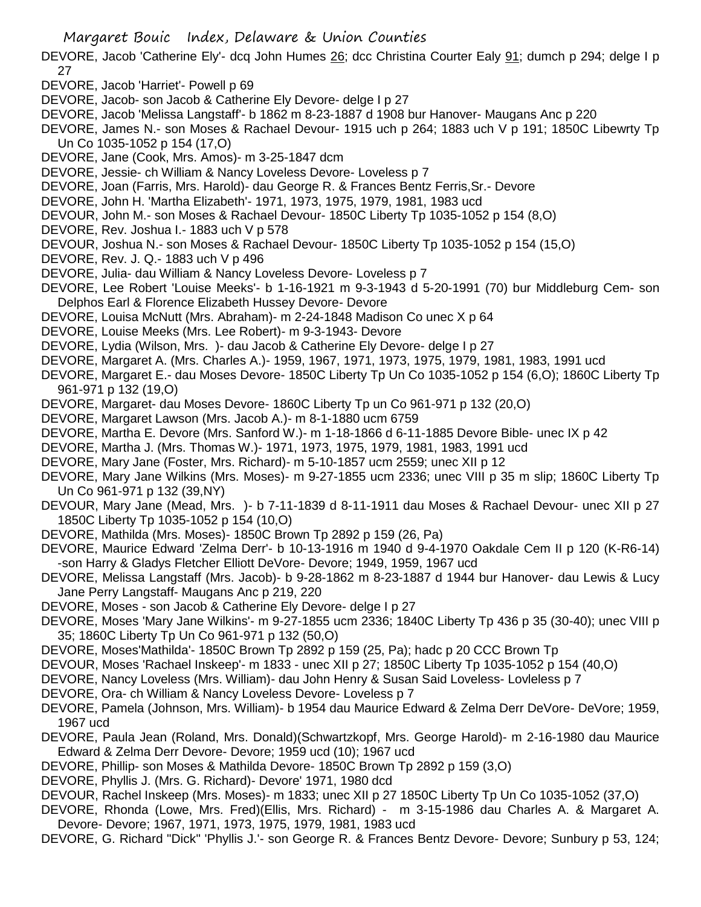DEVORE, Jacob 'Catherine Ely'- dcq John Humes 26; dcc Christina Courter Ealy 91; dumch p 294; delge I p 27

DEVORE, Jacob 'Harriet'- Powell p 69

DEVORE, Jacob- son Jacob & Catherine Ely Devore- delge I p 27

DEVORE, Jacob 'Melissa Langstaff'- b 1862 m 8-23-1887 d 1908 bur Hanover- Maugans Anc p 220

DEVORE, James N.- son Moses & Rachael Devour- 1915 uch p 264; 1883 uch V p 191; 1850C Libewrty Tp Un Co 1035-1052 p 154 (17,O)

DEVORE, Jane (Cook, Mrs. Amos)- m 3-25-1847 dcm

DEVORE, Jessie- ch William & Nancy Loveless Devore- Loveless p 7

DEVORE, Joan (Farris, Mrs. Harold)- dau George R. & Frances Bentz Ferris,Sr.- Devore

DEVORE, John H. 'Martha Elizabeth'- 1971, 1973, 1975, 1979, 1981, 1983 ucd

DEVOUR, John M.- son Moses & Rachael Devour- 1850C Liberty Tp 1035-1052 p 154 (8,O)

DEVORE, Rev. Joshua I.- 1883 uch V p 578

DEVOUR, Joshua N.- son Moses & Rachael Devour- 1850C Liberty Tp 1035-1052 p 154 (15,O)

DEVORE, Rev. J. Q.- 1883 uch V p 496

DEVORE, Julia- dau William & Nancy Loveless Devore- Loveless p 7

DEVORE, Lee Robert 'Louise Meeks'- b 1-16-1921 m 9-3-1943 d 5-20-1991 (70) bur Middleburg Cem- son Delphos Earl & Florence Elizabeth Hussey Devore- Devore

DEVORE, Louisa McNutt (Mrs. Abraham)- m 2-24-1848 Madison Co unec X p 64

DEVORE, Louise Meeks (Mrs. Lee Robert)- m 9-3-1943- Devore

DEVORE, Lydia (Wilson, Mrs. )- dau Jacob & Catherine Ely Devore- delge I p 27

DEVORE, Margaret A. (Mrs. Charles A.)- 1959, 1967, 1971, 1973, 1975, 1979, 1981, 1983, 1991 ucd

DEVORE, Margaret E.- dau Moses Devore- 1850C Liberty Tp Un Co 1035-1052 p 154 (6,O); 1860C Liberty Tp 961-971 p 132 (19,O)

DEVORE, Margaret- dau Moses Devore- 1860C Liberty Tp un Co 961-971 p 132 (20,O)

DEVORE, Margaret Lawson (Mrs. Jacob A.)- m 8-1-1880 ucm 6759

DEVORE, Martha E. Devore (Mrs. Sanford W.)- m 1-18-1866 d 6-11-1885 Devore Bible- unec IX p 42

DEVORE, Martha J. (Mrs. Thomas W.)- 1971, 1973, 1975, 1979, 1981, 1983, 1991 ucd

DEVORE, Mary Jane (Foster, Mrs. Richard)- m 5-10-1857 ucm 2559; unec XII p 12

DEVORE, Mary Jane Wilkins (Mrs. Moses)- m 9-27-1855 ucm 2336; unec VIII p 35 m slip; 1860C Liberty Tp Un Co 961-971 p 132 (39,NY)

DEVOUR, Mary Jane (Mead, Mrs. )- b 7-11-1839 d 8-11-1911 dau Moses & Rachael Devour- unec XII p 27 1850C Liberty Tp 1035-1052 p 154 (10,O)

DEVORE, Mathilda (Mrs. Moses)- 1850C Brown Tp 2892 p 159 (26, Pa)

DEVORE, Maurice Edward 'Zelma Derr'- b 10-13-1916 m 1940 d 9-4-1970 Oakdale Cem II p 120 (K-R6-14) -son Harry & Gladys Fletcher Elliott DeVore- Devore; 1949, 1959, 1967 ucd

DEVORE, Melissa Langstaff (Mrs. Jacob)- b 9-28-1862 m 8-23-1887 d 1944 bur Hanover- dau Lewis & Lucy Jane Perry Langstaff- Maugans Anc p 219, 220

DEVORE, Moses - son Jacob & Catherine Ely Devore- delge I p 27

DEVORE, Moses 'Mary Jane Wilkins'- m 9-27-1855 ucm 2336; 1840C Liberty Tp 436 p 35 (30-40); unec VIII p 35; 1860C Liberty Tp Un Co 961-971 p 132 (50,O)

DEVORE, Moses'Mathilda'- 1850C Brown Tp 2892 p 159 (25, Pa); hadc p 20 CCC Brown Tp

DEVOUR, Moses 'Rachael Inskeep'- m 1833 - unec XII p 27; 1850C Liberty Tp 1035-1052 p 154 (40,O)

DEVORE, Nancy Loveless (Mrs. William)- dau John Henry & Susan Said Loveless- Lovleless p 7

DEVORE, Ora- ch William & Nancy Loveless Devore- Loveless p 7

DEVORE, Pamela (Johnson, Mrs. William)- b 1954 dau Maurice Edward & Zelma Derr DeVore- DeVore; 1959, 1967 ucd

DEVORE, Paula Jean (Roland, Mrs. Donald)(Schwartzkopf, Mrs. George Harold)- m 2-16-1980 dau Maurice Edward & Zelma Derr Devore- Devore; 1959 ucd (10); 1967 ucd

DEVORE, Phillip- son Moses & Mathilda Devore- 1850C Brown Tp 2892 p 159 (3,O)

DEVORE, Phyllis J. (Mrs. G. Richard)- Devore' 1971, 1980 dcd

DEVOUR, Rachel Inskeep (Mrs. Moses)- m 1833; unec XII p 27 1850C Liberty Tp Un Co 1035-1052 (37,O)

DEVORE, Rhonda (Lowe, Mrs. Fred)(Ellis, Mrs. Richard) - m 3-15-1986 dau Charles A. & Margaret A. Devore- Devore; 1967, 1971, 1973, 1975, 1979, 1981, 1983 ucd

DEVORE, G. Richard "Dick" 'Phyllis J.'- son George R. & Frances Bentz Devore- Devore; Sunbury p 53, 124;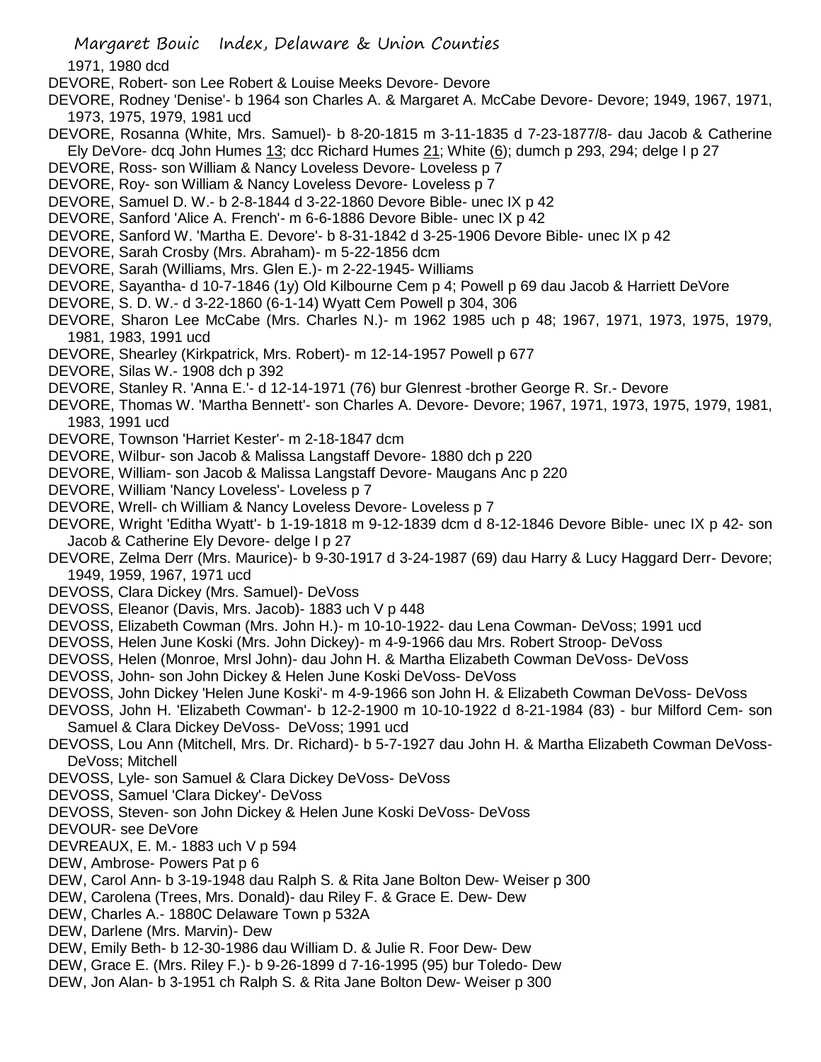1971, 1980 dcd

DEVORE, Robert- son Lee Robert & Louise Meeks Devore- Devore

DEVORE, Rodney 'Denise'- b 1964 son Charles A. & Margaret A. McCabe Devore- Devore; 1949, 1967, 1971, 1973, 1975, 1979, 1981 ucd

DEVORE, Rosanna (White, Mrs. Samuel)- b 8-20-1815 m 3-11-1835 d 7-23-1877/8- dau Jacob & Catherine Ely DeVore- dcq John Humes 13; dcc Richard Humes 21; White (6); dumch p 293, 294; delge I p 27

DEVORE, Ross- son William & Nancy Loveless Devore- Loveless p 7

DEVORE, Roy- son William & Nancy Loveless Devore- Loveless p 7

DEVORE, Samuel D. W.- b 2-8-1844 d 3-22-1860 Devore Bible- unec IX p 42

DEVORE, Sanford 'Alice A. French'- m 6-6-1886 Devore Bible- unec IX p 42

DEVORE, Sanford W. 'Martha E. Devore'- b 8-31-1842 d 3-25-1906 Devore Bible- unec IX p 42

DEVORE, Sarah Crosby (Mrs. Abraham)- m 5-22-1856 dcm

DEVORE, Sarah (Williams, Mrs. Glen E.)- m 2-22-1945- Williams

DEVORE, Sayantha- d 10-7-1846 (1y) Old Kilbourne Cem p 4; Powell p 69 dau Jacob & Harriett DeVore

DEVORE, S. D. W.- d 3-22-1860 (6-1-14) Wyatt Cem Powell p 304, 306

DEVORE, Sharon Lee McCabe (Mrs. Charles N.)- m 1962 1985 uch p 48; 1967, 1971, 1973, 1975, 1979, 1981, 1983, 1991 ucd

DEVORE, Shearley (Kirkpatrick, Mrs. Robert)- m 12-14-1957 Powell p 677

DEVORE, Silas W.- 1908 dch p 392

DEVORE, Stanley R. 'Anna E.'- d 12-14-1971 (76) bur Glenrest -brother George R. Sr.- Devore

DEVORE, Thomas W. 'Martha Bennett'- son Charles A. Devore- Devore; 1967, 1971, 1973, 1975, 1979, 1981, 1983, 1991 ucd

DEVORE, Townson 'Harriet Kester'- m 2-18-1847 dcm

DEVORE, Wilbur- son Jacob & Malissa Langstaff Devore- 1880 dch p 220

DEVORE, William- son Jacob & Malissa Langstaff Devore- Maugans Anc p 220

DEVORE, William 'Nancy Loveless'- Loveless p 7

DEVORE, Wrell- ch William & Nancy Loveless Devore- Loveless p 7

DEVORE, Wright 'Editha Wyatt'- b 1-19-1818 m 9-12-1839 dcm d 8-12-1846 Devore Bible- unec IX p 42- son Jacob & Catherine Ely Devore- delge I p 27

DEVORE, Zelma Derr (Mrs. Maurice)- b 9-30-1917 d 3-24-1987 (69) dau Harry & Lucy Haggard Derr- Devore; 1949, 1959, 1967, 1971 ucd

DEVOSS, Clara Dickey (Mrs. Samuel)- DeVoss

DEVOSS, Eleanor (Davis, Mrs. Jacob)- 1883 uch V p 448

DEVOSS, Elizabeth Cowman (Mrs. John H.)- m 10-10-1922- dau Lena Cowman- DeVoss; 1991 ucd

DEVOSS, Helen June Koski (Mrs. John Dickey)- m 4-9-1966 dau Mrs. Robert Stroop- DeVoss

DEVOSS, Helen (Monroe, Mrsl John)- dau John H. & Martha Elizabeth Cowman DeVoss- DeVoss

DEVOSS, John- son John Dickey & Helen June Koski DeVoss- DeVoss

DEVOSS, John Dickey 'Helen June Koski'- m 4-9-1966 son John H. & Elizabeth Cowman DeVoss- DeVoss

DEVOSS, John H. 'Elizabeth Cowman'- b 12-2-1900 m 10-10-1922 d 8-21-1984 (83) - bur Milford Cem- son Samuel & Clara Dickey DeVoss- DeVoss; 1991 ucd

DEVOSS, Lou Ann (Mitchell, Mrs. Dr. Richard)- b 5-7-1927 dau John H. & Martha Elizabeth Cowman DeVoss- DeVoss; Mitchell

DEVOSS, Lyle- son Samuel & Clara Dickey DeVoss- DeVoss

DEVOSS, Samuel 'Clara Dickey'- DeVoss

DEVOSS, Steven- son John Dickey & Helen June Koski DeVoss- DeVoss

DEVOUR- see DeVore

DEVREAUX, E. M.- 1883 uch V p 594

DEW, Ambrose- Powers Pat p 6

DEW, Carol Ann- b 3-19-1948 dau Ralph S. & Rita Jane Bolton Dew- Weiser p 300

DEW, Carolena (Trees, Mrs. Donald)- dau Riley F. & Grace E. Dew- Dew

DEW, Charles A.- 1880C Delaware Town p 532A

DEW, Darlene (Mrs. Marvin)- Dew

DEW, Emily Beth- b 12-30-1986 dau William D. & Julie R. Foor Dew- Dew

DEW, Grace E. (Mrs. Riley F.)- b 9-26-1899 d 7-16-1995 (95) bur Toledo- Dew

DEW, Jon Alan- b 3-1951 ch Ralph S. & Rita Jane Bolton Dew- Weiser p 300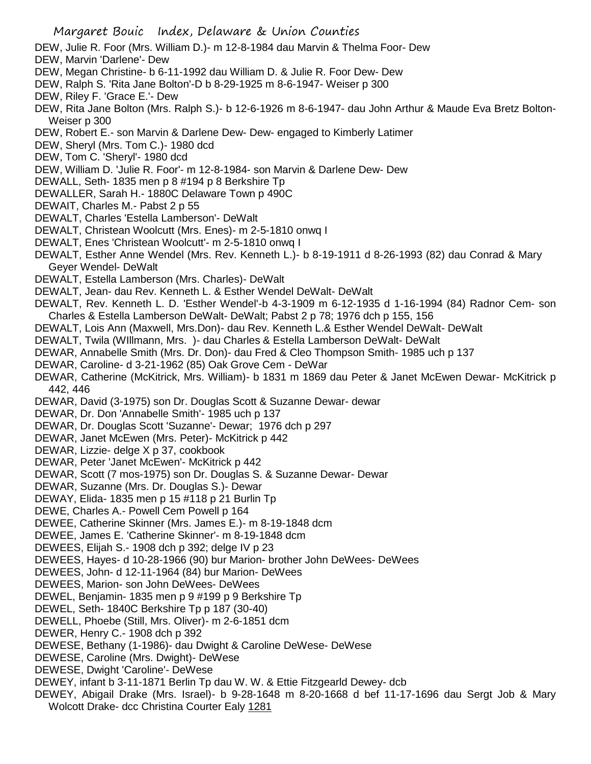DEW, Julie R. Foor (Mrs. William D.)- m 12-8-1984 dau Marvin & Thelma Foor- Dew
DEW, Marvin 'Darlene'- Dew
DEW, Megan Christine- b 6-11-1992 dau William D. & Julie R. Foor Dew- Dew
DEW, Ralph S. 'Rita Jane Bolton'-D b 8-29-1925 m 8-6-1947- Weiser p 300
DEW, Riley F. 'Grace E.'- Dew
DEW, Rita Jane Bolton (Mrs. Ralph S.)- b 12-6-1926 m 8-6-1947- dau John Arthur & Maude Eva Bretz Bolton- Weiser p 300
DEW, Robert E.- son Marvin & Darlene Dew- Dew- engaged to Kimberly Latimer
DEW, Sheryl (Mrs. Tom C.)- 1980 dcd
DEW, Tom C. 'Sheryl'- 1980 dcd
DEW, William D. 'Julie R. Foor'- m 12-8-1984- son Marvin & Darlene Dew- Dew
DEWALL, Seth- 1835 men p 8 #194 p 8 Berkshire Tp
DEWALLER, Sarah H.- 1880C Delaware Town p 490C
DEWAIT, Charles M.- Pabst 2 p 55
DEWALT, Charles 'Estella Lamberson'- DeWalt
DEWALT, Christean Woolcutt (Mrs. Enes)- m 2-5-1810 onwq I
DEWALT, Enes 'Christean Woolcutt'- m 2-5-1810 onwq I
DEWALT, Esther Anne Wendel (Mrs. Rev. Kenneth L.)- b 8-19-1911 d 8-26-1993 (82) dau Conrad & Mary Geyer Wendel- DeWalt
DEWALT, Estella Lamberson (Mrs. Charles)- DeWalt
DEWALT, Jean- dau Rev. Kenneth L. & Esther Wendel DeWalt- DeWalt
DEWALT, Rev. Kenneth L. D. 'Esther Wendel'-b 4-3-1909 m 6-12-1935 d 1-16-1994 (84) Radnor Cem- son Charles & Estella Lamberson DeWalt- DeWalt; Pabst 2 p 78; 1976 dch p 155, 156
DEWALT, Lois Ann (Maxwell, Mrs.Don)- dau Rev. Kenneth L.& Esther Wendel DeWalt- DeWalt
DEWALT, Twila (WIllmann, Mrs. )- dau Charles & Estella Lamberson DeWalt- DeWalt
DEWAR, Annabelle Smith (Mrs. Dr. Don)- dau Fred & Cleo Thompson Smith- 1985 uch p 137
DEWAR, Caroline- d 3-21-1962 (85) Oak Grove Cem - DeWar
DEWAR, Catherine (McKitrick, Mrs. William)- b 1831 m 1869 dau Peter & Janet McEwen Dewar- McKitrick p 442, 446
DEWAR, David (3-1975) son Dr. Douglas Scott & Suzanne Dewar- dewar
DEWAR, Dr. Don 'Annabelle Smith'- 1985 uch p 137
DEWAR, Dr. Douglas Scott 'Suzanne'- Dewar; 1976 dch p 297
DEWAR, Janet McEwen (Mrs. Peter)- McKitrick p 442
DEWAR, Lizzie- delge X p 37, cookbook
DEWAR, Peter 'Janet McEwen'- McKitrick p 442
DEWAR, Scott (7 mos-1975) son Dr. Douglas S. & Suzanne Dewar- Dewar
DEWAR, Suzanne (Mrs. Dr. Douglas S.)- Dewar
DEWAY, Elida- 1835 men p 15 #118 p 21 Burlin Tp
DEWE, Charles A.- Powell Cem Powell p 164
DEWEE, Catherine Skinner (Mrs. James E.)- m 8-19-1848 dcm
DEWEE, James E. 'Catherine Skinner'- m 8-19-1848 dcm
DEWEES, Elijah S.- 1908 dch p 392; delge IV p 23
DEWEES, Hayes- d 10-28-1966 (90) bur Marion- brother John DeWees- DeWees
DEWEES, John- d 12-11-1964 (84) bur Marion- DeWees
DEWEES, Marion- son John DeWees- DeWees
DEWEL, Benjamin- 1835 men p 9 #199 p 9 Berkshire Tp
DEWEL, Seth- 1840C Berkshire Tp p 187 (30-40)
DEWELL, Phoebe (Still, Mrs. Oliver)- m 2-6-1851 dcm
DEWER, Henry C.- 1908 dch p 392
DEWESE, Bethany (1-1986)- dau Dwight & Caroline DeWese- DeWese
DEWESE, Caroline (Mrs. Dwight)- DeWese
DEWESE, Dwight 'Caroline'- DeWese
DEWEY, infant b 3-11-1871 Berlin Tp dau W. W. & Ettie Fitzgearld Dewey- dcb
DEWEY, Abigail Drake (Mrs. Israel)- b 9-28-1648 m 8-20-1668 d bef 11-17-1696 dau Sergt Job & Mary Wolcott Drake- dcc Christina Courter Ealy 1281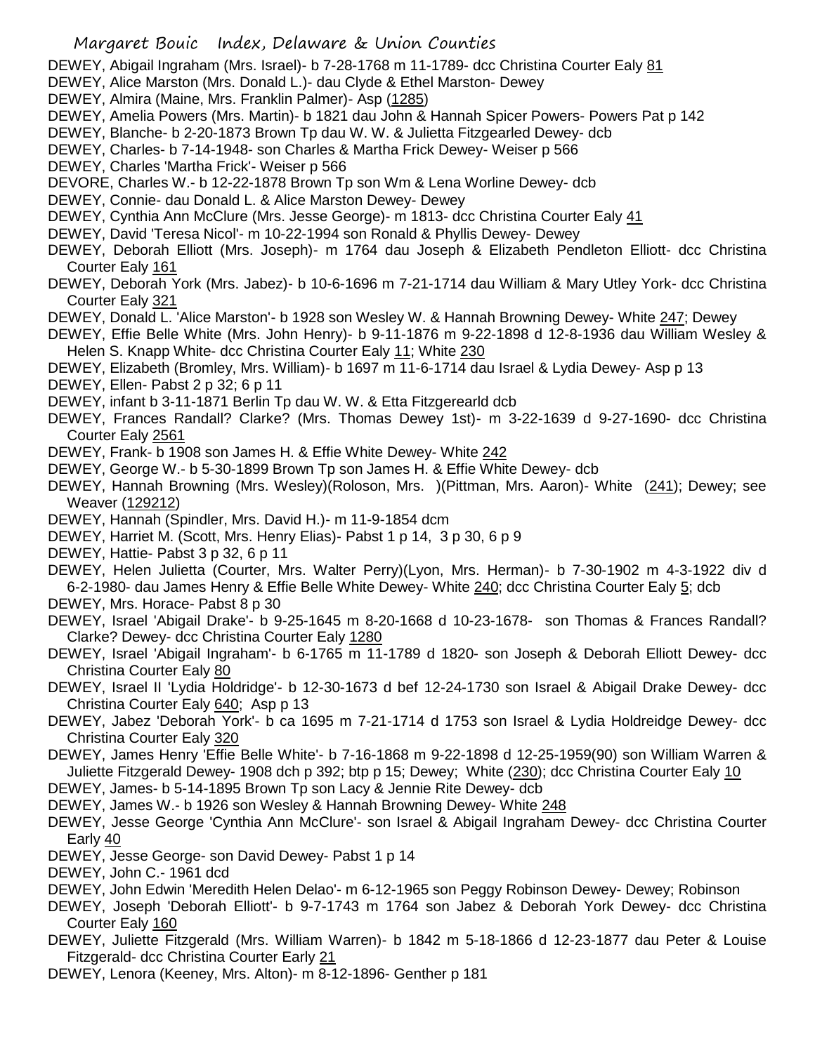DEWEY, Abigail Ingraham (Mrs. Israel)- b 7-28-1768 m 11-1789- dcc Christina Courter Ealy 81

DEWEY, Alice Marston (Mrs. Donald L.)- dau Clyde & Ethel Marston- Dewey

DEWEY, Almira (Maine, Mrs. Franklin Palmer)- Asp (1285)

DEWEY, Amelia Powers (Mrs. Martin)- b 1821 dau John & Hannah Spicer Powers- Powers Pat p 142

DEWEY, Blanche- b 2-20-1873 Brown Tp dau W. W. & Julietta Fitzgearled Dewey- dcb

DEWEY, Charles- b 7-14-1948- son Charles & Martha Frick Dewey- Weiser p 566

DEWEY, Charles 'Martha Frick'- Weiser p 566

DEVORE, Charles W.- b 12-22-1878 Brown Tp son Wm & Lena Worline Dewey- dcb

DEWEY, Connie- dau Donald L. & Alice Marston Dewey- Dewey

DEWEY, Cynthia Ann McClure (Mrs. Jesse George)- m 1813- dcc Christina Courter Ealy 41

DEWEY, David 'Teresa Nicol'- m 10-22-1994 son Ronald & Phyllis Dewey- Dewey

DEWEY, Deborah Elliott (Mrs. Joseph)- m 1764 dau Joseph & Elizabeth Pendleton Elliott- dcc Christina Courter Ealy 161

DEWEY, Deborah York (Mrs. Jabez)- b 10-6-1696 m 7-21-1714 dau William & Mary Utley York- dcc Christina Courter Ealy 321

DEWEY, Donald L. 'Alice Marston'- b 1928 son Wesley W. & Hannah Browning Dewey- White 247; Dewey

DEWEY, Effie Belle White (Mrs. John Henry)- b 9-11-1876 m 9-22-1898 d 12-8-1936 dau William Wesley & Helen S. Knapp White- dcc Christina Courter Ealy 11; White 230

DEWEY, Elizabeth (Bromley, Mrs. William)- b 1697 m 11-6-1714 dau Israel & Lydia Dewey- Asp p 13

DEWEY, Ellen- Pabst 2 p 32; 6 p 11

DEWEY, infant b 3-11-1871 Berlin Tp dau W. W. & Etta Fitzgerearld dcb

DEWEY, Frances Randall? Clarke? (Mrs. Thomas Dewey 1st)- m 3-22-1639 d 9-27-1690- dcc Christina Courter Ealy 2561

DEWEY, Frank- b 1908 son James H. & Effie White Dewey- White 242

DEWEY, George W.- b 5-30-1899 Brown Tp son James H. & Effie White Dewey- dcb

DEWEY, Hannah Browning (Mrs. Wesley)(Roloson, Mrs. )(Pittman, Mrs. Aaron)- White (241); Dewey; see Weaver (129212)

DEWEY, Hannah (Spindler, Mrs. David H.)- m 11-9-1854 dcm

DEWEY, Harriet M. (Scott, Mrs. Henry Elias)- Pabst 1 p 14, 3 p 30, 6 p 9

DEWEY, Hattie- Pabst 3 p 32, 6 p 11

DEWEY, Helen Julietta (Courter, Mrs. Walter Perry)(Lyon, Mrs. Herman)- b 7-30-1902 m 4-3-1922 div d 6-2-1980- dau James Henry & Effie Belle White Dewey- White 240; dcc Christina Courter Ealy 5; dcb

DEWEY, Mrs. Horace- Pabst 8 p 30

DEWEY, Israel 'Abigail Drake'- b 9-25-1645 m 8-20-1668 d 10-23-1678- son Thomas & Frances Randall? Clarke? Dewey- dcc Christina Courter Ealy 1280

DEWEY, Israel 'Abigail Ingraham'- b 6-1765 m 11-1789 d 1820- son Joseph & Deborah Elliott Dewey- dcc Christina Courter Ealy 80

DEWEY, Israel II 'Lydia Holdridge'- b 12-30-1673 d bef 12-24-1730 son Israel & Abigail Drake Dewey- dcc Christina Courter Ealy 640; Asp p 13

DEWEY, Jabez 'Deborah York'- b ca 1695 m 7-21-1714 d 1753 son Israel & Lydia Holdreidge Dewey- dcc Christina Courter Ealy 320

DEWEY, James Henry 'Effie Belle White'- b 7-16-1868 m 9-22-1898 d 12-25-1959(90) son William Warren & Juliette Fitzgerald Dewey- 1908 dch p 392; btp p 15; Dewey; White (230); dcc Christina Courter Ealy 10

DEWEY, James- b 5-14-1895 Brown Tp son Lacy & Jennie Rite Dewey- dcb

DEWEY, James W.- b 1926 son Wesley & Hannah Browning Dewey- White 248

DEWEY, Jesse George 'Cynthia Ann McClure'- son Israel & Abigail Ingraham Dewey- dcc Christina Courter Early 40

DEWEY, Jesse George- son David Dewey- Pabst 1 p 14

DEWEY, John C.- 1961 dcd

DEWEY, John Edwin 'Meredith Helen Delao'- m 6-12-1965 son Peggy Robinson Dewey- Dewey; Robinson

DEWEY, Joseph 'Deborah Elliott'- b 9-7-1743 m 1764 son Jabez & Deborah York Dewey- dcc Christina Courter Ealy 160

DEWEY, Juliette Fitzgerald (Mrs. William Warren)- b 1842 m 5-18-1866 d 12-23-1877 dau Peter & Louise Fitzgerald- dcc Christina Courter Early 21

DEWEY, Lenora (Keeney, Mrs. Alton)- m 8-12-1896- Genther p 181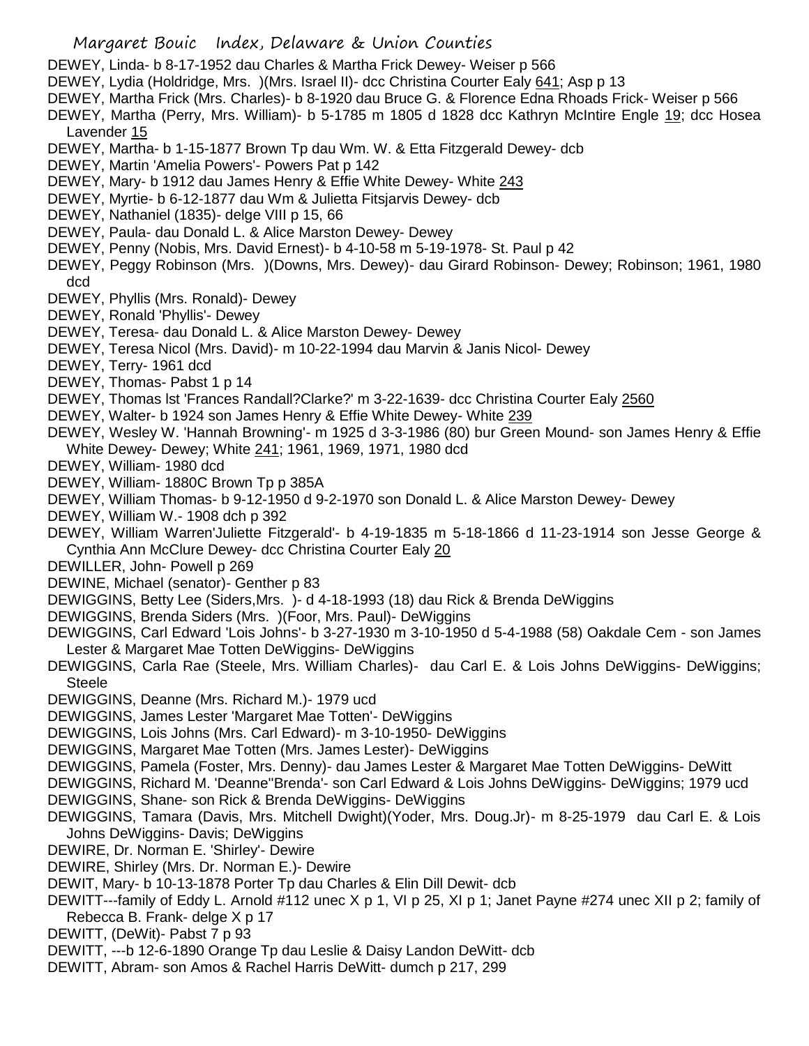DEWEY, Linda- b 8-17-1952 dau Charles & Martha Frick Dewey- Weiser p 566
DEWEY, Lydia (Holdridge, Mrs. )(Mrs. Israel II)- dcc Christina Courter Ealy 641; Asp p 13
DEWEY, Martha Frick (Mrs. Charles)- b 8-1920 dau Bruce G. & Florence Edna Rhoads Frick- Weiser p 566
DEWEY, Martha (Perry, Mrs. William)- b 5-1785 m 1805 d 1828 dcc Kathryn McIntire Engle 19; dcc Hosea Lavender 15
DEWEY, Martha- b 1-15-1877 Brown Tp dau Wm. W. & Etta Fitzgerald Dewey- dcb
DEWEY, Martin 'Amelia Powers'- Powers Pat p 142
DEWEY, Mary- b 1912 dau James Henry & Effie White Dewey- White 243
DEWEY, Myrtie- b 6-12-1877 dau Wm & Julietta Fitsjarvis Dewey- dcb
DEWEY, Nathaniel (1835)- delge VIII p 15, 66
DEWEY, Paula- dau Donald L. & Alice Marston Dewey- Dewey
DEWEY, Penny (Nobis, Mrs. David Ernest)- b 4-10-58 m 5-19-1978- St. Paul p 42
DEWEY, Peggy Robinson (Mrs. )(Downs, Mrs. Dewey)- dau Girard Robinson- Dewey; Robinson; 1961, 1980 dcd
DEWEY, Phyllis (Mrs. Ronald)- Dewey
DEWEY, Ronald 'Phyllis'- Dewey
DEWEY, Teresa- dau Donald L. & Alice Marston Dewey- Dewey
DEWEY, Teresa Nicol (Mrs. David)- m 10-22-1994 dau Marvin & Janis Nicol- Dewey
DEWEY, Terry- 1961 dcd
DEWEY, Thomas- Pabst 1 p 14
DEWEY, Thomas lst 'Frances Randall?Clarke?' m 3-22-1639- dcc Christina Courter Ealy 2560
DEWEY, Walter- b 1924 son James Henry & Effie White Dewey- White 239
DEWEY, Wesley W. 'Hannah Browning'- m 1925 d 3-3-1986 (80) bur Green Mound- son James Henry & Effie White Dewey- Dewey; White 241; 1961, 1969, 1971, 1980 dcd
DEWEY, William- 1980 dcd
DEWEY, William- 1880C Brown Tp p 385A
DEWEY, William Thomas- b 9-12-1950 d 9-2-1970 son Donald L. & Alice Marston Dewey- Dewey
DEWEY, William W.- 1908 dch p 392
DEWEY, William Warren'Juliette Fitzgerald'- b 4-19-1835 m 5-18-1866 d 11-23-1914 son Jesse George & Cynthia Ann McClure Dewey- dcc Christina Courter Ealy 20
DEWILLER, John- Powell p 269
DEWINE, Michael (senator)- Genther p 83
DEWIGGINS, Betty Lee (Siders,Mrs. )- d 4-18-1993 (18) dau Rick & Brenda DeWiggins
DEWIGGINS, Brenda Siders (Mrs. )(Foor, Mrs. Paul)- DeWiggins
DEWIGGINS, Carl Edward 'Lois Johns'- b 3-27-1930 m 3-10-1950 d 5-4-1988 (58) Oakdale Cem - son James Lester & Margaret Mae Totten DeWiggins- DeWiggins
DEWIGGINS, Carla Rae (Steele, Mrs. William Charles)- dau Carl E. & Lois Johns DeWiggins- DeWiggins; Steele
DEWIGGINS, Deanne (Mrs. Richard M.)- 1979 ucd
DEWIGGINS, James Lester 'Margaret Mae Totten'- DeWiggins
DEWIGGINS, Lois Johns (Mrs. Carl Edward)- m 3-10-1950- DeWiggins
DEWIGGINS, Margaret Mae Totten (Mrs. James Lester)- DeWiggins
DEWIGGINS, Pamela (Foster, Mrs. Denny)- dau James Lester & Margaret Mae Totten DeWiggins- DeWitt
DEWIGGINS, Richard M. 'Deanne''Brenda'- son Carl Edward & Lois Johns DeWiggins- DeWiggins; 1979 ucd
DEWIGGINS, Shane- son Rick & Brenda DeWiggins- DeWiggins
DEWIGGINS, Tamara (Davis, Mrs. Mitchell Dwight)(Yoder, Mrs. Doug.Jr)- m 8-25-1979 dau Carl E. & Lois Johns DeWiggins- Davis; DeWiggins
DEWIRE, Dr. Norman E. 'Shirley'- Dewire
DEWIRE, Shirley (Mrs. Dr. Norman E.)- Dewire
DEWIT, Mary- b 10-13-1878 Porter Tp dau Charles & Elin Dill Dewit- dcb
DEWITT---family of Eddy L. Arnold #112 unec X p 1, VI p 25, XI p 1; Janet Payne #274 unec XII p 2; family of Rebecca B. Frank- delge X p 17
DEWITT, (DeWit)- Pabst 7 p 93
DEWITT, ---b 12-6-1890 Orange Tp dau Leslie & Daisy Landon DeWitt- dcb
DEWITT, Abram- son Amos & Rachel Harris DeWitt- dumch p 217, 299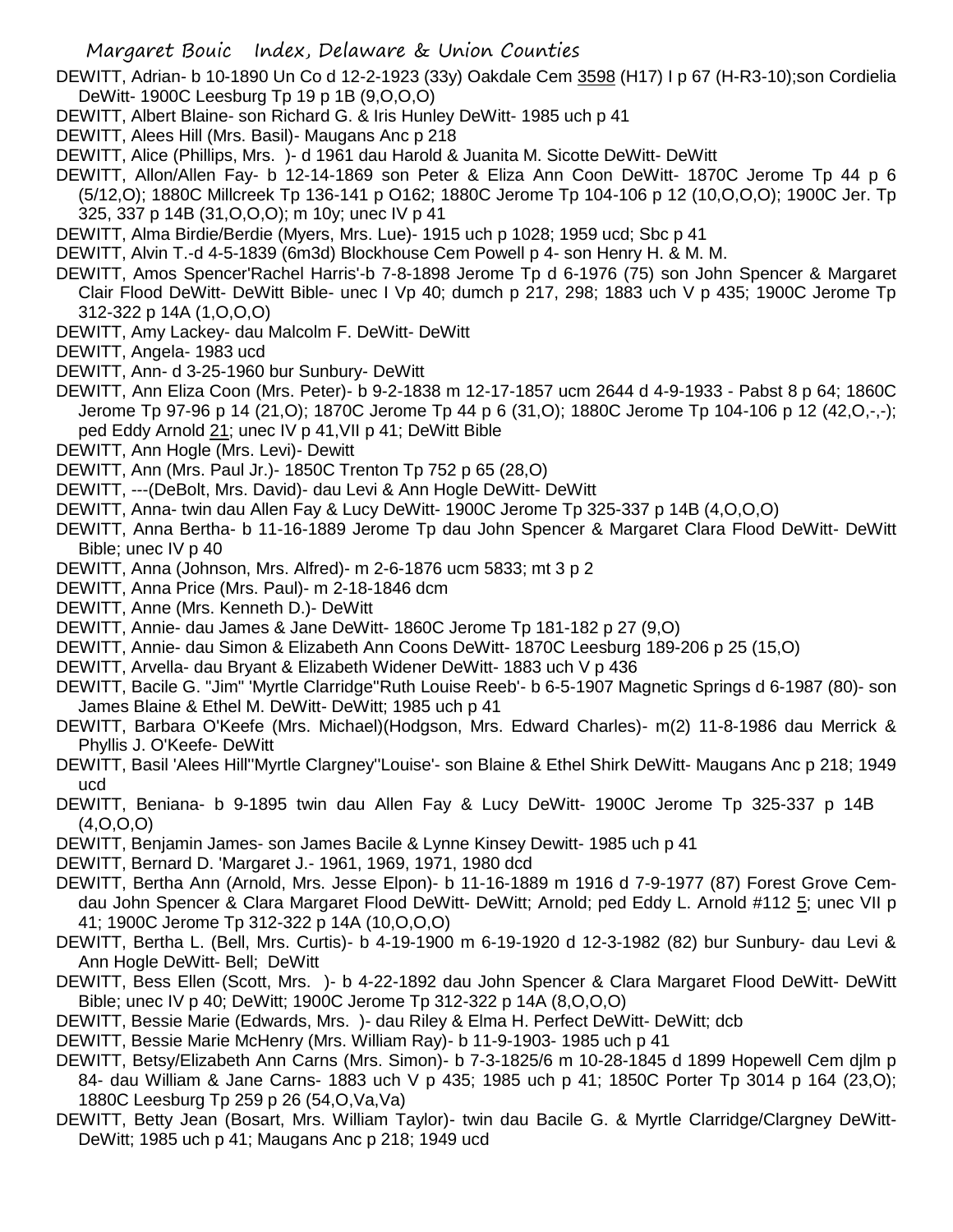DEWITT, Adrian- b 10-1890 Un Co d 12-2-1923 (33y) Oakdale Cem 3598 (H17) I p 67 (H-R3-10);son Cordielia DeWitt- 1900C Leesburg Tp 19 p 1B (9,O,O,O)

DEWITT, Albert Blaine- son Richard G. & Iris Hunley DeWitt- 1985 uch p 41

DEWITT, Alees Hill (Mrs. Basil)- Maugans Anc p 218

DEWITT, Alice (Phillips, Mrs. )- d 1961 dau Harold & Juanita M. Sicotte DeWitt- DeWitt

DEWITT, Allon/Allen Fay- b 12-14-1869 son Peter & Eliza Ann Coon DeWitt- 1870C Jerome Tp 44 p 6 (5/12,O); 1880C Millcreek Tp 136-141 p O162; 1880C Jerome Tp 104-106 p 12 (10,O,O,O); 1900C Jer. Tp 325, 337 p 14B (31,O,O,O); m 10y; unec IV p 41

DEWITT, Alma Birdie/Berdie (Myers, Mrs. Lue)- 1915 uch p 1028; 1959 ucd; Sbc p 41

DEWITT, Alvin T.-d 4-5-1839 (6m3d) Blockhouse Cem Powell p 4- son Henry H. & M. M.

DEWITT, Amos Spencer'Rachel Harris'-b 7-8-1898 Jerome Tp d 6-1976 (75) son John Spencer & Margaret Clair Flood DeWitt- DeWitt Bible- unec I Vp 40; dumch p 217, 298; 1883 uch V p 435; 1900C Jerome Tp 312-322 p 14A (1,O,O,O)

DEWITT, Amy Lackey- dau Malcolm F. DeWitt- DeWitt

DEWITT, Angela- 1983 ucd

DEWITT, Ann- d 3-25-1960 bur Sunbury- DeWitt

DEWITT, Ann Eliza Coon (Mrs. Peter)- b 9-2-1838 m 12-17-1857 ucm 2644 d 4-9-1933 - Pabst 8 p 64; 1860C Jerome Tp 97-96 p 14 (21,O); 1870C Jerome Tp 44 p 6 (31,O); 1880C Jerome Tp 104-106 p 12 (42,O,-,-); ped Eddy Arnold 21; unec IV p 41,VII p 41; DeWitt Bible

DEWITT, Ann Hogle (Mrs. Levi)- Dewitt

DEWITT, Ann (Mrs. Paul Jr.)- 1850C Trenton Tp 752 p 65 (28,O)

DEWITT, ---(DeBolt, Mrs. David)- dau Levi & Ann Hogle DeWitt- DeWitt

DEWITT, Anna- twin dau Allen Fay & Lucy DeWitt- 1900C Jerome Tp 325-337 p 14B (4,O,O,O)

DEWITT, Anna Bertha- b 11-16-1889 Jerome Tp dau John Spencer & Margaret Clara Flood DeWitt- DeWitt Bible; unec IV p 40

DEWITT, Anna (Johnson, Mrs. Alfred)- m 2-6-1876 ucm 5833; mt 3 p 2

DEWITT, Anna Price (Mrs. Paul)- m 2-18-1846 dcm

DEWITT, Anne (Mrs. Kenneth D.)- DeWitt

DEWITT, Annie- dau James & Jane DeWitt- 1860C Jerome Tp 181-182 p 27 (9,O)

DEWITT, Annie- dau Simon & Elizabeth Ann Coons DeWitt- 1870C Leesburg 189-206 p 25 (15,O)

DEWITT, Arvella- dau Bryant & Elizabeth Widener DeWitt- 1883 uch V p 436

DEWITT, Bacile G. "Jim" 'Myrtle Clarridge"Ruth Louise Reeb'- b 6-5-1907 Magnetic Springs d 6-1987 (80)- son James Blaine & Ethel M. DeWitt- DeWitt; 1985 uch p 41

DEWITT, Barbara O'Keefe (Mrs. Michael)(Hodgson, Mrs. Edward Charles)- m(2) 11-8-1986 dau Merrick & Phyllis J. O'Keefe- DeWitt

DEWITT, Basil 'Alees Hill''Myrtle Clargney''Louise'- son Blaine & Ethel Shirk DeWitt- Maugans Anc p 218; 1949 ucd

DEWITT, Beniana- b 9-1895 twin dau Allen Fay & Lucy DeWitt- 1900C Jerome Tp 325-337 p 14B (4,O,O,O)

DEWITT, Benjamin James- son James Bacile & Lynne Kinsey Dewitt- 1985 uch p 41

DEWITT, Bernard D. 'Margaret J.- 1961, 1969, 1971, 1980 dcd

DEWITT, Bertha Ann (Arnold, Mrs. Jesse Elpon)- b 11-16-1889 m 1916 d 7-9-1977 (87) Forest Grove Cem- dau John Spencer & Clara Margaret Flood DeWitt- DeWitt; Arnold; ped Eddy L. Arnold #112 5; unec VII p 41; 1900C Jerome Tp 312-322 p 14A (10,O,O,O)

DEWITT, Bertha L. (Bell, Mrs. Curtis)- b 4-19-1900 m 6-19-1920 d 12-3-1982 (82) bur Sunbury- dau Levi & Ann Hogle DeWitt- Bell; DeWitt

DEWITT, Bess Ellen (Scott, Mrs. )- b 4-22-1892 dau John Spencer & Clara Margaret Flood DeWitt- DeWitt Bible; unec IV p 40; DeWitt; 1900C Jerome Tp 312-322 p 14A (8,O,O,O)

DEWITT, Bessie Marie (Edwards, Mrs. )- dau Riley & Elma H. Perfect DeWitt- DeWitt; dcb

DEWITT, Bessie Marie McHenry (Mrs. William Ray)- b 11-9-1903- 1985 uch p 41

DEWITT, Betsy/Elizabeth Ann Carns (Mrs. Simon)- b 7-3-1825/6 m 10-28-1845 d 1899 Hopewell Cem djlm p 84- dau William & Jane Carns- 1883 uch V p 435; 1985 uch p 41; 1850C Porter Tp 3014 p 164 (23,O); 1880C Leesburg Tp 259 p 26 (54,O,Va,Va)

DEWITT, Betty Jean (Bosart, Mrs. William Taylor)- twin dau Bacile G. & Myrtle Clarridge/Clargney DeWitt- DeWitt; 1985 uch p 41; Maugans Anc p 218; 1949 ucd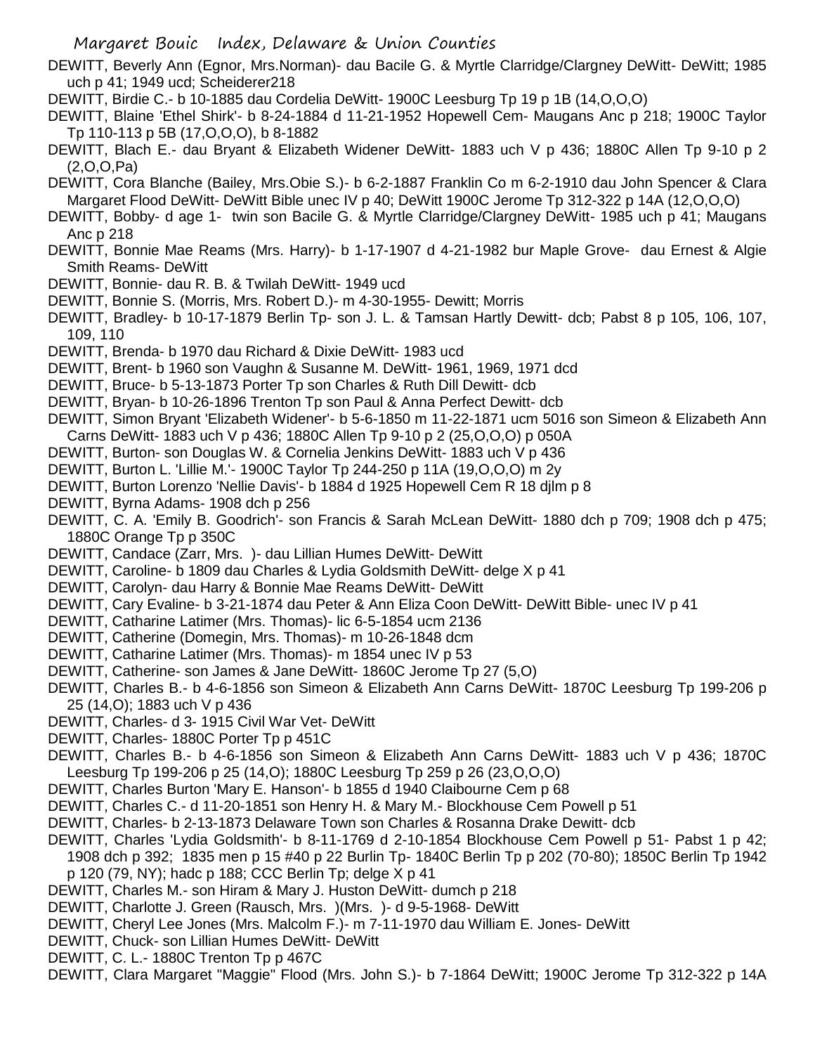DEWITT, Beverly Ann (Egnor, Mrs.Norman)- dau Bacile G. & Myrtle Clarridge/Clargney DeWitt- DeWitt; 1985 uch p 41; 1949 ucd; Scheiderer218

DEWITT, Birdie C.- b 10-1885 dau Cordelia DeWitt- 1900C Leesburg Tp 19 p 1B (14,O,O,O)

DEWITT, Blaine 'Ethel Shirk'- b 8-24-1884 d 11-21-1952 Hopewell Cem- Maugans Anc p 218; 1900C Taylor Tp 110-113 p 5B (17,O,O,O), b 8-1882

DEWITT, Blach E.- dau Bryant & Elizabeth Widener DeWitt- 1883 uch V p 436; 1880C Allen Tp 9-10 p 2 (2,O,O,Pa)

DEWITT, Cora Blanche (Bailey, Mrs.Obie S.)- b 6-2-1887 Franklin Co m 6-2-1910 dau John Spencer & Clara Margaret Flood DeWitt- DeWitt Bible unec IV p 40; DeWitt 1900C Jerome Tp 312-322 p 14A (12,O,O,O)

DEWITT, Bobby- d age 1- twin son Bacile G. & Myrtle Clarridge/Clargney DeWitt- 1985 uch p 41; Maugans Anc p 218

DEWITT, Bonnie Mae Reams (Mrs. Harry)- b 1-17-1907 d 4-21-1982 bur Maple Grove- dau Ernest & Algie Smith Reams- DeWitt

DEWITT, Bonnie- dau R. B. & Twilah DeWitt- 1949 ucd

DEWITT, Bonnie S. (Morris, Mrs. Robert D.)- m 4-30-1955- Dewitt; Morris

DEWITT, Bradley- b 10-17-1879 Berlin Tp- son J. L. & Tamsan Hartly Dewitt- dcb; Pabst 8 p 105, 106, 107, 109, 110

DEWITT, Brenda- b 1970 dau Richard & Dixie DeWitt- 1983 ucd

DEWITT, Brent- b 1960 son Vaughn & Susanne M. DeWitt- 1961, 1969, 1971 dcd

DEWITT, Bruce- b 5-13-1873 Porter Tp son Charles & Ruth Dill Dewitt- dcb

DEWITT, Bryan- b 10-26-1896 Trenton Tp son Paul & Anna Perfect Dewitt- dcb

DEWITT, Simon Bryant 'Elizabeth Widener'- b 5-6-1850 m 11-22-1871 ucm 5016 son Simeon & Elizabeth Ann Carns DeWitt- 1883 uch V p 436; 1880C Allen Tp 9-10 p 2 (25,O,O,O) p 050A

DEWITT, Burton- son Douglas W. & Cornelia Jenkins DeWitt- 1883 uch V p 436

DEWITT, Burton L. 'Lillie M.'- 1900C Taylor Tp 244-250 p 11A (19,O,O,O) m 2y

DEWITT, Burton Lorenzo 'Nellie Davis'- b 1884 d 1925 Hopewell Cem R 18 djlm p 8

DEWITT, Byrna Adams- 1908 dch p 256

DEWITT, C. A. 'Emily B. Goodrich'- son Francis & Sarah McLean DeWitt- 1880 dch p 709; 1908 dch p 475; 1880C Orange Tp p 350C

DEWITT, Candace (Zarr, Mrs. )- dau Lillian Humes DeWitt- DeWitt

DEWITT, Caroline- b 1809 dau Charles & Lydia Goldsmith DeWitt- delge X p 41

DEWITT, Carolyn- dau Harry & Bonnie Mae Reams DeWitt- DeWitt

DEWITT, Cary Evaline- b 3-21-1874 dau Peter & Ann Eliza Coon DeWitt- DeWitt Bible- unec IV p 41

DEWITT, Catharine Latimer (Mrs. Thomas)- lic 6-5-1854 ucm 2136

DEWITT, Catherine (Domegin, Mrs. Thomas)- m 10-26-1848 dcm

DEWITT, Catharine Latimer (Mrs. Thomas)- m 1854 unec IV p 53

DEWITT, Catherine- son James & Jane DeWitt- 1860C Jerome Tp 27 (5,O)

DEWITT, Charles B.- b 4-6-1856 son Simeon & Elizabeth Ann Carns DeWitt- 1870C Leesburg Tp 199-206 p 25 (14,O); 1883 uch V p 436

DEWITT, Charles- d 3- 1915 Civil War Vet- DeWitt

DEWITT, Charles- 1880C Porter Tp p 451C

DEWITT, Charles B.- b 4-6-1856 son Simeon & Elizabeth Ann Carns DeWitt- 1883 uch V p 436; 1870C Leesburg Tp 199-206 p 25 (14,O); 1880C Leesburg Tp 259 p 26 (23,O,O,O)

DEWITT, Charles Burton 'Mary E. Hanson'- b 1855 d 1940 Claibourne Cem p 68

DEWITT, Charles C.- d 11-20-1851 son Henry H. & Mary M.- Blockhouse Cem Powell p 51

DEWITT, Charles- b 2-13-1873 Delaware Town son Charles & Rosanna Drake Dewitt- dcb

DEWITT, Charles 'Lydia Goldsmith'- b 8-11-1769 d 2-10-1854 Blockhouse Cem Powell p 51- Pabst 1 p 42; 1908 dch p 392; 1835 men p 15 #40 p 22 Burlin Tp- 1840C Berlin Tp p 202 (70-80); 1850C Berlin Tp 1942 p 120 (79, NY); hadc p 188; CCC Berlin Tp; delge X p 41

DEWITT, Charles M.- son Hiram & Mary J. Huston DeWitt- dumch p 218

DEWITT, Charlotte J. Green (Rausch, Mrs. )(Mrs. )- d 9-5-1968- DeWitt

DEWITT, Cheryl Lee Jones (Mrs. Malcolm F.)- m 7-11-1970 dau William E. Jones- DeWitt

DEWITT, Chuck- son Lillian Humes DeWitt- DeWitt

DEWITT, C. L.- 1880C Trenton Tp p 467C

DEWITT, Clara Margaret "Maggie" Flood (Mrs. John S.)- b 7-1864 DeWitt; 1900C Jerome Tp 312-322 p 14A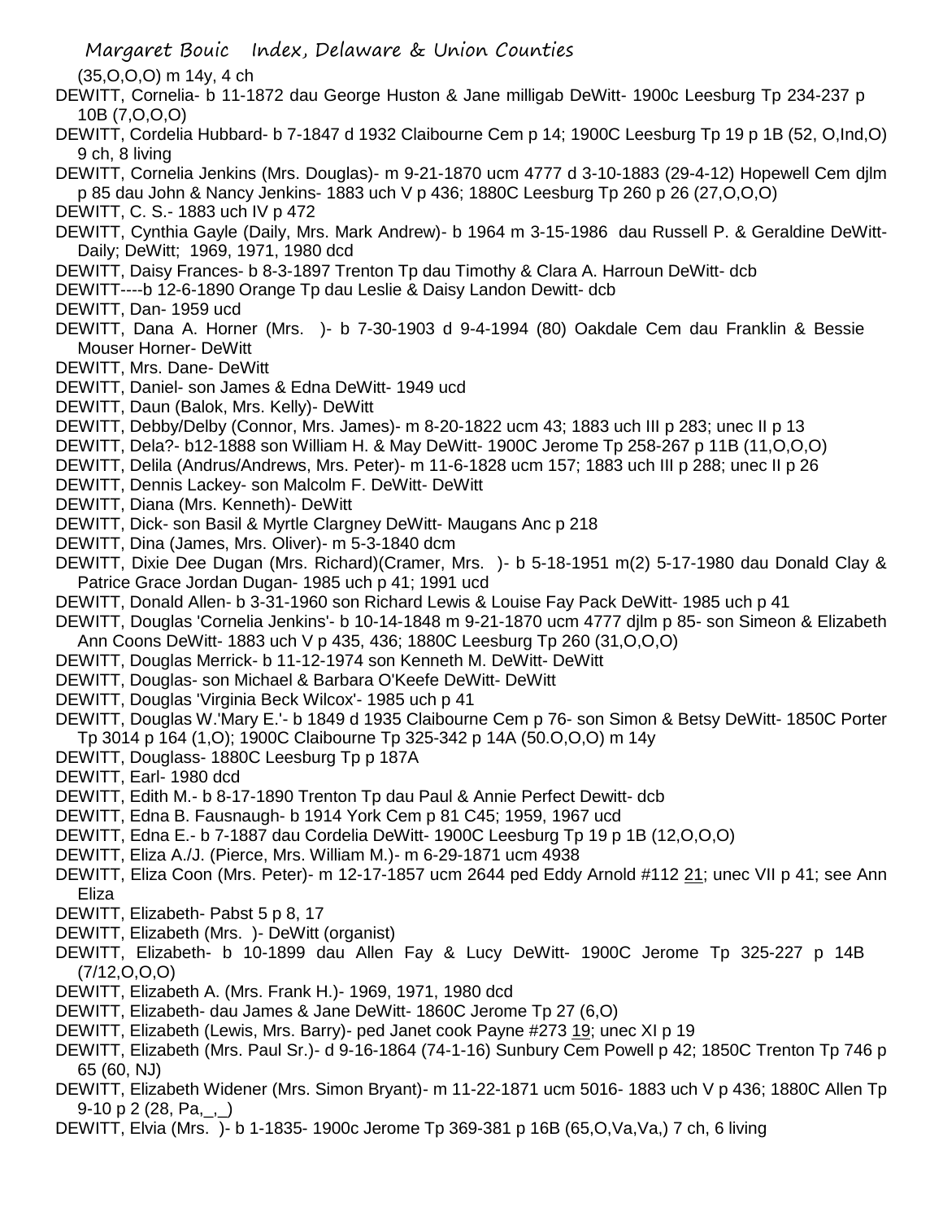(35,O,O,O) m 14y, 4 ch

DEWITT, Cornelia- b 11-1872 dau George Huston & Jane milligab DeWitt- 1900c Leesburg Tp 234-237 p 10B (7,O,O,O)

DEWITT, Cordelia Hubbard- b 7-1847 d 1932 Claibourne Cem p 14; 1900C Leesburg Tp 19 p 1B (52, O,Ind,O) 9 ch, 8 living

DEWITT, Cornelia Jenkins (Mrs. Douglas)- m 9-21-1870 ucm 4777 d 3-10-1883 (29-4-12) Hopewell Cem djlm p 85 dau John & Nancy Jenkins- 1883 uch V p 436; 1880C Leesburg Tp 260 p 26 (27,O,O,O)

DEWITT, C. S.- 1883 uch IV p 472

DEWITT, Cynthia Gayle (Daily, Mrs. Mark Andrew)- b 1964 m 3-15-1986 dau Russell P. & Geraldine DeWitt-Daily; DeWitt; 1969, 1971, 1980 dcd

DEWITT, Daisy Frances- b 8-3-1897 Trenton Tp dau Timothy & Clara A. Harroun DeWitt- dcb

DEWITT----b 12-6-1890 Orange Tp dau Leslie & Daisy Landon Dewitt- dcb

DEWITT, Dan- 1959 ucd

DEWITT, Dana A. Horner (Mrs. )- b 7-30-1903 d 9-4-1994 (80) Oakdale Cem dau Franklin & Bessie Mouser Horner- DeWitt

DEWITT, Mrs. Dane- DeWitt

DEWITT, Daniel- son James & Edna DeWitt- 1949 ucd

DEWITT, Daun (Balok, Mrs. Kelly)- DeWitt

DEWITT, Debby/Delby (Connor, Mrs. James)- m 8-20-1822 ucm 43; 1883 uch III p 283; unec II p 13

DEWITT, Dela?- b12-1888 son William H. & May DeWitt- 1900C Jerome Tp 258-267 p 11B (11,O,O,O)

DEWITT, Delila (Andrus/Andrews, Mrs. Peter)- m 11-6-1828 ucm 157; 1883 uch III p 288; unec II p 26

DEWITT, Dennis Lackey- son Malcolm F. DeWitt- DeWitt

DEWITT, Diana (Mrs. Kenneth)- DeWitt

DEWITT, Dick- son Basil & Myrtle Clargney DeWitt- Maugans Anc p 218

DEWITT, Dina (James, Mrs. Oliver)- m 5-3-1840 dcm

DEWITT, Dixie Dee Dugan (Mrs. Richard)(Cramer, Mrs. )- b 5-18-1951 m(2) 5-17-1980 dau Donald Clay & Patrice Grace Jordan Dugan- 1985 uch p 41; 1991 ucd

DEWITT, Donald Allen- b 3-31-1960 son Richard Lewis & Louise Fay Pack DeWitt- 1985 uch p 41

DEWITT, Douglas 'Cornelia Jenkins'- b 10-14-1848 m 9-21-1870 ucm 4777 djlm p 85- son Simeon & Elizabeth Ann Coons DeWitt- 1883 uch V p 435, 436; 1880C Leesburg Tp 260 (31,O,O,O)

DEWITT, Douglas Merrick- b 11-12-1974 son Kenneth M. DeWitt- DeWitt

DEWITT, Douglas- son Michael & Barbara O'Keefe DeWitt- DeWitt

DEWITT, Douglas 'Virginia Beck Wilcox'- 1985 uch p 41

DEWITT, Douglas W.'Mary E.'- b 1849 d 1935 Claibourne Cem p 76- son Simon & Betsy DeWitt- 1850C Porter Tp 3014 p 164 (1,O); 1900C Claibourne Tp 325-342 p 14A (50.O,O,O) m 14y

DEWITT, Douglass- 1880C Leesburg Tp p 187A

DEWITT, Earl- 1980 dcd

DEWITT, Edith M.- b 8-17-1890 Trenton Tp dau Paul & Annie Perfect Dewitt- dcb

DEWITT, Edna B. Fausnaugh- b 1914 York Cem p 81 C45; 1959, 1967 ucd

DEWITT, Edna E.- b 7-1887 dau Cordelia DeWitt- 1900C Leesburg Tp 19 p 1B (12,O,O,O)

DEWITT, Eliza A./J. (Pierce, Mrs. William M.)- m 6-29-1871 ucm 4938

DEWITT, Eliza Coon (Mrs. Peter)- m 12-17-1857 ucm 2644 ped Eddy Arnold #112 21; unec VII p 41; see Ann Eliza

DEWITT, Elizabeth- Pabst 5 p 8, 17

DEWITT, Elizabeth (Mrs. )- DeWitt (organist)

DEWITT, Elizabeth- b 10-1899 dau Allen Fay & Lucy DeWitt- 1900C Jerome Tp 325-227 p 14B (7/12,O,O,O)

DEWITT, Elizabeth A. (Mrs. Frank H.)- 1969, 1971, 1980 dcd

DEWITT, Elizabeth- dau James & Jane DeWitt- 1860C Jerome Tp 27 (6,O)

DEWITT, Elizabeth (Lewis, Mrs. Barry)- ped Janet cook Payne #273 19; unec XI p 19

DEWITT, Elizabeth (Mrs. Paul Sr.)- d 9-16-1864 (74-1-16) Sunbury Cem Powell p 42; 1850C Trenton Tp 746 p 65 (60, NJ)

DEWITT, Elizabeth Widener (Mrs. Simon Bryant)- m 11-22-1871 ucm 5016- 1883 uch V p 436; 1880C Allen Tp 9-10 p 2 (28, Pa,_,_)

DEWITT, Elvia (Mrs. )- b 1-1835- 1900c Jerome Tp 369-381 p 16B (65,O,Va,Va,) 7 ch, 6 living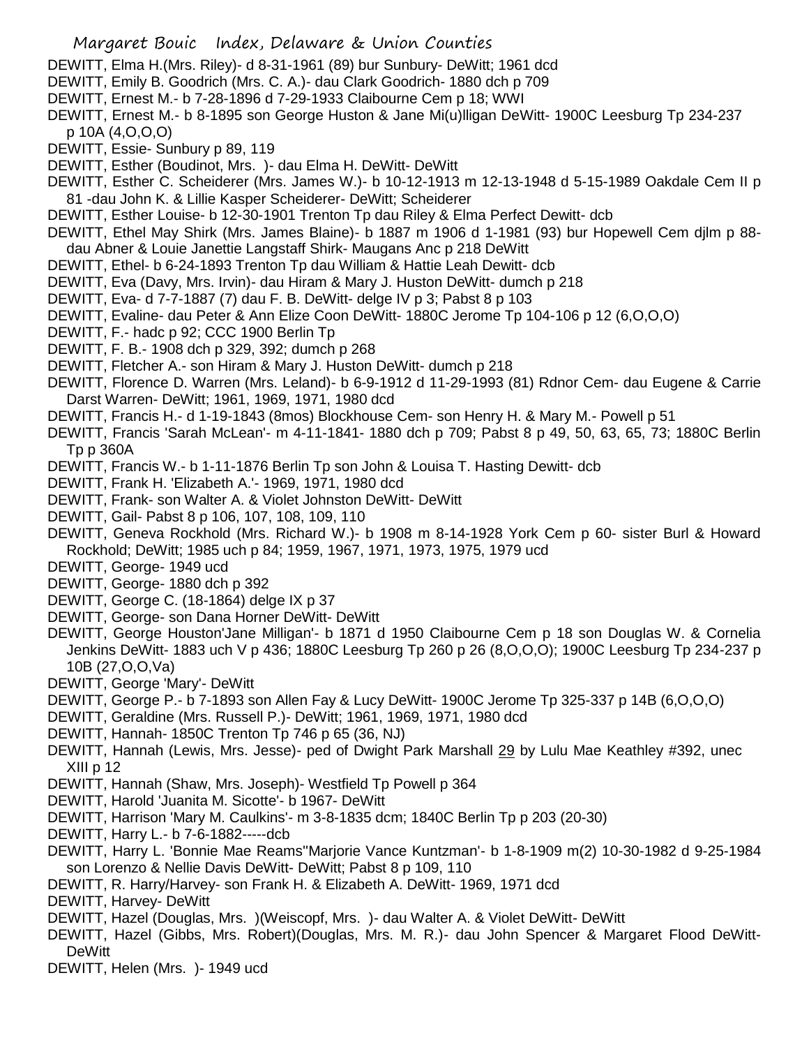DEWITT, Elma H.(Mrs. Riley)- d 8-31-1961 (89) bur Sunbury- DeWitt; 1961 dcd
DEWITT, Emily B. Goodrich (Mrs. C. A.)- dau Clark Goodrich- 1880 dch p 709
DEWITT, Ernest M.- b 7-28-1896 d 7-29-1933 Claibourne Cem p 18; WWI
DEWITT, Ernest M.- b 8-1895 son George Huston & Jane Mi(u)lligan DeWitt- 1900C Leesburg Tp 234-237 p 10A (4,O,O,O)
DEWITT, Essie- Sunbury p 89, 119
DEWITT, Esther (Boudinot, Mrs. )- dau Elma H. DeWitt- DeWitt
DEWITT, Esther C. Scheiderer (Mrs. James W.)- b 10-12-1913 m 12-13-1948 d 5-15-1989 Oakdale Cem II p 81 -dau John K. & Lillie Kasper Scheiderer- DeWitt; Scheiderer
DEWITT, Esther Louise- b 12-30-1901 Trenton Tp dau Riley & Elma Perfect Dewitt- dcb
DEWITT, Ethel May Shirk (Mrs. James Blaine)- b 1887 m 1906 d 1-1981 (93) bur Hopewell Cem djlm p 88- dau Abner & Louie Janettie Langstaff Shirk- Maugans Anc p 218 DeWitt
DEWITT, Ethel- b 6-24-1893 Trenton Tp dau William & Hattie Leah Dewitt- dcb
DEWITT, Eva (Davy, Mrs. Irvin)- dau Hiram & Mary J. Huston DeWitt- dumch p 218
DEWITT, Eva- d 7-7-1887 (7) dau F. B. DeWitt- delge IV p 3; Pabst 8 p 103
DEWITT, Evaline- dau Peter & Ann Elize Coon DeWitt- 1880C Jerome Tp 104-106 p 12 (6,O,O,O)
DEWITT, F.- hadc p 92; CCC 1900 Berlin Tp
DEWITT, F. B.- 1908 dch p 329, 392; dumch p 268
DEWITT, Fletcher A.- son Hiram & Mary J. Huston DeWitt- dumch p 218
DEWITT, Florence D. Warren (Mrs. Leland)- b 6-9-1912 d 11-29-1993 (81) Rdnor Cem- dau Eugene & Carrie Darst Warren- DeWitt; 1961, 1969, 1971, 1980 dcd
DEWITT, Francis H.- d 1-19-1843 (8mos) Blockhouse Cem- son Henry H. & Mary M.- Powell p 51
DEWITT, Francis 'Sarah McLean'- m 4-11-1841- 1880 dch p 709; Pabst 8 p 49, 50, 63, 65, 73; 1880C Berlin Tp p 360A
DEWITT, Francis W.- b 1-11-1876 Berlin Tp son John & Louisa T. Hasting Dewitt- dcb
DEWITT, Frank H. 'Elizabeth A.'- 1969, 1971, 1980 dcd
DEWITT, Frank- son Walter A. & Violet Johnston DeWitt- DeWitt
DEWITT, Gail- Pabst 8 p 106, 107, 108, 109, 110
DEWITT, Geneva Rockhold (Mrs. Richard W.)- b 1908 m 8-14-1928 York Cem p 60- sister Burl & Howard Rockhold; DeWitt; 1985 uch p 84; 1959, 1967, 1971, 1973, 1975, 1979 ucd
DEWITT, George- 1949 ucd
DEWITT, George- 1880 dch p 392
DEWITT, George C. (18-1864) delge IX p 37
DEWITT, George- son Dana Horner DeWitt- DeWitt
DEWITT, George Houston'Jane Milligan'- b 1871 d 1950 Claibourne Cem p 18 son Douglas W. & Cornelia Jenkins DeWitt- 1883 uch V p 436; 1880C Leesburg Tp 260 p 26 (8,O,O,O); 1900C Leesburg Tp 234-237 p 10B (27,O,O,Va)
DEWITT, George 'Mary'- DeWitt
DEWITT, George P.- b 7-1893 son Allen Fay & Lucy DeWitt- 1900C Jerome Tp 325-337 p 14B (6,O,O,O)
DEWITT, Geraldine (Mrs. Russell P.)- DeWitt; 1961, 1969, 1971, 1980 dcd
DEWITT, Hannah- 1850C Trenton Tp 746 p 65 (36, NJ)
DEWITT, Hannah (Lewis, Mrs. Jesse)- ped of Dwight Park Marshall 29 by Lulu Mae Keathley #392, unec XIII p 12
DEWITT, Hannah (Shaw, Mrs. Joseph)- Westfield Tp Powell p 364
DEWITT, Harold 'Juanita M. Sicotte'- b 1967- DeWitt
DEWITT, Harrison 'Mary M. Caulkins'- m 3-8-1835 dcm; 1840C Berlin Tp p 203 (20-30)
DEWITT, Harry L.- b 7-6-1882-----dcb
DEWITT, Harry L. 'Bonnie Mae Reams''Marjorie Vance Kuntzman'- b 1-8-1909 m(2) 10-30-1982 d 9-25-1984 son Lorenzo & Nellie Davis DeWitt- DeWitt; Pabst 8 p 109, 110
DEWITT, R. Harry/Harvey- son Frank H. & Elizabeth A. DeWitt- 1969, 1971 dcd
DEWITT, Harvey- DeWitt
DEWITT, Hazel (Douglas, Mrs. )(Weiscopf, Mrs. )- dau Walter A. & Violet DeWitt- DeWitt
DEWITT, Hazel (Gibbs, Mrs. Robert)(Douglas, Mrs. M. R.)- dau John Spencer & Margaret Flood DeWitt- DeWitt
DEWITT, Helen (Mrs. )- 1949 ucd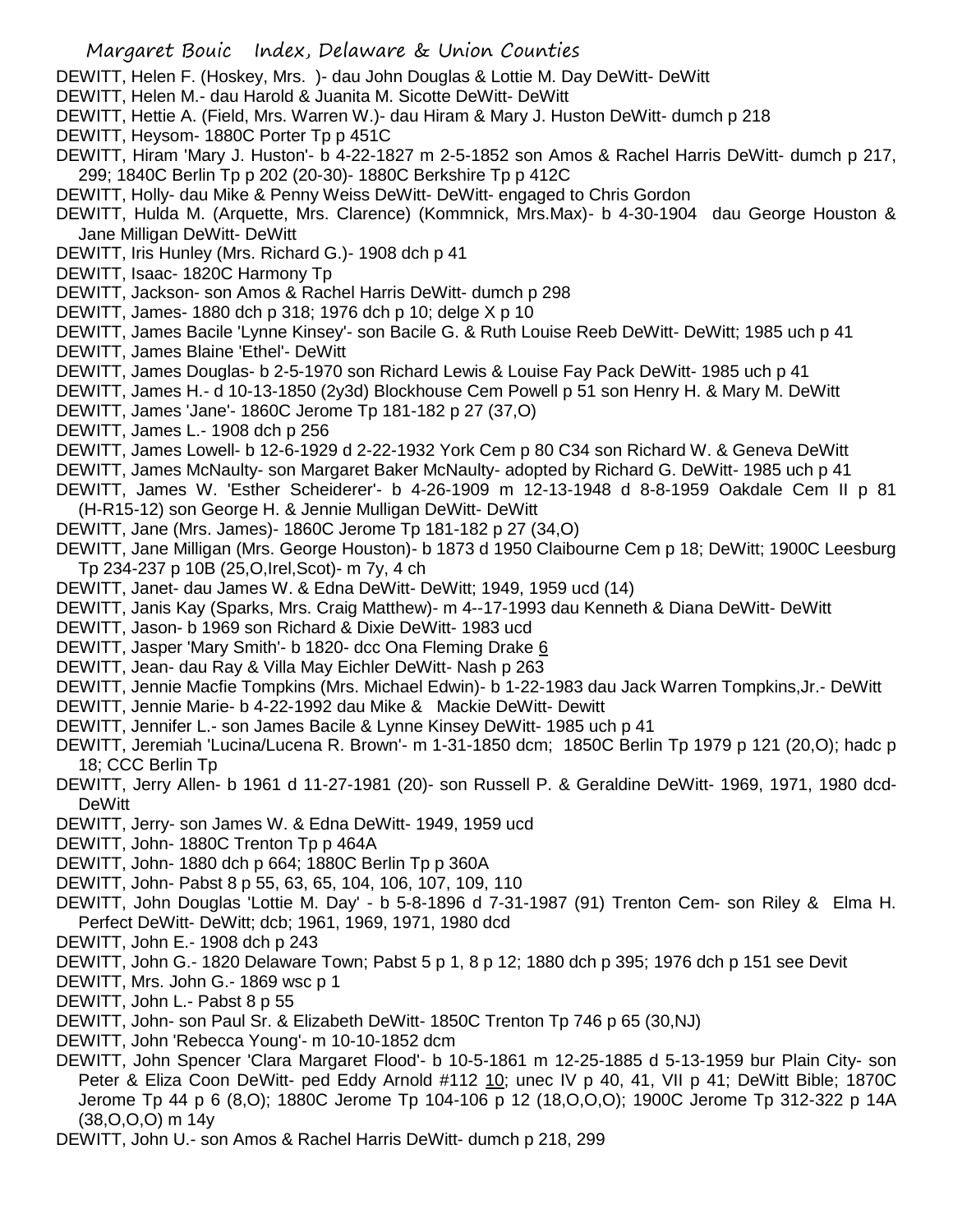DEWITT, Helen F. (Hoskey, Mrs. )- dau John Douglas & Lottie M. Day DeWitt- DeWitt

DEWITT, Helen M.- dau Harold & Juanita M. Sicotte DeWitt- DeWitt

DEWITT, Hettie A. (Field, Mrs. Warren W.)- dau Hiram & Mary J. Huston DeWitt- dumch p 218

DEWITT, Heysom- 1880C Porter Tp p 451C

DEWITT, Hiram 'Mary J. Huston'- b 4-22-1827 m 2-5-1852 son Amos & Rachel Harris DeWitt- dumch p 217, 299; 1840C Berlin Tp p 202 (20-30)- 1880C Berkshire Tp p 412C

DEWITT, Holly- dau Mike & Penny Weiss DeWitt- DeWitt- engaged to Chris Gordon

DEWITT, Hulda M. (Arquette, Mrs. Clarence) (Kommnick, Mrs.Max)- b 4-30-1904 dau George Houston & Jane Milligan DeWitt- DeWitt

DEWITT, Iris Hunley (Mrs. Richard G.)- 1908 dch p 41

DEWITT, Isaac- 1820C Harmony Tp

DEWITT, Jackson- son Amos & Rachel Harris DeWitt- dumch p 298

DEWITT, James- 1880 dch p 318; 1976 dch p 10; delge X p 10

DEWITT, James Bacile 'Lynne Kinsey'- son Bacile G. & Ruth Louise Reeb DeWitt- DeWitt; 1985 uch p 41

DEWITT, James Blaine 'Ethel'- DeWitt

DEWITT, James Douglas- b 2-5-1970 son Richard Lewis & Louise Fay Pack DeWitt- 1985 uch p 41

DEWITT, James H.- d 10-13-1850 (2y3d) Blockhouse Cem Powell p 51 son Henry H. & Mary M. DeWitt

DEWITT, James 'Jane'- 1860C Jerome Tp 181-182 p 27 (37,O)

DEWITT, James L.- 1908 dch p 256

DEWITT, James Lowell- b 12-6-1929 d 2-22-1932 York Cem p 80 C34 son Richard W. & Geneva DeWitt

DEWITT, James McNaulty- son Margaret Baker McNaulty- adopted by Richard G. DeWitt- 1985 uch p 41

DEWITT, James W. 'Esther Scheiderer'- b 4-26-1909 m 12-13-1948 d 8-8-1959 Oakdale Cem II p 81 (H-R15-12) son George H. & Jennie Mulligan DeWitt- DeWitt

DEWITT, Jane (Mrs. James)- 1860C Jerome Tp 181-182 p 27 (34,O)

DEWITT, Jane Milligan (Mrs. George Houston)- b 1873 d 1950 Claibourne Cem p 18; DeWitt; 1900C Leesburg Tp 234-237 p 10B (25,O,Irel,Scot)- m 7y, 4 ch

DEWITT, Janet- dau James W. & Edna DeWitt- DeWitt; 1949, 1959 ucd (14)

DEWITT, Janis Kay (Sparks, Mrs. Craig Matthew)- m 4--17-1993 dau Kenneth & Diana DeWitt- DeWitt

DEWITT, Jason- b 1969 son Richard & Dixie DeWitt- 1983 ucd

DEWITT, Jasper 'Mary Smith'- b 1820- dcc Ona Fleming Drake 6

DEWITT, Jean- dau Ray & Villa May Eichler DeWitt- Nash p 263

DEWITT, Jennie Macfie Tompkins (Mrs. Michael Edwin)- b 1-22-1983 dau Jack Warren Tompkins,Jr.- DeWitt

DEWITT, Jennie Marie- b 4-22-1992 dau Mike & Mackie DeWitt- Dewitt

DEWITT, Jennifer L.- son James Bacile & Lynne Kinsey DeWitt- 1985 uch p 41

DEWITT, Jeremiah 'Lucina/Lucena R. Brown'- m 1-31-1850 dcm; 1850C Berlin Tp 1979 p 121 (20,O); hadc p 18; CCC Berlin Tp

DEWITT, Jerry Allen- b 1961 d 11-27-1981 (20)- son Russell P. & Geraldine DeWitt- 1969, 1971, 1980 dcd- DeWitt

DEWITT, Jerry- son James W. & Edna DeWitt- 1949, 1959 ucd

DEWITT, John- 1880C Trenton Tp p 464A

DEWITT, John- 1880 dch p 664; 1880C Berlin Tp p 360A

DEWITT, John- Pabst 8 p 55, 63, 65, 104, 106, 107, 109, 110

DEWITT, John Douglas 'Lottie M. Day' - b 5-8-1896 d 7-31-1987 (91) Trenton Cem- son Riley & Elma H. Perfect DeWitt- DeWitt; dcb; 1961, 1969, 1971, 1980 dcd

DEWITT, John E.- 1908 dch p 243

DEWITT, John G.- 1820 Delaware Town; Pabst 5 p 1, 8 p 12; 1880 dch p 395; 1976 dch p 151 see Devit

DEWITT, Mrs. John G.- 1869 wsc p 1

DEWITT, John L.- Pabst 8 p 55

DEWITT, John- son Paul Sr. & Elizabeth DeWitt- 1850C Trenton Tp 746 p 65 (30,NJ)

DEWITT, John 'Rebecca Young'- m 10-10-1852 dcm

DEWITT, John Spencer 'Clara Margaret Flood'- b 10-5-1861 m 12-25-1885 d 5-13-1959 bur Plain City- son Peter & Eliza Coon DeWitt- ped Eddy Arnold #112 10; unec IV p 40, 41, VII p 41; DeWitt Bible; 1870C Jerome Tp 44 p 6 (8,O); 1880C Jerome Tp 104-106 p 12 (18,O,O,O); 1900C Jerome Tp 312-322 p 14A (38,O,O,O) m 14y

DEWITT, John U.- son Amos & Rachel Harris DeWitt- dumch p 218, 299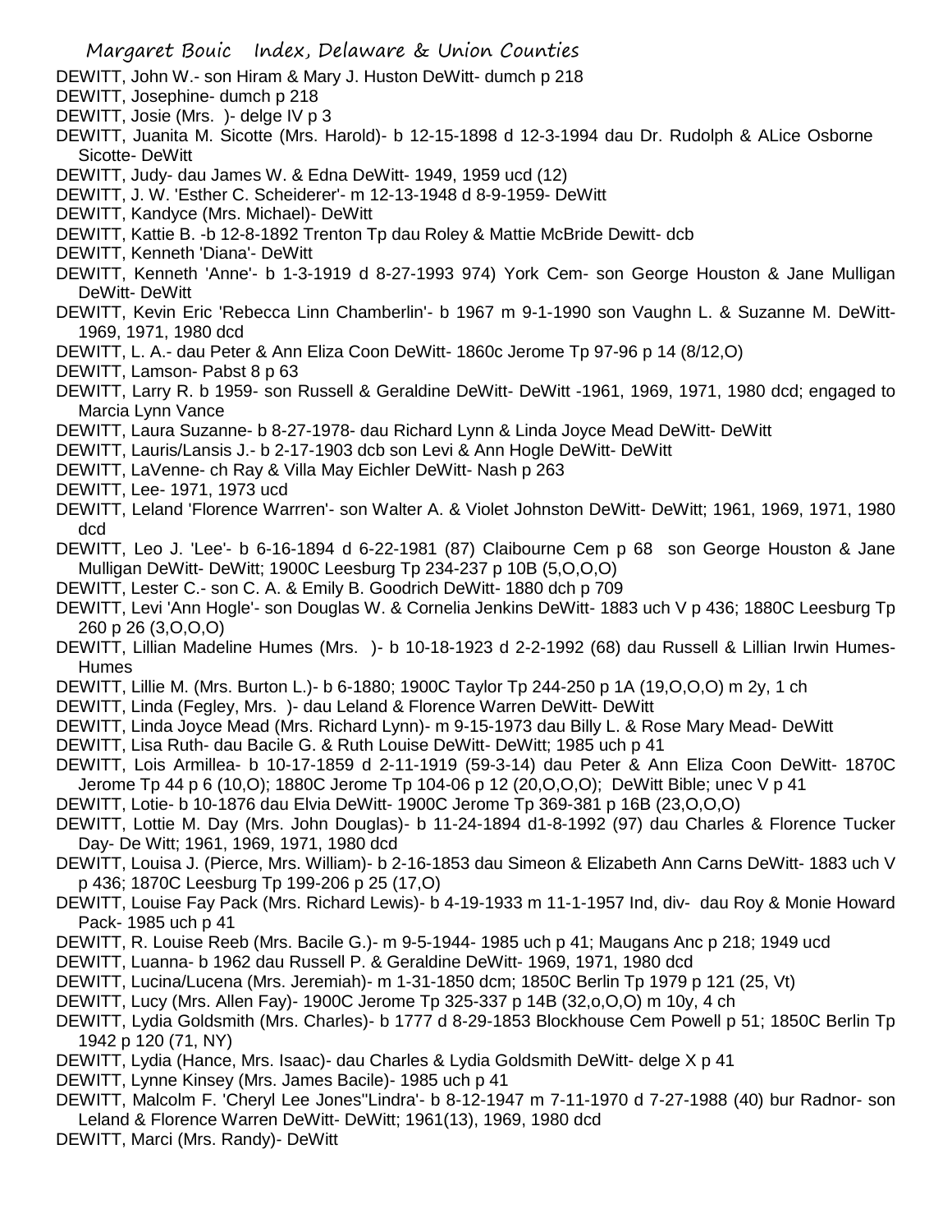DEWITT, John W.- son Hiram & Mary J. Huston DeWitt- dumch p 218

DEWITT, Josephine- dumch p 218

DEWITT, Josie (Mrs. )- delge IV p 3

DEWITT, Juanita M. Sicotte (Mrs. Harold)- b 12-15-1898 d 12-3-1994 dau Dr. Rudolph & ALice Osborne Sicotte- DeWitt

DEWITT, Judy- dau James W. & Edna DeWitt- 1949, 1959 ucd (12)

DEWITT, J. W. 'Esther C. Scheiderer'- m 12-13-1948 d 8-9-1959- DeWitt

DEWITT, Kandyce (Mrs. Michael)- DeWitt

DEWITT, Kattie B. -b 12-8-1892 Trenton Tp dau Roley & Mattie McBride Dewitt- dcb

DEWITT, Kenneth 'Diana'- DeWitt

DEWITT, Kenneth 'Anne'- b 1-3-1919 d 8-27-1993 974) York Cem- son George Houston & Jane Mulligan DeWitt- DeWitt

DEWITT, Kevin Eric 'Rebecca Linn Chamberlin'- b 1967 m 9-1-1990 son Vaughn L. & Suzanne M. DeWitt- 1969, 1971, 1980 dcd

DEWITT, L. A.- dau Peter & Ann Eliza Coon DeWitt- 1860c Jerome Tp 97-96 p 14 (8/12,O)

DEWITT, Lamson- Pabst 8 p 63

DEWITT, Larry R. b 1959- son Russell & Geraldine DeWitt- DeWitt -1961, 1969, 1971, 1980 dcd; engaged to Marcia Lynn Vance

DEWITT, Laura Suzanne- b 8-27-1978- dau Richard Lynn & Linda Joyce Mead DeWitt- DeWitt

DEWITT, Lauris/Lansis J.- b 2-17-1903 dcb son Levi & Ann Hogle DeWitt- DeWitt

DEWITT, LaVenne- ch Ray & Villa May Eichler DeWitt- Nash p 263

DEWITT, Lee- 1971, 1973 ucd

DEWITT, Leland 'Florence Warrren'- son Walter A. & Violet Johnston DeWitt- DeWitt; 1961, 1969, 1971, 1980 dcd

DEWITT, Leo J. 'Lee'- b 6-16-1894 d 6-22-1981 (87) Claibourne Cem p 68 son George Houston & Jane Mulligan DeWitt- DeWitt; 1900C Leesburg Tp 234-237 p 10B (5,O,O,O)

DEWITT, Lester C.- son C. A. & Emily B. Goodrich DeWitt- 1880 dch p 709

DEWITT, Levi 'Ann Hogle'- son Douglas W. & Cornelia Jenkins DeWitt- 1883 uch V p 436; 1880C Leesburg Tp 260 p 26 (3,O,O,O)

DEWITT, Lillian Madeline Humes (Mrs. )- b 10-18-1923 d 2-2-1992 (68) dau Russell & Lillian Irwin Humes- Humes

DEWITT, Lillie M. (Mrs. Burton L.)- b 6-1880; 1900C Taylor Tp 244-250 p 1A (19,O,O,O) m 2y, 1 ch

DEWITT, Linda (Fegley, Mrs. )- dau Leland & Florence Warren DeWitt- DeWitt

DEWITT, Linda Joyce Mead (Mrs. Richard Lynn)- m 9-15-1973 dau Billy L. & Rose Mary Mead- DeWitt

DEWITT, Lisa Ruth- dau Bacile G. & Ruth Louise DeWitt- DeWitt; 1985 uch p 41

DEWITT, Lois Armillea- b 10-17-1859 d 2-11-1919 (59-3-14) dau Peter & Ann Eliza Coon DeWitt- 1870C Jerome Tp 44 p 6 (10,O); 1880C Jerome Tp 104-06 p 12 (20,O,O,O); DeWitt Bible; unec V p 41

DEWITT, Lotie- b 10-1876 dau Elvia DeWitt- 1900C Jerome Tp 369-381 p 16B (23,O,O,O)

DEWITT, Lottie M. Day (Mrs. John Douglas)- b 11-24-1894 d1-8-1992 (97) dau Charles & Florence Tucker Day- De Witt; 1961, 1969, 1971, 1980 dcd

DEWITT, Louisa J. (Pierce, Mrs. William)- b 2-16-1853 dau Simeon & Elizabeth Ann Carns DeWitt- 1883 uch V p 436; 1870C Leesburg Tp 199-206 p 25 (17,O)

DEWITT, Louise Fay Pack (Mrs. Richard Lewis)- b 4-19-1933 m 11-1-1957 Ind, div- dau Roy & Monie Howard Pack- 1985 uch p 41

DEWITT, R. Louise Reeb (Mrs. Bacile G.)- m 9-5-1944- 1985 uch p 41; Maugans Anc p 218; 1949 ucd

DEWITT, Luanna- b 1962 dau Russell P. & Geraldine DeWitt- 1969, 1971, 1980 dcd

DEWITT, Lucina/Lucena (Mrs. Jeremiah)- m 1-31-1850 dcm; 1850C Berlin Tp 1979 p 121 (25, Vt)

DEWITT, Lucy (Mrs. Allen Fay)- 1900C Jerome Tp 325-337 p 14B (32,o,O,O) m 10y, 4 ch

DEWITT, Lydia Goldsmith (Mrs. Charles)- b 1777 d 8-29-1853 Blockhouse Cem Powell p 51; 1850C Berlin Tp 1942 p 120 (71, NY)

DEWITT, Lydia (Hance, Mrs. Isaac)- dau Charles & Lydia Goldsmith DeWitt- delge X p 41

DEWITT, Lynne Kinsey (Mrs. James Bacile)- 1985 uch p 41

DEWITT, Malcolm F. 'Cheryl Lee Jones''Lindra'- b 8-12-1947 m 7-11-1970 d 7-27-1988 (40) bur Radnor- son Leland & Florence Warren DeWitt- DeWitt; 1961(13), 1969, 1980 dcd

DEWITT, Marci (Mrs. Randy)- DeWitt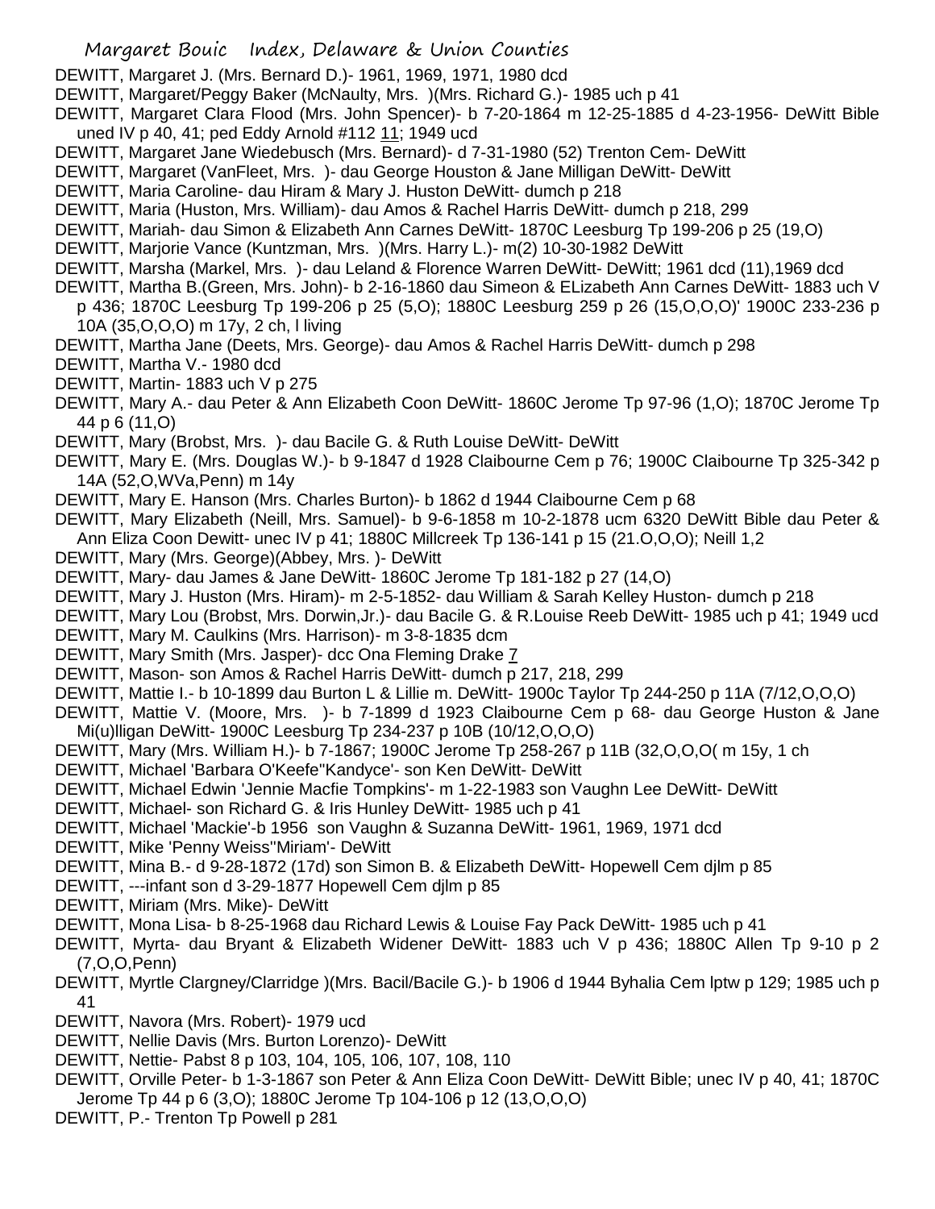DEWITT, Margaret J. (Mrs. Bernard D.)- 1961, 1969, 1971, 1980 dcd

DEWITT, Margaret/Peggy Baker (McNaulty, Mrs. )(Mrs. Richard G.)- 1985 uch p 41

DEWITT, Margaret Clara Flood (Mrs. John Spencer)- b 7-20-1864 m 12-25-1885 d 4-23-1956- DeWitt Bible uned IV p 40, 41; ped Eddy Arnold #112 11; 1949 ucd

DEWITT, Margaret Jane Wiedebusch (Mrs. Bernard)- d 7-31-1980 (52) Trenton Cem- DeWitt

DEWITT, Margaret (VanFleet, Mrs. )- dau George Houston & Jane Milligan DeWitt- DeWitt

DEWITT, Maria Caroline- dau Hiram & Mary J. Huston DeWitt- dumch p 218

DEWITT, Maria (Huston, Mrs. William)- dau Amos & Rachel Harris DeWitt- dumch p 218, 299

DEWITT, Mariah- dau Simon & Elizabeth Ann Carnes DeWitt- 1870C Leesburg Tp 199-206 p 25 (19,O)

DEWITT, Marjorie Vance (Kuntzman, Mrs. )(Mrs. Harry L.)- m(2) 10-30-1982 DeWitt

DEWITT, Marsha (Markel, Mrs. )- dau Leland & Florence Warren DeWitt- DeWitt; 1961 dcd (11),1969 dcd

DEWITT, Martha B.(Green, Mrs. John)- b 2-16-1860 dau Simeon & ELizabeth Ann Carnes DeWitt- 1883 uch V p 436; 1870C Leesburg Tp 199-206 p 25 (5,O); 1880C Leesburg 259 p 26 (15,O,O,O)' 1900C 233-236 p 10A (35,O,O,O) m 17y, 2 ch, l living

DEWITT, Martha Jane (Deets, Mrs. George)- dau Amos & Rachel Harris DeWitt- dumch p 298

DEWITT, Martha V.- 1980 dcd

DEWITT, Martin- 1883 uch V p 275

DEWITT, Mary A.- dau Peter & Ann Elizabeth Coon DeWitt- 1860C Jerome Tp 97-96 (1,O); 1870C Jerome Tp 44 p 6 (11,O)

DEWITT, Mary (Brobst, Mrs. )- dau Bacile G. & Ruth Louise DeWitt- DeWitt

DEWITT, Mary E. (Mrs. Douglas W.)- b 9-1847 d 1928 Claibourne Cem p 76; 1900C Claibourne Tp 325-342 p 14A (52,O,WVa,Penn) m 14y

DEWITT, Mary E. Hanson (Mrs. Charles Burton)- b 1862 d 1944 Claibourne Cem p 68

DEWITT, Mary Elizabeth (Neill, Mrs. Samuel)- b 9-6-1858 m 10-2-1878 ucm 6320 DeWitt Bible dau Peter & Ann Eliza Coon Dewitt- unec IV p 41; 1880C Millcreek Tp 136-141 p 15 (21.O,O,O); Neill 1,2

DEWITT, Mary (Mrs. George)(Abbey, Mrs. )- DeWitt

DEWITT, Mary- dau James & Jane DeWitt- 1860C Jerome Tp 181-182 p 27 (14,O)

DEWITT, Mary J. Huston (Mrs. Hiram)- m 2-5-1852- dau William & Sarah Kelley Huston- dumch p 218

DEWITT, Mary Lou (Brobst, Mrs. Dorwin,Jr.)- dau Bacile G. & R.Louise Reeb DeWitt- 1985 uch p 41; 1949 ucd

DEWITT, Mary M. Caulkins (Mrs. Harrison)- m 3-8-1835 dcm

DEWITT, Mary Smith (Mrs. Jasper)- dcc Ona Fleming Drake 7

DEWITT, Mason- son Amos & Rachel Harris DeWitt- dumch p 217, 218, 299

DEWITT, Mattie I.- b 10-1899 dau Burton L & Lillie m. DeWitt- 1900c Taylor Tp 244-250 p 11A (7/12,O,O,O)

DEWITT, Mattie V. (Moore, Mrs. )- b 7-1899 d 1923 Claibourne Cem p 68- dau George Huston & Jane Mi(u)lligan DeWitt- 1900C Leesburg Tp 234-237 p 10B (10/12,O,O,O)

DEWITT, Mary (Mrs. William H.)- b 7-1867; 1900C Jerome Tp 258-267 p 11B (32,O,O,O( m 15y, 1 ch

DEWITT, Michael 'Barbara O'Keefe''Kandyce'- son Ken DeWitt- DeWitt

DEWITT, Michael Edwin 'Jennie Macfie Tompkins'- m 1-22-1983 son Vaughn Lee DeWitt- DeWitt

DEWITT, Michael- son Richard G. & Iris Hunley DeWitt- 1985 uch p 41

DEWITT, Michael 'Mackie'-b 1956 son Vaughn & Suzanna DeWitt- 1961, 1969, 1971 dcd

DEWITT, Mike 'Penny Weiss''Miriam'- DeWitt

DEWITT, Mina B.- d 9-28-1872 (17d) son Simon B. & Elizabeth DeWitt- Hopewell Cem djlm p 85

DEWITT, ---infant son d 3-29-1877 Hopewell Cem djlm p 85

DEWITT, Miriam (Mrs. Mike)- DeWitt

DEWITT, Mona Lisa- b 8-25-1968 dau Richard Lewis & Louise Fay Pack DeWitt- 1985 uch p 41

DEWITT, Myrta- dau Bryant & Elizabeth Widener DeWitt- 1883 uch V p 436; 1880C Allen Tp 9-10 p 2 (7,O,O,Penn)

DEWITT, Myrtle Clargney/Clarridge )(Mrs. Bacil/Bacile G.)- b 1906 d 1944 Byhalia Cem lptw p 129; 1985 uch p 41

DEWITT, Navora (Mrs. Robert)- 1979 ucd

DEWITT, Nellie Davis (Mrs. Burton Lorenzo)- DeWitt

DEWITT, Nettie- Pabst 8 p 103, 104, 105, 106, 107, 108, 110

DEWITT, Orville Peter- b 1-3-1867 son Peter & Ann Eliza Coon DeWitt- DeWitt Bible; unec IV p 40, 41; 1870C Jerome Tp 44 p 6 (3,O); 1880C Jerome Tp 104-106 p 12 (13,O,O,O)

DEWITT, P.- Trenton Tp Powell p 281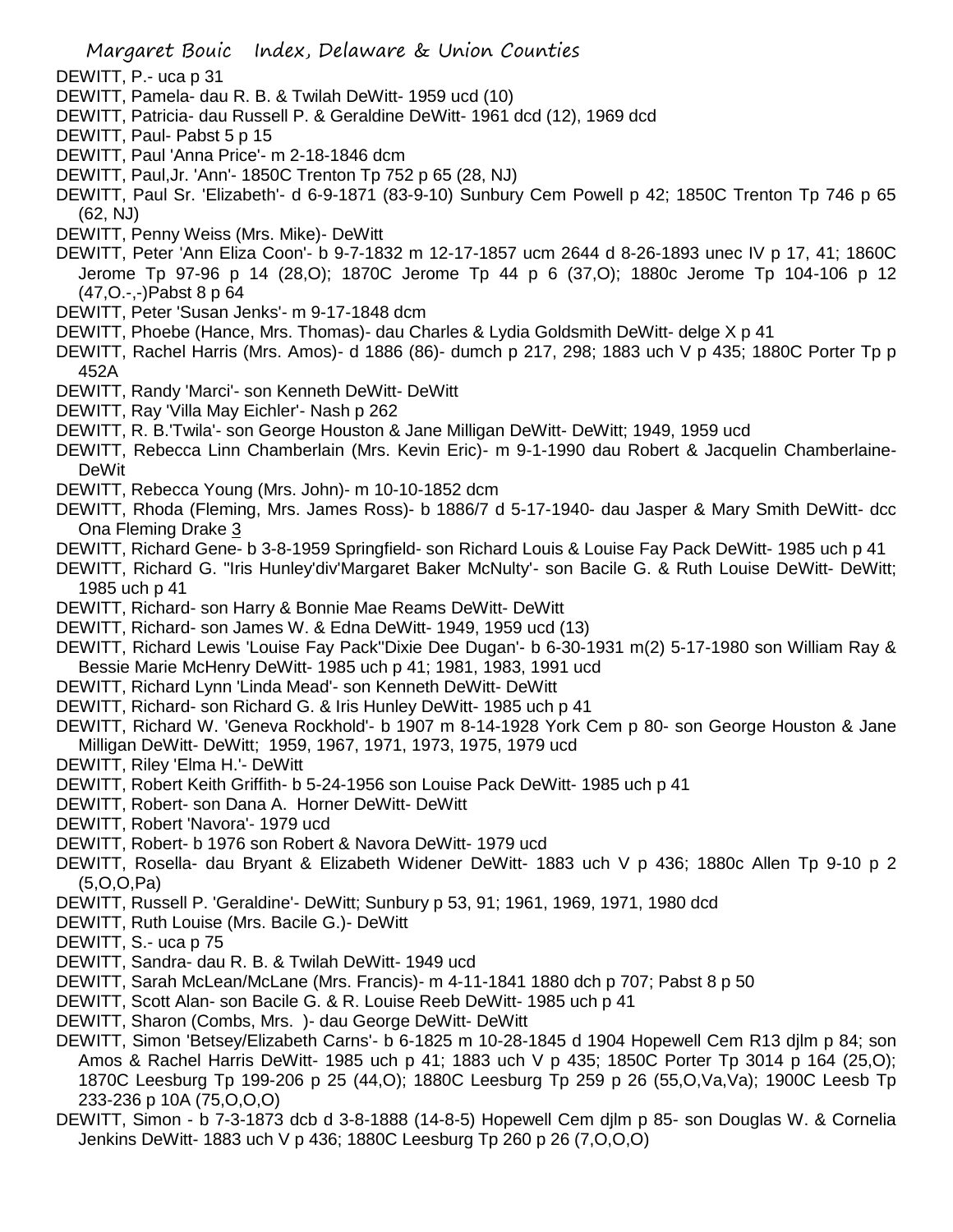DEWITT, P.- uca p 31
DEWITT, Pamela- dau R. B. & Twilah DeWitt- 1959 ucd (10)
DEWITT, Patricia- dau Russell P. & Geraldine DeWitt- 1961 dcd (12), 1969 dcd
DEWITT, Paul- Pabst 5 p 15
DEWITT, Paul 'Anna Price'- m 2-18-1846 dcm
DEWITT, Paul,Jr. 'Ann'- 1850C Trenton Tp 752 p 65 (28, NJ)
DEWITT, Paul Sr. 'Elizabeth'- d 6-9-1871 (83-9-10) Sunbury Cem Powell p 42; 1850C Trenton Tp 746 p 65 (62, NJ)
DEWITT, Penny Weiss (Mrs. Mike)- DeWitt
DEWITT, Peter 'Ann Eliza Coon'- b 9-7-1832 m 12-17-1857 ucm 2644 d 8-26-1893 unec IV p 17, 41; 1860C Jerome Tp 97-96 p 14 (28,O); 1870C Jerome Tp 44 p 6 (37,O); 1880c Jerome Tp 104-106 p 12 (47,O.-,-)Pabst 8 p 64
DEWITT, Peter 'Susan Jenks'- m 9-17-1848 dcm
DEWITT, Phoebe (Hance, Mrs. Thomas)- dau Charles & Lydia Goldsmith DeWitt- delge X p 41
DEWITT, Rachel Harris (Mrs. Amos)- d 1886 (86)- dumch p 217, 298; 1883 uch V p 435; 1880C Porter Tp p 452A
DEWITT, Randy 'Marci'- son Kenneth DeWitt- DeWitt
DEWITT, Ray 'Villa May Eichler'- Nash p 262
DEWITT, R. B.'Twila'- son George Houston & Jane Milligan DeWitt- DeWitt; 1949, 1959 ucd
DEWITT, Rebecca Linn Chamberlain (Mrs. Kevin Eric)- m 9-1-1990 dau Robert & Jacquelin Chamberlaine- DeWit
DEWITT, Rebecca Young (Mrs. John)- m 10-10-1852 dcm
DEWITT, Rhoda (Fleming, Mrs. James Ross)- b 1886/7 d 5-17-1940- dau Jasper & Mary Smith DeWitt- dcc Ona Fleming Drake 3
DEWITT, Richard Gene- b 3-8-1959 Springfield- son Richard Louis & Louise Fay Pack DeWitt- 1985 uch p 41
DEWITT, Richard G. "Iris Hunley'div'Margaret Baker McNulty'- son Bacile G. & Ruth Louise DeWitt- DeWitt; 1985 uch p 41
DEWITT, Richard- son Harry & Bonnie Mae Reams DeWitt- DeWitt
DEWITT, Richard- son James W. & Edna DeWitt- 1949, 1959 ucd (13)
DEWITT, Richard Lewis 'Louise Fay Pack''Dixie Dee Dugan'- b 6-30-1931 m(2) 5-17-1980 son William Ray & Bessie Marie McHenry DeWitt- 1985 uch p 41; 1981, 1983, 1991 ucd
DEWITT, Richard Lynn 'Linda Mead'- son Kenneth DeWitt- DeWitt
DEWITT, Richard- son Richard G. & Iris Hunley DeWitt- 1985 uch p 41
DEWITT, Richard W. 'Geneva Rockhold'- b 1907 m 8-14-1928 York Cem p 80- son George Houston & Jane Milligan DeWitt- DeWitt; 1959, 1967, 1971, 1973, 1975, 1979 ucd
DEWITT, Riley 'Elma H.'- DeWitt
DEWITT, Robert Keith Griffith- b 5-24-1956 son Louise Pack DeWitt- 1985 uch p 41
DEWITT, Robert- son Dana A. Horner DeWitt- DeWitt
DEWITT, Robert 'Navora'- 1979 ucd
DEWITT, Robert- b 1976 son Robert & Navora DeWitt- 1979 ucd
DEWITT, Rosella- dau Bryant & Elizabeth Widener DeWitt- 1883 uch V p 436; 1880c Allen Tp 9-10 p 2 (5,O,O,Pa)
DEWITT, Russell P. 'Geraldine'- DeWitt; Sunbury p 53, 91; 1961, 1969, 1971, 1980 dcd
DEWITT, Ruth Louise (Mrs. Bacile G.)- DeWitt
DEWITT, S.- uca p 75
DEWITT, Sandra- dau R. B. & Twilah DeWitt- 1949 ucd
DEWITT, Sarah McLean/McLane (Mrs. Francis)- m 4-11-1841 1880 dch p 707; Pabst 8 p 50
DEWITT, Scott Alan- son Bacile G. & R. Louise Reeb DeWitt- 1985 uch p 41
DEWITT, Sharon (Combs, Mrs. )- dau George DeWitt- DeWitt
DEWITT, Simon 'Betsey/Elizabeth Carns'- b 6-1825 m 10-28-1845 d 1904 Hopewell Cem R13 djlm p 84; son Amos & Rachel Harris DeWitt- 1985 uch p 41; 1883 uch V p 435; 1850C Porter Tp 3014 p 164 (25,O); 1870C Leesburg Tp 199-206 p 25 (44,O); 1880C Leesburg Tp 259 p 26 (55,O,Va,Va); 1900C Leesb Tp 233-236 p 10A (75,O,O,O)
DEWITT, Simon - b 7-3-1873 dcb d 3-8-1888 (14-8-5) Hopewell Cem djlm p 85- son Douglas W. & Cornelia Jenkins DeWitt- 1883 uch V p 436; 1880C Leesburg Tp 260 p 26 (7,O,O,O)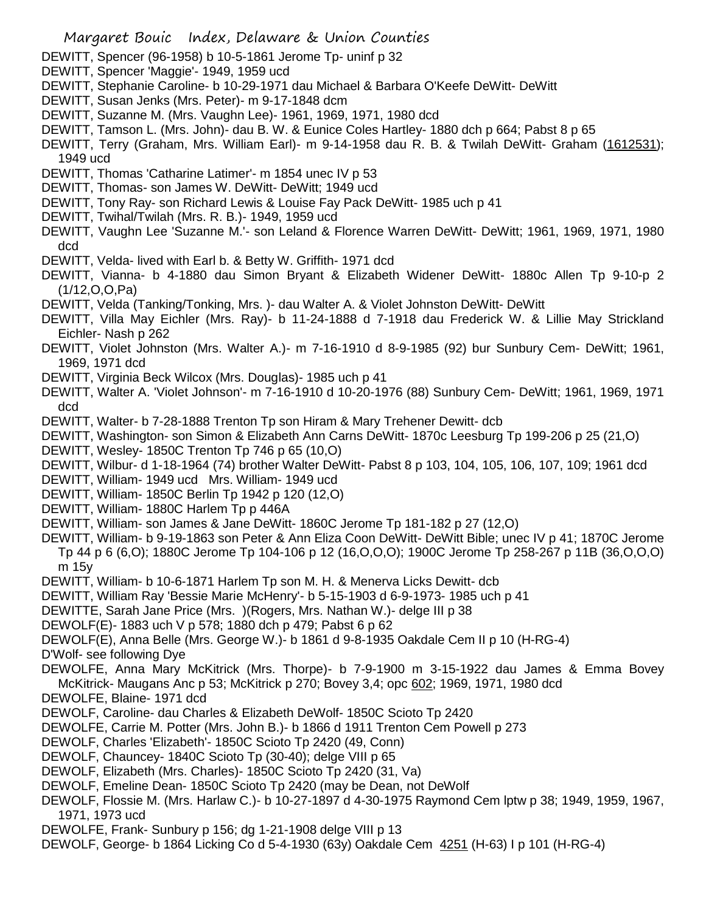DEWITT, Spencer (96-1958) b 10-5-1861 Jerome Tp- uninf p 32

DEWITT, Spencer 'Maggie'- 1949, 1959 ucd

DEWITT, Stephanie Caroline- b 10-29-1971 dau Michael & Barbara O'Keefe DeWitt- DeWitt

DEWITT, Susan Jenks (Mrs. Peter)- m 9-17-1848 dcm

DEWITT, Suzanne M. (Mrs. Vaughn Lee)- 1961, 1969, 1971, 1980 dcd

DEWITT, Tamson L. (Mrs. John)- dau B. W. & Eunice Coles Hartley- 1880 dch p 664; Pabst 8 p 65

DEWITT, Terry (Graham, Mrs. William Earl)- m 9-14-1958 dau R. B. & Twilah DeWitt- Graham (1612531); 1949 ucd

DEWITT, Thomas 'Catharine Latimer'- m 1854 unec IV p 53

DEWITT, Thomas- son James W. DeWitt- DeWitt; 1949 ucd

DEWITT, Tony Ray- son Richard Lewis & Louise Fay Pack DeWitt- 1985 uch p 41

DEWITT, Twihal/Twilah (Mrs. R. B.)- 1949, 1959 ucd

DEWITT, Vaughn Lee 'Suzanne M.'- son Leland & Florence Warren DeWitt- DeWitt; 1961, 1969, 1971, 1980 dcd

DEWITT, Velda- lived with Earl b. & Betty W. Griffith- 1971 dcd

DEWITT, Vianna- b 4-1880 dau Simon Bryant & Elizabeth Widener DeWitt- 1880c Allen Tp 9-10-p 2 (1/12,O,O,Pa)

DEWITT, Velda (Tanking/Tonking, Mrs. )- dau Walter A. & Violet Johnston DeWitt- DeWitt

DEWITT, Villa May Eichler (Mrs. Ray)- b 11-24-1888 d 7-1918 dau Frederick W. & Lillie May Strickland Eichler- Nash p 262

DEWITT, Violet Johnston (Mrs. Walter A.)- m 7-16-1910 d 8-9-1985 (92) bur Sunbury Cem- DeWitt; 1961, 1969, 1971 dcd

DEWITT, Virginia Beck Wilcox (Mrs. Douglas)- 1985 uch p 41

DEWITT, Walter A. 'Violet Johnson'- m 7-16-1910 d 10-20-1976 (88) Sunbury Cem- DeWitt; 1961, 1969, 1971 dcd

DEWITT, Walter- b 7-28-1888 Trenton Tp son Hiram & Mary Trehener Dewitt- dcb

DEWITT, Washington- son Simon & Elizabeth Ann Carns DeWitt- 1870c Leesburg Tp 199-206 p 25 (21,O)

DEWITT, Wesley- 1850C Trenton Tp 746 p 65 (10,O)

DEWITT, Wilbur- d 1-18-1964 (74) brother Walter DeWitt- Pabst 8 p 103, 104, 105, 106, 107, 109; 1961 dcd

DEWITT, William- 1949 ucd Mrs. William- 1949 ucd

DEWITT, William- 1850C Berlin Tp 1942 p 120 (12,O)

DEWITT, William- 1880C Harlem Tp p 446A

DEWITT, William- son James & Jane DeWitt- 1860C Jerome Tp 181-182 p 27 (12,O)

DEWITT, William- b 9-19-1863 son Peter & Ann Eliza Coon DeWitt- DeWitt Bible; unec IV p 41; 1870C Jerome Tp 44 p 6 (6,O); 1880C Jerome Tp 104-106 p 12 (16,O,O,O); 1900C Jerome Tp 258-267 p 11B (36,O,O,O) m 15y

DEWITT, William- b 10-6-1871 Harlem Tp son M. H. & Menerva Licks Dewitt- dcb

DEWITT, William Ray 'Bessie Marie McHenry'- b 5-15-1903 d 6-9-1973- 1985 uch p 41

DEWITTE, Sarah Jane Price (Mrs. )(Rogers, Mrs. Nathan W.)- delge III p 38

DEWOLF(E)- 1883 uch V p 578; 1880 dch p 479; Pabst 6 p 62

DEWOLF(E), Anna Belle (Mrs. George W.)- b 1861 d 9-8-1935 Oakdale Cem II p 10 (H-RG-4)

D'Wolf- see following Dye

DEWOLFE, Anna Mary McKitrick (Mrs. Thorpe)- b 7-9-1900 m 3-15-1922 dau James & Emma Bovey McKitrick- Maugans Anc p 53; McKitrick p 270; Bovey 3,4; opc 602; 1969, 1971, 1980 dcd

DEWOLFE, Blaine- 1971 dcd

DEWOLF, Caroline- dau Charles & Elizabeth DeWolf- 1850C Scioto Tp 2420

DEWOLFE, Carrie M. Potter (Mrs. John B.)- b 1866 d 1911 Trenton Cem Powell p 273

DEWOLF, Charles 'Elizabeth'- 1850C Scioto Tp 2420 (49, Conn)

DEWOLF, Chauncey- 1840C Scioto Tp (30-40); delge VIII p 65

DEWOLF, Elizabeth (Mrs. Charles)- 1850C Scioto Tp 2420 (31, Va)

DEWOLF, Emeline Dean- 1850C Scioto Tp 2420 (may be Dean, not DeWolf

DEWOLF, Flossie M. (Mrs. Harlaw C.)- b 10-27-1897 d 4-30-1975 Raymond Cem lptw p 38; 1949, 1959, 1967, 1971, 1973 ucd

DEWOLFE, Frank- Sunbury p 156; dg 1-21-1908 delge VIII p 13

DEWOLF, George- b 1864 Licking Co d 5-4-1930 (63y) Oakdale Cem 4251 (H-63) I p 101 (H-RG-4)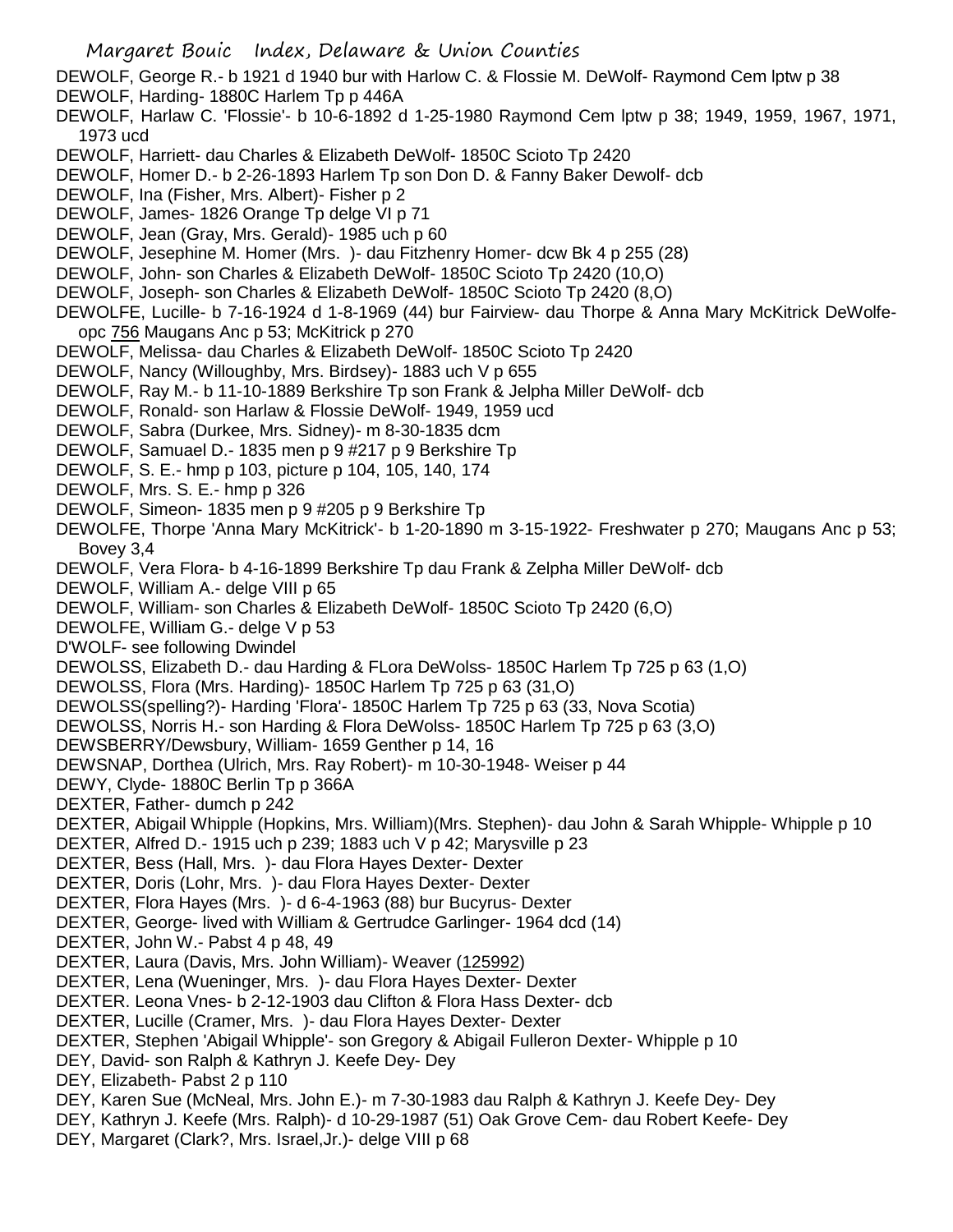DEWOLF, George R.- b 1921 d 1940 bur with Harlow C. & Flossie M. DeWolf- Raymond Cem lptw p 38
DEWOLF, Harding- 1880C Harlem Tp p 446A
DEWOLF, Harlaw C. 'Flossie'- b 10-6-1892 d 1-25-1980 Raymond Cem lptw p 38; 1949, 1959, 1967, 1971, 1973 ucd
DEWOLF, Harriett- dau Charles & Elizabeth DeWolf- 1850C Scioto Tp 2420
DEWOLF, Homer D.- b 2-26-1893 Harlem Tp son Don D. & Fanny Baker Dewolf- dcb
DEWOLF, Ina (Fisher, Mrs. Albert)- Fisher p 2
DEWOLF, James- 1826 Orange Tp delge VI p 71
DEWOLF, Jean (Gray, Mrs. Gerald)- 1985 uch p 60
DEWOLF, Jesephine M. Homer (Mrs. )- dau Fitzhenry Homer- dcw Bk 4 p 255 (28)
DEWOLF, John- son Charles & Elizabeth DeWolf- 1850C Scioto Tp 2420 (10,O)
DEWOLF, Joseph- son Charles & Elizabeth DeWolf- 1850C Scioto Tp 2420 (8,O)
DEWOLFE, Lucille- b 7-16-1924 d 1-8-1969 (44) bur Fairview- dau Thorpe & Anna Mary McKitrick DeWolfe- opc 756 Maugans Anc p 53; McKitrick p 270
DEWOLF, Melissa- dau Charles & Elizabeth DeWolf- 1850C Scioto Tp 2420
DEWOLF, Nancy (Willoughby, Mrs. Birdsey)- 1883 uch V p 655
DEWOLF, Ray M.- b 11-10-1889 Berkshire Tp son Frank & Jelpha Miller DeWolf- dcb
DEWOLF, Ronald- son Harlaw & Flossie DeWolf- 1949, 1959 ucd
DEWOLF, Sabra (Durkee, Mrs. Sidney)- m 8-30-1835 dcm
DEWOLF, Samuael D.- 1835 men p 9 #217 p 9 Berkshire Tp
DEWOLF, S. E.- hmp p 103, picture p 104, 105, 140, 174
DEWOLF, Mrs. S. E.- hmp p 326
DEWOLF, Simeon- 1835 men p 9 #205 p 9 Berkshire Tp
DEWOLFE, Thorpe 'Anna Mary McKitrick'- b 1-20-1890 m 3-15-1922- Freshwater p 270; Maugans Anc p 53; Bovey 3,4
DEWOLF, Vera Flora- b 4-16-1899 Berkshire Tp dau Frank & Zelpha Miller DeWolf- dcb
DEWOLF, William A.- delge VIII p 65
DEWOLF, William- son Charles & Elizabeth DeWolf- 1850C Scioto Tp 2420 (6,O)
DEWOLFE, William G.- delge V p 53
D'WOLF- see following Dwindel
DEWOLSS, Elizabeth D.- dau Harding & FLora DeWolss- 1850C Harlem Tp 725 p 63 (1,O)
DEWOLSS, Flora (Mrs. Harding)- 1850C Harlem Tp 725 p 63 (31,O)
DEWOLSS(spelling?)- Harding 'Flora'- 1850C Harlem Tp 725 p 63 (33, Nova Scotia)
DEWOLSS, Norris H.- son Harding & Flora DeWolss- 1850C Harlem Tp 725 p 63 (3,O)
DEWSBERRY/Dewsbury, William- 1659 Genther p 14, 16
DEWSNAP, Dorthea (Ulrich, Mrs. Ray Robert)- m 10-30-1948- Weiser p 44
DEWY, Clyde- 1880C Berlin Tp p 366A
DEXTER, Father- dumch p 242
DEXTER, Abigail Whipple (Hopkins, Mrs. William)(Mrs. Stephen)- dau John & Sarah Whipple- Whipple p 10
DEXTER, Alfred D.- 1915 uch p 239; 1883 uch V p 42; Marysville p 23
DEXTER, Bess (Hall, Mrs. )- dau Flora Hayes Dexter- Dexter
DEXTER, Doris (Lohr, Mrs. )- dau Flora Hayes Dexter- Dexter
DEXTER, Flora Hayes (Mrs. )- d 6-4-1963 (88) bur Bucyrus- Dexter
DEXTER, George- lived with William & Gertrudce Garlinger- 1964 dcd (14)
DEXTER, John W.- Pabst 4 p 48, 49
DEXTER, Laura (Davis, Mrs. John William)- Weaver (125992)
DEXTER, Lena (Wueninger, Mrs. )- dau Flora Hayes Dexter- Dexter
DEXTER. Leona Vnes- b 2-12-1903 dau Clifton & Flora Hass Dexter- dcb
DEXTER, Lucille (Cramer, Mrs. )- dau Flora Hayes Dexter- Dexter
DEXTER, Stephen 'Abigail Whipple'- son Gregory & Abigail Fulleron Dexter- Whipple p 10
DEY, David- son Ralph & Kathryn J. Keefe Dey- Dey
DEY, Elizabeth- Pabst 2 p 110
DEY, Karen Sue (McNeal, Mrs. John E.)- m 7-30-1983 dau Ralph & Kathryn J. Keefe Dey- Dey
DEY, Kathryn J. Keefe (Mrs. Ralph)- d 10-29-1987 (51) Oak Grove Cem- dau Robert Keefe- Dey
DEY, Margaret (Clark?, Mrs. Israel,Jr.)- delge VIII p 68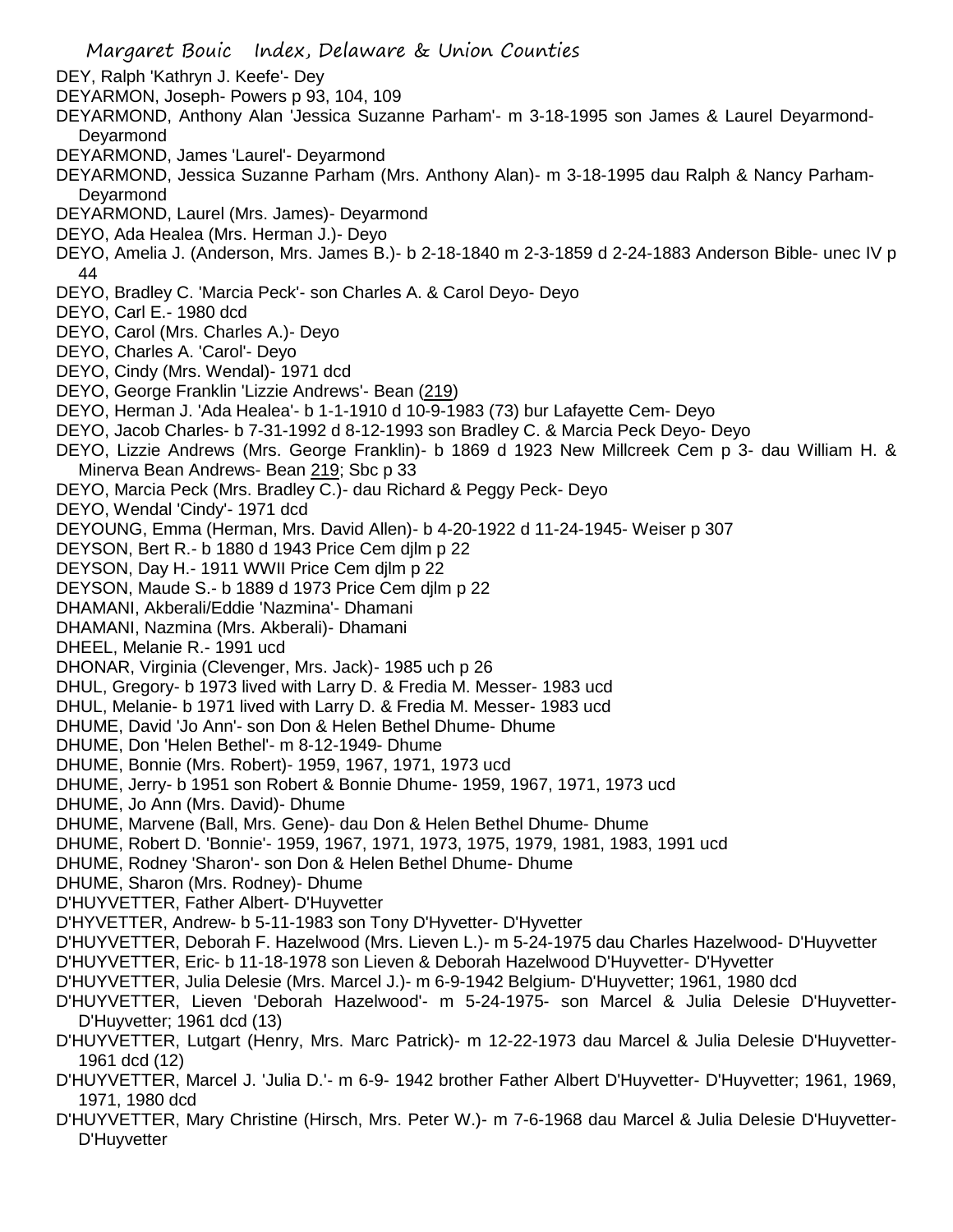DEY, Ralph 'Kathryn J. Keefe'- Dey

DEYARMON, Joseph- Powers p 93, 104, 109

DEYARMOND, Anthony Alan 'Jessica Suzanne Parham'- m 3-18-1995 son James & Laurel Deyarmond- Deyarmond

DEYARMOND, James 'Laurel'- Deyarmond

DEYARMOND, Jessica Suzanne Parham (Mrs. Anthony Alan)- m 3-18-1995 dau Ralph & Nancy Parham- Deyarmond

DEYARMOND, Laurel (Mrs. James)- Deyarmond

DEYO, Ada Healea (Mrs. Herman J.)- Deyo

DEYO, Amelia J. (Anderson, Mrs. James B.)- b 2-18-1840 m 2-3-1859 d 2-24-1883 Anderson Bible- unec IV p 44

DEYO, Bradley C. 'Marcia Peck'- son Charles A. & Carol Deyo- Deyo

DEYO, Carl E.- 1980 dcd

DEYO, Carol (Mrs. Charles A.)- Deyo

DEYO, Charles A. 'Carol'- Deyo

DEYO, Cindy (Mrs. Wendal)- 1971 dcd

DEYO, George Franklin 'Lizzie Andrews'- Bean (219)

DEYO, Herman J. 'Ada Healea'- b 1-1-1910 d 10-9-1983 (73) bur Lafayette Cem- Deyo

DEYO, Jacob Charles- b 7-31-1992 d 8-12-1993 son Bradley C. & Marcia Peck Deyo- Deyo

DEYO, Lizzie Andrews (Mrs. George Franklin)- b 1869 d 1923 New Millcreek Cem p 3- dau William H. & Minerva Bean Andrews- Bean 219; Sbc p 33

DEYO, Marcia Peck (Mrs. Bradley C.)- dau Richard & Peggy Peck- Deyo

DEYO, Wendal 'Cindy'- 1971 dcd

DEYOUNG, Emma (Herman, Mrs. David Allen)- b 4-20-1922 d 11-24-1945- Weiser p 307

DEYSON, Bert R.- b 1880 d 1943 Price Cem djlm p 22

DEYSON, Day H.- 1911 WWII Price Cem djlm p 22

DEYSON, Maude S.- b 1889 d 1973 Price Cem djlm p 22

DHAMANI, Akberali/Eddie 'Nazmina'- Dhamani

DHAMANI, Nazmina (Mrs. Akberali)- Dhamani

DHEEL, Melanie R.- 1991 ucd

DHONAR, Virginia (Clevenger, Mrs. Jack)- 1985 uch p 26

DHUL, Gregory- b 1973 lived with Larry D. & Fredia M. Messer- 1983 ucd

DHUL, Melanie- b 1971 lived with Larry D. & Fredia M. Messer- 1983 ucd

DHUME, David 'Jo Ann'- son Don & Helen Bethel Dhume- Dhume

DHUME, Don 'Helen Bethel'- m 8-12-1949- Dhume

DHUME, Bonnie (Mrs. Robert)- 1959, 1967, 1971, 1973 ucd

DHUME, Jerry- b 1951 son Robert & Bonnie Dhume- 1959, 1967, 1971, 1973 ucd

DHUME, Jo Ann (Mrs. David)- Dhume

DHUME, Marvene (Ball, Mrs. Gene)- dau Don & Helen Bethel Dhume- Dhume

DHUME, Robert D. 'Bonnie'- 1959, 1967, 1971, 1973, 1975, 1979, 1981, 1983, 1991 ucd

DHUME, Rodney 'Sharon'- son Don & Helen Bethel Dhume- Dhume

DHUME, Sharon (Mrs. Rodney)- Dhume

D'HUYVETTER, Father Albert- D'Huyvetter

D'HYVETTER, Andrew- b 5-11-1983 son Tony D'Hyvetter- D'Hyvetter

D'HUYVETTER, Deborah F. Hazelwood (Mrs. Lieven L.)- m 5-24-1975 dau Charles Hazelwood- D'Huyvetter

D'HUYVETTER, Eric- b 11-18-1978 son Lieven & Deborah Hazelwood D'Huyvetter- D'Hyvetter

D'HUYVETTER, Julia Delesie (Mrs. Marcel J.)- m 6-9-1942 Belgium- D'Huyvetter; 1961, 1980 dcd

D'HUYVETTER, Lieven 'Deborah Hazelwood'- m 5-24-1975- son Marcel & Julia Delesie D'Huyvetter- D'Huyvetter; 1961 dcd (13)

D'HUYVETTER, Lutgart (Henry, Mrs. Marc Patrick)- m 12-22-1973 dau Marcel & Julia Delesie D'Huyvetter- 1961 dcd (12)

D'HUYVETTER, Marcel J. 'Julia D.'- m 6-9- 1942 brother Father Albert D'Huyvetter- D'Huyvetter; 1961, 1969, 1971, 1980 dcd

D'HUYVETTER, Mary Christine (Hirsch, Mrs. Peter W.)- m 7-6-1968 dau Marcel & Julia Delesie D'Huyvetter- D'Huyvetter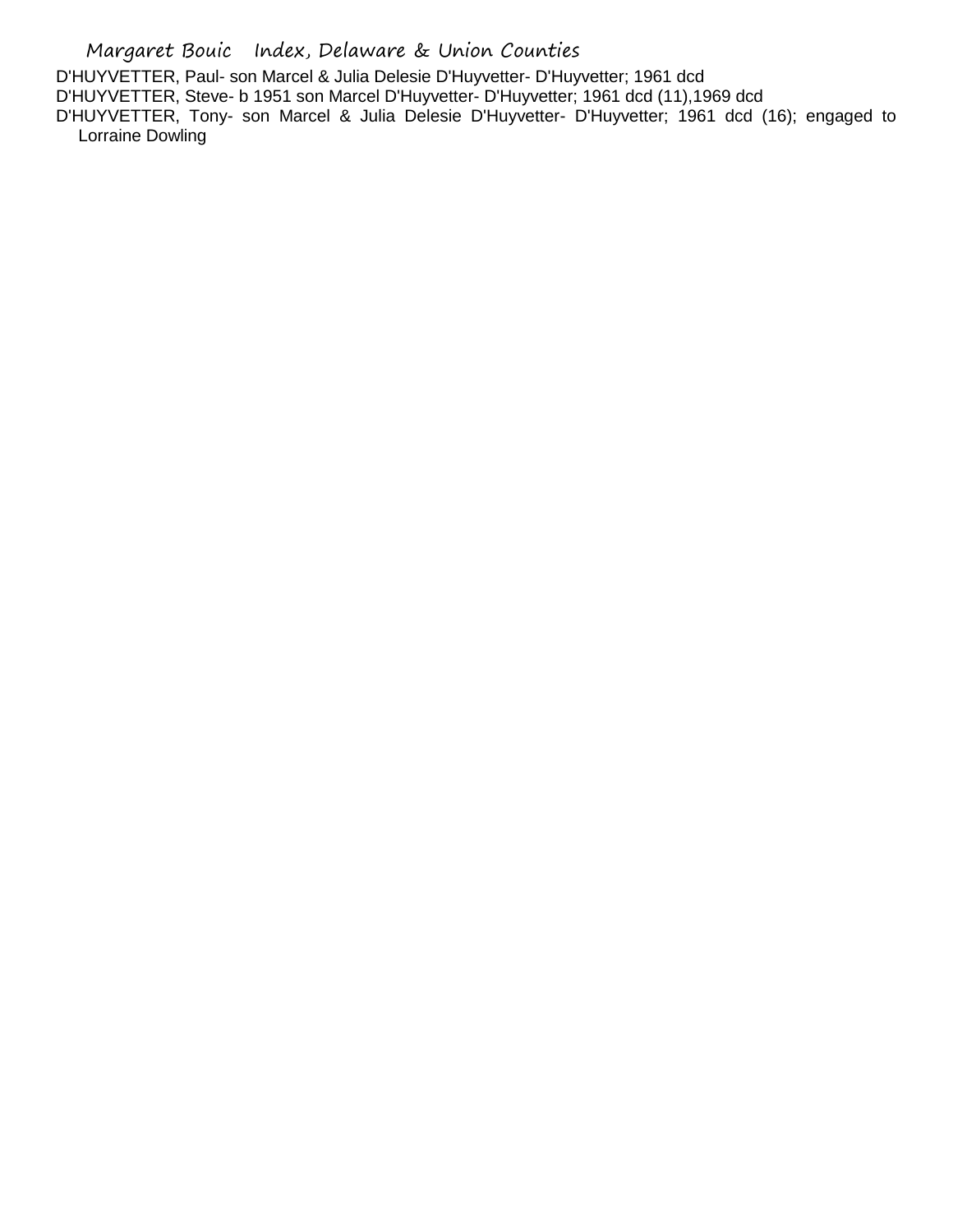D'HUYVETTER, Paul- son Marcel & Julia Delesie D'Huyvetter- D'Huyvetter; 1961 dcd

D'HUYVETTER, Steve- b 1951 son Marcel D'Huyvetter- D'Huyvetter; 1961 dcd (11),1969 dcd

D'HUYVETTER, Tony- son Marcel & Julia Delesie D'Huyvetter- D'Huyvetter; 1961 dcd (16); engaged to Lorraine Dowling